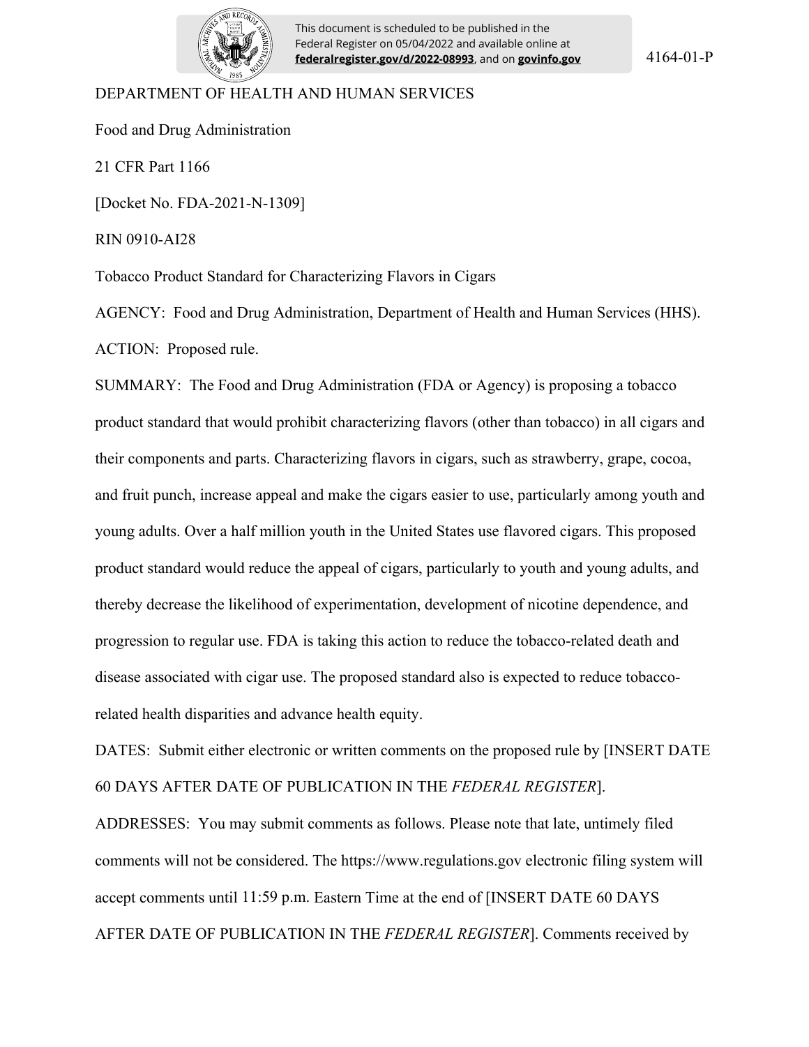This document is scheduled to be published in the Federal Register on 05/04/2022 and available online at **federalregister.gov/d/2022-08993**, and on **govinfo.gov**

4164-01-P

DEPARTMENT OF HEALTH AND HUMAN SERVICES

Food and Drug Administration

21 CFR Part 1166

[Docket No. FDA-2021-N-1309]

RIN 0910-AI28

Tobacco Product Standard for Characterizing Flavors in Cigars

AGENCY: Food and Drug Administration, Department of Health and Human Services (HHS).

ACTION: Proposed rule.

SUMMARY: The Food and Drug Administration (FDA or Agency) is proposing a tobacco product standard that would prohibit characterizing flavors (other than tobacco) in all cigars and their components and parts. Characterizing flavors in cigars, such as strawberry, grape, cocoa, and fruit punch, increase appeal and make the cigars easier to use, particularly among youth and young adults. Over a half million youth in the United States use flavored cigars. This proposed product standard would reduce the appeal of cigars, particularly to youth and young adults, and thereby decrease the likelihood of experimentation, development of nicotine dependence, and progression to regular use. FDA is taking this action to reduce the tobacco-related death and disease associated with cigar use. The proposed standard also is expected to reduce tobacco-related health disparities and advance health equity.

DATES: Submit either electronic or written comments on the proposed rule by [INSERT DATE 60 DAYS AFTER DATE OF PUBLICATION IN THE *FEDERAL REGISTER*].

ADDRESSES: You may submit comments as follows. Please note that late, untimely filed comments will not be considered. The https://www.regulations.gov electronic filing system will accept comments until 11:59 p.m. Eastern Time at the end of [INSERT DATE 60 DAYS AFTER DATE OF PUBLICATION IN THE *FEDERAL REGISTER*]. Comments received by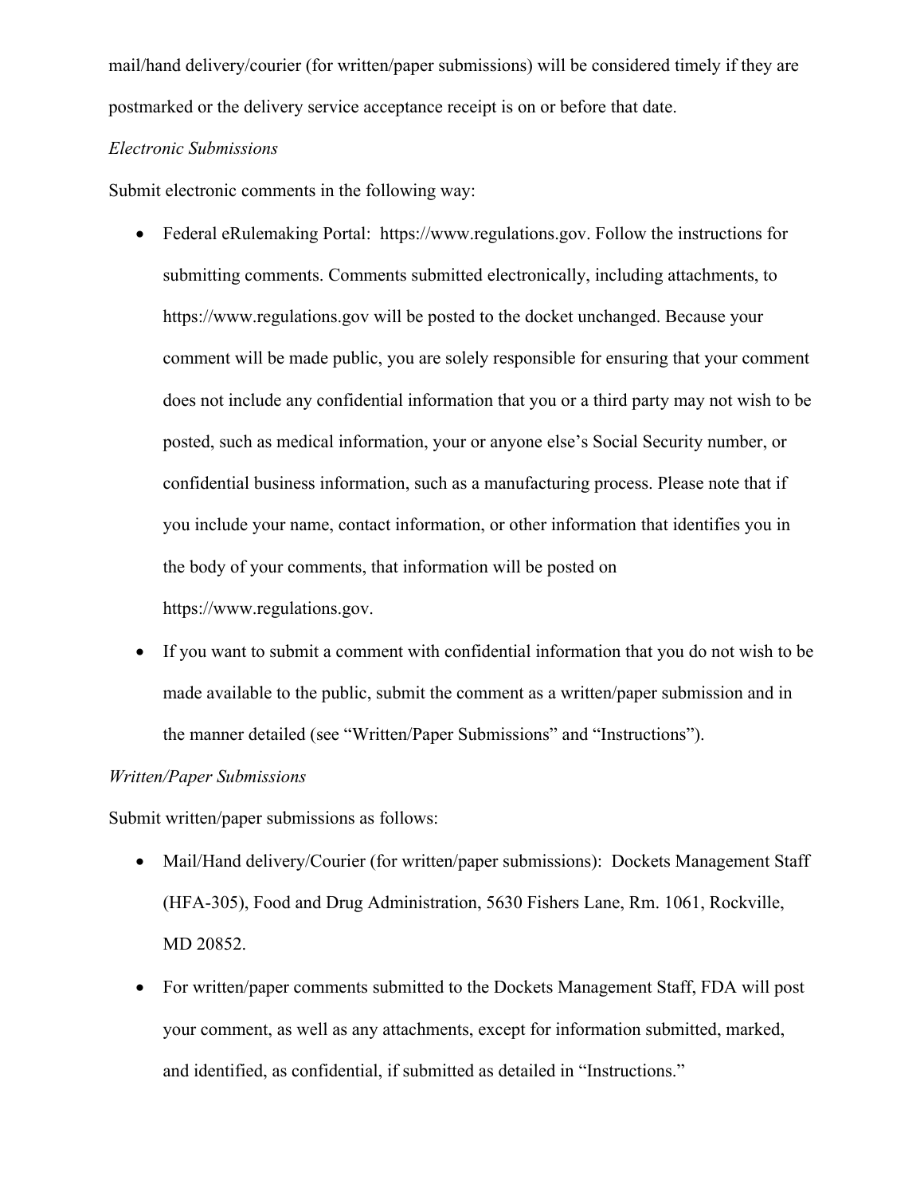mail/hand delivery/courier (for written/paper submissions) will be considered timely if they are postmarked or the delivery service acceptance receipt is on or before that date.

*Electronic Submissions*

Submit electronic comments in the following way:

- Federal eRulemaking Portal: https://www.regulations.gov. Follow the instructions for submitting comments. Comments submitted electronically, including attachments, to https://www.regulations.gov will be posted to the docket unchanged. Because your comment will be made public, you are solely responsible for ensuring that your comment does not include any confidential information that you or a third party may not wish to be posted, such as medical information, your or anyone else's Social Security number, or confidential business information, such as a manufacturing process. Please note that if you include your name, contact information, or other information that identifies you in the body of your comments, that information will be posted on https://www.regulations.gov.
- If you want to submit a comment with confidential information that you do not wish to be made available to the public, submit the comment as a written/paper submission and in the manner detailed (see "Written/Paper Submissions" and "Instructions").

*Written/Paper Submissions*

Submit written/paper submissions as follows:

- Mail/Hand delivery/Courier (for written/paper submissions): Dockets Management Staff (HFA-305), Food and Drug Administration, 5630 Fishers Lane, Rm. 1061, Rockville, MD 20852.
- For written/paper comments submitted to the Dockets Management Staff, FDA will post your comment, as well as any attachments, except for information submitted, marked, and identified, as confidential, if submitted as detailed in "Instructions."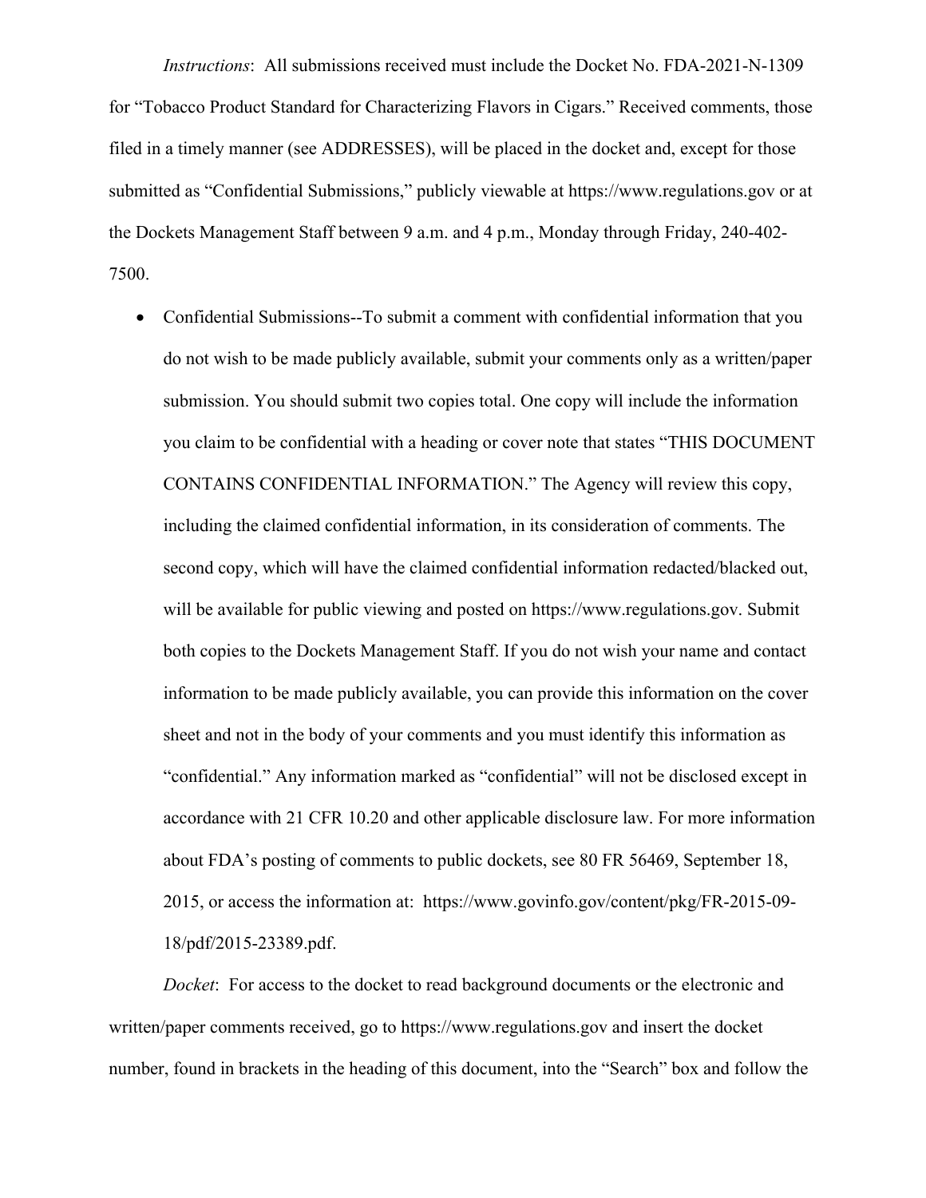*Instructions*: All submissions received must include the Docket No. FDA-2021-N-1309 for "Tobacco Product Standard for Characterizing Flavors in Cigars." Received comments, those filed in a timely manner (see ADDRESSES), will be placed in the docket and, except for those submitted as "Confidential Submissions," publicly viewable at https://www.regulations.gov or at the Dockets Management Staff between 9 a.m. and 4 p.m., Monday through Friday, 240-402-7500.

- Confidential Submissions--To submit a comment with confidential information that you do not wish to be made publicly available, submit your comments only as a written/paper submission. You should submit two copies total. One copy will include the information you claim to be confidential with a heading or cover note that states "THIS DOCUMENT CONTAINS CONFIDENTIAL INFORMATION." The Agency will review this copy, including the claimed confidential information, in its consideration of comments. The second copy, which will have the claimed confidential information redacted/blacked out, will be available for public viewing and posted on https://www.regulations.gov. Submit both copies to the Dockets Management Staff. If you do not wish your name and contact information to be made publicly available, you can provide this information on the cover sheet and not in the body of your comments and you must identify this information as "confidential." Any information marked as "confidential" will not be disclosed except in accordance with 21 CFR 10.20 and other applicable disclosure law. For more information about FDA's posting of comments to public dockets, see 80 FR 56469, September 18, 2015, or access the information at: https://www.govinfo.gov/content/pkg/FR-2015-09-18/pdf/2015-23389.pdf.

*Docket*: For access to the docket to read background documents or the electronic and written/paper comments received, go to https://www.regulations.gov and insert the docket number, found in brackets in the heading of this document, into the "Search" box and follow the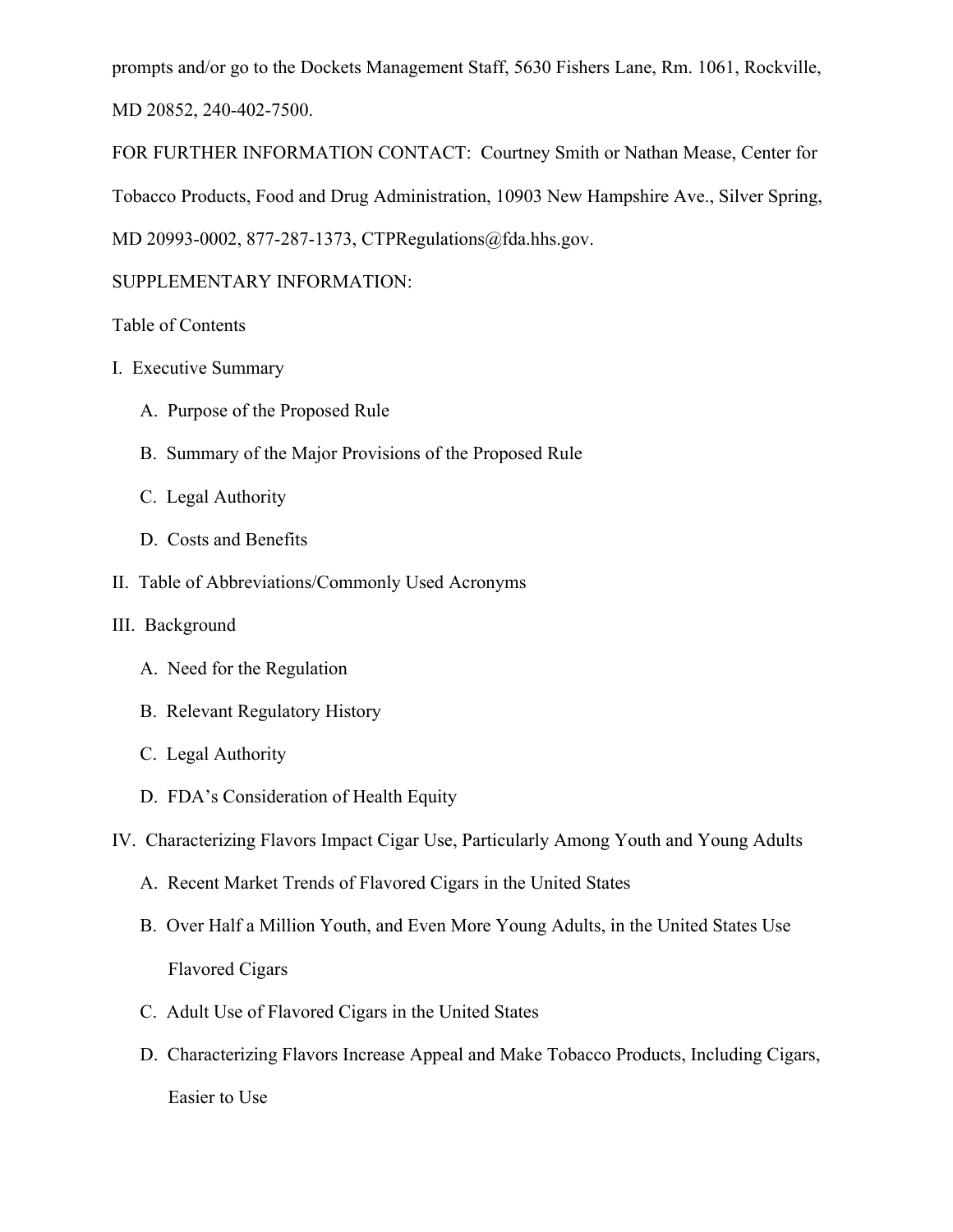prompts and/or go to the Dockets Management Staff, 5630 Fishers Lane, Rm. 1061, Rockville, MD 20852, 240-402-7500.

FOR FURTHER INFORMATION CONTACT: Courtney Smith or Nathan Mease, Center for Tobacco Products, Food and Drug Administration, 10903 New Hampshire Ave., Silver Spring, MD 20993-0002, 877-287-1373, CTPRegulations@fda.hhs.gov.

SUPPLEMENTARY INFORMATION:

Table of Contents

I. Executive Summary

- A. Purpose of the Proposed Rule
- B. Summary of the Major Provisions of the Proposed Rule
- C. Legal Authority
- D. Costs and Benefits

II. Table of Abbreviations/Commonly Used Acronyms

III. Background

- A. Need for the Regulation
- B. Relevant Regulatory History
- C. Legal Authority
- D. FDA's Consideration of Health Equity

IV. Characterizing Flavors Impact Cigar Use, Particularly Among Youth and Young Adults

- A. Recent Market Trends of Flavored Cigars in the United States
- B. Over Half a Million Youth, and Even More Young Adults, in the United States Use Flavored Cigars
- C. Adult Use of Flavored Cigars in the United States
- D. Characterizing Flavors Increase Appeal and Make Tobacco Products, Including Cigars, Easier to Use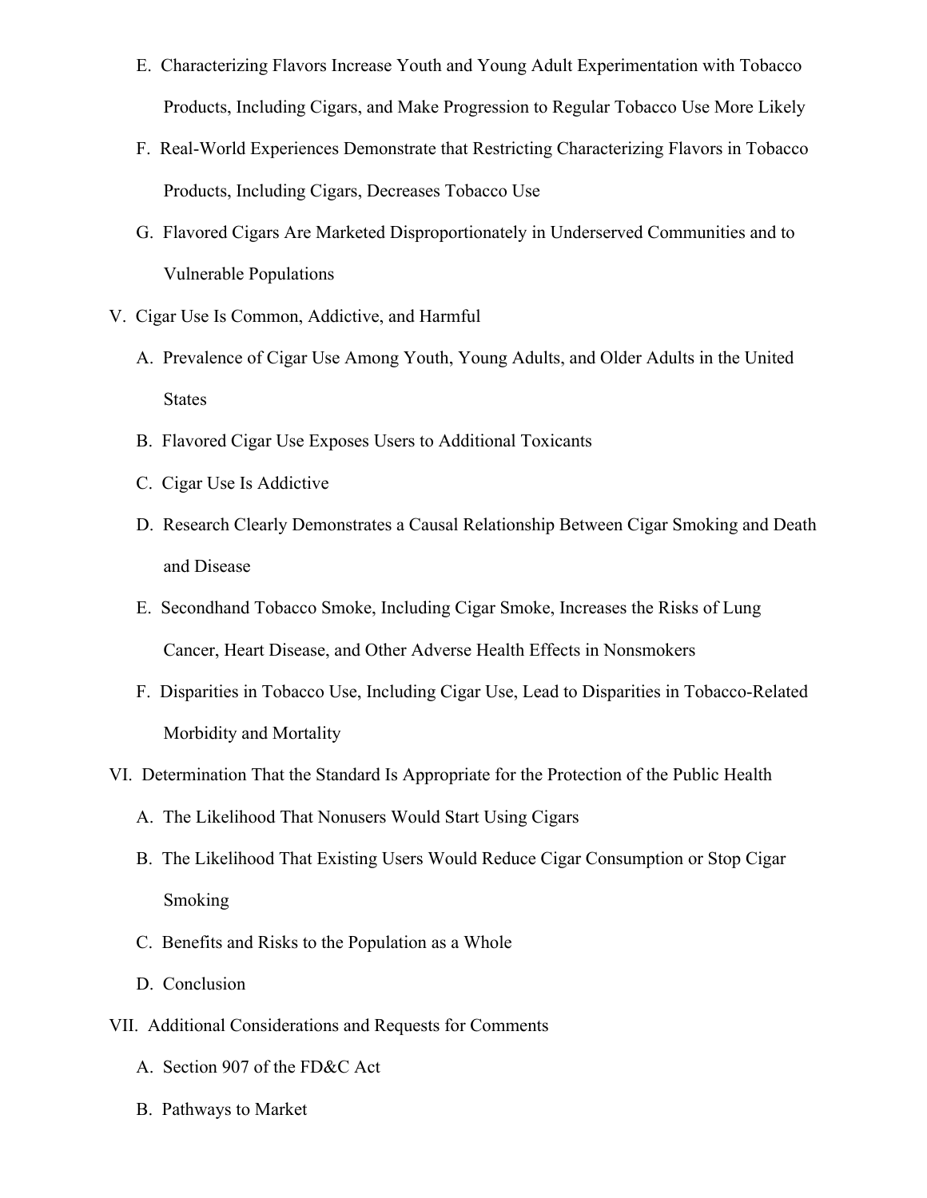- E. Characterizing Flavors Increase Youth and Young Adult Experimentation with Tobacco Products, Including Cigars, and Make Progression to Regular Tobacco Use More Likely
- F. Real-World Experiences Demonstrate that Restricting Characterizing Flavors in Tobacco Products, Including Cigars, Decreases Tobacco Use
- G. Flavored Cigars Are Marketed Disproportionately in Underserved Communities and to Vulnerable Populations

V. Cigar Use Is Common, Addictive, and Harmful

- A. Prevalence of Cigar Use Among Youth, Young Adults, and Older Adults in the United States
- B. Flavored Cigar Use Exposes Users to Additional Toxicants
- C. Cigar Use Is Addictive
- D. Research Clearly Demonstrates a Causal Relationship Between Cigar Smoking and Death and Disease
- E. Secondhand Tobacco Smoke, Including Cigar Smoke, Increases the Risks of Lung Cancer, Heart Disease, and Other Adverse Health Effects in Nonsmokers
- F. Disparities in Tobacco Use, Including Cigar Use, Lead to Disparities in Tobacco-Related Morbidity and Mortality

VI. Determination That the Standard Is Appropriate for the Protection of the Public Health

- A. The Likelihood That Nonusers Would Start Using Cigars
- B. The Likelihood That Existing Users Would Reduce Cigar Consumption or Stop Cigar Smoking
- C. Benefits and Risks to the Population as a Whole
- D. Conclusion

VII. Additional Considerations and Requests for Comments

- A. Section 907 of the FD&C Act
- B. Pathways to Market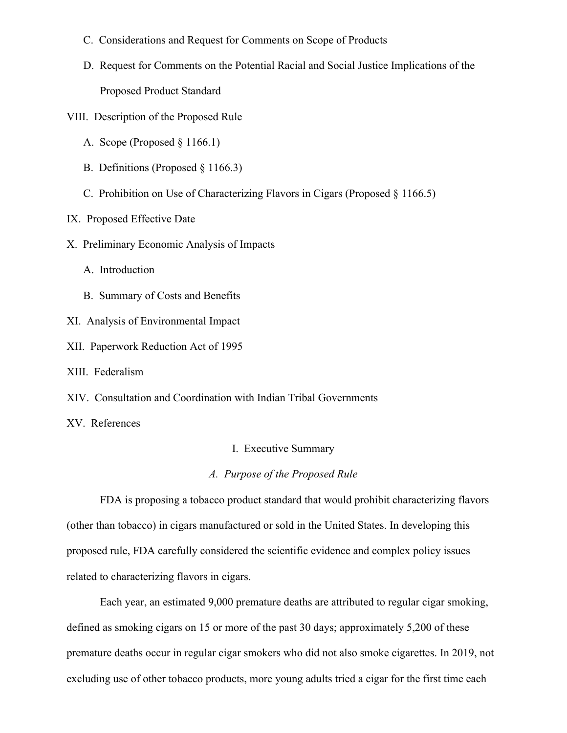C. Considerations and Request for Comments on Scope of Products

D. Request for Comments on the Potential Racial and Social Justice Implications of the Proposed Product Standard

VIII. Description of the Proposed Rule

A. Scope (Proposed § 1166.1)

B. Definitions (Proposed § 1166.3)

C. Prohibition on Use of Characterizing Flavors in Cigars (Proposed § 1166.5)

IX. Proposed Effective Date

X. Preliminary Economic Analysis of Impacts

A. Introduction

B. Summary of Costs and Benefits

XI. Analysis of Environmental Impact

XII. Paperwork Reduction Act of 1995

XIII. Federalism

XIV. Consultation and Coordination with Indian Tribal Governments

XV. References

# I. Executive Summary

## *A. Purpose of the Proposed Rule*

FDA is proposing a tobacco product standard that would prohibit characterizing flavors (other than tobacco) in cigars manufactured or sold in the United States. In developing this proposed rule, FDA carefully considered the scientific evidence and complex policy issues related to characterizing flavors in cigars.

Each year, an estimated 9,000 premature deaths are attributed to regular cigar smoking, defined as smoking cigars on 15 or more of the past 30 days; approximately 5,200 of these premature deaths occur in regular cigar smokers who did not also smoke cigarettes. In 2019, not excluding use of other tobacco products, more young adults tried a cigar for the first time each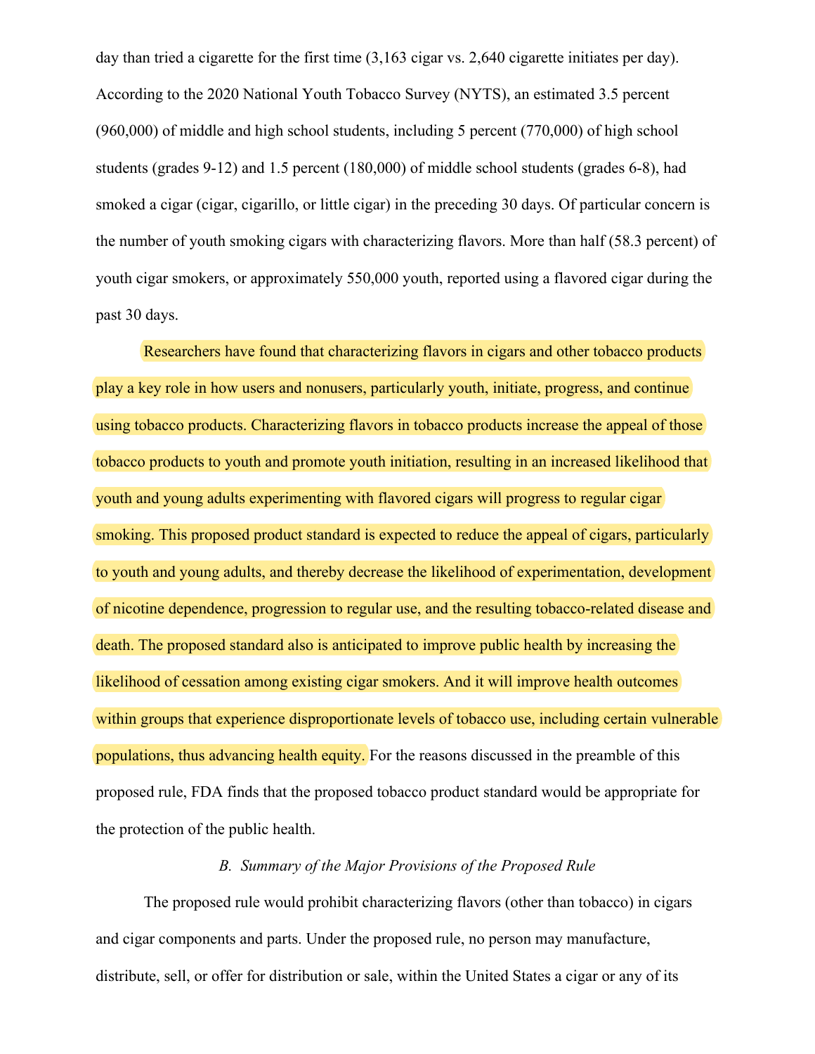day than tried a cigarette for the first time (3,163 cigar vs. 2,640 cigarette initiates per day). According to the 2020 National Youth Tobacco Survey (NYTS), an estimated 3.5 percent (960,000) of middle and high school students, including 5 percent (770,000) of high school students (grades 9-12) and 1.5 percent (180,000) of middle school students (grades 6-8), had smoked a cigar (cigar, cigarillo, or little cigar) in the preceding 30 days. Of particular concern is the number of youth smoking cigars with characterizing flavors. More than half (58.3 percent) of youth cigar smokers, or approximately 550,000 youth, reported using a flavored cigar during the past 30 days.

Researchers have found that characterizing flavors in cigars and other tobacco products play a key role in how users and nonusers, particularly youth, initiate, progress, and continue using tobacco products. Characterizing flavors in tobacco products increase the appeal of those tobacco products to youth and promote youth initiation, resulting in an increased likelihood that youth and young adults experimenting with flavored cigars will progress to regular cigar smoking. This proposed product standard is expected to reduce the appeal of cigars, particularly to youth and young adults, and thereby decrease the likelihood of experimentation, development of nicotine dependence, progression to regular use, and the resulting tobacco-related disease and death. The proposed standard also is anticipated to improve public health by increasing the likelihood of cessation among existing cigar smokers. And it will improve health outcomes within groups that experience disproportionate levels of tobacco use, including certain vulnerable populations, thus advancing health equity. For the reasons discussed in the preamble of this proposed rule, FDA finds that the proposed tobacco product standard would be appropriate for the protection of the public health.

### *B. Summary of the Major Provisions of the Proposed Rule*

The proposed rule would prohibit characterizing flavors (other than tobacco) in cigars and cigar components and parts. Under the proposed rule, no person may manufacture, distribute, sell, or offer for distribution or sale, within the United States a cigar or any of its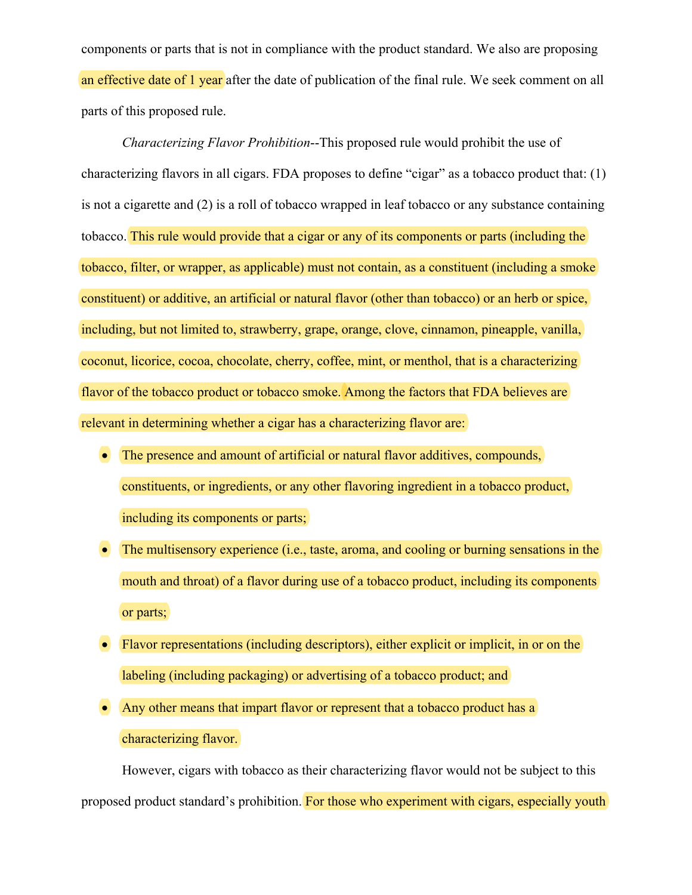components or parts that is not in compliance with the product standard. We also are proposing an effective date of 1 year after the date of publication of the final rule. We seek comment on all parts of this proposed rule.

*Characterizing Flavor Prohibition*--This proposed rule would prohibit the use of characterizing flavors in all cigars. FDA proposes to define "cigar" as a tobacco product that: (1) is not a cigarette and (2) is a roll of tobacco wrapped in leaf tobacco or any substance containing tobacco. This rule would provide that a cigar or any of its components or parts (including the tobacco, filter, or wrapper, as applicable) must not contain, as a constituent (including a smoke constituent) or additive, an artificial or natural flavor (other than tobacco) or an herb or spice, including, but not limited to, strawberry, grape, orange, clove, cinnamon, pineapple, vanilla, coconut, licorice, cocoa, chocolate, cherry, coffee, mint, or menthol, that is a characterizing flavor of the tobacco product or tobacco smoke. Among the factors that FDA believes are relevant in determining whether a cigar has a characterizing flavor are:

- The presence and amount of artificial or natural flavor additives, compounds, constituents, or ingredients, or any other flavoring ingredient in a tobacco product, including its components or parts;
- The multisensory experience (i.e., taste, aroma, and cooling or burning sensations in the mouth and throat) of a flavor during use of a tobacco product, including its components or parts;
- Flavor representations (including descriptors), either explicit or implicit, in or on the labeling (including packaging) or advertising of a tobacco product; and
- Any other means that impart flavor or represent that a tobacco product has a characterizing flavor.

However, cigars with tobacco as their characterizing flavor would not be subject to this proposed product standard's prohibition. For those who experiment with cigars, especially youth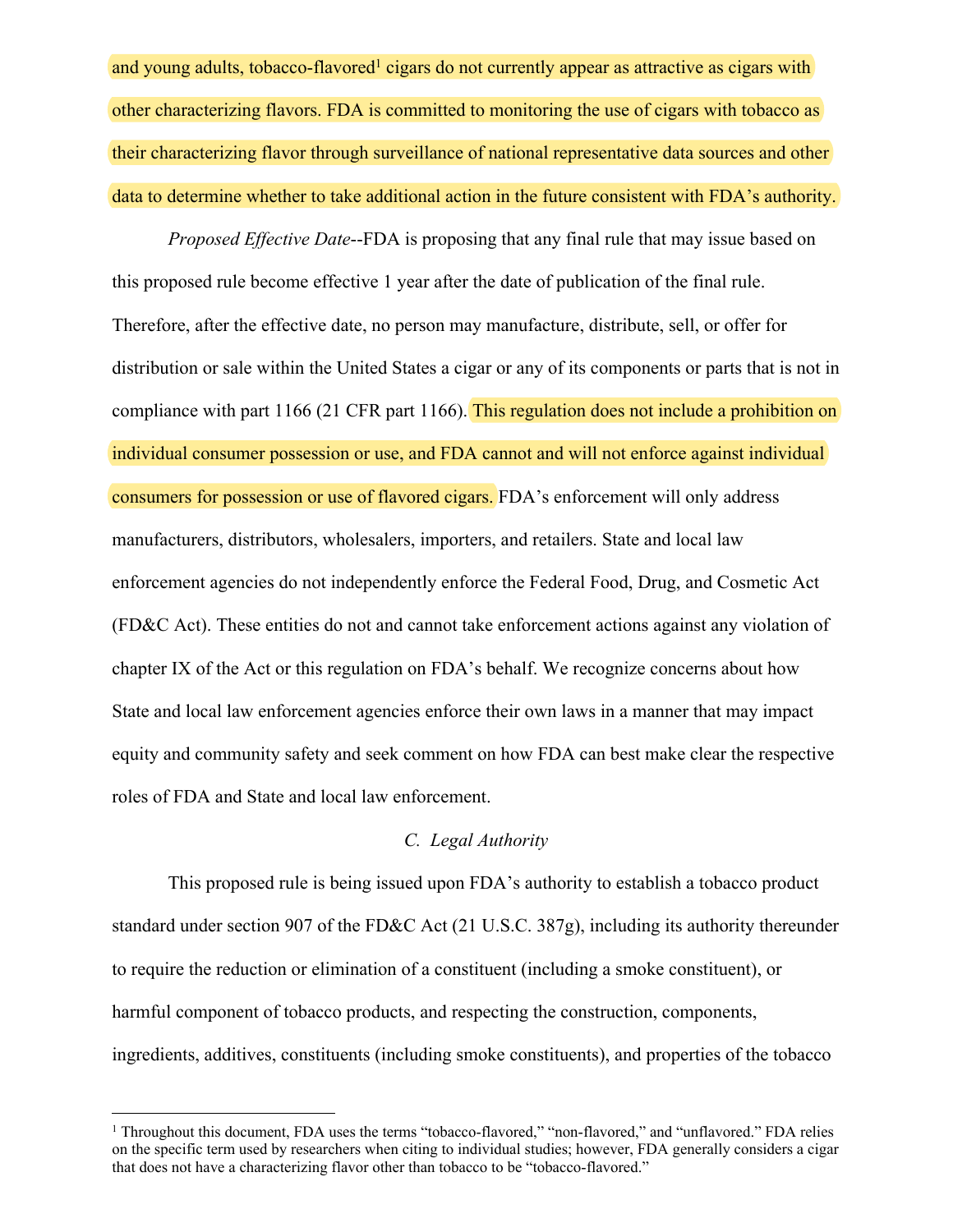and young adults, tobacco-flavored[1] cigars do not currently appear as attractive as cigars with other characterizing flavors. FDA is committed to monitoring the use of cigars with tobacco as their characterizing flavor through surveillance of national representative data sources and other data to determine whether to take additional action in the future consistent with FDA's authority.

*Proposed Effective Date*--FDA is proposing that any final rule that may issue based on this proposed rule become effective 1 year after the date of publication of the final rule. Therefore, after the effective date, no person may manufacture, distribute, sell, or offer for distribution or sale within the United States a cigar or any of its components or parts that is not in compliance with part 1166 (21 CFR part 1166). This regulation does not include a prohibition on individual consumer possession or use, and FDA cannot and will not enforce against individual consumers for possession or use of flavored cigars. FDA's enforcement will only address manufacturers, distributors, wholesalers, importers, and retailers. State and local law enforcement agencies do not independently enforce the Federal Food, Drug, and Cosmetic Act (FD&C Act). These entities do not and cannot take enforcement actions against any violation of chapter IX of the Act or this regulation on FDA's behalf. We recognize concerns about how State and local law enforcement agencies enforce their own laws in a manner that may impact equity and community safety and seek comment on how FDA can best make clear the respective roles of FDA and State and local law enforcement.

### *C. Legal Authority*

This proposed rule is being issued upon FDA's authority to establish a tobacco product standard under section 907 of the FD&C Act (21 U.S.C. 387g), including its authority thereunder to require the reduction or elimination of a constituent (including a smoke constituent), or harmful component of tobacco products, and respecting the construction, components, ingredients, additives, constituents (including smoke constituents), and properties of the tobacco

---

[1] Throughout this document, FDA uses the terms "tobacco-flavored," "non-flavored," and "unflavored." FDA relies on the specific term used by researchers when citing to individual studies; however, FDA generally considers a cigar that does not have a characterizing flavor other than tobacco to be "tobacco-flavored."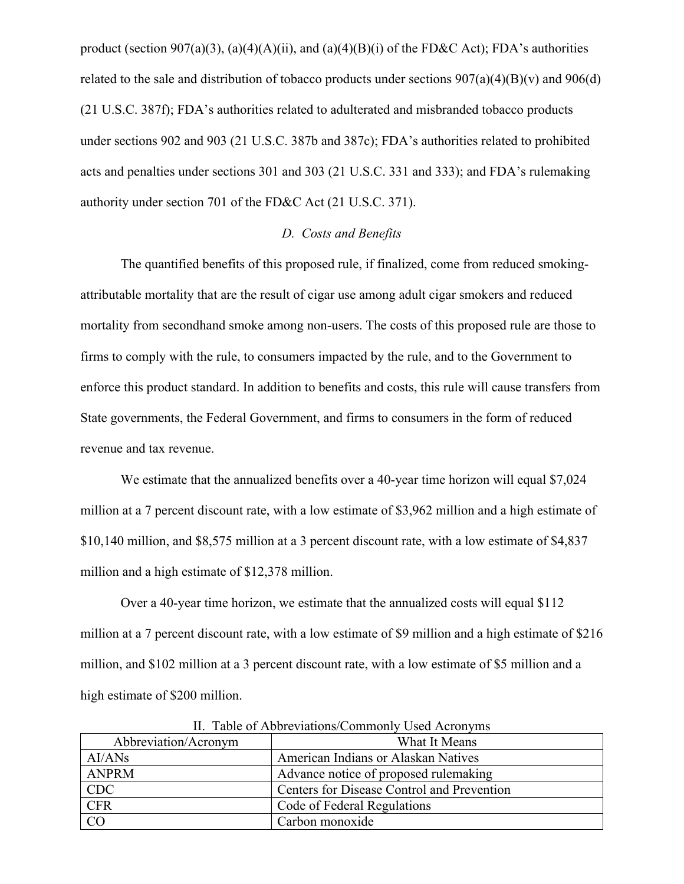product (section 907(a)(3), (a)(4)(A)(ii), and (a)(4)(B)(i) of the FD&C Act); FDA's authorities related to the sale and distribution of tobacco products under sections 907(a)(4)(B)(v) and 906(d) (21 U.S.C. 387f); FDA's authorities related to adulterated and misbranded tobacco products under sections 902 and 903 (21 U.S.C. 387b and 387c); FDA's authorities related to prohibited acts and penalties under sections 301 and 303 (21 U.S.C. 331 and 333); and FDA's rulemaking authority under section 701 of the FD&C Act (21 U.S.C. 371).

### *D. Costs and Benefits*

The quantified benefits of this proposed rule, if finalized, come from reduced smoking-attributable mortality that are the result of cigar use among adult cigar smokers and reduced mortality from secondhand smoke among non-users. The costs of this proposed rule are those to firms to comply with the rule, to consumers impacted by the rule, and to the Government to enforce this product standard. In addition to benefits and costs, this rule will cause transfers from State governments, the Federal Government, and firms to consumers in the form of reduced revenue and tax revenue.

We estimate that the annualized benefits over a 40-year time horizon will equal $7,024 million at a 7 percent discount rate, with a low estimate of $3,962 million and a high estimate of $10,140 million, and $8,575 million at a 3 percent discount rate, with a low estimate of $4,837 million and a high estimate of $12,378 million.

Over a 40-year time horizon, we estimate that the annualized costs will equal $112 million at a 7 percent discount rate, with a low estimate of $9 million and a high estimate of $216 million, and $102 million at a 3 percent discount rate, with a low estimate of $5 million and a high estimate of $200 million.

## II. Table of Abbreviations/Commonly Used Acronyms

| Abbreviation/Acronym | What It Means |
|---|---|
| AI/ANs | American Indians or Alaskan Natives |
| ANPRM | Advance notice of proposed rulemaking |
| CDC | Centers for Disease Control and Prevention |
| CFR | Code of Federal Regulations |
| CO | Carbon monoxide |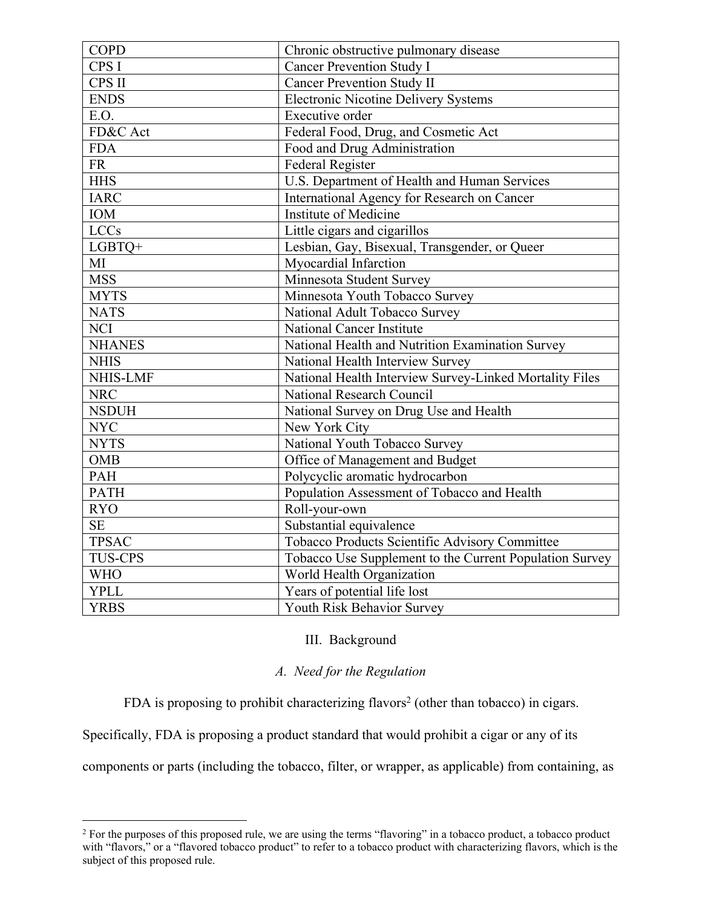| COPD | Chronic obstructive pulmonary disease |
|---|---|
| CPS I | Cancer Prevention Study I |
| CPS II | Cancer Prevention Study II |
| ENDS | Electronic Nicotine Delivery Systems |
| E.O. | Executive order |
| FD&C Act | Federal Food, Drug, and Cosmetic Act |
| FDA | Food and Drug Administration |
| FR | Federal Register |
| HHS | U.S. Department of Health and Human Services |
| IARC | International Agency for Research on Cancer |
| IOM | Institute of Medicine |
| LCCs | Little cigars and cigarillos |
| LGBTQ+ | Lesbian, Gay, Bisexual, Transgender, or Queer |
| MI | Myocardial Infarction |
| MSS | Minnesota Student Survey |
| MYTS | Minnesota Youth Tobacco Survey |
| NATS | National Adult Tobacco Survey |
| NCI | National Cancer Institute |
| NHANES | National Health and Nutrition Examination Survey |
| NHIS | National Health Interview Survey |
| NHIS-LMF | National Health Interview Survey-Linked Mortality Files |
| NRC | National Research Council |
| NSDUH | National Survey on Drug Use and Health |
| NYC | New York City |
| NYTS | National Youth Tobacco Survey |
| OMB | Office of Management and Budget |
| PAH | Polycyclic aromatic hydrocarbon |
| PATH | Population Assessment of Tobacco and Health |
| RYO | Roll-your-own |
| SE | Substantial equivalence |
| TPSAC | Tobacco Products Scientific Advisory Committee |
| TUS-CPS | Tobacco Use Supplement to the Current Population Survey |
| WHO | World Health Organization |
| YPLL | Years of potential life lost |
| YRBS | Youth Risk Behavior Survey |

## III. Background

### *A. Need for the Regulation*

FDA is proposing to prohibit characterizing flavors[2] (other than tobacco) in cigars. Specifically, FDA is proposing a product standard that would prohibit a cigar or any of its components or parts (including the tobacco, filter, or wrapper, as applicable) from containing, as

[2] For the purposes of this proposed rule, we are using the terms "flavoring" in a tobacco product, a tobacco product with "flavors," or a "flavored tobacco product" to refer to a tobacco product with characterizing flavors, which is the subject of this proposed rule.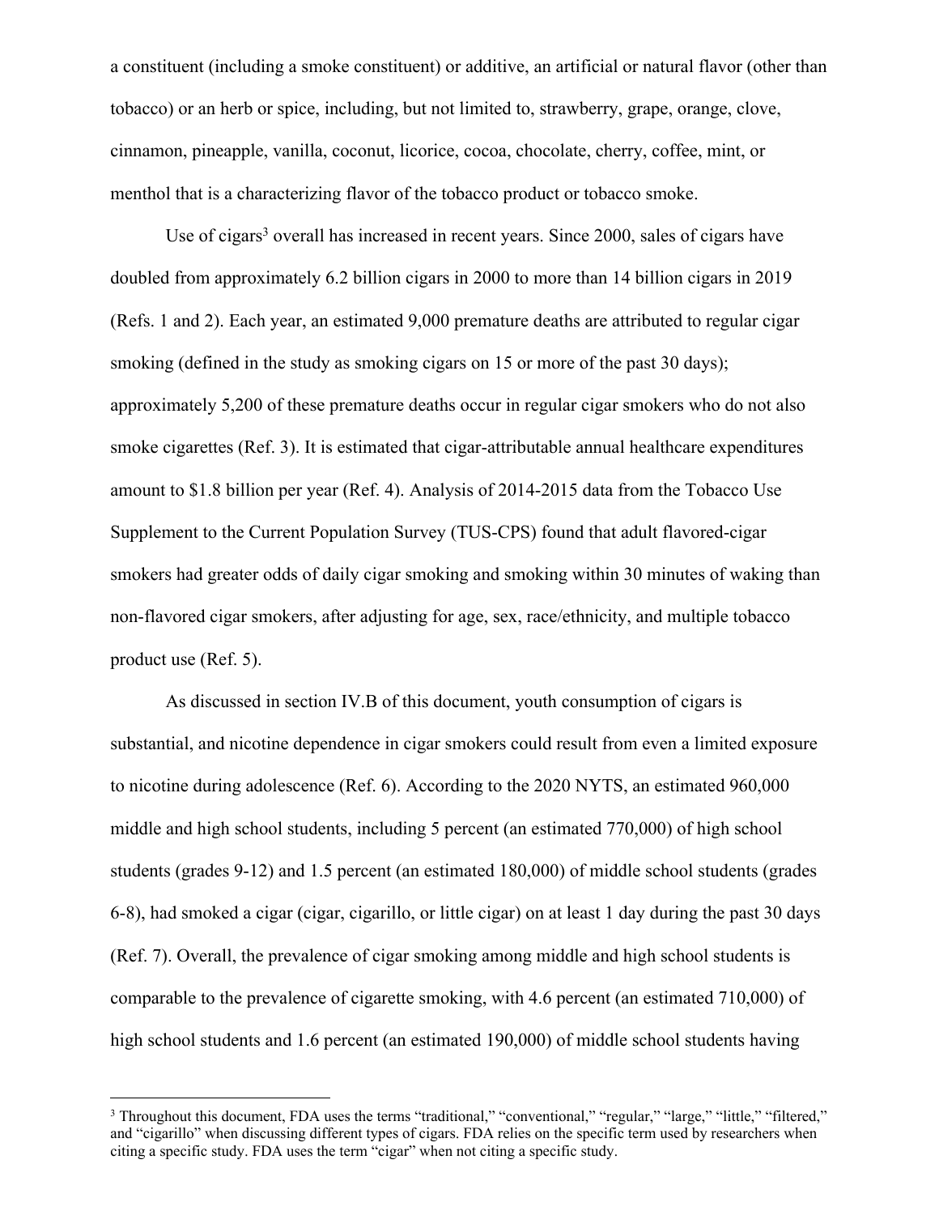a constituent (including a smoke constituent) or additive, an artificial or natural flavor (other than tobacco) or an herb or spice, including, but not limited to, strawberry, grape, orange, clove, cinnamon, pineapple, vanilla, coconut, licorice, cocoa, chocolate, cherry, coffee, mint, or menthol that is a characterizing flavor of the tobacco product or tobacco smoke.

Use of cigars[3] overall has increased in recent years. Since 2000, sales of cigars have doubled from approximately 6.2 billion cigars in 2000 to more than 14 billion cigars in 2019 (Refs. 1 and 2). Each year, an estimated 9,000 premature deaths are attributed to regular cigar smoking (defined in the study as smoking cigars on 15 or more of the past 30 days); approximately 5,200 of these premature deaths occur in regular cigar smokers who do not also smoke cigarettes (Ref. 3). It is estimated that cigar-attributable annual healthcare expenditures amount to $1.8 billion per year (Ref. 4). Analysis of 2014-2015 data from the Tobacco Use Supplement to the Current Population Survey (TUS-CPS) found that adult flavored-cigar smokers had greater odds of daily cigar smoking and smoking within 30 minutes of waking than non-flavored cigar smokers, after adjusting for age, sex, race/ethnicity, and multiple tobacco product use (Ref. 5).

As discussed in section IV.B of this document, youth consumption of cigars is substantial, and nicotine dependence in cigar smokers could result from even a limited exposure to nicotine during adolescence (Ref. 6). According to the 2020 NYTS, an estimated 960,000 middle and high school students, including 5 percent (an estimated 770,000) of high school students (grades 9-12) and 1.5 percent (an estimated 180,000) of middle school students (grades 6-8), had smoked a cigar (cigar, cigarillo, or little cigar) on at least 1 day during the past 30 days (Ref. 7). Overall, the prevalence of cigar smoking among middle and high school students is comparable to the prevalence of cigarette smoking, with 4.6 percent (an estimated 710,000) of high school students and 1.6 percent (an estimated 190,000) of middle school students having

[3] Throughout this document, FDA uses the terms "traditional," "conventional," "regular," "large," "little," "filtered," and "cigarillo" when discussing different types of cigars. FDA relies on the specific term used by researchers when citing a specific study. FDA uses the term "cigar" when not citing a specific study.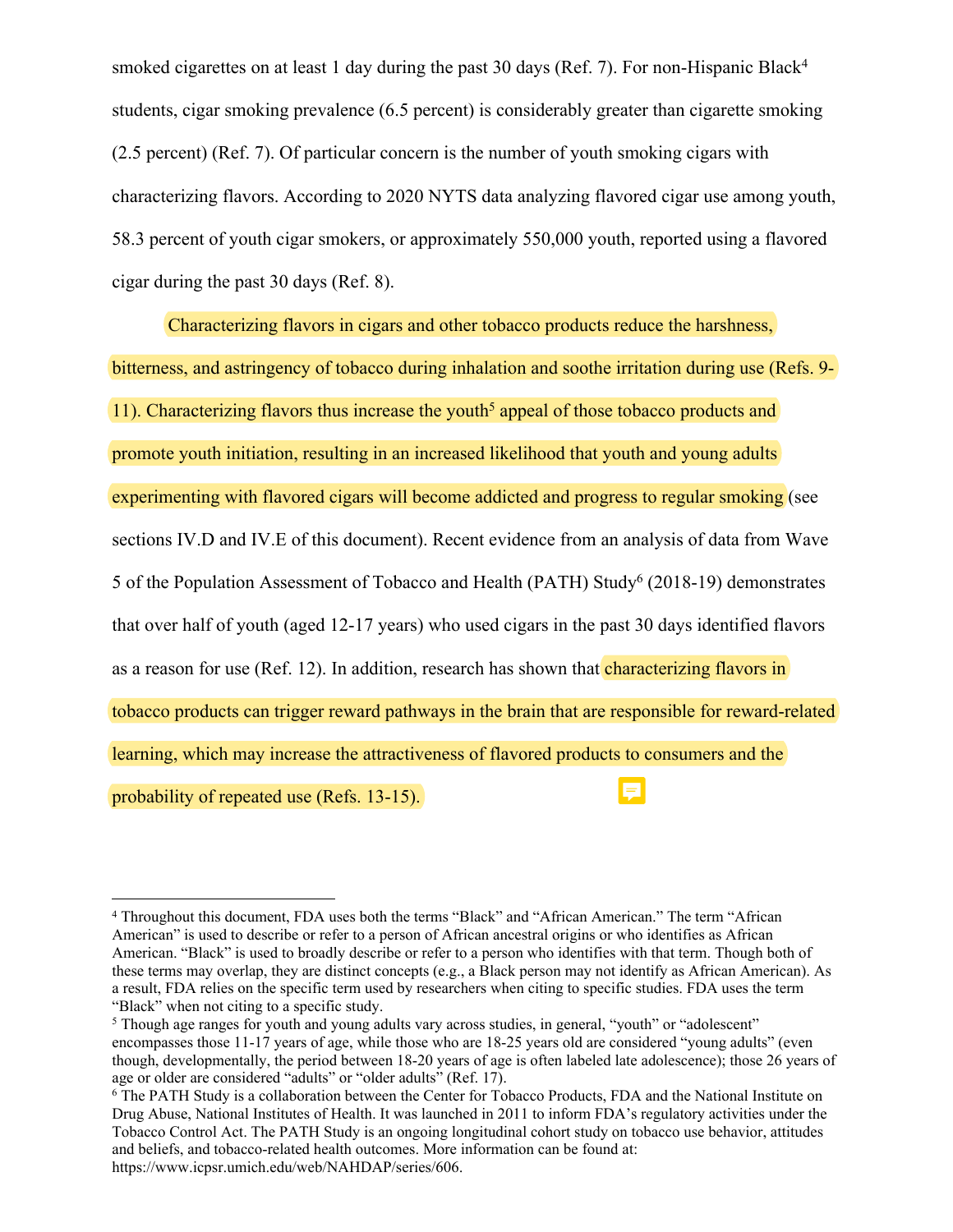smoked cigarettes on at least 1 day during the past 30 days (Ref. 7). For non-Hispanic Black[4] students, cigar smoking prevalence (6.5 percent) is considerably greater than cigarette smoking (2.5 percent) (Ref. 7). Of particular concern is the number of youth smoking cigars with characterizing flavors. According to 2020 NYTS data analyzing flavored cigar use among youth, 58.3 percent of youth cigar smokers, or approximately 550,000 youth, reported using a flavored cigar during the past 30 days (Ref. 8).

Characterizing flavors in cigars and other tobacco products reduce the harshness, bitterness, and astringency of tobacco during inhalation and soothe irritation during use (Refs. 9-11). Characterizing flavors thus increase the youth[5] appeal of those tobacco products and promote youth initiation, resulting in an increased likelihood that youth and young adults experimenting with flavored cigars will become addicted and progress to regular smoking (see sections IV.D and IV.E of this document). Recent evidence from an analysis of data from Wave 5 of the Population Assessment of Tobacco and Health (PATH) Study[6] (2018-19) demonstrates that over half of youth (aged 12-17 years) who used cigars in the past 30 days identified flavors as a reason for use (Ref. 12). In addition, research has shown that characterizing flavors in tobacco products can trigger reward pathways in the brain that are responsible for reward-related learning, which may increase the attractiveness of flavored products to consumers and the probability of repeated use (Refs. 13-15).

---

[4] Throughout this document, FDA uses both the terms "Black" and "African American." The term "African American" is used to describe or refer to a person of African ancestral origins or who identifies as African American. "Black" is used to broadly describe or refer to a person who identifies with that term. Though both of these terms may overlap, they are distinct concepts (e.g., a Black person may not identify as African American). As a result, FDA relies on the specific term used by researchers when citing to specific studies. FDA uses the term "Black" when not citing to a specific study.

[5] Though age ranges for youth and young adults vary across studies, in general, "youth" or "adolescent" encompasses those 11-17 years of age, while those who are 18-25 years old are considered "young adults" (even though, developmentally, the period between 18-20 years of age is often labeled late adolescence); those 26 years of age or older are considered "adults" or "older adults" (Ref. 17).

[6] The PATH Study is a collaboration between the Center for Tobacco Products, FDA and the National Institute on Drug Abuse, National Institutes of Health. It was launched in 2011 to inform FDA's regulatory activities under the Tobacco Control Act. The PATH Study is an ongoing longitudinal cohort study on tobacco use behavior, attitudes and beliefs, and tobacco-related health outcomes. More information can be found at: https://www.icpsr.umich.edu/web/NAHDAP/series/606.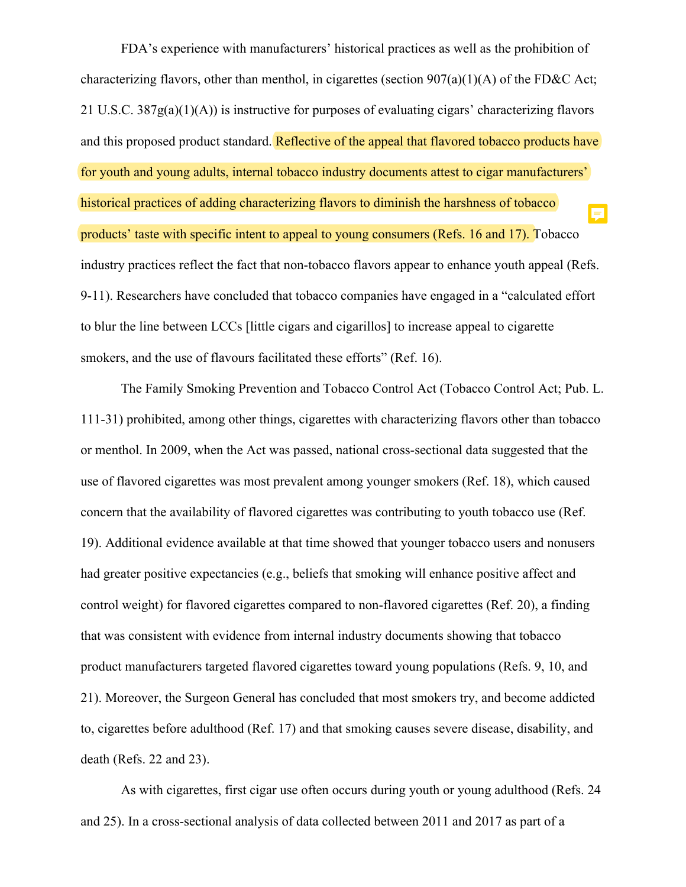FDA's experience with manufacturers' historical practices as well as the prohibition of characterizing flavors, other than menthol, in cigarettes (section 907(a)(1)(A) of the FD&C Act; 21 U.S.C. 387g(a)(1)(A)) is instructive for purposes of evaluating cigars' characterizing flavors and this proposed product standard. Reflective of the appeal that flavored tobacco products have for youth and young adults, internal tobacco industry documents attest to cigar manufacturers' historical practices of adding characterizing flavors to diminish the harshness of tobacco products' taste with specific intent to appeal to young consumers (Refs. 16 and 17). Tobacco industry practices reflect the fact that non-tobacco flavors appear to enhance youth appeal (Refs. 9-11). Researchers have concluded that tobacco companies have engaged in a "calculated effort to blur the line between LCCs [little cigars and cigarillos] to increase appeal to cigarette smokers, and the use of flavours facilitated these efforts" (Ref. 16).

The Family Smoking Prevention and Tobacco Control Act (Tobacco Control Act; Pub. L. 111-31) prohibited, among other things, cigarettes with characterizing flavors other than tobacco or menthol. In 2009, when the Act was passed, national cross-sectional data suggested that the use of flavored cigarettes was most prevalent among younger smokers (Ref. 18), which caused concern that the availability of flavored cigarettes was contributing to youth tobacco use (Ref. 19). Additional evidence available at that time showed that younger tobacco users and nonusers had greater positive expectancies (e.g., beliefs that smoking will enhance positive affect and control weight) for flavored cigarettes compared to non-flavored cigarettes (Ref. 20), a finding that was consistent with evidence from internal industry documents showing that tobacco product manufacturers targeted flavored cigarettes toward young populations (Refs. 9, 10, and 21). Moreover, the Surgeon General has concluded that most smokers try, and become addicted to, cigarettes before adulthood (Ref. 17) and that smoking causes severe disease, disability, and death (Refs. 22 and 23).

As with cigarettes, first cigar use often occurs during youth or young adulthood (Refs. 24 and 25). In a cross-sectional analysis of data collected between 2011 and 2017 as part of a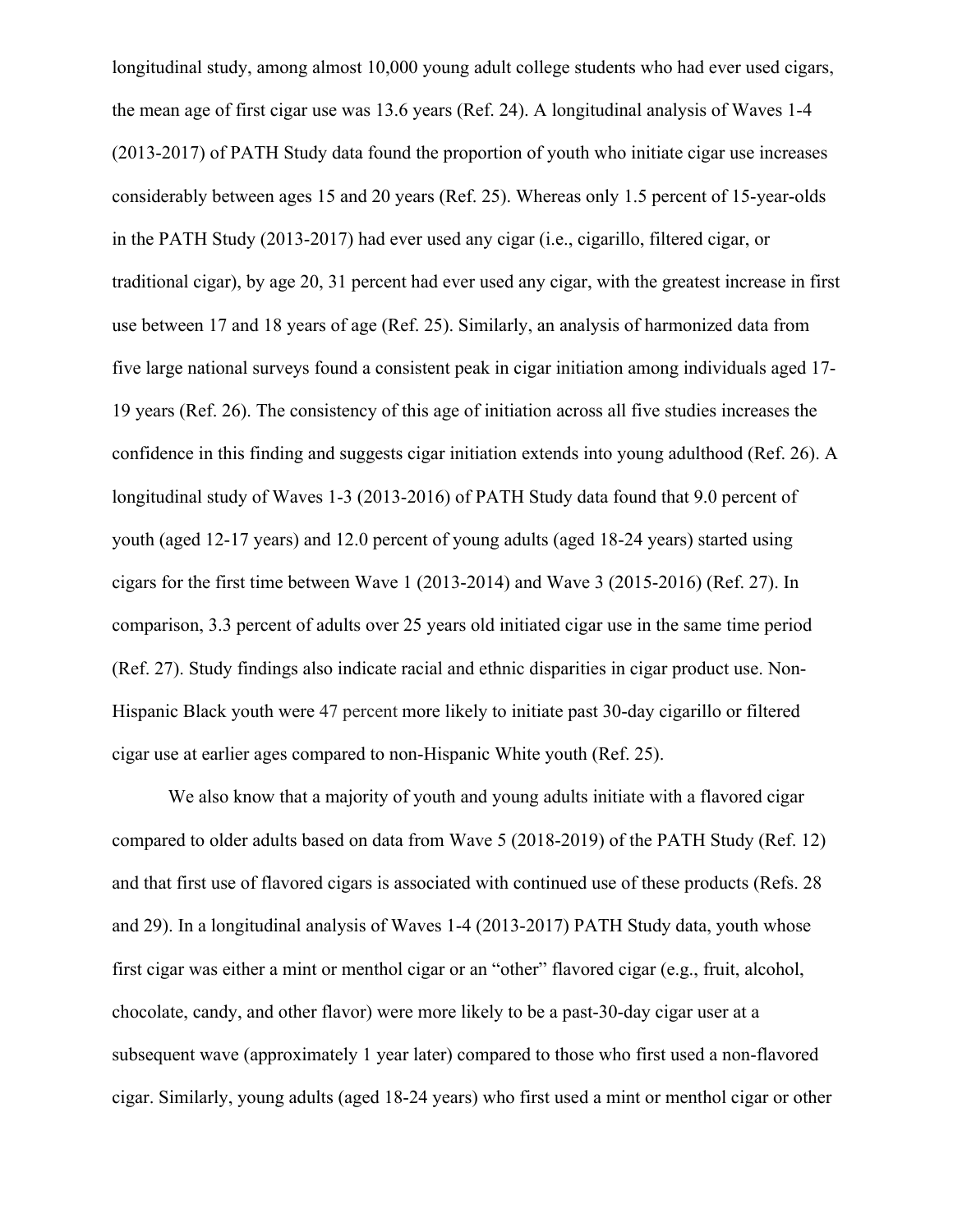longitudinal study, among almost 10,000 young adult college students who had ever used cigars, the mean age of first cigar use was 13.6 years (Ref. 24). A longitudinal analysis of Waves 1-4 (2013-2017) of PATH Study data found the proportion of youth who initiate cigar use increases considerably between ages 15 and 20 years (Ref. 25). Whereas only 1.5 percent of 15-year-olds in the PATH Study (2013-2017) had ever used any cigar (i.e., cigarillo, filtered cigar, or traditional cigar), by age 20, 31 percent had ever used any cigar, with the greatest increase in first use between 17 and 18 years of age (Ref. 25). Similarly, an analysis of harmonized data from five large national surveys found a consistent peak in cigar initiation among individuals aged 17-19 years (Ref. 26). The consistency of this age of initiation across all five studies increases the confidence in this finding and suggests cigar initiation extends into young adulthood (Ref. 26). A longitudinal study of Waves 1-3 (2013-2016) of PATH Study data found that 9.0 percent of youth (aged 12-17 years) and 12.0 percent of young adults (aged 18-24 years) started using cigars for the first time between Wave 1 (2013-2014) and Wave 3 (2015-2016) (Ref. 27). In comparison, 3.3 percent of adults over 25 years old initiated cigar use in the same time period (Ref. 27). Study findings also indicate racial and ethnic disparities in cigar product use. Non-Hispanic Black youth were 47 percent more likely to initiate past 30-day cigarillo or filtered cigar use at earlier ages compared to non-Hispanic White youth (Ref. 25).

We also know that a majority of youth and young adults initiate with a flavored cigar compared to older adults based on data from Wave 5 (2018-2019) of the PATH Study (Ref. 12) and that first use of flavored cigars is associated with continued use of these products (Refs. 28 and 29). In a longitudinal analysis of Waves 1-4 (2013-2017) PATH Study data, youth whose first cigar was either a mint or menthol cigar or an "other" flavored cigar (e.g., fruit, alcohol, chocolate, candy, and other flavor) were more likely to be a past-30-day cigar user at a subsequent wave (approximately 1 year later) compared to those who first used a non-flavored cigar. Similarly, young adults (aged 18-24 years) who first used a mint or menthol cigar or other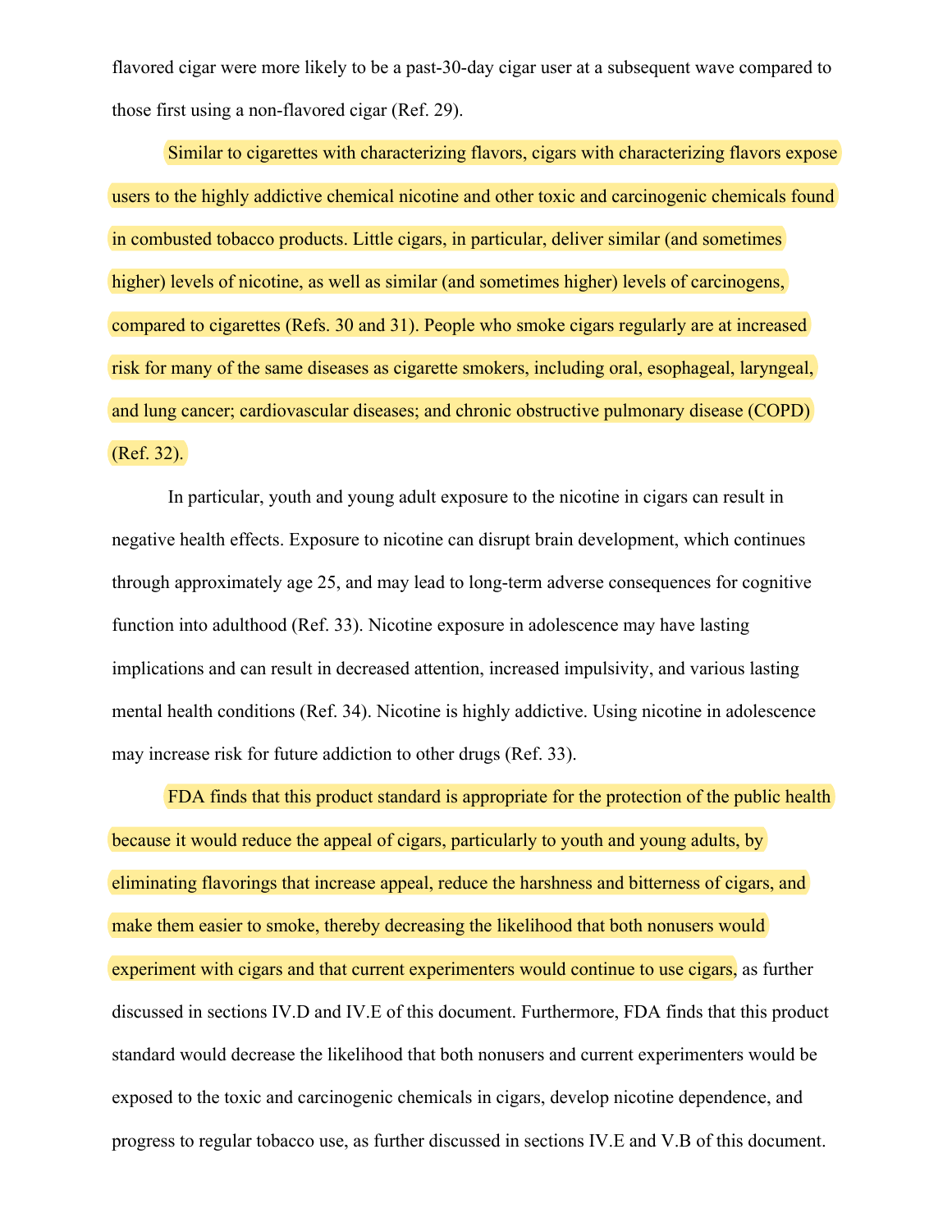flavored cigar were more likely to be a past-30-day cigar user at a subsequent wave compared to those first using a non-flavored cigar (Ref. 29).

Similar to cigarettes with characterizing flavors, cigars with characterizing flavors expose users to the highly addictive chemical nicotine and other toxic and carcinogenic chemicals found in combusted tobacco products. Little cigars, in particular, deliver similar (and sometimes higher) levels of nicotine, as well as similar (and sometimes higher) levels of carcinogens, compared to cigarettes (Refs. 30 and 31). People who smoke cigars regularly are at increased risk for many of the same diseases as cigarette smokers, including oral, esophageal, laryngeal, and lung cancer; cardiovascular diseases; and chronic obstructive pulmonary disease (COPD) (Ref. 32).

In particular, youth and young adult exposure to the nicotine in cigars can result in negative health effects. Exposure to nicotine can disrupt brain development, which continues through approximately age 25, and may lead to long-term adverse consequences for cognitive function into adulthood (Ref. 33). Nicotine exposure in adolescence may have lasting implications and can result in decreased attention, increased impulsivity, and various lasting mental health conditions (Ref. 34). Nicotine is highly addictive. Using nicotine in adolescence may increase risk for future addiction to other drugs (Ref. 33).

FDA finds that this product standard is appropriate for the protection of the public health because it would reduce the appeal of cigars, particularly to youth and young adults, by eliminating flavorings that increase appeal, reduce the harshness and bitterness of cigars, and make them easier to smoke, thereby decreasing the likelihood that both nonusers would experiment with cigars and that current experimenters would continue to use cigars, as further discussed in sections IV.D and IV.E of this document. Furthermore, FDA finds that this product standard would decrease the likelihood that both nonusers and current experimenters would be exposed to the toxic and carcinogenic chemicals in cigars, develop nicotine dependence, and progress to regular tobacco use, as further discussed in sections IV.E and V.B of this document.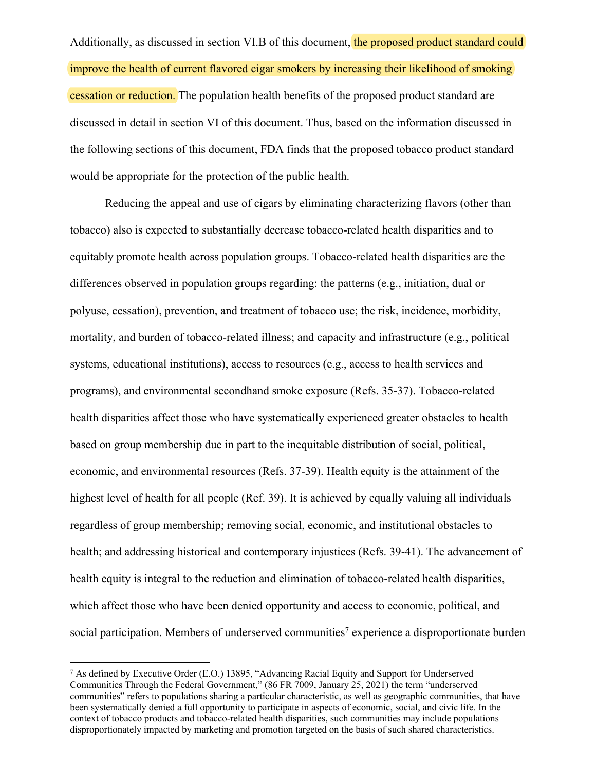Additionally, as discussed in section VI.B of this document, the proposed product standard could improve the health of current flavored cigar smokers by increasing their likelihood of smoking cessation or reduction. The population health benefits of the proposed product standard are discussed in detail in section VI of this document. Thus, based on the information discussed in the following sections of this document, FDA finds that the proposed tobacco product standard would be appropriate for the protection of the public health.

Reducing the appeal and use of cigars by eliminating characterizing flavors (other than tobacco) also is expected to substantially decrease tobacco-related health disparities and to equitably promote health across population groups. Tobacco-related health disparities are the differences observed in population groups regarding: the patterns (e.g., initiation, dual or polyuse, cessation), prevention, and treatment of tobacco use; the risk, incidence, morbidity, mortality, and burden of tobacco-related illness; and capacity and infrastructure (e.g., political systems, educational institutions), access to resources (e.g., access to health services and programs), and environmental secondhand smoke exposure (Refs. 35-37). Tobacco-related health disparities affect those who have systematically experienced greater obstacles to health based on group membership due in part to the inequitable distribution of social, political, economic, and environmental resources (Refs. 37-39). Health equity is the attainment of the highest level of health for all people (Ref. 39). It is achieved by equally valuing all individuals regardless of group membership; removing social, economic, and institutional obstacles to health; and addressing historical and contemporary injustices (Refs. 39-41). The advancement of health equity is integral to the reduction and elimination of tobacco-related health disparities, which affect those who have been denied opportunity and access to economic, political, and social participation. Members of underserved communities[7] experience a disproportionate burden

[7] As defined by Executive Order (E.O.) 13895, "Advancing Racial Equity and Support for Underserved Communities Through the Federal Government," (86 FR 7009, January 25, 2021) the term "underserved communities" refers to populations sharing a particular characteristic, as well as geographic communities, that have been systematically denied a full opportunity to participate in aspects of economic, social, and civic life. In the context of tobacco products and tobacco-related health disparities, such communities may include populations disproportionately impacted by marketing and promotion targeted on the basis of such shared characteristics.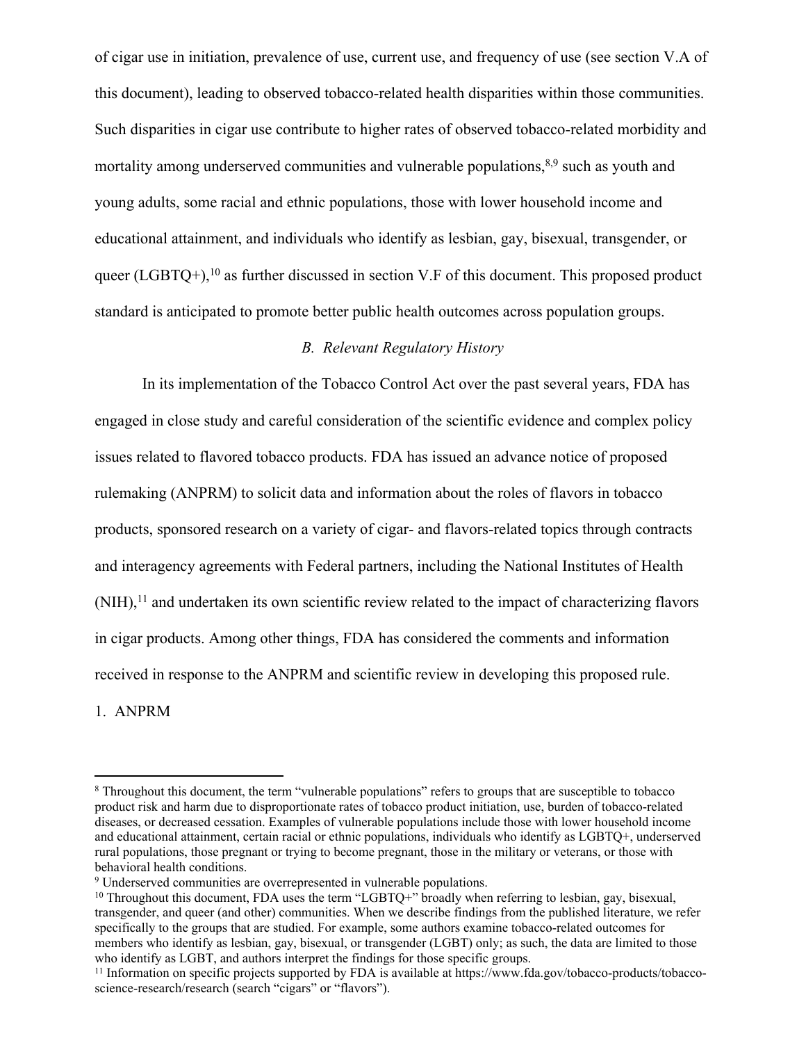of cigar use in initiation, prevalence of use, current use, and frequency of use (see section V.A of this document), leading to observed tobacco-related health disparities within those communities. Such disparities in cigar use contribute to higher rates of observed tobacco-related morbidity and mortality among underserved communities and vulnerable populations,[8,9] such as youth and young adults, some racial and ethnic populations, those with lower household income and educational attainment, and individuals who identify as lesbian, gay, bisexual, transgender, or queer (LGBTQ+),[10] as further discussed in section V.F of this document. This proposed product standard is anticipated to promote better public health outcomes across population groups.

### *B. Relevant Regulatory History*

In its implementation of the Tobacco Control Act over the past several years, FDA has engaged in close study and careful consideration of the scientific evidence and complex policy issues related to flavored tobacco products. FDA has issued an advance notice of proposed rulemaking (ANPRM) to solicit data and information about the roles of flavors in tobacco products, sponsored research on a variety of cigar- and flavors-related topics through contracts and interagency agreements with Federal partners, including the National Institutes of Health (NIH),[11] and undertaken its own scientific review related to the impact of characterizing flavors in cigar products. Among other things, FDA has considered the comments and information received in response to the ANPRM and scientific review in developing this proposed rule.

#### 1. ANPRM

---

[8] Throughout this document, the term "vulnerable populations" refers to groups that are susceptible to tobacco product risk and harm due to disproportionate rates of tobacco product initiation, use, burden of tobacco-related diseases, or decreased cessation. Examples of vulnerable populations include those with lower household income and educational attainment, certain racial or ethnic populations, individuals who identify as LGBTQ+, underserved rural populations, those pregnant or trying to become pregnant, those in the military or veterans, or those with behavioral health conditions.

[9] Underserved communities are overrepresented in vulnerable populations.

[10] Throughout this document, FDA uses the term "LGBTQ+" broadly when referring to lesbian, gay, bisexual, transgender, and queer (and other) communities. When we describe findings from the published literature, we refer specifically to the groups that are studied. For example, some authors examine tobacco-related outcomes for members who identify as lesbian, gay, bisexual, or transgender (LGBT) only; as such, the data are limited to those who identify as LGBT, and authors interpret the findings for those specific groups.

[11] Information on specific projects supported by FDA is available at https://www.fda.gov/tobacco-products/tobacco-science-research/research (search "cigars" or "flavors").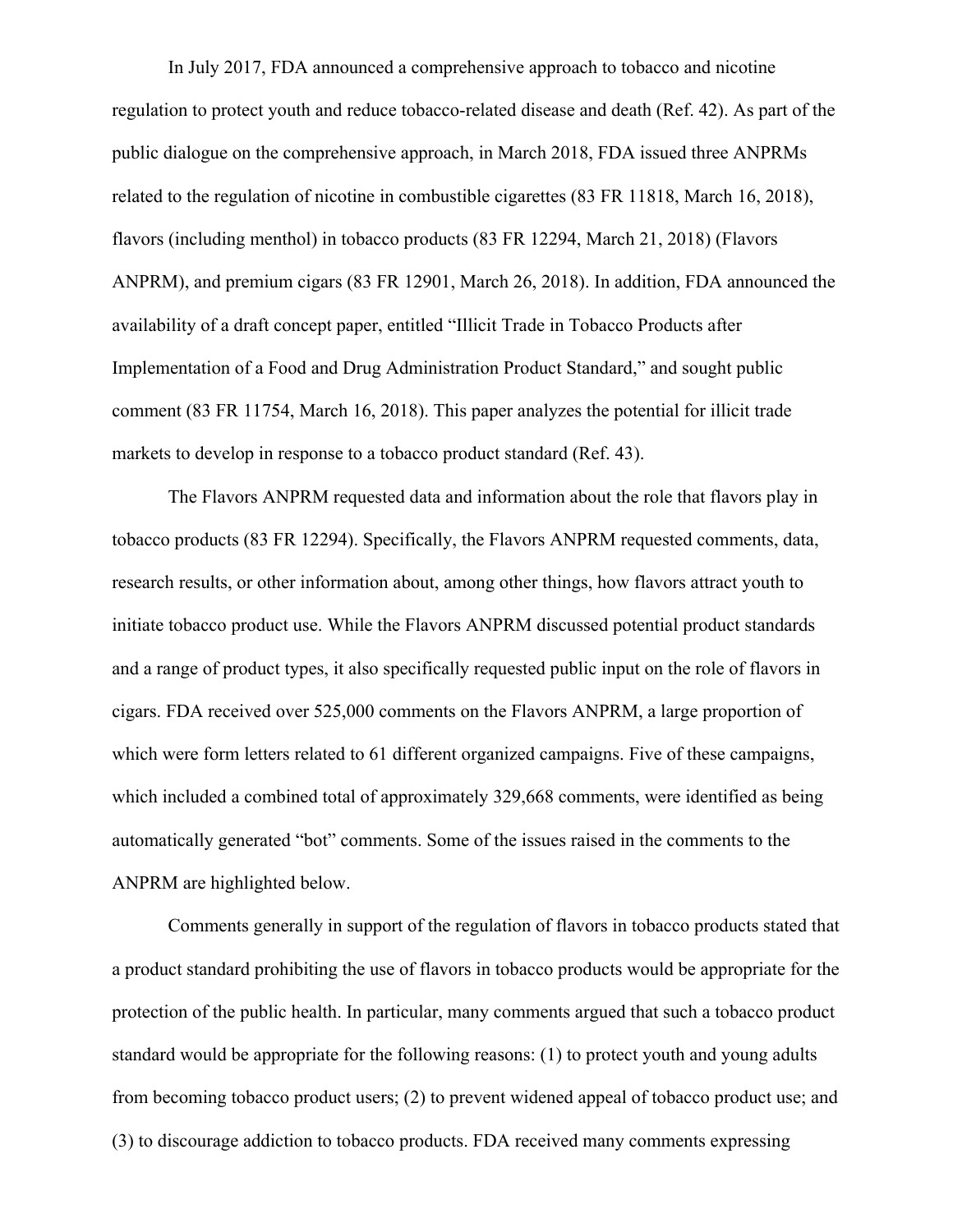In July 2017, FDA announced a comprehensive approach to tobacco and nicotine regulation to protect youth and reduce tobacco-related disease and death (Ref. 42). As part of the public dialogue on the comprehensive approach, in March 2018, FDA issued three ANPRMs related to the regulation of nicotine in combustible cigarettes (83 FR 11818, March 16, 2018), flavors (including menthol) in tobacco products (83 FR 12294, March 21, 2018) (Flavors ANPRM), and premium cigars (83 FR 12901, March 26, 2018). In addition, FDA announced the availability of a draft concept paper, entitled "Illicit Trade in Tobacco Products after Implementation of a Food and Drug Administration Product Standard," and sought public comment (83 FR 11754, March 16, 2018). This paper analyzes the potential for illicit trade markets to develop in response to a tobacco product standard (Ref. 43).

The Flavors ANPRM requested data and information about the role that flavors play in tobacco products (83 FR 12294). Specifically, the Flavors ANPRM requested comments, data, research results, or other information about, among other things, how flavors attract youth to initiate tobacco product use. While the Flavors ANPRM discussed potential product standards and a range of product types, it also specifically requested public input on the role of flavors in cigars. FDA received over 525,000 comments on the Flavors ANPRM, a large proportion of which were form letters related to 61 different organized campaigns. Five of these campaigns, which included a combined total of approximately 329,668 comments, were identified as being automatically generated "bot" comments. Some of the issues raised in the comments to the ANPRM are highlighted below.

Comments generally in support of the regulation of flavors in tobacco products stated that a product standard prohibiting the use of flavors in tobacco products would be appropriate for the protection of the public health. In particular, many comments argued that such a tobacco product standard would be appropriate for the following reasons: (1) to protect youth and young adults from becoming tobacco product users; (2) to prevent widened appeal of tobacco product use; and (3) to discourage addiction to tobacco products. FDA received many comments expressing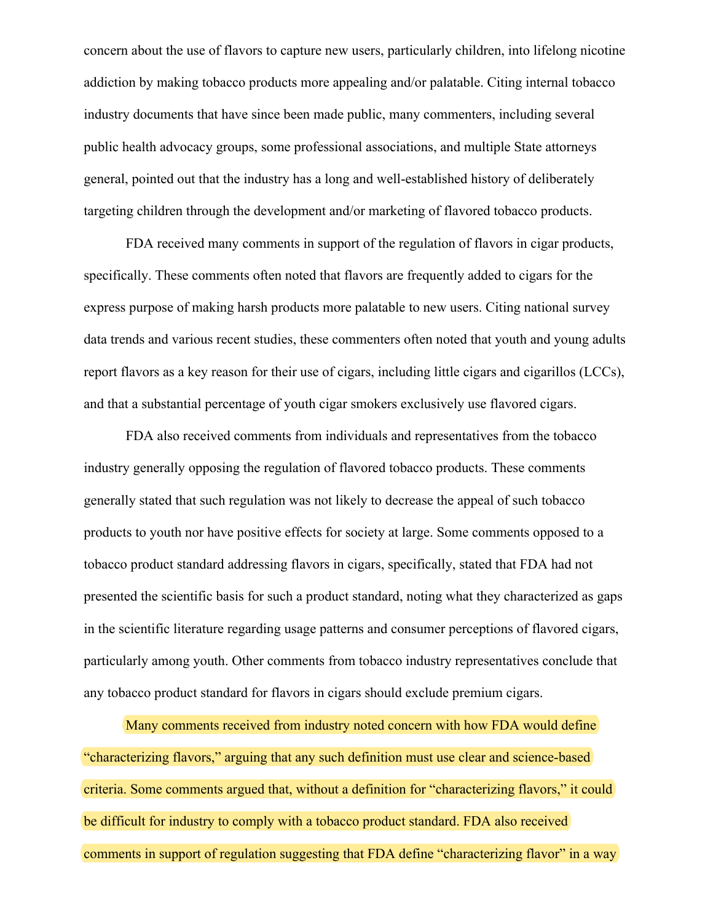concern about the use of flavors to capture new users, particularly children, into lifelong nicotine addiction by making tobacco products more appealing and/or palatable. Citing internal tobacco industry documents that have since been made public, many commenters, including several public health advocacy groups, some professional associations, and multiple State attorneys general, pointed out that the industry has a long and well-established history of deliberately targeting children through the development and/or marketing of flavored tobacco products.

FDA received many comments in support of the regulation of flavors in cigar products, specifically. These comments often noted that flavors are frequently added to cigars for the express purpose of making harsh products more palatable to new users. Citing national survey data trends and various recent studies, these commenters often noted that youth and young adults report flavors as a key reason for their use of cigars, including little cigars and cigarillos (LCCs), and that a substantial percentage of youth cigar smokers exclusively use flavored cigars.

FDA also received comments from individuals and representatives from the tobacco industry generally opposing the regulation of flavored tobacco products. These comments generally stated that such regulation was not likely to decrease the appeal of such tobacco products to youth nor have positive effects for society at large. Some comments opposed to a tobacco product standard addressing flavors in cigars, specifically, stated that FDA had not presented the scientific basis for such a product standard, noting what they characterized as gaps in the scientific literature regarding usage patterns and consumer perceptions of flavored cigars, particularly among youth. Other comments from tobacco industry representatives conclude that any tobacco product standard for flavors in cigars should exclude premium cigars.

Many comments received from industry noted concern with how FDA would define "characterizing flavors," arguing that any such definition must use clear and science-based criteria. Some comments argued that, without a definition for "characterizing flavors," it could be difficult for industry to comply with a tobacco product standard. FDA also received comments in support of regulation suggesting that FDA define "characterizing flavor" in a way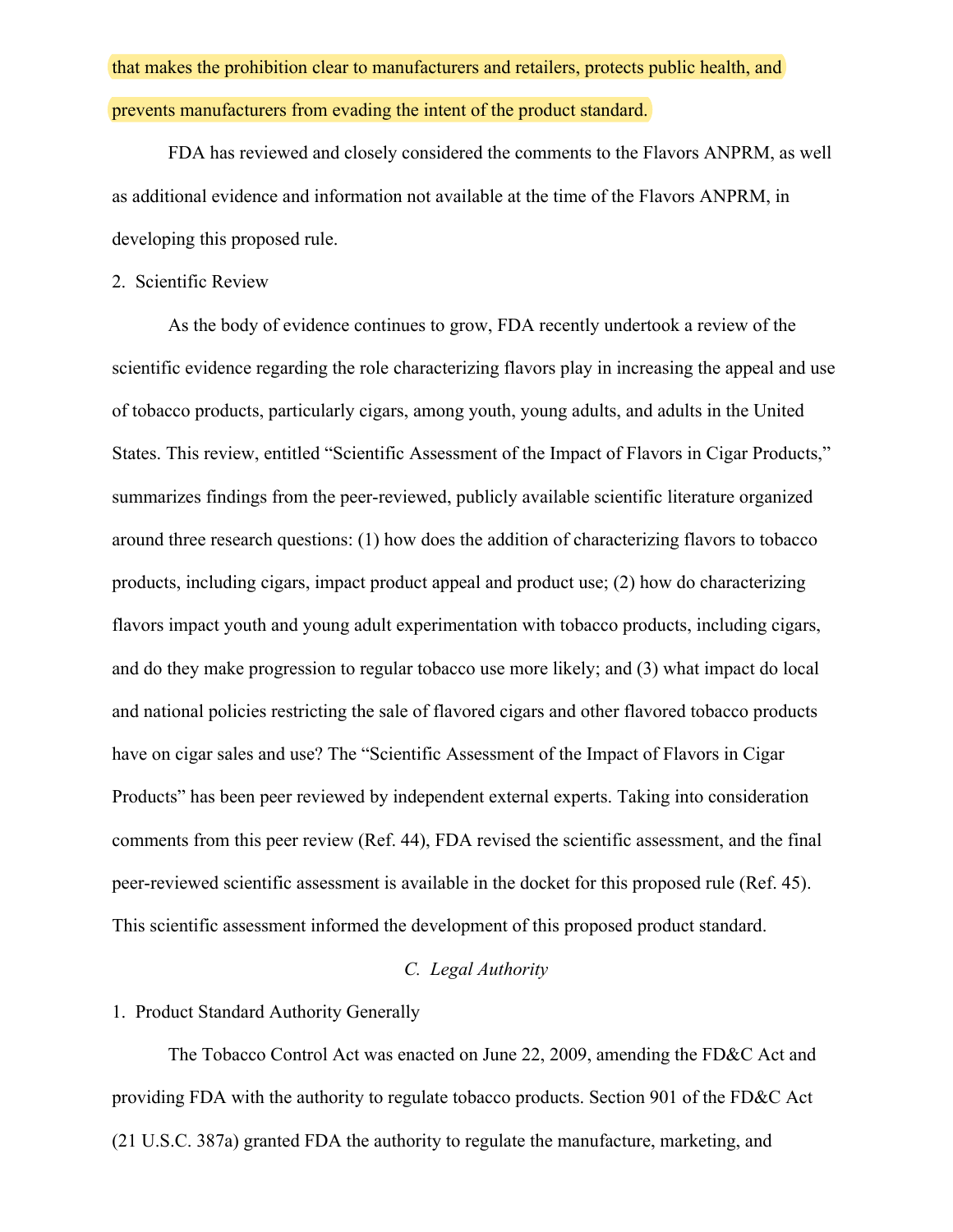that makes the prohibition clear to manufacturers and retailers, protects public health, and prevents manufacturers from evading the intent of the product standard.

FDA has reviewed and closely considered the comments to the Flavors ANPRM, as well as additional evidence and information not available at the time of the Flavors ANPRM, in developing this proposed rule.

2. Scientific Review

As the body of evidence continues to grow, FDA recently undertook a review of the scientific evidence regarding the role characterizing flavors play in increasing the appeal and use of tobacco products, particularly cigars, among youth, young adults, and adults in the United States. This review, entitled "Scientific Assessment of the Impact of Flavors in Cigar Products," summarizes findings from the peer-reviewed, publicly available scientific literature organized around three research questions: (1) how does the addition of characterizing flavors to tobacco products, including cigars, impact product appeal and product use; (2) how do characterizing flavors impact youth and young adult experimentation with tobacco products, including cigars, and do they make progression to regular tobacco use more likely; and (3) what impact do local and national policies restricting the sale of flavored cigars and other flavored tobacco products have on cigar sales and use? The "Scientific Assessment of the Impact of Flavors in Cigar Products" has been peer reviewed by independent external experts. Taking into consideration comments from this peer review (Ref. 44), FDA revised the scientific assessment, and the final peer-reviewed scientific assessment is available in the docket for this proposed rule (Ref. 45). This scientific assessment informed the development of this proposed product standard.

### *C. Legal Authority*

1. Product Standard Authority Generally

The Tobacco Control Act was enacted on June 22, 2009, amending the FD&C Act and providing FDA with the authority to regulate tobacco products. Section 901 of the FD&C Act (21 U.S.C. 387a) granted FDA the authority to regulate the manufacture, marketing, and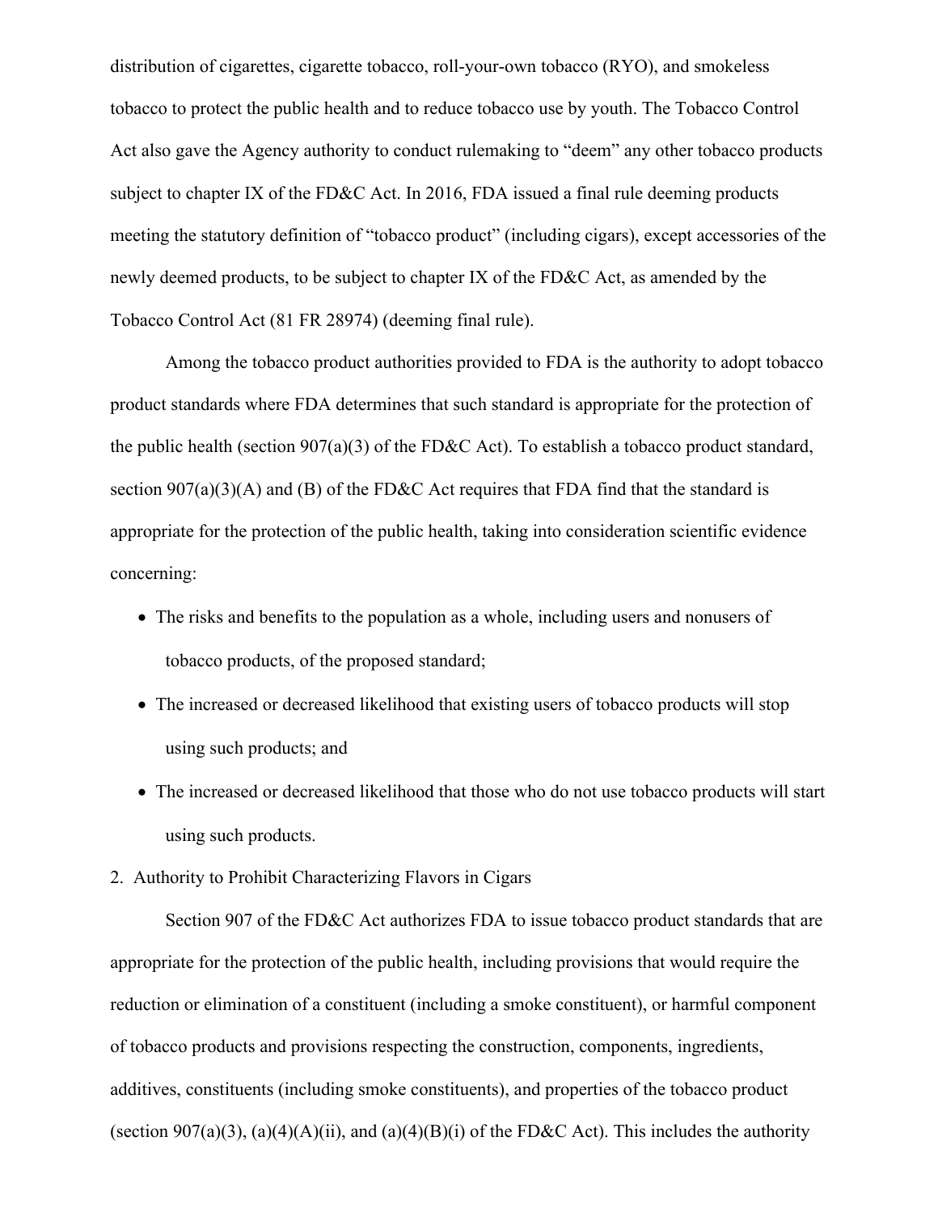distribution of cigarettes, cigarette tobacco, roll-your-own tobacco (RYO), and smokeless tobacco to protect the public health and to reduce tobacco use by youth. The Tobacco Control Act also gave the Agency authority to conduct rulemaking to "deem" any other tobacco products subject to chapter IX of the FD&C Act. In 2016, FDA issued a final rule deeming products meeting the statutory definition of "tobacco product" (including cigars), except accessories of the newly deemed products, to be subject to chapter IX of the FD&C Act, as amended by the Tobacco Control Act (81 FR 28974) (deeming final rule).

Among the tobacco product authorities provided to FDA is the authority to adopt tobacco product standards where FDA determines that such standard is appropriate for the protection of the public health (section 907(a)(3) of the FD&C Act). To establish a tobacco product standard, section 907(a)(3)(A) and (B) of the FD&C Act requires that FDA find that the standard is appropriate for the protection of the public health, taking into consideration scientific evidence concerning:

- The risks and benefits to the population as a whole, including users and nonusers of tobacco products, of the proposed standard;
- The increased or decreased likelihood that existing users of tobacco products will stop using such products; and
- The increased or decreased likelihood that those who do not use tobacco products will start using such products.

2. Authority to Prohibit Characterizing Flavors in Cigars

Section 907 of the FD&C Act authorizes FDA to issue tobacco product standards that are appropriate for the protection of the public health, including provisions that would require the reduction or elimination of a constituent (including a smoke constituent), or harmful component of tobacco products and provisions respecting the construction, components, ingredients, additives, constituents (including smoke constituents), and properties of the tobacco product (section 907(a)(3), (a)(4)(A)(ii), and (a)(4)(B)(i) of the FD&C Act). This includes the authority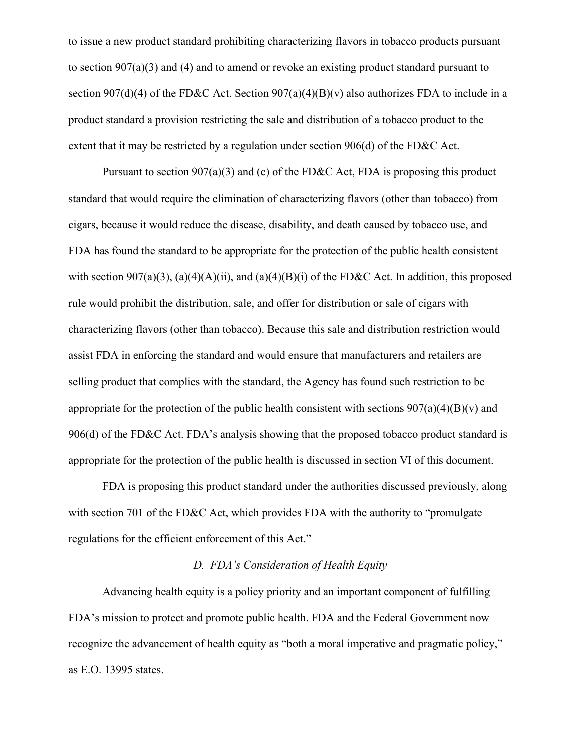to issue a new product standard prohibiting characterizing flavors in tobacco products pursuant to section 907(a)(3) and (4) and to amend or revoke an existing product standard pursuant to section 907(d)(4) of the FD&C Act. Section 907(a)(4)(B)(v) also authorizes FDA to include in a product standard a provision restricting the sale and distribution of a tobacco product to the extent that it may be restricted by a regulation under section 906(d) of the FD&C Act.

Pursuant to section 907(a)(3) and (c) of the FD&C Act, FDA is proposing this product standard that would require the elimination of characterizing flavors (other than tobacco) from cigars, because it would reduce the disease, disability, and death caused by tobacco use, and FDA has found the standard to be appropriate for the protection of the public health consistent with section 907(a)(3), (a)(4)(A)(ii), and (a)(4)(B)(i) of the FD&C Act. In addition, this proposed rule would prohibit the distribution, sale, and offer for distribution or sale of cigars with characterizing flavors (other than tobacco). Because this sale and distribution restriction would assist FDA in enforcing the standard and would ensure that manufacturers and retailers are selling product that complies with the standard, the Agency has found such restriction to be appropriate for the protection of the public health consistent with sections 907(a)(4)(B)(v) and 906(d) of the FD&C Act. FDA's analysis showing that the proposed tobacco product standard is appropriate for the protection of the public health is discussed in section VI of this document.

FDA is proposing this product standard under the authorities discussed previously, along with section 701 of the FD&C Act, which provides FDA with the authority to "promulgate regulations for the efficient enforcement of this Act."

### *D. FDA's Consideration of Health Equity*

Advancing health equity is a policy priority and an important component of fulfilling FDA's mission to protect and promote public health. FDA and the Federal Government now recognize the advancement of health equity as "both a moral imperative and pragmatic policy," as E.O. 13995 states.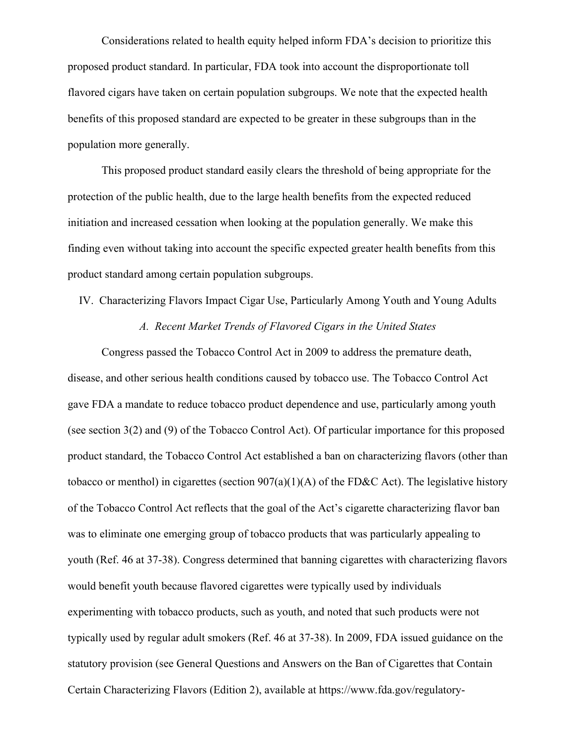Considerations related to health equity helped inform FDA's decision to prioritize this proposed product standard. In particular, FDA took into account the disproportionate toll flavored cigars have taken on certain population subgroups. We note that the expected health benefits of this proposed standard are expected to be greater in these subgroups than in the population more generally.

This proposed product standard easily clears the threshold of being appropriate for the protection of the public health, due to the large health benefits from the expected reduced initiation and increased cessation when looking at the population generally. We make this finding even without taking into account the specific expected greater health benefits from this product standard among certain population subgroups.

## IV. Characterizing Flavors Impact Cigar Use, Particularly Among Youth and Young Adults

### *A. Recent Market Trends of Flavored Cigars in the United States*

Congress passed the Tobacco Control Act in 2009 to address the premature death, disease, and other serious health conditions caused by tobacco use. The Tobacco Control Act gave FDA a mandate to reduce tobacco product dependence and use, particularly among youth (see section 3(2) and (9) of the Tobacco Control Act). Of particular importance for this proposed product standard, the Tobacco Control Act established a ban on characterizing flavors (other than tobacco or menthol) in cigarettes (section 907(a)(1)(A) of the FD&C Act). The legislative history of the Tobacco Control Act reflects that the goal of the Act's cigarette characterizing flavor ban was to eliminate one emerging group of tobacco products that was particularly appealing to youth (Ref. 46 at 37-38). Congress determined that banning cigarettes with characterizing flavors would benefit youth because flavored cigarettes were typically used by individuals experimenting with tobacco products, such as youth, and noted that such products were not typically used by regular adult smokers (Ref. 46 at 37-38). In 2009, FDA issued guidance on the statutory provision (see General Questions and Answers on the Ban of Cigarettes that Contain Certain Characterizing Flavors (Edition 2), available at https://www.fda.gov/regulatory-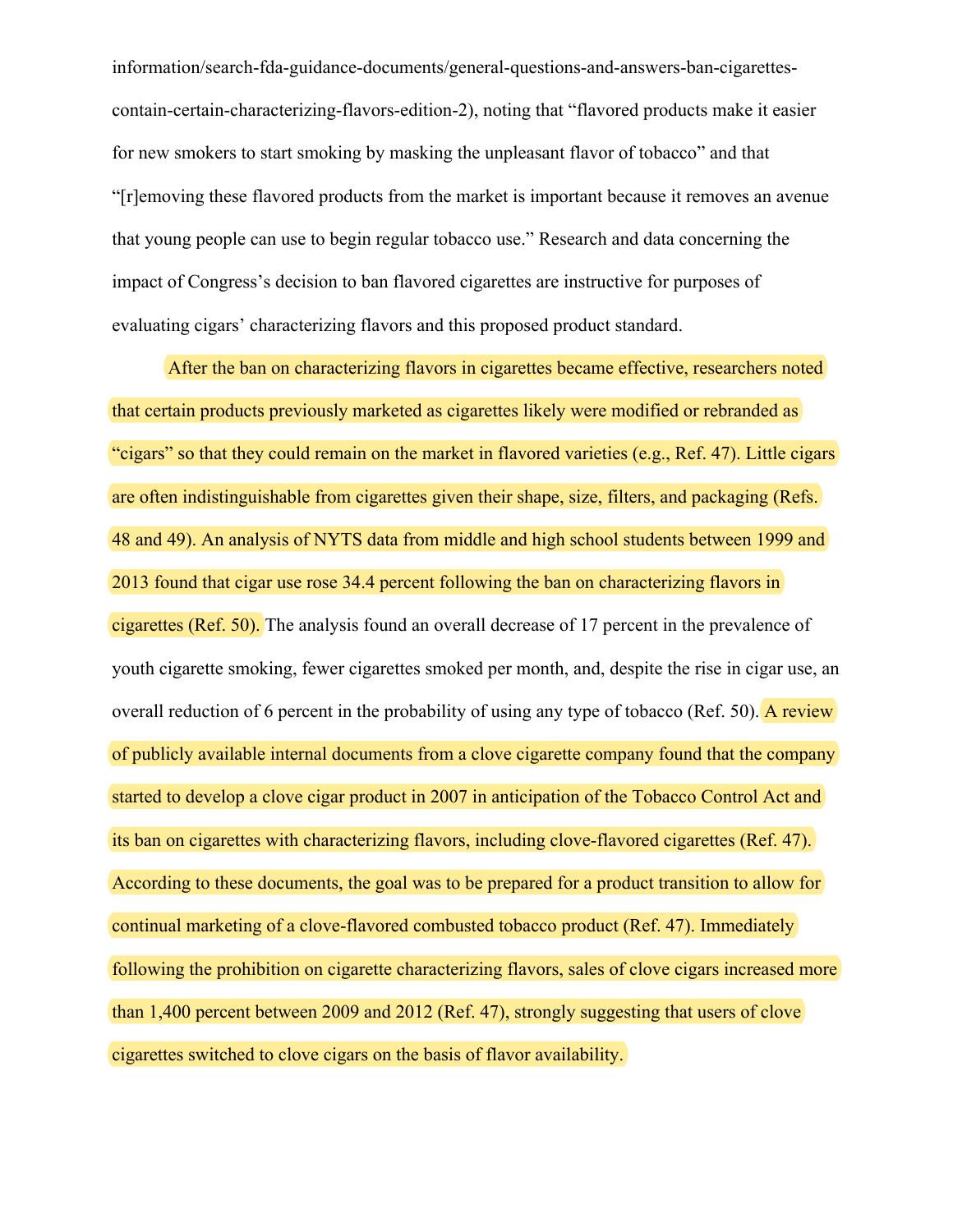information/search-fda-guidance-documents/general-questions-and-answers-ban-cigarettes-contain-certain-characterizing-flavors-edition-2), noting that "flavored products make it easier for new smokers to start smoking by masking the unpleasant flavor of tobacco" and that "[r]emoving these flavored products from the market is important because it removes an avenue that young people can use to begin regular tobacco use." Research and data concerning the impact of Congress's decision to ban flavored cigarettes are instructive for purposes of evaluating cigars' characterizing flavors and this proposed product standard.

After the ban on characterizing flavors in cigarettes became effective, researchers noted that certain products previously marketed as cigarettes likely were modified or rebranded as "cigars" so that they could remain on the market in flavored varieties (e.g., Ref. 47). Little cigars are often indistinguishable from cigarettes given their shape, size, filters, and packaging (Refs. 48 and 49). An analysis of NYTS data from middle and high school students between 1999 and 2013 found that cigar use rose 34.4 percent following the ban on characterizing flavors in cigarettes (Ref. 50). The analysis found an overall decrease of 17 percent in the prevalence of youth cigarette smoking, fewer cigarettes smoked per month, and, despite the rise in cigar use, an overall reduction of 6 percent in the probability of using any type of tobacco (Ref. 50). A review of publicly available internal documents from a clove cigarette company found that the company started to develop a clove cigar product in 2007 in anticipation of the Tobacco Control Act and its ban on cigarettes with characterizing flavors, including clove-flavored cigarettes (Ref. 47). According to these documents, the goal was to be prepared for a product transition to allow for continual marketing of a clove-flavored combusted tobacco product (Ref. 47). Immediately following the prohibition on cigarette characterizing flavors, sales of clove cigars increased more than 1,400 percent between 2009 and 2012 (Ref. 47), strongly suggesting that users of clove cigarettes switched to clove cigars on the basis of flavor availability.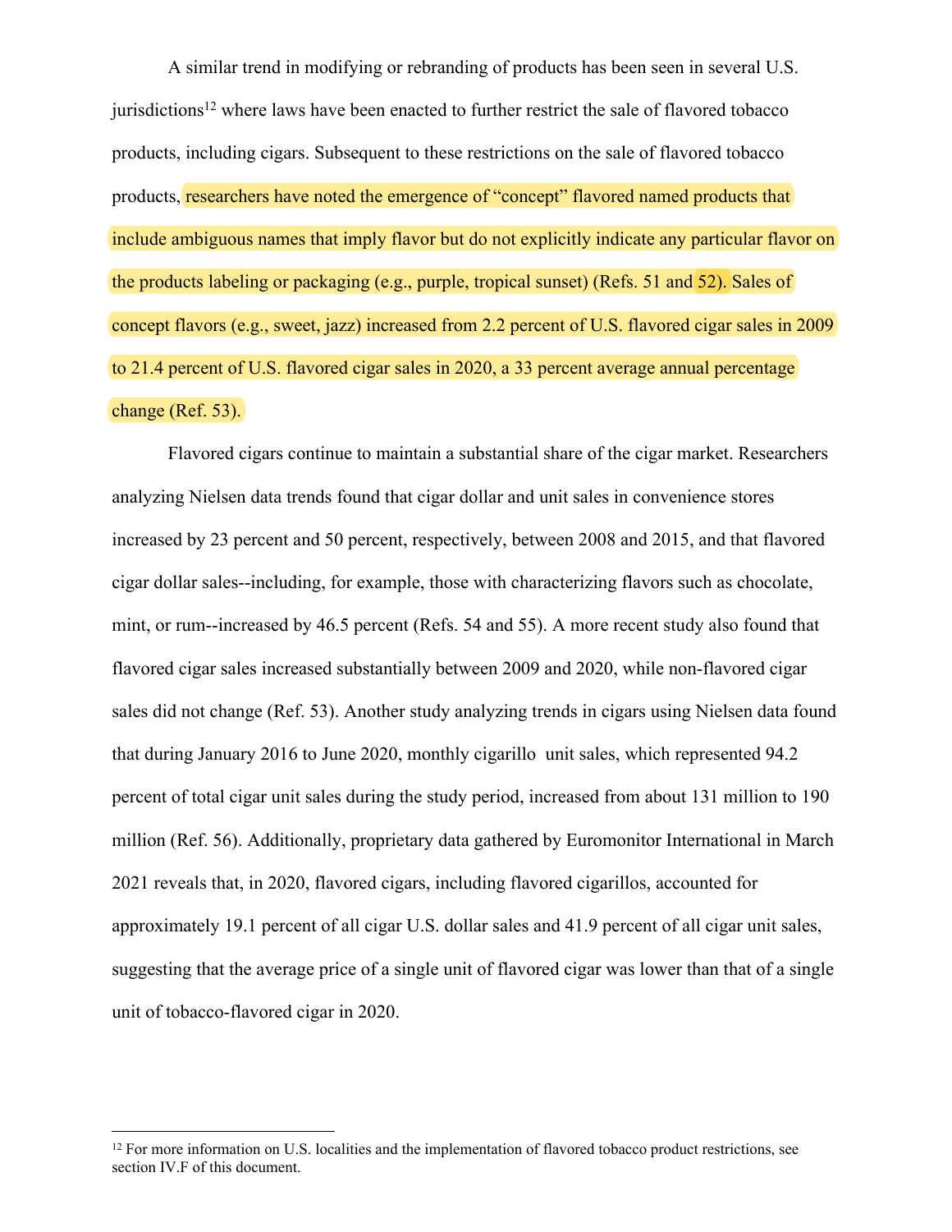A similar trend in modifying or rebranding of products has been seen in several U.S. jurisdictions[12] where laws have been enacted to further restrict the sale of flavored tobacco products, including cigars. Subsequent to these restrictions on the sale of flavored tobacco products, researchers have noted the emergence of "concept" flavored named products that include ambiguous names that imply flavor but do not explicitly indicate any particular flavor on the products labeling or packaging (e.g., purple, tropical sunset) (Refs. 51 and 52). Sales of concept flavors (e.g., sweet, jazz) increased from 2.2 percent of U.S. flavored cigar sales in 2009 to 21.4 percent of U.S. flavored cigar sales in 2020, a 33 percent average annual percentage change (Ref. 53).

Flavored cigars continue to maintain a substantial share of the cigar market. Researchers analyzing Nielsen data trends found that cigar dollar and unit sales in convenience stores increased by 23 percent and 50 percent, respectively, between 2008 and 2015, and that flavored cigar dollar sales--including, for example, those with characterizing flavors such as chocolate, mint, or rum--increased by 46.5 percent (Refs. 54 and 55). A more recent study also found that flavored cigar sales increased substantially between 2009 and 2020, while non-flavored cigar sales did not change (Ref. 53). Another study analyzing trends in cigars using Nielsen data found that during January 2016 to June 2020, monthly cigarillo unit sales, which represented 94.2 percent of total cigar unit sales during the study period, increased from about 131 million to 190 million (Ref. 56). Additionally, proprietary data gathered by Euromonitor International in March 2021 reveals that, in 2020, flavored cigars, including flavored cigarillos, accounted for approximately 19.1 percent of all cigar U.S. dollar sales and 41.9 percent of all cigar unit sales, suggesting that the average price of a single unit of flavored cigar was lower than that of a single unit of tobacco-flavored cigar in 2020.

---

[12] For more information on U.S. localities and the implementation of flavored tobacco product restrictions, see section IV.F of this document.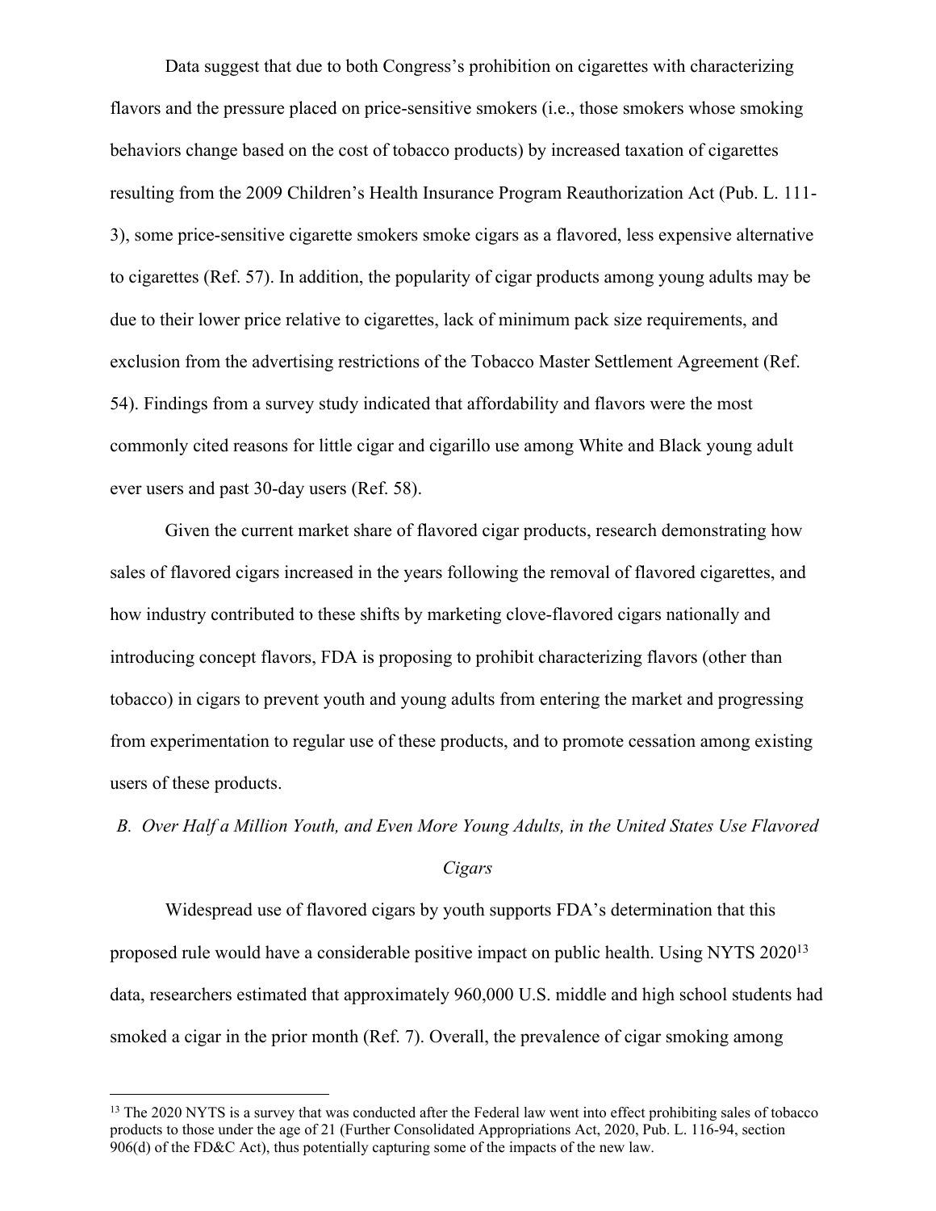Data suggest that due to both Congress's prohibition on cigarettes with characterizing flavors and the pressure placed on price-sensitive smokers (i.e., those smokers whose smoking behaviors change based on the cost of tobacco products) by increased taxation of cigarettes resulting from the 2009 Children's Health Insurance Program Reauthorization Act (Pub. L. 111-3), some price-sensitive cigarette smokers smoke cigars as a flavored, less expensive alternative to cigarettes (Ref. 57). In addition, the popularity of cigar products among young adults may be due to their lower price relative to cigarettes, lack of minimum pack size requirements, and exclusion from the advertising restrictions of the Tobacco Master Settlement Agreement (Ref. 54). Findings from a survey study indicated that affordability and flavors were the most commonly cited reasons for little cigar and cigarillo use among White and Black young adult ever users and past 30-day users (Ref. 58).

Given the current market share of flavored cigar products, research demonstrating how sales of flavored cigars increased in the years following the removal of flavored cigarettes, and how industry contributed to these shifts by marketing clove-flavored cigars nationally and introducing concept flavors, FDA is proposing to prohibit characterizing flavors (other than tobacco) in cigars to prevent youth and young adults from entering the market and progressing from experimentation to regular use of these products, and to promote cessation among existing users of these products.

### *B. Over Half a Million Youth, and Even More Young Adults, in the United States Use Flavored Cigars*

Widespread use of flavored cigars by youth supports FDA's determination that this proposed rule would have a considerable positive impact on public health. Using NYTS 2020[13] data, researchers estimated that approximately 960,000 U.S. middle and high school students had smoked a cigar in the prior month (Ref. 7). Overall, the prevalence of cigar smoking among

[13] The 2020 NYTS is a survey that was conducted after the Federal law went into effect prohibiting sales of tobacco products to those under the age of 21 (Further Consolidated Appropriations Act, 2020, Pub. L. 116-94, section 906(d) of the FD&C Act), thus potentially capturing some of the impacts of the new law.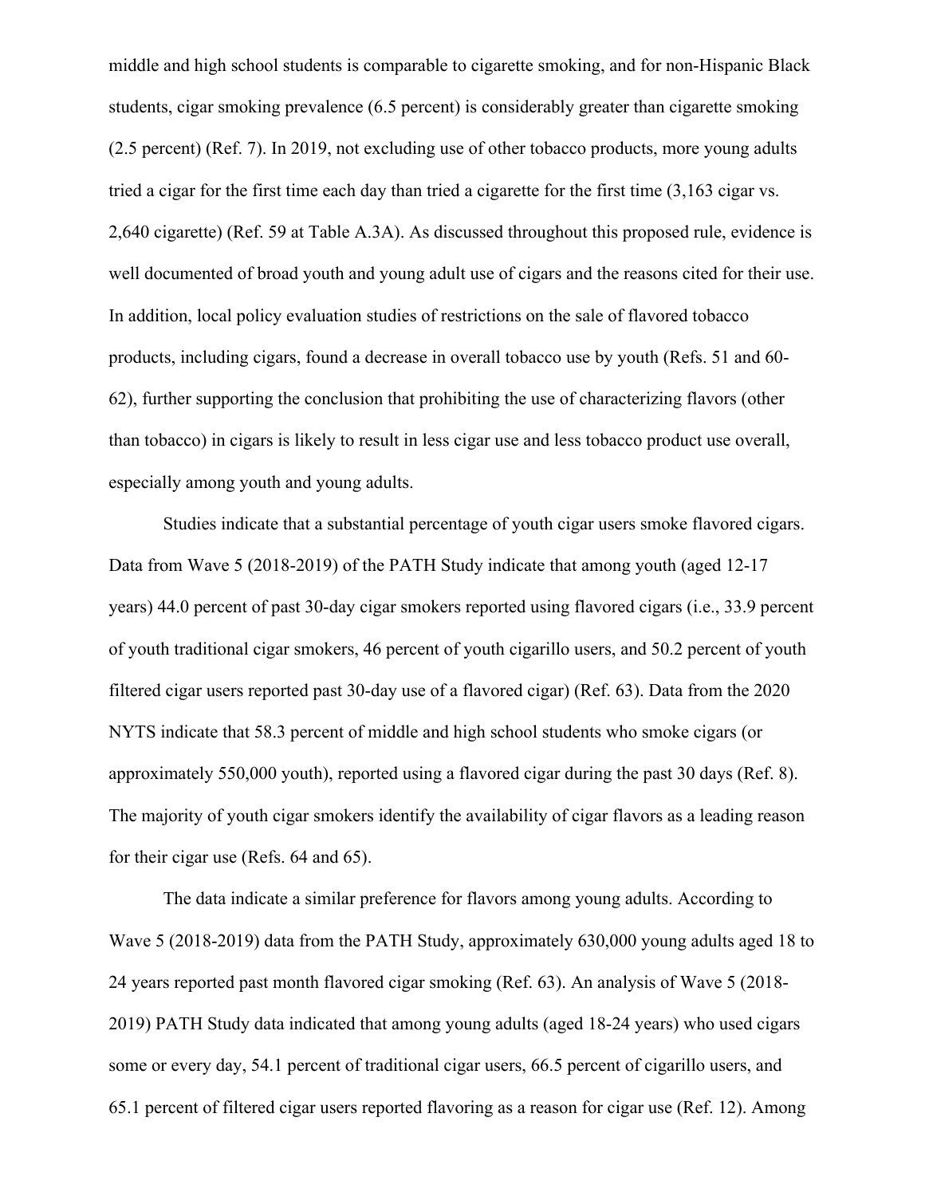middle and high school students is comparable to cigarette smoking, and for non-Hispanic Black students, cigar smoking prevalence (6.5 percent) is considerably greater than cigarette smoking (2.5 percent) (Ref. 7). In 2019, not excluding use of other tobacco products, more young adults tried a cigar for the first time each day than tried a cigarette for the first time (3,163 cigar vs. 2,640 cigarette) (Ref. 59 at Table A.3A). As discussed throughout this proposed rule, evidence is well documented of broad youth and young adult use of cigars and the reasons cited for their use. In addition, local policy evaluation studies of restrictions on the sale of flavored tobacco products, including cigars, found a decrease in overall tobacco use by youth (Refs. 51 and 60-62), further supporting the conclusion that prohibiting the use of characterizing flavors (other than tobacco) in cigars is likely to result in less cigar use and less tobacco product use overall, especially among youth and young adults.

Studies indicate that a substantial percentage of youth cigar users smoke flavored cigars. Data from Wave 5 (2018-2019) of the PATH Study indicate that among youth (aged 12-17 years) 44.0 percent of past 30-day cigar smokers reported using flavored cigars (i.e., 33.9 percent of youth traditional cigar smokers, 46 percent of youth cigarillo users, and 50.2 percent of youth filtered cigar users reported past 30-day use of a flavored cigar) (Ref. 63). Data from the 2020 NYTS indicate that 58.3 percent of middle and high school students who smoke cigars (or approximately 550,000 youth), reported using a flavored cigar during the past 30 days (Ref. 8). The majority of youth cigar smokers identify the availability of cigar flavors as a leading reason for their cigar use (Refs. 64 and 65).

The data indicate a similar preference for flavors among young adults. According to Wave 5 (2018-2019) data from the PATH Study, approximately 630,000 young adults aged 18 to 24 years reported past month flavored cigar smoking (Ref. 63). An analysis of Wave 5 (2018-2019) PATH Study data indicated that among young adults (aged 18-24 years) who used cigars some or every day, 54.1 percent of traditional cigar users, 66.5 percent of cigarillo users, and 65.1 percent of filtered cigar users reported flavoring as a reason for cigar use (Ref. 12). Among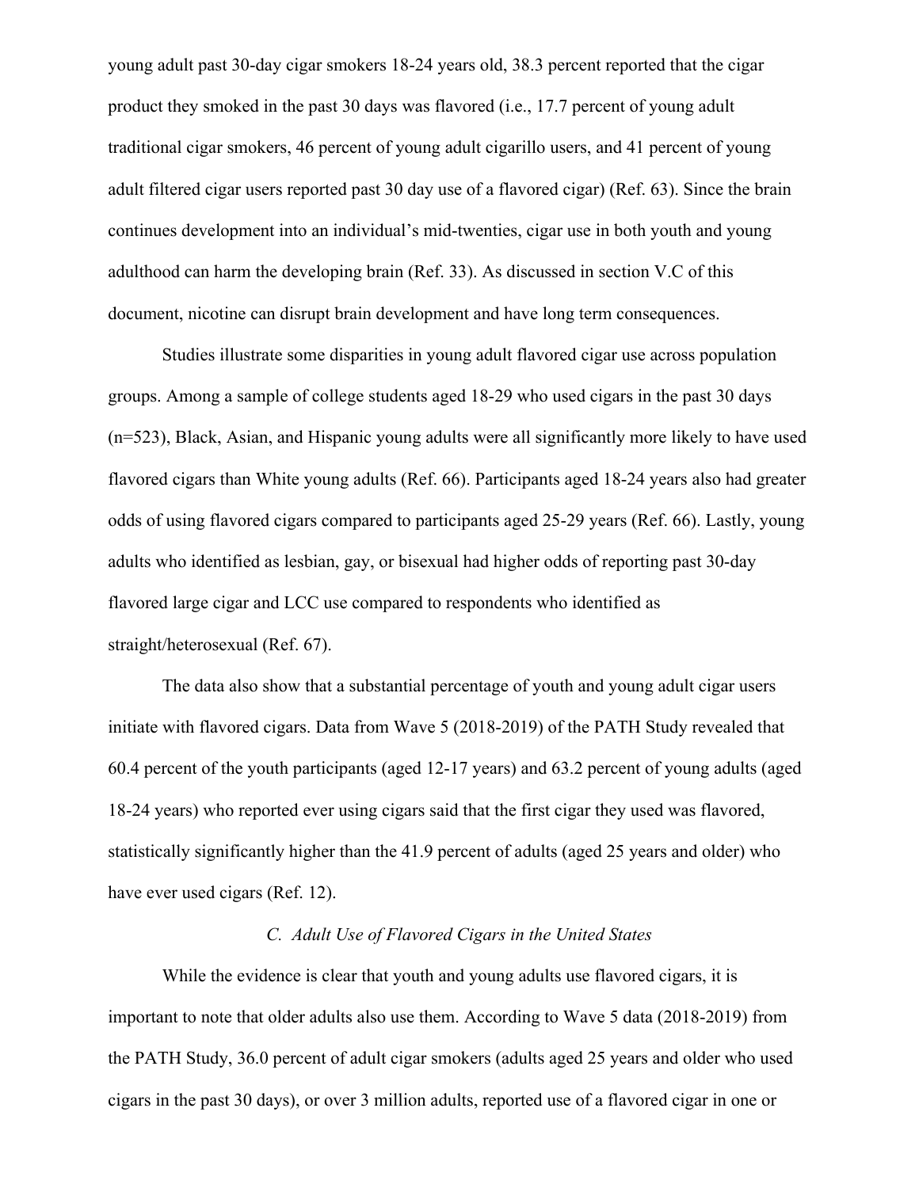young adult past 30-day cigar smokers 18-24 years old, 38.3 percent reported that the cigar product they smoked in the past 30 days was flavored (i.e., 17.7 percent of young adult traditional cigar smokers, 46 percent of young adult cigarillo users, and 41 percent of young adult filtered cigar users reported past 30 day use of a flavored cigar) (Ref. 63). Since the brain continues development into an individual's mid-twenties, cigar use in both youth and young adulthood can harm the developing brain (Ref. 33). As discussed in section V.C of this document, nicotine can disrupt brain development and have long term consequences.

Studies illustrate some disparities in young adult flavored cigar use across population groups. Among a sample of college students aged 18-29 who used cigars in the past 30 days (n=523), Black, Asian, and Hispanic young adults were all significantly more likely to have used flavored cigars than White young adults (Ref. 66). Participants aged 18-24 years also had greater odds of using flavored cigars compared to participants aged 25-29 years (Ref. 66). Lastly, young adults who identified as lesbian, gay, or bisexual had higher odds of reporting past 30-day flavored large cigar and LCC use compared to respondents who identified as straight/heterosexual (Ref. 67).

The data also show that a substantial percentage of youth and young adult cigar users initiate with flavored cigars. Data from Wave 5 (2018-2019) of the PATH Study revealed that 60.4 percent of the youth participants (aged 12-17 years) and 63.2 percent of young adults (aged 18-24 years) who reported ever using cigars said that the first cigar they used was flavored, statistically significantly higher than the 41.9 percent of adults (aged 25 years and older) who have ever used cigars (Ref. 12).

### *C. Adult Use of Flavored Cigars in the United States*

While the evidence is clear that youth and young adults use flavored cigars, it is important to note that older adults also use them. According to Wave 5 data (2018-2019) from the PATH Study, 36.0 percent of adult cigar smokers (adults aged 25 years and older who used cigars in the past 30 days), or over 3 million adults, reported use of a flavored cigar in one or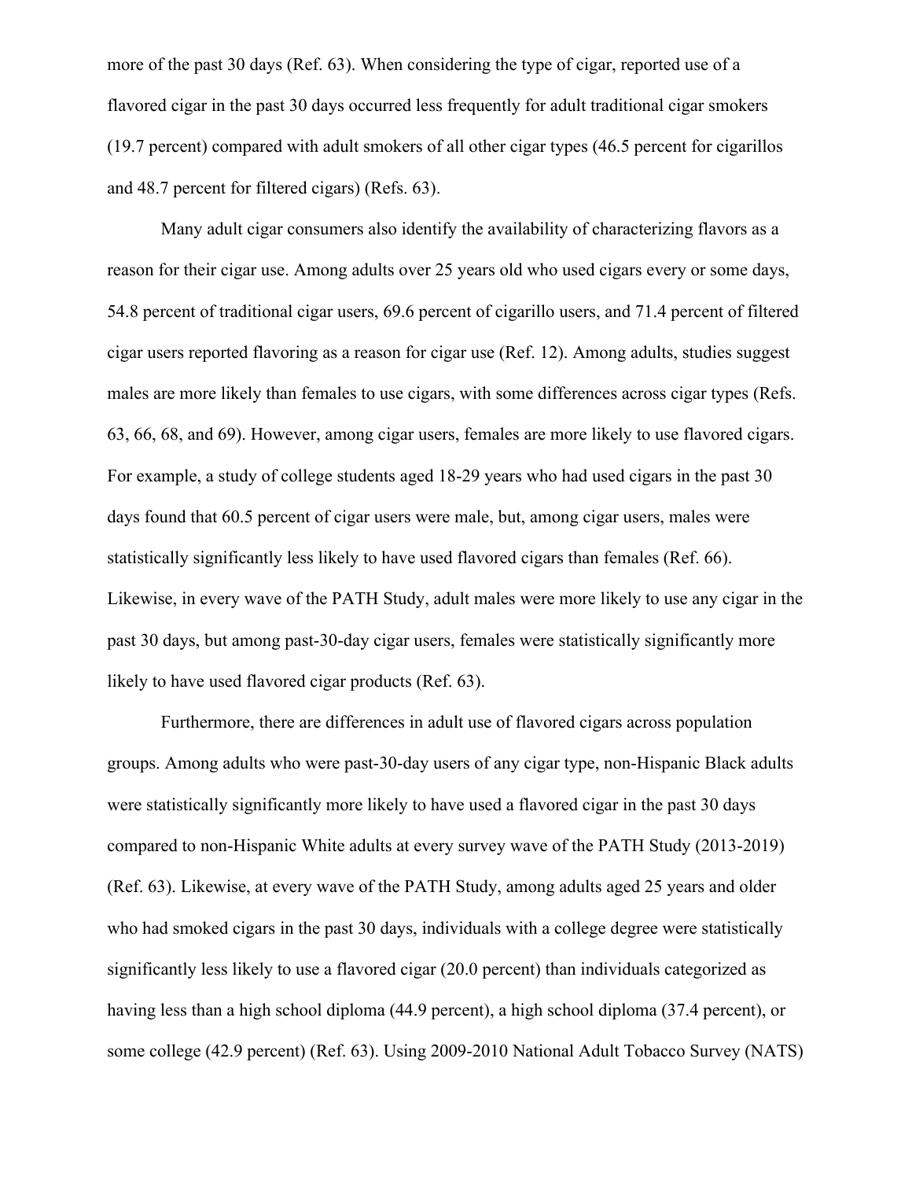more of the past 30 days (Ref. 63). When considering the type of cigar, reported use of a flavored cigar in the past 30 days occurred less frequently for adult traditional cigar smokers (19.7 percent) compared with adult smokers of all other cigar types (46.5 percent for cigarillos and 48.7 percent for filtered cigars) (Refs. 63).

Many adult cigar consumers also identify the availability of characterizing flavors as a reason for their cigar use. Among adults over 25 years old who used cigars every or some days, 54.8 percent of traditional cigar users, 69.6 percent of cigarillo users, and 71.4 percent of filtered cigar users reported flavoring as a reason for cigar use (Ref. 12). Among adults, studies suggest males are more likely than females to use cigars, with some differences across cigar types (Refs. 63, 66, 68, and 69). However, among cigar users, females are more likely to use flavored cigars. For example, a study of college students aged 18-29 years who had used cigars in the past 30 days found that 60.5 percent of cigar users were male, but, among cigar users, males were statistically significantly less likely to have used flavored cigars than females (Ref. 66). Likewise, in every wave of the PATH Study, adult males were more likely to use any cigar in the past 30 days, but among past-30-day cigar users, females were statistically significantly more likely to have used flavored cigar products (Ref. 63).

Furthermore, there are differences in adult use of flavored cigars across population groups. Among adults who were past-30-day users of any cigar type, non-Hispanic Black adults were statistically significantly more likely to have used a flavored cigar in the past 30 days compared to non-Hispanic White adults at every survey wave of the PATH Study (2013-2019) (Ref. 63). Likewise, at every wave of the PATH Study, among adults aged 25 years and older who had smoked cigars in the past 30 days, individuals with a college degree were statistically significantly less likely to use a flavored cigar (20.0 percent) than individuals categorized as having less than a high school diploma (44.9 percent), a high school diploma (37.4 percent), or some college (42.9 percent) (Ref. 63). Using 2009-2010 National Adult Tobacco Survey (NATS)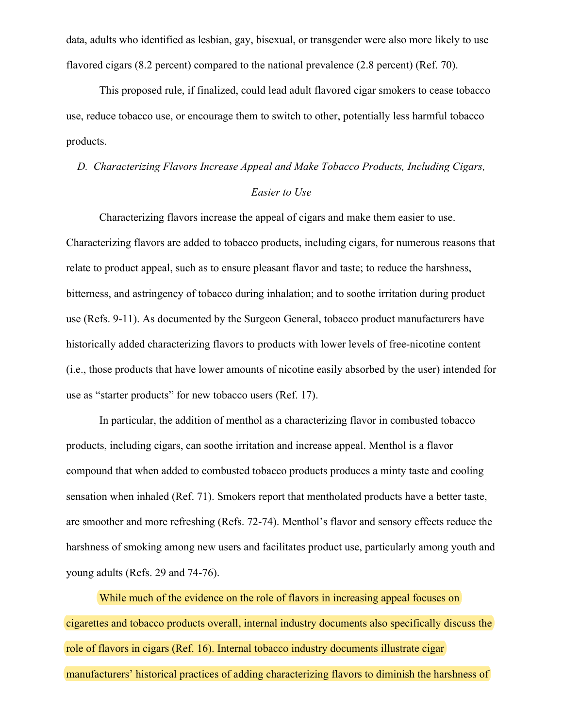data, adults who identified as lesbian, gay, bisexual, or transgender were also more likely to use flavored cigars (8.2 percent) compared to the national prevalence (2.8 percent) (Ref. 70).

This proposed rule, if finalized, could lead adult flavored cigar smokers to cease tobacco use, reduce tobacco use, or encourage them to switch to other, potentially less harmful tobacco products.

### *D. Characterizing Flavors Increase Appeal and Make Tobacco Products, Including Cigars, Easier to Use*

Characterizing flavors increase the appeal of cigars and make them easier to use. Characterizing flavors are added to tobacco products, including cigars, for numerous reasons that relate to product appeal, such as to ensure pleasant flavor and taste; to reduce the harshness, bitterness, and astringency of tobacco during inhalation; and to soothe irritation during product use (Refs. 9-11). As documented by the Surgeon General, tobacco product manufacturers have historically added characterizing flavors to products with lower levels of free-nicotine content (i.e., those products that have lower amounts of nicotine easily absorbed by the user) intended for use as "starter products" for new tobacco users (Ref. 17).

In particular, the addition of menthol as a characterizing flavor in combusted tobacco products, including cigars, can soothe irritation and increase appeal. Menthol is a flavor compound that when added to combusted tobacco products produces a minty taste and cooling sensation when inhaled (Ref. 71). Smokers report that mentholated products have a better taste, are smoother and more refreshing (Refs. 72-74). Menthol's flavor and sensory effects reduce the harshness of smoking among new users and facilitates product use, particularly among youth and young adults (Refs. 29 and 74-76).

While much of the evidence on the role of flavors in increasing appeal focuses on cigarettes and tobacco products overall, internal industry documents also specifically discuss the role of flavors in cigars (Ref. 16). Internal tobacco industry documents illustrate cigar manufacturers' historical practices of adding characterizing flavors to diminish the harshness of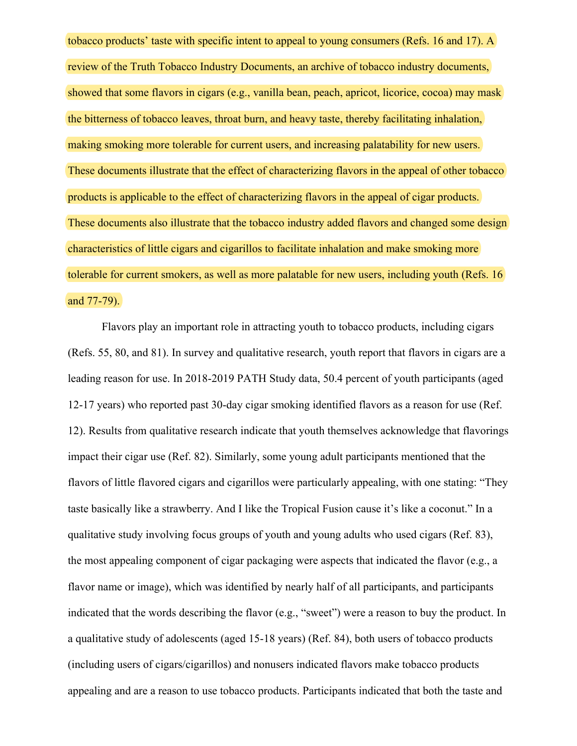tobacco products' taste with specific intent to appeal to young consumers (Refs. 16 and 17). A review of the Truth Tobacco Industry Documents, an archive of tobacco industry documents, showed that some flavors in cigars (e.g., vanilla bean, peach, apricot, licorice, cocoa) may mask the bitterness of tobacco leaves, throat burn, and heavy taste, thereby facilitating inhalation, making smoking more tolerable for current users, and increasing palatability for new users. These documents illustrate that the effect of characterizing flavors in the appeal of other tobacco products is applicable to the effect of characterizing flavors in the appeal of cigar products. These documents also illustrate that the tobacco industry added flavors and changed some design characteristics of little cigars and cigarillos to facilitate inhalation and make smoking more tolerable for current smokers, as well as more palatable for new users, including youth (Refs. 16 and 77-79).

Flavors play an important role in attracting youth to tobacco products, including cigars (Refs. 55, 80, and 81). In survey and qualitative research, youth report that flavors in cigars are a leading reason for use. In 2018-2019 PATH Study data, 50.4 percent of youth participants (aged 12-17 years) who reported past 30-day cigar smoking identified flavors as a reason for use (Ref. 12). Results from qualitative research indicate that youth themselves acknowledge that flavorings impact their cigar use (Ref. 82). Similarly, some young adult participants mentioned that the flavors of little flavored cigars and cigarillos were particularly appealing, with one stating: "They taste basically like a strawberry. And I like the Tropical Fusion cause it's like a coconut." In a qualitative study involving focus groups of youth and young adults who used cigars (Ref. 83), the most appealing component of cigar packaging were aspects that indicated the flavor (e.g., a flavor name or image), which was identified by nearly half of all participants, and participants indicated that the words describing the flavor (e.g., "sweet") were a reason to buy the product. In a qualitative study of adolescents (aged 15-18 years) (Ref. 84), both users of tobacco products (including users of cigars/cigarillos) and nonusers indicated flavors make tobacco products appealing and are a reason to use tobacco products. Participants indicated that both the taste and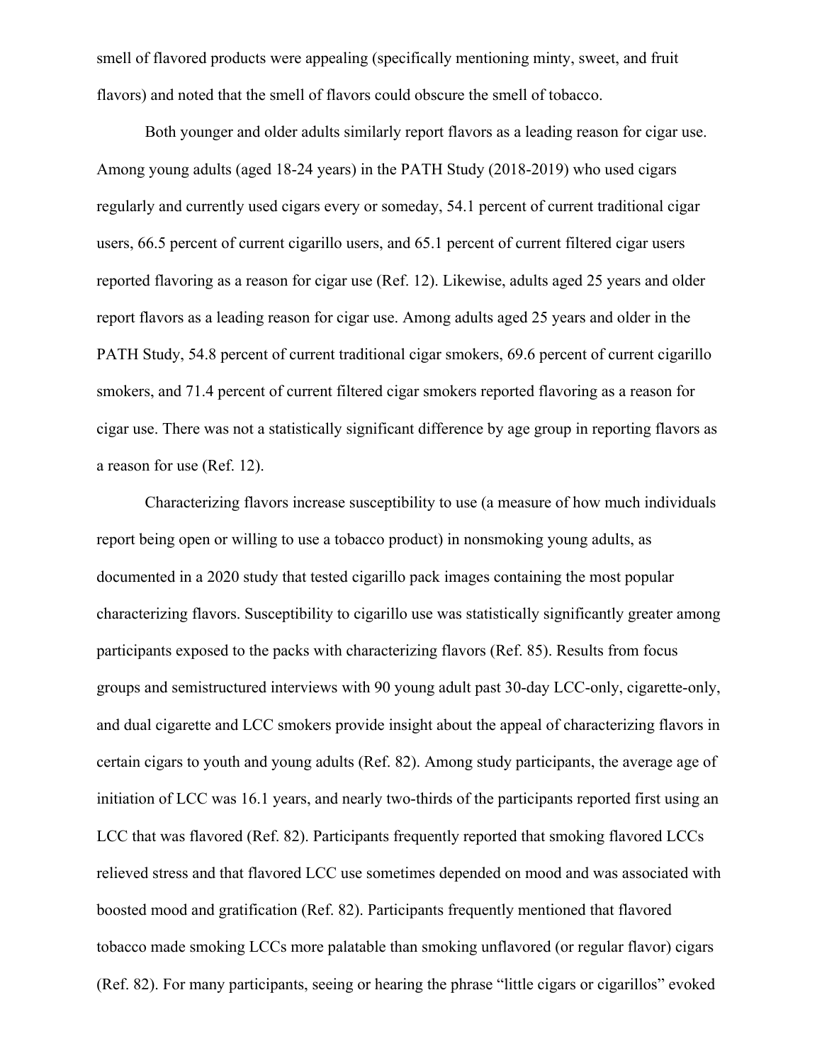smell of flavored products were appealing (specifically mentioning minty, sweet, and fruit flavors) and noted that the smell of flavors could obscure the smell of tobacco.

Both younger and older adults similarly report flavors as a leading reason for cigar use. Among young adults (aged 18-24 years) in the PATH Study (2018-2019) who used cigars regularly and currently used cigars every or someday, 54.1 percent of current traditional cigar users, 66.5 percent of current cigarillo users, and 65.1 percent of current filtered cigar users reported flavoring as a reason for cigar use (Ref. 12). Likewise, adults aged 25 years and older report flavors as a leading reason for cigar use. Among adults aged 25 years and older in the PATH Study, 54.8 percent of current traditional cigar smokers, 69.6 percent of current cigarillo smokers, and 71.4 percent of current filtered cigar smokers reported flavoring as a reason for cigar use. There was not a statistically significant difference by age group in reporting flavors as a reason for use (Ref. 12).

Characterizing flavors increase susceptibility to use (a measure of how much individuals report being open or willing to use a tobacco product) in nonsmoking young adults, as documented in a 2020 study that tested cigarillo pack images containing the most popular characterizing flavors. Susceptibility to cigarillo use was statistically significantly greater among participants exposed to the packs with characterizing flavors (Ref. 85). Results from focus groups and semistructured interviews with 90 young adult past 30-day LCC-only, cigarette-only, and dual cigarette and LCC smokers provide insight about the appeal of characterizing flavors in certain cigars to youth and young adults (Ref. 82). Among study participants, the average age of initiation of LCC was 16.1 years, and nearly two-thirds of the participants reported first using an LCC that was flavored (Ref. 82). Participants frequently reported that smoking flavored LCCs relieved stress and that flavored LCC use sometimes depended on mood and was associated with boosted mood and gratification (Ref. 82). Participants frequently mentioned that flavored tobacco made smoking LCCs more palatable than smoking unflavored (or regular flavor) cigars (Ref. 82). For many participants, seeing or hearing the phrase "little cigars or cigarillos" evoked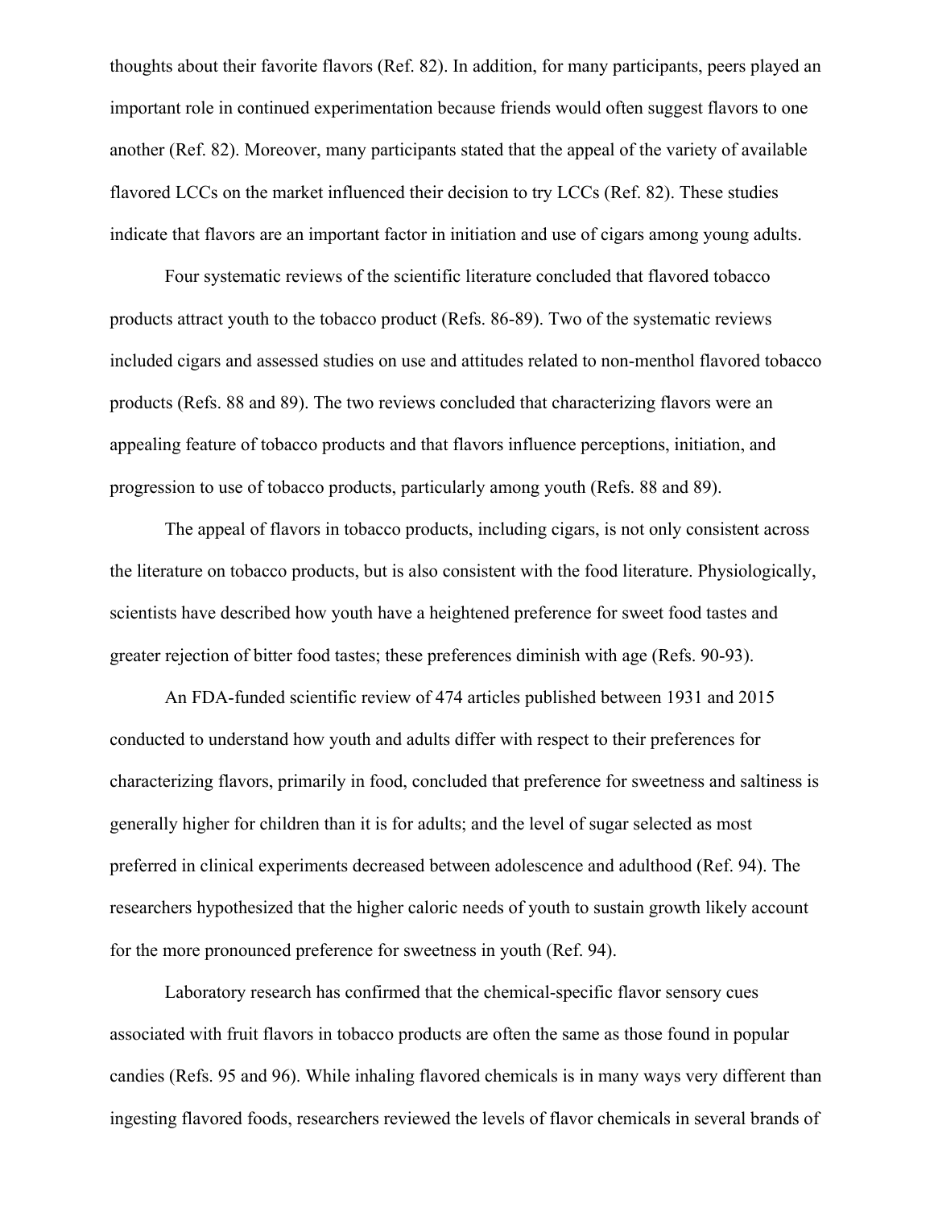thoughts about their favorite flavors (Ref. 82). In addition, for many participants, peers played an important role in continued experimentation because friends would often suggest flavors to one another (Ref. 82). Moreover, many participants stated that the appeal of the variety of available flavored LCCs on the market influenced their decision to try LCCs (Ref. 82). These studies indicate that flavors are an important factor in initiation and use of cigars among young adults.

Four systematic reviews of the scientific literature concluded that flavored tobacco products attract youth to the tobacco product (Refs. 86-89). Two of the systematic reviews included cigars and assessed studies on use and attitudes related to non-menthol flavored tobacco products (Refs. 88 and 89). The two reviews concluded that characterizing flavors were an appealing feature of tobacco products and that flavors influence perceptions, initiation, and progression to use of tobacco products, particularly among youth (Refs. 88 and 89).

The appeal of flavors in tobacco products, including cigars, is not only consistent across the literature on tobacco products, but is also consistent with the food literature. Physiologically, scientists have described how youth have a heightened preference for sweet food tastes and greater rejection of bitter food tastes; these preferences diminish with age (Refs. 90-93).

An FDA-funded scientific review of 474 articles published between 1931 and 2015 conducted to understand how youth and adults differ with respect to their preferences for characterizing flavors, primarily in food, concluded that preference for sweetness and saltiness is generally higher for children than it is for adults; and the level of sugar selected as most preferred in clinical experiments decreased between adolescence and adulthood (Ref. 94). The researchers hypothesized that the higher caloric needs of youth to sustain growth likely account for the more pronounced preference for sweetness in youth (Ref. 94).

Laboratory research has confirmed that the chemical-specific flavor sensory cues associated with fruit flavors in tobacco products are often the same as those found in popular candies (Refs. 95 and 96). While inhaling flavored chemicals is in many ways very different than ingesting flavored foods, researchers reviewed the levels of flavor chemicals in several brands of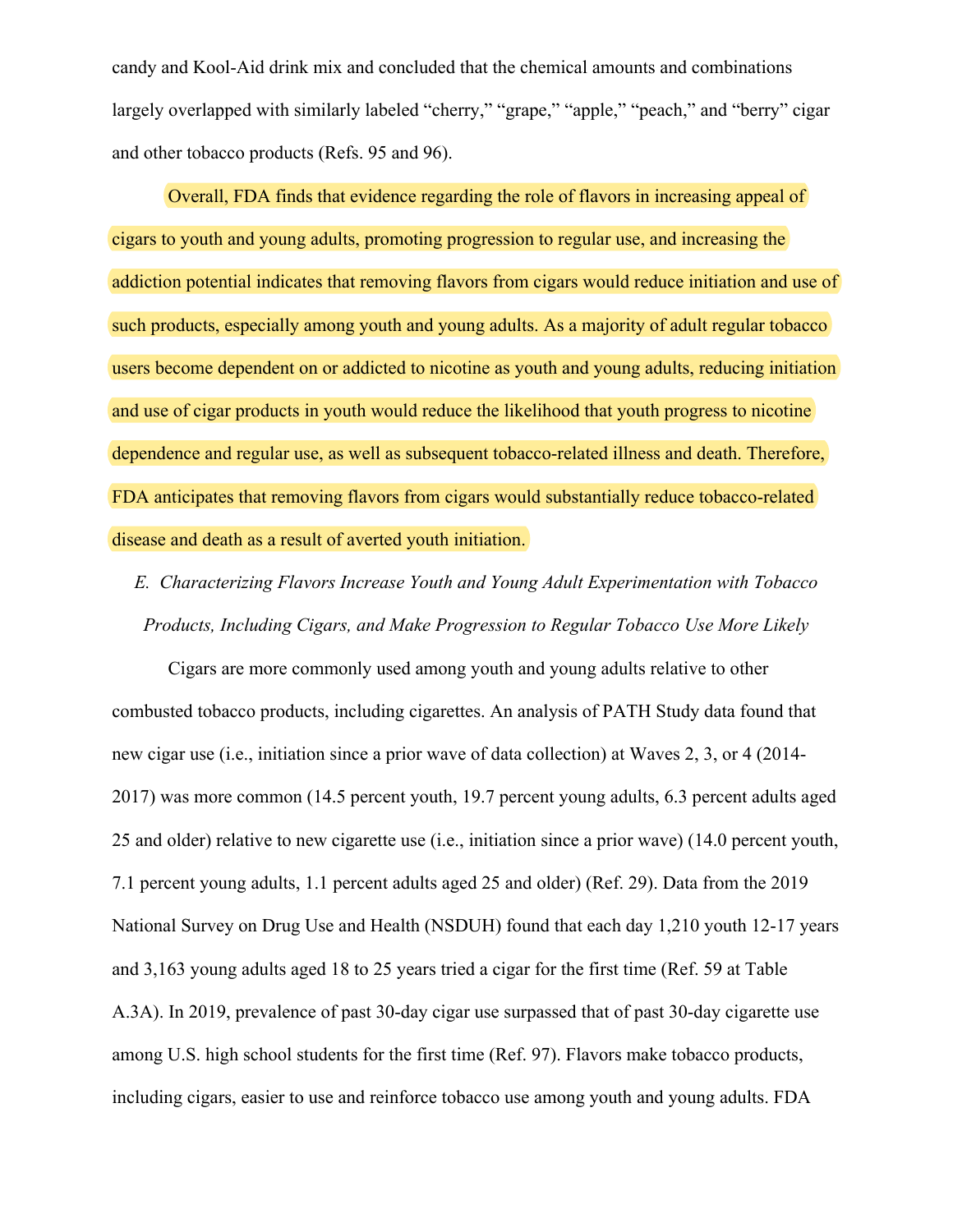candy and Kool-Aid drink mix and concluded that the chemical amounts and combinations largely overlapped with similarly labeled "cherry," "grape," "apple," "peach," and "berry" cigar and other tobacco products (Refs. 95 and 96).

Overall, FDA finds that evidence regarding the role of flavors in increasing appeal of cigars to youth and young adults, promoting progression to regular use, and increasing the addiction potential indicates that removing flavors from cigars would reduce initiation and use of such products, especially among youth and young adults. As a majority of adult regular tobacco users become dependent on or addicted to nicotine as youth and young adults, reducing initiation and use of cigar products in youth would reduce the likelihood that youth progress to nicotine dependence and regular use, as well as subsequent tobacco-related illness and death. Therefore, FDA anticipates that removing flavors from cigars would substantially reduce tobacco-related disease and death as a result of averted youth initiation.

*E. Characterizing Flavors Increase Youth and Young Adult Experimentation with Tobacco Products, Including Cigars, and Make Progression to Regular Tobacco Use More Likely*

Cigars are more commonly used among youth and young adults relative to other combusted tobacco products, including cigarettes. An analysis of PATH Study data found that new cigar use (i.e., initiation since a prior wave of data collection) at Waves 2, 3, or 4 (2014-2017) was more common (14.5 percent youth, 19.7 percent young adults, 6.3 percent adults aged 25 and older) relative to new cigarette use (i.e., initiation since a prior wave) (14.0 percent youth, 7.1 percent young adults, 1.1 percent adults aged 25 and older) (Ref. 29). Data from the 2019 National Survey on Drug Use and Health (NSDUH) found that each day 1,210 youth 12-17 years and 3,163 young adults aged 18 to 25 years tried a cigar for the first time (Ref. 59 at Table A.3A). In 2019, prevalence of past 30-day cigar use surpassed that of past 30-day cigarette use among U.S. high school students for the first time (Ref. 97). Flavors make tobacco products, including cigars, easier to use and reinforce tobacco use among youth and young adults. FDA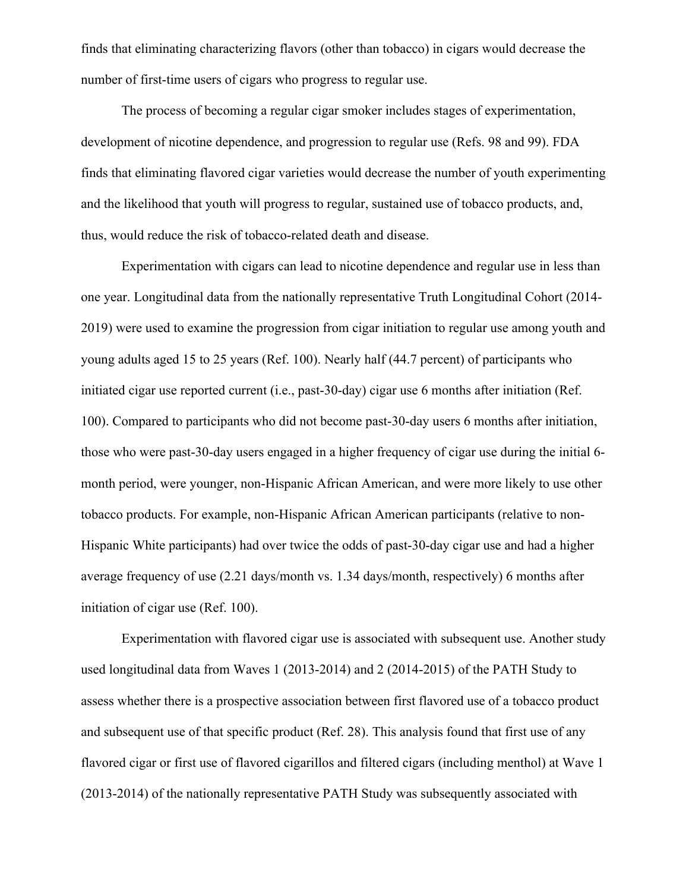finds that eliminating characterizing flavors (other than tobacco) in cigars would decrease the number of first-time users of cigars who progress to regular use.

The process of becoming a regular cigar smoker includes stages of experimentation, development of nicotine dependence, and progression to regular use (Refs. 98 and 99). FDA finds that eliminating flavored cigar varieties would decrease the number of youth experimenting and the likelihood that youth will progress to regular, sustained use of tobacco products, and, thus, would reduce the risk of tobacco-related death and disease.

Experimentation with cigars can lead to nicotine dependence and regular use in less than one year. Longitudinal data from the nationally representative Truth Longitudinal Cohort (2014-2019) were used to examine the progression from cigar initiation to regular use among youth and young adults aged 15 to 25 years (Ref. 100). Nearly half (44.7 percent) of participants who initiated cigar use reported current (i.e., past-30-day) cigar use 6 months after initiation (Ref. 100). Compared to participants who did not become past-30-day users 6 months after initiation, those who were past-30-day users engaged in a higher frequency of cigar use during the initial 6-month period, were younger, non-Hispanic African American, and were more likely to use other tobacco products. For example, non-Hispanic African American participants (relative to non-Hispanic White participants) had over twice the odds of past-30-day cigar use and had a higher average frequency of use (2.21 days/month vs. 1.34 days/month, respectively) 6 months after initiation of cigar use (Ref. 100).

Experimentation with flavored cigar use is associated with subsequent use. Another study used longitudinal data from Waves 1 (2013-2014) and 2 (2014-2015) of the PATH Study to assess whether there is a prospective association between first flavored use of a tobacco product and subsequent use of that specific product (Ref. 28). This analysis found that first use of any flavored cigar or first use of flavored cigarillos and filtered cigars (including menthol) at Wave 1 (2013-2014) of the nationally representative PATH Study was subsequently associated with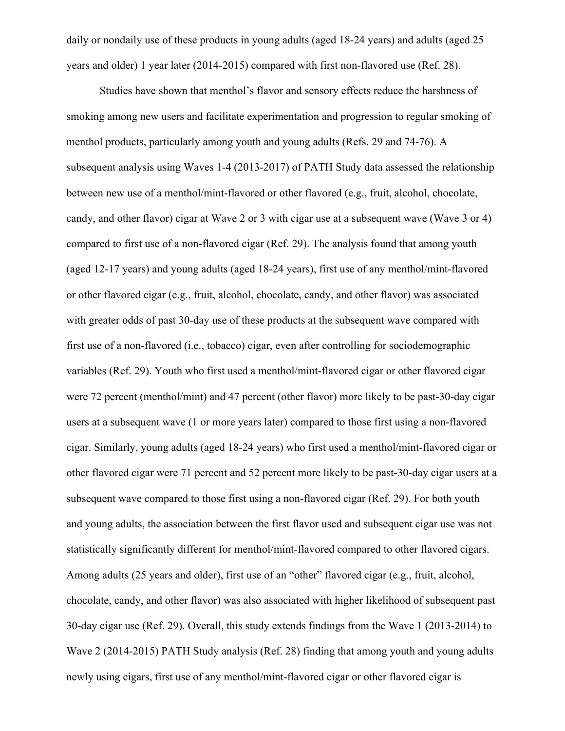daily or nondaily use of these products in young adults (aged 18-24 years) and adults (aged 25 years and older) 1 year later (2014-2015) compared with first non-flavored use (Ref. 28).

Studies have shown that menthol's flavor and sensory effects reduce the harshness of smoking among new users and facilitate experimentation and progression to regular smoking of menthol products, particularly among youth and young adults (Refs. 29 and 74-76). A subsequent analysis using Waves 1-4 (2013-2017) of PATH Study data assessed the relationship between new use of a menthol/mint-flavored or other flavored (e.g., fruit, alcohol, chocolate, candy, and other flavor) cigar at Wave 2 or 3 with cigar use at a subsequent wave (Wave 3 or 4) compared to first use of a non-flavored cigar (Ref. 29). The analysis found that among youth (aged 12-17 years) and young adults (aged 18-24 years), first use of any menthol/mint-flavored or other flavored cigar (e.g., fruit, alcohol, chocolate, candy, and other flavor) was associated with greater odds of past 30-day use of these products at the subsequent wave compared with first use of a non-flavored (i.e., tobacco) cigar, even after controlling for sociodemographic variables (Ref. 29). Youth who first used a menthol/mint-flavored cigar or other flavored cigar were 72 percent (menthol/mint) and 47 percent (other flavor) more likely to be past-30-day cigar users at a subsequent wave (1 or more years later) compared to those first using a non-flavored cigar. Similarly, young adults (aged 18-24 years) who first used a menthol/mint-flavored cigar or other flavored cigar were 71 percent and 52 percent more likely to be past-30-day cigar users at a subsequent wave compared to those first using a non-flavored cigar (Ref. 29). For both youth and young adults, the association between the first flavor used and subsequent cigar use was not statistically significantly different for menthol/mint-flavored compared to other flavored cigars. Among adults (25 years and older), first use of an "other" flavored cigar (e.g., fruit, alcohol, chocolate, candy, and other flavor) was also associated with higher likelihood of subsequent past 30-day cigar use (Ref. 29). Overall, this study extends findings from the Wave 1 (2013-2014) to Wave 2 (2014-2015) PATH Study analysis (Ref. 28) finding that among youth and young adults newly using cigars, first use of any menthol/mint-flavored cigar or other flavored cigar is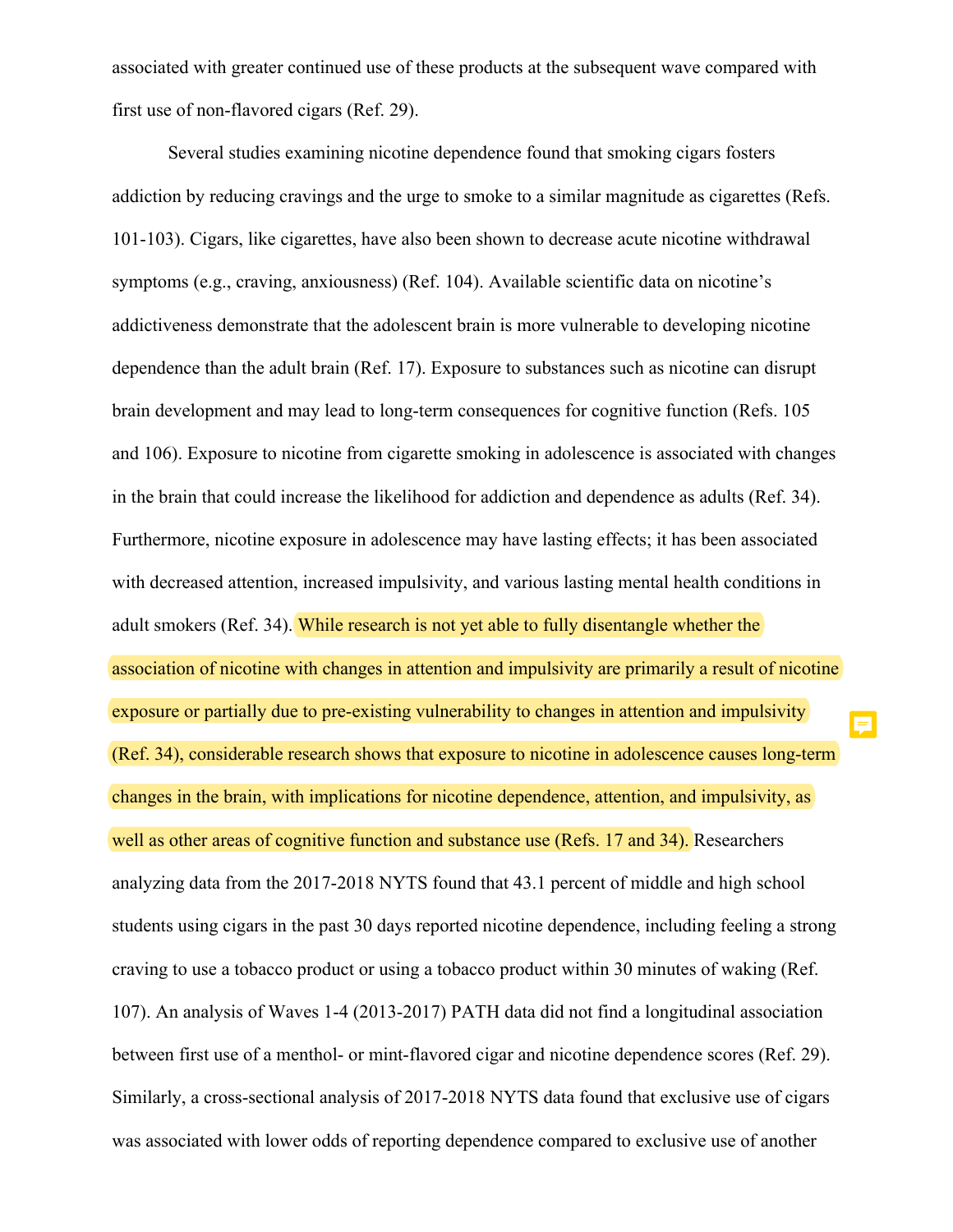associated with greater continued use of these products at the subsequent wave compared with first use of non-flavored cigars (Ref. 29).

Several studies examining nicotine dependence found that smoking cigars fosters addiction by reducing cravings and the urge to smoke to a similar magnitude as cigarettes (Refs. 101-103). Cigars, like cigarettes, have also been shown to decrease acute nicotine withdrawal symptoms (e.g., craving, anxiousness) (Ref. 104). Available scientific data on nicotine's addictiveness demonstrate that the adolescent brain is more vulnerable to developing nicotine dependence than the adult brain (Ref. 17). Exposure to substances such as nicotine can disrupt brain development and may lead to long-term consequences for cognitive function (Refs. 105 and 106). Exposure to nicotine from cigarette smoking in adolescence is associated with changes in the brain that could increase the likelihood for addiction and dependence as adults (Ref. 34). Furthermore, nicotine exposure in adolescence may have lasting effects; it has been associated with decreased attention, increased impulsivity, and various lasting mental health conditions in adult smokers (Ref. 34). While research is not yet able to fully disentangle whether the association of nicotine with changes in attention and impulsivity are primarily a result of nicotine exposure or partially due to pre-existing vulnerability to changes in attention and impulsivity (Ref. 34), considerable research shows that exposure to nicotine in adolescence causes long-term changes in the brain, with implications for nicotine dependence, attention, and impulsivity, as well as other areas of cognitive function and substance use (Refs. 17 and 34). Researchers analyzing data from the 2017-2018 NYTS found that 43.1 percent of middle and high school students using cigars in the past 30 days reported nicotine dependence, including feeling a strong craving to use a tobacco product or using a tobacco product within 30 minutes of waking (Ref. 107). An analysis of Waves 1-4 (2013-2017) PATH data did not find a longitudinal association between first use of a menthol- or mint-flavored cigar and nicotine dependence scores (Ref. 29). Similarly, a cross-sectional analysis of 2017-2018 NYTS data found that exclusive use of cigars was associated with lower odds of reporting dependence compared to exclusive use of another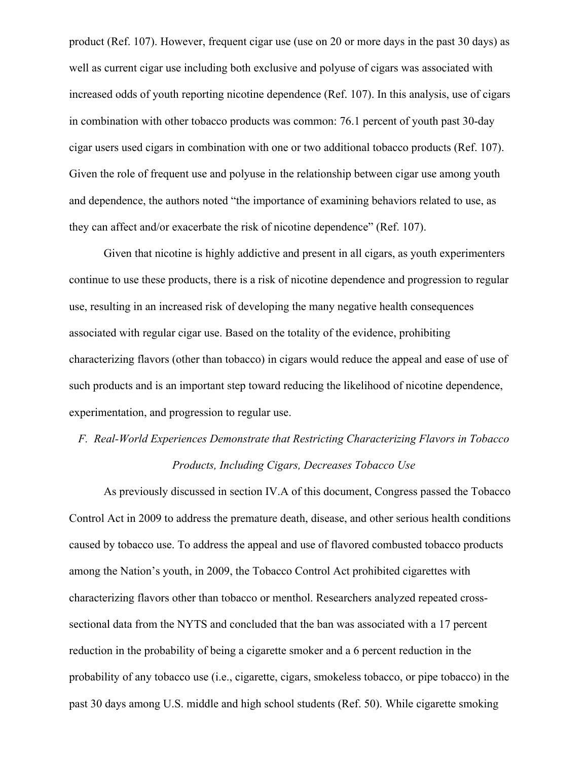product (Ref. 107). However, frequent cigar use (use on 20 or more days in the past 30 days) as well as current cigar use including both exclusive and polyuse of cigars was associated with increased odds of youth reporting nicotine dependence (Ref. 107). In this analysis, use of cigars in combination with other tobacco products was common: 76.1 percent of youth past 30-day cigar users used cigars in combination with one or two additional tobacco products (Ref. 107). Given the role of frequent use and polyuse in the relationship between cigar use among youth and dependence, the authors noted "the importance of examining behaviors related to use, as they can affect and/or exacerbate the risk of nicotine dependence" (Ref. 107).

Given that nicotine is highly addictive and present in all cigars, as youth experimenters continue to use these products, there is a risk of nicotine dependence and progression to regular use, resulting in an increased risk of developing the many negative health consequences associated with regular cigar use. Based on the totality of the evidence, prohibiting characterizing flavors (other than tobacco) in cigars would reduce the appeal and ease of use of such products and is an important step toward reducing the likelihood of nicotine dependence, experimentation, and progression to regular use.

### *F. Real-World Experiences Demonstrate that Restricting Characterizing Flavors in Tobacco Products, Including Cigars, Decreases Tobacco Use*

As previously discussed in section IV.A of this document, Congress passed the Tobacco Control Act in 2009 to address the premature death, disease, and other serious health conditions caused by tobacco use. To address the appeal and use of flavored combusted tobacco products among the Nation's youth, in 2009, the Tobacco Control Act prohibited cigarettes with characterizing flavors other than tobacco or menthol. Researchers analyzed repeated cross-sectional data from the NYTS and concluded that the ban was associated with a 17 percent reduction in the probability of being a cigarette smoker and a 6 percent reduction in the probability of any tobacco use (i.e., cigarette, cigars, smokeless tobacco, or pipe tobacco) in the past 30 days among U.S. middle and high school students (Ref. 50). While cigarette smoking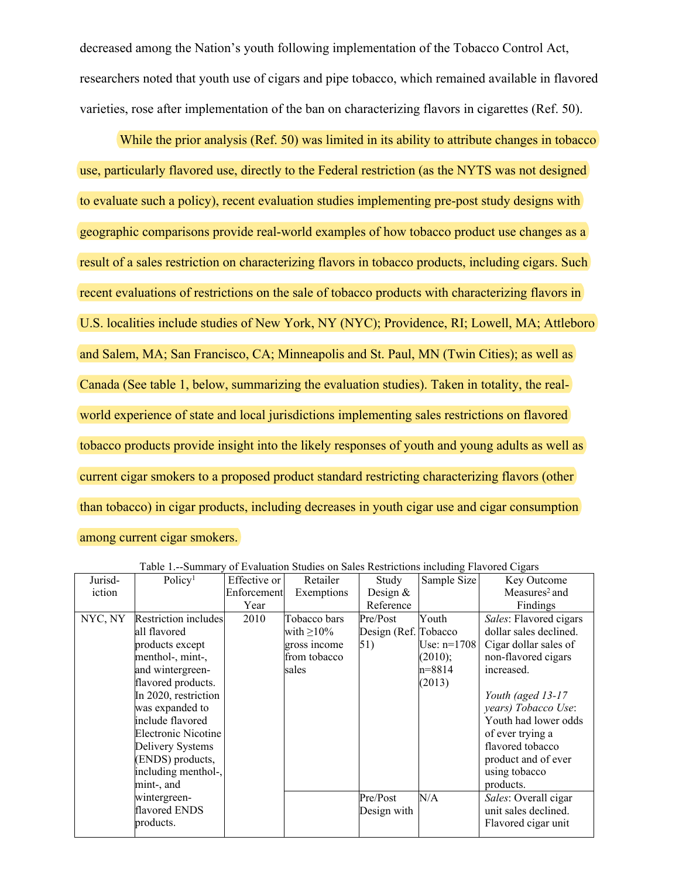decreased among the Nation's youth following implementation of the Tobacco Control Act, researchers noted that youth use of cigars and pipe tobacco, which remained available in flavored varieties, rose after implementation of the ban on characterizing flavors in cigarettes (Ref. 50).

While the prior analysis (Ref. 50) was limited in its ability to attribute changes in tobacco use, particularly flavored use, directly to the Federal restriction (as the NYTS was not designed to evaluate such a policy), recent evaluation studies implementing pre-post study designs with geographic comparisons provide real-world examples of how tobacco product use changes as a result of a sales restriction on characterizing flavors in tobacco products, including cigars. Such recent evaluations of restrictions on the sale of tobacco products with characterizing flavors in U.S. localities include studies of New York, NY (NYC); Providence, RI; Lowell, MA; Attleboro and Salem, MA; San Francisco, CA; Minneapolis and St. Paul, MN (Twin Cities); as well as Canada (See table 1, below, summarizing the evaluation studies). Taken in totality, the real-world experience of state and local jurisdictions implementing sales restrictions on flavored tobacco products provide insight into the likely responses of youth and young adults as well as current cigar smokers to a proposed product standard restricting characterizing flavors (other than tobacco) in cigar products, including decreases in youth cigar use and cigar consumption among current cigar smokers.

Table 1.--Summary of Evaluation Studies on Sales Restrictions including Flavored Cigars

| Jurisdiction | Policy[1] | Effective or Enforcement Year | Retailer Exemptions | Study Design & Reference | Sample Size | Key Outcome Measures[2] and Findings |
|---|---|---|---|---|---|---|
| NYC, NY | Restriction includes all flavored products except menthol-, mint-, and wintergreen-flavored products. In 2020, restriction was expanded to include flavored Electronic Nicotine Delivery Systems (ENDS) products, including menthol-, mint-, and wintergreen-flavored ENDS products. | 2010 | Tobacco bars with ≥10% gross income from tobacco sales | Pre/Post Design (Ref. 51) | Youth Tobacco Use: n=1708 (2010); n=8814 (2013) | *Sales*: Flavored cigars dollar sales declined. Cigar dollar sales of non-flavored cigars increased.<br><br>*Youth (aged 13-17 years) Tobacco Use*: Youth had lower odds of ever trying a flavored tobacco product and of ever using tobacco products. |
| | | | | Pre/Post Design with | N/A | *Sales*: Overall cigar unit sales declined. Flavored cigar unit |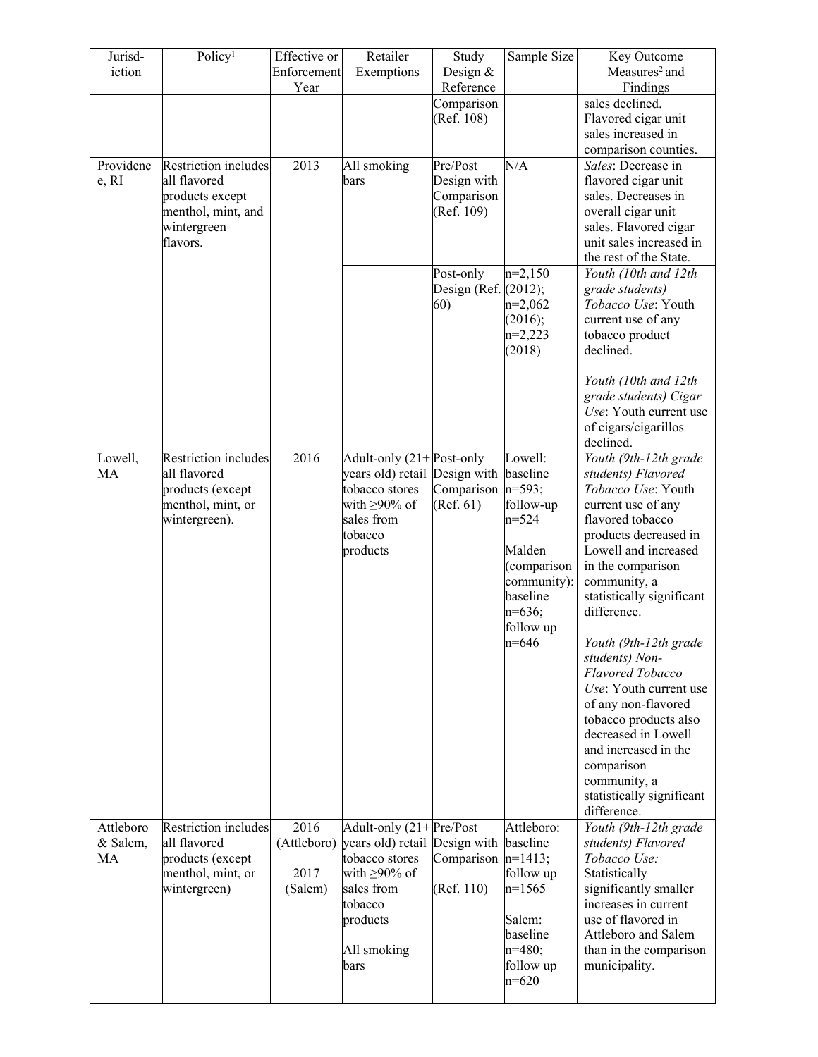| Jurisd-iction | Policy[1] | Effective or Enforcement Year | Retailer Exemptions | Study Design & Reference | Sample Size | Key Outcome Measures[2] and Findings |
|---|---|---|---|---|---|---|
| | | | | Comparison (Ref. 108) | | sales declined. Flavored cigar unit sales increased in comparison counties. |
| Providence, RI | Restriction includes all flavored products except menthol, mint, and wintergreen flavors. | 2013 | All smoking bars | Pre/Post Design with Comparison (Ref. 109) | N/A | *Sales*: Decrease in flavored cigar unit sales. Decreases in overall cigar unit sales. Flavored cigar unit sales increased in the rest of the State. |
| | | | | Post-only Design (Ref. 60) | n=2,150 (2012); n=2,062 (2016); n=2,223 (2018) | *Youth (10th and 12th grade students) Tobacco Use*: Youth current use of any tobacco product declined.<br><br>*Youth (10th and 12th grade students) Cigar Use*: Youth current use of cigars/cigarillos declined. |
| Lowell, MA | Restriction includes all flavored products (except menthol, mint, or wintergreen). | 2016 | Adult-only (21+ years old) retail tobacco stores with ≥90% of sales from tobacco products | Post-only Design with Comparison (Ref. 61) | Lowell: baseline n=593; follow-up n=524<br><br>Malden (comparison community): baseline n=636; follow up n=646 | *Youth (9th-12th grade students) Flavored Tobacco Use*: Youth current use of any flavored tobacco products decreased in Lowell and increased in the comparison community, a statistically significant difference.<br><br>*Youth (9th-12th grade students) Non-Flavored Tobacco Use*: Youth current use of any non-flavored tobacco products also decreased in Lowell and increased in the comparison community, a statistically significant difference. |
| Attleboro & Salem, MA | Restriction includes all flavored products (except menthol, mint, or wintergreen) | 2016 (Attleboro)<br><br>2017 (Salem) | Adult-only (21+ years old) retail tobacco stores with ≥90% of sales from tobacco products<br><br>All smoking bars | Pre/Post Design with Comparison<br><br>(Ref. 110) | Attleboro: baseline n=1413; follow up n=1565<br><br>Salem: baseline n=480; follow up n=620 | *Youth (9th-12th grade students) Flavored Tobacco Use:* Statistically significantly smaller increases in current use of flavored in Attleboro and Salem than in the comparison municipality. |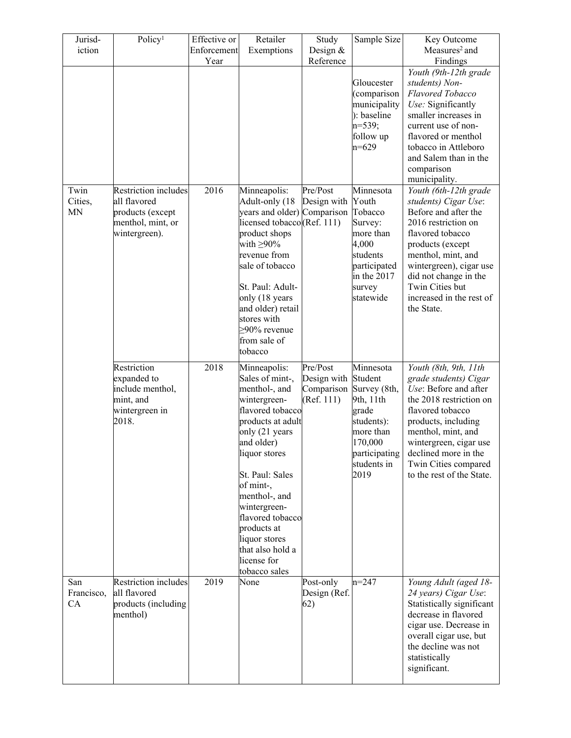| Jurisdiction | Policy[1] | Effective or Enforcement Year | Retailer Exemptions | Study Design & Reference | Sample Size | Key Outcome Measures[2] and Findings |
|---|---|---|---|---|---|---|
| | | | | | Gloucester (comparison municipality): baseline n=539; follow up n=629 | *Youth (9th-12th grade students) Non-Flavored Tobacco Use:* Significantly smaller increases in current use of non-flavored or menthol tobacco in Attleboro and Salem than in the comparison municipality. |
| Twin Cities, MN | Restriction includes all flavored products (except menthol, mint, or wintergreen). | 2016 | Minneapolis: Adult-only (18 years and older) licensed tobacco product shops with ≥90% revenue from sale of tobacco<br><br>St. Paul: Adult-only (18 years and older) retail stores with ≥90% revenue from sale of tobacco | Pre/Post Design with Comparison (Ref. 111) | Minnesota Youth Tobacco Survey: more than 4,000 students participated in the 2017 survey statewide | *Youth (6th-12th grade students) Cigar Use*: Before and after the 2016 restriction on flavored tobacco products (except menthol, mint, and wintergreen), cigar use did not change in the Twin Cities but increased in the rest of the State. |
| | Restriction expanded to include menthol, mint, and wintergreen in 2018. | 2018 | Minneapolis: Sales of mint-, menthol-, and wintergreen-flavored tobacco products at adult only (21 years and older) liquor stores<br><br>St. Paul: Sales of mint-, menthol-, and wintergreen-flavored tobacco products at liquor stores that also hold a license for tobacco sales | Pre/Post Design with Comparison (Ref. 111) | Minnesota Student Survey (8th, 9th, 11th grade students): more than 170,000 participating students in 2019 | *Youth (8th, 9th, 11th grade students) Cigar Use*: Before and after the 2018 restriction on flavored tobacco products, including menthol, mint, and wintergreen, cigar use declined more in the Twin Cities compared to the rest of the State. |
| San Francisco, CA | Restriction includes all flavored products (including menthol) | 2019 | None | Post-only Design (Ref. 62) | n=247 | *Young Adult (aged 18-24 years) Cigar Use*: Statistically significant decrease in flavored cigar use. Decrease in overall cigar use, but the decline was not statistically significant. |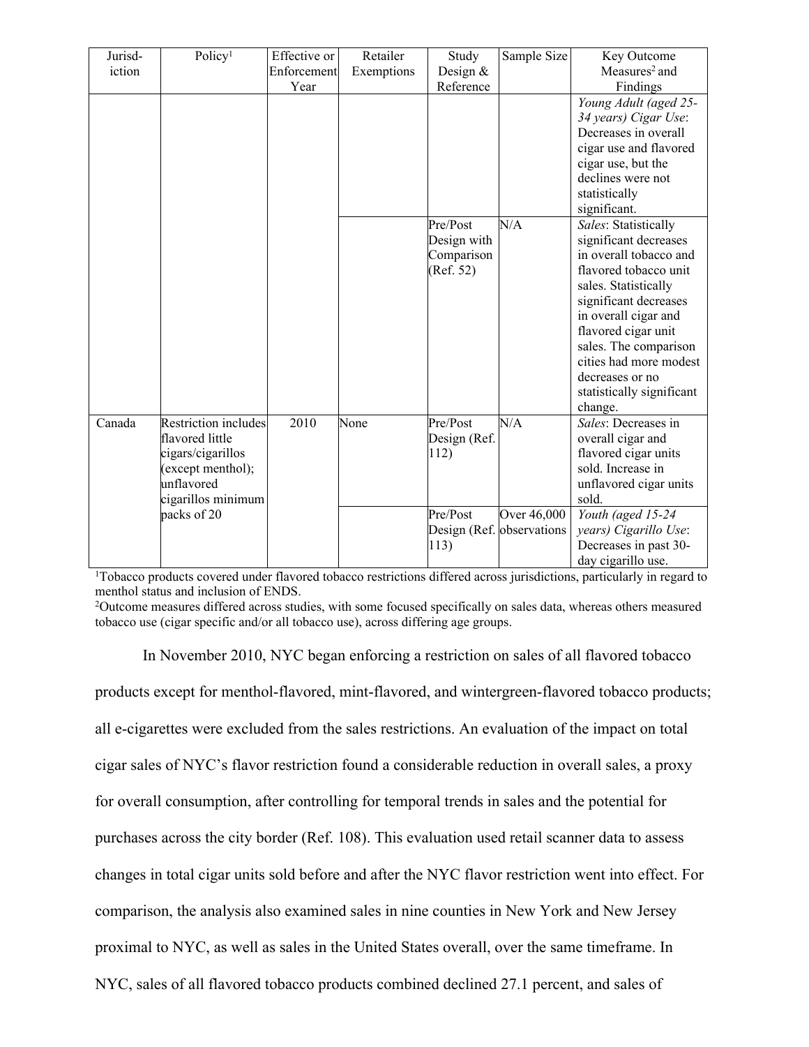| Jurisdiction | Policy[1] | Effective or Enforcement Year | Retailer Exemptions | Study Design & Reference | Sample Size | Key Outcome Measures[2] and Findings |
|---|---|---|---|---|---|---|
| | | | | | | *Young Adult (aged 25-34 years) Cigar Use*: Decreases in overall cigar use and flavored cigar use, but the declines were not statistically significant. |
| | | | | Pre/Post Design with Comparison (Ref. 52) | N/A | *Sales*: Statistically significant decreases in overall tobacco and flavored tobacco unit sales. Statistically significant decreases in overall cigar and flavored cigar unit sales. The comparison cities had more modest decreases or no statistically significant change. |
| Canada | Restriction includes flavored little cigars/cigarillos (except menthol); unflavored cigarillos minimum packs of 20 | 2010 | None | Pre/Post Design (Ref. 112) | N/A | *Sales*: Decreases in overall cigar and flavored cigar units sold. Increase in unflavored cigar units sold. |
| | | | | Pre/Post Design (Ref. 113) | Over 46,000 observations | *Youth (aged 15-24 years) Cigarillo Use*: Decreases in past 30-day cigarillo use. |

[1]Tobacco products covered under flavored tobacco restrictions differed across jurisdictions, particularly in regard to menthol status and inclusion of ENDS.

[2]Outcome measures differed across studies, with some focused specifically on sales data, whereas others measured tobacco use (cigar specific and/or all tobacco use), across differing age groups.

In November 2010, NYC began enforcing a restriction on sales of all flavored tobacco products except for menthol-flavored, mint-flavored, and wintergreen-flavored tobacco products; all e-cigarettes were excluded from the sales restrictions. An evaluation of the impact on total cigar sales of NYC's flavor restriction found a considerable reduction in overall sales, a proxy for overall consumption, after controlling for temporal trends in sales and the potential for purchases across the city border (Ref. 108). This evaluation used retail scanner data to assess changes in total cigar units sold before and after the NYC flavor restriction went into effect. For comparison, the analysis also examined sales in nine counties in New York and New Jersey proximal to NYC, as well as sales in the United States overall, over the same timeframe. In NYC, sales of all flavored tobacco products combined declined 27.1 percent, and sales of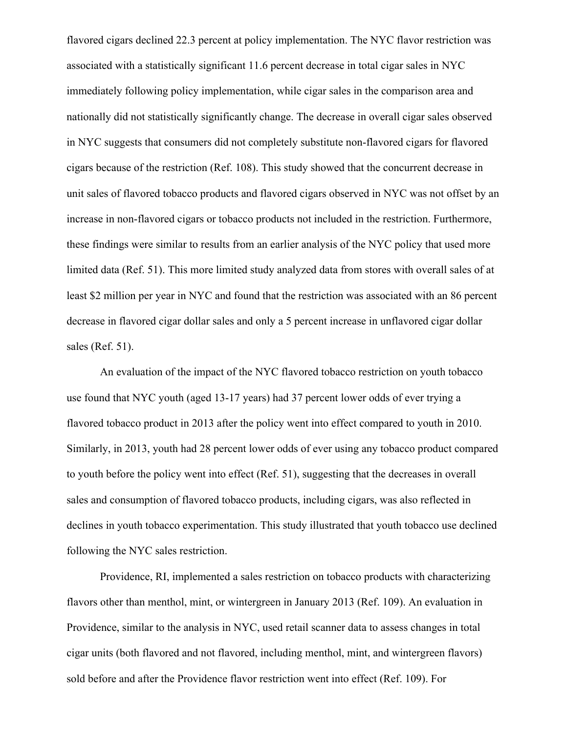flavored cigars declined 22.3 percent at policy implementation. The NYC flavor restriction was associated with a statistically significant 11.6 percent decrease in total cigar sales in NYC immediately following policy implementation, while cigar sales in the comparison area and nationally did not statistically significantly change. The decrease in overall cigar sales observed in NYC suggests that consumers did not completely substitute non-flavored cigars for flavored cigars because of the restriction (Ref. 108). This study showed that the concurrent decrease in unit sales of flavored tobacco products and flavored cigars observed in NYC was not offset by an increase in non-flavored cigars or tobacco products not included in the restriction. Furthermore, these findings were similar to results from an earlier analysis of the NYC policy that used more limited data (Ref. 51). This more limited study analyzed data from stores with overall sales of at least $2 million per year in NYC and found that the restriction was associated with an 86 percent decrease in flavored cigar dollar sales and only a 5 percent increase in unflavored cigar dollar sales (Ref. 51).

An evaluation of the impact of the NYC flavored tobacco restriction on youth tobacco use found that NYC youth (aged 13-17 years) had 37 percent lower odds of ever trying a flavored tobacco product in 2013 after the policy went into effect compared to youth in 2010. Similarly, in 2013, youth had 28 percent lower odds of ever using any tobacco product compared to youth before the policy went into effect (Ref. 51), suggesting that the decreases in overall sales and consumption of flavored tobacco products, including cigars, was also reflected in declines in youth tobacco experimentation. This study illustrated that youth tobacco use declined following the NYC sales restriction.

Providence, RI, implemented a sales restriction on tobacco products with characterizing flavors other than menthol, mint, or wintergreen in January 2013 (Ref. 109). An evaluation in Providence, similar to the analysis in NYC, used retail scanner data to assess changes in total cigar units (both flavored and not flavored, including menthol, mint, and wintergreen flavors) sold before and after the Providence flavor restriction went into effect (Ref. 109). For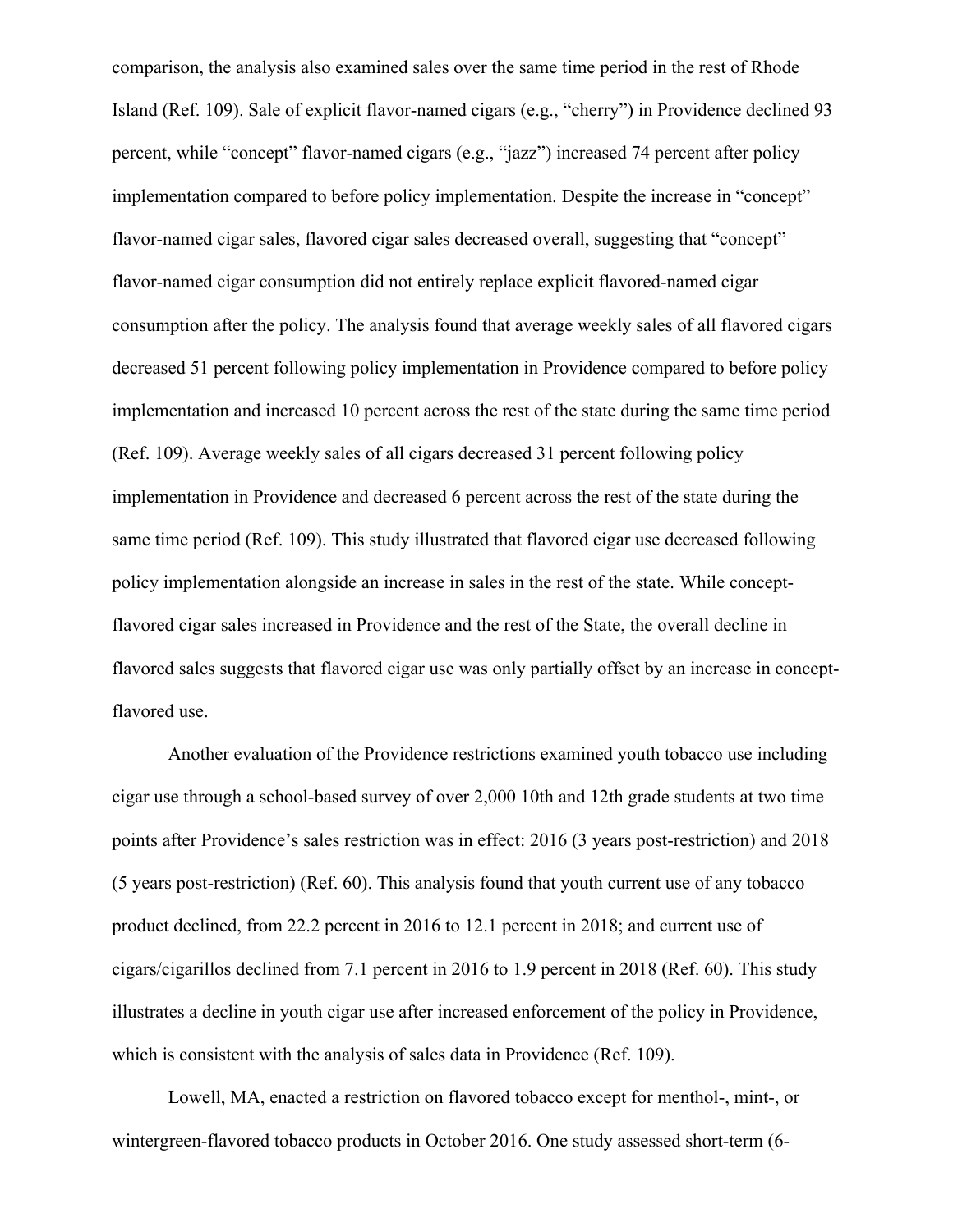comparison, the analysis also examined sales over the same time period in the rest of Rhode Island (Ref. 109). Sale of explicit flavor-named cigars (e.g., "cherry") in Providence declined 93 percent, while "concept" flavor-named cigars (e.g., "jazz") increased 74 percent after policy implementation compared to before policy implementation. Despite the increase in "concept" flavor-named cigar sales, flavored cigar sales decreased overall, suggesting that "concept" flavor-named cigar consumption did not entirely replace explicit flavored-named cigar consumption after the policy. The analysis found that average weekly sales of all flavored cigars decreased 51 percent following policy implementation in Providence compared to before policy implementation and increased 10 percent across the rest of the state during the same time period (Ref. 109). Average weekly sales of all cigars decreased 31 percent following policy implementation in Providence and decreased 6 percent across the rest of the state during the same time period (Ref. 109). This study illustrated that flavored cigar use decreased following policy implementation alongside an increase in sales in the rest of the state. While concept-flavored cigar sales increased in Providence and the rest of the State, the overall decline in flavored sales suggests that flavored cigar use was only partially offset by an increase in concept-flavored use.

Another evaluation of the Providence restrictions examined youth tobacco use including cigar use through a school-based survey of over 2,000 10th and 12th grade students at two time points after Providence's sales restriction was in effect: 2016 (3 years post-restriction) and 2018 (5 years post-restriction) (Ref. 60). This analysis found that youth current use of any tobacco product declined, from 22.2 percent in 2016 to 12.1 percent in 2018; and current use of cigars/cigarillos declined from 7.1 percent in 2016 to 1.9 percent in 2018 (Ref. 60). This study illustrates a decline in youth cigar use after increased enforcement of the policy in Providence, which is consistent with the analysis of sales data in Providence (Ref. 109).

Lowell, MA, enacted a restriction on flavored tobacco except for menthol-, mint-, or wintergreen-flavored tobacco products in October 2016. One study assessed short-term (6-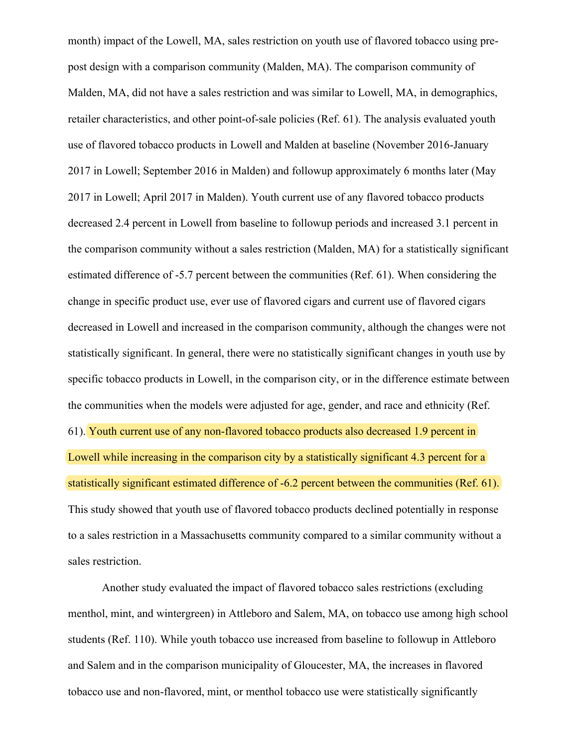month) impact of the Lowell, MA, sales restriction on youth use of flavored tobacco using pre-post design with a comparison community (Malden, MA). The comparison community of Malden, MA, did not have a sales restriction and was similar to Lowell, MA, in demographics, retailer characteristics, and other point-of-sale policies (Ref. 61). The analysis evaluated youth use of flavored tobacco products in Lowell and Malden at baseline (November 2016-January 2017 in Lowell; September 2016 in Malden) and followup approximately 6 months later (May 2017 in Lowell; April 2017 in Malden). Youth current use of any flavored tobacco products decreased 2.4 percent in Lowell from baseline to followup periods and increased 3.1 percent in the comparison community without a sales restriction (Malden, MA) for a statistically significant estimated difference of -5.7 percent between the communities (Ref. 61). When considering the change in specific product use, ever use of flavored cigars and current use of flavored cigars decreased in Lowell and increased in the comparison community, although the changes were not statistically significant. In general, there were no statistically significant changes in youth use by specific tobacco products in Lowell, in the comparison city, or in the difference estimate between the communities when the models were adjusted for age, gender, and race and ethnicity (Ref. 61). Youth current use of any non-flavored tobacco products also decreased 1.9 percent in Lowell while increasing in the comparison city by a statistically significant 4.3 percent for a statistically significant estimated difference of -6.2 percent between the communities (Ref. 61). This study showed that youth use of flavored tobacco products declined potentially in response to a sales restriction in a Massachusetts community compared to a similar community without a sales restriction.

Another study evaluated the impact of flavored tobacco sales restrictions (excluding menthol, mint, and wintergreen) in Attleboro and Salem, MA, on tobacco use among high school students (Ref. 110). While youth tobacco use increased from baseline to followup in Attleboro and Salem and in the comparison municipality of Gloucester, MA, the increases in flavored tobacco use and non-flavored, mint, or menthol tobacco use were statistically significantly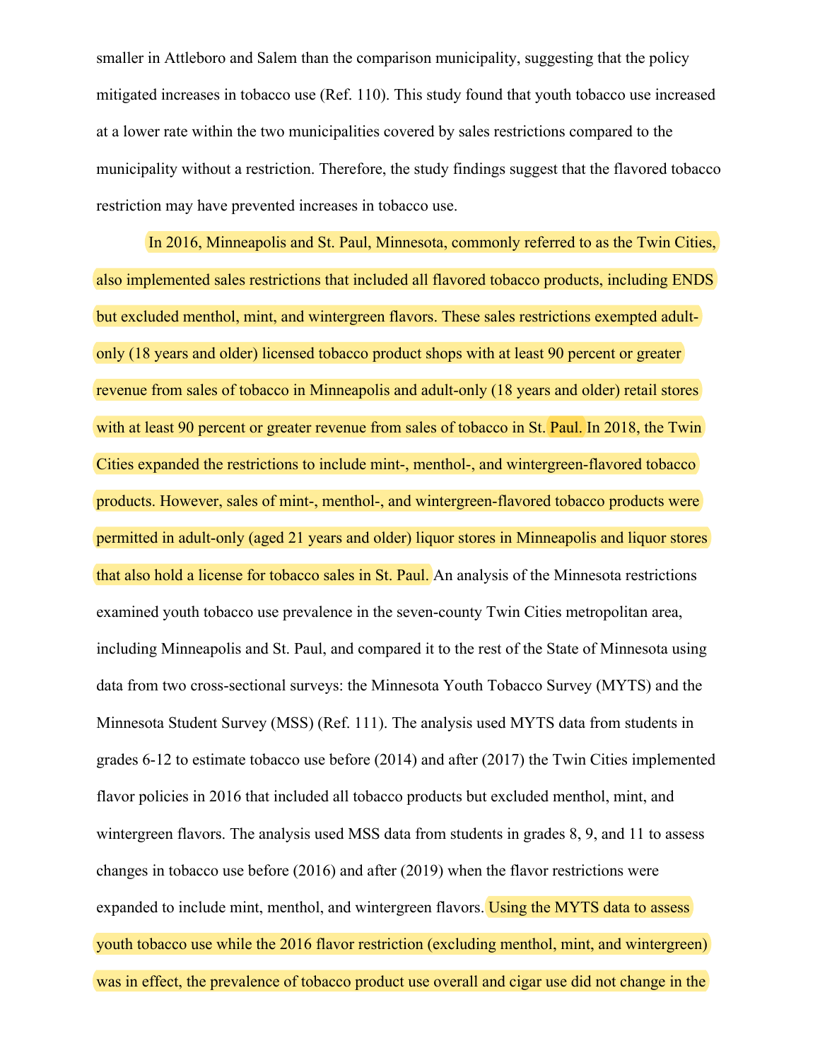smaller in Attleboro and Salem than the comparison municipality, suggesting that the policy mitigated increases in tobacco use (Ref. 110). This study found that youth tobacco use increased at a lower rate within the two municipalities covered by sales restrictions compared to the municipality without a restriction. Therefore, the study findings suggest that the flavored tobacco restriction may have prevented increases in tobacco use.

In 2016, Minneapolis and St. Paul, Minnesota, commonly referred to as the Twin Cities, also implemented sales restrictions that included all flavored tobacco products, including ENDS but excluded menthol, mint, and wintergreen flavors. These sales restrictions exempted adult-only (18 years and older) licensed tobacco product shops with at least 90 percent or greater revenue from sales of tobacco in Minneapolis and adult-only (18 years and older) retail stores with at least 90 percent or greater revenue from sales of tobacco in St. Paul. In 2018, the Twin Cities expanded the restrictions to include mint-, menthol-, and wintergreen-flavored tobacco products. However, sales of mint-, menthol-, and wintergreen-flavored tobacco products were permitted in adult-only (aged 21 years and older) liquor stores in Minneapolis and liquor stores that also hold a license for tobacco sales in St. Paul. An analysis of the Minnesota restrictions examined youth tobacco use prevalence in the seven-county Twin Cities metropolitan area, including Minneapolis and St. Paul, and compared it to the rest of the State of Minnesota using data from two cross-sectional surveys: the Minnesota Youth Tobacco Survey (MYTS) and the Minnesota Student Survey (MSS) (Ref. 111). The analysis used MYTS data from students in grades 6-12 to estimate tobacco use before (2014) and after (2017) the Twin Cities implemented flavor policies in 2016 that included all tobacco products but excluded menthol, mint, and wintergreen flavors. The analysis used MSS data from students in grades 8, 9, and 11 to assess changes in tobacco use before (2016) and after (2019) when the flavor restrictions were expanded to include mint, menthol, and wintergreen flavors. Using the MYTS data to assess youth tobacco use while the 2016 flavor restriction (excluding menthol, mint, and wintergreen) was in effect, the prevalence of tobacco product use overall and cigar use did not change in the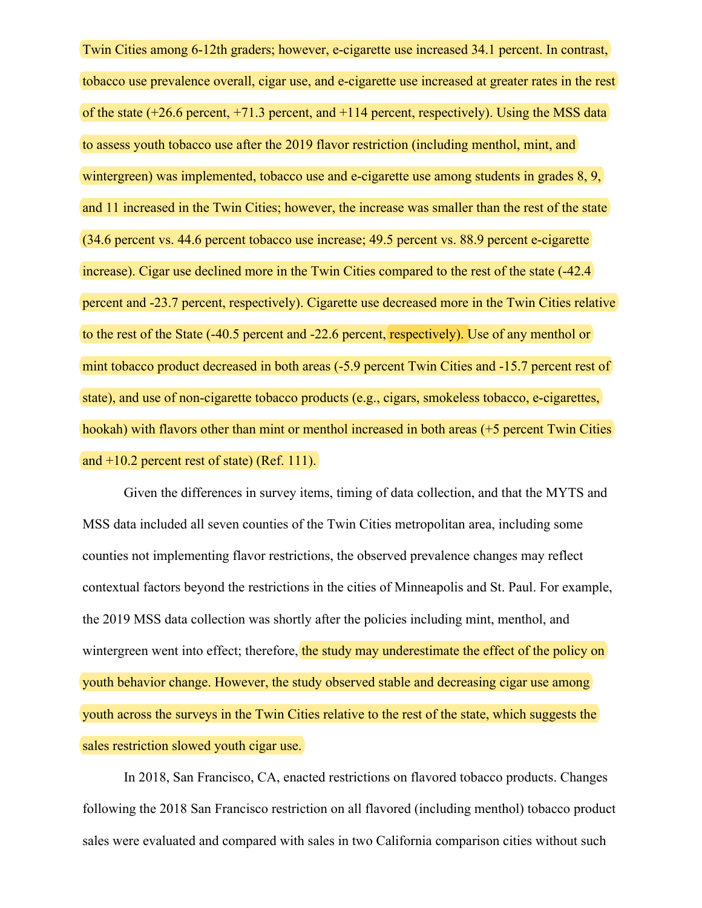Twin Cities among 6-12th graders; however, e-cigarette use increased 34.1 percent. In contrast, tobacco use prevalence overall, cigar use, and e-cigarette use increased at greater rates in the rest of the state (+26.6 percent, +71.3 percent, and +114 percent, respectively). Using the MSS data to assess youth tobacco use after the 2019 flavor restriction (including menthol, mint, and wintergreen) was implemented, tobacco use and e-cigarette use among students in grades 8, 9, and 11 increased in the Twin Cities; however, the increase was smaller than the rest of the state (34.6 percent vs. 44.6 percent tobacco use increase; 49.5 percent vs. 88.9 percent e-cigarette increase). Cigar use declined more in the Twin Cities compared to the rest of the state (-42.4 percent and -23.7 percent, respectively). Cigarette use decreased more in the Twin Cities relative to the rest of the State (-40.5 percent and -22.6 percent, respectively). Use of any menthol or mint tobacco product decreased in both areas (-5.9 percent Twin Cities and -15.7 percent rest of state), and use of non-cigarette tobacco products (e.g., cigars, smokeless tobacco, e-cigarettes, hookah) with flavors other than mint or menthol increased in both areas (+5 percent Twin Cities and +10.2 percent rest of state) (Ref. 111).

Given the differences in survey items, timing of data collection, and that the MYTS and MSS data included all seven counties of the Twin Cities metropolitan area, including some counties not implementing flavor restrictions, the observed prevalence changes may reflect contextual factors beyond the restrictions in the cities of Minneapolis and St. Paul. For example, the 2019 MSS data collection was shortly after the policies including mint, menthol, and wintergreen went into effect; therefore, the study may underestimate the effect of the policy on youth behavior change. However, the study observed stable and decreasing cigar use among youth across the surveys in the Twin Cities relative to the rest of the state, which suggests the sales restriction slowed youth cigar use.

In 2018, San Francisco, CA, enacted restrictions on flavored tobacco products. Changes following the 2018 San Francisco restriction on all flavored (including menthol) tobacco product sales were evaluated and compared with sales in two California comparison cities without such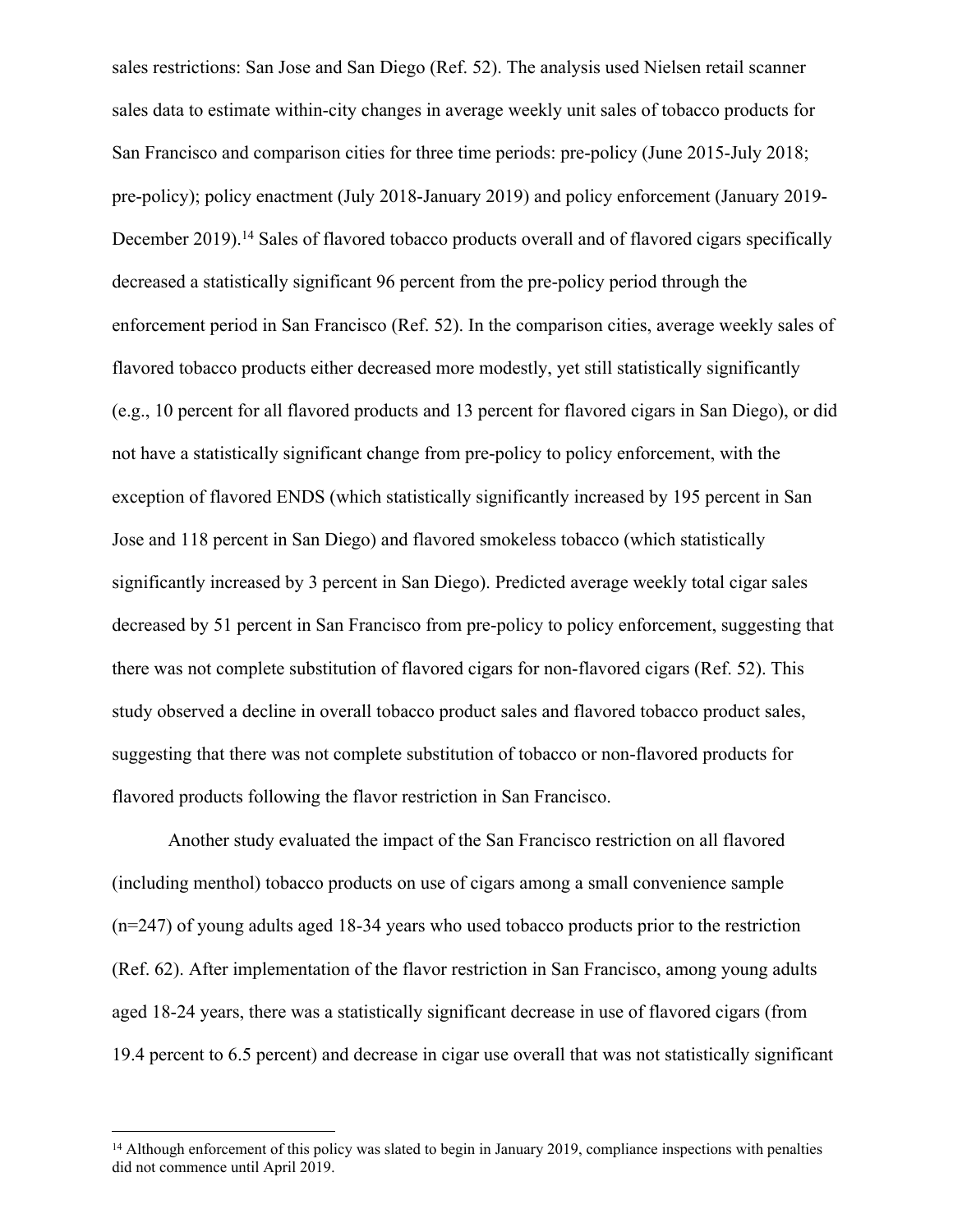sales restrictions: San Jose and San Diego (Ref. 52). The analysis used Nielsen retail scanner sales data to estimate within-city changes in average weekly unit sales of tobacco products for San Francisco and comparison cities for three time periods: pre-policy (June 2015-July 2018; pre-policy); policy enactment (July 2018-January 2019) and policy enforcement (January 2019-December 2019).[14] Sales of flavored tobacco products overall and of flavored cigars specifically decreased a statistically significant 96 percent from the pre-policy period through the enforcement period in San Francisco (Ref. 52). In the comparison cities, average weekly sales of flavored tobacco products either decreased more modestly, yet still statistically significantly (e.g., 10 percent for all flavored products and 13 percent for flavored cigars in San Diego), or did not have a statistically significant change from pre-policy to policy enforcement, with the exception of flavored ENDS (which statistically significantly increased by 195 percent in San Jose and 118 percent in San Diego) and flavored smokeless tobacco (which statistically significantly increased by 3 percent in San Diego). Predicted average weekly total cigar sales decreased by 51 percent in San Francisco from pre-policy to policy enforcement, suggesting that there was not complete substitution of flavored cigars for non-flavored cigars (Ref. 52). This study observed a decline in overall tobacco product sales and flavored tobacco product sales, suggesting that there was not complete substitution of tobacco or non-flavored products for flavored products following the flavor restriction in San Francisco.

Another study evaluated the impact of the San Francisco restriction on all flavored (including menthol) tobacco products on use of cigars among a small convenience sample (n=247) of young adults aged 18-34 years who used tobacco products prior to the restriction (Ref. 62). After implementation of the flavor restriction in San Francisco, among young adults aged 18-24 years, there was a statistically significant decrease in use of flavored cigars (from 19.4 percent to 6.5 percent) and decrease in cigar use overall that was not statistically significant

[14] Although enforcement of this policy was slated to begin in January 2019, compliance inspections with penalties did not commence until April 2019.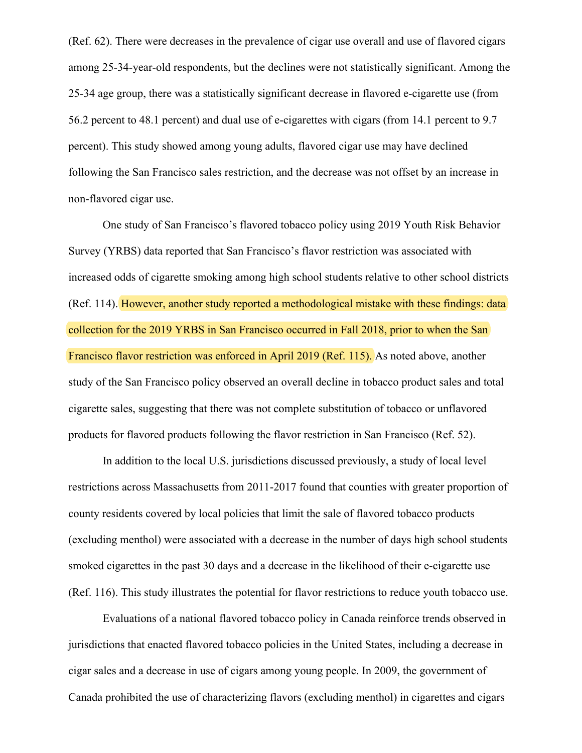(Ref. 62). There were decreases in the prevalence of cigar use overall and use of flavored cigars among 25-34-year-old respondents, but the declines were not statistically significant. Among the 25-34 age group, there was a statistically significant decrease in flavored e-cigarette use (from 56.2 percent to 48.1 percent) and dual use of e-cigarettes with cigars (from 14.1 percent to 9.7 percent). This study showed among young adults, flavored cigar use may have declined following the San Francisco sales restriction, and the decrease was not offset by an increase in non-flavored cigar use.

One study of San Francisco's flavored tobacco policy using 2019 Youth Risk Behavior Survey (YRBS) data reported that San Francisco's flavor restriction was associated with increased odds of cigarette smoking among high school students relative to other school districts (Ref. 114). However, another study reported a methodological mistake with these findings: data collection for the 2019 YRBS in San Francisco occurred in Fall 2018, prior to when the San Francisco flavor restriction was enforced in April 2019 (Ref. 115). As noted above, another study of the San Francisco policy observed an overall decline in tobacco product sales and total cigarette sales, suggesting that there was not complete substitution of tobacco or unflavored products for flavored products following the flavor restriction in San Francisco (Ref. 52).

In addition to the local U.S. jurisdictions discussed previously, a study of local level restrictions across Massachusetts from 2011-2017 found that counties with greater proportion of county residents covered by local policies that limit the sale of flavored tobacco products (excluding menthol) were associated with a decrease in the number of days high school students smoked cigarettes in the past 30 days and a decrease in the likelihood of their e-cigarette use (Ref. 116). This study illustrates the potential for flavor restrictions to reduce youth tobacco use.

Evaluations of a national flavored tobacco policy in Canada reinforce trends observed in jurisdictions that enacted flavored tobacco policies in the United States, including a decrease in cigar sales and a decrease in use of cigars among young people. In 2009, the government of Canada prohibited the use of characterizing flavors (excluding menthol) in cigarettes and cigars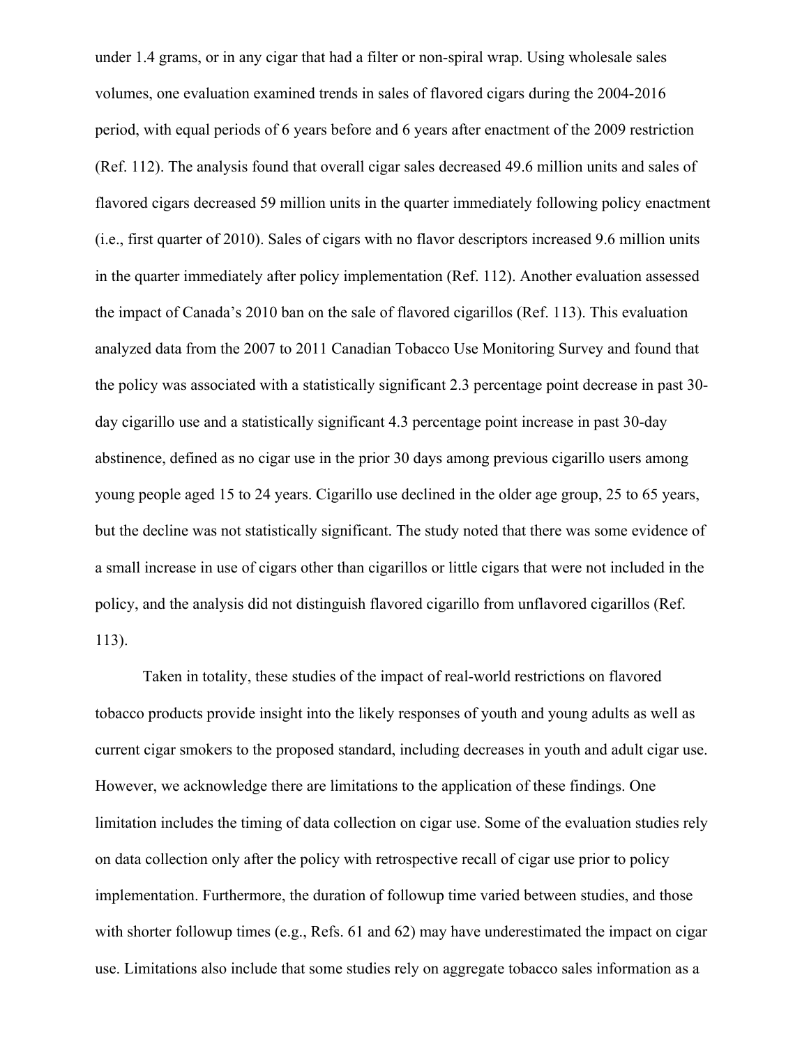under 1.4 grams, or in any cigar that had a filter or non-spiral wrap. Using wholesale sales volumes, one evaluation examined trends in sales of flavored cigars during the 2004-2016 period, with equal periods of 6 years before and 6 years after enactment of the 2009 restriction (Ref. 112). The analysis found that overall cigar sales decreased 49.6 million units and sales of flavored cigars decreased 59 million units in the quarter immediately following policy enactment (i.e., first quarter of 2010). Sales of cigars with no flavor descriptors increased 9.6 million units in the quarter immediately after policy implementation (Ref. 112). Another evaluation assessed the impact of Canada's 2010 ban on the sale of flavored cigarillos (Ref. 113). This evaluation analyzed data from the 2007 to 2011 Canadian Tobacco Use Monitoring Survey and found that the policy was associated with a statistically significant 2.3 percentage point decrease in past 30-day cigarillo use and a statistically significant 4.3 percentage point increase in past 30-day abstinence, defined as no cigar use in the prior 30 days among previous cigarillo users among young people aged 15 to 24 years. Cigarillo use declined in the older age group, 25 to 65 years, but the decline was not statistically significant. The study noted that there was some evidence of a small increase in use of cigars other than cigarillos or little cigars that were not included in the policy, and the analysis did not distinguish flavored cigarillo from unflavored cigarillos (Ref. 113).

Taken in totality, these studies of the impact of real-world restrictions on flavored tobacco products provide insight into the likely responses of youth and young adults as well as current cigar smokers to the proposed standard, including decreases in youth and adult cigar use. However, we acknowledge there are limitations to the application of these findings. One limitation includes the timing of data collection on cigar use. Some of the evaluation studies rely on data collection only after the policy with retrospective recall of cigar use prior to policy implementation. Furthermore, the duration of followup time varied between studies, and those with shorter followup times (e.g., Refs. 61 and 62) may have underestimated the impact on cigar use. Limitations also include that some studies rely on aggregate tobacco sales information as a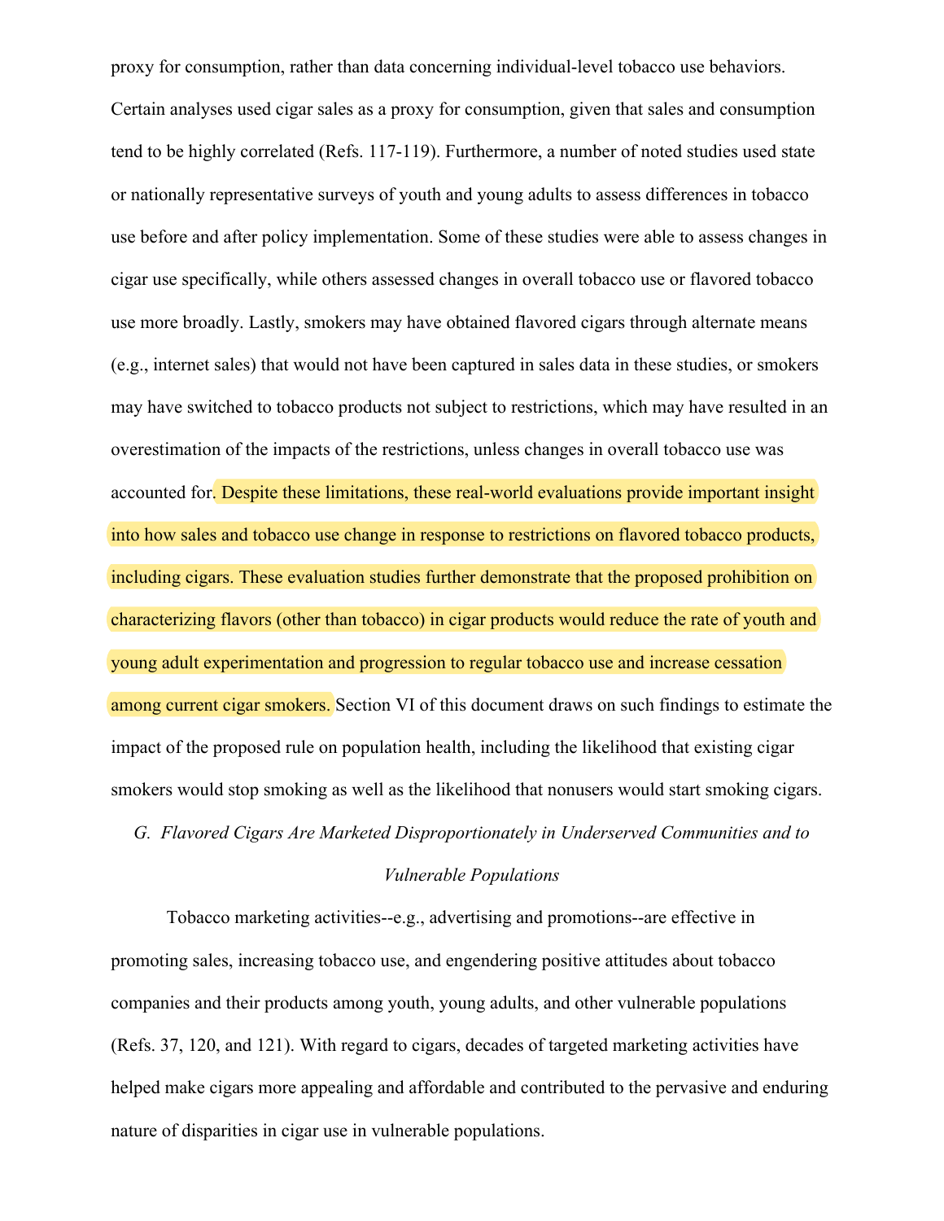proxy for consumption, rather than data concerning individual-level tobacco use behaviors. Certain analyses used cigar sales as a proxy for consumption, given that sales and consumption tend to be highly correlated (Refs. 117-119). Furthermore, a number of noted studies used state or nationally representative surveys of youth and young adults to assess differences in tobacco use before and after policy implementation. Some of these studies were able to assess changes in cigar use specifically, while others assessed changes in overall tobacco use or flavored tobacco use more broadly. Lastly, smokers may have obtained flavored cigars through alternate means (e.g., internet sales) that would not have been captured in sales data in these studies, or smokers may have switched to tobacco products not subject to restrictions, which may have resulted in an overestimation of the impacts of the restrictions, unless changes in overall tobacco use was accounted for. Despite these limitations, these real-world evaluations provide important insight into how sales and tobacco use change in response to restrictions on flavored tobacco products, including cigars. These evaluation studies further demonstrate that the proposed prohibition on characterizing flavors (other than tobacco) in cigar products would reduce the rate of youth and young adult experimentation and progression to regular tobacco use and increase cessation among current cigar smokers. Section VI of this document draws on such findings to estimate the impact of the proposed rule on population health, including the likelihood that existing cigar smokers would stop smoking as well as the likelihood that nonusers would start smoking cigars.

### *G. Flavored Cigars Are Marketed Disproportionately in Underserved Communities and to Vulnerable Populations*

Tobacco marketing activities--e.g., advertising and promotions--are effective in promoting sales, increasing tobacco use, and engendering positive attitudes about tobacco companies and their products among youth, young adults, and other vulnerable populations (Refs. 37, 120, and 121). With regard to cigars, decades of targeted marketing activities have helped make cigars more appealing and affordable and contributed to the pervasive and enduring nature of disparities in cigar use in vulnerable populations.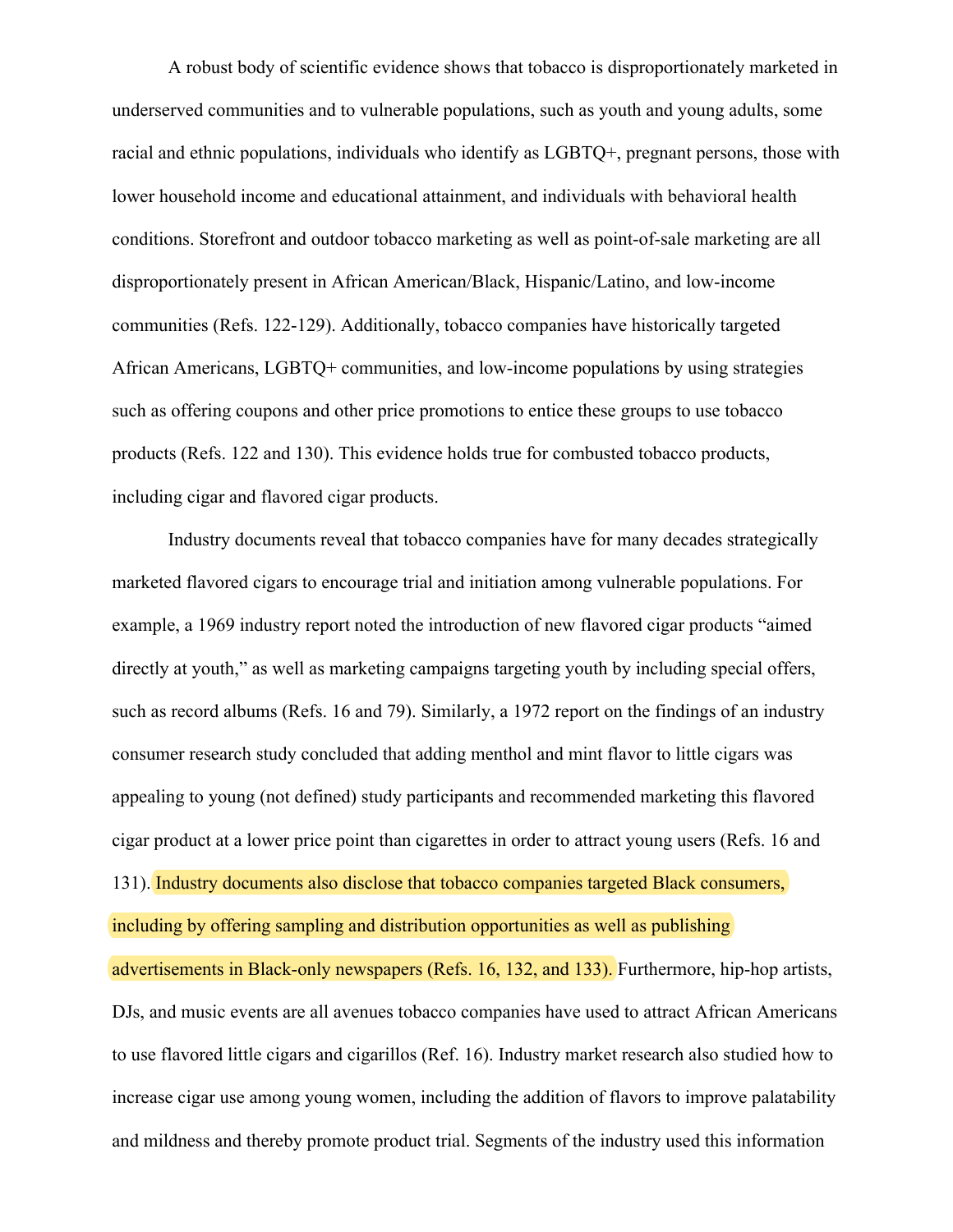A robust body of scientific evidence shows that tobacco is disproportionately marketed in underserved communities and to vulnerable populations, such as youth and young adults, some racial and ethnic populations, individuals who identify as LGBTQ+, pregnant persons, those with lower household income and educational attainment, and individuals with behavioral health conditions. Storefront and outdoor tobacco marketing as well as point-of-sale marketing are all disproportionately present in African American/Black, Hispanic/Latino, and low-income communities (Refs. 122-129). Additionally, tobacco companies have historically targeted African Americans, LGBTQ+ communities, and low-income populations by using strategies such as offering coupons and other price promotions to entice these groups to use tobacco products (Refs. 122 and 130). This evidence holds true for combusted tobacco products, including cigar and flavored cigar products.

Industry documents reveal that tobacco companies have for many decades strategically marketed flavored cigars to encourage trial and initiation among vulnerable populations. For example, a 1969 industry report noted the introduction of new flavored cigar products "aimed directly at youth," as well as marketing campaigns targeting youth by including special offers, such as record albums (Refs. 16 and 79). Similarly, a 1972 report on the findings of an industry consumer research study concluded that adding menthol and mint flavor to little cigars was appealing to young (not defined) study participants and recommended marketing this flavored cigar product at a lower price point than cigarettes in order to attract young users (Refs. 16 and 131). Industry documents also disclose that tobacco companies targeted Black consumers, including by offering sampling and distribution opportunities as well as publishing advertisements in Black-only newspapers (Refs. 16, 132, and 133). Furthermore, hip-hop artists, DJs, and music events are all avenues tobacco companies have used to attract African Americans to use flavored little cigars and cigarillos (Ref. 16). Industry market research also studied how to increase cigar use among young women, including the addition of flavors to improve palatability and mildness and thereby promote product trial. Segments of the industry used this information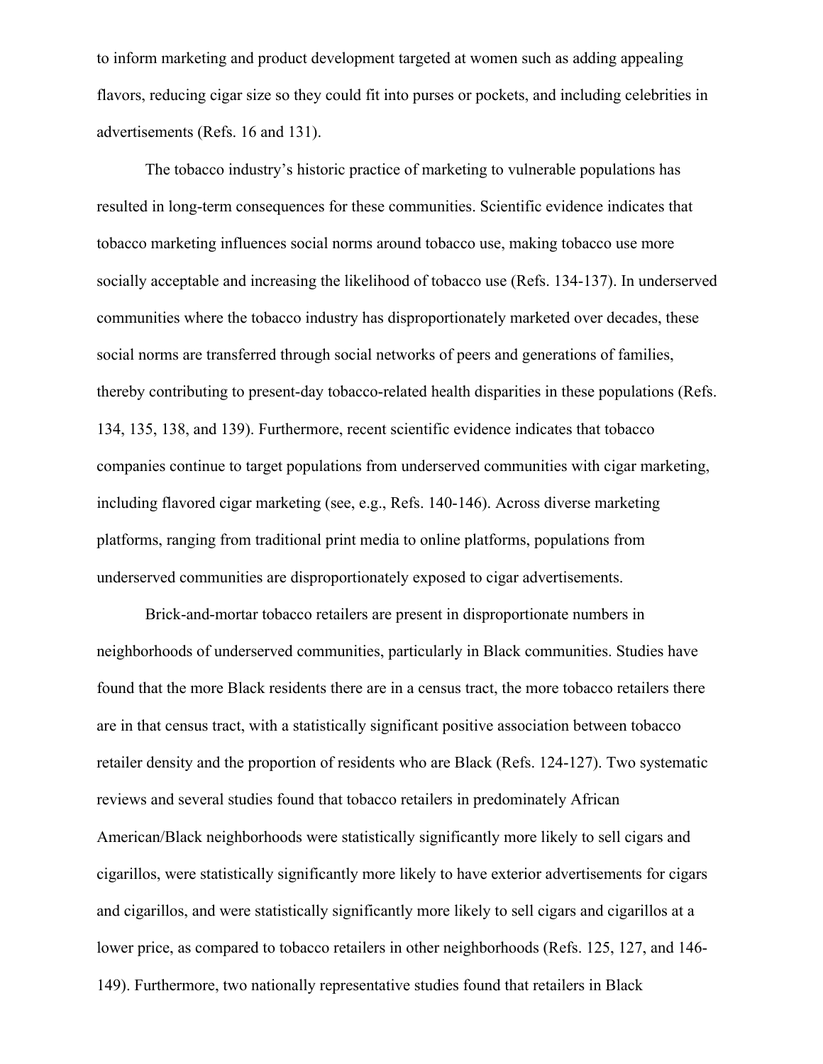to inform marketing and product development targeted at women such as adding appealing flavors, reducing cigar size so they could fit into purses or pockets, and including celebrities in advertisements (Refs. 16 and 131).

The tobacco industry's historic practice of marketing to vulnerable populations has resulted in long-term consequences for these communities. Scientific evidence indicates that tobacco marketing influences social norms around tobacco use, making tobacco use more socially acceptable and increasing the likelihood of tobacco use (Refs. 134-137). In underserved communities where the tobacco industry has disproportionately marketed over decades, these social norms are transferred through social networks of peers and generations of families, thereby contributing to present-day tobacco-related health disparities in these populations (Refs. 134, 135, 138, and 139). Furthermore, recent scientific evidence indicates that tobacco companies continue to target populations from underserved communities with cigar marketing, including flavored cigar marketing (see, e.g., Refs. 140-146). Across diverse marketing platforms, ranging from traditional print media to online platforms, populations from underserved communities are disproportionately exposed to cigar advertisements.

Brick-and-mortar tobacco retailers are present in disproportionate numbers in neighborhoods of underserved communities, particularly in Black communities. Studies have found that the more Black residents there are in a census tract, the more tobacco retailers there are in that census tract, with a statistically significant positive association between tobacco retailer density and the proportion of residents who are Black (Refs. 124-127). Two systematic reviews and several studies found that tobacco retailers in predominately African American/Black neighborhoods were statistically significantly more likely to sell cigars and cigarillos, were statistically significantly more likely to have exterior advertisements for cigars and cigarillos, and were statistically significantly more likely to sell cigars and cigarillos at a lower price, as compared to tobacco retailers in other neighborhoods (Refs. 125, 127, and 146-149). Furthermore, two nationally representative studies found that retailers in Black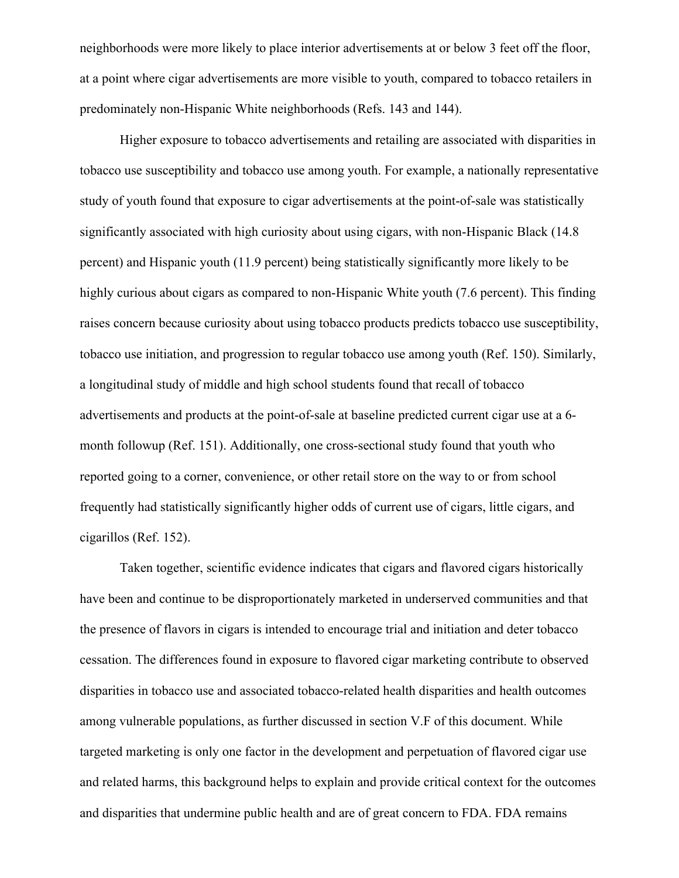neighborhoods were more likely to place interior advertisements at or below 3 feet off the floor, at a point where cigar advertisements are more visible to youth, compared to tobacco retailers in predominately non-Hispanic White neighborhoods (Refs. 143 and 144).

Higher exposure to tobacco advertisements and retailing are associated with disparities in tobacco use susceptibility and tobacco use among youth. For example, a nationally representative study of youth found that exposure to cigar advertisements at the point-of-sale was statistically significantly associated with high curiosity about using cigars, with non-Hispanic Black (14.8 percent) and Hispanic youth (11.9 percent) being statistically significantly more likely to be highly curious about cigars as compared to non-Hispanic White youth (7.6 percent). This finding raises concern because curiosity about using tobacco products predicts tobacco use susceptibility, tobacco use initiation, and progression to regular tobacco use among youth (Ref. 150). Similarly, a longitudinal study of middle and high school students found that recall of tobacco advertisements and products at the point-of-sale at baseline predicted current cigar use at a 6-month followup (Ref. 151). Additionally, one cross-sectional study found that youth who reported going to a corner, convenience, or other retail store on the way to or from school frequently had statistically significantly higher odds of current use of cigars, little cigars, and cigarillos (Ref. 152).

Taken together, scientific evidence indicates that cigars and flavored cigars historically have been and continue to be disproportionately marketed in underserved communities and that the presence of flavors in cigars is intended to encourage trial and initiation and deter tobacco cessation. The differences found in exposure to flavored cigar marketing contribute to observed disparities in tobacco use and associated tobacco-related health disparities and health outcomes among vulnerable populations, as further discussed in section V.F of this document. While targeted marketing is only one factor in the development and perpetuation of flavored cigar use and related harms, this background helps to explain and provide critical context for the outcomes and disparities that undermine public health and are of great concern to FDA. FDA remains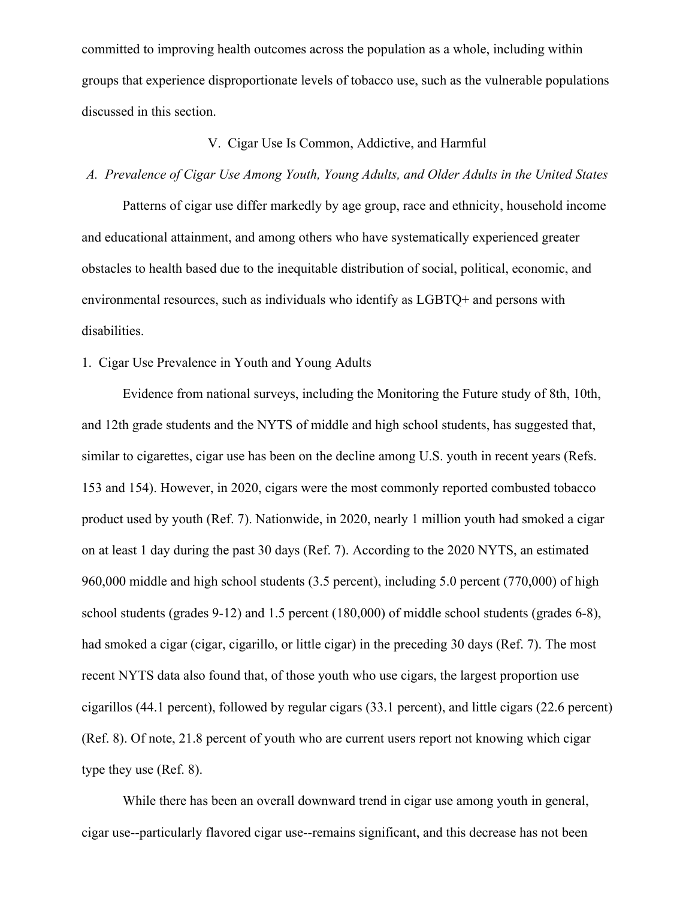committed to improving health outcomes across the population as a whole, including within groups that experience disproportionate levels of tobacco use, such as the vulnerable populations discussed in this section.

## V. Cigar Use Is Common, Addictive, and Harmful

### *A. Prevalence of Cigar Use Among Youth, Young Adults, and Older Adults in the United States*

Patterns of cigar use differ markedly by age group, race and ethnicity, household income and educational attainment, and among others who have systematically experienced greater obstacles to health based due to the inequitable distribution of social, political, economic, and environmental resources, such as individuals who identify as LGBTQ+ and persons with disabilities.

#### 1. Cigar Use Prevalence in Youth and Young Adults

Evidence from national surveys, including the Monitoring the Future study of 8th, 10th, and 12th grade students and the NYTS of middle and high school students, has suggested that, similar to cigarettes, cigar use has been on the decline among U.S. youth in recent years (Refs. 153 and 154). However, in 2020, cigars were the most commonly reported combusted tobacco product used by youth (Ref. 7). Nationwide, in 2020, nearly 1 million youth had smoked a cigar on at least 1 day during the past 30 days (Ref. 7). According to the 2020 NYTS, an estimated 960,000 middle and high school students (3.5 percent), including 5.0 percent (770,000) of high school students (grades 9-12) and 1.5 percent (180,000) of middle school students (grades 6-8), had smoked a cigar (cigar, cigarillo, or little cigar) in the preceding 30 days (Ref. 7). The most recent NYTS data also found that, of those youth who use cigars, the largest proportion use cigarillos (44.1 percent), followed by regular cigars (33.1 percent), and little cigars (22.6 percent) (Ref. 8). Of note, 21.8 percent of youth who are current users report not knowing which cigar type they use (Ref. 8).

While there has been an overall downward trend in cigar use among youth in general, cigar use--particularly flavored cigar use--remains significant, and this decrease has not been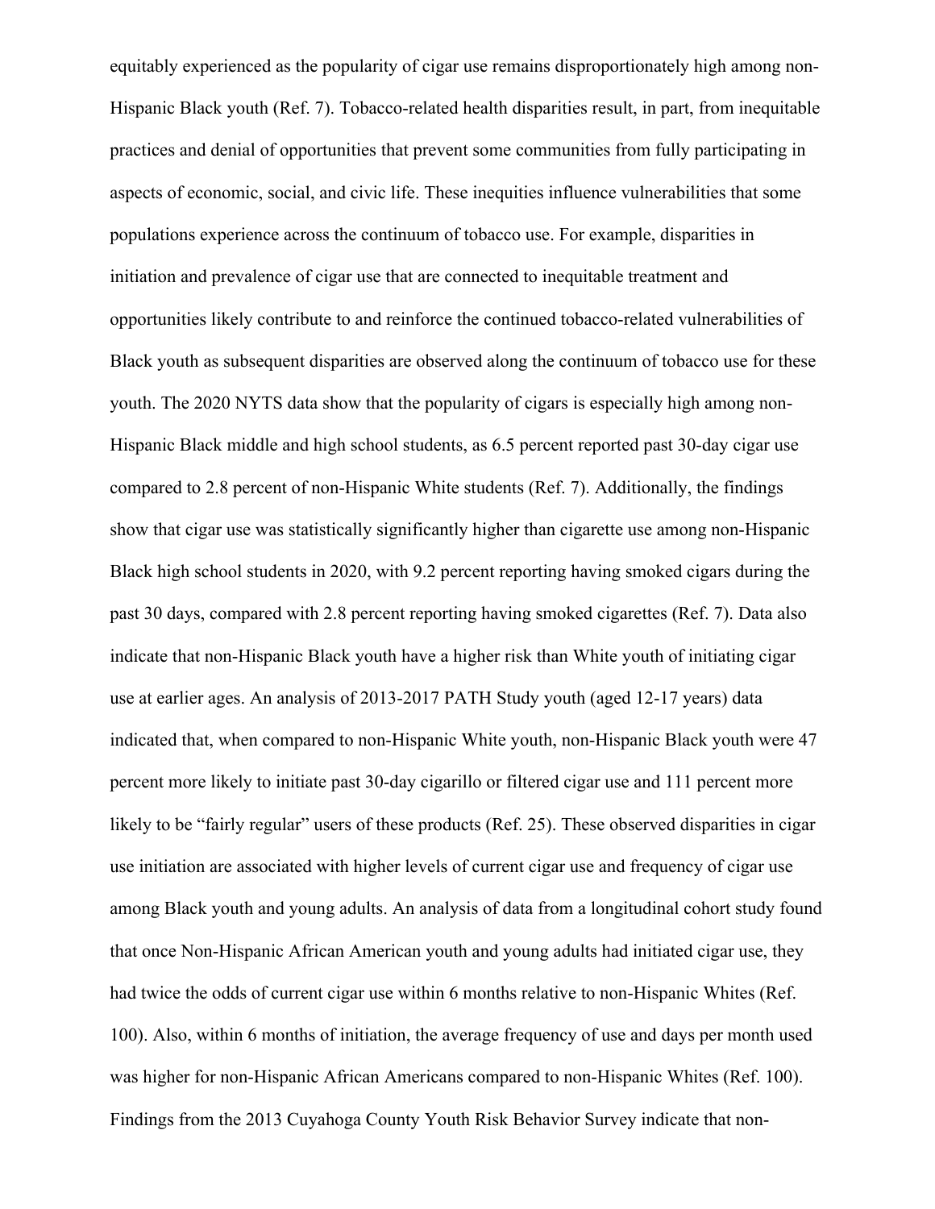equitably experienced as the popularity of cigar use remains disproportionately high among non-Hispanic Black youth (Ref. 7). Tobacco-related health disparities result, in part, from inequitable practices and denial of opportunities that prevent some communities from fully participating in aspects of economic, social, and civic life. These inequities influence vulnerabilities that some populations experience across the continuum of tobacco use. For example, disparities in initiation and prevalence of cigar use that are connected to inequitable treatment and opportunities likely contribute to and reinforce the continued tobacco-related vulnerabilities of Black youth as subsequent disparities are observed along the continuum of tobacco use for these youth. The 2020 NYTS data show that the popularity of cigars is especially high among non-Hispanic Black middle and high school students, as 6.5 percent reported past 30-day cigar use compared to 2.8 percent of non-Hispanic White students (Ref. 7). Additionally, the findings show that cigar use was statistically significantly higher than cigarette use among non-Hispanic Black high school students in 2020, with 9.2 percent reporting having smoked cigars during the past 30 days, compared with 2.8 percent reporting having smoked cigarettes (Ref. 7). Data also indicate that non-Hispanic Black youth have a higher risk than White youth of initiating cigar use at earlier ages. An analysis of 2013-2017 PATH Study youth (aged 12-17 years) data indicated that, when compared to non-Hispanic White youth, non-Hispanic Black youth were 47 percent more likely to initiate past 30-day cigarillo or filtered cigar use and 111 percent more likely to be "fairly regular" users of these products (Ref. 25). These observed disparities in cigar use initiation are associated with higher levels of current cigar use and frequency of cigar use among Black youth and young adults. An analysis of data from a longitudinal cohort study found that once Non-Hispanic African American youth and young adults had initiated cigar use, they had twice the odds of current cigar use within 6 months relative to non-Hispanic Whites (Ref. 100). Also, within 6 months of initiation, the average frequency of use and days per month used was higher for non-Hispanic African Americans compared to non-Hispanic Whites (Ref. 100). Findings from the 2013 Cuyahoga County Youth Risk Behavior Survey indicate that non-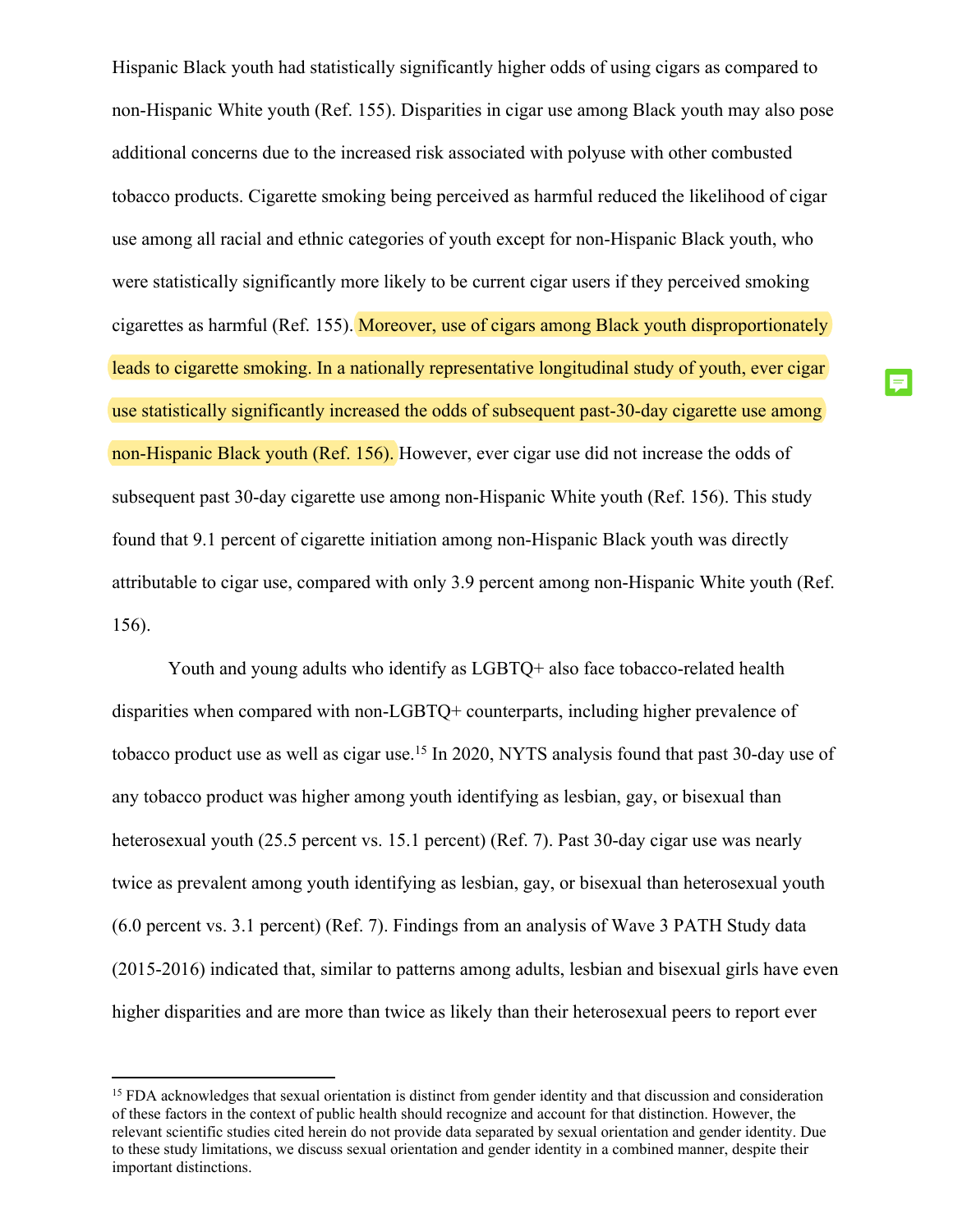Hispanic Black youth had statistically significantly higher odds of using cigars as compared to non-Hispanic White youth (Ref. 155). Disparities in cigar use among Black youth may also pose additional concerns due to the increased risk associated with polyuse with other combusted tobacco products. Cigarette smoking being perceived as harmful reduced the likelihood of cigar use among all racial and ethnic categories of youth except for non-Hispanic Black youth, who were statistically significantly more likely to be current cigar users if they perceived smoking cigarettes as harmful (Ref. 155). Moreover, use of cigars among Black youth disproportionately leads to cigarette smoking. In a nationally representative longitudinal study of youth, ever cigar use statistically significantly increased the odds of subsequent past-30-day cigarette use among non-Hispanic Black youth (Ref. 156). However, ever cigar use did not increase the odds of subsequent past 30-day cigarette use among non-Hispanic White youth (Ref. 156). This study found that 9.1 percent of cigarette initiation among non-Hispanic Black youth was directly attributable to cigar use, compared with only 3.9 percent among non-Hispanic White youth (Ref. 156).

Youth and young adults who identify as LGBTQ+ also face tobacco-related health disparities when compared with non-LGBTQ+ counterparts, including higher prevalence of tobacco product use as well as cigar use.[15] In 2020, NYTS analysis found that past 30-day use of any tobacco product was higher among youth identifying as lesbian, gay, or bisexual than heterosexual youth (25.5 percent vs. 15.1 percent) (Ref. 7). Past 30-day cigar use was nearly twice as prevalent among youth identifying as lesbian, gay, or bisexual than heterosexual youth (6.0 percent vs. 3.1 percent) (Ref. 7). Findings from an analysis of Wave 3 PATH Study data (2015-2016) indicated that, similar to patterns among adults, lesbian and bisexual girls have even higher disparities and are more than twice as likely than their heterosexual peers to report ever

---

[15] FDA acknowledges that sexual orientation is distinct from gender identity and that discussion and consideration of these factors in the context of public health should recognize and account for that distinction. However, the relevant scientific studies cited herein do not provide data separated by sexual orientation and gender identity. Due to these study limitations, we discuss sexual orientation and gender identity in a combined manner, despite their important distinctions.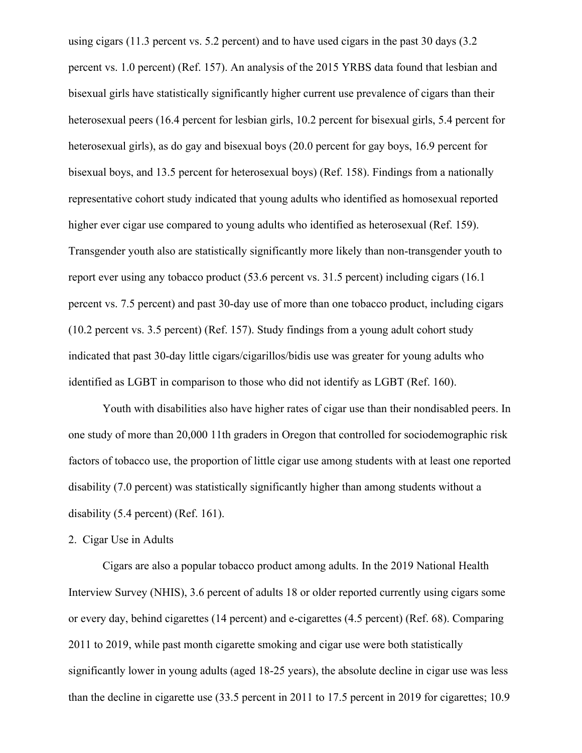using cigars (11.3 percent vs. 5.2 percent) and to have used cigars in the past 30 days (3.2 percent vs. 1.0 percent) (Ref. 157). An analysis of the 2015 YRBS data found that lesbian and bisexual girls have statistically significantly higher current use prevalence of cigars than their heterosexual peers (16.4 percent for lesbian girls, 10.2 percent for bisexual girls, 5.4 percent for heterosexual girls), as do gay and bisexual boys (20.0 percent for gay boys, 16.9 percent for bisexual boys, and 13.5 percent for heterosexual boys) (Ref. 158). Findings from a nationally representative cohort study indicated that young adults who identified as homosexual reported higher ever cigar use compared to young adults who identified as heterosexual (Ref. 159). Transgender youth also are statistically significantly more likely than non-transgender youth to report ever using any tobacco product (53.6 percent vs. 31.5 percent) including cigars (16.1 percent vs. 7.5 percent) and past 30-day use of more than one tobacco product, including cigars (10.2 percent vs. 3.5 percent) (Ref. 157). Study findings from a young adult cohort study indicated that past 30-day little cigars/cigarillos/bidis use was greater for young adults who identified as LGBT in comparison to those who did not identify as LGBT (Ref. 160).

Youth with disabilities also have higher rates of cigar use than their nondisabled peers. In one study of more than 20,000 11th graders in Oregon that controlled for sociodemographic risk factors of tobacco use, the proportion of little cigar use among students with at least one reported disability (7.0 percent) was statistically significantly higher than among students without a disability (5.4 percent) (Ref. 161).

2. Cigar Use in Adults

Cigars are also a popular tobacco product among adults. In the 2019 National Health Interview Survey (NHIS), 3.6 percent of adults 18 or older reported currently using cigars some or every day, behind cigarettes (14 percent) and e-cigarettes (4.5 percent) (Ref. 68). Comparing 2011 to 2019, while past month cigarette smoking and cigar use were both statistically significantly lower in young adults (aged 18-25 years), the absolute decline in cigar use was less than the decline in cigarette use (33.5 percent in 2011 to 17.5 percent in 2019 for cigarettes; 10.9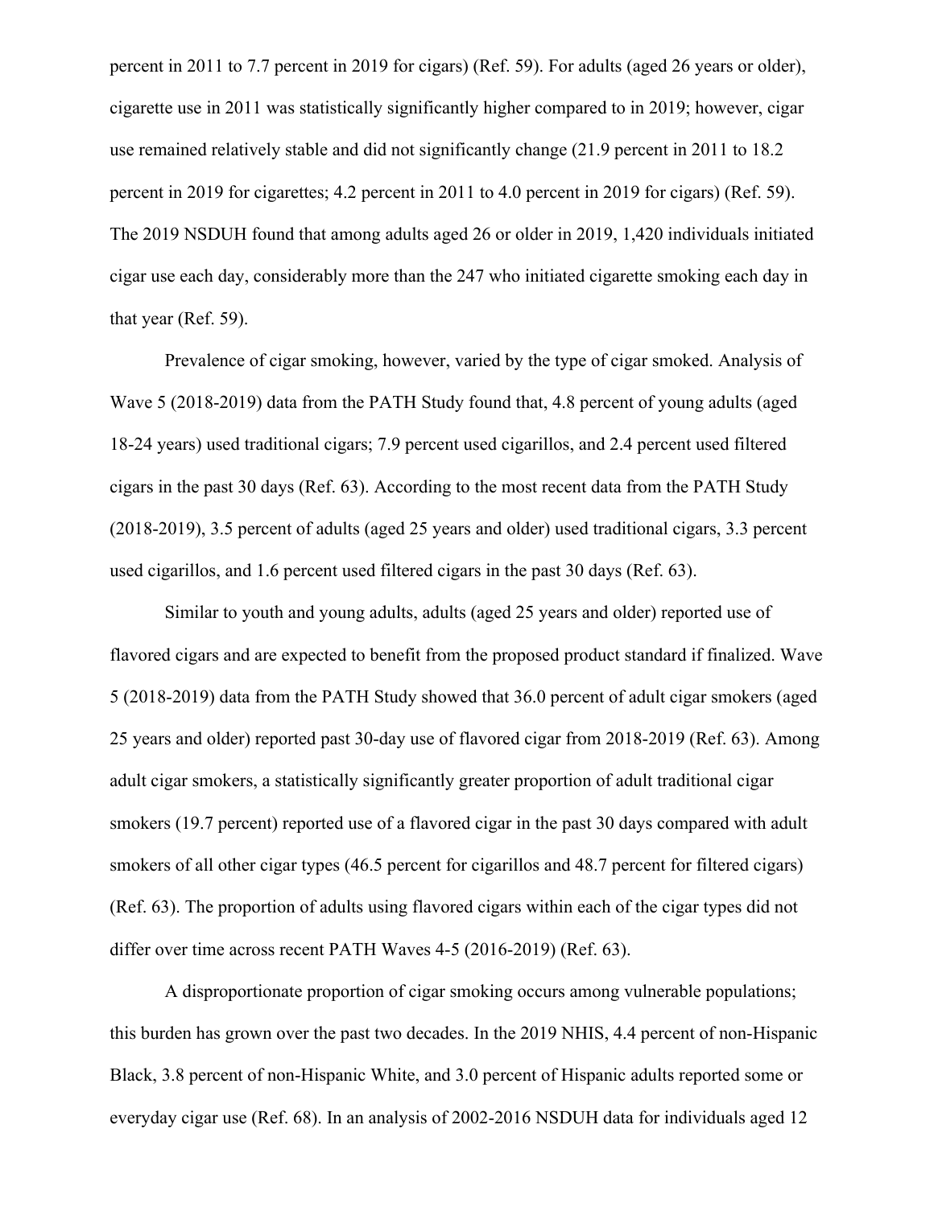percent in 2011 to 7.7 percent in 2019 for cigars) (Ref. 59). For adults (aged 26 years or older), cigarette use in 2011 was statistically significantly higher compared to in 2019; however, cigar use remained relatively stable and did not significantly change (21.9 percent in 2011 to 18.2 percent in 2019 for cigarettes; 4.2 percent in 2011 to 4.0 percent in 2019 for cigars) (Ref. 59). The 2019 NSDUH found that among adults aged 26 or older in 2019, 1,420 individuals initiated cigar use each day, considerably more than the 247 who initiated cigarette smoking each day in that year (Ref. 59).

Prevalence of cigar smoking, however, varied by the type of cigar smoked. Analysis of Wave 5 (2018-2019) data from the PATH Study found that, 4.8 percent of young adults (aged 18-24 years) used traditional cigars; 7.9 percent used cigarillos, and 2.4 percent used filtered cigars in the past 30 days (Ref. 63). According to the most recent data from the PATH Study (2018-2019), 3.5 percent of adults (aged 25 years and older) used traditional cigars, 3.3 percent used cigarillos, and 1.6 percent used filtered cigars in the past 30 days (Ref. 63).

Similar to youth and young adults, adults (aged 25 years and older) reported use of flavored cigars and are expected to benefit from the proposed product standard if finalized. Wave 5 (2018-2019) data from the PATH Study showed that 36.0 percent of adult cigar smokers (aged 25 years and older) reported past 30-day use of flavored cigar from 2018-2019 (Ref. 63). Among adult cigar smokers, a statistically significantly greater proportion of adult traditional cigar smokers (19.7 percent) reported use of a flavored cigar in the past 30 days compared with adult smokers of all other cigar types (46.5 percent for cigarillos and 48.7 percent for filtered cigars) (Ref. 63). The proportion of adults using flavored cigars within each of the cigar types did not differ over time across recent PATH Waves 4-5 (2016-2019) (Ref. 63).

A disproportionate proportion of cigar smoking occurs among vulnerable populations; this burden has grown over the past two decades. In the 2019 NHIS, 4.4 percent of non-Hispanic Black, 3.8 percent of non-Hispanic White, and 3.0 percent of Hispanic adults reported some or everyday cigar use (Ref. 68). In an analysis of 2002-2016 NSDUH data for individuals aged 12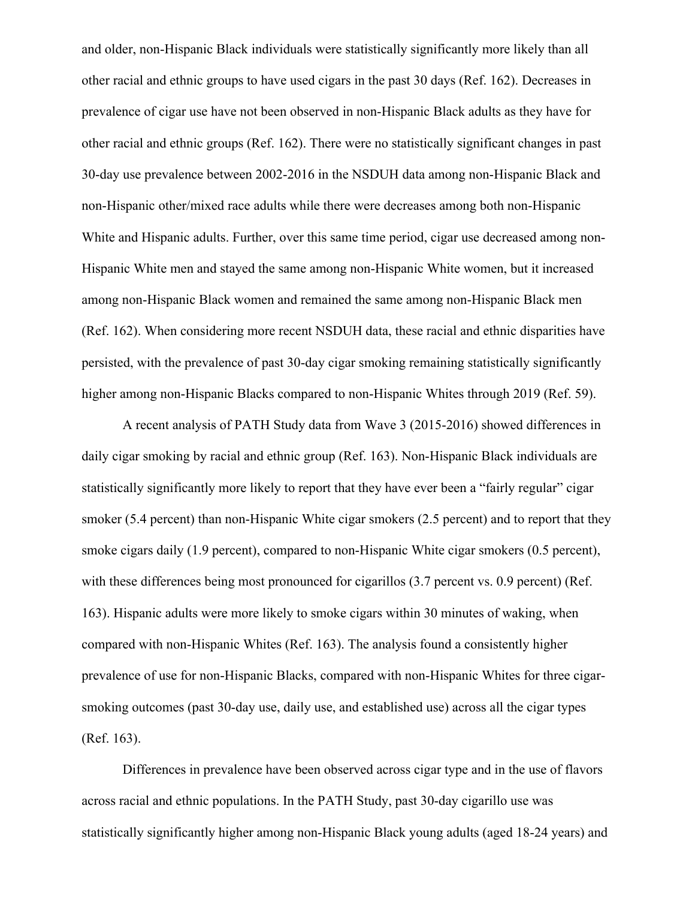and older, non-Hispanic Black individuals were statistically significantly more likely than all other racial and ethnic groups to have used cigars in the past 30 days (Ref. 162). Decreases in prevalence of cigar use have not been observed in non-Hispanic Black adults as they have for other racial and ethnic groups (Ref. 162). There were no statistically significant changes in past 30-day use prevalence between 2002-2016 in the NSDUH data among non-Hispanic Black and non-Hispanic other/mixed race adults while there were decreases among both non-Hispanic White and Hispanic adults. Further, over this same time period, cigar use decreased among non-Hispanic White men and stayed the same among non-Hispanic White women, but it increased among non-Hispanic Black women and remained the same among non-Hispanic Black men (Ref. 162). When considering more recent NSDUH data, these racial and ethnic disparities have persisted, with the prevalence of past 30-day cigar smoking remaining statistically significantly higher among non-Hispanic Blacks compared to non-Hispanic Whites through 2019 (Ref. 59).

A recent analysis of PATH Study data from Wave 3 (2015-2016) showed differences in daily cigar smoking by racial and ethnic group (Ref. 163). Non-Hispanic Black individuals are statistically significantly more likely to report that they have ever been a "fairly regular" cigar smoker (5.4 percent) than non-Hispanic White cigar smokers (2.5 percent) and to report that they smoke cigars daily (1.9 percent), compared to non-Hispanic White cigar smokers (0.5 percent), with these differences being most pronounced for cigarillos (3.7 percent vs. 0.9 percent) (Ref. 163). Hispanic adults were more likely to smoke cigars within 30 minutes of waking, when compared with non-Hispanic Whites (Ref. 163). The analysis found a consistently higher prevalence of use for non-Hispanic Blacks, compared with non-Hispanic Whites for three cigar-smoking outcomes (past 30-day use, daily use, and established use) across all the cigar types (Ref. 163).

Differences in prevalence have been observed across cigar type and in the use of flavors across racial and ethnic populations. In the PATH Study, past 30-day cigarillo use was statistically significantly higher among non-Hispanic Black young adults (aged 18-24 years) and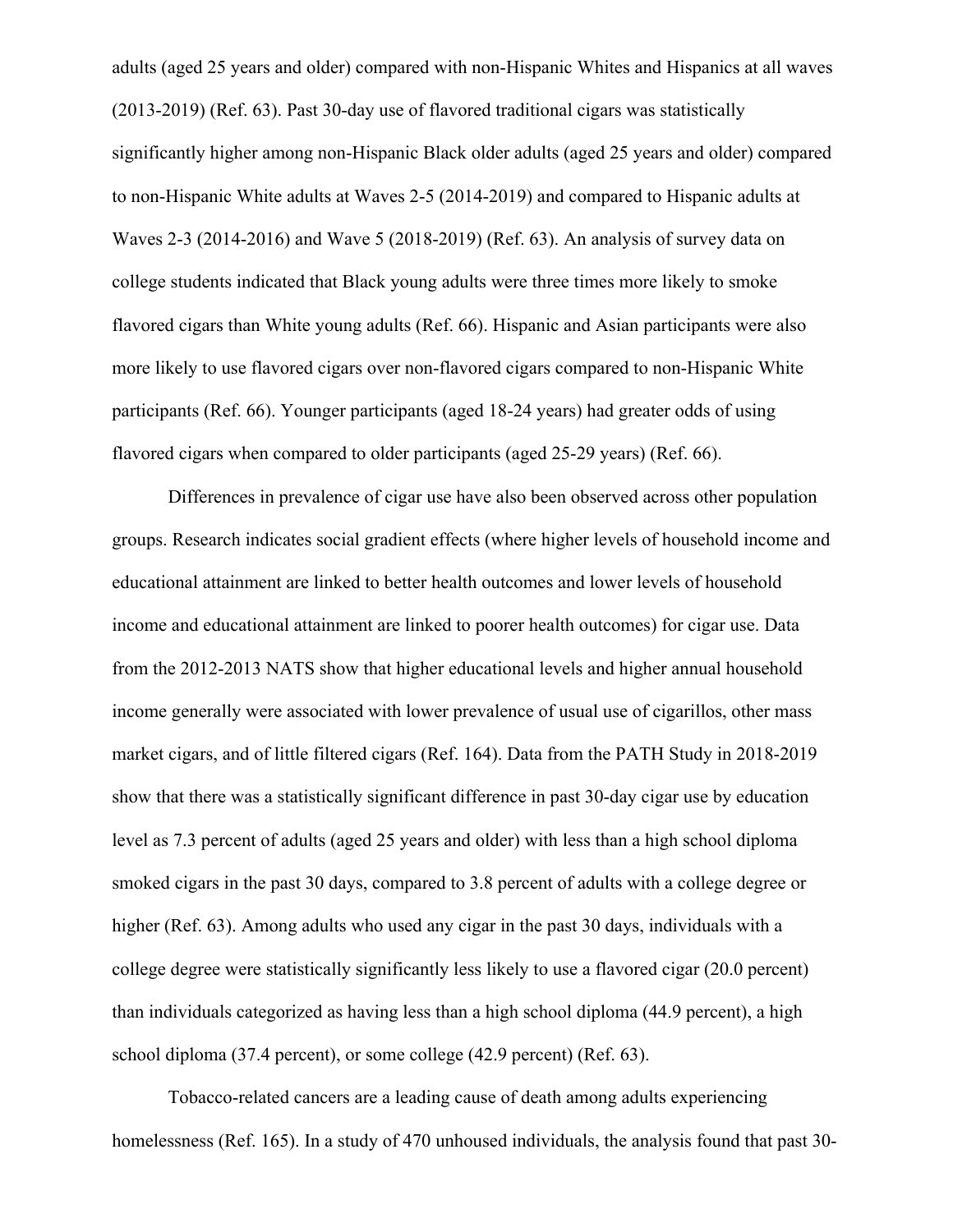adults (aged 25 years and older) compared with non-Hispanic Whites and Hispanics at all waves (2013-2019) (Ref. 63). Past 30-day use of flavored traditional cigars was statistically significantly higher among non-Hispanic Black older adults (aged 25 years and older) compared to non-Hispanic White adults at Waves 2-5 (2014-2019) and compared to Hispanic adults at Waves 2-3 (2014-2016) and Wave 5 (2018-2019) (Ref. 63). An analysis of survey data on college students indicated that Black young adults were three times more likely to smoke flavored cigars than White young adults (Ref. 66). Hispanic and Asian participants were also more likely to use flavored cigars over non-flavored cigars compared to non-Hispanic White participants (Ref. 66). Younger participants (aged 18-24 years) had greater odds of using flavored cigars when compared to older participants (aged 25-29 years) (Ref. 66).

Differences in prevalence of cigar use have also been observed across other population groups. Research indicates social gradient effects (where higher levels of household income and educational attainment are linked to better health outcomes and lower levels of household income and educational attainment are linked to poorer health outcomes) for cigar use. Data from the 2012-2013 NATS show that higher educational levels and higher annual household income generally were associated with lower prevalence of usual use of cigarillos, other mass market cigars, and of little filtered cigars (Ref. 164). Data from the PATH Study in 2018-2019 show that there was a statistically significant difference in past 30-day cigar use by education level as 7.3 percent of adults (aged 25 years and older) with less than a high school diploma smoked cigars in the past 30 days, compared to 3.8 percent of adults with a college degree or higher (Ref. 63). Among adults who used any cigar in the past 30 days, individuals with a college degree were statistically significantly less likely to use a flavored cigar (20.0 percent) than individuals categorized as having less than a high school diploma (44.9 percent), a high school diploma (37.4 percent), or some college (42.9 percent) (Ref. 63).

Tobacco-related cancers are a leading cause of death among adults experiencing homelessness (Ref. 165). In a study of 470 unhoused individuals, the analysis found that past 30-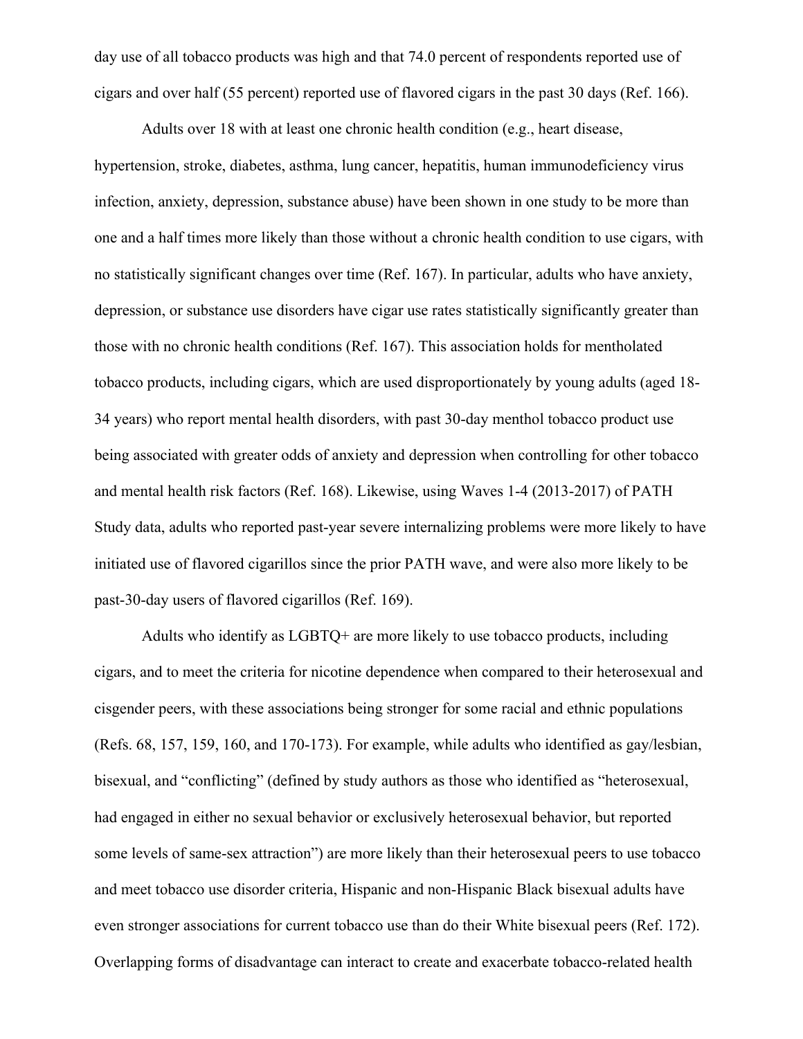day use of all tobacco products was high and that 74.0 percent of respondents reported use of cigars and over half (55 percent) reported use of flavored cigars in the past 30 days (Ref. 166).

Adults over 18 with at least one chronic health condition (e.g., heart disease, hypertension, stroke, diabetes, asthma, lung cancer, hepatitis, human immunodeficiency virus infection, anxiety, depression, substance abuse) have been shown in one study to be more than one and a half times more likely than those without a chronic health condition to use cigars, with no statistically significant changes over time (Ref. 167). In particular, adults who have anxiety, depression, or substance use disorders have cigar use rates statistically significantly greater than those with no chronic health conditions (Ref. 167). This association holds for mentholated tobacco products, including cigars, which are used disproportionately by young adults (aged 18-34 years) who report mental health disorders, with past 30-day menthol tobacco product use being associated with greater odds of anxiety and depression when controlling for other tobacco and mental health risk factors (Ref. 168). Likewise, using Waves 1-4 (2013-2017) of PATH Study data, adults who reported past-year severe internalizing problems were more likely to have initiated use of flavored cigarillos since the prior PATH wave, and were also more likely to be past-30-day users of flavored cigarillos (Ref. 169).

Adults who identify as LGBTQ+ are more likely to use tobacco products, including cigars, and to meet the criteria for nicotine dependence when compared to their heterosexual and cisgender peers, with these associations being stronger for some racial and ethnic populations (Refs. 68, 157, 159, 160, and 170-173). For example, while adults who identified as gay/lesbian, bisexual, and "conflicting" (defined by study authors as those who identified as "heterosexual, had engaged in either no sexual behavior or exclusively heterosexual behavior, but reported some levels of same-sex attraction") are more likely than their heterosexual peers to use tobacco and meet tobacco use disorder criteria, Hispanic and non-Hispanic Black bisexual adults have even stronger associations for current tobacco use than do their White bisexual peers (Ref. 172). Overlapping forms of disadvantage can interact to create and exacerbate tobacco-related health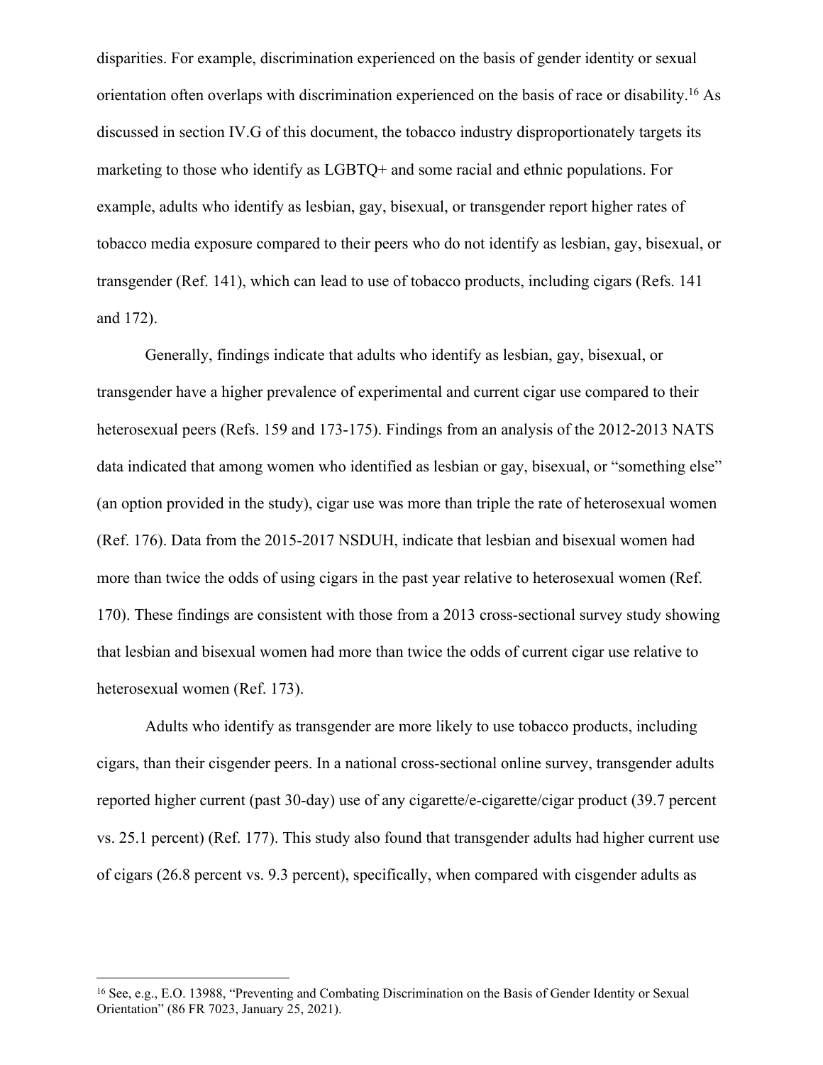disparities. For example, discrimination experienced on the basis of gender identity or sexual orientation often overlaps with discrimination experienced on the basis of race or disability.[16] As discussed in section IV.G of this document, the tobacco industry disproportionately targets its marketing to those who identify as LGBTQ+ and some racial and ethnic populations. For example, adults who identify as lesbian, gay, bisexual, or transgender report higher rates of tobacco media exposure compared to their peers who do not identify as lesbian, gay, bisexual, or transgender (Ref. 141), which can lead to use of tobacco products, including cigars (Refs. 141 and 172).

Generally, findings indicate that adults who identify as lesbian, gay, bisexual, or transgender have a higher prevalence of experimental and current cigar use compared to their heterosexual peers (Refs. 159 and 173-175). Findings from an analysis of the 2012-2013 NATS data indicated that among women who identified as lesbian or gay, bisexual, or "something else" (an option provided in the study), cigar use was more than triple the rate of heterosexual women (Ref. 176). Data from the 2015-2017 NSDUH, indicate that lesbian and bisexual women had more than twice the odds of using cigars in the past year relative to heterosexual women (Ref. 170). These findings are consistent with those from a 2013 cross-sectional survey study showing that lesbian and bisexual women had more than twice the odds of current cigar use relative to heterosexual women (Ref. 173).

Adults who identify as transgender are more likely to use tobacco products, including cigars, than their cisgender peers. In a national cross-sectional online survey, transgender adults reported higher current (past 30-day) use of any cigarette/e-cigarette/cigar product (39.7 percent vs. 25.1 percent) (Ref. 177). This study also found that transgender adults had higher current use of cigars (26.8 percent vs. 9.3 percent), specifically, when compared with cisgender adults as

[16] See, e.g., E.O. 13988, "Preventing and Combating Discrimination on the Basis of Gender Identity or Sexual Orientation" (86 FR 7023, January 25, 2021).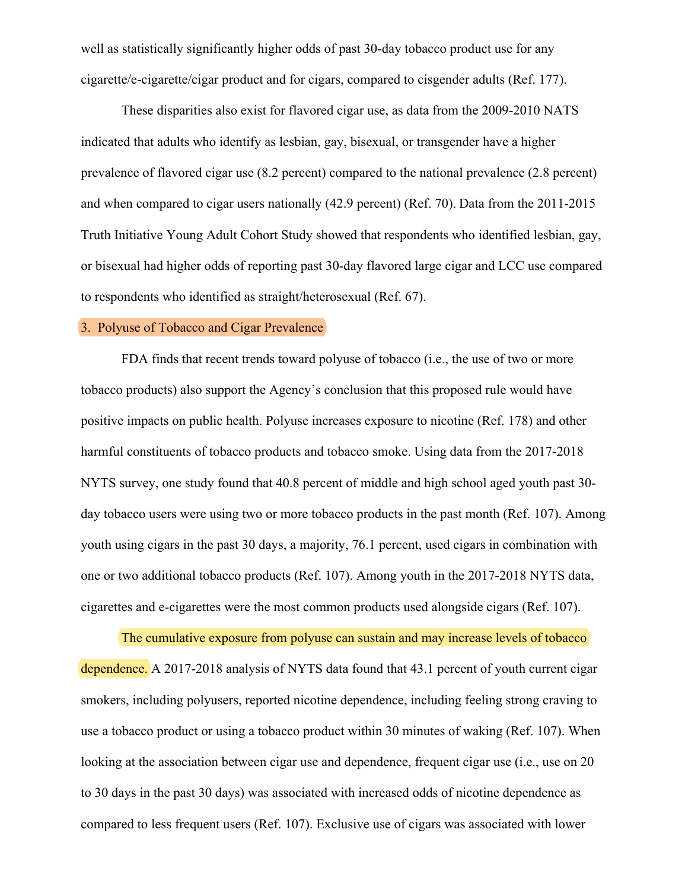well as statistically significantly higher odds of past 30-day tobacco product use for any cigarette/e-cigarette/cigar product and for cigars, compared to cisgender adults (Ref. 177).

These disparities also exist for flavored cigar use, as data from the 2009-2010 NATS indicated that adults who identify as lesbian, gay, bisexual, or transgender have a higher prevalence of flavored cigar use (8.2 percent) compared to the national prevalence (2.8 percent) and when compared to cigar users nationally (42.9 percent) (Ref. 70). Data from the 2011-2015 Truth Initiative Young Adult Cohort Study showed that respondents who identified lesbian, gay, or bisexual had higher odds of reporting past 30-day flavored large cigar and LCC use compared to respondents who identified as straight/heterosexual (Ref. 67).

### 3. Polyuse of Tobacco and Cigar Prevalence

FDA finds that recent trends toward polyuse of tobacco (i.e., the use of two or more tobacco products) also support the Agency's conclusion that this proposed rule would have positive impacts on public health. Polyuse increases exposure to nicotine (Ref. 178) and other harmful constituents of tobacco products and tobacco smoke. Using data from the 2017-2018 NYTS survey, one study found that 40.8 percent of middle and high school aged youth past 30-day tobacco users were using two or more tobacco products in the past month (Ref. 107). Among youth using cigars in the past 30 days, a majority, 76.1 percent, used cigars in combination with one or two additional tobacco products (Ref. 107). Among youth in the 2017-2018 NYTS data, cigarettes and e-cigarettes were the most common products used alongside cigars (Ref. 107).

The cumulative exposure from polyuse can sustain and may increase levels of tobacco dependence. A 2017-2018 analysis of NYTS data found that 43.1 percent of youth current cigar smokers, including polyusers, reported nicotine dependence, including feeling strong craving to use a tobacco product or using a tobacco product within 30 minutes of waking (Ref. 107). When looking at the association between cigar use and dependence, frequent cigar use (i.e., use on 20 to 30 days in the past 30 days) was associated with increased odds of nicotine dependence as compared to less frequent users (Ref. 107). Exclusive use of cigars was associated with lower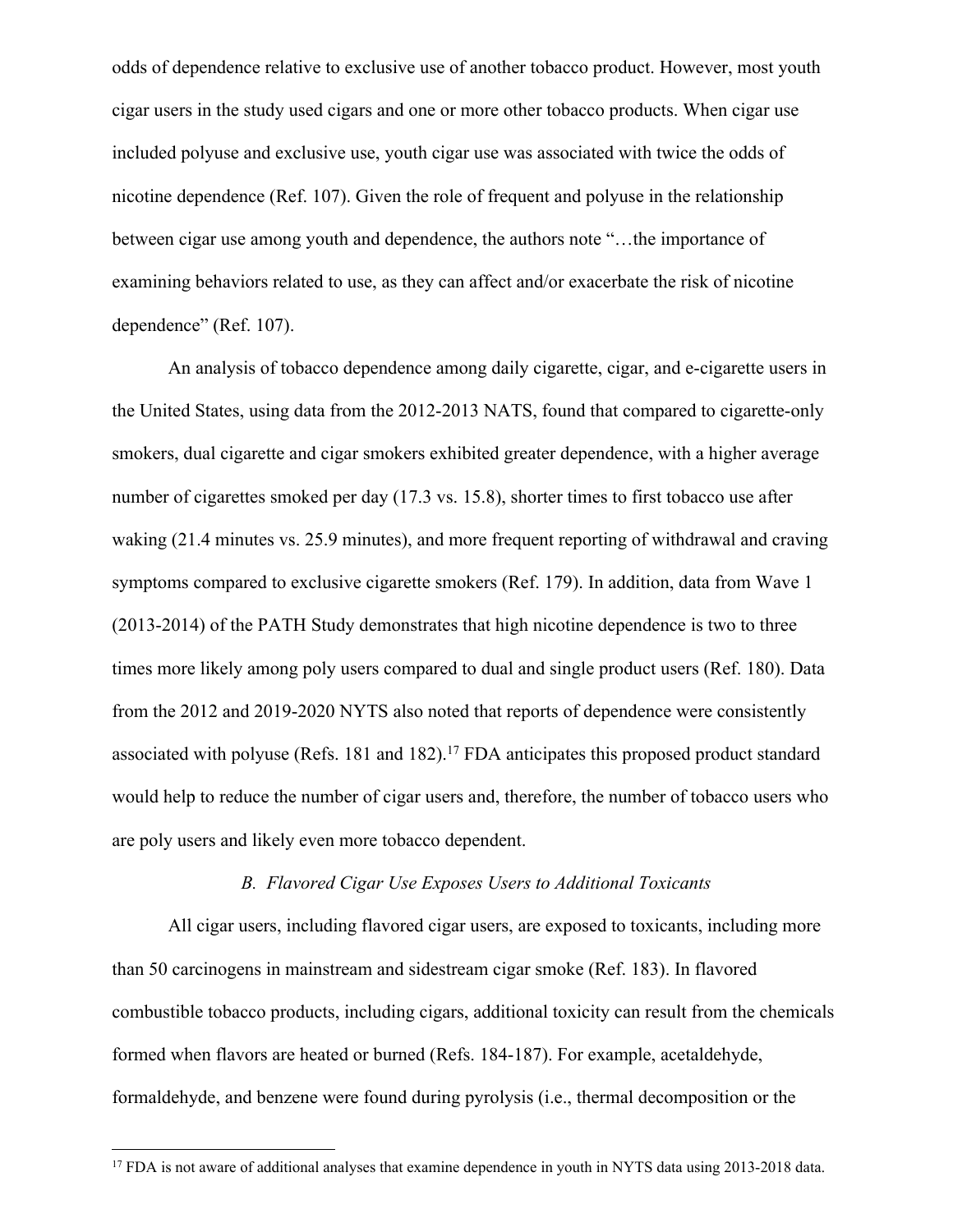odds of dependence relative to exclusive use of another tobacco product. However, most youth cigar users in the study used cigars and one or more other tobacco products. When cigar use included polyuse and exclusive use, youth cigar use was associated with twice the odds of nicotine dependence (Ref. 107). Given the role of frequent and polyuse in the relationship between cigar use among youth and dependence, the authors note "…the importance of examining behaviors related to use, as they can affect and/or exacerbate the risk of nicotine dependence" (Ref. 107).

An analysis of tobacco dependence among daily cigarette, cigar, and e-cigarette users in the United States, using data from the 2012-2013 NATS, found that compared to cigarette-only smokers, dual cigarette and cigar smokers exhibited greater dependence, with a higher average number of cigarettes smoked per day (17.3 vs. 15.8), shorter times to first tobacco use after waking (21.4 minutes vs. 25.9 minutes), and more frequent reporting of withdrawal and craving symptoms compared to exclusive cigarette smokers (Ref. 179). In addition, data from Wave 1 (2013-2014) of the PATH Study demonstrates that high nicotine dependence is two to three times more likely among poly users compared to dual and single product users (Ref. 180). Data from the 2012 and 2019-2020 NYTS also noted that reports of dependence were consistently associated with polyuse (Refs. 181 and 182).[17] FDA anticipates this proposed product standard would help to reduce the number of cigar users and, therefore, the number of tobacco users who are poly users and likely even more tobacco dependent.

### *B. Flavored Cigar Use Exposes Users to Additional Toxicants*

All cigar users, including flavored cigar users, are exposed to toxicants, including more than 50 carcinogens in mainstream and sidestream cigar smoke (Ref. 183). In flavored combustible tobacco products, including cigars, additional toxicity can result from the chemicals formed when flavors are heated or burned (Refs. 184-187). For example, acetaldehyde, formaldehyde, and benzene were found during pyrolysis (i.e., thermal decomposition or the

---

[17] FDA is not aware of additional analyses that examine dependence in youth in NYTS data using 2013-2018 data.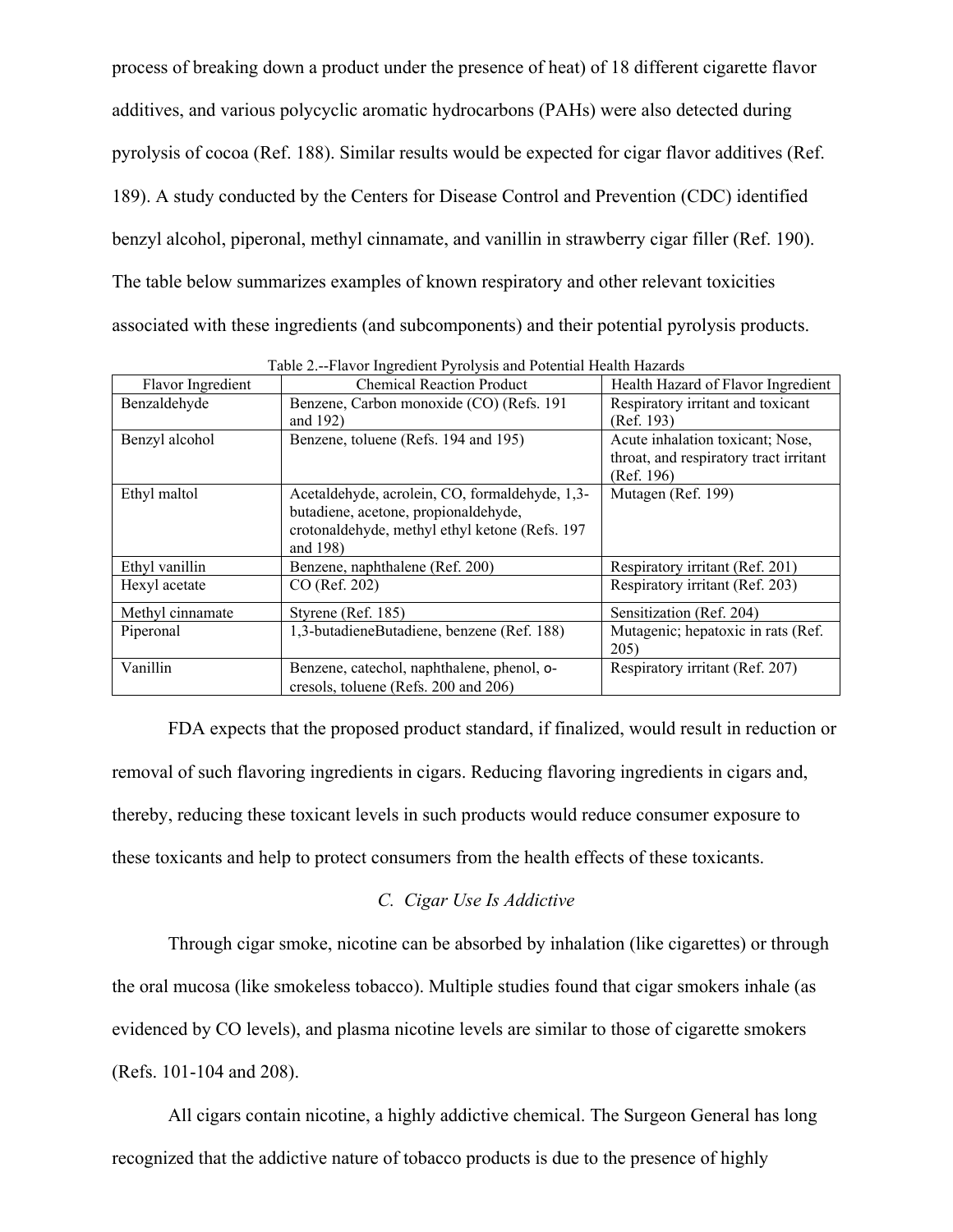process of breaking down a product under the presence of heat) of 18 different cigarette flavor additives, and various polycyclic aromatic hydrocarbons (PAHs) were also detected during pyrolysis of cocoa (Ref. 188). Similar results would be expected for cigar flavor additives (Ref. 189). A study conducted by the Centers for Disease Control and Prevention (CDC) identified benzyl alcohol, piperonal, methyl cinnamate, and vanillin in strawberry cigar filler (Ref. 190). The table below summarizes examples of known respiratory and other relevant toxicities associated with these ingredients (and subcomponents) and their potential pyrolysis products.

Table 2.--Flavor Ingredient Pyrolysis and Potential Health Hazards

| Flavor Ingredient | Chemical Reaction Product | Health Hazard of Flavor Ingredient |
|---|---|---|
| Benzaldehyde | Benzene, Carbon monoxide (CO) (Refs. 191 and 192) | Respiratory irritant and toxicant (Ref. 193) |
| Benzyl alcohol | Benzene, toluene (Refs. 194 and 195) | Acute inhalation toxicant; Nose, throat, and respiratory tract irritant (Ref. 196) |
| Ethyl maltol | Acetaldehyde, acrolein, CO, formaldehyde, 1,3-butadiene, acetone, propionaldehyde, crotonaldehyde, methyl ethyl ketone (Refs. 197 and 198) | Mutagen (Ref. 199) |
| Ethyl vanillin | Benzene, naphthalene (Ref. 200) | Respiratory irritant (Ref. 201) |
| Hexyl acetate | CO (Ref. 202) | Respiratory irritant (Ref. 203) |
| Methyl cinnamate | Styrene (Ref. 185) | Sensitization (Ref. 204) |
| Piperonal | 1,3-butadieneButadiene, benzene (Ref. 188) | Mutagenic; hepatoxic in rats (Ref. 205) |
| Vanillin | Benzene, catechol, naphthalene, phenol, o-cresols, toluene (Refs. 200 and 206) | Respiratory irritant (Ref. 207) |

FDA expects that the proposed product standard, if finalized, would result in reduction or removal of such flavoring ingredients in cigars. Reducing flavoring ingredients in cigars and, thereby, reducing these toxicant levels in such products would reduce consumer exposure to these toxicants and help to protect consumers from the health effects of these toxicants.

### *C. Cigar Use Is Addictive*

Through cigar smoke, nicotine can be absorbed by inhalation (like cigarettes) or through the oral mucosa (like smokeless tobacco). Multiple studies found that cigar smokers inhale (as evidenced by CO levels), and plasma nicotine levels are similar to those of cigarette smokers (Refs. 101-104 and 208).

All cigars contain nicotine, a highly addictive chemical. The Surgeon General has long recognized that the addictive nature of tobacco products is due to the presence of highly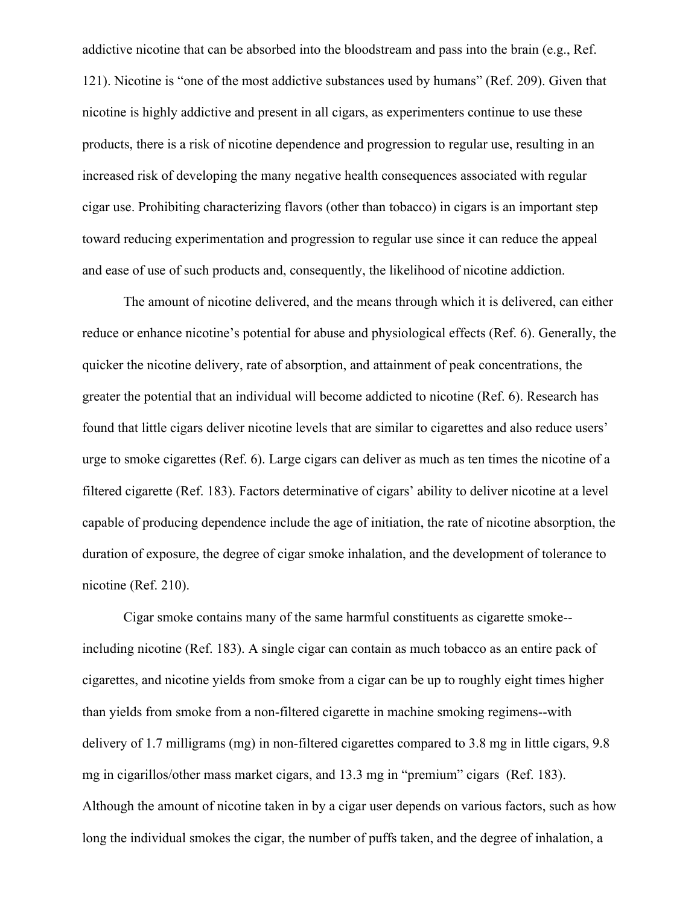addictive nicotine that can be absorbed into the bloodstream and pass into the brain (e.g., Ref. 121). Nicotine is "one of the most addictive substances used by humans" (Ref. 209). Given that nicotine is highly addictive and present in all cigars, as experimenters continue to use these products, there is a risk of nicotine dependence and progression to regular use, resulting in an increased risk of developing the many negative health consequences associated with regular cigar use. Prohibiting characterizing flavors (other than tobacco) in cigars is an important step toward reducing experimentation and progression to regular use since it can reduce the appeal and ease of use of such products and, consequently, the likelihood of nicotine addiction.

The amount of nicotine delivered, and the means through which it is delivered, can either reduce or enhance nicotine's potential for abuse and physiological effects (Ref. 6). Generally, the quicker the nicotine delivery, rate of absorption, and attainment of peak concentrations, the greater the potential that an individual will become addicted to nicotine (Ref. 6). Research has found that little cigars deliver nicotine levels that are similar to cigarettes and also reduce users' urge to smoke cigarettes (Ref. 6). Large cigars can deliver as much as ten times the nicotine of a filtered cigarette (Ref. 183). Factors determinative of cigars' ability to deliver nicotine at a level capable of producing dependence include the age of initiation, the rate of nicotine absorption, the duration of exposure, the degree of cigar smoke inhalation, and the development of tolerance to nicotine (Ref. 210).

Cigar smoke contains many of the same harmful constituents as cigarette smoke--including nicotine (Ref. 183). A single cigar can contain as much tobacco as an entire pack of cigarettes, and nicotine yields from smoke from a cigar can be up to roughly eight times higher than yields from smoke from a non-filtered cigarette in machine smoking regimens--with delivery of 1.7 milligrams (mg) in non-filtered cigarettes compared to 3.8 mg in little cigars, 9.8 mg in cigarillos/other mass market cigars, and 13.3 mg in "premium" cigars (Ref. 183). Although the amount of nicotine taken in by a cigar user depends on various factors, such as how long the individual smokes the cigar, the number of puffs taken, and the degree of inhalation, a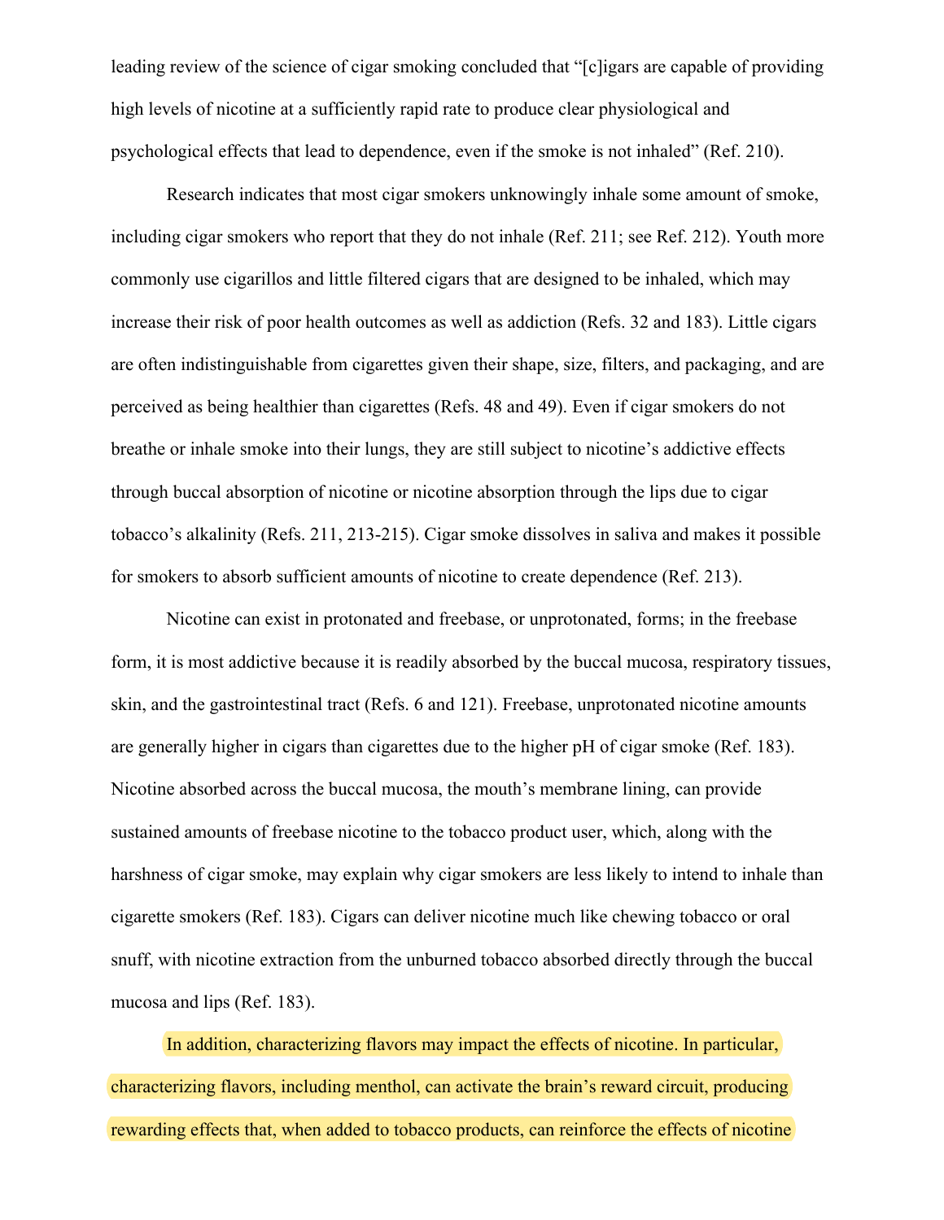leading review of the science of cigar smoking concluded that "[c]igars are capable of providing high levels of nicotine at a sufficiently rapid rate to produce clear physiological and psychological effects that lead to dependence, even if the smoke is not inhaled" (Ref. 210).

Research indicates that most cigar smokers unknowingly inhale some amount of smoke, including cigar smokers who report that they do not inhale (Ref. 211; see Ref. 212). Youth more commonly use cigarillos and little filtered cigars that are designed to be inhaled, which may increase their risk of poor health outcomes as well as addiction (Refs. 32 and 183). Little cigars are often indistinguishable from cigarettes given their shape, size, filters, and packaging, and are perceived as being healthier than cigarettes (Refs. 48 and 49). Even if cigar smokers do not breathe or inhale smoke into their lungs, they are still subject to nicotine's addictive effects through buccal absorption of nicotine or nicotine absorption through the lips due to cigar tobacco's alkalinity (Refs. 211, 213-215). Cigar smoke dissolves in saliva and makes it possible for smokers to absorb sufficient amounts of nicotine to create dependence (Ref. 213).

Nicotine can exist in protonated and freebase, or unprotonated, forms; in the freebase form, it is most addictive because it is readily absorbed by the buccal mucosa, respiratory tissues, skin, and the gastrointestinal tract (Refs. 6 and 121). Freebase, unprotonated nicotine amounts are generally higher in cigars than cigarettes due to the higher pH of cigar smoke (Ref. 183). Nicotine absorbed across the buccal mucosa, the mouth's membrane lining, can provide sustained amounts of freebase nicotine to the tobacco product user, which, along with the harshness of cigar smoke, may explain why cigar smokers are less likely to intend to inhale than cigarette smokers (Ref. 183). Cigars can deliver nicotine much like chewing tobacco or oral snuff, with nicotine extraction from the unburned tobacco absorbed directly through the buccal mucosa and lips (Ref. 183).

In addition, characterizing flavors may impact the effects of nicotine. In particular, characterizing flavors, including menthol, can activate the brain's reward circuit, producing rewarding effects that, when added to tobacco products, can reinforce the effects of nicotine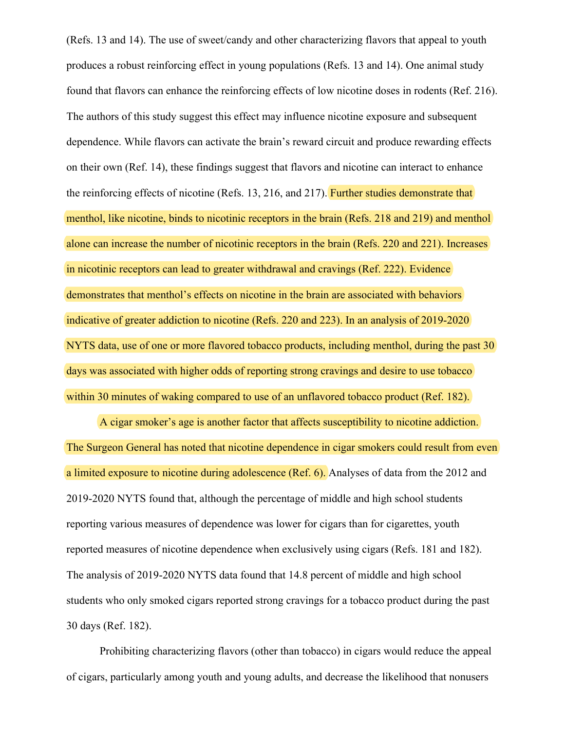(Refs. 13 and 14). The use of sweet/candy and other characterizing flavors that appeal to youth produces a robust reinforcing effect in young populations (Refs. 13 and 14). One animal study found that flavors can enhance the reinforcing effects of low nicotine doses in rodents (Ref. 216). The authors of this study suggest this effect may influence nicotine exposure and subsequent dependence. While flavors can activate the brain's reward circuit and produce rewarding effects on their own (Ref. 14), these findings suggest that flavors and nicotine can interact to enhance the reinforcing effects of nicotine (Refs. 13, 216, and 217). Further studies demonstrate that menthol, like nicotine, binds to nicotinic receptors in the brain (Refs. 218 and 219) and menthol alone can increase the number of nicotinic receptors in the brain (Refs. 220 and 221). Increases in nicotinic receptors can lead to greater withdrawal and cravings (Ref. 222). Evidence demonstrates that menthol's effects on nicotine in the brain are associated with behaviors indicative of greater addiction to nicotine (Refs. 220 and 223). In an analysis of 2019-2020 NYTS data, use of one or more flavored tobacco products, including menthol, during the past 30 days was associated with higher odds of reporting strong cravings and desire to use tobacco within 30 minutes of waking compared to use of an unflavored tobacco product (Ref. 182).

A cigar smoker's age is another factor that affects susceptibility to nicotine addiction. The Surgeon General has noted that nicotine dependence in cigar smokers could result from even a limited exposure to nicotine during adolescence (Ref. 6). Analyses of data from the 2012 and 2019-2020 NYTS found that, although the percentage of middle and high school students reporting various measures of dependence was lower for cigars than for cigarettes, youth reported measures of nicotine dependence when exclusively using cigars (Refs. 181 and 182). The analysis of 2019-2020 NYTS data found that 14.8 percent of middle and high school students who only smoked cigars reported strong cravings for a tobacco product during the past 30 days (Ref. 182).

Prohibiting characterizing flavors (other than tobacco) in cigars would reduce the appeal of cigars, particularly among youth and young adults, and decrease the likelihood that nonusers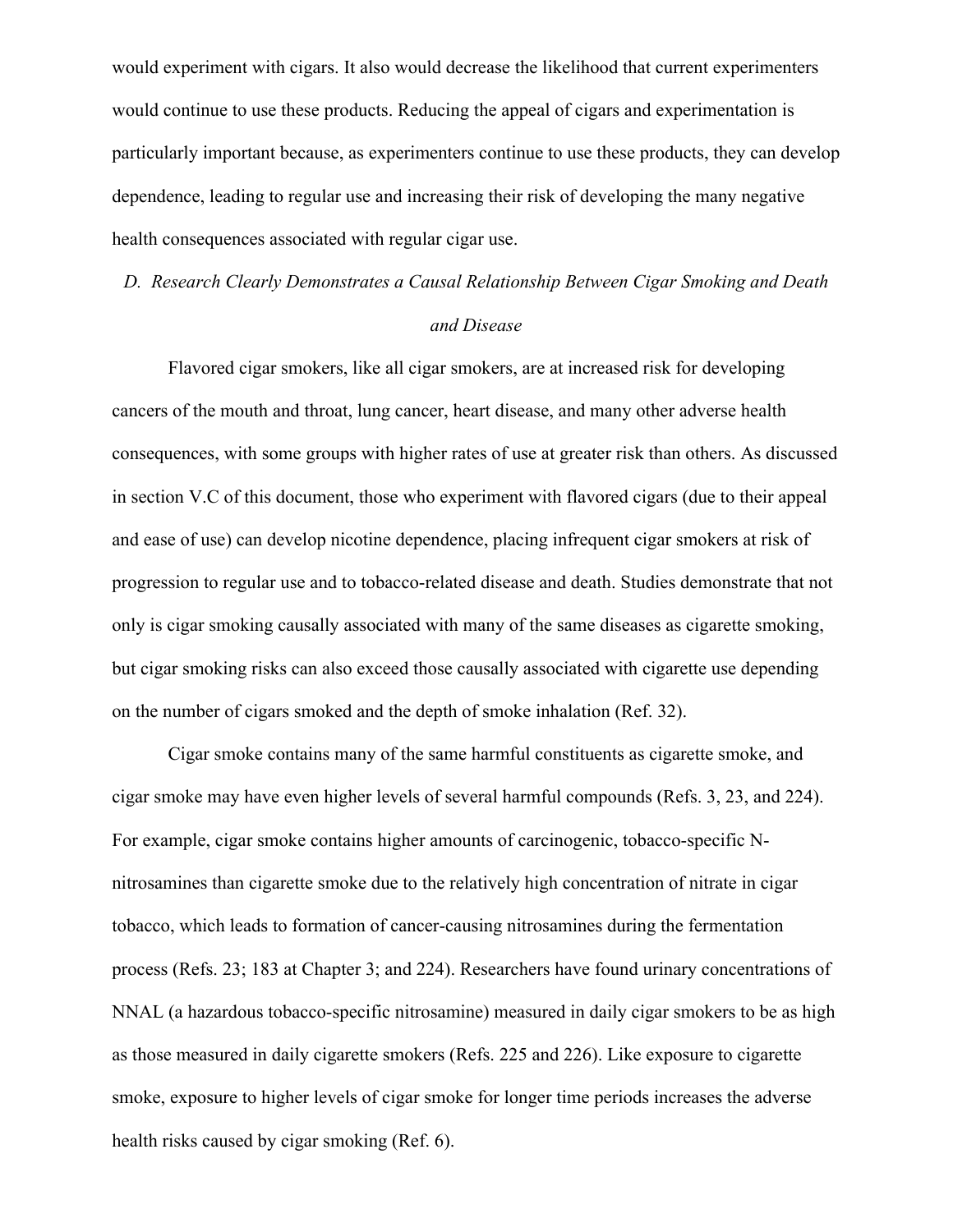would experiment with cigars. It also would decrease the likelihood that current experimenters would continue to use these products. Reducing the appeal of cigars and experimentation is particularly important because, as experimenters continue to use these products, they can develop dependence, leading to regular use and increasing their risk of developing the many negative health consequences associated with regular cigar use.

### *D. Research Clearly Demonstrates a Causal Relationship Between Cigar Smoking and Death and Disease*

Flavored cigar smokers, like all cigar smokers, are at increased risk for developing cancers of the mouth and throat, lung cancer, heart disease, and many other adverse health consequences, with some groups with higher rates of use at greater risk than others. As discussed in section V.C of this document, those who experiment with flavored cigars (due to their appeal and ease of use) can develop nicotine dependence, placing infrequent cigar smokers at risk of progression to regular use and to tobacco-related disease and death. Studies demonstrate that not only is cigar smoking causally associated with many of the same diseases as cigarette smoking, but cigar smoking risks can also exceed those causally associated with cigarette use depending on the number of cigars smoked and the depth of smoke inhalation (Ref. 32).

Cigar smoke contains many of the same harmful constituents as cigarette smoke, and cigar smoke may have even higher levels of several harmful compounds (Refs. 3, 23, and 224). For example, cigar smoke contains higher amounts of carcinogenic, tobacco-specific N-nitrosamines than cigarette smoke due to the relatively high concentration of nitrate in cigar tobacco, which leads to formation of cancer-causing nitrosamines during the fermentation process (Refs. 23; 183 at Chapter 3; and 224). Researchers have found urinary concentrations of NNAL (a hazardous tobacco-specific nitrosamine) measured in daily cigar smokers to be as high as those measured in daily cigarette smokers (Refs. 225 and 226). Like exposure to cigarette smoke, exposure to higher levels of cigar smoke for longer time periods increases the adverse health risks caused by cigar smoking (Ref. 6).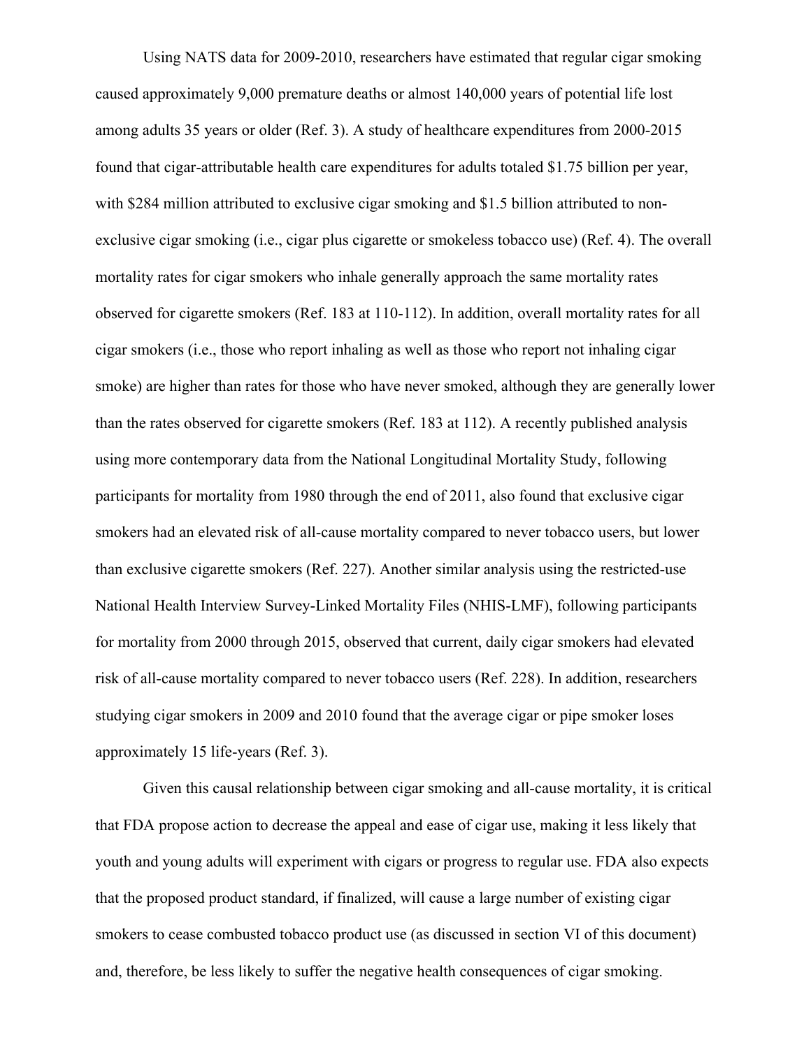Using NATS data for 2009-2010, researchers have estimated that regular cigar smoking caused approximately 9,000 premature deaths or almost 140,000 years of potential life lost among adults 35 years or older (Ref. 3). A study of healthcare expenditures from 2000-2015 found that cigar-attributable health care expenditures for adults totaled $1.75 billion per year, with $284 million attributed to exclusive cigar smoking and $1.5 billion attributed to non-exclusive cigar smoking (i.e., cigar plus cigarette or smokeless tobacco use) (Ref. 4). The overall mortality rates for cigar smokers who inhale generally approach the same mortality rates observed for cigarette smokers (Ref. 183 at 110-112). In addition, overall mortality rates for all cigar smokers (i.e., those who report inhaling as well as those who report not inhaling cigar smoke) are higher than rates for those who have never smoked, although they are generally lower than the rates observed for cigarette smokers (Ref. 183 at 112). A recently published analysis using more contemporary data from the National Longitudinal Mortality Study, following participants for mortality from 1980 through the end of 2011, also found that exclusive cigar smokers had an elevated risk of all-cause mortality compared to never tobacco users, but lower than exclusive cigarette smokers (Ref. 227). Another similar analysis using the restricted-use National Health Interview Survey-Linked Mortality Files (NHIS-LMF), following participants for mortality from 2000 through 2015, observed that current, daily cigar smokers had elevated risk of all-cause mortality compared to never tobacco users (Ref. 228). In addition, researchers studying cigar smokers in 2009 and 2010 found that the average cigar or pipe smoker loses approximately 15 life-years (Ref. 3).

Given this causal relationship between cigar smoking and all-cause mortality, it is critical that FDA propose action to decrease the appeal and ease of cigar use, making it less likely that youth and young adults will experiment with cigars or progress to regular use. FDA also expects that the proposed product standard, if finalized, will cause a large number of existing cigar smokers to cease combusted tobacco product use (as discussed in section VI of this document) and, therefore, be less likely to suffer the negative health consequences of cigar smoking.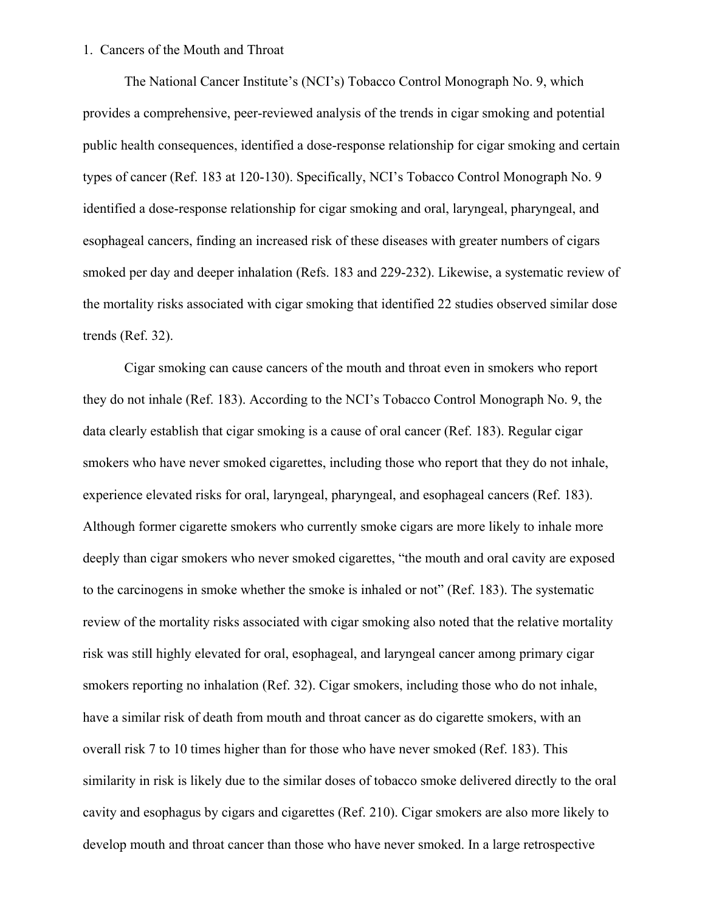1. Cancers of the Mouth and Throat

The National Cancer Institute's (NCI's) Tobacco Control Monograph No. 9, which provides a comprehensive, peer-reviewed analysis of the trends in cigar smoking and potential public health consequences, identified a dose-response relationship for cigar smoking and certain types of cancer (Ref. 183 at 120-130). Specifically, NCI's Tobacco Control Monograph No. 9 identified a dose-response relationship for cigar smoking and oral, laryngeal, pharyngeal, and esophageal cancers, finding an increased risk of these diseases with greater numbers of cigars smoked per day and deeper inhalation (Refs. 183 and 229-232). Likewise, a systematic review of the mortality risks associated with cigar smoking that identified 22 studies observed similar dose trends (Ref. 32).

Cigar smoking can cause cancers of the mouth and throat even in smokers who report they do not inhale (Ref. 183). According to the NCI's Tobacco Control Monograph No. 9, the data clearly establish that cigar smoking is a cause of oral cancer (Ref. 183). Regular cigar smokers who have never smoked cigarettes, including those who report that they do not inhale, experience elevated risks for oral, laryngeal, pharyngeal, and esophageal cancers (Ref. 183). Although former cigarette smokers who currently smoke cigars are more likely to inhale more deeply than cigar smokers who never smoked cigarettes, "the mouth and oral cavity are exposed to the carcinogens in smoke whether the smoke is inhaled or not" (Ref. 183). The systematic review of the mortality risks associated with cigar smoking also noted that the relative mortality risk was still highly elevated for oral, esophageal, and laryngeal cancer among primary cigar smokers reporting no inhalation (Ref. 32). Cigar smokers, including those who do not inhale, have a similar risk of death from mouth and throat cancer as do cigarette smokers, with an overall risk 7 to 10 times higher than for those who have never smoked (Ref. 183). This similarity in risk is likely due to the similar doses of tobacco smoke delivered directly to the oral cavity and esophagus by cigars and cigarettes (Ref. 210). Cigar smokers are also more likely to develop mouth and throat cancer than those who have never smoked. In a large retrospective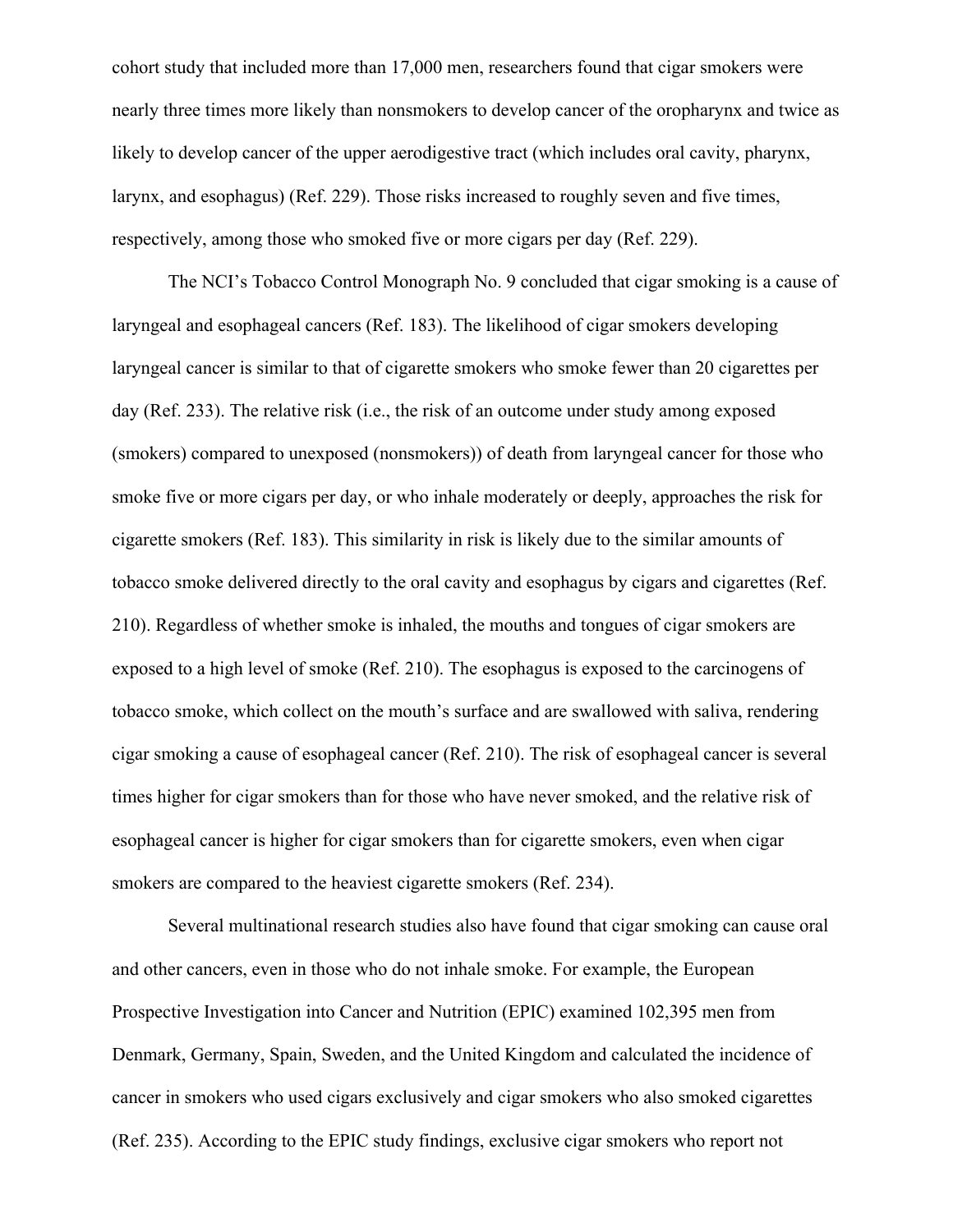cohort study that included more than 17,000 men, researchers found that cigar smokers were nearly three times more likely than nonsmokers to develop cancer of the oropharynx and twice as likely to develop cancer of the upper aerodigestive tract (which includes oral cavity, pharynx, larynx, and esophagus) (Ref. 229). Those risks increased to roughly seven and five times, respectively, among those who smoked five or more cigars per day (Ref. 229).

The NCI's Tobacco Control Monograph No. 9 concluded that cigar smoking is a cause of laryngeal and esophageal cancers (Ref. 183). The likelihood of cigar smokers developing laryngeal cancer is similar to that of cigarette smokers who smoke fewer than 20 cigarettes per day (Ref. 233). The relative risk (i.e., the risk of an outcome under study among exposed (smokers) compared to unexposed (nonsmokers)) of death from laryngeal cancer for those who smoke five or more cigars per day, or who inhale moderately or deeply, approaches the risk for cigarette smokers (Ref. 183). This similarity in risk is likely due to the similar amounts of tobacco smoke delivered directly to the oral cavity and esophagus by cigars and cigarettes (Ref. 210). Regardless of whether smoke is inhaled, the mouths and tongues of cigar smokers are exposed to a high level of smoke (Ref. 210). The esophagus is exposed to the carcinogens of tobacco smoke, which collect on the mouth's surface and are swallowed with saliva, rendering cigar smoking a cause of esophageal cancer (Ref. 210). The risk of esophageal cancer is several times higher for cigar smokers than for those who have never smoked, and the relative risk of esophageal cancer is higher for cigar smokers than for cigarette smokers, even when cigar smokers are compared to the heaviest cigarette smokers (Ref. 234).

Several multinational research studies also have found that cigar smoking can cause oral and other cancers, even in those who do not inhale smoke. For example, the European Prospective Investigation into Cancer and Nutrition (EPIC) examined 102,395 men from Denmark, Germany, Spain, Sweden, and the United Kingdom and calculated the incidence of cancer in smokers who used cigars exclusively and cigar smokers who also smoked cigarettes (Ref. 235). According to the EPIC study findings, exclusive cigar smokers who report not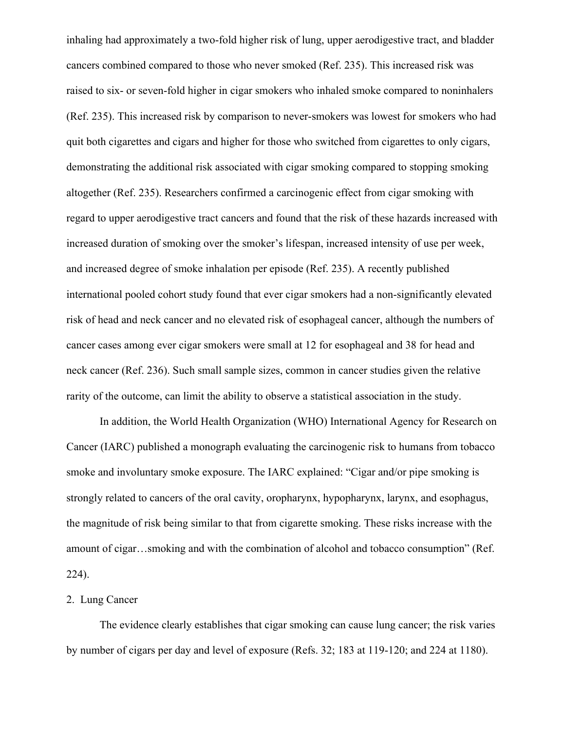inhaling had approximately a two-fold higher risk of lung, upper aerodigestive tract, and bladder cancers combined compared to those who never smoked (Ref. 235). This increased risk was raised to six- or seven-fold higher in cigar smokers who inhaled smoke compared to noninhalers (Ref. 235). This increased risk by comparison to never-smokers was lowest for smokers who had quit both cigarettes and cigars and higher for those who switched from cigarettes to only cigars, demonstrating the additional risk associated with cigar smoking compared to stopping smoking altogether (Ref. 235). Researchers confirmed a carcinogenic effect from cigar smoking with regard to upper aerodigestive tract cancers and found that the risk of these hazards increased with increased duration of smoking over the smoker's lifespan, increased intensity of use per week, and increased degree of smoke inhalation per episode (Ref. 235). A recently published international pooled cohort study found that ever cigar smokers had a non-significantly elevated risk of head and neck cancer and no elevated risk of esophageal cancer, although the numbers of cancer cases among ever cigar smokers were small at 12 for esophageal and 38 for head and neck cancer (Ref. 236). Such small sample sizes, common in cancer studies given the relative rarity of the outcome, can limit the ability to observe a statistical association in the study.

In addition, the World Health Organization (WHO) International Agency for Research on Cancer (IARC) published a monograph evaluating the carcinogenic risk to humans from tobacco smoke and involuntary smoke exposure. The IARC explained: "Cigar and/or pipe smoking is strongly related to cancers of the oral cavity, oropharynx, hypopharynx, larynx, and esophagus, the magnitude of risk being similar to that from cigarette smoking. These risks increase with the amount of cigar…smoking and with the combination of alcohol and tobacco consumption" (Ref. 224).

2. Lung Cancer

The evidence clearly establishes that cigar smoking can cause lung cancer; the risk varies by number of cigars per day and level of exposure (Refs. 32; 183 at 119-120; and 224 at 1180).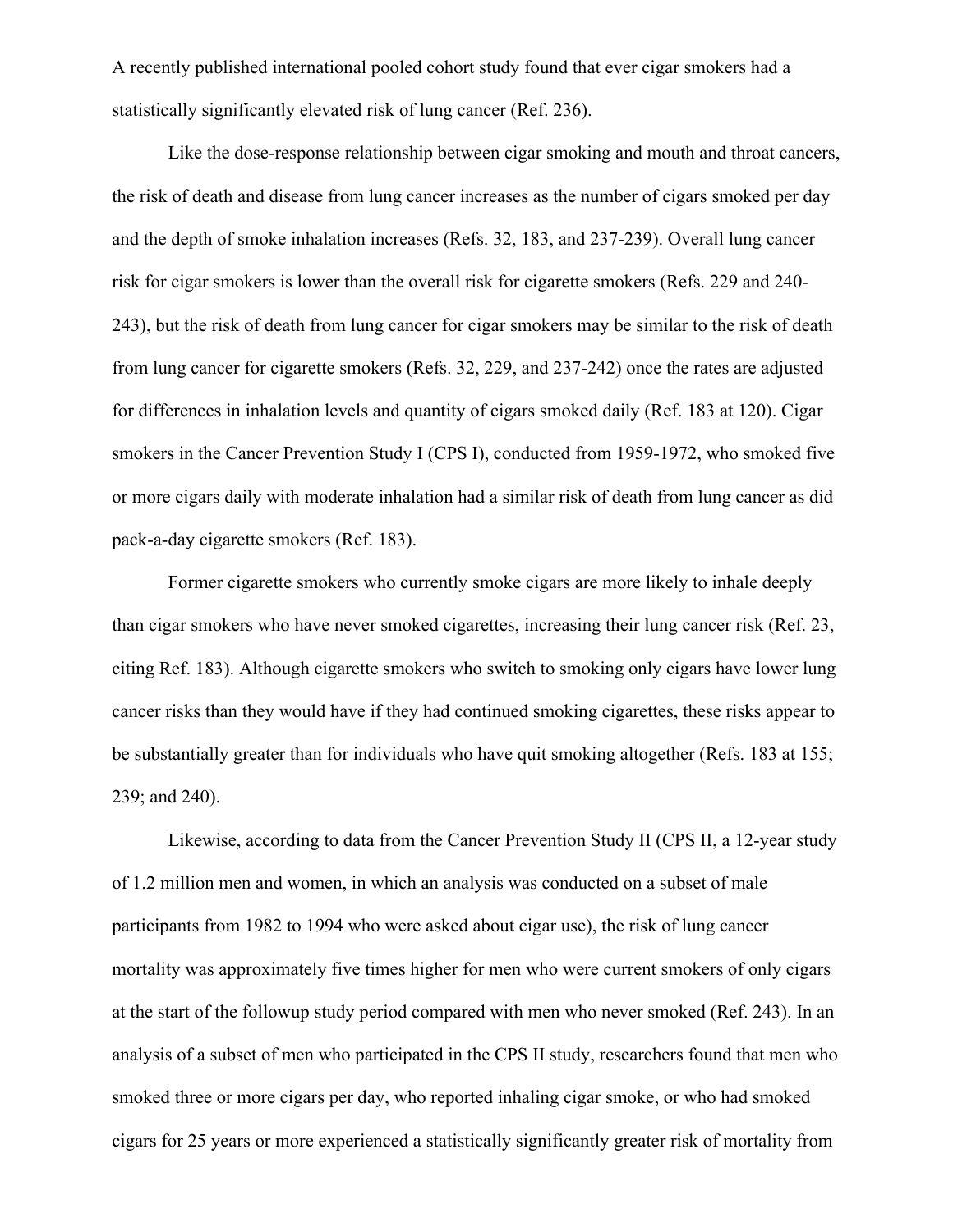A recently published international pooled cohort study found that ever cigar smokers had a statistically significantly elevated risk of lung cancer (Ref. 236).

Like the dose-response relationship between cigar smoking and mouth and throat cancers, the risk of death and disease from lung cancer increases as the number of cigars smoked per day and the depth of smoke inhalation increases (Refs. 32, 183, and 237-239). Overall lung cancer risk for cigar smokers is lower than the overall risk for cigarette smokers (Refs. 229 and 240-243), but the risk of death from lung cancer for cigar smokers may be similar to the risk of death from lung cancer for cigarette smokers (Refs. 32, 229, and 237-242) once the rates are adjusted for differences in inhalation levels and quantity of cigars smoked daily (Ref. 183 at 120). Cigar smokers in the Cancer Prevention Study I (CPS I), conducted from 1959-1972, who smoked five or more cigars daily with moderate inhalation had a similar risk of death from lung cancer as did pack-a-day cigarette smokers (Ref. 183).

Former cigarette smokers who currently smoke cigars are more likely to inhale deeply than cigar smokers who have never smoked cigarettes, increasing their lung cancer risk (Ref. 23, citing Ref. 183). Although cigarette smokers who switch to smoking only cigars have lower lung cancer risks than they would have if they had continued smoking cigarettes, these risks appear to be substantially greater than for individuals who have quit smoking altogether (Refs. 183 at 155; 239; and 240).

Likewise, according to data from the Cancer Prevention Study II (CPS II, a 12-year study of 1.2 million men and women, in which an analysis was conducted on a subset of male participants from 1982 to 1994 who were asked about cigar use), the risk of lung cancer mortality was approximately five times higher for men who were current smokers of only cigars at the start of the followup study period compared with men who never smoked (Ref. 243). In an analysis of a subset of men who participated in the CPS II study, researchers found that men who smoked three or more cigars per day, who reported inhaling cigar smoke, or who had smoked cigars for 25 years or more experienced a statistically significantly greater risk of mortality from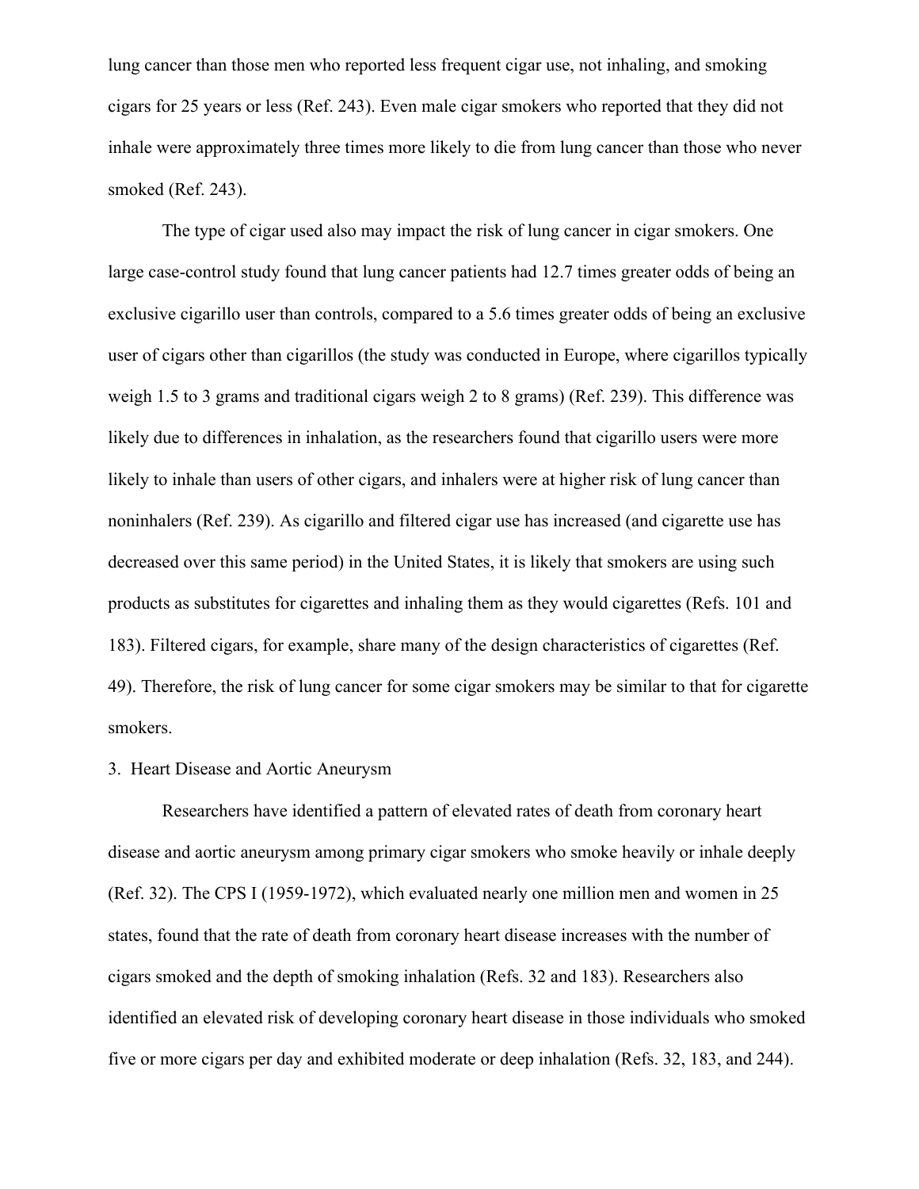lung cancer than those men who reported less frequent cigar use, not inhaling, and smoking cigars for 25 years or less (Ref. 243). Even male cigar smokers who reported that they did not inhale were approximately three times more likely to die from lung cancer than those who never smoked (Ref. 243).

The type of cigar used also may impact the risk of lung cancer in cigar smokers. One large case-control study found that lung cancer patients had 12.7 times greater odds of being an exclusive cigarillo user than controls, compared to a 5.6 times greater odds of being an exclusive user of cigars other than cigarillos (the study was conducted in Europe, where cigarillos typically weigh 1.5 to 3 grams and traditional cigars weigh 2 to 8 grams) (Ref. 239). This difference was likely due to differences in inhalation, as the researchers found that cigarillo users were more likely to inhale than users of other cigars, and inhalers were at higher risk of lung cancer than noninhalers (Ref. 239). As cigarillo and filtered cigar use has increased (and cigarette use has decreased over this same period) in the United States, it is likely that smokers are using such products as substitutes for cigarettes and inhaling them as they would cigarettes (Refs. 101 and 183). Filtered cigars, for example, share many of the design characteristics of cigarettes (Ref. 49). Therefore, the risk of lung cancer for some cigar smokers may be similar to that for cigarette smokers.

3. Heart Disease and Aortic Aneurysm

Researchers have identified a pattern of elevated rates of death from coronary heart disease and aortic aneurysm among primary cigar smokers who smoke heavily or inhale deeply (Ref. 32). The CPS I (1959-1972), which evaluated nearly one million men and women in 25 states, found that the rate of death from coronary heart disease increases with the number of cigars smoked and the depth of smoking inhalation (Refs. 32 and 183). Researchers also identified an elevated risk of developing coronary heart disease in those individuals who smoked five or more cigars per day and exhibited moderate or deep inhalation (Refs. 32, 183, and 244).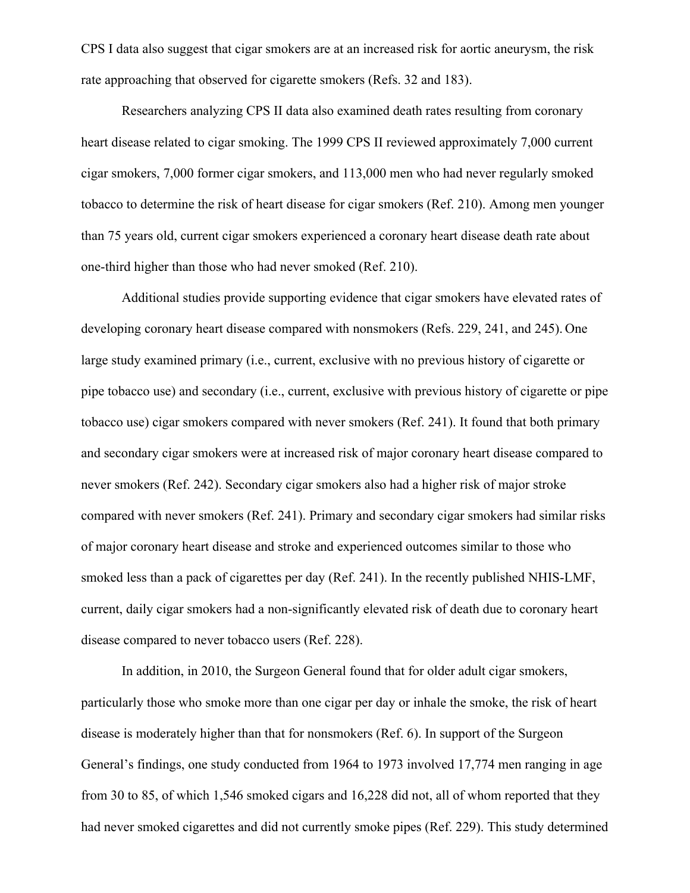CPS I data also suggest that cigar smokers are at an increased risk for aortic aneurysm, the risk rate approaching that observed for cigarette smokers (Refs. 32 and 183).

Researchers analyzing CPS II data also examined death rates resulting from coronary heart disease related to cigar smoking. The 1999 CPS II reviewed approximately 7,000 current cigar smokers, 7,000 former cigar smokers, and 113,000 men who had never regularly smoked tobacco to determine the risk of heart disease for cigar smokers (Ref. 210). Among men younger than 75 years old, current cigar smokers experienced a coronary heart disease death rate about one-third higher than those who had never smoked (Ref. 210).

Additional studies provide supporting evidence that cigar smokers have elevated rates of developing coronary heart disease compared with nonsmokers (Refs. 229, 241, and 245). One large study examined primary (i.e., current, exclusive with no previous history of cigarette or pipe tobacco use) and secondary (i.e., current, exclusive with previous history of cigarette or pipe tobacco use) cigar smokers compared with never smokers (Ref. 241). It found that both primary and secondary cigar smokers were at increased risk of major coronary heart disease compared to never smokers (Ref. 242). Secondary cigar smokers also had a higher risk of major stroke compared with never smokers (Ref. 241). Primary and secondary cigar smokers had similar risks of major coronary heart disease and stroke and experienced outcomes similar to those who smoked less than a pack of cigarettes per day (Ref. 241). In the recently published NHIS-LMF, current, daily cigar smokers had a non-significantly elevated risk of death due to coronary heart disease compared to never tobacco users (Ref. 228).

In addition, in 2010, the Surgeon General found that for older adult cigar smokers, particularly those who smoke more than one cigar per day or inhale the smoke, the risk of heart disease is moderately higher than that for nonsmokers (Ref. 6). In support of the Surgeon General's findings, one study conducted from 1964 to 1973 involved 17,774 men ranging in age from 30 to 85, of which 1,546 smoked cigars and 16,228 did not, all of whom reported that they had never smoked cigarettes and did not currently smoke pipes (Ref. 229). This study determined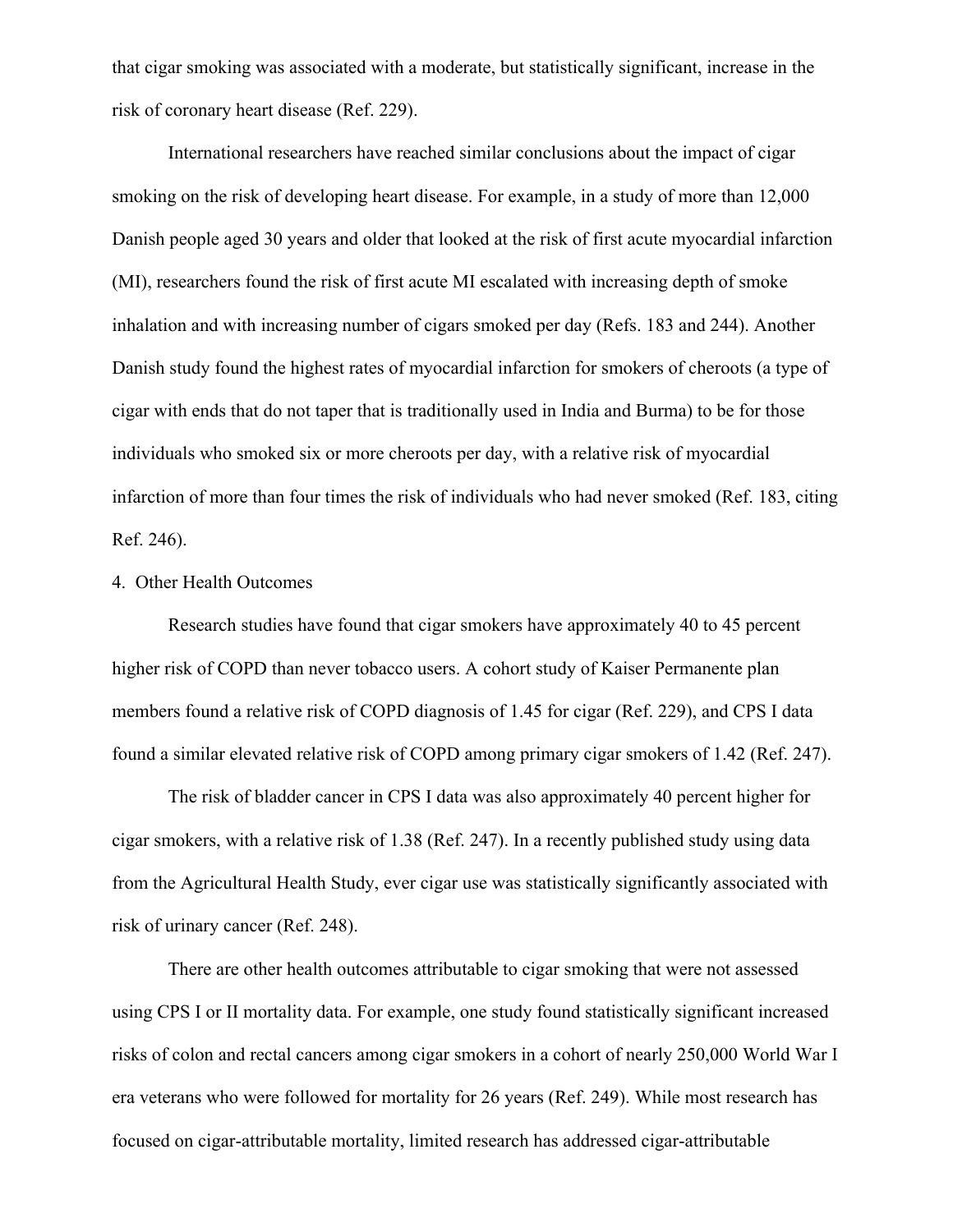that cigar smoking was associated with a moderate, but statistically significant, increase in the risk of coronary heart disease (Ref. 229).

International researchers have reached similar conclusions about the impact of cigar smoking on the risk of developing heart disease. For example, in a study of more than 12,000 Danish people aged 30 years and older that looked at the risk of first acute myocardial infarction (MI), researchers found the risk of first acute MI escalated with increasing depth of smoke inhalation and with increasing number of cigars smoked per day (Refs. 183 and 244). Another Danish study found the highest rates of myocardial infarction for smokers of cheroots (a type of cigar with ends that do not taper that is traditionally used in India and Burma) to be for those individuals who smoked six or more cheroots per day, with a relative risk of myocardial infarction of more than four times the risk of individuals who had never smoked (Ref. 183, citing Ref. 246).

4. Other Health Outcomes

Research studies have found that cigar smokers have approximately 40 to 45 percent higher risk of COPD than never tobacco users. A cohort study of Kaiser Permanente plan members found a relative risk of COPD diagnosis of 1.45 for cigar (Ref. 229), and CPS I data found a similar elevated relative risk of COPD among primary cigar smokers of 1.42 (Ref. 247).

The risk of bladder cancer in CPS I data was also approximately 40 percent higher for cigar smokers, with a relative risk of 1.38 (Ref. 247). In a recently published study using data from the Agricultural Health Study, ever cigar use was statistically significantly associated with risk of urinary cancer (Ref. 248).

There are other health outcomes attributable to cigar smoking that were not assessed using CPS I or II mortality data. For example, one study found statistically significant increased risks of colon and rectal cancers among cigar smokers in a cohort of nearly 250,000 World War I era veterans who were followed for mortality for 26 years (Ref. 249). While most research has focused on cigar-attributable mortality, limited research has addressed cigar-attributable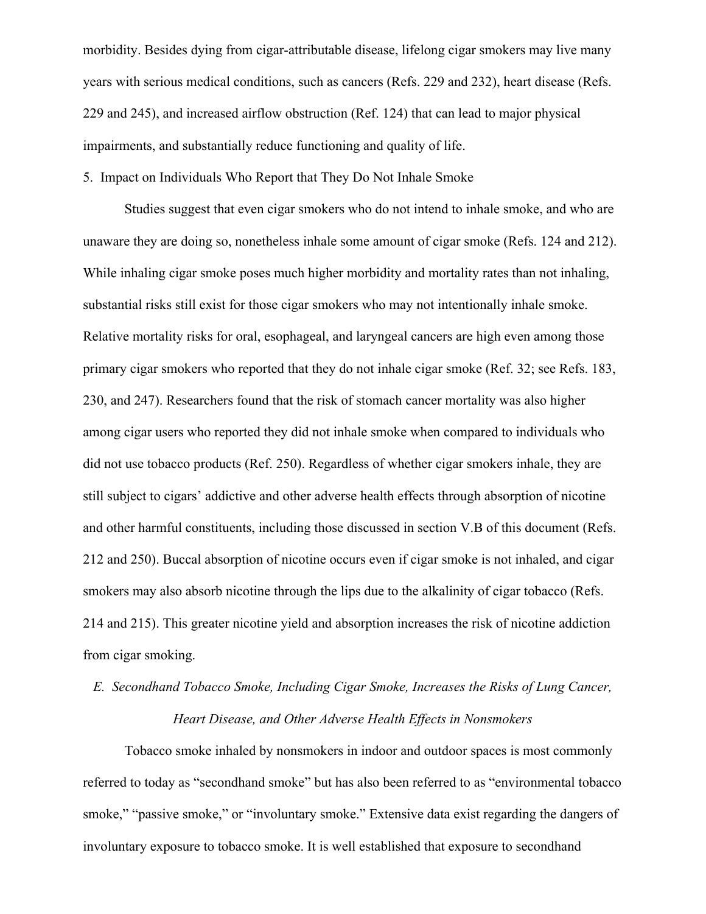morbidity. Besides dying from cigar-attributable disease, lifelong cigar smokers may live many years with serious medical conditions, such as cancers (Refs. 229 and 232), heart disease (Refs. 229 and 245), and increased airflow obstruction (Ref. 124) that can lead to major physical impairments, and substantially reduce functioning and quality of life.

5. Impact on Individuals Who Report that They Do Not Inhale Smoke

Studies suggest that even cigar smokers who do not intend to inhale smoke, and who are unaware they are doing so, nonetheless inhale some amount of cigar smoke (Refs. 124 and 212). While inhaling cigar smoke poses much higher morbidity and mortality rates than not inhaling, substantial risks still exist for those cigar smokers who may not intentionally inhale smoke. Relative mortality risks for oral, esophageal, and laryngeal cancers are high even among those primary cigar smokers who reported that they do not inhale cigar smoke (Ref. 32; see Refs. 183, 230, and 247). Researchers found that the risk of stomach cancer mortality was also higher among cigar users who reported they did not inhale smoke when compared to individuals who did not use tobacco products (Ref. 250). Regardless of whether cigar smokers inhale, they are still subject to cigars' addictive and other adverse health effects through absorption of nicotine and other harmful constituents, including those discussed in section V.B of this document (Refs. 212 and 250). Buccal absorption of nicotine occurs even if cigar smoke is not inhaled, and cigar smokers may also absorb nicotine through the lips due to the alkalinity of cigar tobacco (Refs. 214 and 215). This greater nicotine yield and absorption increases the risk of nicotine addiction from cigar smoking.

*E. Secondhand Tobacco Smoke, Including Cigar Smoke, Increases the Risks of Lung Cancer, Heart Disease, and Other Adverse Health Effects in Nonsmokers*

Tobacco smoke inhaled by nonsmokers in indoor and outdoor spaces is most commonly referred to today as "secondhand smoke" but has also been referred to as "environmental tobacco smoke," "passive smoke," or "involuntary smoke." Extensive data exist regarding the dangers of involuntary exposure to tobacco smoke. It is well established that exposure to secondhand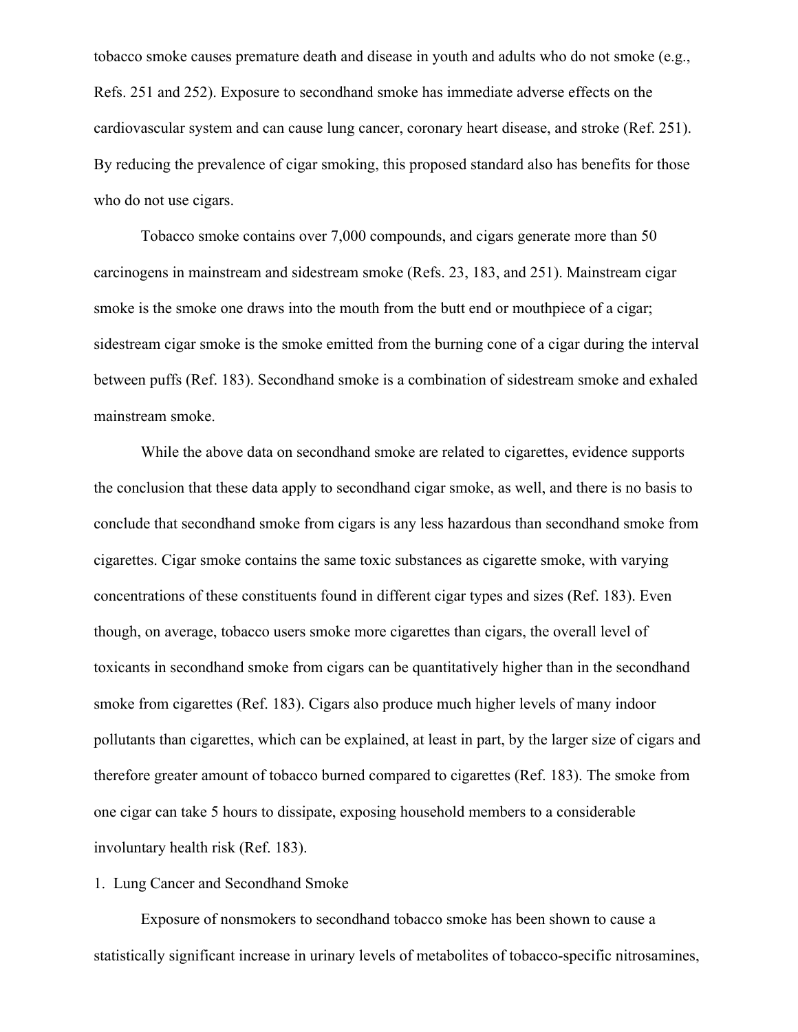tobacco smoke causes premature death and disease in youth and adults who do not smoke (e.g., Refs. 251 and 252). Exposure to secondhand smoke has immediate adverse effects on the cardiovascular system and can cause lung cancer, coronary heart disease, and stroke (Ref. 251). By reducing the prevalence of cigar smoking, this proposed standard also has benefits for those who do not use cigars.

Tobacco smoke contains over 7,000 compounds, and cigars generate more than 50 carcinogens in mainstream and sidestream smoke (Refs. 23, 183, and 251). Mainstream cigar smoke is the smoke one draws into the mouth from the butt end or mouthpiece of a cigar; sidestream cigar smoke is the smoke emitted from the burning cone of a cigar during the interval between puffs (Ref. 183). Secondhand smoke is a combination of sidestream smoke and exhaled mainstream smoke.

While the above data on secondhand smoke are related to cigarettes, evidence supports the conclusion that these data apply to secondhand cigar smoke, as well, and there is no basis to conclude that secondhand smoke from cigars is any less hazardous than secondhand smoke from cigarettes. Cigar smoke contains the same toxic substances as cigarette smoke, with varying concentrations of these constituents found in different cigar types and sizes (Ref. 183). Even though, on average, tobacco users smoke more cigarettes than cigars, the overall level of toxicants in secondhand smoke from cigars can be quantitatively higher than in the secondhand smoke from cigarettes (Ref. 183). Cigars also produce much higher levels of many indoor pollutants than cigarettes, which can be explained, at least in part, by the larger size of cigars and therefore greater amount of tobacco burned compared to cigarettes (Ref. 183). The smoke from one cigar can take 5 hours to dissipate, exposing household members to a considerable involuntary health risk (Ref. 183).

1. Lung Cancer and Secondhand Smoke

Exposure of nonsmokers to secondhand tobacco smoke has been shown to cause a statistically significant increase in urinary levels of metabolites of tobacco-specific nitrosamines,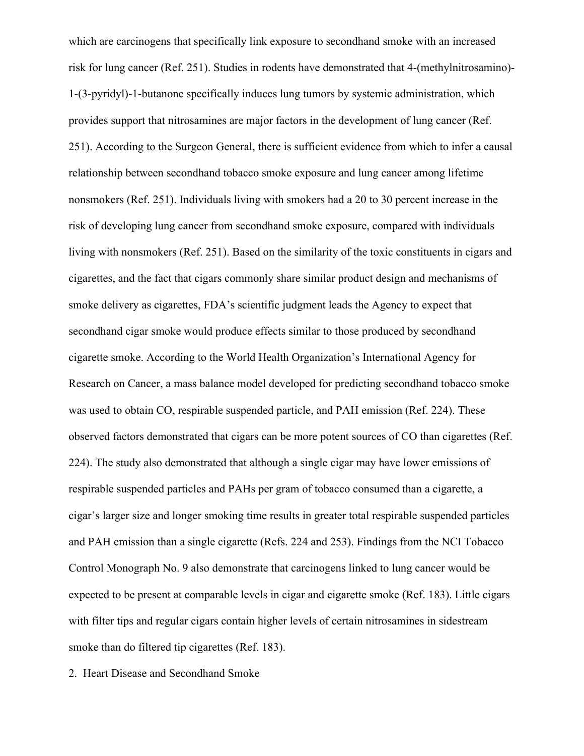which are carcinogens that specifically link exposure to secondhand smoke with an increased risk for lung cancer (Ref. 251). Studies in rodents have demonstrated that 4-(methylnitrosamino)-1-(3-pyridyl)-1-butanone specifically induces lung tumors by systemic administration, which provides support that nitrosamines are major factors in the development of lung cancer (Ref. 251). According to the Surgeon General, there is sufficient evidence from which to infer a causal relationship between secondhand tobacco smoke exposure and lung cancer among lifetime nonsmokers (Ref. 251). Individuals living with smokers had a 20 to 30 percent increase in the risk of developing lung cancer from secondhand smoke exposure, compared with individuals living with nonsmokers (Ref. 251). Based on the similarity of the toxic constituents in cigars and cigarettes, and the fact that cigars commonly share similar product design and mechanisms of smoke delivery as cigarettes, FDA's scientific judgment leads the Agency to expect that secondhand cigar smoke would produce effects similar to those produced by secondhand cigarette smoke. According to the World Health Organization's International Agency for Research on Cancer, a mass balance model developed for predicting secondhand tobacco smoke was used to obtain CO, respirable suspended particle, and PAH emission (Ref. 224). These observed factors demonstrated that cigars can be more potent sources of CO than cigarettes (Ref. 224). The study also demonstrated that although a single cigar may have lower emissions of respirable suspended particles and PAHs per gram of tobacco consumed than a cigarette, a cigar's larger size and longer smoking time results in greater total respirable suspended particles and PAH emission than a single cigarette (Refs. 224 and 253). Findings from the NCI Tobacco Control Monograph No. 9 also demonstrate that carcinogens linked to lung cancer would be expected to be present at comparable levels in cigar and cigarette smoke (Ref. 183). Little cigars with filter tips and regular cigars contain higher levels of certain nitrosamines in sidestream smoke than do filtered tip cigarettes (Ref. 183).

2. Heart Disease and Secondhand Smoke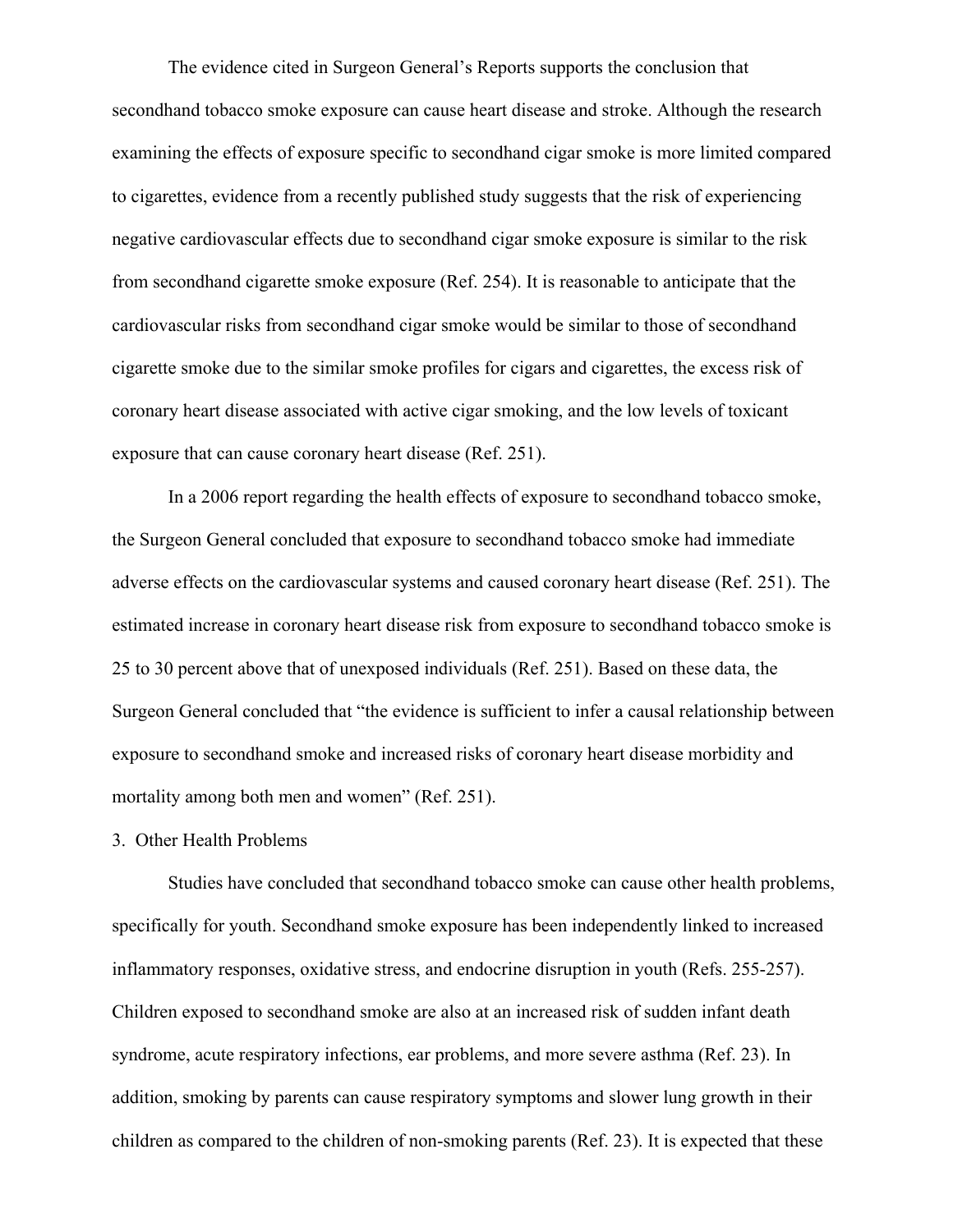The evidence cited in Surgeon General's Reports supports the conclusion that secondhand tobacco smoke exposure can cause heart disease and stroke. Although the research examining the effects of exposure specific to secondhand cigar smoke is more limited compared to cigarettes, evidence from a recently published study suggests that the risk of experiencing negative cardiovascular effects due to secondhand cigar smoke exposure is similar to the risk from secondhand cigarette smoke exposure (Ref. 254). It is reasonable to anticipate that the cardiovascular risks from secondhand cigar smoke would be similar to those of secondhand cigarette smoke due to the similar smoke profiles for cigars and cigarettes, the excess risk of coronary heart disease associated with active cigar smoking, and the low levels of toxicant exposure that can cause coronary heart disease (Ref. 251).

In a 2006 report regarding the health effects of exposure to secondhand tobacco smoke, the Surgeon General concluded that exposure to secondhand tobacco smoke had immediate adverse effects on the cardiovascular systems and caused coronary heart disease (Ref. 251). The estimated increase in coronary heart disease risk from exposure to secondhand tobacco smoke is 25 to 30 percent above that of unexposed individuals (Ref. 251). Based on these data, the Surgeon General concluded that "the evidence is sufficient to infer a causal relationship between exposure to secondhand smoke and increased risks of coronary heart disease morbidity and mortality among both men and women" (Ref. 251).

3. Other Health Problems

Studies have concluded that secondhand tobacco smoke can cause other health problems, specifically for youth. Secondhand smoke exposure has been independently linked to increased inflammatory responses, oxidative stress, and endocrine disruption in youth (Refs. 255-257). Children exposed to secondhand smoke are also at an increased risk of sudden infant death syndrome, acute respiratory infections, ear problems, and more severe asthma (Ref. 23). In addition, smoking by parents can cause respiratory symptoms and slower lung growth in their children as compared to the children of non-smoking parents (Ref. 23). It is expected that these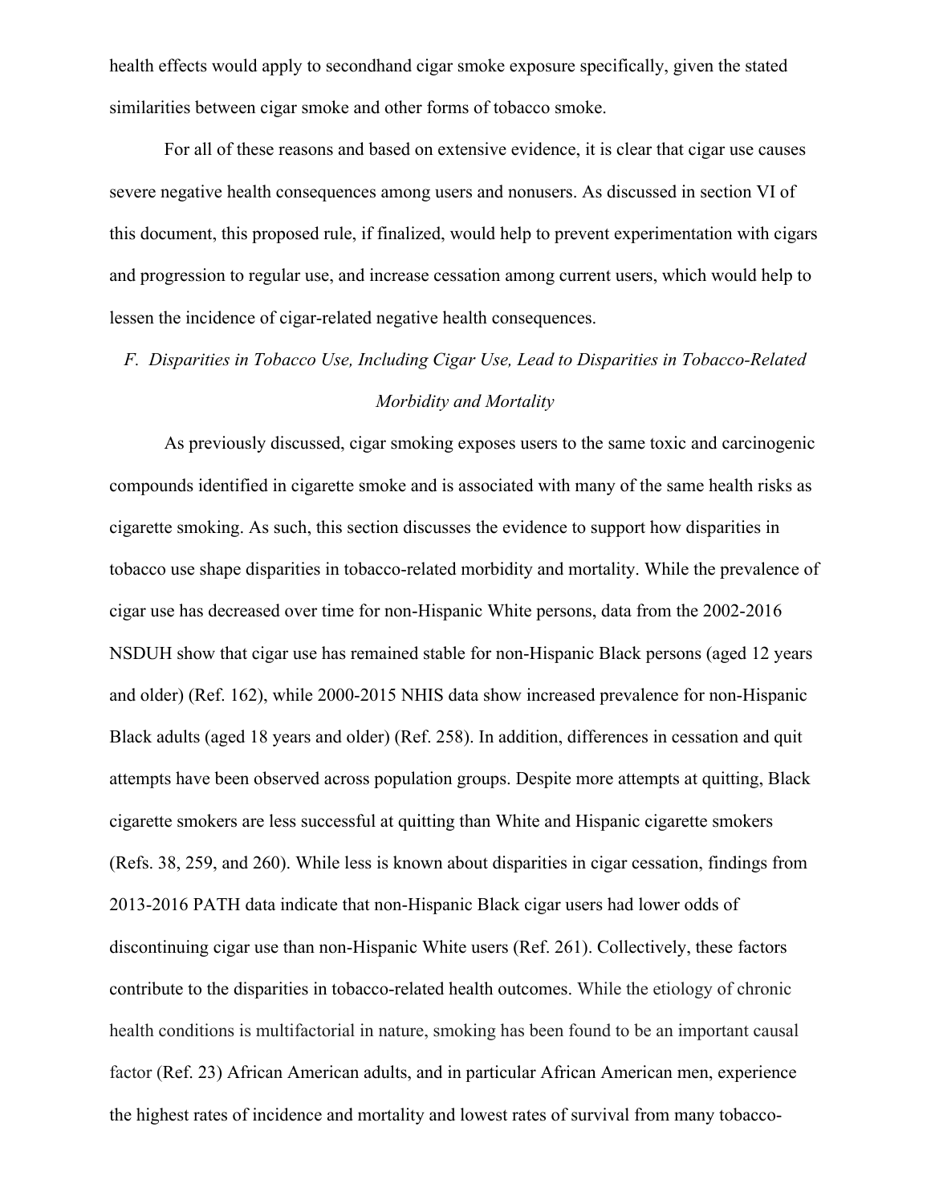health effects would apply to secondhand cigar smoke exposure specifically, given the stated similarities between cigar smoke and other forms of tobacco smoke.

For all of these reasons and based on extensive evidence, it is clear that cigar use causes severe negative health consequences among users and nonusers. As discussed in section VI of this document, this proposed rule, if finalized, would help to prevent experimentation with cigars and progression to regular use, and increase cessation among current users, which would help to lessen the incidence of cigar-related negative health consequences.

### *F. Disparities in Tobacco Use, Including Cigar Use, Lead to Disparities in Tobacco-Related Morbidity and Mortality*

As previously discussed, cigar smoking exposes users to the same toxic and carcinogenic compounds identified in cigarette smoke and is associated with many of the same health risks as cigarette smoking. As such, this section discusses the evidence to support how disparities in tobacco use shape disparities in tobacco-related morbidity and mortality. While the prevalence of cigar use has decreased over time for non-Hispanic White persons, data from the 2002-2016 NSDUH show that cigar use has remained stable for non-Hispanic Black persons (aged 12 years and older) (Ref. 162), while 2000-2015 NHIS data show increased prevalence for non-Hispanic Black adults (aged 18 years and older) (Ref. 258). In addition, differences in cessation and quit attempts have been observed across population groups. Despite more attempts at quitting, Black cigarette smokers are less successful at quitting than White and Hispanic cigarette smokers (Refs. 38, 259, and 260). While less is known about disparities in cigar cessation, findings from 2013-2016 PATH data indicate that non-Hispanic Black cigar users had lower odds of discontinuing cigar use than non-Hispanic White users (Ref. 261). Collectively, these factors contribute to the disparities in tobacco-related health outcomes. While the etiology of chronic health conditions is multifactorial in nature, smoking has been found to be an important causal factor (Ref. 23) African American adults, and in particular African American men, experience the highest rates of incidence and mortality and lowest rates of survival from many tobacco-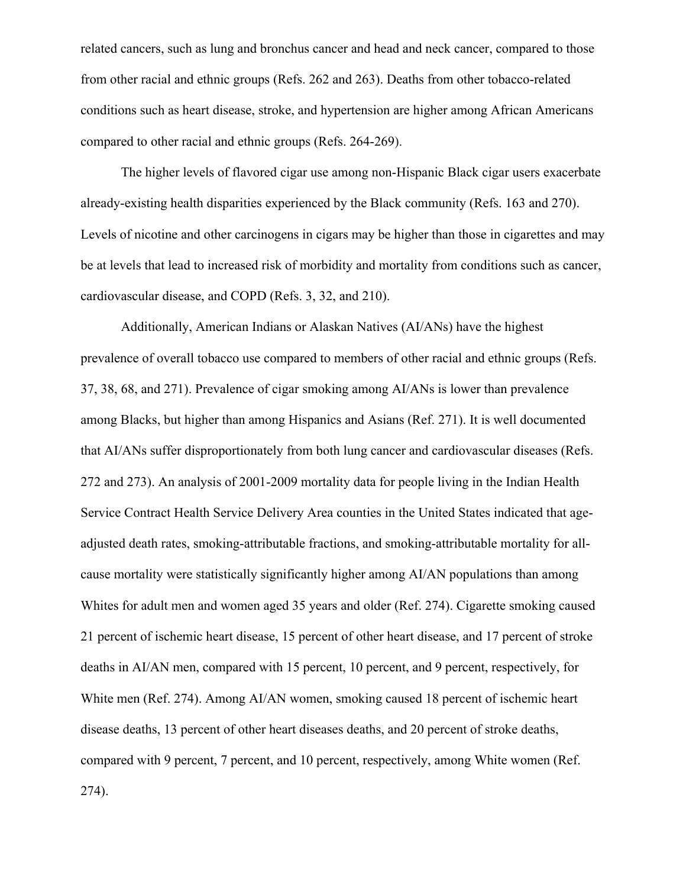related cancers, such as lung and bronchus cancer and head and neck cancer, compared to those from other racial and ethnic groups (Refs. 262 and 263). Deaths from other tobacco-related conditions such as heart disease, stroke, and hypertension are higher among African Americans compared to other racial and ethnic groups (Refs. 264-269).

The higher levels of flavored cigar use among non-Hispanic Black cigar users exacerbate already-existing health disparities experienced by the Black community (Refs. 163 and 270). Levels of nicotine and other carcinogens in cigars may be higher than those in cigarettes and may be at levels that lead to increased risk of morbidity and mortality from conditions such as cancer, cardiovascular disease, and COPD (Refs. 3, 32, and 210).

Additionally, American Indians or Alaskan Natives (AI/ANs) have the highest prevalence of overall tobacco use compared to members of other racial and ethnic groups (Refs. 37, 38, 68, and 271). Prevalence of cigar smoking among AI/ANs is lower than prevalence among Blacks, but higher than among Hispanics and Asians (Ref. 271). It is well documented that AI/ANs suffer disproportionately from both lung cancer and cardiovascular diseases (Refs. 272 and 273). An analysis of 2001-2009 mortality data for people living in the Indian Health Service Contract Health Service Delivery Area counties in the United States indicated that age-adjusted death rates, smoking-attributable fractions, and smoking-attributable mortality for all-cause mortality were statistically significantly higher among AI/AN populations than among Whites for adult men and women aged 35 years and older (Ref. 274). Cigarette smoking caused 21 percent of ischemic heart disease, 15 percent of other heart disease, and 17 percent of stroke deaths in AI/AN men, compared with 15 percent, 10 percent, and 9 percent, respectively, for White men (Ref. 274). Among AI/AN women, smoking caused 18 percent of ischemic heart disease deaths, 13 percent of other heart diseases deaths, and 20 percent of stroke deaths, compared with 9 percent, 7 percent, and 10 percent, respectively, among White women (Ref. 274).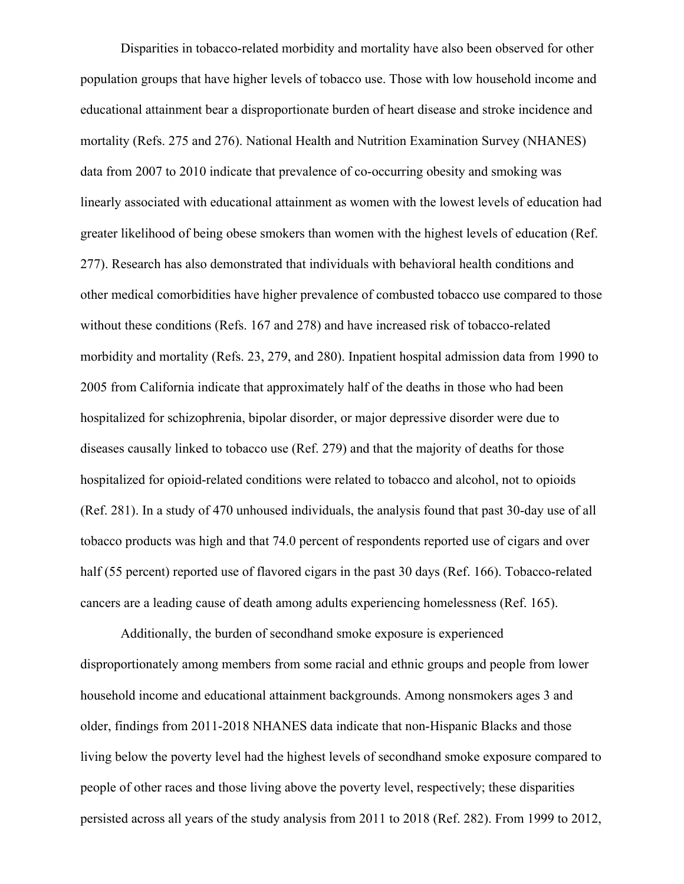Disparities in tobacco-related morbidity and mortality have also been observed for other population groups that have higher levels of tobacco use. Those with low household income and educational attainment bear a disproportionate burden of heart disease and stroke incidence and mortality (Refs. 275 and 276). National Health and Nutrition Examination Survey (NHANES) data from 2007 to 2010 indicate that prevalence of co-occurring obesity and smoking was linearly associated with educational attainment as women with the lowest levels of education had greater likelihood of being obese smokers than women with the highest levels of education (Ref. 277). Research has also demonstrated that individuals with behavioral health conditions and other medical comorbidities have higher prevalence of combusted tobacco use compared to those without these conditions (Refs. 167 and 278) and have increased risk of tobacco-related morbidity and mortality (Refs. 23, 279, and 280). Inpatient hospital admission data from 1990 to 2005 from California indicate that approximately half of the deaths in those who had been hospitalized for schizophrenia, bipolar disorder, or major depressive disorder were due to diseases causally linked to tobacco use (Ref. 279) and that the majority of deaths for those hospitalized for opioid-related conditions were related to tobacco and alcohol, not to opioids (Ref. 281). In a study of 470 unhoused individuals, the analysis found that past 30-day use of all tobacco products was high and that 74.0 percent of respondents reported use of cigars and over half (55 percent) reported use of flavored cigars in the past 30 days (Ref. 166). Tobacco-related cancers are a leading cause of death among adults experiencing homelessness (Ref. 165).

Additionally, the burden of secondhand smoke exposure is experienced disproportionately among members from some racial and ethnic groups and people from lower household income and educational attainment backgrounds. Among nonsmokers ages 3 and older, findings from 2011-2018 NHANES data indicate that non-Hispanic Blacks and those living below the poverty level had the highest levels of secondhand smoke exposure compared to people of other races and those living above the poverty level, respectively; these disparities persisted across all years of the study analysis from 2011 to 2018 (Ref. 282). From 1999 to 2012,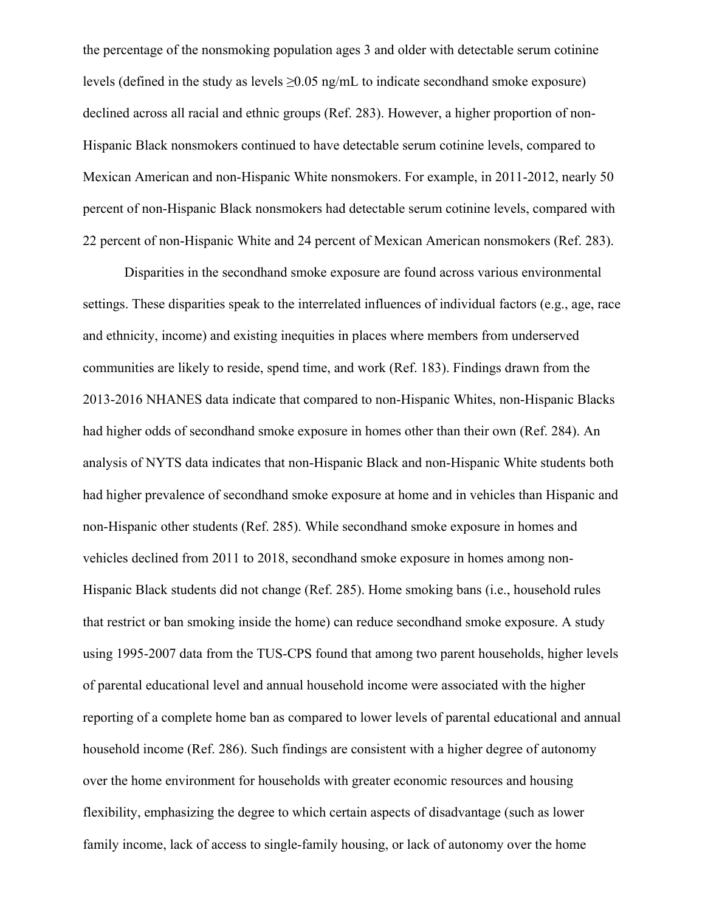the percentage of the nonsmoking population ages 3 and older with detectable serum cotinine levels (defined in the study as levels $\geq$0.05 ng/mL to indicate secondhand smoke exposure) declined across all racial and ethnic groups (Ref. 283). However, a higher proportion of non-Hispanic Black nonsmokers continued to have detectable serum cotinine levels, compared to Mexican American and non-Hispanic White nonsmokers. For example, in 2011-2012, nearly 50 percent of non-Hispanic Black nonsmokers had detectable serum cotinine levels, compared with 22 percent of non-Hispanic White and 24 percent of Mexican American nonsmokers (Ref. 283).

Disparities in the secondhand smoke exposure are found across various environmental settings. These disparities speak to the interrelated influences of individual factors (e.g., age, race and ethnicity, income) and existing inequities in places where members from underserved communities are likely to reside, spend time, and work (Ref. 183). Findings drawn from the 2013-2016 NHANES data indicate that compared to non-Hispanic Whites, non-Hispanic Blacks had higher odds of secondhand smoke exposure in homes other than their own (Ref. 284). An analysis of NYTS data indicates that non-Hispanic Black and non-Hispanic White students both had higher prevalence of secondhand smoke exposure at home and in vehicles than Hispanic and non-Hispanic other students (Ref. 285). While secondhand smoke exposure in homes and vehicles declined from 2011 to 2018, secondhand smoke exposure in homes among non-Hispanic Black students did not change (Ref. 285). Home smoking bans (i.e., household rules that restrict or ban smoking inside the home) can reduce secondhand smoke exposure. A study using 1995-2007 data from the TUS-CPS found that among two parent households, higher levels of parental educational level and annual household income were associated with the higher reporting of a complete home ban as compared to lower levels of parental educational and annual household income (Ref. 286). Such findings are consistent with a higher degree of autonomy over the home environment for households with greater economic resources and housing flexibility, emphasizing the degree to which certain aspects of disadvantage (such as lower family income, lack of access to single-family housing, or lack of autonomy over the home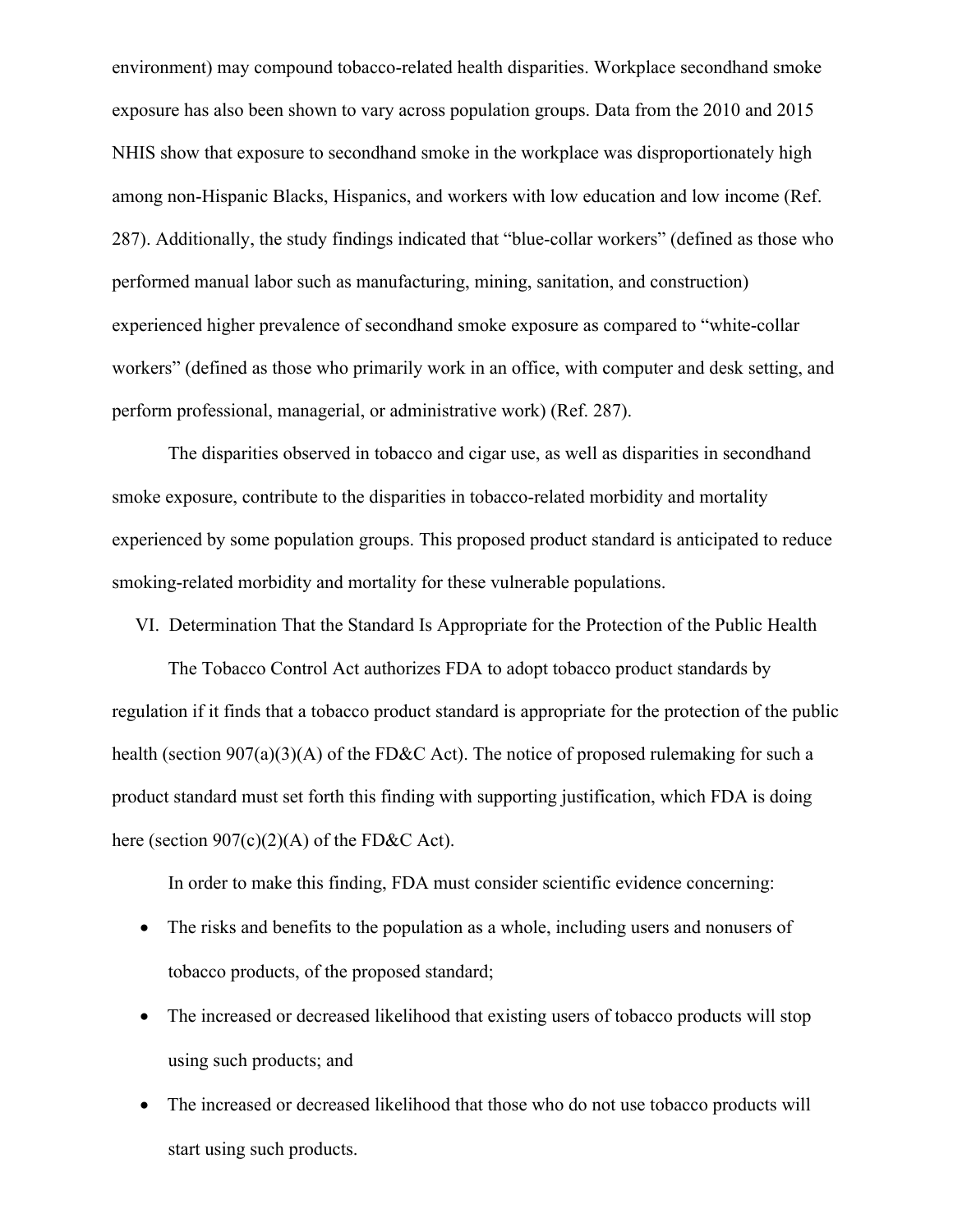environment) may compound tobacco-related health disparities. Workplace secondhand smoke exposure has also been shown to vary across population groups. Data from the 2010 and 2015 NHIS show that exposure to secondhand smoke in the workplace was disproportionately high among non-Hispanic Blacks, Hispanics, and workers with low education and low income (Ref. 287). Additionally, the study findings indicated that "blue-collar workers" (defined as those who performed manual labor such as manufacturing, mining, sanitation, and construction) experienced higher prevalence of secondhand smoke exposure as compared to "white-collar workers" (defined as those who primarily work in an office, with computer and desk setting, and perform professional, managerial, or administrative work) (Ref. 287).

The disparities observed in tobacco and cigar use, as well as disparities in secondhand smoke exposure, contribute to the disparities in tobacco-related morbidity and mortality experienced by some population groups. This proposed product standard is anticipated to reduce smoking-related morbidity and mortality for these vulnerable populations.

## VI. Determination That the Standard Is Appropriate for the Protection of the Public Health

The Tobacco Control Act authorizes FDA to adopt tobacco product standards by regulation if it finds that a tobacco product standard is appropriate for the protection of the public health (section 907(a)(3)(A) of the FD&C Act). The notice of proposed rulemaking for such a product standard must set forth this finding with supporting justification, which FDA is doing here (section 907(c)(2)(A) of the FD&C Act).

In order to make this finding, FDA must consider scientific evidence concerning:

- The risks and benefits to the population as a whole, including users and nonusers of tobacco products, of the proposed standard;
- The increased or decreased likelihood that existing users of tobacco products will stop using such products; and
- The increased or decreased likelihood that those who do not use tobacco products will start using such products.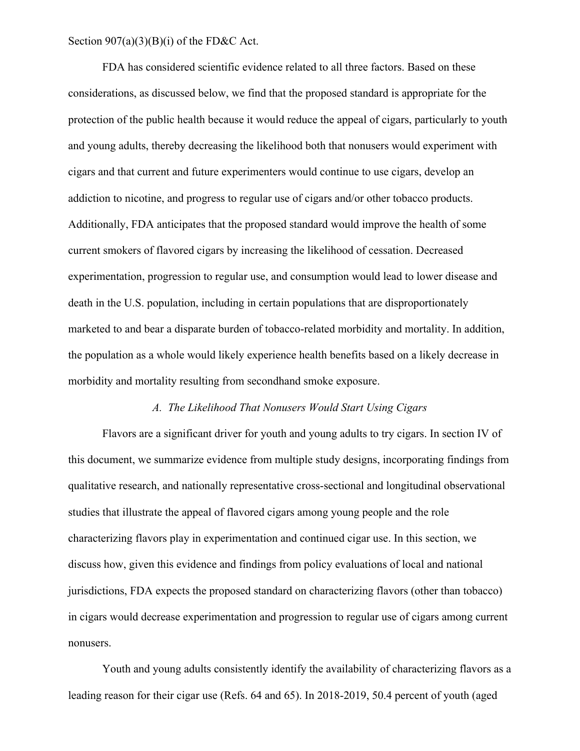Section 907(a)(3)(B)(i) of the FD&C Act.

FDA has considered scientific evidence related to all three factors. Based on these considerations, as discussed below, we find that the proposed standard is appropriate for the protection of the public health because it would reduce the appeal of cigars, particularly to youth and young adults, thereby decreasing the likelihood both that nonusers would experiment with cigars and that current and future experimenters would continue to use cigars, develop an addiction to nicotine, and progress to regular use of cigars and/or other tobacco products. Additionally, FDA anticipates that the proposed standard would improve the health of some current smokers of flavored cigars by increasing the likelihood of cessation. Decreased experimentation, progression to regular use, and consumption would lead to lower disease and death in the U.S. population, including in certain populations that are disproportionately marketed to and bear a disparate burden of tobacco-related morbidity and mortality. In addition, the population as a whole would likely experience health benefits based on a likely decrease in morbidity and mortality resulting from secondhand smoke exposure.

### *A. The Likelihood That Nonusers Would Start Using Cigars*

Flavors are a significant driver for youth and young adults to try cigars. In section IV of this document, we summarize evidence from multiple study designs, incorporating findings from qualitative research, and nationally representative cross-sectional and longitudinal observational studies that illustrate the appeal of flavored cigars among young people and the role characterizing flavors play in experimentation and continued cigar use. In this section, we discuss how, given this evidence and findings from policy evaluations of local and national jurisdictions, FDA expects the proposed standard on characterizing flavors (other than tobacco) in cigars would decrease experimentation and progression to regular use of cigars among current nonusers.

Youth and young adults consistently identify the availability of characterizing flavors as a leading reason for their cigar use (Refs. 64 and 65). In 2018-2019, 50.4 percent of youth (aged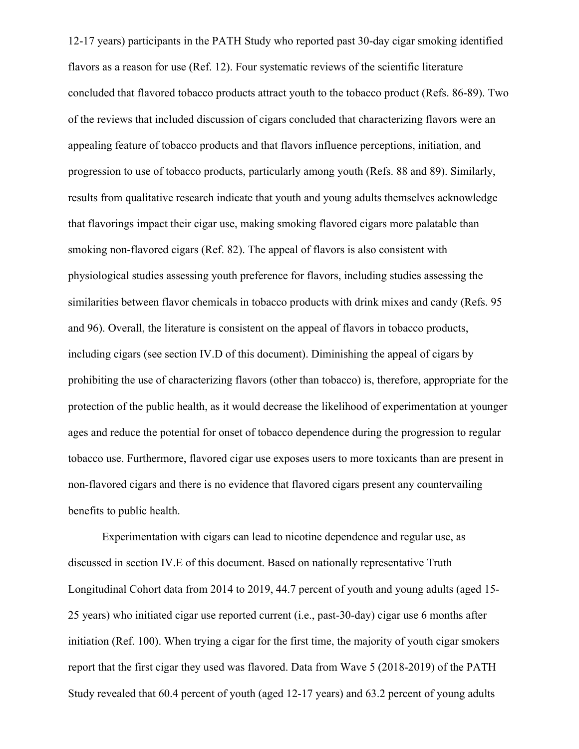12-17 years) participants in the PATH Study who reported past 30-day cigar smoking identified flavors as a reason for use (Ref. 12). Four systematic reviews of the scientific literature concluded that flavored tobacco products attract youth to the tobacco product (Refs. 86-89). Two of the reviews that included discussion of cigars concluded that characterizing flavors were an appealing feature of tobacco products and that flavors influence perceptions, initiation, and progression to use of tobacco products, particularly among youth (Refs. 88 and 89). Similarly, results from qualitative research indicate that youth and young adults themselves acknowledge that flavorings impact their cigar use, making smoking flavored cigars more palatable than smoking non-flavored cigars (Ref. 82). The appeal of flavors is also consistent with physiological studies assessing youth preference for flavors, including studies assessing the similarities between flavor chemicals in tobacco products with drink mixes and candy (Refs. 95 and 96). Overall, the literature is consistent on the appeal of flavors in tobacco products, including cigars (see section IV.D of this document). Diminishing the appeal of cigars by prohibiting the use of characterizing flavors (other than tobacco) is, therefore, appropriate for the protection of the public health, as it would decrease the likelihood of experimentation at younger ages and reduce the potential for onset of tobacco dependence during the progression to regular tobacco use. Furthermore, flavored cigar use exposes users to more toxicants than are present in non-flavored cigars and there is no evidence that flavored cigars present any countervailing benefits to public health.

Experimentation with cigars can lead to nicotine dependence and regular use, as discussed in section IV.E of this document. Based on nationally representative Truth Longitudinal Cohort data from 2014 to 2019, 44.7 percent of youth and young adults (aged 15-25 years) who initiated cigar use reported current (i.e., past-30-day) cigar use 6 months after initiation (Ref. 100). When trying a cigar for the first time, the majority of youth cigar smokers report that the first cigar they used was flavored. Data from Wave 5 (2018-2019) of the PATH Study revealed that 60.4 percent of youth (aged 12-17 years) and 63.2 percent of young adults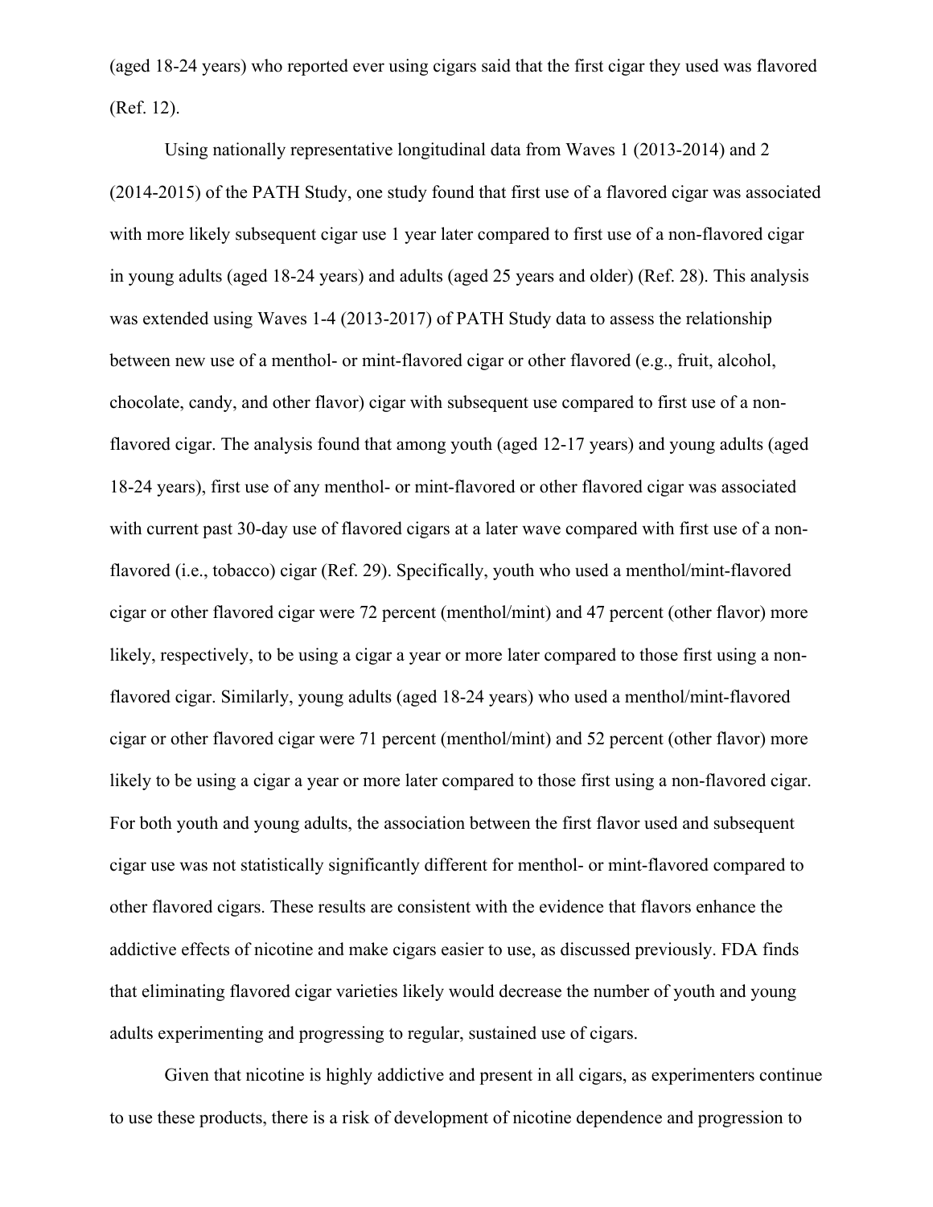(aged 18-24 years) who reported ever using cigars said that the first cigar they used was flavored (Ref. 12).

Using nationally representative longitudinal data from Waves 1 (2013-2014) and 2 (2014-2015) of the PATH Study, one study found that first use of a flavored cigar was associated with more likely subsequent cigar use 1 year later compared to first use of a non-flavored cigar in young adults (aged 18-24 years) and adults (aged 25 years and older) (Ref. 28). This analysis was extended using Waves 1-4 (2013-2017) of PATH Study data to assess the relationship between new use of a menthol- or mint-flavored cigar or other flavored (e.g., fruit, alcohol, chocolate, candy, and other flavor) cigar with subsequent use compared to first use of a non-flavored cigar. The analysis found that among youth (aged 12-17 years) and young adults (aged 18-24 years), first use of any menthol- or mint-flavored or other flavored cigar was associated with current past 30-day use of flavored cigars at a later wave compared with first use of a non-flavored (i.e., tobacco) cigar (Ref. 29). Specifically, youth who used a menthol/mint-flavored cigar or other flavored cigar were 72 percent (menthol/mint) and 47 percent (other flavor) more likely, respectively, to be using a cigar a year or more later compared to those first using a non-flavored cigar. Similarly, young adults (aged 18-24 years) who used a menthol/mint-flavored cigar or other flavored cigar were 71 percent (menthol/mint) and 52 percent (other flavor) more likely to be using a cigar a year or more later compared to those first using a non-flavored cigar. For both youth and young adults, the association between the first flavor used and subsequent cigar use was not statistically significantly different for menthol- or mint-flavored compared to other flavored cigars. These results are consistent with the evidence that flavors enhance the addictive effects of nicotine and make cigars easier to use, as discussed previously. FDA finds that eliminating flavored cigar varieties likely would decrease the number of youth and young adults experimenting and progressing to regular, sustained use of cigars.

Given that nicotine is highly addictive and present in all cigars, as experimenters continue to use these products, there is a risk of development of nicotine dependence and progression to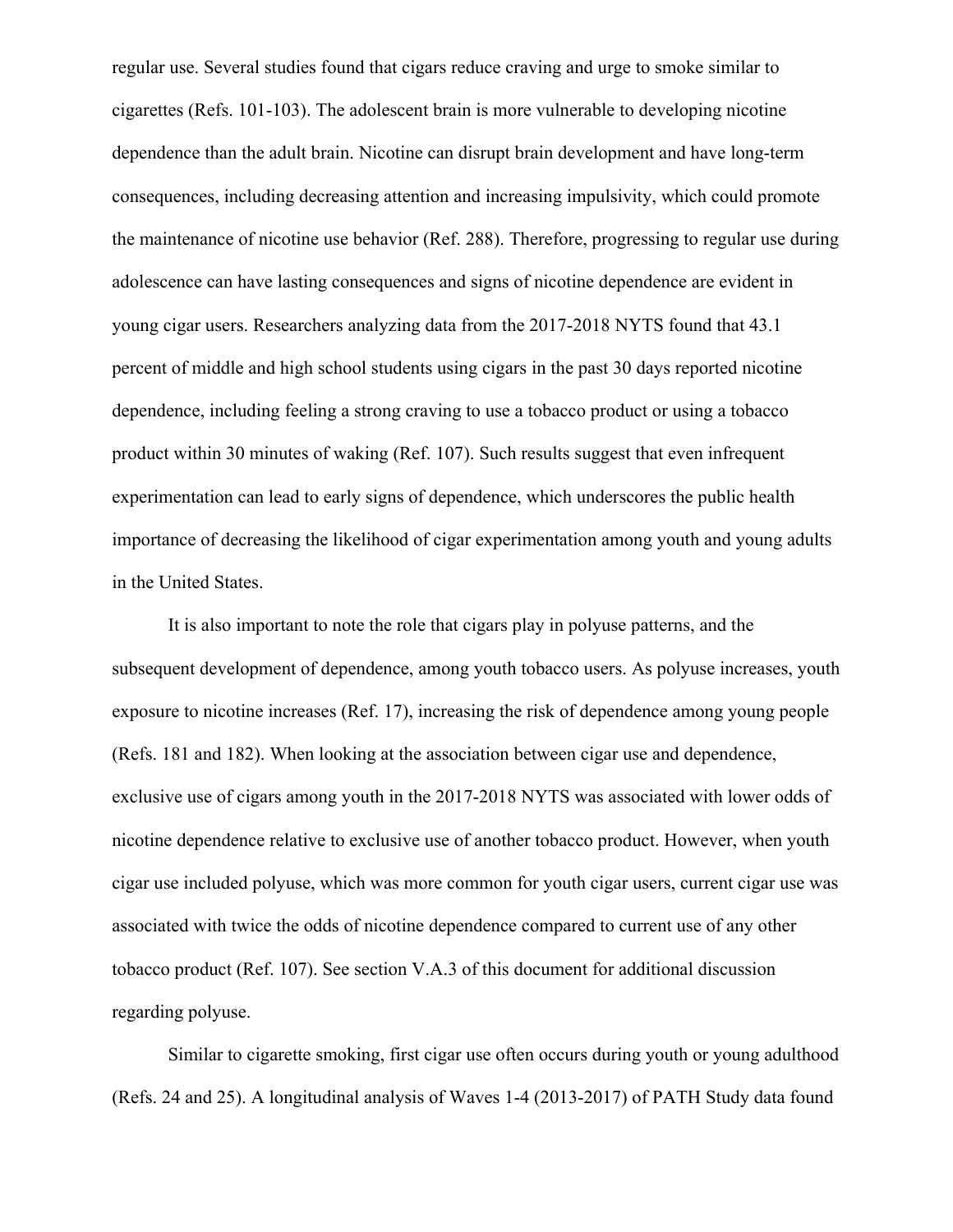regular use. Several studies found that cigars reduce craving and urge to smoke similar to cigarettes (Refs. 101-103). The adolescent brain is more vulnerable to developing nicotine dependence than the adult brain. Nicotine can disrupt brain development and have long-term consequences, including decreasing attention and increasing impulsivity, which could promote the maintenance of nicotine use behavior (Ref. 288). Therefore, progressing to regular use during adolescence can have lasting consequences and signs of nicotine dependence are evident in young cigar users. Researchers analyzing data from the 2017-2018 NYTS found that 43.1 percent of middle and high school students using cigars in the past 30 days reported nicotine dependence, including feeling a strong craving to use a tobacco product or using a tobacco product within 30 minutes of waking (Ref. 107). Such results suggest that even infrequent experimentation can lead to early signs of dependence, which underscores the public health importance of decreasing the likelihood of cigar experimentation among youth and young adults in the United States.

It is also important to note the role that cigars play in polyuse patterns, and the subsequent development of dependence, among youth tobacco users. As polyuse increases, youth exposure to nicotine increases (Ref. 17), increasing the risk of dependence among young people (Refs. 181 and 182). When looking at the association between cigar use and dependence, exclusive use of cigars among youth in the 2017-2018 NYTS was associated with lower odds of nicotine dependence relative to exclusive use of another tobacco product. However, when youth cigar use included polyuse, which was more common for youth cigar users, current cigar use was associated with twice the odds of nicotine dependence compared to current use of any other tobacco product (Ref. 107). See section V.A.3 of this document for additional discussion regarding polyuse.

Similar to cigarette smoking, first cigar use often occurs during youth or young adulthood (Refs. 24 and 25). A longitudinal analysis of Waves 1-4 (2013-2017) of PATH Study data found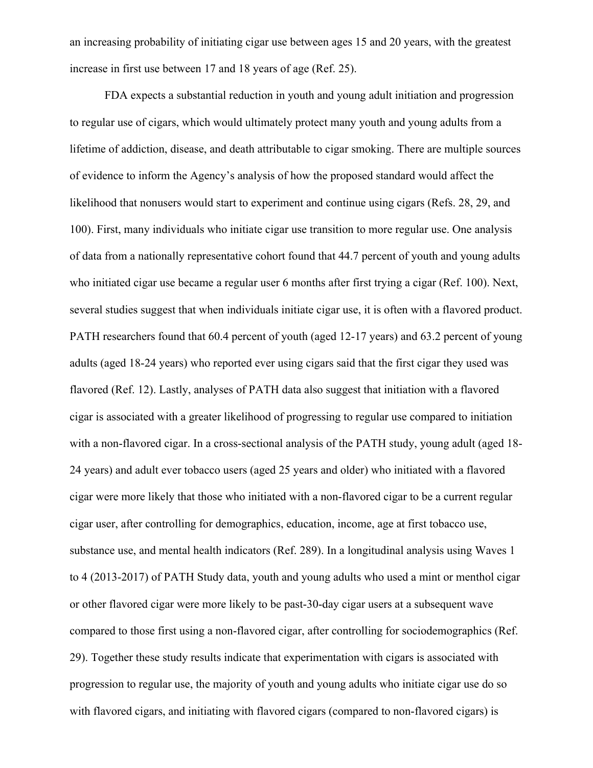an increasing probability of initiating cigar use between ages 15 and 20 years, with the greatest increase in first use between 17 and 18 years of age (Ref. 25).

FDA expects a substantial reduction in youth and young adult initiation and progression to regular use of cigars, which would ultimately protect many youth and young adults from a lifetime of addiction, disease, and death attributable to cigar smoking. There are multiple sources of evidence to inform the Agency's analysis of how the proposed standard would affect the likelihood that nonusers would start to experiment and continue using cigars (Refs. 28, 29, and 100). First, many individuals who initiate cigar use transition to more regular use. One analysis of data from a nationally representative cohort found that 44.7 percent of youth and young adults who initiated cigar use became a regular user 6 months after first trying a cigar (Ref. 100). Next, several studies suggest that when individuals initiate cigar use, it is often with a flavored product. PATH researchers found that 60.4 percent of youth (aged 12-17 years) and 63.2 percent of young adults (aged 18-24 years) who reported ever using cigars said that the first cigar they used was flavored (Ref. 12). Lastly, analyses of PATH data also suggest that initiation with a flavored cigar is associated with a greater likelihood of progressing to regular use compared to initiation with a non-flavored cigar. In a cross-sectional analysis of the PATH study, young adult (aged 18-24 years) and adult ever tobacco users (aged 25 years and older) who initiated with a flavored cigar were more likely that those who initiated with a non-flavored cigar to be a current regular cigar user, after controlling for demographics, education, income, age at first tobacco use, substance use, and mental health indicators (Ref. 289). In a longitudinal analysis using Waves 1 to 4 (2013-2017) of PATH Study data, youth and young adults who used a mint or menthol cigar or other flavored cigar were more likely to be past-30-day cigar users at a subsequent wave compared to those first using a non-flavored cigar, after controlling for sociodemographics (Ref. 29). Together these study results indicate that experimentation with cigars is associated with progression to regular use, the majority of youth and young adults who initiate cigar use do so with flavored cigars, and initiating with flavored cigars (compared to non-flavored cigars) is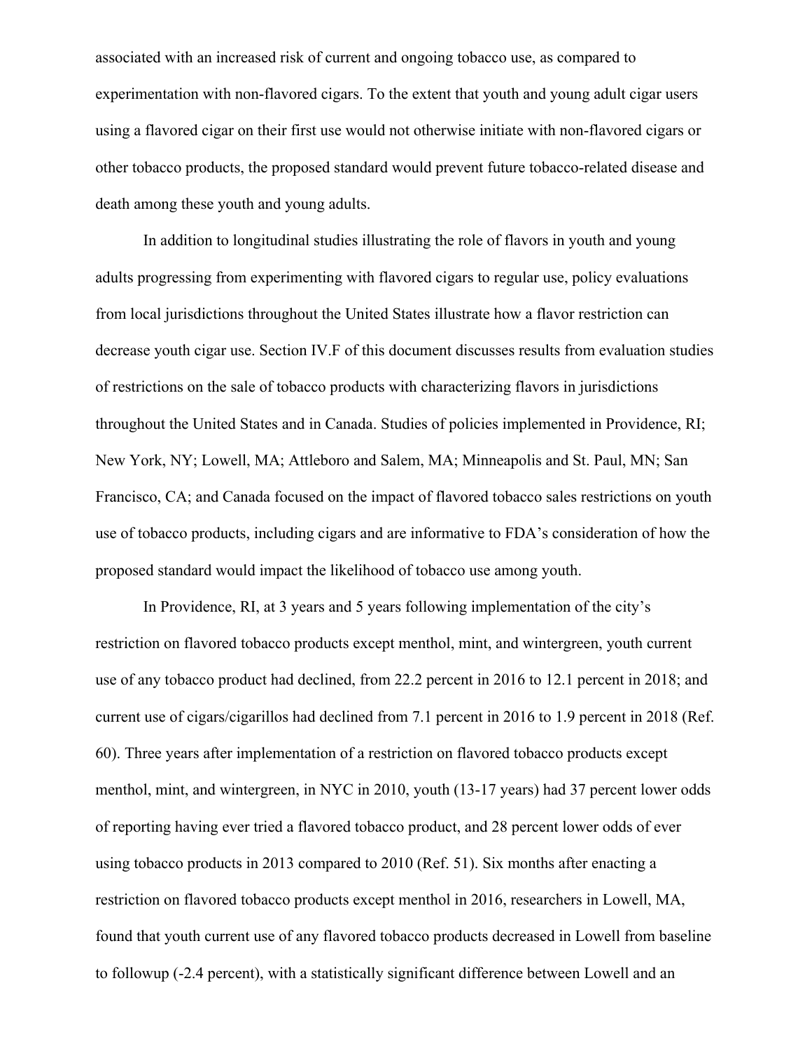associated with an increased risk of current and ongoing tobacco use, as compared to experimentation with non-flavored cigars. To the extent that youth and young adult cigar users using a flavored cigar on their first use would not otherwise initiate with non-flavored cigars or other tobacco products, the proposed standard would prevent future tobacco-related disease and death among these youth and young adults.

In addition to longitudinal studies illustrating the role of flavors in youth and young adults progressing from experimenting with flavored cigars to regular use, policy evaluations from local jurisdictions throughout the United States illustrate how a flavor restriction can decrease youth cigar use. Section IV.F of this document discusses results from evaluation studies of restrictions on the sale of tobacco products with characterizing flavors in jurisdictions throughout the United States and in Canada. Studies of policies implemented in Providence, RI; New York, NY; Lowell, MA; Attleboro and Salem, MA; Minneapolis and St. Paul, MN; San Francisco, CA; and Canada focused on the impact of flavored tobacco sales restrictions on youth use of tobacco products, including cigars and are informative to FDA's consideration of how the proposed standard would impact the likelihood of tobacco use among youth.

In Providence, RI, at 3 years and 5 years following implementation of the city's restriction on flavored tobacco products except menthol, mint, and wintergreen, youth current use of any tobacco product had declined, from 22.2 percent in 2016 to 12.1 percent in 2018; and current use of cigars/cigarillos had declined from 7.1 percent in 2016 to 1.9 percent in 2018 (Ref. 60). Three years after implementation of a restriction on flavored tobacco products except menthol, mint, and wintergreen, in NYC in 2010, youth (13-17 years) had 37 percent lower odds of reporting having ever tried a flavored tobacco product, and 28 percent lower odds of ever using tobacco products in 2013 compared to 2010 (Ref. 51). Six months after enacting a restriction on flavored tobacco products except menthol in 2016, researchers in Lowell, MA, found that youth current use of any flavored tobacco products decreased in Lowell from baseline to followup (-2.4 percent), with a statistically significant difference between Lowell and an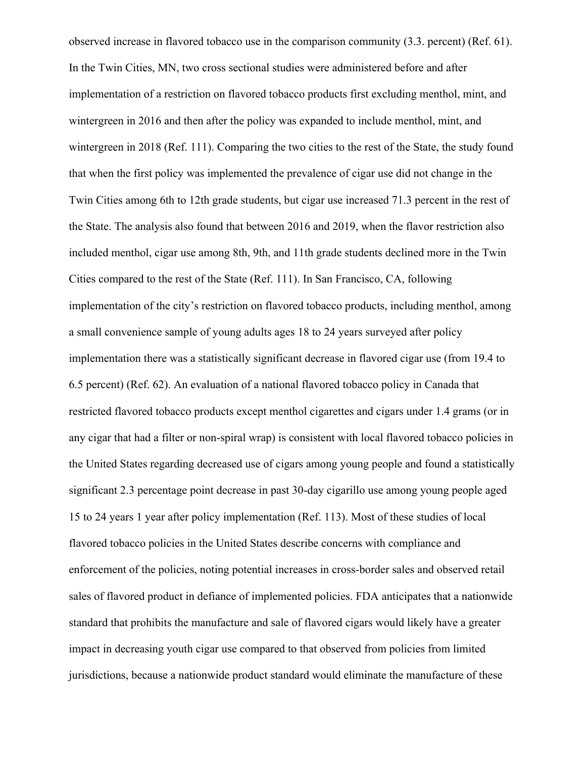observed increase in flavored tobacco use in the comparison community (3.3. percent) (Ref. 61). In the Twin Cities, MN, two cross sectional studies were administered before and after implementation of a restriction on flavored tobacco products first excluding menthol, mint, and wintergreen in 2016 and then after the policy was expanded to include menthol, mint, and wintergreen in 2018 (Ref. 111). Comparing the two cities to the rest of the State, the study found that when the first policy was implemented the prevalence of cigar use did not change in the Twin Cities among 6th to 12th grade students, but cigar use increased 71.3 percent in the rest of the State. The analysis also found that between 2016 and 2019, when the flavor restriction also included menthol, cigar use among 8th, 9th, and 11th grade students declined more in the Twin Cities compared to the rest of the State (Ref. 111). In San Francisco, CA, following implementation of the city's restriction on flavored tobacco products, including menthol, among a small convenience sample of young adults ages 18 to 24 years surveyed after policy implementation there was a statistically significant decrease in flavored cigar use (from 19.4 to 6.5 percent) (Ref. 62). An evaluation of a national flavored tobacco policy in Canada that restricted flavored tobacco products except menthol cigarettes and cigars under 1.4 grams (or in any cigar that had a filter or non-spiral wrap) is consistent with local flavored tobacco policies in the United States regarding decreased use of cigars among young people and found a statistically significant 2.3 percentage point decrease in past 30-day cigarillo use among young people aged 15 to 24 years 1 year after policy implementation (Ref. 113). Most of these studies of local flavored tobacco policies in the United States describe concerns with compliance and enforcement of the policies, noting potential increases in cross-border sales and observed retail sales of flavored product in defiance of implemented policies. FDA anticipates that a nationwide standard that prohibits the manufacture and sale of flavored cigars would likely have a greater impact in decreasing youth cigar use compared to that observed from policies from limited jurisdictions, because a nationwide product standard would eliminate the manufacture of these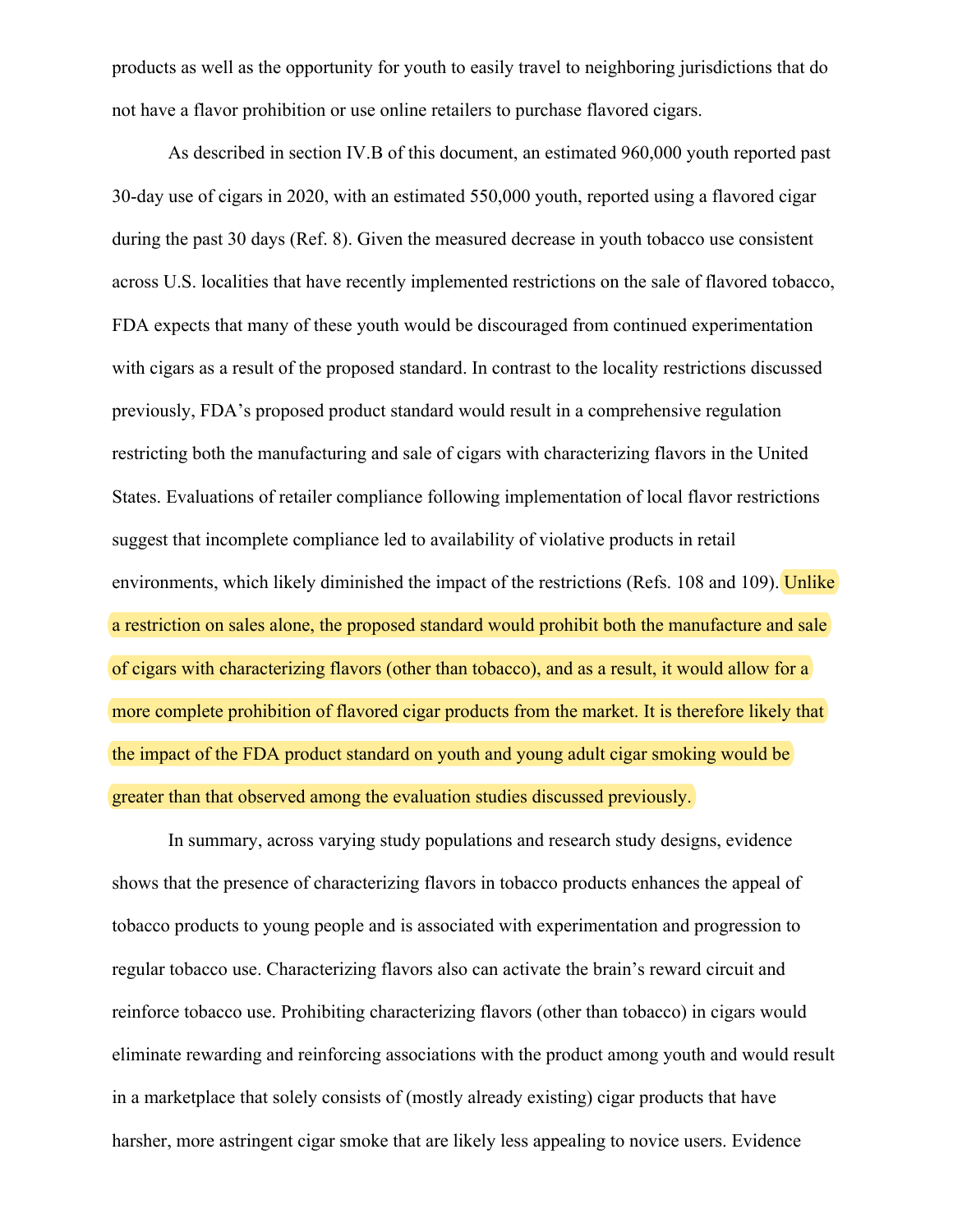products as well as the opportunity for youth to easily travel to neighboring jurisdictions that do not have a flavor prohibition or use online retailers to purchase flavored cigars.

As described in section IV.B of this document, an estimated 960,000 youth reported past 30-day use of cigars in 2020, with an estimated 550,000 youth, reported using a flavored cigar during the past 30 days (Ref. 8). Given the measured decrease in youth tobacco use consistent across U.S. localities that have recently implemented restrictions on the sale of flavored tobacco, FDA expects that many of these youth would be discouraged from continued experimentation with cigars as a result of the proposed standard. In contrast to the locality restrictions discussed previously, FDA's proposed product standard would result in a comprehensive regulation restricting both the manufacturing and sale of cigars with characterizing flavors in the United States. Evaluations of retailer compliance following implementation of local flavor restrictions suggest that incomplete compliance led to availability of violative products in retail environments, which likely diminished the impact of the restrictions (Refs. 108 and 109). Unlike a restriction on sales alone, the proposed standard would prohibit both the manufacture and sale of cigars with characterizing flavors (other than tobacco), and as a result, it would allow for a more complete prohibition of flavored cigar products from the market. It is therefore likely that the impact of the FDA product standard on youth and young adult cigar smoking would be greater than that observed among the evaluation studies discussed previously.

In summary, across varying study populations and research study designs, evidence shows that the presence of characterizing flavors in tobacco products enhances the appeal of tobacco products to young people and is associated with experimentation and progression to regular tobacco use. Characterizing flavors also can activate the brain's reward circuit and reinforce tobacco use. Prohibiting characterizing flavors (other than tobacco) in cigars would eliminate rewarding and reinforcing associations with the product among youth and would result in a marketplace that solely consists of (mostly already existing) cigar products that have harsher, more astringent cigar smoke that are likely less appealing to novice users. Evidence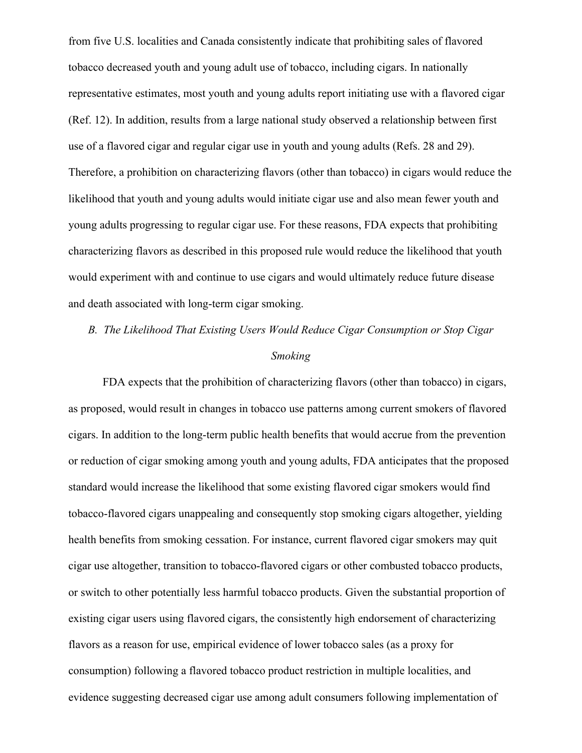from five U.S. localities and Canada consistently indicate that prohibiting sales of flavored tobacco decreased youth and young adult use of tobacco, including cigars. In nationally representative estimates, most youth and young adults report initiating use with a flavored cigar (Ref. 12). In addition, results from a large national study observed a relationship between first use of a flavored cigar and regular cigar use in youth and young adults (Refs. 28 and 29). Therefore, a prohibition on characterizing flavors (other than tobacco) in cigars would reduce the likelihood that youth and young adults would initiate cigar use and also mean fewer youth and young adults progressing to regular cigar use. For these reasons, FDA expects that prohibiting characterizing flavors as described in this proposed rule would reduce the likelihood that youth would experiment with and continue to use cigars and would ultimately reduce future disease and death associated with long-term cigar smoking.

### *B. The Likelihood That Existing Users Would Reduce Cigar Consumption or Stop Cigar Smoking*

FDA expects that the prohibition of characterizing flavors (other than tobacco) in cigars, as proposed, would result in changes in tobacco use patterns among current smokers of flavored cigars. In addition to the long-term public health benefits that would accrue from the prevention or reduction of cigar smoking among youth and young adults, FDA anticipates that the proposed standard would increase the likelihood that some existing flavored cigar smokers would find tobacco-flavored cigars unappealing and consequently stop smoking cigars altogether, yielding health benefits from smoking cessation. For instance, current flavored cigar smokers may quit cigar use altogether, transition to tobacco-flavored cigars or other combusted tobacco products, or switch to other potentially less harmful tobacco products. Given the substantial proportion of existing cigar users using flavored cigars, the consistently high endorsement of characterizing flavors as a reason for use, empirical evidence of lower tobacco sales (as a proxy for consumption) following a flavored tobacco product restriction in multiple localities, and evidence suggesting decreased cigar use among adult consumers following implementation of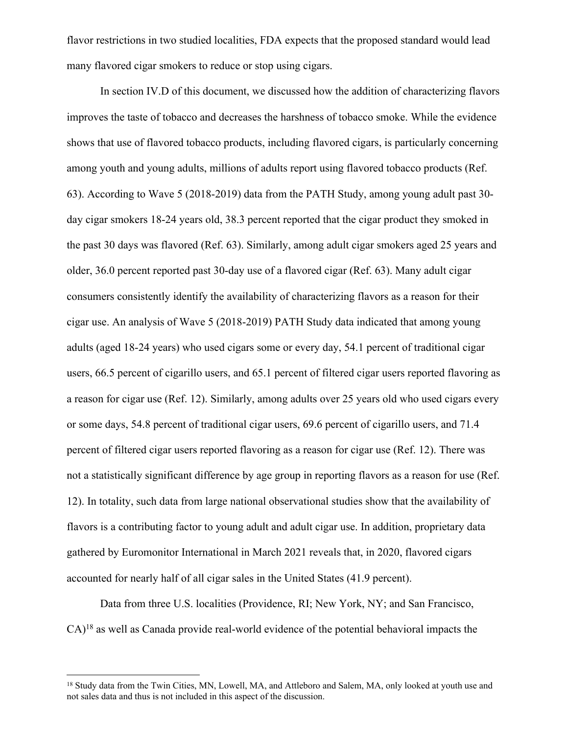flavor restrictions in two studied localities, FDA expects that the proposed standard would lead many flavored cigar smokers to reduce or stop using cigars.

In section IV.D of this document, we discussed how the addition of characterizing flavors improves the taste of tobacco and decreases the harshness of tobacco smoke. While the evidence shows that use of flavored tobacco products, including flavored cigars, is particularly concerning among youth and young adults, millions of adults report using flavored tobacco products (Ref. 63). According to Wave 5 (2018-2019) data from the PATH Study, among young adult past 30-day cigar smokers 18-24 years old, 38.3 percent reported that the cigar product they smoked in the past 30 days was flavored (Ref. 63). Similarly, among adult cigar smokers aged 25 years and older, 36.0 percent reported past 30-day use of a flavored cigar (Ref. 63). Many adult cigar consumers consistently identify the availability of characterizing flavors as a reason for their cigar use. An analysis of Wave 5 (2018-2019) PATH Study data indicated that among young adults (aged 18-24 years) who used cigars some or every day, 54.1 percent of traditional cigar users, 66.5 percent of cigarillo users, and 65.1 percent of filtered cigar users reported flavoring as a reason for cigar use (Ref. 12). Similarly, among adults over 25 years old who used cigars every or some days, 54.8 percent of traditional cigar users, 69.6 percent of cigarillo users, and 71.4 percent of filtered cigar users reported flavoring as a reason for cigar use (Ref. 12). There was not a statistically significant difference by age group in reporting flavors as a reason for use (Ref. 12). In totality, such data from large national observational studies show that the availability of flavors is a contributing factor to young adult and adult cigar use. In addition, proprietary data gathered by Euromonitor International in March 2021 reveals that, in 2020, flavored cigars accounted for nearly half of all cigar sales in the United States (41.9 percent).

Data from three U.S. localities (Providence, RI; New York, NY; and San Francisco, CA)[18] as well as Canada provide real-world evidence of the potential behavioral impacts the

[18] Study data from the Twin Cities, MN, Lowell, MA, and Attleboro and Salem, MA, only looked at youth use and not sales data and thus is not included in this aspect of the discussion.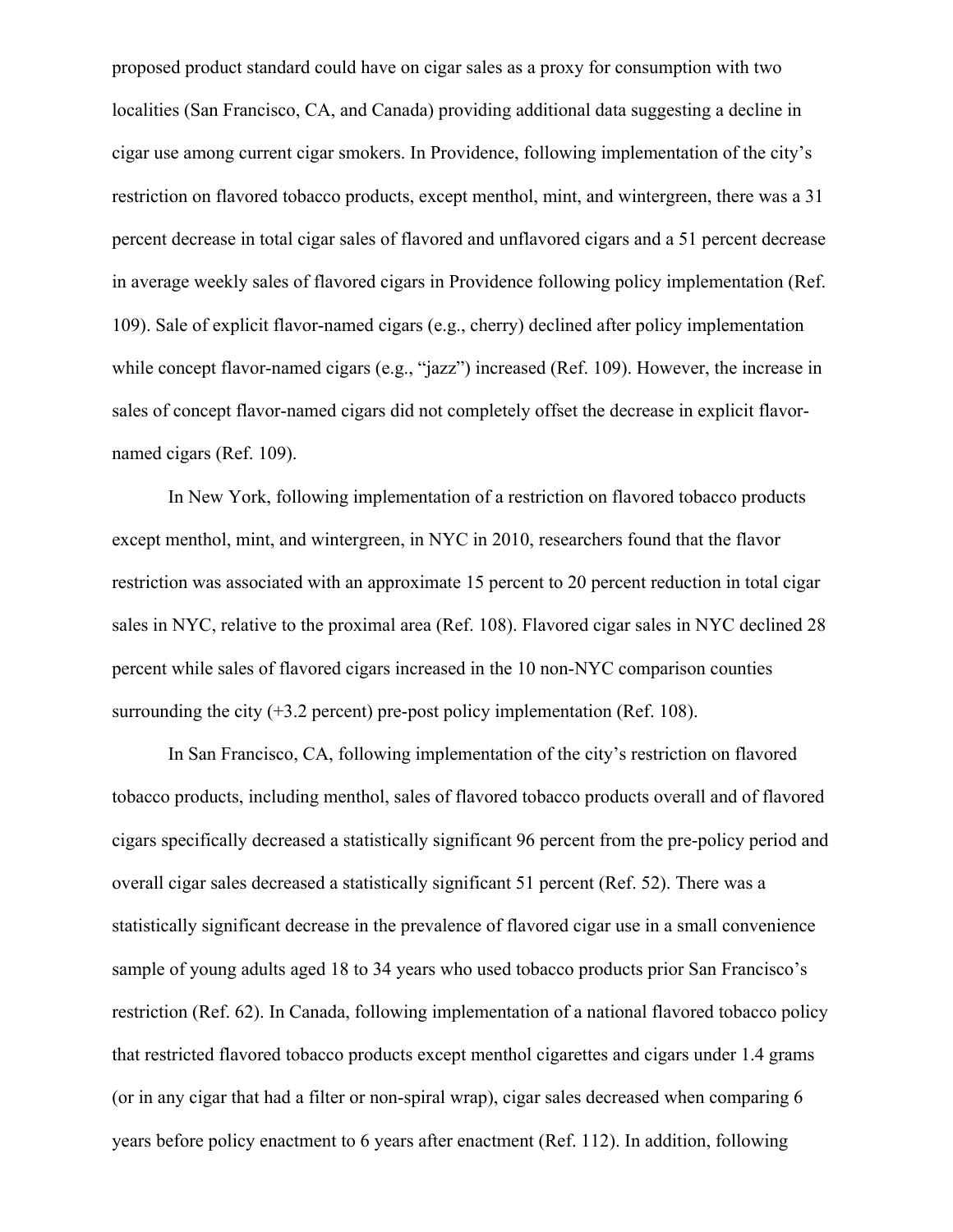proposed product standard could have on cigar sales as a proxy for consumption with two localities (San Francisco, CA, and Canada) providing additional data suggesting a decline in cigar use among current cigar smokers. In Providence, following implementation of the city's restriction on flavored tobacco products, except menthol, mint, and wintergreen, there was a 31 percent decrease in total cigar sales of flavored and unflavored cigars and a 51 percent decrease in average weekly sales of flavored cigars in Providence following policy implementation (Ref. 109). Sale of explicit flavor-named cigars (e.g., cherry) declined after policy implementation while concept flavor-named cigars (e.g., "jazz") increased (Ref. 109). However, the increase in sales of concept flavor-named cigars did not completely offset the decrease in explicit flavor-named cigars (Ref. 109).

In New York, following implementation of a restriction on flavored tobacco products except menthol, mint, and wintergreen, in NYC in 2010, researchers found that the flavor restriction was associated with an approximate 15 percent to 20 percent reduction in total cigar sales in NYC, relative to the proximal area (Ref. 108). Flavored cigar sales in NYC declined 28 percent while sales of flavored cigars increased in the 10 non-NYC comparison counties surrounding the city (+3.2 percent) pre-post policy implementation (Ref. 108).

In San Francisco, CA, following implementation of the city's restriction on flavored tobacco products, including menthol, sales of flavored tobacco products overall and of flavored cigars specifically decreased a statistically significant 96 percent from the pre-policy period and overall cigar sales decreased a statistically significant 51 percent (Ref. 52). There was a statistically significant decrease in the prevalence of flavored cigar use in a small convenience sample of young adults aged 18 to 34 years who used tobacco products prior San Francisco's restriction (Ref. 62). In Canada, following implementation of a national flavored tobacco policy that restricted flavored tobacco products except menthol cigarettes and cigars under 1.4 grams (or in any cigar that had a filter or non-spiral wrap), cigar sales decreased when comparing 6 years before policy enactment to 6 years after enactment (Ref. 112). In addition, following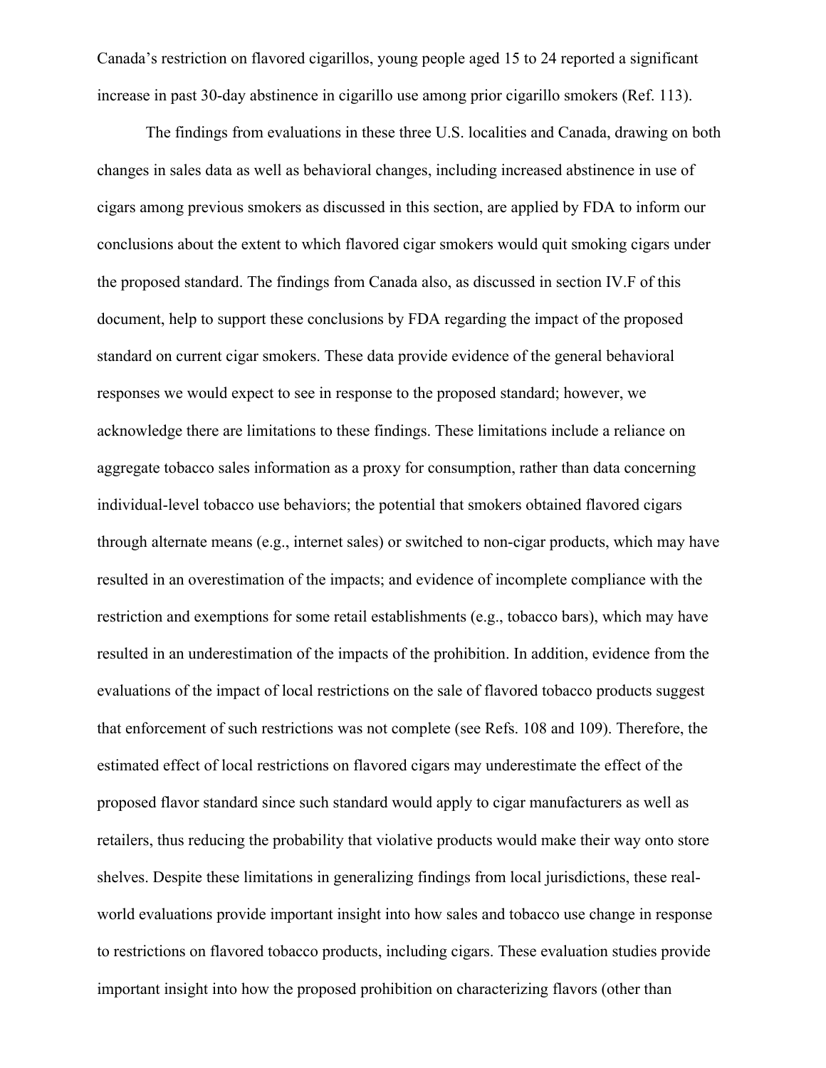Canada's restriction on flavored cigarillos, young people aged 15 to 24 reported a significant increase in past 30-day abstinence in cigarillo use among prior cigarillo smokers (Ref. 113).

The findings from evaluations in these three U.S. localities and Canada, drawing on both changes in sales data as well as behavioral changes, including increased abstinence in use of cigars among previous smokers as discussed in this section, are applied by FDA to inform our conclusions about the extent to which flavored cigar smokers would quit smoking cigars under the proposed standard. The findings from Canada also, as discussed in section IV.F of this document, help to support these conclusions by FDA regarding the impact of the proposed standard on current cigar smokers. These data provide evidence of the general behavioral responses we would expect to see in response to the proposed standard; however, we acknowledge there are limitations to these findings. These limitations include a reliance on aggregate tobacco sales information as a proxy for consumption, rather than data concerning individual-level tobacco use behaviors; the potential that smokers obtained flavored cigars through alternate means (e.g., internet sales) or switched to non-cigar products, which may have resulted in an overestimation of the impacts; and evidence of incomplete compliance with the restriction and exemptions for some retail establishments (e.g., tobacco bars), which may have resulted in an underestimation of the impacts of the prohibition. In addition, evidence from the evaluations of the impact of local restrictions on the sale of flavored tobacco products suggest that enforcement of such restrictions was not complete (see Refs. 108 and 109). Therefore, the estimated effect of local restrictions on flavored cigars may underestimate the effect of the proposed flavor standard since such standard would apply to cigar manufacturers as well as retailers, thus reducing the probability that violative products would make their way onto store shelves. Despite these limitations in generalizing findings from local jurisdictions, these real-world evaluations provide important insight into how sales and tobacco use change in response to restrictions on flavored tobacco products, including cigars. These evaluation studies provide important insight into how the proposed prohibition on characterizing flavors (other than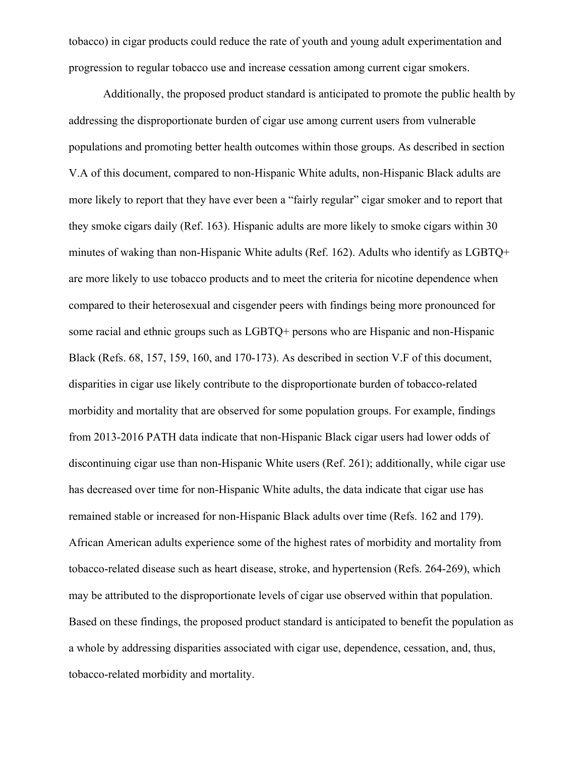tobacco) in cigar products could reduce the rate of youth and young adult experimentation and progression to regular tobacco use and increase cessation among current cigar smokers.

Additionally, the proposed product standard is anticipated to promote the public health by addressing the disproportionate burden of cigar use among current users from vulnerable populations and promoting better health outcomes within those groups. As described in section V.A of this document, compared to non-Hispanic White adults, non-Hispanic Black adults are more likely to report that they have ever been a "fairly regular" cigar smoker and to report that they smoke cigars daily (Ref. 163). Hispanic adults are more likely to smoke cigars within 30 minutes of waking than non-Hispanic White adults (Ref. 162). Adults who identify as LGBTQ+ are more likely to use tobacco products and to meet the criteria for nicotine dependence when compared to their heterosexual and cisgender peers with findings being more pronounced for some racial and ethnic groups such as LGBTQ+ persons who are Hispanic and non-Hispanic Black (Refs. 68, 157, 159, 160, and 170-173). As described in section V.F of this document, disparities in cigar use likely contribute to the disproportionate burden of tobacco-related morbidity and mortality that are observed for some population groups. For example, findings from 2013-2016 PATH data indicate that non-Hispanic Black cigar users had lower odds of discontinuing cigar use than non-Hispanic White users (Ref. 261); additionally, while cigar use has decreased over time for non-Hispanic White adults, the data indicate that cigar use has remained stable or increased for non-Hispanic Black adults over time (Refs. 162 and 179). African American adults experience some of the highest rates of morbidity and mortality from tobacco-related disease such as heart disease, stroke, and hypertension (Refs. 264-269), which may be attributed to the disproportionate levels of cigar use observed within that population. Based on these findings, the proposed product standard is anticipated to benefit the population as a whole by addressing disparities associated with cigar use, dependence, cessation, and, thus, tobacco-related morbidity and mortality.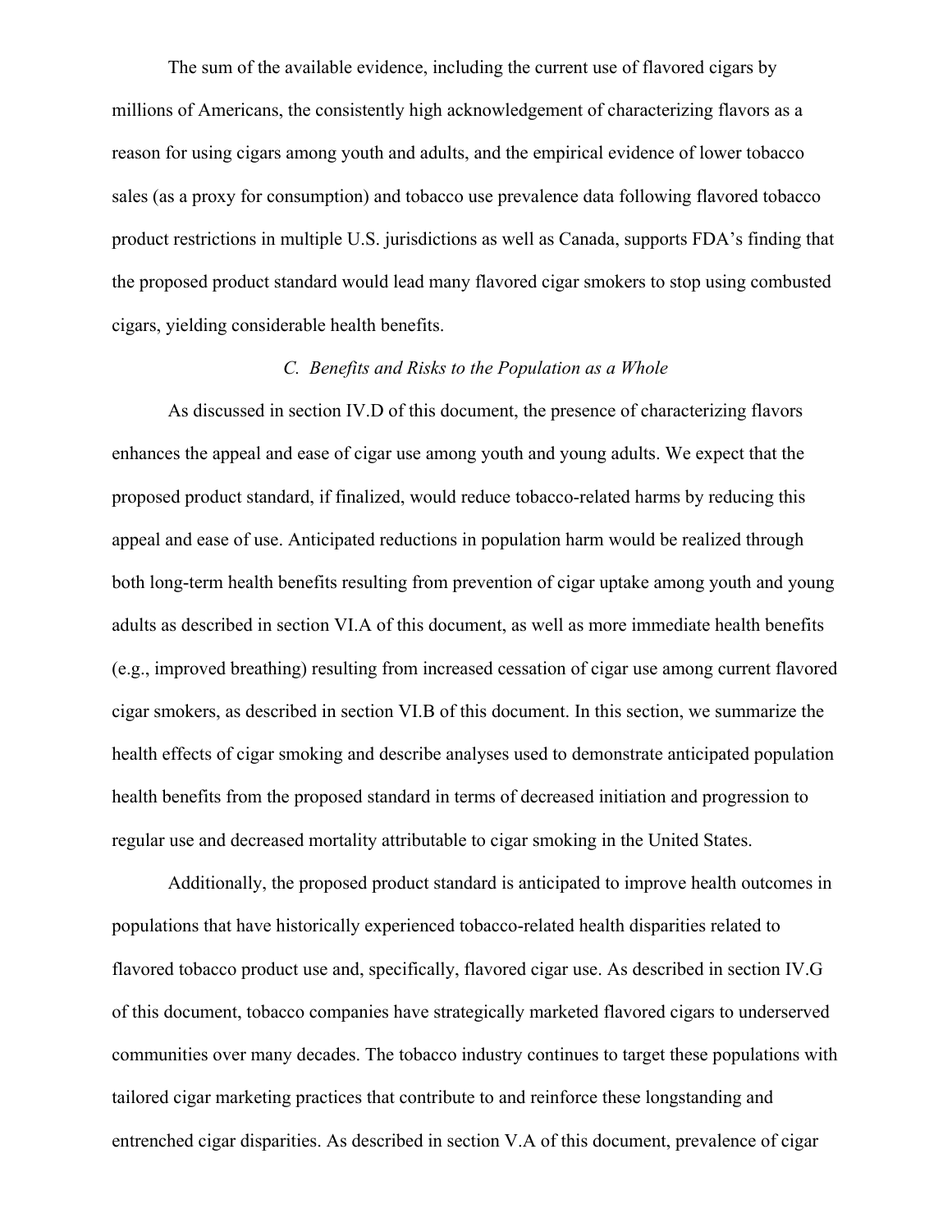The sum of the available evidence, including the current use of flavored cigars by millions of Americans, the consistently high acknowledgement of characterizing flavors as a reason for using cigars among youth and adults, and the empirical evidence of lower tobacco sales (as a proxy for consumption) and tobacco use prevalence data following flavored tobacco product restrictions in multiple U.S. jurisdictions as well as Canada, supports FDA's finding that the proposed product standard would lead many flavored cigar smokers to stop using combusted cigars, yielding considerable health benefits.

### *C. Benefits and Risks to the Population as a Whole*

As discussed in section IV.D of this document, the presence of characterizing flavors enhances the appeal and ease of cigar use among youth and young adults. We expect that the proposed product standard, if finalized, would reduce tobacco-related harms by reducing this appeal and ease of use. Anticipated reductions in population harm would be realized through both long-term health benefits resulting from prevention of cigar uptake among youth and young adults as described in section VI.A of this document, as well as more immediate health benefits (e.g., improved breathing) resulting from increased cessation of cigar use among current flavored cigar smokers, as described in section VI.B of this document. In this section, we summarize the health effects of cigar smoking and describe analyses used to demonstrate anticipated population health benefits from the proposed standard in terms of decreased initiation and progression to regular use and decreased mortality attributable to cigar smoking in the United States.

Additionally, the proposed product standard is anticipated to improve health outcomes in populations that have historically experienced tobacco-related health disparities related to flavored tobacco product use and, specifically, flavored cigar use. As described in section IV.G of this document, tobacco companies have strategically marketed flavored cigars to underserved communities over many decades. The tobacco industry continues to target these populations with tailored cigar marketing practices that contribute to and reinforce these longstanding and entrenched cigar disparities. As described in section V.A of this document, prevalence of cigar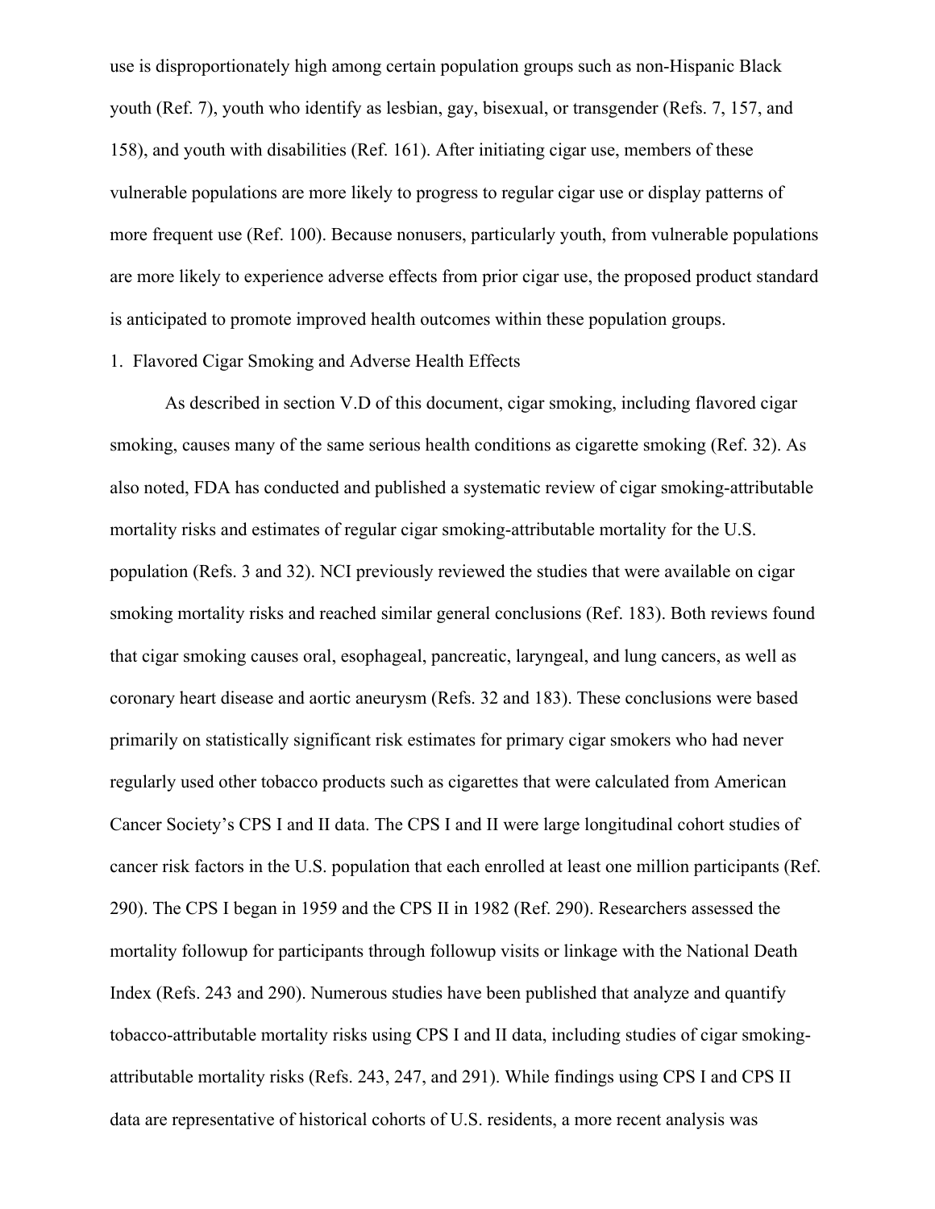use is disproportionately high among certain population groups such as non-Hispanic Black youth (Ref. 7), youth who identify as lesbian, gay, bisexual, or transgender (Refs. 7, 157, and 158), and youth with disabilities (Ref. 161). After initiating cigar use, members of these vulnerable populations are more likely to progress to regular cigar use or display patterns of more frequent use (Ref. 100). Because nonusers, particularly youth, from vulnerable populations are more likely to experience adverse effects from prior cigar use, the proposed product standard is anticipated to promote improved health outcomes within these population groups.

1. Flavored Cigar Smoking and Adverse Health Effects

As described in section V.D of this document, cigar smoking, including flavored cigar smoking, causes many of the same serious health conditions as cigarette smoking (Ref. 32). As also noted, FDA has conducted and published a systematic review of cigar smoking-attributable mortality risks and estimates of regular cigar smoking-attributable mortality for the U.S. population (Refs. 3 and 32). NCI previously reviewed the studies that were available on cigar smoking mortality risks and reached similar general conclusions (Ref. 183). Both reviews found that cigar smoking causes oral, esophageal, pancreatic, laryngeal, and lung cancers, as well as coronary heart disease and aortic aneurysm (Refs. 32 and 183). These conclusions were based primarily on statistically significant risk estimates for primary cigar smokers who had never regularly used other tobacco products such as cigarettes that were calculated from American Cancer Society's CPS I and II data. The CPS I and II were large longitudinal cohort studies of cancer risk factors in the U.S. population that each enrolled at least one million participants (Ref. 290). The CPS I began in 1959 and the CPS II in 1982 (Ref. 290). Researchers assessed the mortality followup for participants through followup visits or linkage with the National Death Index (Refs. 243 and 290). Numerous studies have been published that analyze and quantify tobacco-attributable mortality risks using CPS I and II data, including studies of cigar smoking-attributable mortality risks (Refs. 243, 247, and 291). While findings using CPS I and CPS II data are representative of historical cohorts of U.S. residents, a more recent analysis was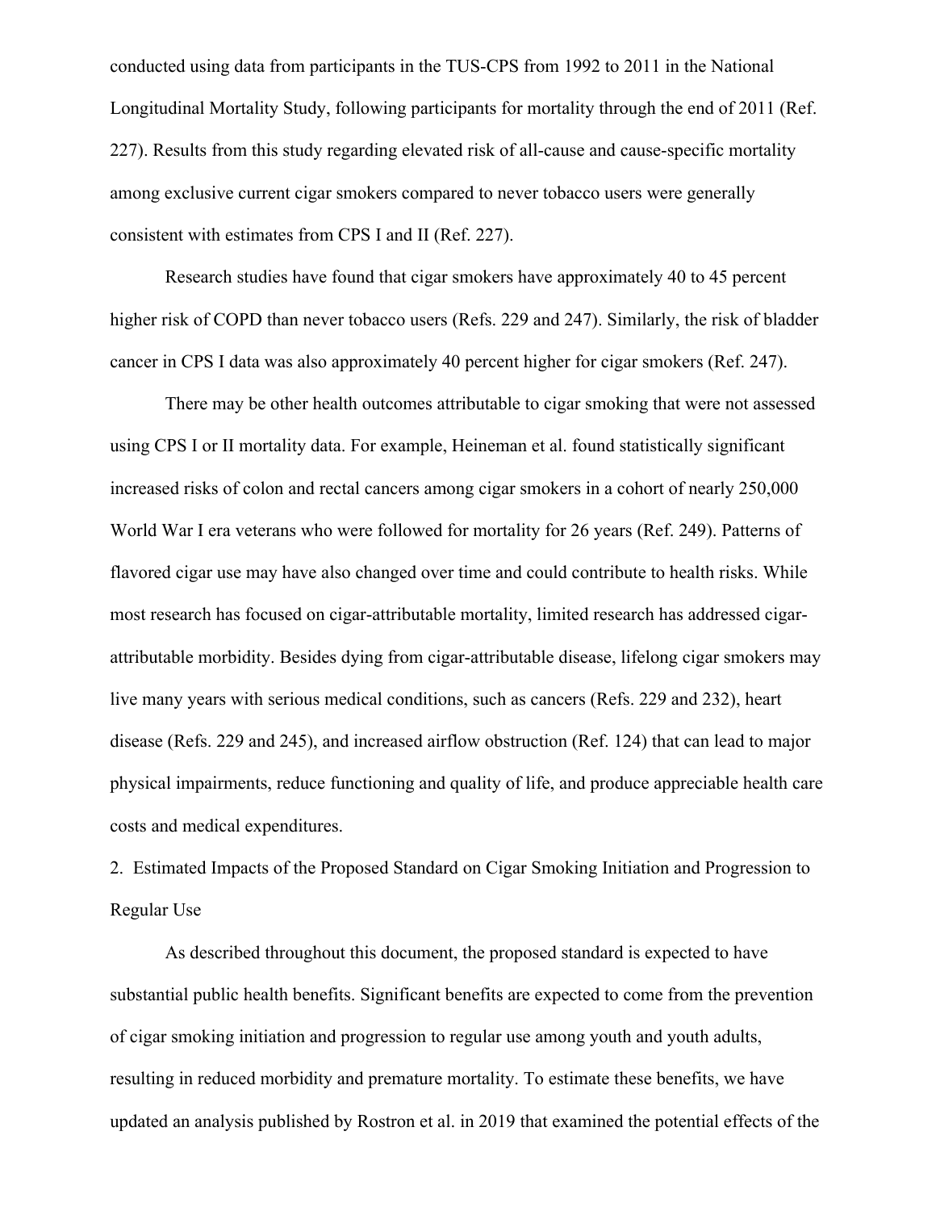conducted using data from participants in the TUS-CPS from 1992 to 2011 in the National Longitudinal Mortality Study, following participants for mortality through the end of 2011 (Ref. 227). Results from this study regarding elevated risk of all-cause and cause-specific mortality among exclusive current cigar smokers compared to never tobacco users were generally consistent with estimates from CPS I and II (Ref. 227).

Research studies have found that cigar smokers have approximately 40 to 45 percent higher risk of COPD than never tobacco users (Refs. 229 and 247). Similarly, the risk of bladder cancer in CPS I data was also approximately 40 percent higher for cigar smokers (Ref. 247).

There may be other health outcomes attributable to cigar smoking that were not assessed using CPS I or II mortality data. For example, Heineman et al. found statistically significant increased risks of colon and rectal cancers among cigar smokers in a cohort of nearly 250,000 World War I era veterans who were followed for mortality for 26 years (Ref. 249). Patterns of flavored cigar use may have also changed over time and could contribute to health risks. While most research has focused on cigar-attributable mortality, limited research has addressed cigar-attributable morbidity. Besides dying from cigar-attributable disease, lifelong cigar smokers may live many years with serious medical conditions, such as cancers (Refs. 229 and 232), heart disease (Refs. 229 and 245), and increased airflow obstruction (Ref. 124) that can lead to major physical impairments, reduce functioning and quality of life, and produce appreciable health care costs and medical expenditures.

2. Estimated Impacts of the Proposed Standard on Cigar Smoking Initiation and Progression to Regular Use

As described throughout this document, the proposed standard is expected to have substantial public health benefits. Significant benefits are expected to come from the prevention of cigar smoking initiation and progression to regular use among youth and youth adults, resulting in reduced morbidity and premature mortality. To estimate these benefits, we have updated an analysis published by Rostron et al. in 2019 that examined the potential effects of the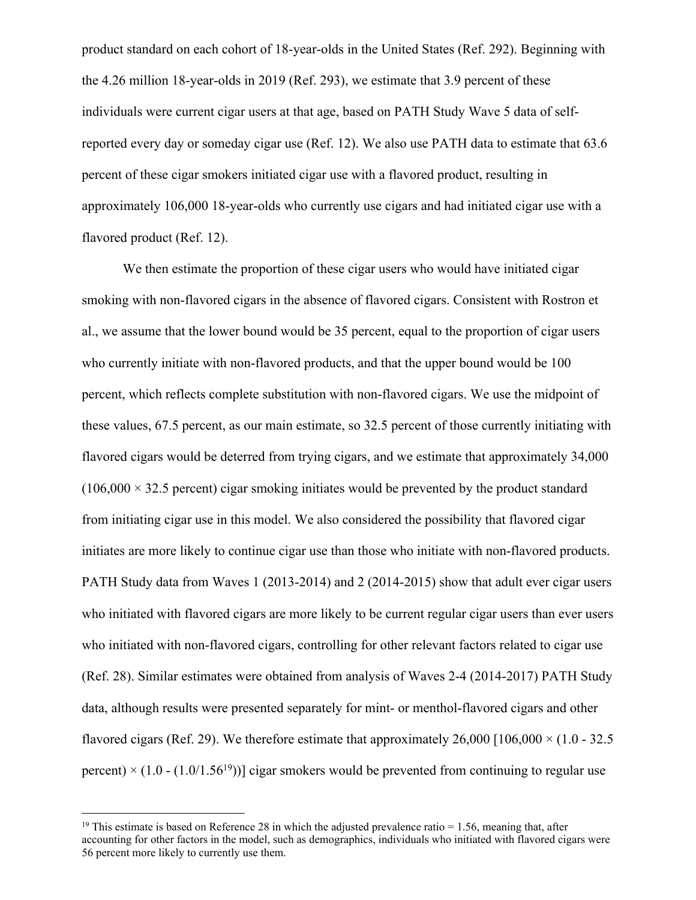product standard on each cohort of 18-year-olds in the United States (Ref. 292). Beginning with the 4.26 million 18-year-olds in 2019 (Ref. 293), we estimate that 3.9 percent of these individuals were current cigar users at that age, based on PATH Study Wave 5 data of self-reported every day or someday cigar use (Ref. 12). We also use PATH data to estimate that 63.6 percent of these cigar smokers initiated cigar use with a flavored product, resulting in approximately 106,000 18-year-olds who currently use cigars and had initiated cigar use with a flavored product (Ref. 12).

We then estimate the proportion of these cigar users who would have initiated cigar smoking with non-flavored cigars in the absence of flavored cigars. Consistent with Rostron et al., we assume that the lower bound would be 35 percent, equal to the proportion of cigar users who currently initiate with non-flavored products, and that the upper bound would be 100 percent, which reflects complete substitution with non-flavored cigars. We use the midpoint of these values, 67.5 percent, as our main estimate, so 32.5 percent of those currently initiating with flavored cigars would be deterred from trying cigars, and we estimate that approximately 34,000 (106,000 × 32.5 percent) cigar smoking initiates would be prevented by the product standard from initiating cigar use in this model. We also considered the possibility that flavored cigar initiates are more likely to continue cigar use than those who initiate with non-flavored products. PATH Study data from Waves 1 (2013-2014) and 2 (2014-2015) show that adult ever cigar users who initiated with flavored cigars are more likely to be current regular cigar users than ever users who initiated with non-flavored cigars, controlling for other relevant factors related to cigar use (Ref. 28). Similar estimates were obtained from analysis of Waves 2-4 (2014-2017) PATH Study data, although results were presented separately for mint- or menthol-flavored cigars and other flavored cigars (Ref. 29). We therefore estimate that approximately 26,000 [106,000 × (1.0 - 32.5 percent) × (1.0 - (1.0/1.56[19]))] cigar smokers would be prevented from continuing to regular use

---

[19] This estimate is based on Reference 28 in which the adjusted prevalence ratio = 1.56, meaning that, after accounting for other factors in the model, such as demographics, individuals who initiated with flavored cigars were 56 percent more likely to currently use them.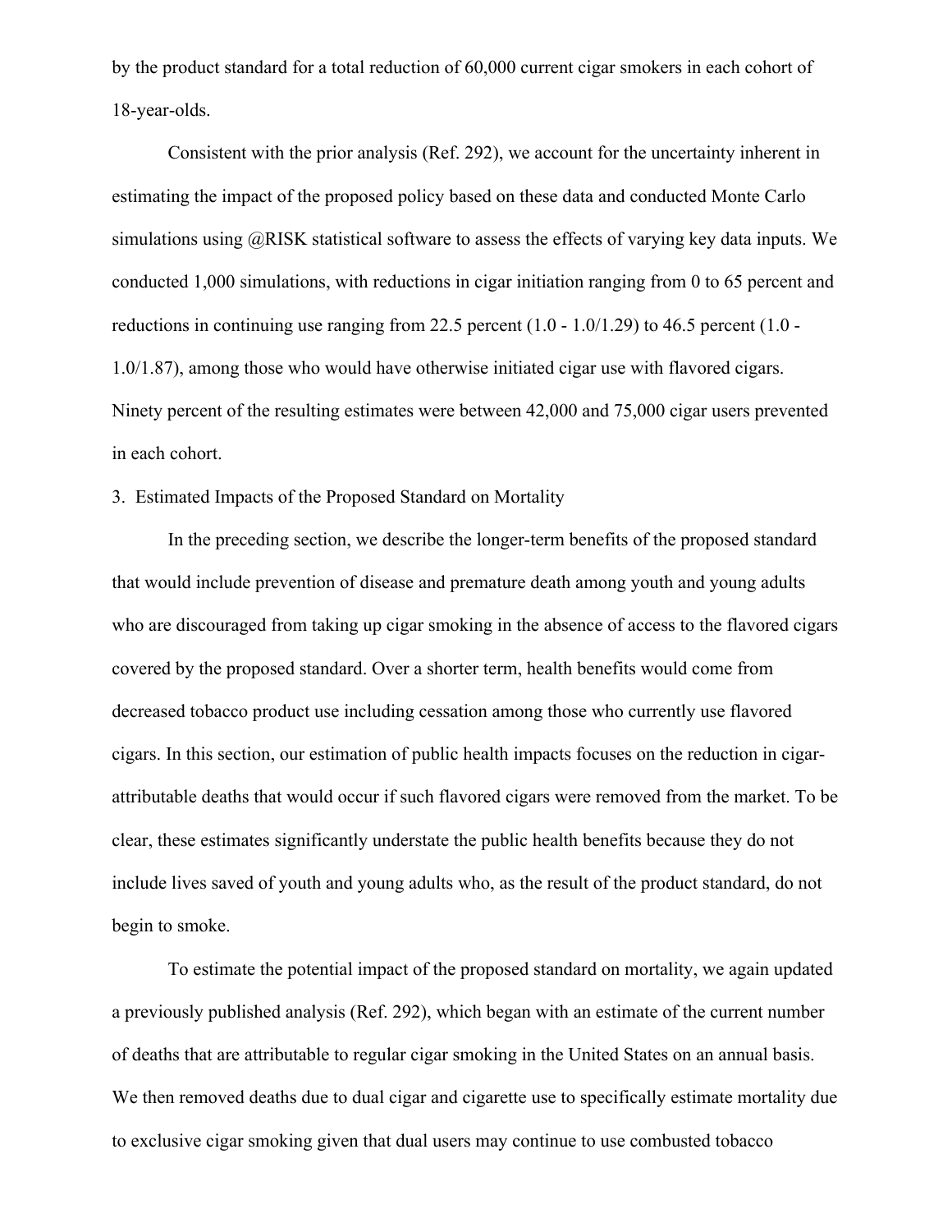by the product standard for a total reduction of 60,000 current cigar smokers in each cohort of 18-year-olds.

Consistent with the prior analysis (Ref. 292), we account for the uncertainty inherent in estimating the impact of the proposed policy based on these data and conducted Monte Carlo simulations using @RISK statistical software to assess the effects of varying key data inputs. We conducted 1,000 simulations, with reductions in cigar initiation ranging from 0 to 65 percent and reductions in continuing use ranging from 22.5 percent (1.0 - 1.0/1.29) to 46.5 percent (1.0 - 1.0/1.87), among those who would have otherwise initiated cigar use with flavored cigars. Ninety percent of the resulting estimates were between 42,000 and 75,000 cigar users prevented in each cohort.

3. Estimated Impacts of the Proposed Standard on Mortality

In the preceding section, we describe the longer-term benefits of the proposed standard that would include prevention of disease and premature death among youth and young adults who are discouraged from taking up cigar smoking in the absence of access to the flavored cigars covered by the proposed standard. Over a shorter term, health benefits would come from decreased tobacco product use including cessation among those who currently use flavored cigars. In this section, our estimation of public health impacts focuses on the reduction in cigar-attributable deaths that would occur if such flavored cigars were removed from the market. To be clear, these estimates significantly understate the public health benefits because they do not include lives saved of youth and young adults who, as the result of the product standard, do not begin to smoke.

To estimate the potential impact of the proposed standard on mortality, we again updated a previously published analysis (Ref. 292), which began with an estimate of the current number of deaths that are attributable to regular cigar smoking in the United States on an annual basis. We then removed deaths due to dual cigar and cigarette use to specifically estimate mortality due to exclusive cigar smoking given that dual users may continue to use combusted tobacco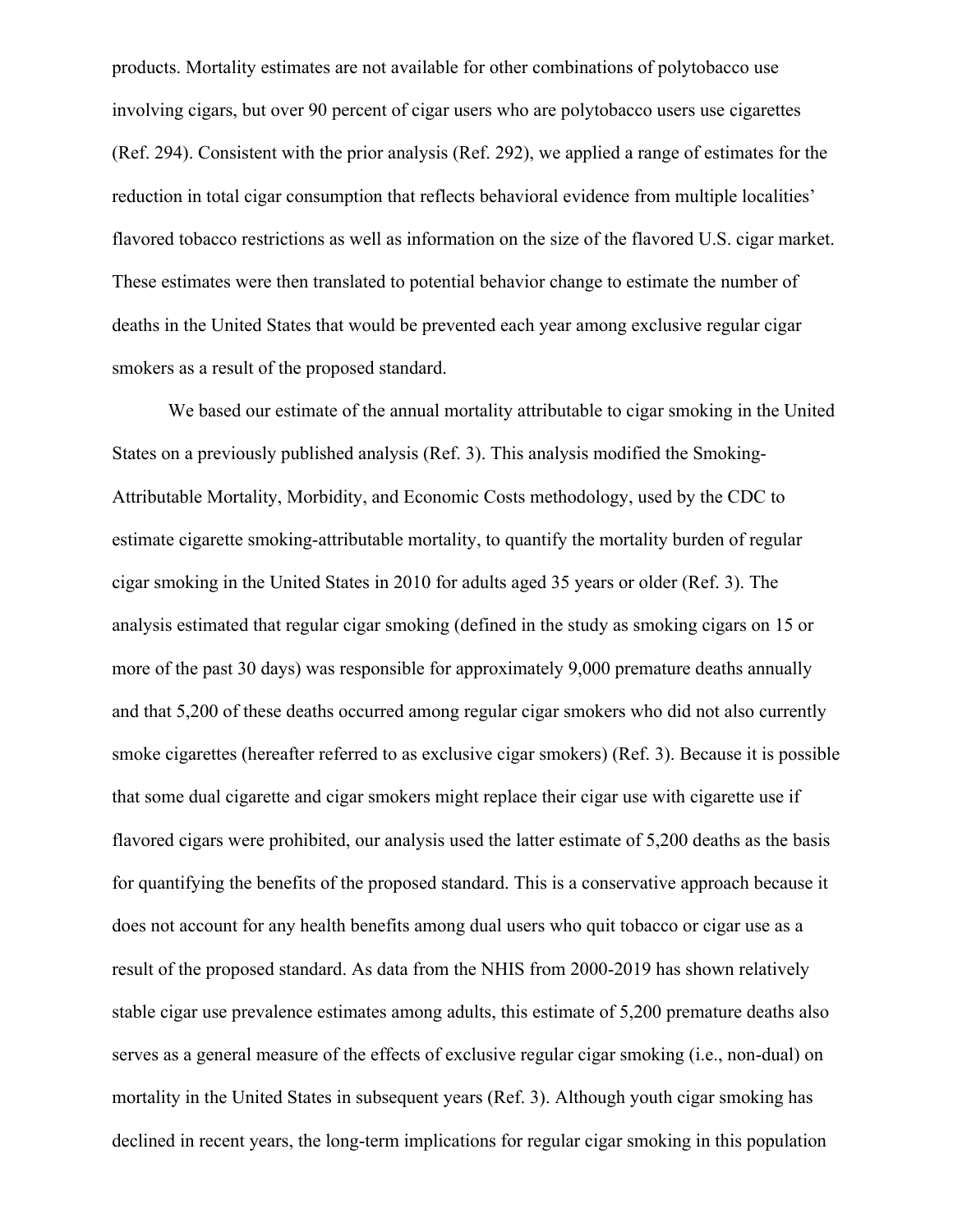products. Mortality estimates are not available for other combinations of polytobacco use involving cigars, but over 90 percent of cigar users who are polytobacco users use cigarettes (Ref. 294). Consistent with the prior analysis (Ref. 292), we applied a range of estimates for the reduction in total cigar consumption that reflects behavioral evidence from multiple localities' flavored tobacco restrictions as well as information on the size of the flavored U.S. cigar market. These estimates were then translated to potential behavior change to estimate the number of deaths in the United States that would be prevented each year among exclusive regular cigar smokers as a result of the proposed standard.

We based our estimate of the annual mortality attributable to cigar smoking in the United States on a previously published analysis (Ref. 3). This analysis modified the Smoking-Attributable Mortality, Morbidity, and Economic Costs methodology, used by the CDC to estimate cigarette smoking-attributable mortality, to quantify the mortality burden of regular cigar smoking in the United States in 2010 for adults aged 35 years or older (Ref. 3). The analysis estimated that regular cigar smoking (defined in the study as smoking cigars on 15 or more of the past 30 days) was responsible for approximately 9,000 premature deaths annually and that 5,200 of these deaths occurred among regular cigar smokers who did not also currently smoke cigarettes (hereafter referred to as exclusive cigar smokers) (Ref. 3). Because it is possible that some dual cigarette and cigar smokers might replace their cigar use with cigarette use if flavored cigars were prohibited, our analysis used the latter estimate of 5,200 deaths as the basis for quantifying the benefits of the proposed standard. This is a conservative approach because it does not account for any health benefits among dual users who quit tobacco or cigar use as a result of the proposed standard. As data from the NHIS from 2000-2019 has shown relatively stable cigar use prevalence estimates among adults, this estimate of 5,200 premature deaths also serves as a general measure of the effects of exclusive regular cigar smoking (i.e., non-dual) on mortality in the United States in subsequent years (Ref. 3). Although youth cigar smoking has declined in recent years, the long-term implications for regular cigar smoking in this population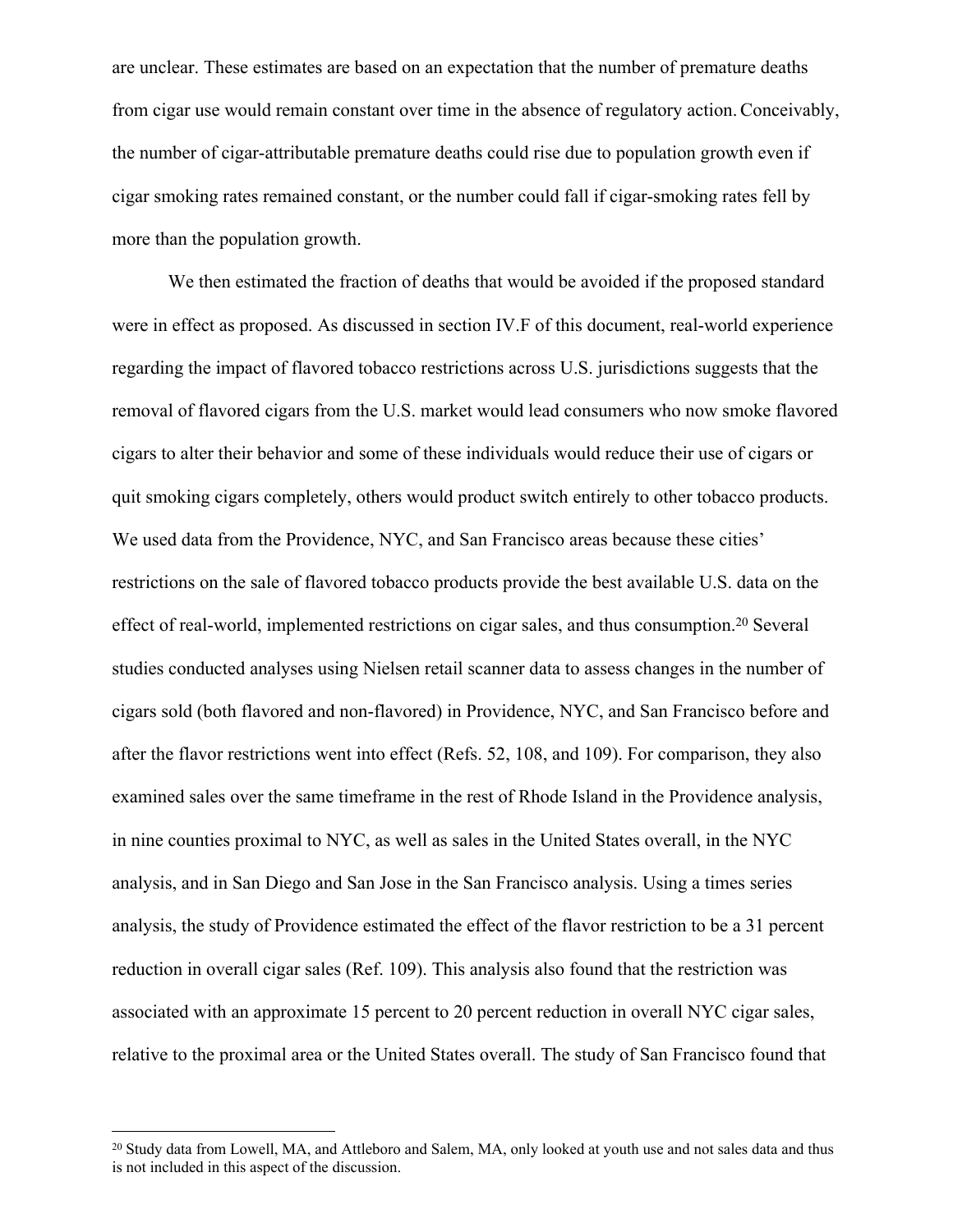are unclear. These estimates are based on an expectation that the number of premature deaths from cigar use would remain constant over time in the absence of regulatory action. Conceivably, the number of cigar-attributable premature deaths could rise due to population growth even if cigar smoking rates remained constant, or the number could fall if cigar-smoking rates fell by more than the population growth.

We then estimated the fraction of deaths that would be avoided if the proposed standard were in effect as proposed. As discussed in section IV.F of this document, real-world experience regarding the impact of flavored tobacco restrictions across U.S. jurisdictions suggests that the removal of flavored cigars from the U.S. market would lead consumers who now smoke flavored cigars to alter their behavior and some of these individuals would reduce their use of cigars or quit smoking cigars completely, others would product switch entirely to other tobacco products. We used data from the Providence, NYC, and San Francisco areas because these cities' restrictions on the sale of flavored tobacco products provide the best available U.S. data on the effect of real-world, implemented restrictions on cigar sales, and thus consumption.[20] Several studies conducted analyses using Nielsen retail scanner data to assess changes in the number of cigars sold (both flavored and non-flavored) in Providence, NYC, and San Francisco before and after the flavor restrictions went into effect (Refs. 52, 108, and 109). For comparison, they also examined sales over the same timeframe in the rest of Rhode Island in the Providence analysis, in nine counties proximal to NYC, as well as sales in the United States overall, in the NYC analysis, and in San Diego and San Jose in the San Francisco analysis. Using a times series analysis, the study of Providence estimated the effect of the flavor restriction to be a 31 percent reduction in overall cigar sales (Ref. 109). This analysis also found that the restriction was associated with an approximate 15 percent to 20 percent reduction in overall NYC cigar sales, relative to the proximal area or the United States overall. The study of San Francisco found that

[20] Study data from Lowell, MA, and Attleboro and Salem, MA, only looked at youth use and not sales data and thus is not included in this aspect of the discussion.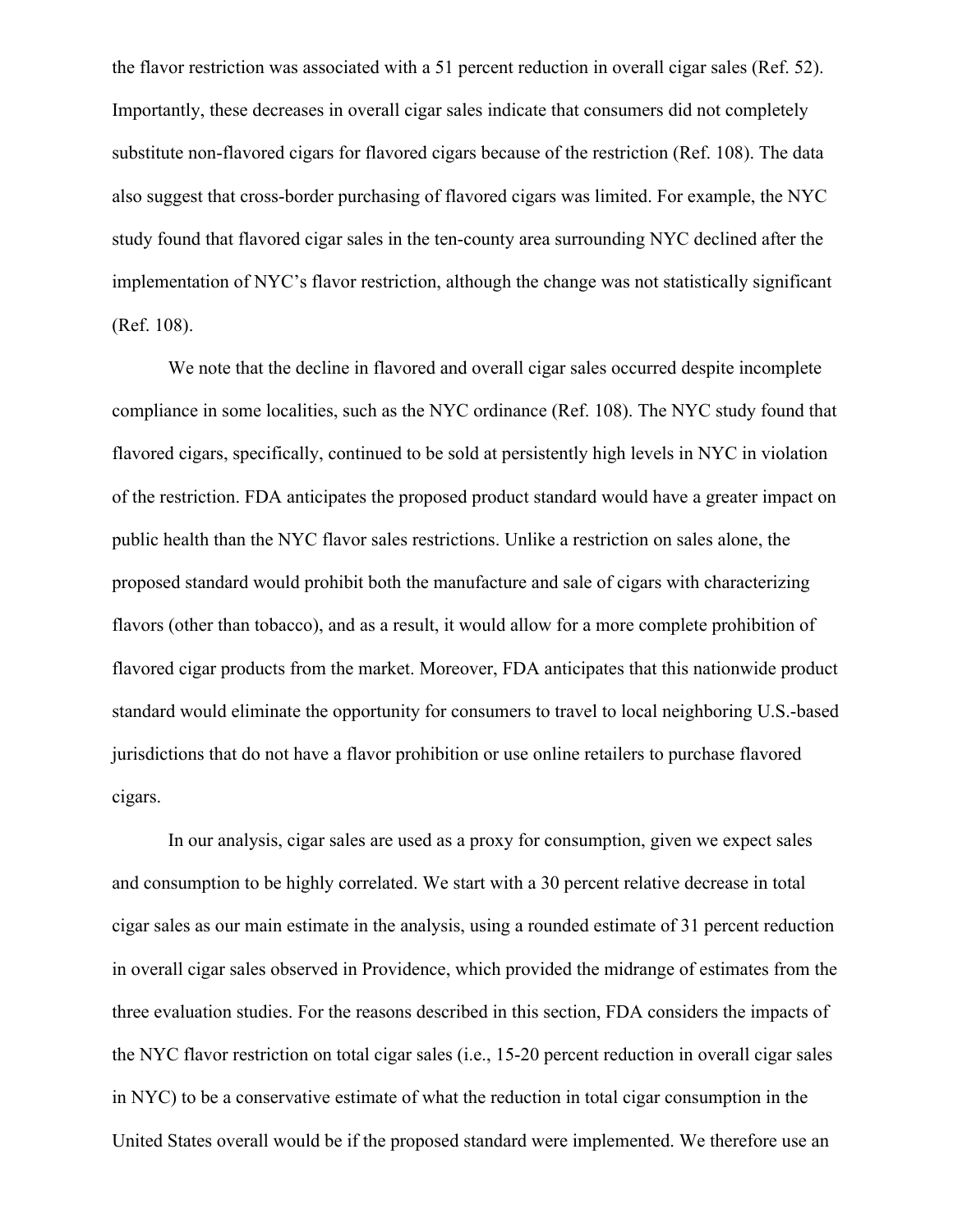the flavor restriction was associated with a 51 percent reduction in overall cigar sales (Ref. 52). Importantly, these decreases in overall cigar sales indicate that consumers did not completely substitute non-flavored cigars for flavored cigars because of the restriction (Ref. 108). The data also suggest that cross-border purchasing of flavored cigars was limited. For example, the NYC study found that flavored cigar sales in the ten-county area surrounding NYC declined after the implementation of NYC's flavor restriction, although the change was not statistically significant (Ref. 108).

We note that the decline in flavored and overall cigar sales occurred despite incomplete compliance in some localities, such as the NYC ordinance (Ref. 108). The NYC study found that flavored cigars, specifically, continued to be sold at persistently high levels in NYC in violation of the restriction. FDA anticipates the proposed product standard would have a greater impact on public health than the NYC flavor sales restrictions. Unlike a restriction on sales alone, the proposed standard would prohibit both the manufacture and sale of cigars with characterizing flavors (other than tobacco), and as a result, it would allow for a more complete prohibition of flavored cigar products from the market. Moreover, FDA anticipates that this nationwide product standard would eliminate the opportunity for consumers to travel to local neighboring U.S.-based jurisdictions that do not have a flavor prohibition or use online retailers to purchase flavored cigars.

In our analysis, cigar sales are used as a proxy for consumption, given we expect sales and consumption to be highly correlated. We start with a 30 percent relative decrease in total cigar sales as our main estimate in the analysis, using a rounded estimate of 31 percent reduction in overall cigar sales observed in Providence, which provided the midrange of estimates from the three evaluation studies. For the reasons described in this section, FDA considers the impacts of the NYC flavor restriction on total cigar sales (i.e., 15-20 percent reduction in overall cigar sales in NYC) to be a conservative estimate of what the reduction in total cigar consumption in the United States overall would be if the proposed standard were implemented. We therefore use an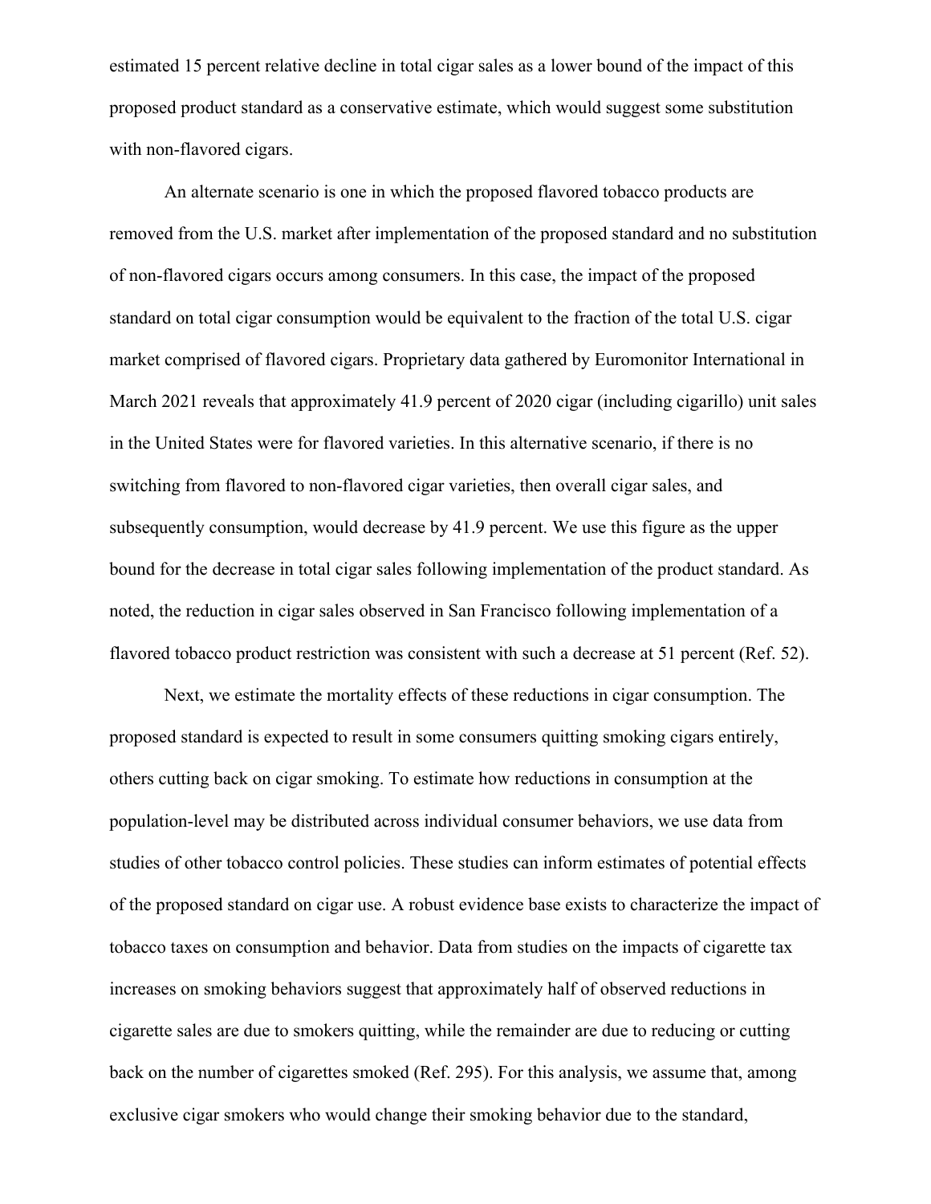estimated 15 percent relative decline in total cigar sales as a lower bound of the impact of this proposed product standard as a conservative estimate, which would suggest some substitution with non-flavored cigars.

An alternate scenario is one in which the proposed flavored tobacco products are removed from the U.S. market after implementation of the proposed standard and no substitution of non-flavored cigars occurs among consumers. In this case, the impact of the proposed standard on total cigar consumption would be equivalent to the fraction of the total U.S. cigar market comprised of flavored cigars. Proprietary data gathered by Euromonitor International in March 2021 reveals that approximately 41.9 percent of 2020 cigar (including cigarillo) unit sales in the United States were for flavored varieties. In this alternative scenario, if there is no switching from flavored to non-flavored cigar varieties, then overall cigar sales, and subsequently consumption, would decrease by 41.9 percent. We use this figure as the upper bound for the decrease in total cigar sales following implementation of the product standard. As noted, the reduction in cigar sales observed in San Francisco following implementation of a flavored tobacco product restriction was consistent with such a decrease at 51 percent (Ref. 52).

Next, we estimate the mortality effects of these reductions in cigar consumption. The proposed standard is expected to result in some consumers quitting smoking cigars entirely, others cutting back on cigar smoking. To estimate how reductions in consumption at the population-level may be distributed across individual consumer behaviors, we use data from studies of other tobacco control policies. These studies can inform estimates of potential effects of the proposed standard on cigar use. A robust evidence base exists to characterize the impact of tobacco taxes on consumption and behavior. Data from studies on the impacts of cigarette tax increases on smoking behaviors suggest that approximately half of observed reductions in cigarette sales are due to smokers quitting, while the remainder are due to reducing or cutting back on the number of cigarettes smoked (Ref. 295). For this analysis, we assume that, among exclusive cigar smokers who would change their smoking behavior due to the standard,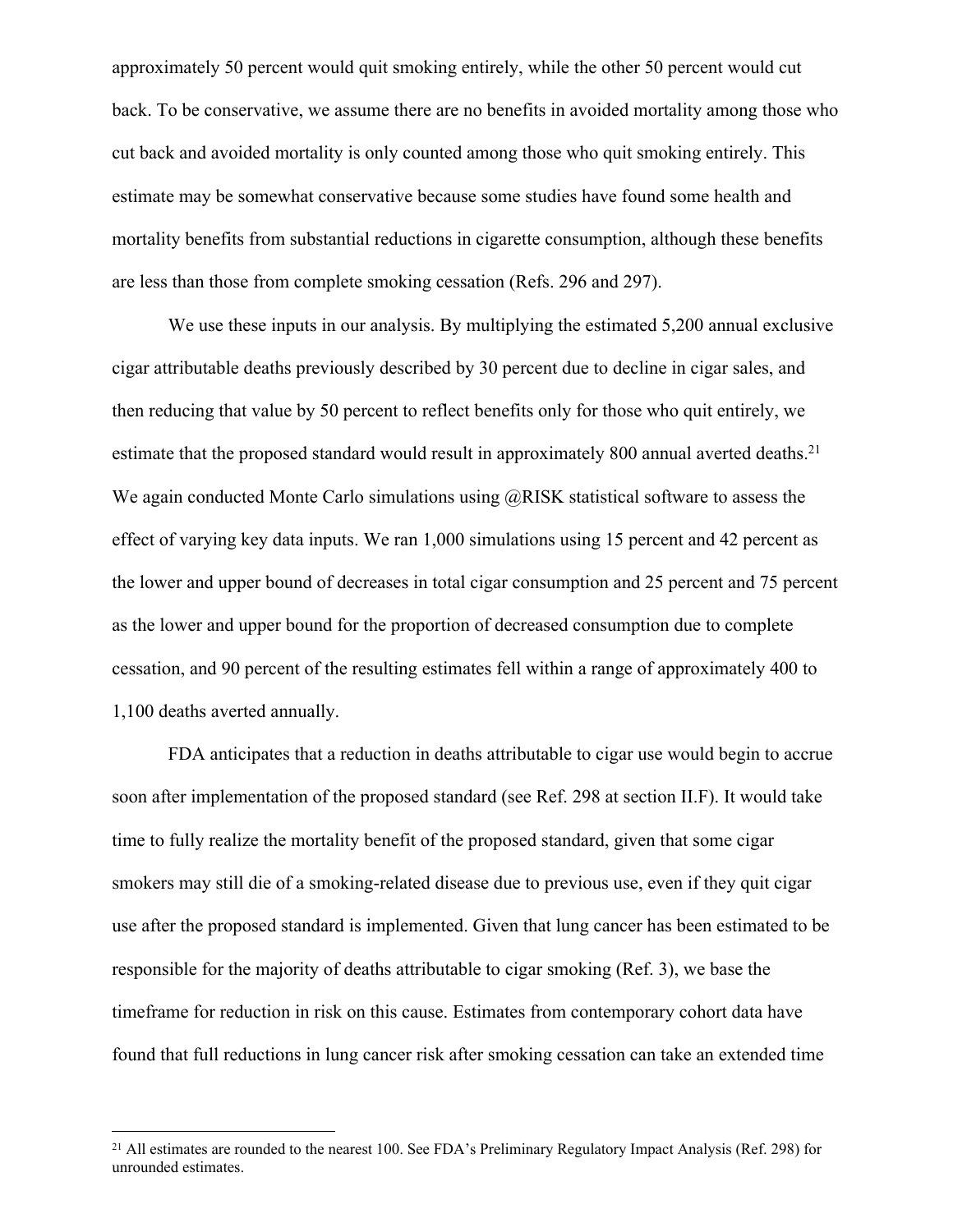approximately 50 percent would quit smoking entirely, while the other 50 percent would cut back. To be conservative, we assume there are no benefits in avoided mortality among those who cut back and avoided mortality is only counted among those who quit smoking entirely. This estimate may be somewhat conservative because some studies have found some health and mortality benefits from substantial reductions in cigarette consumption, although these benefits are less than those from complete smoking cessation (Refs. 296 and 297).

We use these inputs in our analysis. By multiplying the estimated 5,200 annual exclusive cigar attributable deaths previously described by 30 percent due to decline in cigar sales, and then reducing that value by 50 percent to reflect benefits only for those who quit entirely, we estimate that the proposed standard would result in approximately 800 annual averted deaths.[21] We again conducted Monte Carlo simulations using @RISK statistical software to assess the effect of varying key data inputs. We ran 1,000 simulations using 15 percent and 42 percent as the lower and upper bound of decreases in total cigar consumption and 25 percent and 75 percent as the lower and upper bound for the proportion of decreased consumption due to complete cessation, and 90 percent of the resulting estimates fell within a range of approximately 400 to 1,100 deaths averted annually.

FDA anticipates that a reduction in deaths attributable to cigar use would begin to accrue soon after implementation of the proposed standard (see Ref. 298 at section II.F). It would take time to fully realize the mortality benefit of the proposed standard, given that some cigar smokers may still die of a smoking-related disease due to previous use, even if they quit cigar use after the proposed standard is implemented. Given that lung cancer has been estimated to be responsible for the majority of deaths attributable to cigar smoking (Ref. 3), we base the timeframe for reduction in risk on this cause. Estimates from contemporary cohort data have found that full reductions in lung cancer risk after smoking cessation can take an extended time

[21] All estimates are rounded to the nearest 100. See FDA's Preliminary Regulatory Impact Analysis (Ref. 298) for unrounded estimates.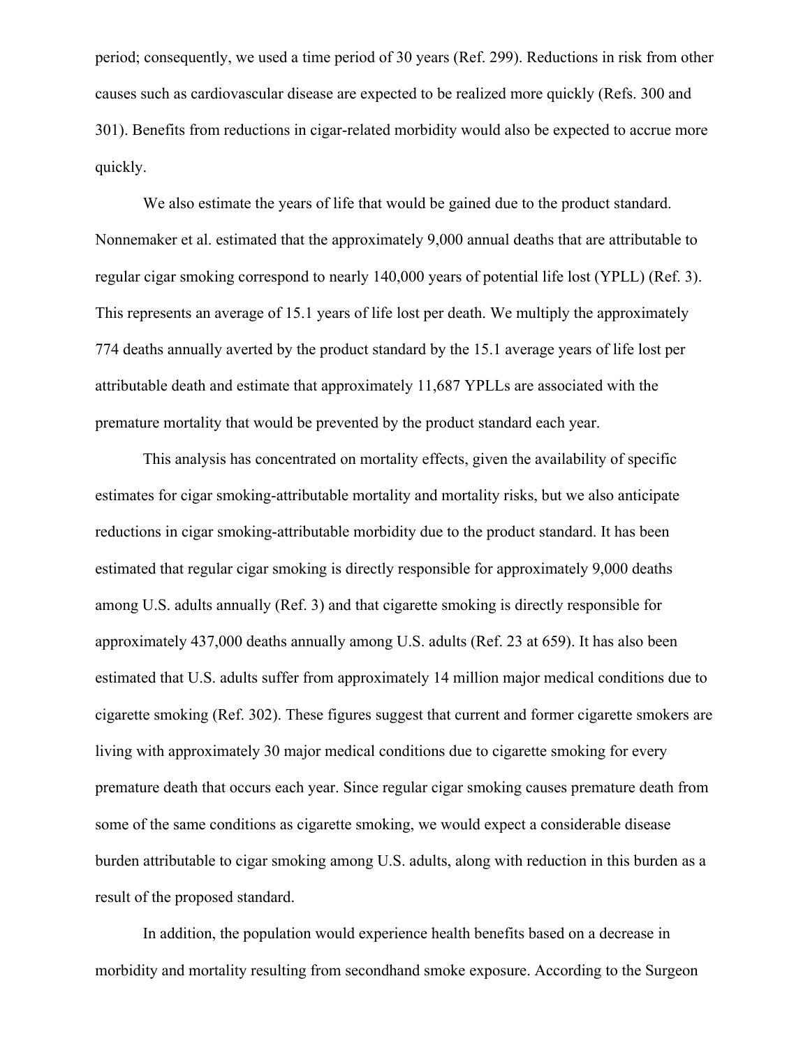period; consequently, we used a time period of 30 years (Ref. 299). Reductions in risk from other causes such as cardiovascular disease are expected to be realized more quickly (Refs. 300 and 301). Benefits from reductions in cigar-related morbidity would also be expected to accrue more quickly.

We also estimate the years of life that would be gained due to the product standard. Nonnemaker et al. estimated that the approximately 9,000 annual deaths that are attributable to regular cigar smoking correspond to nearly 140,000 years of potential life lost (YPLL) (Ref. 3). This represents an average of 15.1 years of life lost per death. We multiply the approximately 774 deaths annually averted by the product standard by the 15.1 average years of life lost per attributable death and estimate that approximately 11,687 YPLLs are associated with the premature mortality that would be prevented by the product standard each year.

This analysis has concentrated on mortality effects, given the availability of specific estimates for cigar smoking-attributable mortality and mortality risks, but we also anticipate reductions in cigar smoking-attributable morbidity due to the product standard. It has been estimated that regular cigar smoking is directly responsible for approximately 9,000 deaths among U.S. adults annually (Ref. 3) and that cigarette smoking is directly responsible for approximately 437,000 deaths annually among U.S. adults (Ref. 23 at 659). It has also been estimated that U.S. adults suffer from approximately 14 million major medical conditions due to cigarette smoking (Ref. 302). These figures suggest that current and former cigarette smokers are living with approximately 30 major medical conditions due to cigarette smoking for every premature death that occurs each year. Since regular cigar smoking causes premature death from some of the same conditions as cigarette smoking, we would expect a considerable disease burden attributable to cigar smoking among U.S. adults, along with reduction in this burden as a result of the proposed standard.

In addition, the population would experience health benefits based on a decrease in morbidity and mortality resulting from secondhand smoke exposure. According to the Surgeon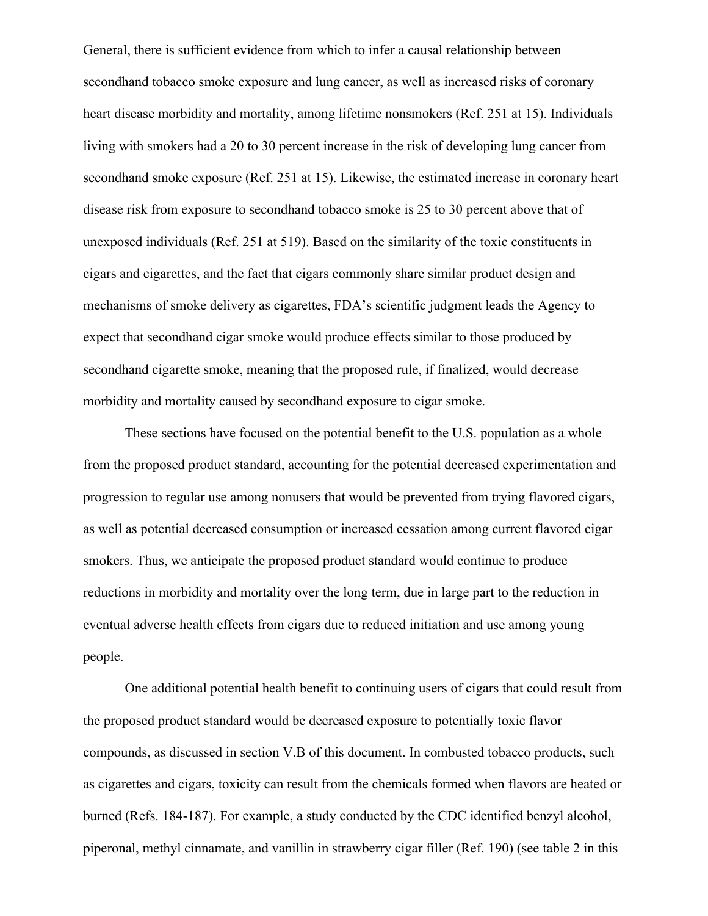General, there is sufficient evidence from which to infer a causal relationship between secondhand tobacco smoke exposure and lung cancer, as well as increased risks of coronary heart disease morbidity and mortality, among lifetime nonsmokers (Ref. 251 at 15). Individuals living with smokers had a 20 to 30 percent increase in the risk of developing lung cancer from secondhand smoke exposure (Ref. 251 at 15). Likewise, the estimated increase in coronary heart disease risk from exposure to secondhand tobacco smoke is 25 to 30 percent above that of unexposed individuals (Ref. 251 at 519). Based on the similarity of the toxic constituents in cigars and cigarettes, and the fact that cigars commonly share similar product design and mechanisms of smoke delivery as cigarettes, FDA's scientific judgment leads the Agency to expect that secondhand cigar smoke would produce effects similar to those produced by secondhand cigarette smoke, meaning that the proposed rule, if finalized, would decrease morbidity and mortality caused by secondhand exposure to cigar smoke.

These sections have focused on the potential benefit to the U.S. population as a whole from the proposed product standard, accounting for the potential decreased experimentation and progression to regular use among nonusers that would be prevented from trying flavored cigars, as well as potential decreased consumption or increased cessation among current flavored cigar smokers. Thus, we anticipate the proposed product standard would continue to produce reductions in morbidity and mortality over the long term, due in large part to the reduction in eventual adverse health effects from cigars due to reduced initiation and use among young people.

One additional potential health benefit to continuing users of cigars that could result from the proposed product standard would be decreased exposure to potentially toxic flavor compounds, as discussed in section V.B of this document. In combusted tobacco products, such as cigarettes and cigars, toxicity can result from the chemicals formed when flavors are heated or burned (Refs. 184-187). For example, a study conducted by the CDC identified benzyl alcohol, piperonal, methyl cinnamate, and vanillin in strawberry cigar filler (Ref. 190) (see table 2 in this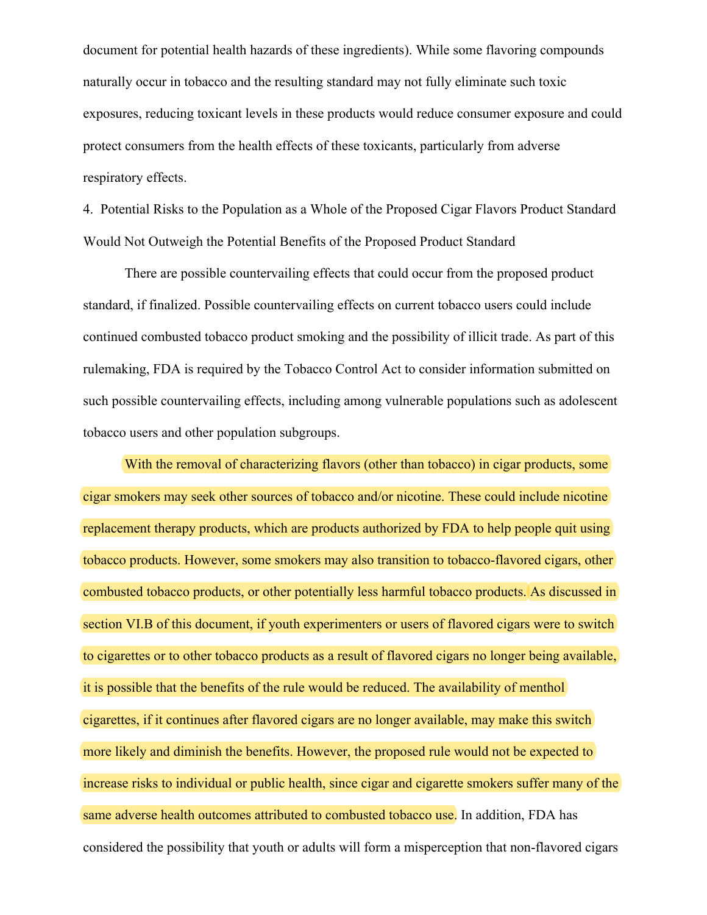document for potential health hazards of these ingredients). While some flavoring compounds naturally occur in tobacco and the resulting standard may not fully eliminate such toxic exposures, reducing toxicant levels in these products would reduce consumer exposure and could protect consumers from the health effects of these toxicants, particularly from adverse respiratory effects.

4. Potential Risks to the Population as a Whole of the Proposed Cigar Flavors Product Standard Would Not Outweigh the Potential Benefits of the Proposed Product Standard

There are possible countervailing effects that could occur from the proposed product standard, if finalized. Possible countervailing effects on current tobacco users could include continued combusted tobacco product smoking and the possibility of illicit trade. As part of this rulemaking, FDA is required by the Tobacco Control Act to consider information submitted on such possible countervailing effects, including among vulnerable populations such as adolescent tobacco users and other population subgroups.

With the removal of characterizing flavors (other than tobacco) in cigar products, some cigar smokers may seek other sources of tobacco and/or nicotine. These could include nicotine replacement therapy products, which are products authorized by FDA to help people quit using tobacco products. However, some smokers may also transition to tobacco-flavored cigars, other combusted tobacco products, or other potentially less harmful tobacco products. As discussed in section VI.B of this document, if youth experimenters or users of flavored cigars were to switch to cigarettes or to other tobacco products as a result of flavored cigars no longer being available, it is possible that the benefits of the rule would be reduced. The availability of menthol cigarettes, if it continues after flavored cigars are no longer available, may make this switch more likely and diminish the benefits. However, the proposed rule would not be expected to increase risks to individual or public health, since cigar and cigarette smokers suffer many of the same adverse health outcomes attributed to combusted tobacco use. In addition, FDA has considered the possibility that youth or adults will form a misperception that non-flavored cigars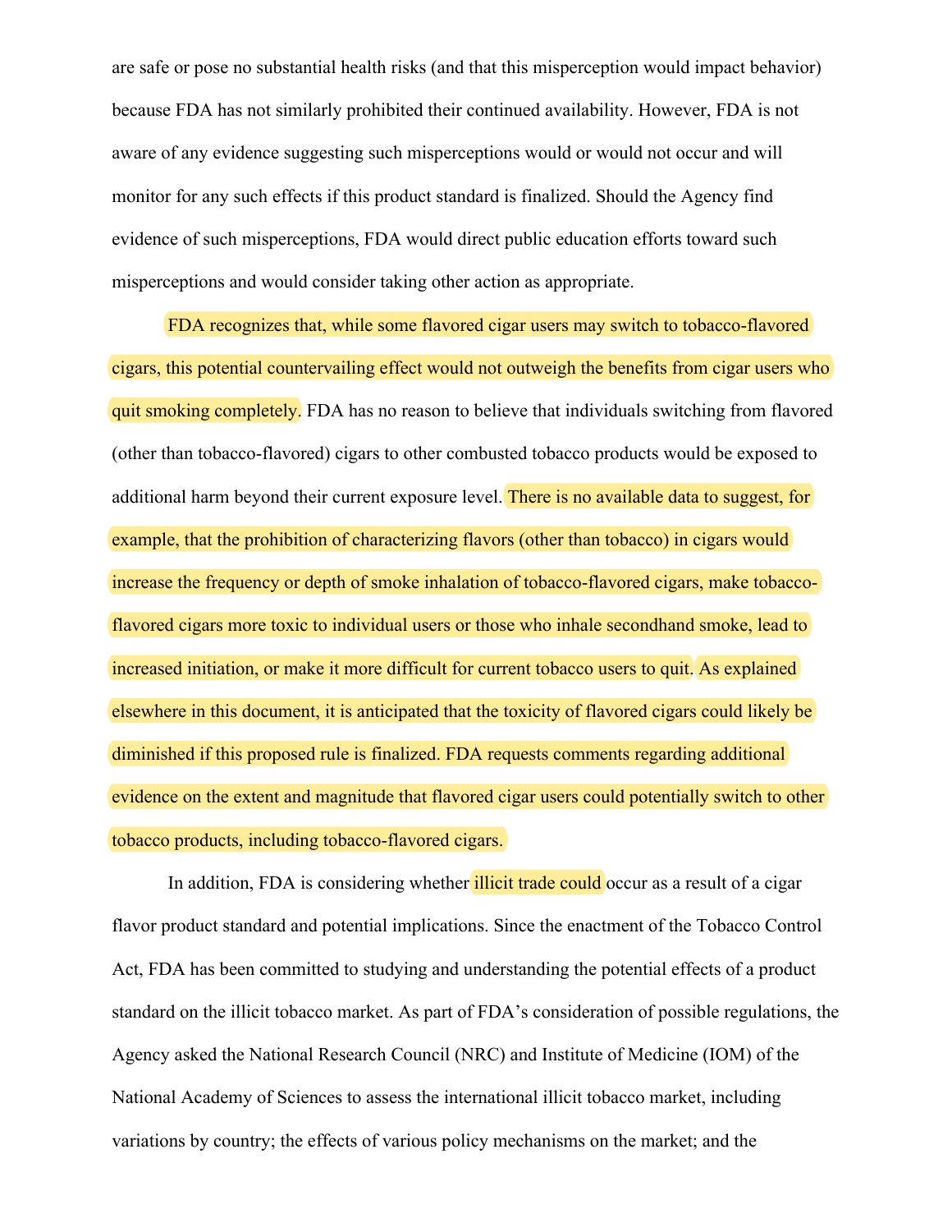are safe or pose no substantial health risks (and that this misperception would impact behavior) because FDA has not similarly prohibited their continued availability. However, FDA is not aware of any evidence suggesting such misperceptions would or would not occur and will monitor for any such effects if this product standard is finalized. Should the Agency find evidence of such misperceptions, FDA would direct public education efforts toward such misperceptions and would consider taking other action as appropriate.

FDA recognizes that, while some flavored cigar users may switch to tobacco-flavored cigars, this potential countervailing effect would not outweigh the benefits from cigar users who quit smoking completely. FDA has no reason to believe that individuals switching from flavored (other than tobacco-flavored) cigars to other combusted tobacco products would be exposed to additional harm beyond their current exposure level. There is no available data to suggest, for example, that the prohibition of characterizing flavors (other than tobacco) in cigars would increase the frequency or depth of smoke inhalation of tobacco-flavored cigars, make tobacco-flavored cigars more toxic to individual users or those who inhale secondhand smoke, lead to increased initiation, or make it more difficult for current tobacco users to quit. As explained elsewhere in this document, it is anticipated that the toxicity of flavored cigars could likely be diminished if this proposed rule is finalized. FDA requests comments regarding additional evidence on the extent and magnitude that flavored cigar users could potentially switch to other tobacco products, including tobacco-flavored cigars.

In addition, FDA is considering whether illicit trade could occur as a result of a cigar flavor product standard and potential implications. Since the enactment of the Tobacco Control Act, FDA has been committed to studying and understanding the potential effects of a product standard on the illicit tobacco market. As part of FDA's consideration of possible regulations, the Agency asked the National Research Council (NRC) and Institute of Medicine (IOM) of the National Academy of Sciences to assess the international illicit tobacco market, including variations by country; the effects of various policy mechanisms on the market; and the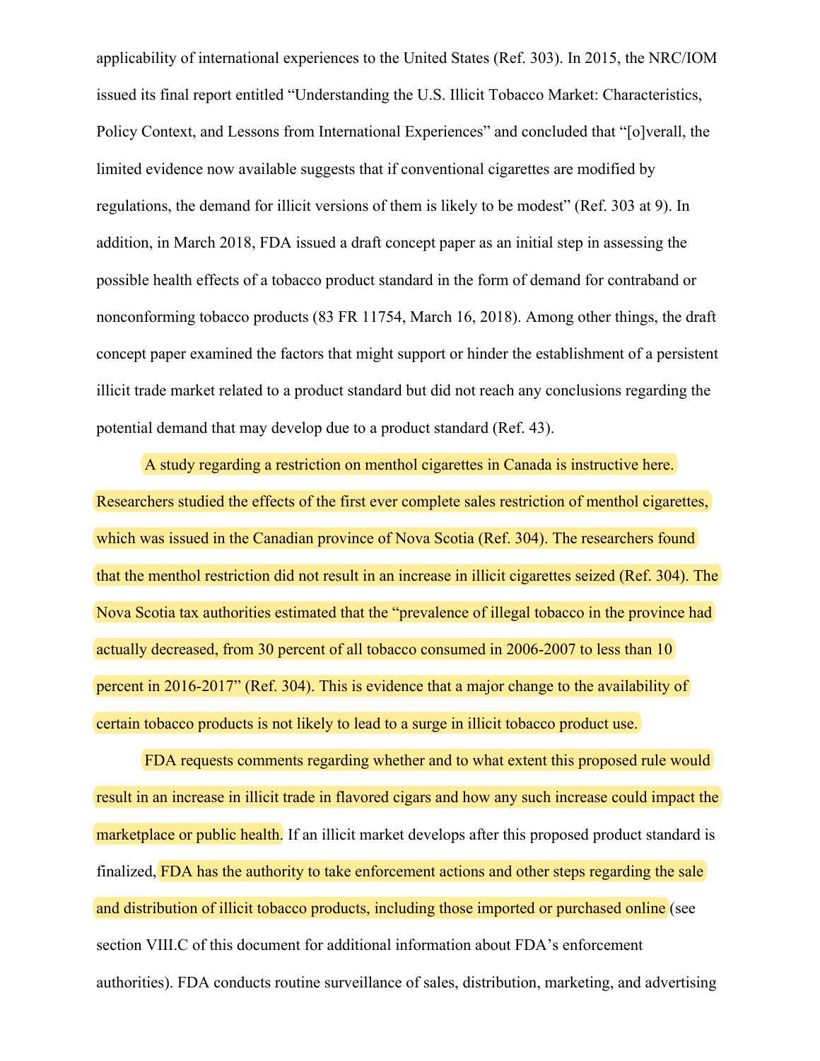applicability of international experiences to the United States (Ref. 303). In 2015, the NRC/IOM issued its final report entitled "Understanding the U.S. Illicit Tobacco Market: Characteristics, Policy Context, and Lessons from International Experiences" and concluded that "[o]verall, the limited evidence now available suggests that if conventional cigarettes are modified by regulations, the demand for illicit versions of them is likely to be modest" (Ref. 303 at 9). In addition, in March 2018, FDA issued a draft concept paper as an initial step in assessing the possible health effects of a tobacco product standard in the form of demand for contraband or nonconforming tobacco products (83 FR 11754, March 16, 2018). Among other things, the draft concept paper examined the factors that might support or hinder the establishment of a persistent illicit trade market related to a product standard but did not reach any conclusions regarding the potential demand that may develop due to a product standard (Ref. 43).

A study regarding a restriction on menthol cigarettes in Canada is instructive here. Researchers studied the effects of the first ever complete sales restriction of menthol cigarettes, which was issued in the Canadian province of Nova Scotia (Ref. 304). The researchers found that the menthol restriction did not result in an increase in illicit cigarettes seized (Ref. 304). The Nova Scotia tax authorities estimated that the "prevalence of illegal tobacco in the province had actually decreased, from 30 percent of all tobacco consumed in 2006-2007 to less than 10 percent in 2016-2017" (Ref. 304). This is evidence that a major change to the availability of certain tobacco products is not likely to lead to a surge in illicit tobacco product use.

FDA requests comments regarding whether and to what extent this proposed rule would result in an increase in illicit trade in flavored cigars and how any such increase could impact the marketplace or public health. If an illicit market develops after this proposed product standard is finalized, FDA has the authority to take enforcement actions and other steps regarding the sale and distribution of illicit tobacco products, including those imported or purchased online (see section VIII.C of this document for additional information about FDA's enforcement authorities). FDA conducts routine surveillance of sales, distribution, marketing, and advertising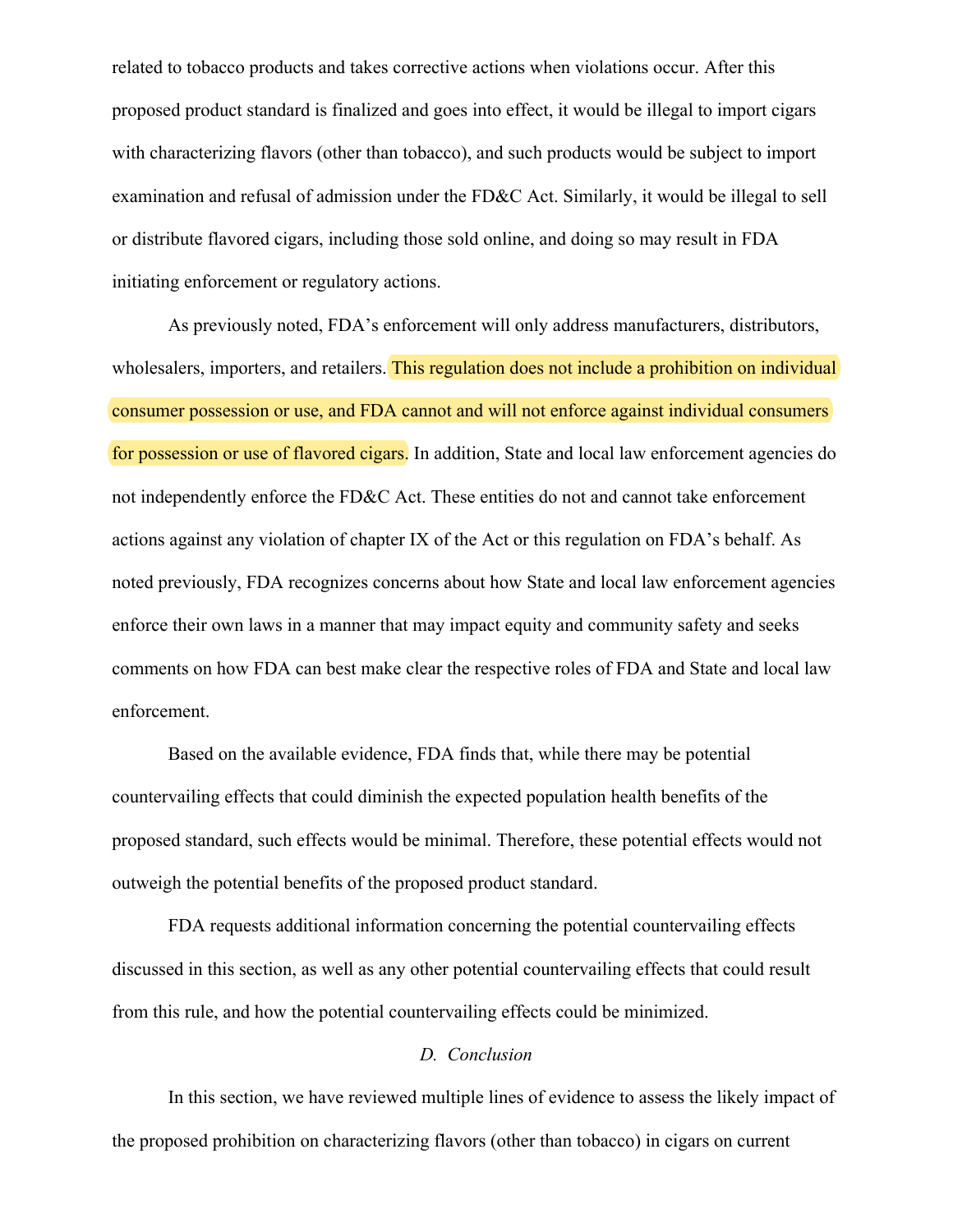related to tobacco products and takes corrective actions when violations occur. After this proposed product standard is finalized and goes into effect, it would be illegal to import cigars with characterizing flavors (other than tobacco), and such products would be subject to import examination and refusal of admission under the FD&C Act. Similarly, it would be illegal to sell or distribute flavored cigars, including those sold online, and doing so may result in FDA initiating enforcement or regulatory actions.

As previously noted, FDA's enforcement will only address manufacturers, distributors, wholesalers, importers, and retailers. This regulation does not include a prohibition on individual consumer possession or use, and FDA cannot and will not enforce against individual consumers for possession or use of flavored cigars. In addition, State and local law enforcement agencies do not independently enforce the FD&C Act. These entities do not and cannot take enforcement actions against any violation of chapter IX of the Act or this regulation on FDA's behalf. As noted previously, FDA recognizes concerns about how State and local law enforcement agencies enforce their own laws in a manner that may impact equity and community safety and seeks comments on how FDA can best make clear the respective roles of FDA and State and local law enforcement.

Based on the available evidence, FDA finds that, while there may be potential countervailing effects that could diminish the expected population health benefits of the proposed standard, such effects would be minimal. Therefore, these potential effects would not outweigh the potential benefits of the proposed product standard.

FDA requests additional information concerning the potential countervailing effects discussed in this section, as well as any other potential countervailing effects that could result from this rule, and how the potential countervailing effects could be minimized.

### *D. Conclusion*

In this section, we have reviewed multiple lines of evidence to assess the likely impact of the proposed prohibition on characterizing flavors (other than tobacco) in cigars on current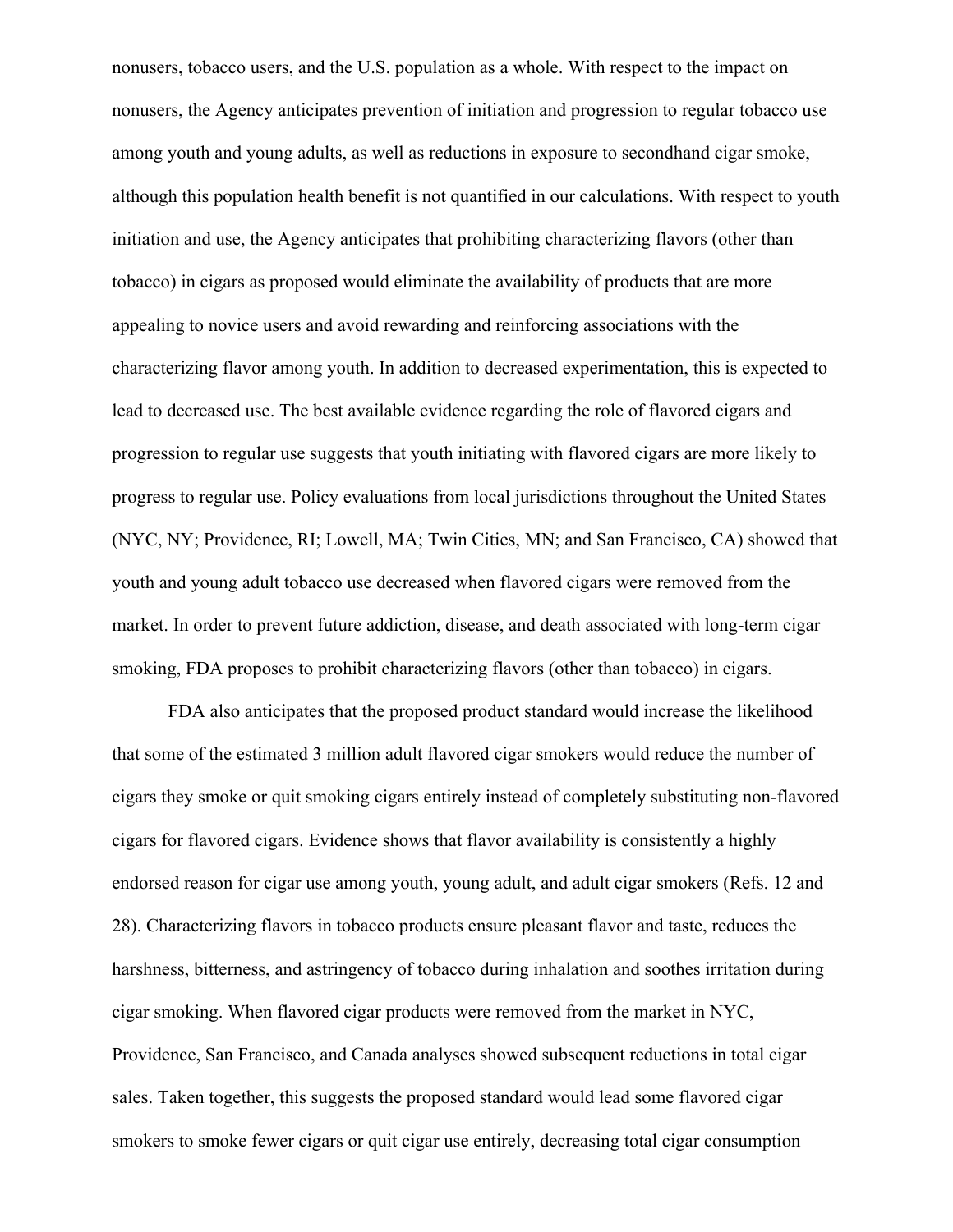nonusers, tobacco users, and the U.S. population as a whole. With respect to the impact on nonusers, the Agency anticipates prevention of initiation and progression to regular tobacco use among youth and young adults, as well as reductions in exposure to secondhand cigar smoke, although this population health benefit is not quantified in our calculations. With respect to youth initiation and use, the Agency anticipates that prohibiting characterizing flavors (other than tobacco) in cigars as proposed would eliminate the availability of products that are more appealing to novice users and avoid rewarding and reinforcing associations with the characterizing flavor among youth. In addition to decreased experimentation, this is expected to lead to decreased use. The best available evidence regarding the role of flavored cigars and progression to regular use suggests that youth initiating with flavored cigars are more likely to progress to regular use. Policy evaluations from local jurisdictions throughout the United States (NYC, NY; Providence, RI; Lowell, MA; Twin Cities, MN; and San Francisco, CA) showed that youth and young adult tobacco use decreased when flavored cigars were removed from the market. In order to prevent future addiction, disease, and death associated with long-term cigar smoking, FDA proposes to prohibit characterizing flavors (other than tobacco) in cigars.

FDA also anticipates that the proposed product standard would increase the likelihood that some of the estimated 3 million adult flavored cigar smokers would reduce the number of cigars they smoke or quit smoking cigars entirely instead of completely substituting non-flavored cigars for flavored cigars. Evidence shows that flavor availability is consistently a highly endorsed reason for cigar use among youth, young adult, and adult cigar smokers (Refs. 12 and 28). Characterizing flavors in tobacco products ensure pleasant flavor and taste, reduces the harshness, bitterness, and astringency of tobacco during inhalation and soothes irritation during cigar smoking. When flavored cigar products were removed from the market in NYC, Providence, San Francisco, and Canada analyses showed subsequent reductions in total cigar sales. Taken together, this suggests the proposed standard would lead some flavored cigar smokers to smoke fewer cigars or quit cigar use entirely, decreasing total cigar consumption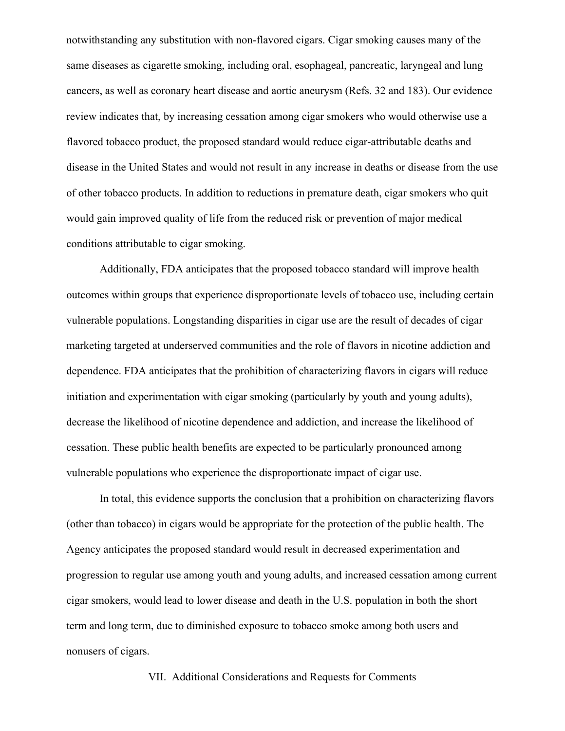notwithstanding any substitution with non-flavored cigars. Cigar smoking causes many of the same diseases as cigarette smoking, including oral, esophageal, pancreatic, laryngeal and lung cancers, as well as coronary heart disease and aortic aneurysm (Refs. 32 and 183). Our evidence review indicates that, by increasing cessation among cigar smokers who would otherwise use a flavored tobacco product, the proposed standard would reduce cigar-attributable deaths and disease in the United States and would not result in any increase in deaths or disease from the use of other tobacco products. In addition to reductions in premature death, cigar smokers who quit would gain improved quality of life from the reduced risk or prevention of major medical conditions attributable to cigar smoking.

Additionally, FDA anticipates that the proposed tobacco standard will improve health outcomes within groups that experience disproportionate levels of tobacco use, including certain vulnerable populations. Longstanding disparities in cigar use are the result of decades of cigar marketing targeted at underserved communities and the role of flavors in nicotine addiction and dependence. FDA anticipates that the prohibition of characterizing flavors in cigars will reduce initiation and experimentation with cigar smoking (particularly by youth and young adults), decrease the likelihood of nicotine dependence and addiction, and increase the likelihood of cessation. These public health benefits are expected to be particularly pronounced among vulnerable populations who experience the disproportionate impact of cigar use.

In total, this evidence supports the conclusion that a prohibition on characterizing flavors (other than tobacco) in cigars would be appropriate for the protection of the public health. The Agency anticipates the proposed standard would result in decreased experimentation and progression to regular use among youth and young adults, and increased cessation among current cigar smokers, would lead to lower disease and death in the U.S. population in both the short term and long term, due to diminished exposure to tobacco smoke among both users and nonusers of cigars.

## VII. Additional Considerations and Requests for Comments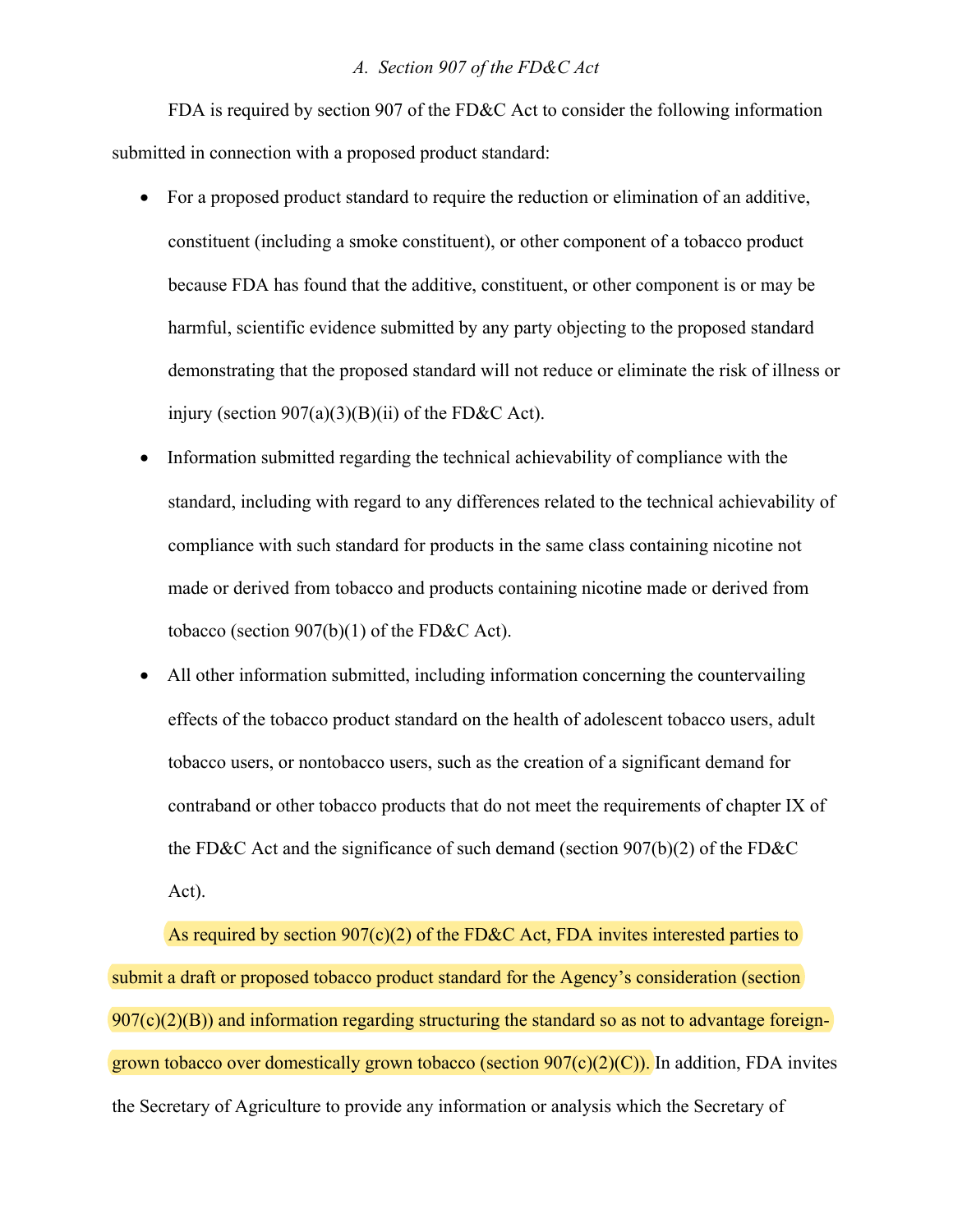### *A. Section 907 of the FD&C Act*

FDA is required by section 907 of the FD&C Act to consider the following information submitted in connection with a proposed product standard:

- For a proposed product standard to require the reduction or elimination of an additive, constituent (including a smoke constituent), or other component of a tobacco product because FDA has found that the additive, constituent, or other component is or may be harmful, scientific evidence submitted by any party objecting to the proposed standard demonstrating that the proposed standard will not reduce or eliminate the risk of illness or injury (section 907(a)(3)(B)(ii) of the FD&C Act).
- Information submitted regarding the technical achievability of compliance with the standard, including with regard to any differences related to the technical achievability of compliance with such standard for products in the same class containing nicotine not made or derived from tobacco and products containing nicotine made or derived from tobacco (section 907(b)(1) of the FD&C Act).
- All other information submitted, including information concerning the countervailing effects of the tobacco product standard on the health of adolescent tobacco users, adult tobacco users, or nontobacco users, such as the creation of a significant demand for contraband or other tobacco products that do not meet the requirements of chapter IX of the FD&C Act and the significance of such demand (section 907(b)(2) of the FD&C Act).

As required by section 907(c)(2) of the FD&C Act, FDA invites interested parties to submit a draft or proposed tobacco product standard for the Agency's consideration (section 907(c)(2)(B)) and information regarding structuring the standard so as not to advantage foreign-grown tobacco over domestically grown tobacco (section 907(c)(2)(C)). In addition, FDA invites the Secretary of Agriculture to provide any information or analysis which the Secretary of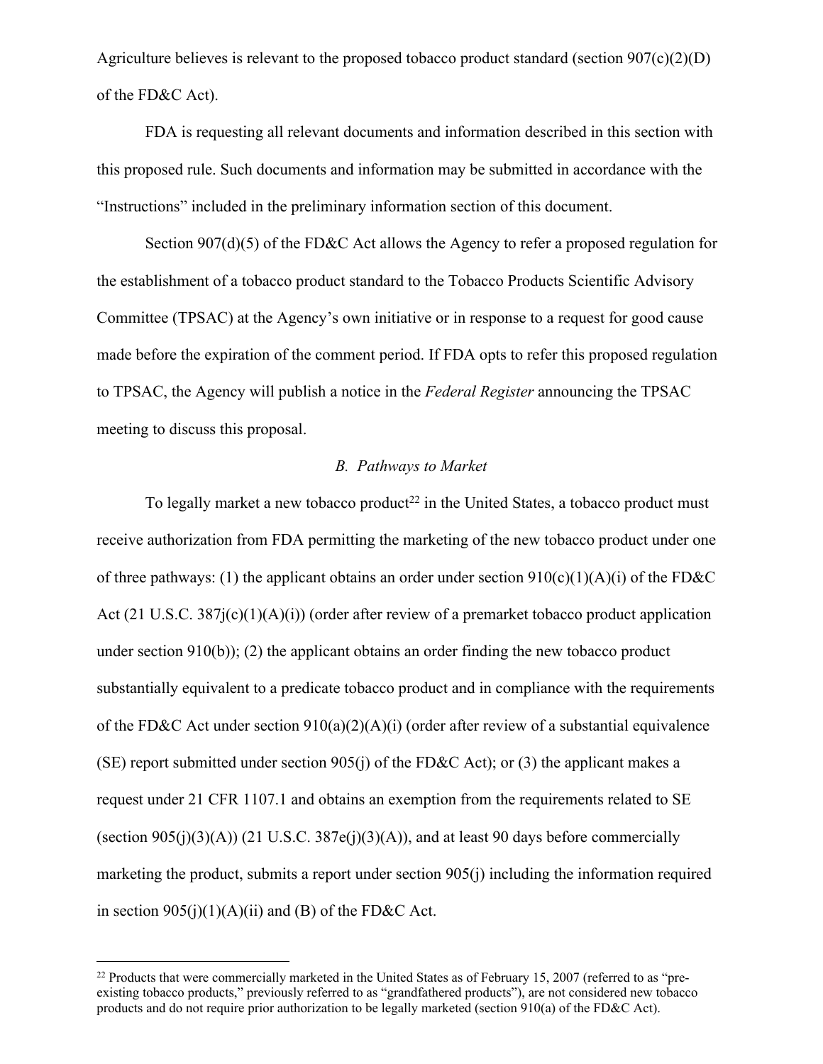Agriculture believes is relevant to the proposed tobacco product standard (section 907(c)(2)(D) of the FD&C Act).

FDA is requesting all relevant documents and information described in this section with this proposed rule. Such documents and information may be submitted in accordance with the "Instructions" included in the preliminary information section of this document.

Section 907(d)(5) of the FD&C Act allows the Agency to refer a proposed regulation for the establishment of a tobacco product standard to the Tobacco Products Scientific Advisory Committee (TPSAC) at the Agency's own initiative or in response to a request for good cause made before the expiration of the comment period. If FDA opts to refer this proposed regulation to TPSAC, the Agency will publish a notice in the *Federal Register* announcing the TPSAC meeting to discuss this proposal.

### *B. Pathways to Market*

To legally market a new tobacco product[22] in the United States, a tobacco product must receive authorization from FDA permitting the marketing of the new tobacco product under one of three pathways: (1) the applicant obtains an order under section 910(c)(1)(A)(i) of the FD&C Act (21 U.S.C. 387j(c)(1)(A)(i)) (order after review of a premarket tobacco product application under section 910(b)); (2) the applicant obtains an order finding the new tobacco product substantially equivalent to a predicate tobacco product and in compliance with the requirements of the FD&C Act under section 910(a)(2)(A)(i) (order after review of a substantial equivalence (SE) report submitted under section 905(j) of the FD&C Act); or (3) the applicant makes a request under 21 CFR 1107.1 and obtains an exemption from the requirements related to SE (section 905(j)(3)(A)) (21 U.S.C. 387e(j)(3)(A)), and at least 90 days before commercially marketing the product, submits a report under section 905(j) including the information required in section 905(j)(1)(A)(ii) and (B) of the FD&C Act.

---

[22] Products that were commercially marketed in the United States as of February 15, 2007 (referred to as "pre-existing tobacco products," previously referred to as "grandfathered products"), are not considered new tobacco products and do not require prior authorization to be legally marketed (section 910(a) of the FD&C Act).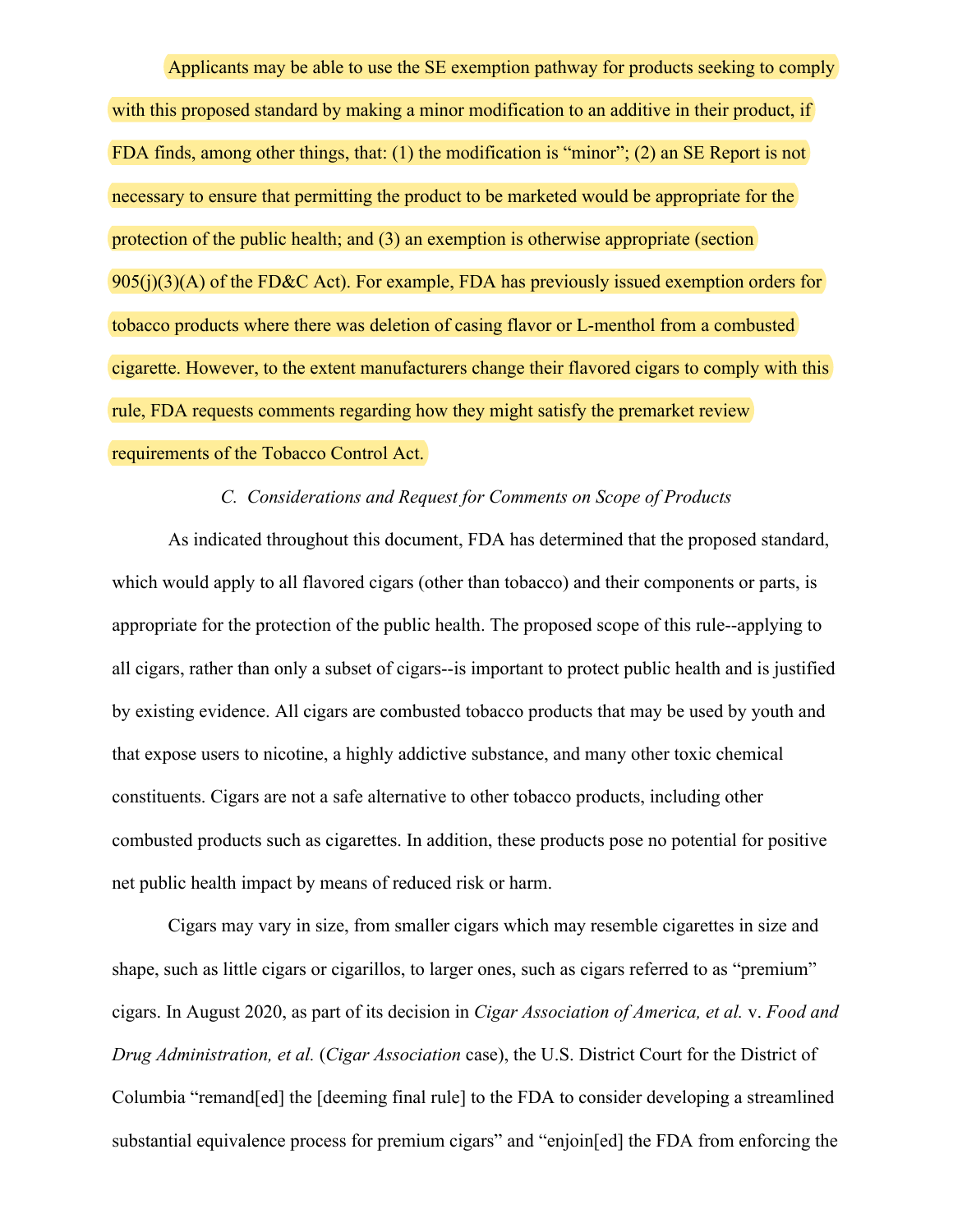Applicants may be able to use the SE exemption pathway for products seeking to comply with this proposed standard by making a minor modification to an additive in their product, if FDA finds, among other things, that: (1) the modification is "minor"; (2) an SE Report is not necessary to ensure that permitting the product to be marketed would be appropriate for the protection of the public health; and (3) an exemption is otherwise appropriate (section 905(j)(3)(A) of the FD&C Act). For example, FDA has previously issued exemption orders for tobacco products where there was deletion of casing flavor or L-menthol from a combusted cigarette. However, to the extent manufacturers change their flavored cigars to comply with this rule, FDA requests comments regarding how they might satisfy the premarket review requirements of the Tobacco Control Act.

### *C. Considerations and Request for Comments on Scope of Products*

As indicated throughout this document, FDA has determined that the proposed standard, which would apply to all flavored cigars (other than tobacco) and their components or parts, is appropriate for the protection of the public health. The proposed scope of this rule--applying to all cigars, rather than only a subset of cigars--is important to protect public health and is justified by existing evidence. All cigars are combusted tobacco products that may be used by youth and that expose users to nicotine, a highly addictive substance, and many other toxic chemical constituents. Cigars are not a safe alternative to other tobacco products, including other combusted products such as cigarettes. In addition, these products pose no potential for positive net public health impact by means of reduced risk or harm.

Cigars may vary in size, from smaller cigars which may resemble cigarettes in size and shape, such as little cigars or cigarillos, to larger ones, such as cigars referred to as "premium" cigars. In August 2020, as part of its decision in *Cigar Association of America, et al.* v. *Food and Drug Administration, et al.* (*Cigar Association* case), the U.S. District Court for the District of Columbia "remand[ed] the [deeming final rule] to the FDA to consider developing a streamlined substantial equivalence process for premium cigars" and "enjoin[ed] the FDA from enforcing the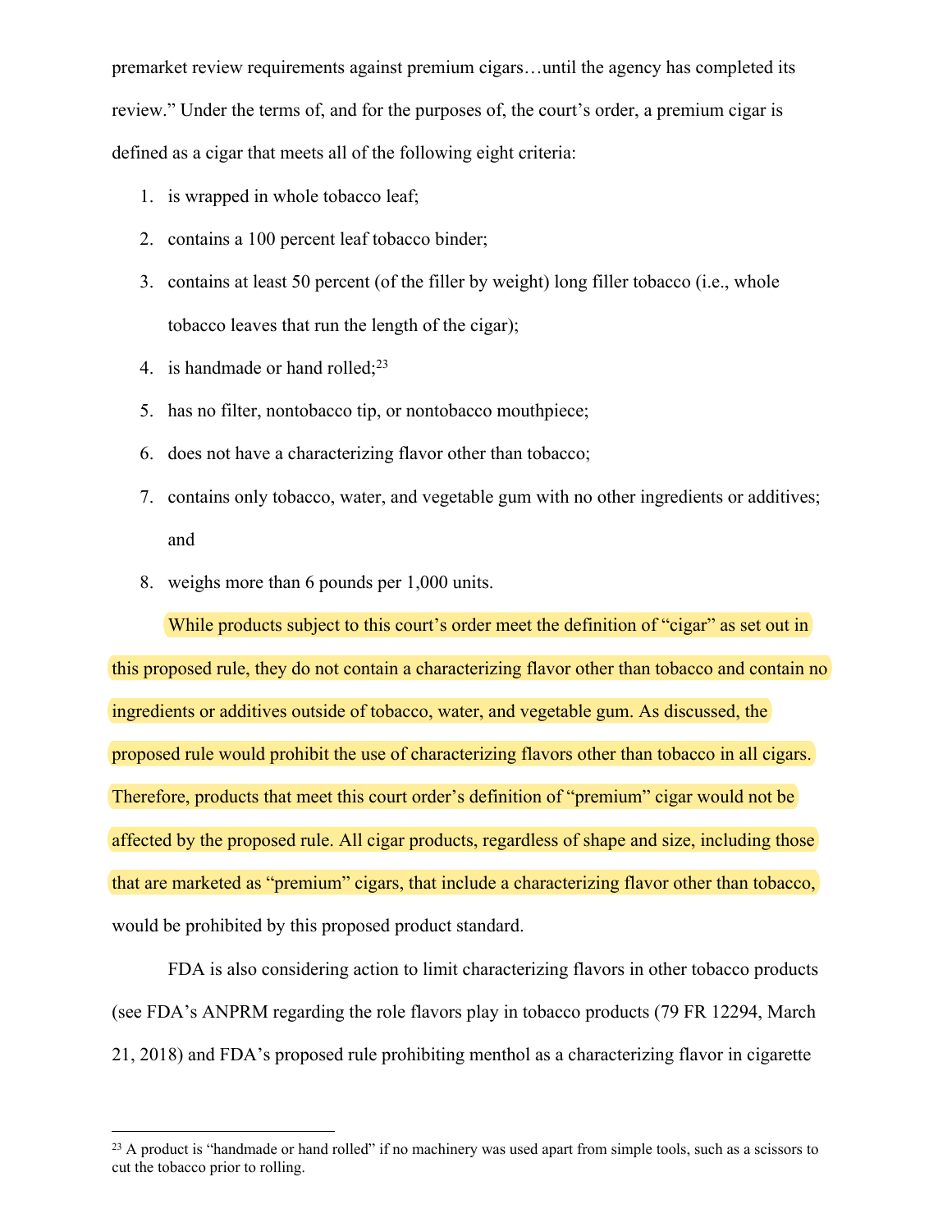premarket review requirements against premium cigars…until the agency has completed its review." Under the terms of, and for the purposes of, the court's order, a premium cigar is defined as a cigar that meets all of the following eight criteria:

1. is wrapped in whole tobacco leaf;
2. contains a 100 percent leaf tobacco binder;
3. contains at least 50 percent (of the filler by weight) long filler tobacco (i.e., whole tobacco leaves that run the length of the cigar);
4. is handmade or hand rolled;[23]
5. has no filter, nontobacco tip, or nontobacco mouthpiece;
6. does not have a characterizing flavor other than tobacco;
7. contains only tobacco, water, and vegetable gum with no other ingredients or additives; and
8. weighs more than 6 pounds per 1,000 units.

While products subject to this court's order meet the definition of "cigar" as set out in this proposed rule, they do not contain a characterizing flavor other than tobacco and contain no ingredients or additives outside of tobacco, water, and vegetable gum. As discussed, the proposed rule would prohibit the use of characterizing flavors other than tobacco in all cigars. Therefore, products that meet this court order's definition of "premium" cigar would not be affected by the proposed rule. All cigar products, regardless of shape and size, including those that are marketed as "premium" cigars, that include a characterizing flavor other than tobacco, would be prohibited by this proposed product standard.

FDA is also considering action to limit characterizing flavors in other tobacco products (see FDA's ANPRM regarding the role flavors play in tobacco products (79 FR 12294, March 21, 2018) and FDA's proposed rule prohibiting menthol as a characterizing flavor in cigarette

---

[23] A product is "handmade or hand rolled" if no machinery was used apart from simple tools, such as a scissors to cut the tobacco prior to rolling.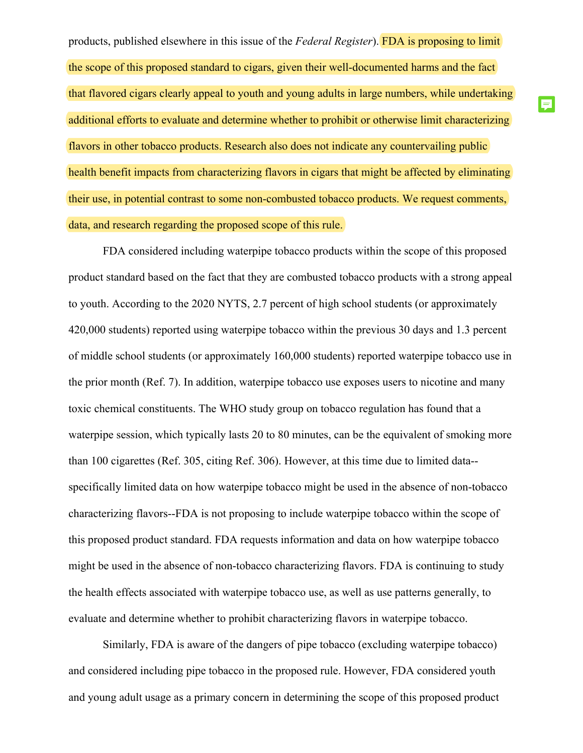products, published elsewhere in this issue of the *Federal Register*). FDA is proposing to limit the scope of this proposed standard to cigars, given their well-documented harms and the fact that flavored cigars clearly appeal to youth and young adults in large numbers, while undertaking additional efforts to evaluate and determine whether to prohibit or otherwise limit characterizing flavors in other tobacco products. Research also does not indicate any countervailing public health benefit impacts from characterizing flavors in cigars that might be affected by eliminating their use, in potential contrast to some non-combusted tobacco products. We request comments, data, and research regarding the proposed scope of this rule.

FDA considered including waterpipe tobacco products within the scope of this proposed product standard based on the fact that they are combusted tobacco products with a strong appeal to youth. According to the 2020 NYTS, 2.7 percent of high school students (or approximately 420,000 students) reported using waterpipe tobacco within the previous 30 days and 1.3 percent of middle school students (or approximately 160,000 students) reported waterpipe tobacco use in the prior month (Ref. 7). In addition, waterpipe tobacco use exposes users to nicotine and many toxic chemical constituents. The WHO study group on tobacco regulation has found that a waterpipe session, which typically lasts 20 to 80 minutes, can be the equivalent of smoking more than 100 cigarettes (Ref. 305, citing Ref. 306). However, at this time due to limited data--specifically limited data on how waterpipe tobacco might be used in the absence of non-tobacco characterizing flavors--FDA is not proposing to include waterpipe tobacco within the scope of this proposed product standard. FDA requests information and data on how waterpipe tobacco might be used in the absence of non-tobacco characterizing flavors. FDA is continuing to study the health effects associated with waterpipe tobacco use, as well as use patterns generally, to evaluate and determine whether to prohibit characterizing flavors in waterpipe tobacco.

Similarly, FDA is aware of the dangers of pipe tobacco (excluding waterpipe tobacco) and considered including pipe tobacco in the proposed rule. However, FDA considered youth and young adult usage as a primary concern in determining the scope of this proposed product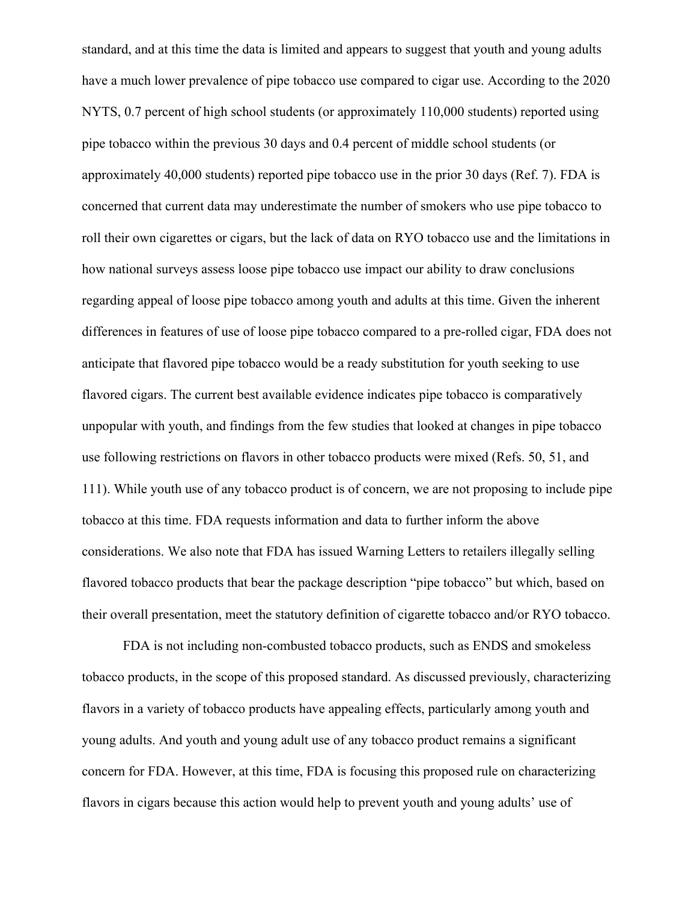standard, and at this time the data is limited and appears to suggest that youth and young adults have a much lower prevalence of pipe tobacco use compared to cigar use. According to the 2020 NYTS, 0.7 percent of high school students (or approximately 110,000 students) reported using pipe tobacco within the previous 30 days and 0.4 percent of middle school students (or approximately 40,000 students) reported pipe tobacco use in the prior 30 days (Ref. 7). FDA is concerned that current data may underestimate the number of smokers who use pipe tobacco to roll their own cigarettes or cigars, but the lack of data on RYO tobacco use and the limitations in how national surveys assess loose pipe tobacco use impact our ability to draw conclusions regarding appeal of loose pipe tobacco among youth and adults at this time. Given the inherent differences in features of use of loose pipe tobacco compared to a pre-rolled cigar, FDA does not anticipate that flavored pipe tobacco would be a ready substitution for youth seeking to use flavored cigars. The current best available evidence indicates pipe tobacco is comparatively unpopular with youth, and findings from the few studies that looked at changes in pipe tobacco use following restrictions on flavors in other tobacco products were mixed (Refs. 50, 51, and 111). While youth use of any tobacco product is of concern, we are not proposing to include pipe tobacco at this time. FDA requests information and data to further inform the above considerations. We also note that FDA has issued Warning Letters to retailers illegally selling flavored tobacco products that bear the package description "pipe tobacco" but which, based on their overall presentation, meet the statutory definition of cigarette tobacco and/or RYO tobacco.

FDA is not including non-combusted tobacco products, such as ENDS and smokeless tobacco products, in the scope of this proposed standard. As discussed previously, characterizing flavors in a variety of tobacco products have appealing effects, particularly among youth and young adults. And youth and young adult use of any tobacco product remains a significant concern for FDA. However, at this time, FDA is focusing this proposed rule on characterizing flavors in cigars because this action would help to prevent youth and young adults' use of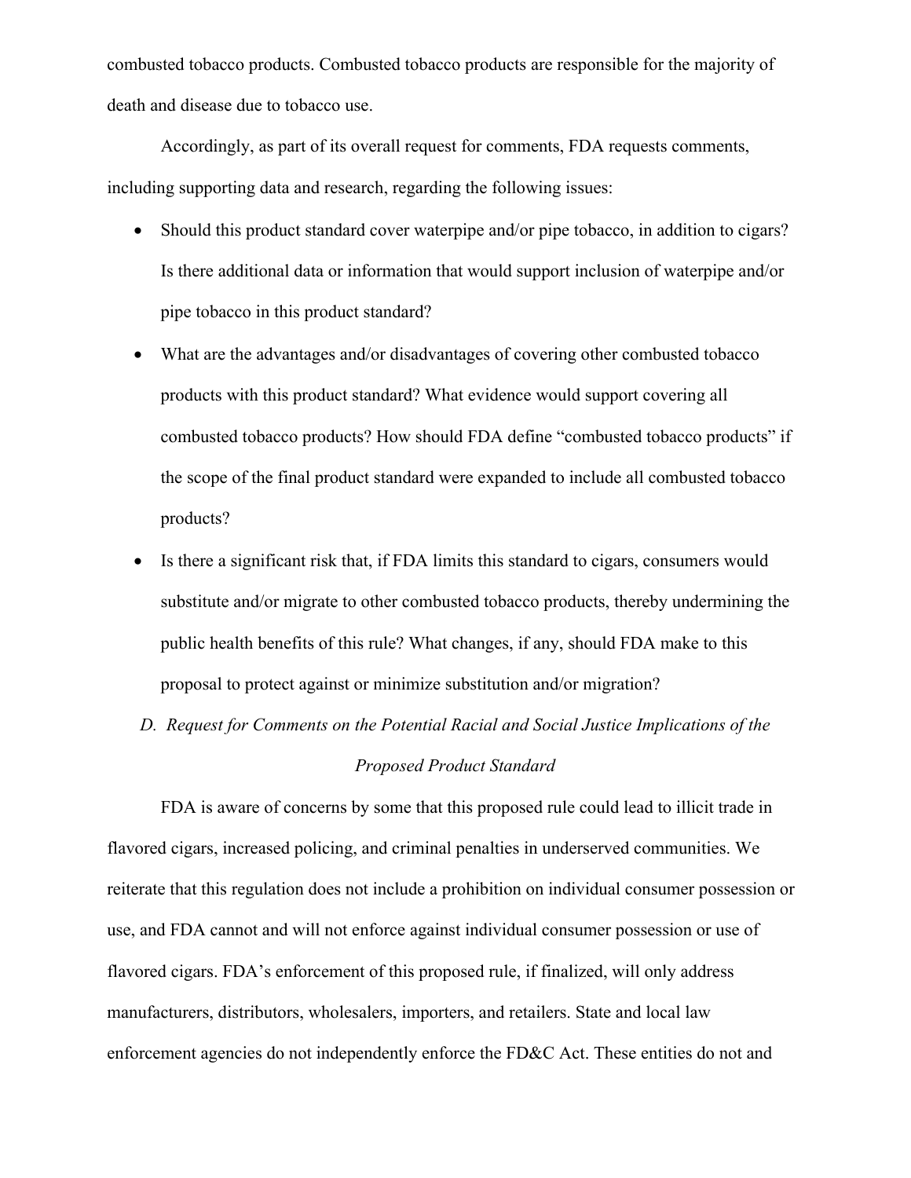combusted tobacco products. Combusted tobacco products are responsible for the majority of death and disease due to tobacco use.

Accordingly, as part of its overall request for comments, FDA requests comments, including supporting data and research, regarding the following issues:

- Should this product standard cover waterpipe and/or pipe tobacco, in addition to cigars? Is there additional data or information that would support inclusion of waterpipe and/or pipe tobacco in this product standard?
- What are the advantages and/or disadvantages of covering other combusted tobacco products with this product standard? What evidence would support covering all combusted tobacco products? How should FDA define "combusted tobacco products" if the scope of the final product standard were expanded to include all combusted tobacco products?
- Is there a significant risk that, if FDA limits this standard to cigars, consumers would substitute and/or migrate to other combusted tobacco products, thereby undermining the public health benefits of this rule? What changes, if any, should FDA make to this proposal to protect against or minimize substitution and/or migration?

### *D. Request for Comments on the Potential Racial and Social Justice Implications of the Proposed Product Standard*

FDA is aware of concerns by some that this proposed rule could lead to illicit trade in flavored cigars, increased policing, and criminal penalties in underserved communities. We reiterate that this regulation does not include a prohibition on individual consumer possession or use, and FDA cannot and will not enforce against individual consumer possession or use of flavored cigars. FDA's enforcement of this proposed rule, if finalized, will only address manufacturers, distributors, wholesalers, importers, and retailers. State and local law enforcement agencies do not independently enforce the FD&C Act. These entities do not and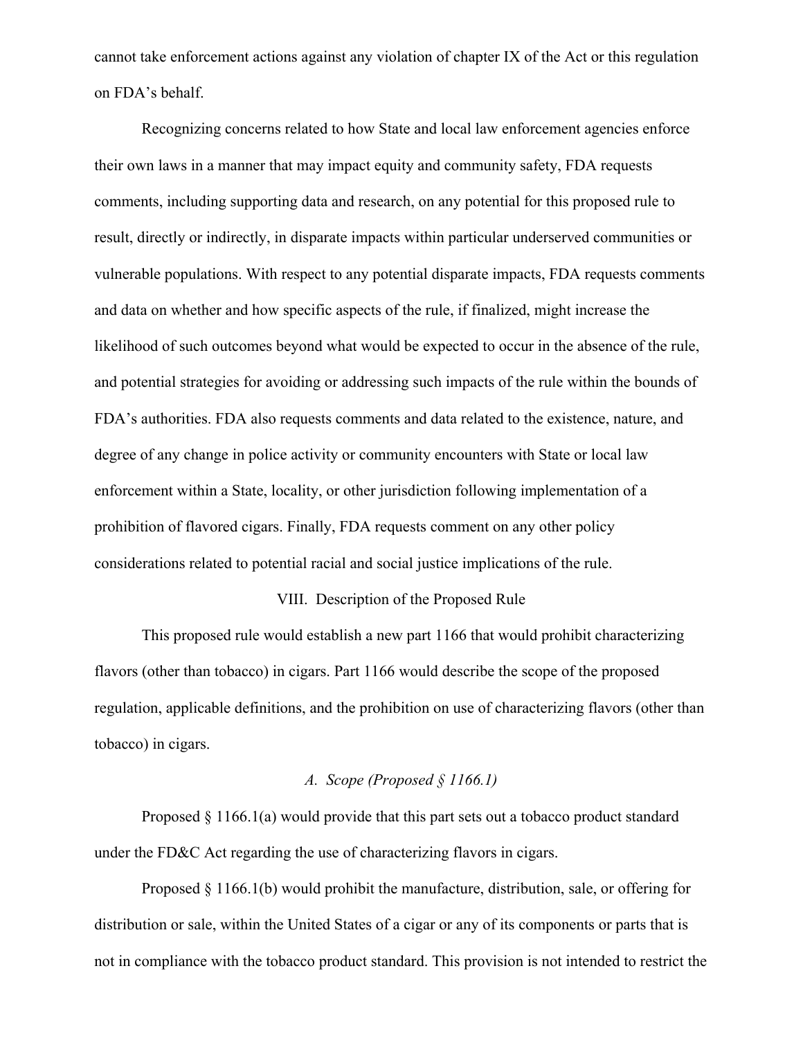cannot take enforcement actions against any violation of chapter IX of the Act or this regulation on FDA's behalf.

Recognizing concerns related to how State and local law enforcement agencies enforce their own laws in a manner that may impact equity and community safety, FDA requests comments, including supporting data and research, on any potential for this proposed rule to result, directly or indirectly, in disparate impacts within particular underserved communities or vulnerable populations. With respect to any potential disparate impacts, FDA requests comments and data on whether and how specific aspects of the rule, if finalized, might increase the likelihood of such outcomes beyond what would be expected to occur in the absence of the rule, and potential strategies for avoiding or addressing such impacts of the rule within the bounds of FDA's authorities. FDA also requests comments and data related to the existence, nature, and degree of any change in police activity or community encounters with State or local law enforcement within a State, locality, or other jurisdiction following implementation of a prohibition of flavored cigars. Finally, FDA requests comment on any other policy considerations related to potential racial and social justice implications of the rule.

## VIII. Description of the Proposed Rule

This proposed rule would establish a new part 1166 that would prohibit characterizing flavors (other than tobacco) in cigars. Part 1166 would describe the scope of the proposed regulation, applicable definitions, and the prohibition on use of characterizing flavors (other than tobacco) in cigars.

### *A. Scope (Proposed § 1166.1)*

Proposed § 1166.1(a) would provide that this part sets out a tobacco product standard under the FD&C Act regarding the use of characterizing flavors in cigars.

Proposed § 1166.1(b) would prohibit the manufacture, distribution, sale, or offering for distribution or sale, within the United States of a cigar or any of its components or parts that is not in compliance with the tobacco product standard. This provision is not intended to restrict the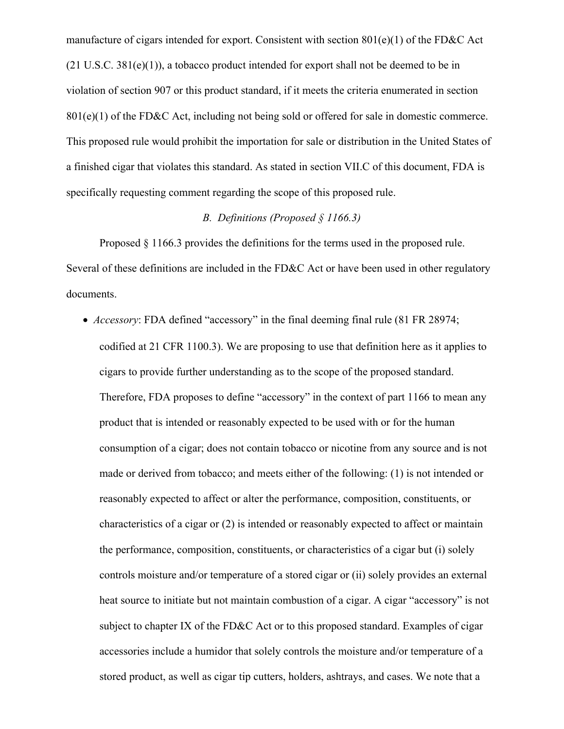manufacture of cigars intended for export. Consistent with section 801(e)(1) of the FD&C Act (21 U.S.C. 381(e)(1)), a tobacco product intended for export shall not be deemed to be in violation of section 907 or this product standard, if it meets the criteria enumerated in section 801(e)(1) of the FD&C Act, including not being sold or offered for sale in domestic commerce. This proposed rule would prohibit the importation for sale or distribution in the United States of a finished cigar that violates this standard. As stated in section VII.C of this document, FDA is specifically requesting comment regarding the scope of this proposed rule.

### *B. Definitions (Proposed § 1166.3)*

Proposed § 1166.3 provides the definitions for the terms used in the proposed rule. Several of these definitions are included in the FD&C Act or have been used in other regulatory documents.

- *Accessory*: FDA defined "accessory" in the final deeming final rule (81 FR 28974; codified at 21 CFR 1100.3). We are proposing to use that definition here as it applies to cigars to provide further understanding as to the scope of the proposed standard. Therefore, FDA proposes to define "accessory" in the context of part 1166 to mean any product that is intended or reasonably expected to be used with or for the human consumption of a cigar; does not contain tobacco or nicotine from any source and is not made or derived from tobacco; and meets either of the following: (1) is not intended or reasonably expected to affect or alter the performance, composition, constituents, or characteristics of a cigar or (2) is intended or reasonably expected to affect or maintain the performance, composition, constituents, or characteristics of a cigar but (i) solely controls moisture and/or temperature of a stored cigar or (ii) solely provides an external heat source to initiate but not maintain combustion of a cigar. A cigar "accessory" is not subject to chapter IX of the FD&C Act or to this proposed standard. Examples of cigar accessories include a humidor that solely controls the moisture and/or temperature of a stored product, as well as cigar tip cutters, holders, ashtrays, and cases. We note that a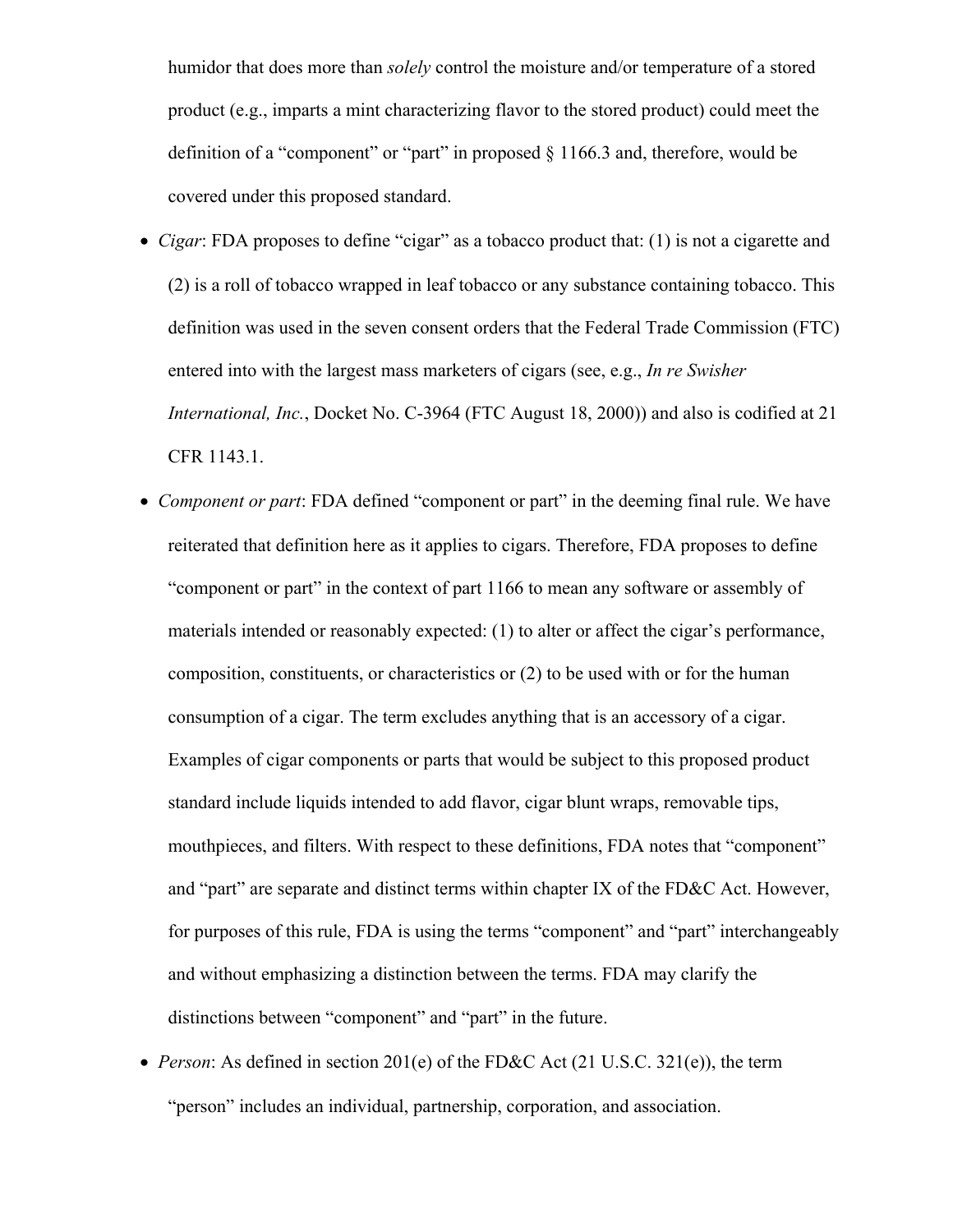humidor that does more than *solely* control the moisture and/or temperature of a stored product (e.g., imparts a mint characterizing flavor to the stored product) could meet the definition of a "component" or "part" in proposed § 1166.3 and, therefore, would be covered under this proposed standard.

- *Cigar*: FDA proposes to define "cigar" as a tobacco product that: (1) is not a cigarette and (2) is a roll of tobacco wrapped in leaf tobacco or any substance containing tobacco. This definition was used in the seven consent orders that the Federal Trade Commission (FTC) entered into with the largest mass marketers of cigars (see, e.g., *In re Swisher International, Inc.*, Docket No. C-3964 (FTC August 18, 2000)) and also is codified at 21 CFR 1143.1.
- *Component or part*: FDA defined "component or part" in the deeming final rule. We have reiterated that definition here as it applies to cigars. Therefore, FDA proposes to define "component or part" in the context of part 1166 to mean any software or assembly of materials intended or reasonably expected: (1) to alter or affect the cigar's performance, composition, constituents, or characteristics or (2) to be used with or for the human consumption of a cigar. The term excludes anything that is an accessory of a cigar. Examples of cigar components or parts that would be subject to this proposed product standard include liquids intended to add flavor, cigar blunt wraps, removable tips, mouthpieces, and filters. With respect to these definitions, FDA notes that "component" and "part" are separate and distinct terms within chapter IX of the FD&C Act. However, for purposes of this rule, FDA is using the terms "component" and "part" interchangeably and without emphasizing a distinction between the terms. FDA may clarify the distinctions between "component" and "part" in the future.
- *Person*: As defined in section 201(e) of the FD&C Act (21 U.S.C. 321(e)), the term "person" includes an individual, partnership, corporation, and association.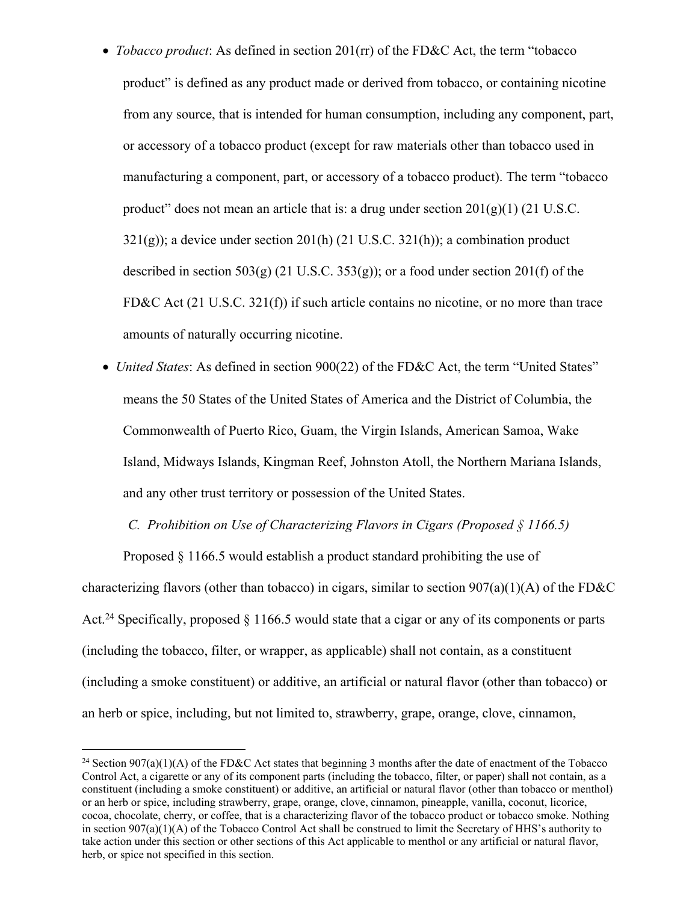- *Tobacco product*: As defined in section 201(rr) of the FD&C Act, the term "tobacco product" is defined as any product made or derived from tobacco, or containing nicotine from any source, that is intended for human consumption, including any component, part, or accessory of a tobacco product (except for raw materials other than tobacco used in manufacturing a component, part, or accessory of a tobacco product). The term "tobacco product" does not mean an article that is: a drug under section 201(g)(1) (21 U.S.C. 321(g)); a device under section 201(h) (21 U.S.C. 321(h)); a combination product described in section 503(g) (21 U.S.C. 353(g)); or a food under section 201(f) of the FD&C Act (21 U.S.C. 321(f)) if such article contains no nicotine, or no more than trace amounts of naturally occurring nicotine.
- *United States*: As defined in section 900(22) of the FD&C Act, the term "United States" means the 50 States of the United States of America and the District of Columbia, the Commonwealth of Puerto Rico, Guam, the Virgin Islands, American Samoa, Wake Island, Midways Islands, Kingman Reef, Johnston Atoll, the Northern Mariana Islands, and any other trust territory or possession of the United States.

### *C. Prohibition on Use of Characterizing Flavors in Cigars (Proposed § 1166.5)*

Proposed § 1166.5 would establish a product standard prohibiting the use of characterizing flavors (other than tobacco) in cigars, similar to section 907(a)(1)(A) of the FD&C Act.[24] Specifically, proposed § 1166.5 would state that a cigar or any of its components or parts (including the tobacco, filter, or wrapper, as applicable) shall not contain, as a constituent (including a smoke constituent) or additive, an artificial or natural flavor (other than tobacco) or an herb or spice, including, but not limited to, strawberry, grape, orange, clove, cinnamon,

[24] Section 907(a)(1)(A) of the FD&C Act states that beginning 3 months after the date of enactment of the Tobacco Control Act, a cigarette or any of its component parts (including the tobacco, filter, or paper) shall not contain, as a constituent (including a smoke constituent) or additive, an artificial or natural flavor (other than tobacco or menthol) or an herb or spice, including strawberry, grape, orange, clove, cinnamon, pineapple, vanilla, coconut, licorice, cocoa, chocolate, cherry, or coffee, that is a characterizing flavor of the tobacco product or tobacco smoke. Nothing in section 907(a)(1)(A) of the Tobacco Control Act shall be construed to limit the Secretary of HHS's authority to take action under this section or other sections of this Act applicable to menthol or any artificial or natural flavor, herb, or spice not specified in this section.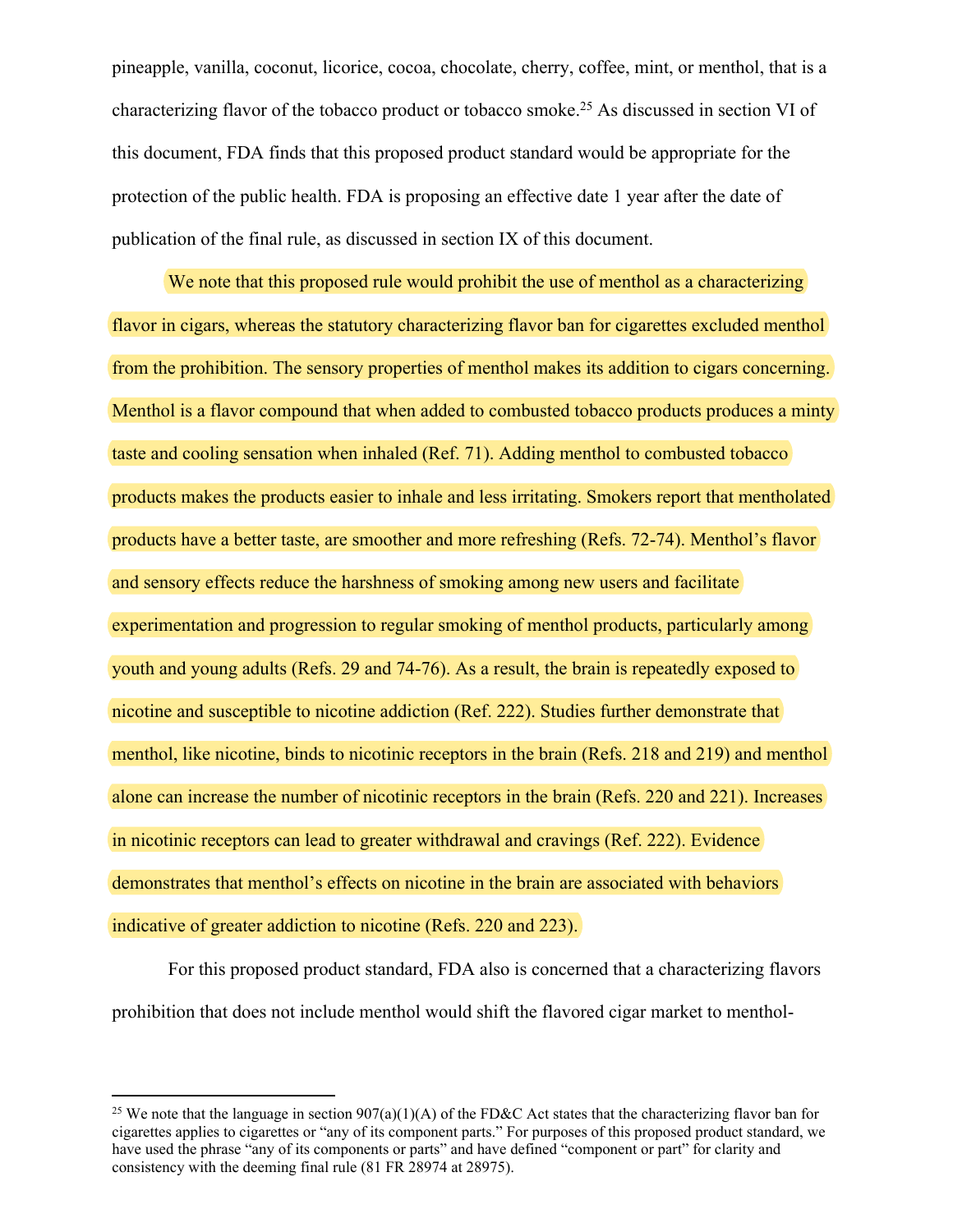pineapple, vanilla, coconut, licorice, cocoa, chocolate, cherry, coffee, mint, or menthol, that is a characterizing flavor of the tobacco product or tobacco smoke.[25] As discussed in section VI of this document, FDA finds that this proposed product standard would be appropriate for the protection of the public health. FDA is proposing an effective date 1 year after the date of publication of the final rule, as discussed in section IX of this document.

We note that this proposed rule would prohibit the use of menthol as a characterizing flavor in cigars, whereas the statutory characterizing flavor ban for cigarettes excluded menthol from the prohibition. The sensory properties of menthol makes its addition to cigars concerning. Menthol is a flavor compound that when added to combusted tobacco products produces a minty taste and cooling sensation when inhaled (Ref. 71). Adding menthol to combusted tobacco products makes the products easier to inhale and less irritating. Smokers report that mentholated products have a better taste, are smoother and more refreshing (Refs. 72-74). Menthol's flavor and sensory effects reduce the harshness of smoking among new users and facilitate experimentation and progression to regular smoking of menthol products, particularly among youth and young adults (Refs. 29 and 74-76). As a result, the brain is repeatedly exposed to nicotine and susceptible to nicotine addiction (Ref. 222). Studies further demonstrate that menthol, like nicotine, binds to nicotinic receptors in the brain (Refs. 218 and 219) and menthol alone can increase the number of nicotinic receptors in the brain (Refs. 220 and 221). Increases in nicotinic receptors can lead to greater withdrawal and cravings (Ref. 222). Evidence demonstrates that menthol's effects on nicotine in the brain are associated with behaviors indicative of greater addiction to nicotine (Refs. 220 and 223).

For this proposed product standard, FDA also is concerned that a characterizing flavors prohibition that does not include menthol would shift the flavored cigar market to menthol-

[25] We note that the language in section 907(a)(1)(A) of the FD&C Act states that the characterizing flavor ban for cigarettes applies to cigarettes or "any of its component parts." For purposes of this proposed product standard, we have used the phrase "any of its components or parts" and have defined "component or part" for clarity and consistency with the deeming final rule (81 FR 28974 at 28975).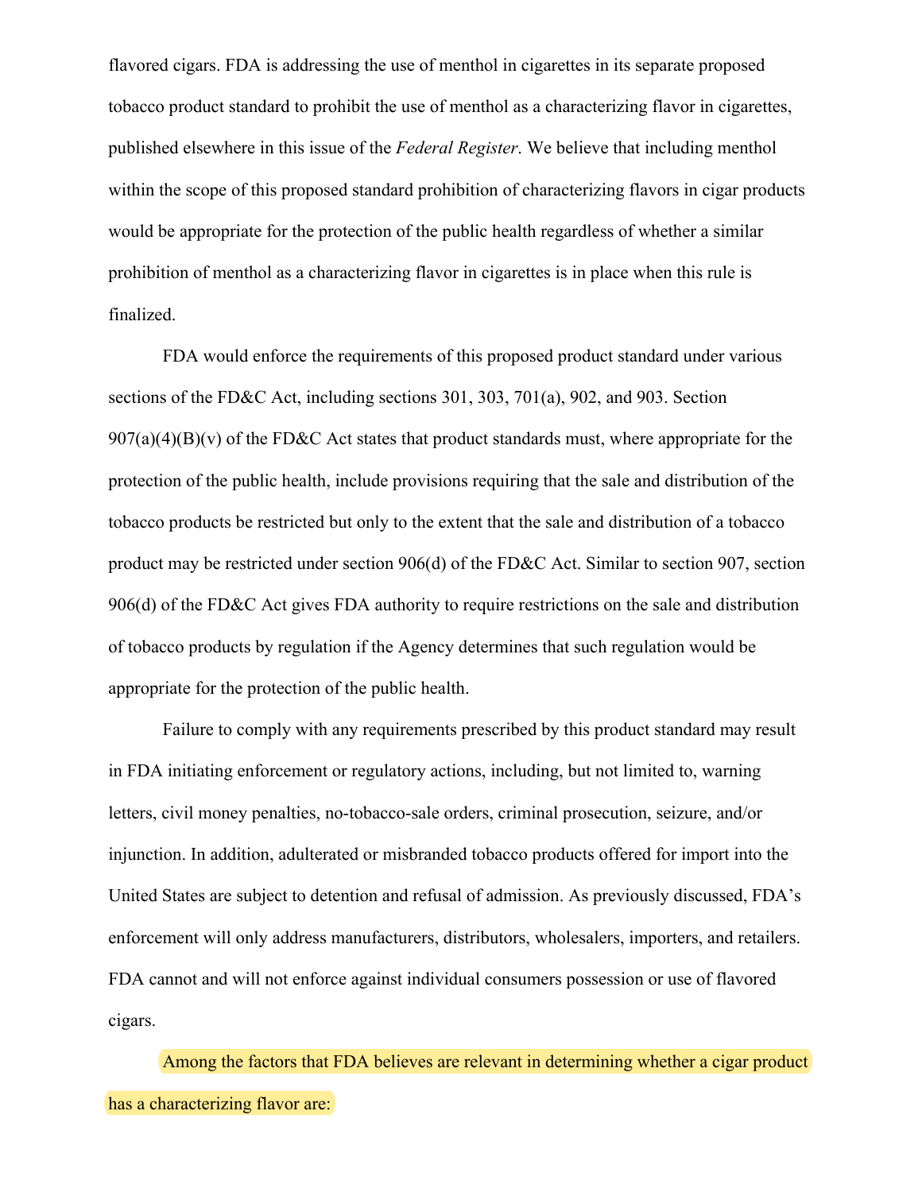flavored cigars. FDA is addressing the use of menthol in cigarettes in its separate proposed tobacco product standard to prohibit the use of menthol as a characterizing flavor in cigarettes, published elsewhere in this issue of the *Federal Register*. We believe that including menthol within the scope of this proposed standard prohibition of characterizing flavors in cigar products would be appropriate for the protection of the public health regardless of whether a similar prohibition of menthol as a characterizing flavor in cigarettes is in place when this rule is finalized.

FDA would enforce the requirements of this proposed product standard under various sections of the FD&C Act, including sections 301, 303, 701(a), 902, and 903. Section 907(a)(4)(B)(v) of the FD&C Act states that product standards must, where appropriate for the protection of the public health, include provisions requiring that the sale and distribution of the tobacco products be restricted but only to the extent that the sale and distribution of a tobacco product may be restricted under section 906(d) of the FD&C Act. Similar to section 907, section 906(d) of the FD&C Act gives FDA authority to require restrictions on the sale and distribution of tobacco products by regulation if the Agency determines that such regulation would be appropriate for the protection of the public health.

Failure to comply with any requirements prescribed by this product standard may result in FDA initiating enforcement or regulatory actions, including, but not limited to, warning letters, civil money penalties, no-tobacco-sale orders, criminal prosecution, seizure, and/or injunction. In addition, adulterated or misbranded tobacco products offered for import into the United States are subject to detention and refusal of admission. As previously discussed, FDA's enforcement will only address manufacturers, distributors, wholesalers, importers, and retailers. FDA cannot and will not enforce against individual consumers possession or use of flavored cigars.

Among the factors that FDA believes are relevant in determining whether a cigar product has a characterizing flavor are: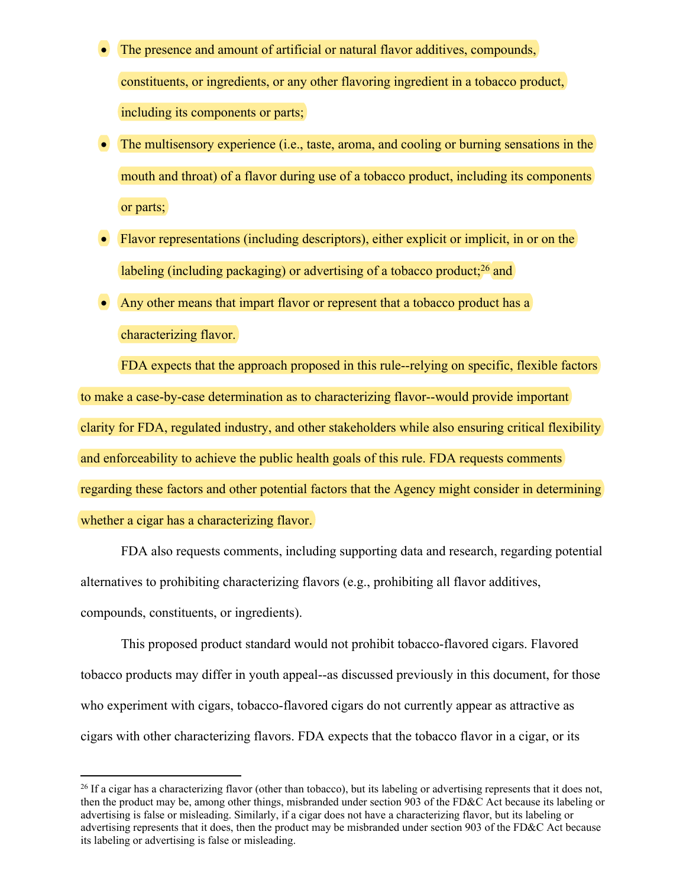- The presence and amount of artificial or natural flavor additives, compounds, constituents, or ingredients, or any other flavoring ingredient in a tobacco product, including its components or parts;
- The multisensory experience (i.e., taste, aroma, and cooling or burning sensations in the mouth and throat) of a flavor during use of a tobacco product, including its components or parts;
- Flavor representations (including descriptors), either explicit or implicit, in or on the labeling (including packaging) or advertising of a tobacco product;[26] and
- Any other means that impart flavor or represent that a tobacco product has a characterizing flavor.

FDA expects that the approach proposed in this rule--relying on specific, flexible factors to make a case-by-case determination as to characterizing flavor--would provide important clarity for FDA, regulated industry, and other stakeholders while also ensuring critical flexibility and enforceability to achieve the public health goals of this rule. FDA requests comments regarding these factors and other potential factors that the Agency might consider in determining whether a cigar has a characterizing flavor.

FDA also requests comments, including supporting data and research, regarding potential alternatives to prohibiting characterizing flavors (e.g., prohibiting all flavor additives, compounds, constituents, or ingredients).

This proposed product standard would not prohibit tobacco-flavored cigars. Flavored tobacco products may differ in youth appeal--as discussed previously in this document, for those who experiment with cigars, tobacco-flavored cigars do not currently appear as attractive as cigars with other characterizing flavors. FDA expects that the tobacco flavor in a cigar, or its

---

[26] If a cigar has a characterizing flavor (other than tobacco), but its labeling or advertising represents that it does not, then the product may be, among other things, misbranded under section 903 of the FD&C Act because its labeling or advertising is false or misleading. Similarly, if a cigar does not have a characterizing flavor, but its labeling or advertising represents that it does, then the product may be misbranded under section 903 of the FD&C Act because its labeling or advertising is false or misleading.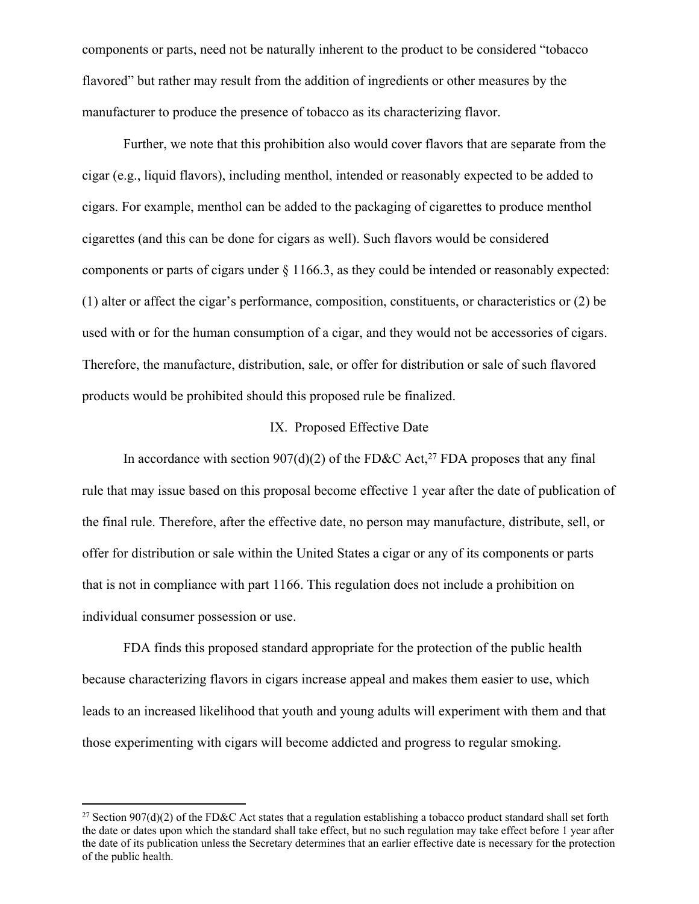components or parts, need not be naturally inherent to the product to be considered "tobacco flavored" but rather may result from the addition of ingredients or other measures by the manufacturer to produce the presence of tobacco as its characterizing flavor.

Further, we note that this prohibition also would cover flavors that are separate from the cigar (e.g., liquid flavors), including menthol, intended or reasonably expected to be added to cigars. For example, menthol can be added to the packaging of cigarettes to produce menthol cigarettes (and this can be done for cigars as well). Such flavors would be considered components or parts of cigars under § 1166.3, as they could be intended or reasonably expected: (1) alter or affect the cigar's performance, composition, constituents, or characteristics or (2) be used with or for the human consumption of a cigar, and they would not be accessories of cigars. Therefore, the manufacture, distribution, sale, or offer for distribution or sale of such flavored products would be prohibited should this proposed rule be finalized.

## IX. Proposed Effective Date

In accordance with section 907(d)(2) of the FD&C Act,[27] FDA proposes that any final rule that may issue based on this proposal become effective 1 year after the date of publication of the final rule. Therefore, after the effective date, no person may manufacture, distribute, sell, or offer for distribution or sale within the United States a cigar or any of its components or parts that is not in compliance with part 1166. This regulation does not include a prohibition on individual consumer possession or use.

FDA finds this proposed standard appropriate for the protection of the public health because characterizing flavors in cigars increase appeal and makes them easier to use, which leads to an increased likelihood that youth and young adults will experiment with them and that those experimenting with cigars will become addicted and progress to regular smoking.

---

[27] Section 907(d)(2) of the FD&C Act states that a regulation establishing a tobacco product standard shall set forth the date or dates upon which the standard shall take effect, but no such regulation may take effect before 1 year after the date of its publication unless the Secretary determines that an earlier effective date is necessary for the protection of the public health.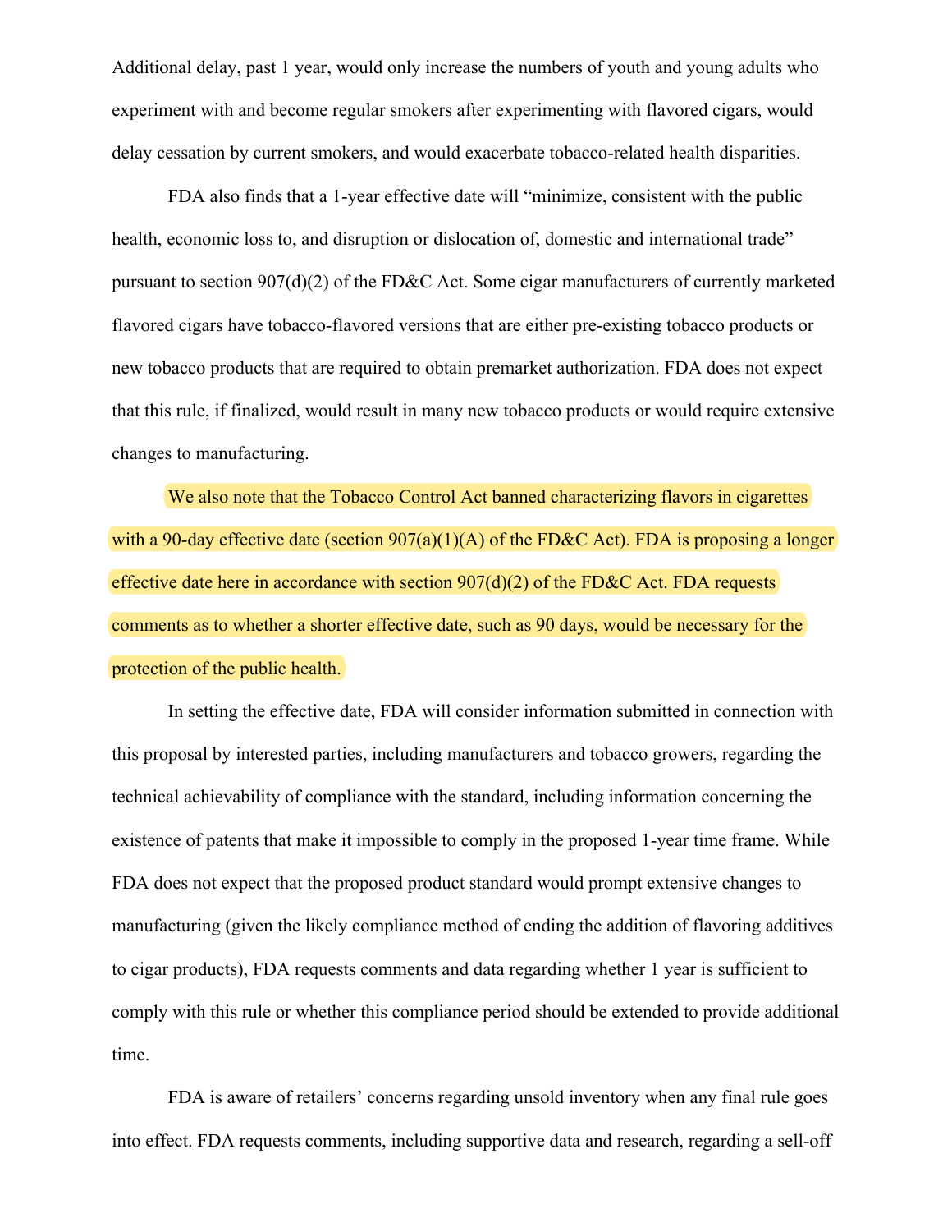Additional delay, past 1 year, would only increase the numbers of youth and young adults who experiment with and become regular smokers after experimenting with flavored cigars, would delay cessation by current smokers, and would exacerbate tobacco-related health disparities.

FDA also finds that a 1-year effective date will "minimize, consistent with the public health, economic loss to, and disruption or dislocation of, domestic and international trade" pursuant to section 907(d)(2) of the FD&C Act. Some cigar manufacturers of currently marketed flavored cigars have tobacco-flavored versions that are either pre-existing tobacco products or new tobacco products that are required to obtain premarket authorization. FDA does not expect that this rule, if finalized, would result in many new tobacco products or would require extensive changes to manufacturing.

We also note that the Tobacco Control Act banned characterizing flavors in cigarettes with a 90-day effective date (section 907(a)(1)(A) of the FD&C Act). FDA is proposing a longer effective date here in accordance with section 907(d)(2) of the FD&C Act. FDA requests comments as to whether a shorter effective date, such as 90 days, would be necessary for the protection of the public health.

In setting the effective date, FDA will consider information submitted in connection with this proposal by interested parties, including manufacturers and tobacco growers, regarding the technical achievability of compliance with the standard, including information concerning the existence of patents that make it impossible to comply in the proposed 1-year time frame. While FDA does not expect that the proposed product standard would prompt extensive changes to manufacturing (given the likely compliance method of ending the addition of flavoring additives to cigar products), FDA requests comments and data regarding whether 1 year is sufficient to comply with this rule or whether this compliance period should be extended to provide additional time.

FDA is aware of retailers' concerns regarding unsold inventory when any final rule goes into effect. FDA requests comments, including supportive data and research, regarding a sell-off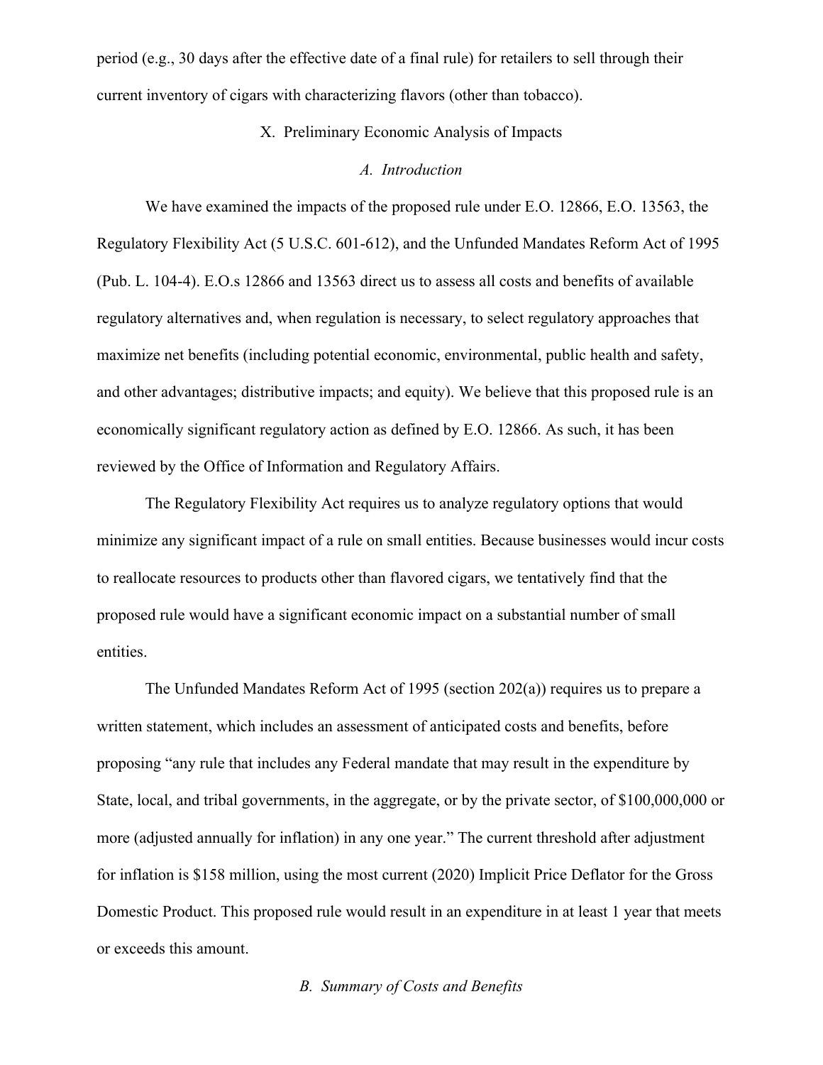period (e.g., 30 days after the effective date of a final rule) for retailers to sell through their current inventory of cigars with characterizing flavors (other than tobacco).

## X. Preliminary Economic Analysis of Impacts

### *A. Introduction*

We have examined the impacts of the proposed rule under E.O. 12866, E.O. 13563, the Regulatory Flexibility Act (5 U.S.C. 601-612), and the Unfunded Mandates Reform Act of 1995 (Pub. L. 104-4). E.O.s 12866 and 13563 direct us to assess all costs and benefits of available regulatory alternatives and, when regulation is necessary, to select regulatory approaches that maximize net benefits (including potential economic, environmental, public health and safety, and other advantages; distributive impacts; and equity). We believe that this proposed rule is an economically significant regulatory action as defined by E.O. 12866. As such, it has been reviewed by the Office of Information and Regulatory Affairs.

The Regulatory Flexibility Act requires us to analyze regulatory options that would minimize any significant impact of a rule on small entities. Because businesses would incur costs to reallocate resources to products other than flavored cigars, we tentatively find that the proposed rule would have a significant economic impact on a substantial number of small entities.

The Unfunded Mandates Reform Act of 1995 (section 202(a)) requires us to prepare a written statement, which includes an assessment of anticipated costs and benefits, before proposing "any rule that includes any Federal mandate that may result in the expenditure by State, local, and tribal governments, in the aggregate, or by the private sector, of $100,000,000 or more (adjusted annually for inflation) in any one year." The current threshold after adjustment for inflation is $158 million, using the most current (2020) Implicit Price Deflator for the Gross Domestic Product. This proposed rule would result in an expenditure in at least 1 year that meets or exceeds this amount.

### *B. Summary of Costs and Benefits*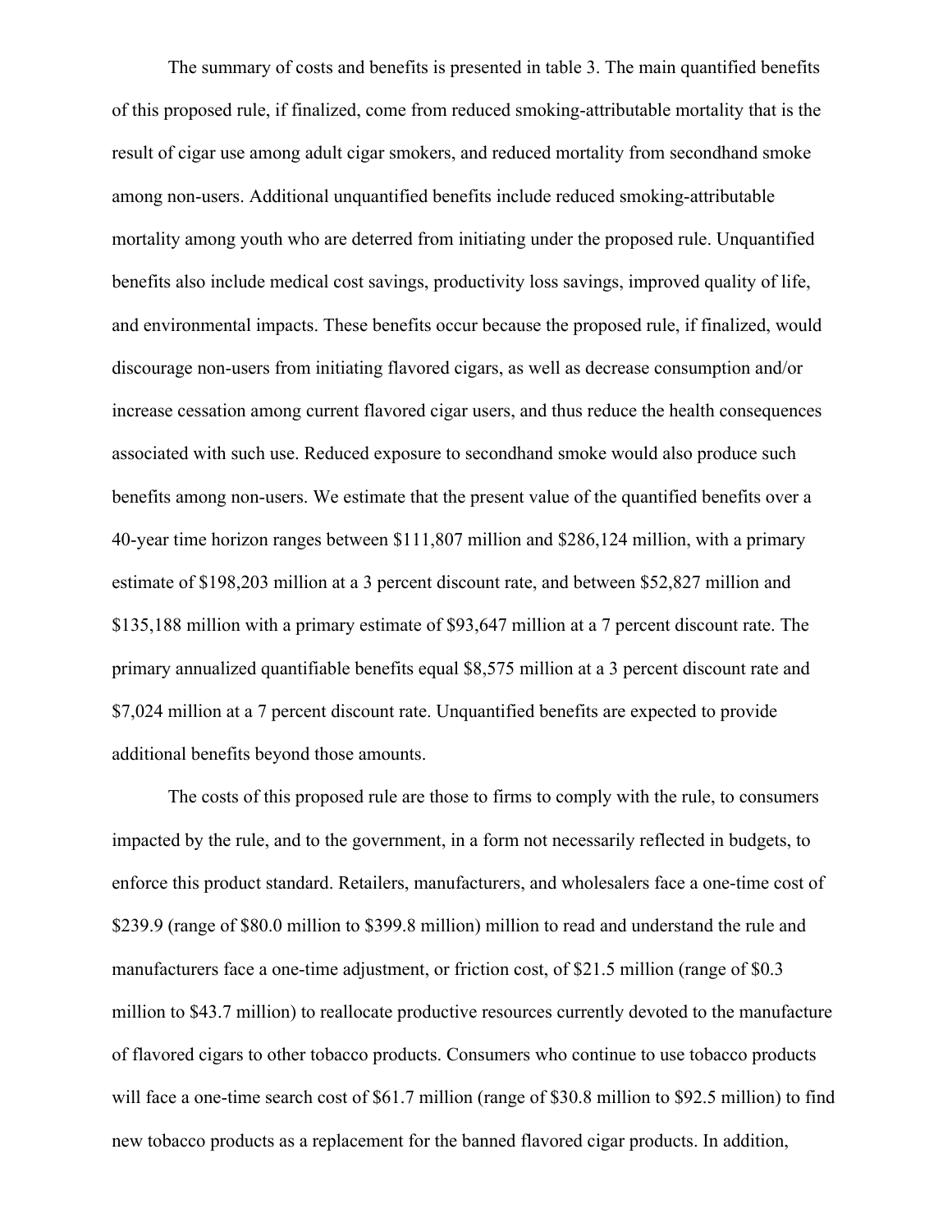The summary of costs and benefits is presented in table 3. The main quantified benefits of this proposed rule, if finalized, come from reduced smoking-attributable mortality that is the result of cigar use among adult cigar smokers, and reduced mortality from secondhand smoke among non-users. Additional unquantified benefits include reduced smoking-attributable mortality among youth who are deterred from initiating under the proposed rule. Unquantified benefits also include medical cost savings, productivity loss savings, improved quality of life, and environmental impacts. These benefits occur because the proposed rule, if finalized, would discourage non-users from initiating flavored cigars, as well as decrease consumption and/or increase cessation among current flavored cigar users, and thus reduce the health consequences associated with such use. Reduced exposure to secondhand smoke would also produce such benefits among non-users. We estimate that the present value of the quantified benefits over a 40-year time horizon ranges between $111,807 million and $286,124 million, with a primary estimate of $198,203 million at a 3 percent discount rate, and between $52,827 million and $135,188 million with a primary estimate of $93,647 million at a 7 percent discount rate. The primary annualized quantifiable benefits equal $8,575 million at a 3 percent discount rate and $7,024 million at a 7 percent discount rate. Unquantified benefits are expected to provide additional benefits beyond those amounts.

The costs of this proposed rule are those to firms to comply with the rule, to consumers impacted by the rule, and to the government, in a form not necessarily reflected in budgets, to enforce this product standard. Retailers, manufacturers, and wholesalers face a one-time cost of $239.9 (range of $80.0 million to $399.8 million) million to read and understand the rule and manufacturers face a one-time adjustment, or friction cost, of $21.5 million (range of $0.3 million to $43.7 million) to reallocate productive resources currently devoted to the manufacture of flavored cigars to other tobacco products. Consumers who continue to use tobacco products will face a one-time search cost of $61.7 million (range of $30.8 million to $92.5 million) to find new tobacco products as a replacement for the banned flavored cigar products. In addition,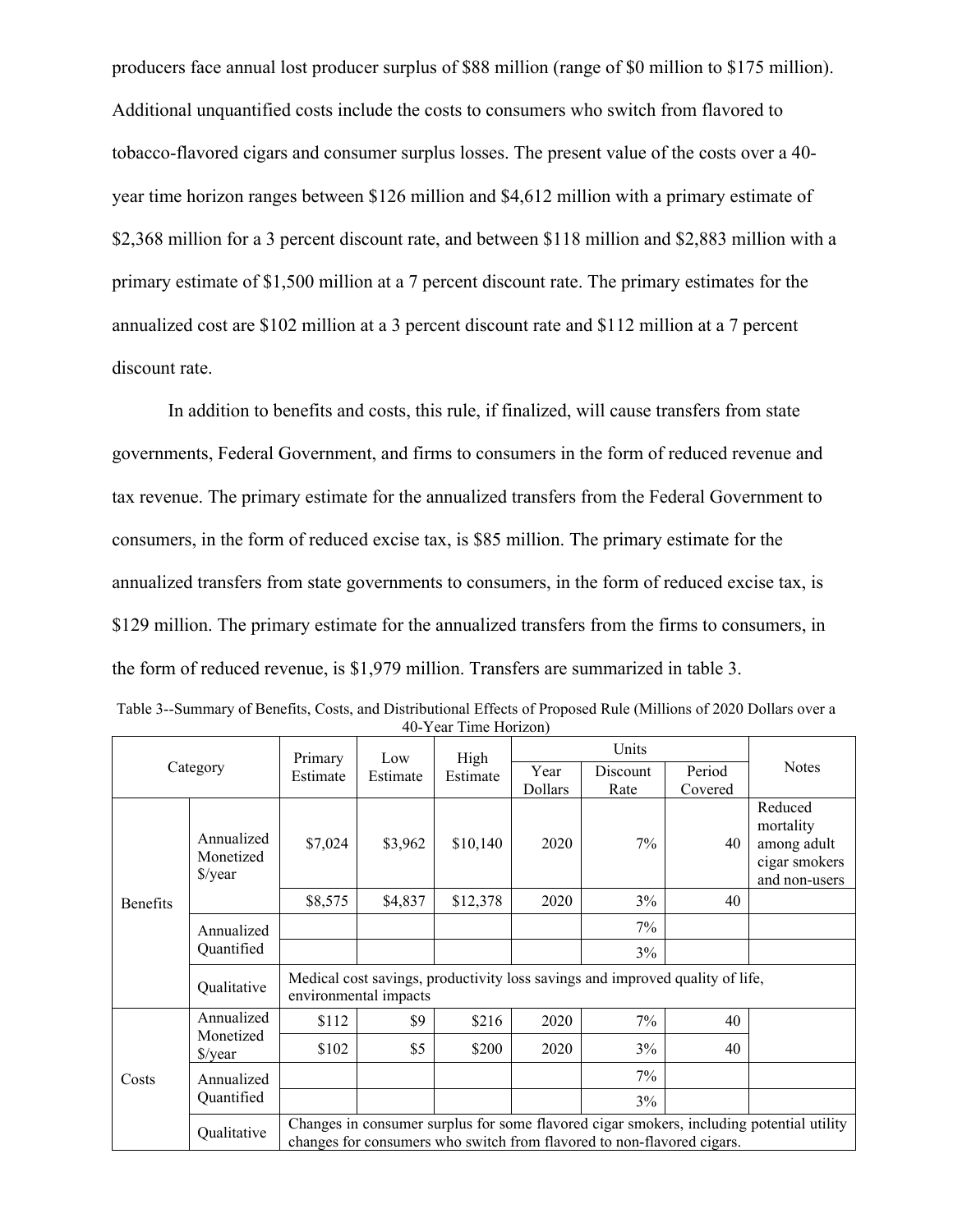producers face annual lost producer surplus of $88 million (range of $0 million to $175 million). Additional unquantified costs include the costs to consumers who switch from flavored to tobacco-flavored cigars and consumer surplus losses. The present value of the costs over a 40-year time horizon ranges between $126 million and $4,612 million with a primary estimate of $2,368 million for a 3 percent discount rate, and between $118 million and $2,883 million with a primary estimate of $1,500 million at a 7 percent discount rate. The primary estimates for the annualized cost are $102 million at a 3 percent discount rate and $112 million at a 7 percent discount rate.

In addition to benefits and costs, this rule, if finalized, will cause transfers from state governments, Federal Government, and firms to consumers in the form of reduced revenue and tax revenue. The primary estimate for the annualized transfers from the Federal Government to consumers, in the form of reduced excise tax, is $85 million. The primary estimate for the annualized transfers from state governments to consumers, in the form of reduced excise tax, is $129 million. The primary estimate for the annualized transfers from the firms to consumers, in the form of reduced revenue, is $1,979 million. Transfers are summarized in table 3.

Table 3--Summary of Benefits, Costs, and Distributional Effects of Proposed Rule (Millions of 2020 Dollars over a 40-Year Time Horizon)

| Category | | Primary Estimate | Low Estimate | High Estimate | Units | | | Notes |
|---|---|---|---|---|---|---|---|---|
| | | | | | Year Dollars | Discount Rate | Period Covered | |
| Benefits | Annualized Monetized $/year | $7,024 | $3,962 | $10,140 | 2020 | 7% | 40 | Reduced mortality among adult cigar smokers and non-users |
| | | $8,575 | $4,837 | $12,378 | 2020 | 3% | 40 | |
| | Annualized Quantified | | | | | 7% | | |
| | | | | | | 3% | | |
| | Qualitative | Medical cost savings, productivity loss savings and improved quality of life, environmental impacts | | | | | | |
| Costs | Annualized Monetized $/year | $112 | $9 | $216 | 2020 | 7% | 40 | |
| | | $102 | $5 | $200 | 2020 | 3% | 40 | |
| | Annualized Quantified | | | | | 7% | | |
| | | | | | | 3% | | |
| | Qualitative | Changes in consumer surplus for some flavored cigar smokers, including potential utility changes for consumers who switch from flavored to non-flavored cigars. | | | | | | |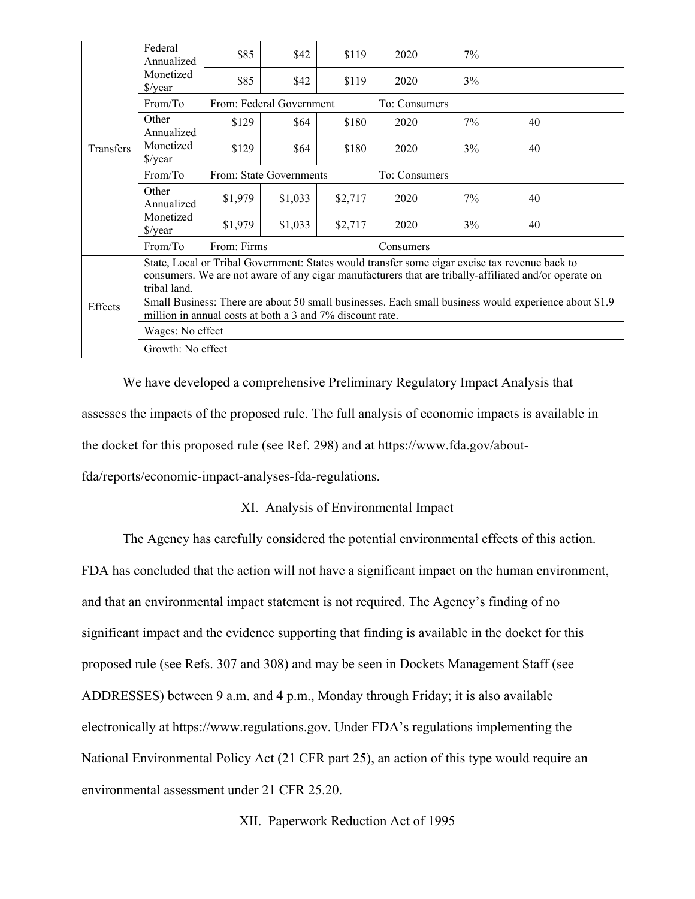| Transfers | Federal Annualized Monetized $/year | $85 | $42 | $119 | 2020 | 7% | | |
|---|---|---|---|---|---|---|---|---|
| | | $85 | $42 | $119 | 2020 | 3% | | |
| | From/To | From: Federal Government | | | To: Consumers | | | |
| | Other Annualized Monetized $/year | $129 | $64 | $180 | 2020 | 7% | 40 | |
| | | $129 | $64 | $180 | 2020 | 3% | 40 | |
| | From/To | From: State Governments | | | To: Consumers | | | |
| | Other Annualized Monetized $/year | $1,979 | $1,033 | $2,717 | 2020 | 7% | 40 | |
| | | $1,979 | $1,033 | $2,717 | 2020 | 3% | 40 | |
| | From/To | From: Firms | | | Consumers | | | |
| Effects | State, Local or Tribal Government: States would transfer some cigar excise tax revenue back to consumers. We are not aware of any cigar manufacturers that are tribally-affiliated and/or operate on tribal land. | | | | | | | |
| | Small Business: There are about 50 small businesses. Each small business would experience about $1.9 million in annual costs at both a 3 and 7% discount rate. | | | | | | | |
| | Wages: No effect | | | | | | | |
| | Growth: No effect | | | | | | | |

We have developed a comprehensive Preliminary Regulatory Impact Analysis that assesses the impacts of the proposed rule. The full analysis of economic impacts is available in the docket for this proposed rule (see Ref. 298) and at https://www.fda.gov/about-fda/reports/economic-impact-analyses-fda-regulations.

## XI. Analysis of Environmental Impact

The Agency has carefully considered the potential environmental effects of this action. FDA has concluded that the action will not have a significant impact on the human environment, and that an environmental impact statement is not required. The Agency's finding of no significant impact and the evidence supporting that finding is available in the docket for this proposed rule (see Refs. 307 and 308) and may be seen in Dockets Management Staff (see ADDRESSES) between 9 a.m. and 4 p.m., Monday through Friday; it is also available electronically at https://www.regulations.gov. Under FDA's regulations implementing the National Environmental Policy Act (21 CFR part 25), an action of this type would require an environmental assessment under 21 CFR 25.20.

## XII. Paperwork Reduction Act of 1995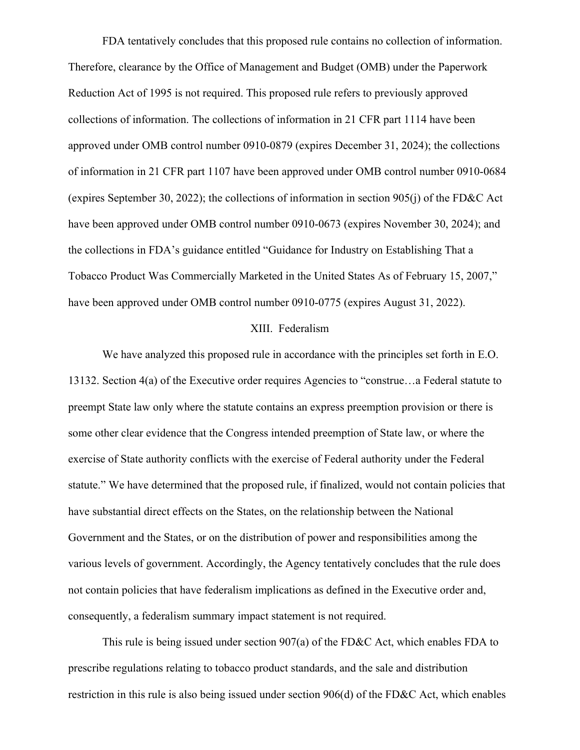FDA tentatively concludes that this proposed rule contains no collection of information. Therefore, clearance by the Office of Management and Budget (OMB) under the Paperwork Reduction Act of 1995 is not required. This proposed rule refers to previously approved collections of information. The collections of information in 21 CFR part 1114 have been approved under OMB control number 0910-0879 (expires December 31, 2024); the collections of information in 21 CFR part 1107 have been approved under OMB control number 0910-0684 (expires September 30, 2022); the collections of information in section 905(j) of the FD&C Act have been approved under OMB control number 0910-0673 (expires November 30, 2024); and the collections in FDA's guidance entitled "Guidance for Industry on Establishing That a Tobacco Product Was Commercially Marketed in the United States As of February 15, 2007," have been approved under OMB control number 0910-0775 (expires August 31, 2022).

## XIII. Federalism

We have analyzed this proposed rule in accordance with the principles set forth in E.O. 13132. Section 4(a) of the Executive order requires Agencies to "construe…a Federal statute to preempt State law only where the statute contains an express preemption provision or there is some other clear evidence that the Congress intended preemption of State law, or where the exercise of State authority conflicts with the exercise of Federal authority under the Federal statute." We have determined that the proposed rule, if finalized, would not contain policies that have substantial direct effects on the States, on the relationship between the National Government and the States, or on the distribution of power and responsibilities among the various levels of government. Accordingly, the Agency tentatively concludes that the rule does not contain policies that have federalism implications as defined in the Executive order and, consequently, a federalism summary impact statement is not required.

This rule is being issued under section 907(a) of the FD&C Act, which enables FDA to prescribe regulations relating to tobacco product standards, and the sale and distribution restriction in this rule is also being issued under section 906(d) of the FD&C Act, which enables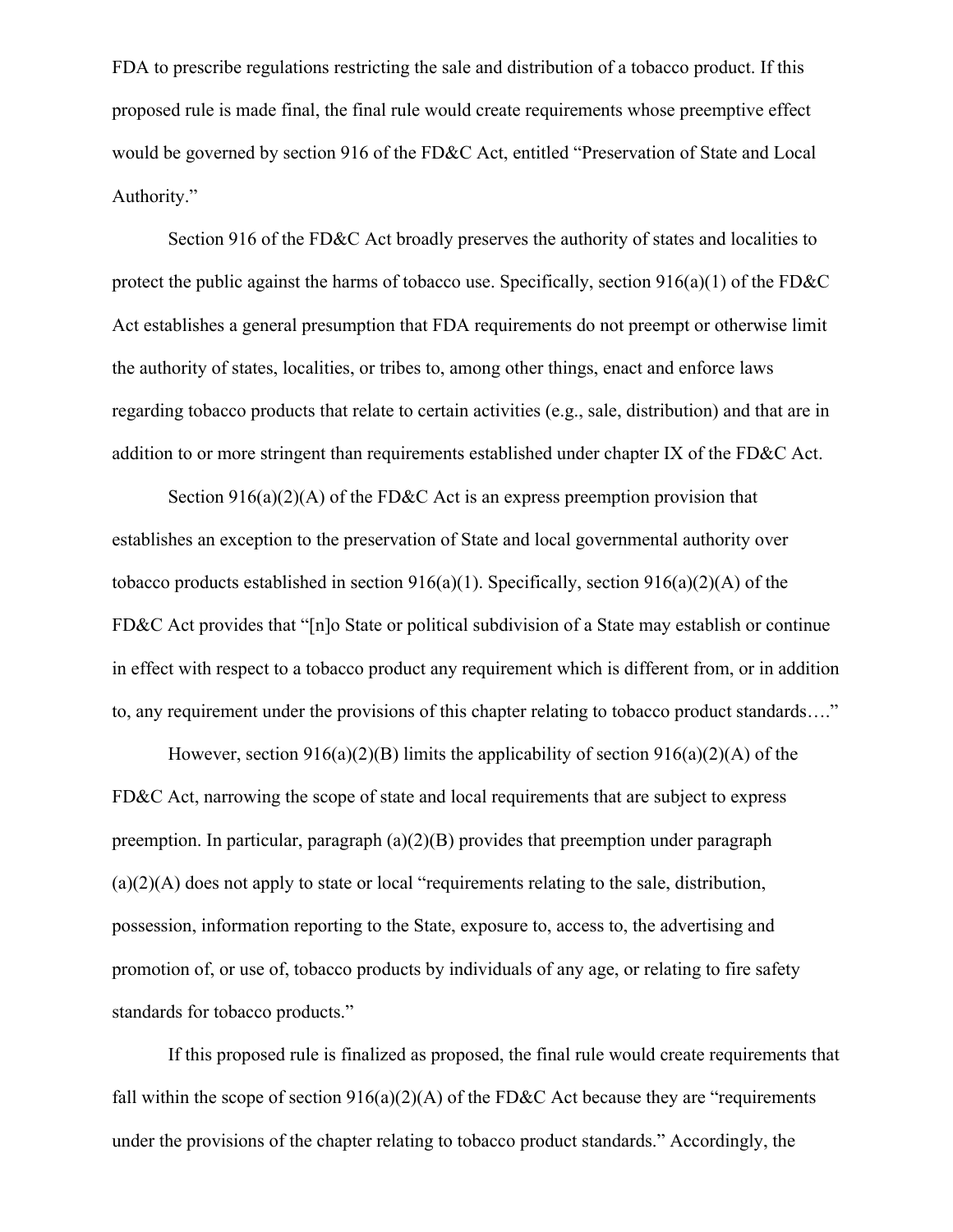FDA to prescribe regulations restricting the sale and distribution of a tobacco product. If this proposed rule is made final, the final rule would create requirements whose preemptive effect would be governed by section 916 of the FD&C Act, entitled "Preservation of State and Local Authority."

Section 916 of the FD&C Act broadly preserves the authority of states and localities to protect the public against the harms of tobacco use. Specifically, section 916(a)(1) of the FD&C Act establishes a general presumption that FDA requirements do not preempt or otherwise limit the authority of states, localities, or tribes to, among other things, enact and enforce laws regarding tobacco products that relate to certain activities (e.g., sale, distribution) and that are in addition to or more stringent than requirements established under chapter IX of the FD&C Act.

Section 916(a)(2)(A) of the FD&C Act is an express preemption provision that establishes an exception to the preservation of State and local governmental authority over tobacco products established in section 916(a)(1). Specifically, section 916(a)(2)(A) of the FD&C Act provides that "[n]o State or political subdivision of a State may establish or continue in effect with respect to a tobacco product any requirement which is different from, or in addition to, any requirement under the provisions of this chapter relating to tobacco product standards…."

However, section 916(a)(2)(B) limits the applicability of section 916(a)(2)(A) of the FD&C Act, narrowing the scope of state and local requirements that are subject to express preemption. In particular, paragraph (a)(2)(B) provides that preemption under paragraph (a)(2)(A) does not apply to state or local "requirements relating to the sale, distribution, possession, information reporting to the State, exposure to, access to, the advertising and promotion of, or use of, tobacco products by individuals of any age, or relating to fire safety standards for tobacco products."

If this proposed rule is finalized as proposed, the final rule would create requirements that fall within the scope of section 916(a)(2)(A) of the FD&C Act because they are "requirements under the provisions of the chapter relating to tobacco product standards." Accordingly, the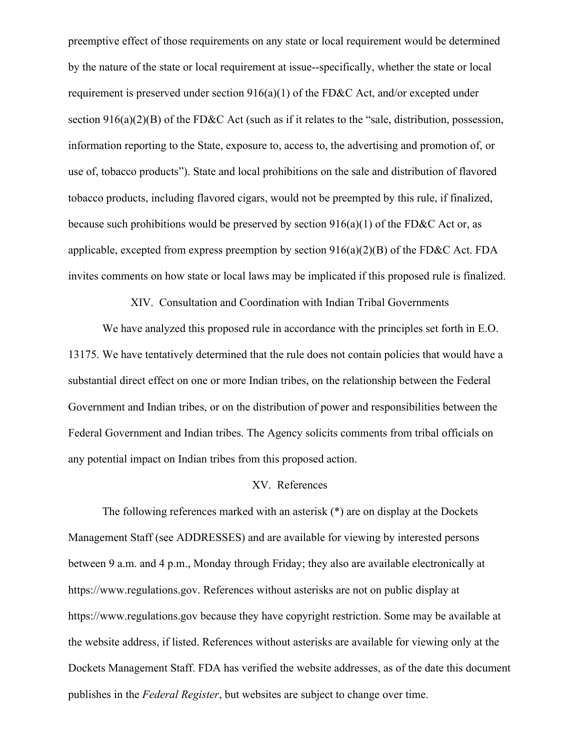preemptive effect of those requirements on any state or local requirement would be determined by the nature of the state or local requirement at issue--specifically, whether the state or local requirement is preserved under section 916(a)(1) of the FD&C Act, and/or excepted under section 916(a)(2)(B) of the FD&C Act (such as if it relates to the "sale, distribution, possession, information reporting to the State, exposure to, access to, the advertising and promotion of, or use of, tobacco products"). State and local prohibitions on the sale and distribution of flavored tobacco products, including flavored cigars, would not be preempted by this rule, if finalized, because such prohibitions would be preserved by section 916(a)(1) of the FD&C Act or, as applicable, excepted from express preemption by section 916(a)(2)(B) of the FD&C Act. FDA invites comments on how state or local laws may be implicated if this proposed rule is finalized.

## XIV. Consultation and Coordination with Indian Tribal Governments

We have analyzed this proposed rule in accordance with the principles set forth in E.O. 13175. We have tentatively determined that the rule does not contain policies that would have a substantial direct effect on one or more Indian tribes, on the relationship between the Federal Government and Indian tribes, or on the distribution of power and responsibilities between the Federal Government and Indian tribes. The Agency solicits comments from tribal officials on any potential impact on Indian tribes from this proposed action.

## XV. References

The following references marked with an asterisk (*) are on display at the Dockets Management Staff (see ADDRESSES) and are available for viewing by interested persons between 9 a.m. and 4 p.m., Monday through Friday; they also are available electronically at https://www.regulations.gov. References without asterisks are not on public display at https://www.regulations.gov because they have copyright restriction. Some may be available at the website address, if listed. References without asterisks are available for viewing only at the Dockets Management Staff. FDA has verified the website addresses, as of the date this document publishes in the *Federal Register*, but websites are subject to change over time.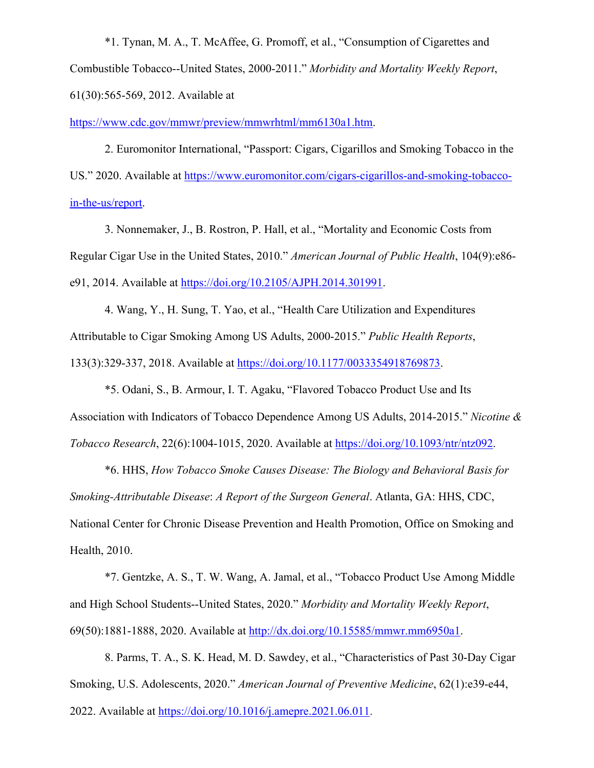*1. Tynan, M. A., T. McAffee, G. Promoff, et al., "Consumption of Cigarettes and Combustible Tobacco--United States, 2000-2011." *Morbidity and Mortality Weekly Report*, 61(30):565-569, 2012. Available at https://www.cdc.gov/mmwr/preview/mmwrhtml/mm6130a1.htm.

2. Euromonitor International, "Passport: Cigars, Cigarillos and Smoking Tobacco in the US." 2020. Available at https://www.euromonitor.com/cigars-cigarillos-and-smoking-tobacco-in-the-us/report.

3. Nonnemaker, J., B. Rostron, P. Hall, et al., "Mortality and Economic Costs from Regular Cigar Use in the United States, 2010." *American Journal of Public Health*, 104(9):e86-e91, 2014. Available at https://doi.org/10.2105/AJPH.2014.301991.

4. Wang, Y., H. Sung, T. Yao, et al., "Health Care Utilization and Expenditures Attributable to Cigar Smoking Among US Adults, 2000-2015." *Public Health Reports*, 133(3):329-337, 2018. Available at https://doi.org/10.1177/0033354918769873.

*5. Odani, S., B. Armour, I. T. Agaku, "Flavored Tobacco Product Use and Its Association with Indicators of Tobacco Dependence Among US Adults, 2014-2015." *Nicotine & Tobacco Research*, 22(6):1004-1015, 2020. Available at https://doi.org/10.1093/ntr/ntz092.

*6. HHS, *How Tobacco Smoke Causes Disease: The Biology and Behavioral Basis for Smoking-Attributable Disease*: *A Report of the Surgeon General*. Atlanta, GA: HHS, CDC, National Center for Chronic Disease Prevention and Health Promotion, Office on Smoking and Health, 2010.

*7. Gentzke, A. S., T. W. Wang, A. Jamal, et al., "Tobacco Product Use Among Middle and High School Students--United States, 2020." *Morbidity and Mortality Weekly Report*, 69(50):1881-1888, 2020. Available at http://dx.doi.org/10.15585/mmwr.mm6950a1.

8. Parms, T. A., S. K. Head, M. D. Sawdey, et al., "Characteristics of Past 30-Day Cigar Smoking, U.S. Adolescents, 2020." *American Journal of Preventive Medicine*, 62(1):e39-e44, 2022. Available at https://doi.org/10.1016/j.amepre.2021.06.011.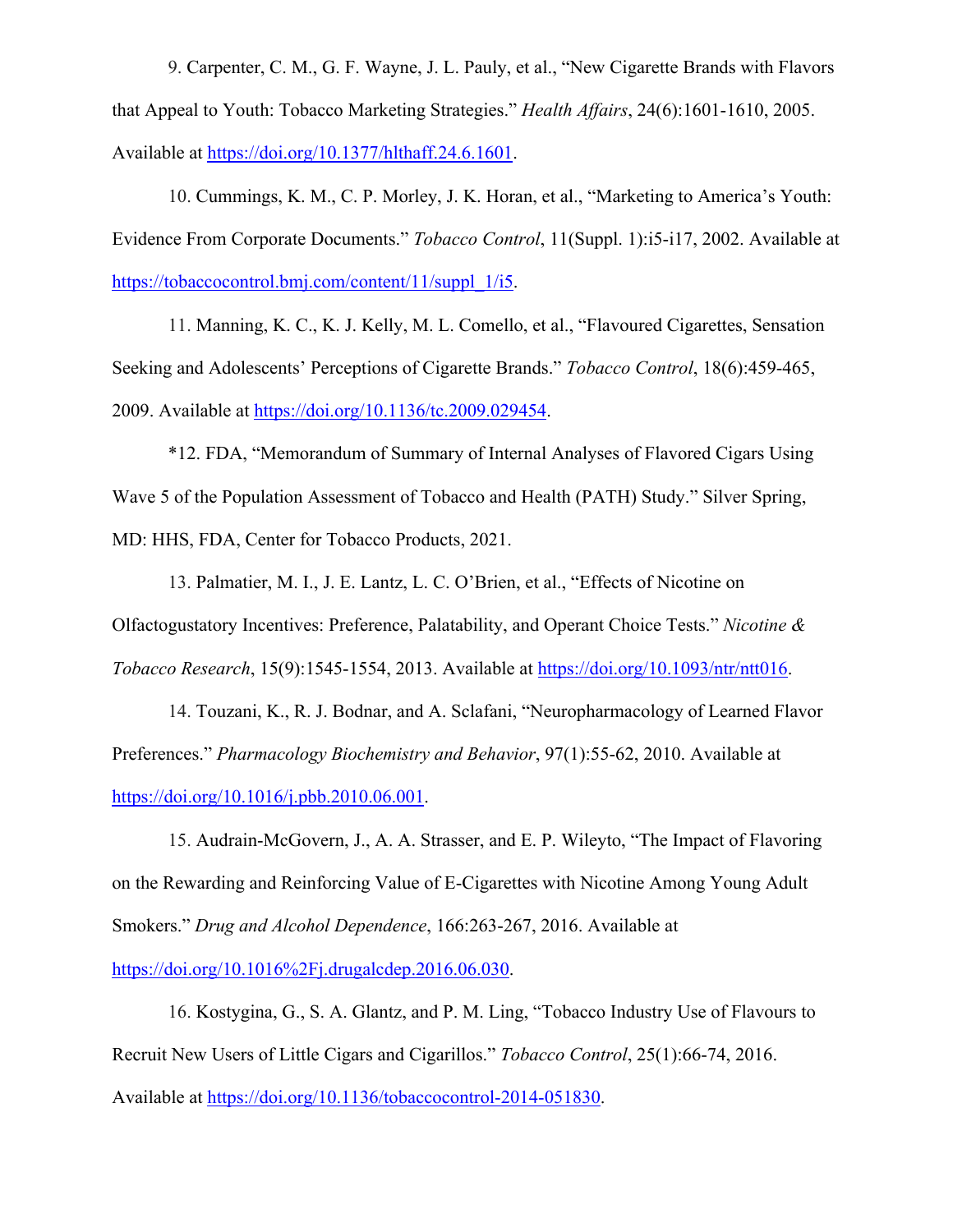9. Carpenter, C. M., G. F. Wayne, J. L. Pauly, et al., “New Cigarette Brands with Flavors that Appeal to Youth: Tobacco Marketing Strategies.” *Health Affairs*, 24(6):1601-1610, 2005. Available at https://doi.org/10.1377/hlthaff.24.6.1601.

10. Cummings, K. M., C. P. Morley, J. K. Horan, et al., “Marketing to America’s Youth: Evidence From Corporate Documents.” *Tobacco Control*, 11(Suppl. 1):i5-i17, 2002. Available at https://tobaccocontrol.bmj.com/content/11/suppl_1/i5.

11. Manning, K. C., K. J. Kelly, M. L. Comello, et al., “Flavoured Cigarettes, Sensation Seeking and Adolescents’ Perceptions of Cigarette Brands.” *Tobacco Control*, 18(6):459-465, 2009. Available at https://doi.org/10.1136/tc.2009.029454.

*12. FDA, “Memorandum of Summary of Internal Analyses of Flavored Cigars Using Wave 5 of the Population Assessment of Tobacco and Health (PATH) Study.” Silver Spring, MD: HHS, FDA, Center for Tobacco Products, 2021.

13. Palmatier, M. I., J. E. Lantz, L. C. O’Brien, et al., “Effects of Nicotine on Olfactogustatory Incentives: Preference, Palatability, and Operant Choice Tests.” *Nicotine & Tobacco Research*, 15(9):1545-1554, 2013. Available at https://doi.org/10.1093/ntr/ntt016.

14. Touzani, K., R. J. Bodnar, and A. Sclafani, “Neuropharmacology of Learned Flavor Preferences.” *Pharmacology Biochemistry and Behavior*, 97(1):55-62, 2010. Available at https://doi.org/10.1016/j.pbb.2010.06.001.

15. Audrain-McGovern, J., A. A. Strasser, and E. P. Wileyto, “The Impact of Flavoring on the Rewarding and Reinforcing Value of E-Cigarettes with Nicotine Among Young Adult Smokers.” *Drug and Alcohol Dependence*, 166:263-267, 2016. Available at https://doi.org/10.1016%2Fj.drugalcdep.2016.06.030.

16. Kostygina, G., S. A. Glantz, and P. M. Ling, “Tobacco Industry Use of Flavours to Recruit New Users of Little Cigars and Cigarillos.” *Tobacco Control*, 25(1):66-74, 2016. Available at https://doi.org/10.1136/tobaccocontrol-2014-051830.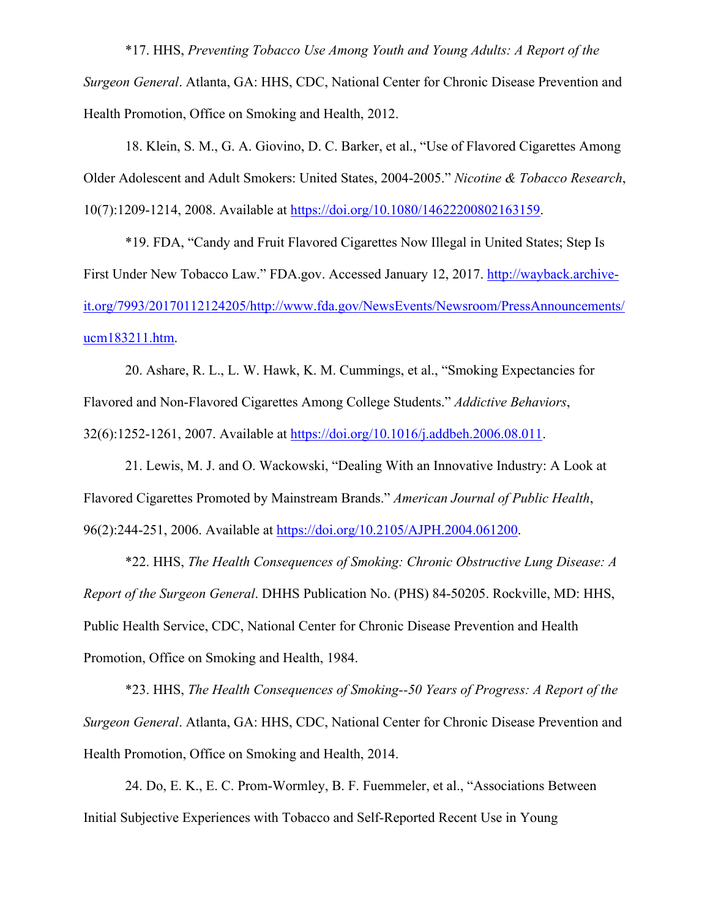*17. HHS, *Preventing Tobacco Use Among Youth and Young Adults: A Report of the Surgeon General*. Atlanta, GA: HHS, CDC, National Center for Chronic Disease Prevention and Health Promotion, Office on Smoking and Health, 2012.

18. Klein, S. M., G. A. Giovino, D. C. Barker, et al., "Use of Flavored Cigarettes Among Older Adolescent and Adult Smokers: United States, 2004-2005." *Nicotine & Tobacco Research*, 10(7):1209-1214, 2008. Available at https://doi.org/10.1080/14622200802163159.

*19. FDA, "Candy and Fruit Flavored Cigarettes Now Illegal in United States; Step Is First Under New Tobacco Law." FDA.gov. Accessed January 12, 2017. http://wayback.archive-it.org/7993/20170112124205/http://www.fda.gov/NewsEvents/Newsroom/PressAnnouncements/ucm183211.htm.

20. Ashare, R. L., L. W. Hawk, K. M. Cummings, et al., "Smoking Expectancies for Flavored and Non-Flavored Cigarettes Among College Students." *Addictive Behaviors*, 32(6):1252-1261, 2007. Available at https://doi.org/10.1016/j.addbeh.2006.08.011.

21. Lewis, M. J. and O. Wackowski, "Dealing With an Innovative Industry: A Look at Flavored Cigarettes Promoted by Mainstream Brands." *American Journal of Public Health*, 96(2):244-251, 2006. Available at https://doi.org/10.2105/AJPH.2004.061200.

*22. HHS, *The Health Consequences of Smoking: Chronic Obstructive Lung Disease: A Report of the Surgeon General*. DHHS Publication No. (PHS) 84-50205. Rockville, MD: HHS, Public Health Service, CDC, National Center for Chronic Disease Prevention and Health Promotion, Office on Smoking and Health, 1984.

*23. HHS, *The Health Consequences of Smoking--50 Years of Progress: A Report of the Surgeon General*. Atlanta, GA: HHS, CDC, National Center for Chronic Disease Prevention and Health Promotion, Office on Smoking and Health, 2014.

24. Do, E. K., E. C. Prom-Wormley, B. F. Fuemmeler, et al., "Associations Between Initial Subjective Experiences with Tobacco and Self-Reported Recent Use in Young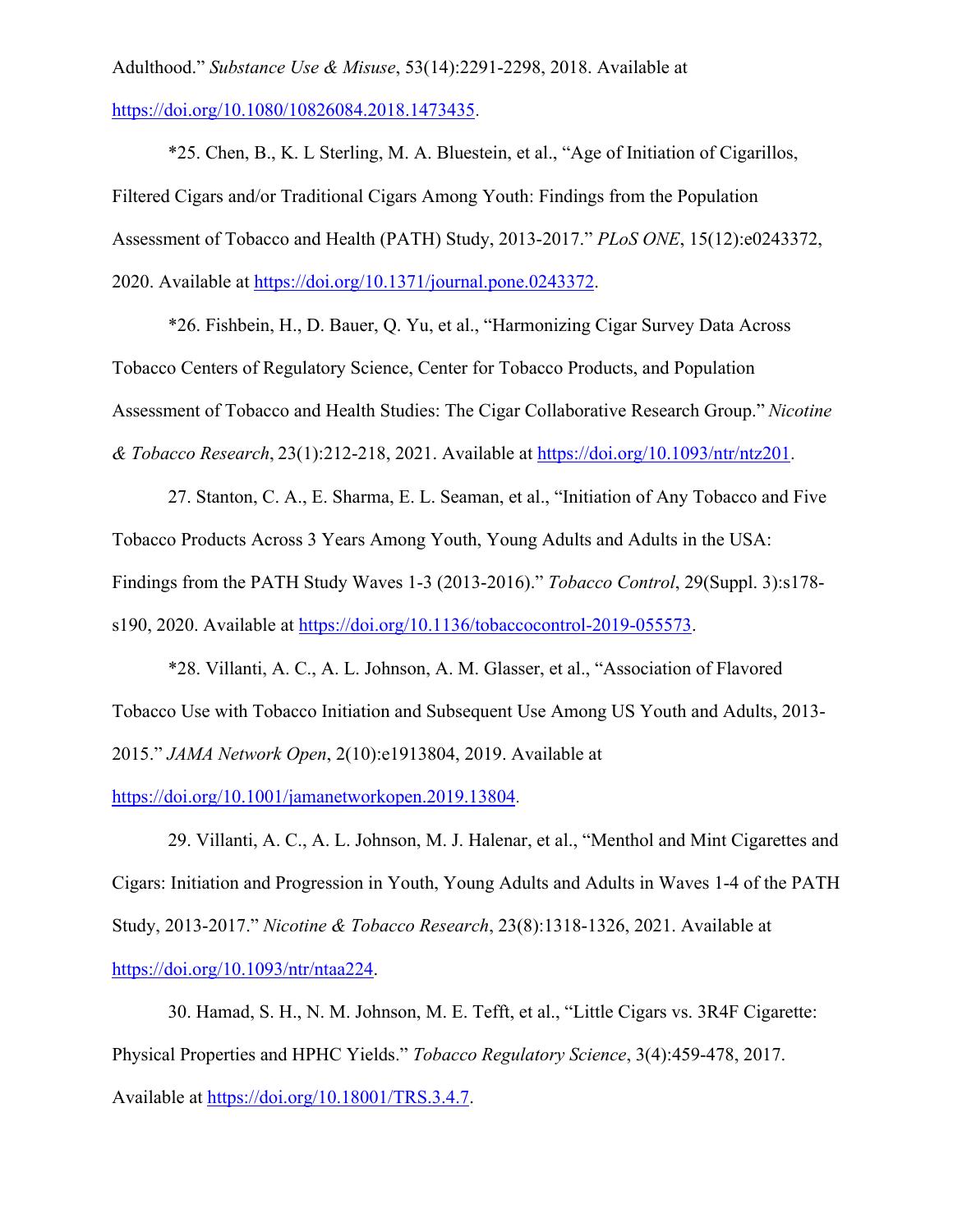Adulthood." *Substance Use & Misuse*, 53(14):2291-2298, 2018. Available at https://doi.org/10.1080/10826084.2018.1473435.

*25. Chen, B., K. L Sterling, M. A. Bluestein, et al., "Age of Initiation of Cigarillos, Filtered Cigars and/or Traditional Cigars Among Youth: Findings from the Population Assessment of Tobacco and Health (PATH) Study, 2013-2017." *PLoS ONE*, 15(12):e0243372, 2020. Available at https://doi.org/10.1371/journal.pone.0243372.

*26. Fishbein, H., D. Bauer, Q. Yu, et al., "Harmonizing Cigar Survey Data Across Tobacco Centers of Regulatory Science, Center for Tobacco Products, and Population Assessment of Tobacco and Health Studies: The Cigar Collaborative Research Group." *Nicotine & Tobacco Research*, 23(1):212-218, 2021. Available at https://doi.org/10.1093/ntr/ntz201.

27. Stanton, C. A., E. Sharma, E. L. Seaman, et al., "Initiation of Any Tobacco and Five Tobacco Products Across 3 Years Among Youth, Young Adults and Adults in the USA: Findings from the PATH Study Waves 1-3 (2013-2016)." *Tobacco Control*, 29(Suppl. 3):s178-s190, 2020. Available at https://doi.org/10.1136/tobaccocontrol-2019-055573.

*28. Villanti, A. C., A. L. Johnson, A. M. Glasser, et al., "Association of Flavored Tobacco Use with Tobacco Initiation and Subsequent Use Among US Youth and Adults, 2013-2015." *JAMA Network Open*, 2(10):e1913804, 2019. Available at https://doi.org/10.1001/jamanetworkopen.2019.13804.

29. Villanti, A. C., A. L. Johnson, M. J. Halenar, et al., "Menthol and Mint Cigarettes and Cigars: Initiation and Progression in Youth, Young Adults and Adults in Waves 1-4 of the PATH Study, 2013-2017." *Nicotine & Tobacco Research*, 23(8):1318-1326, 2021. Available at https://doi.org/10.1093/ntr/ntaa224.

30. Hamad, S. H., N. M. Johnson, M. E. Tefft, et al., "Little Cigars vs. 3R4F Cigarette: Physical Properties and HPHC Yields." *Tobacco Regulatory Science*, 3(4):459-478, 2017. Available at https://doi.org/10.18001/TRS.3.4.7.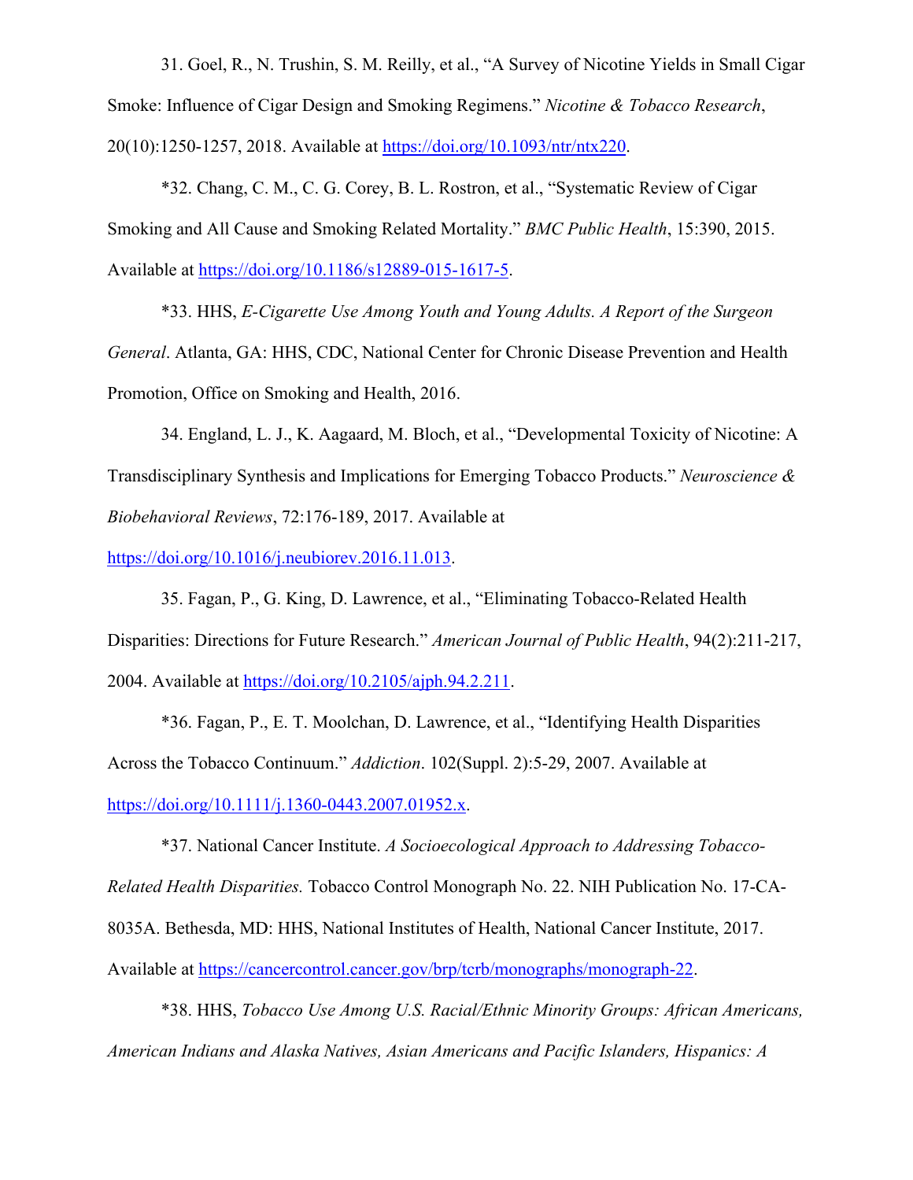31. Goel, R., N. Trushin, S. M. Reilly, et al., "A Survey of Nicotine Yields in Small Cigar Smoke: Influence of Cigar Design and Smoking Regimens." *Nicotine & Tobacco Research*, 20(10):1250-1257, 2018. Available at https://doi.org/10.1093/ntr/ntx220.

*32. Chang, C. M., C. G. Corey, B. L. Rostron, et al., "Systematic Review of Cigar Smoking and All Cause and Smoking Related Mortality." *BMC Public Health*, 15:390, 2015. Available at https://doi.org/10.1186/s12889-015-1617-5.

*33. HHS, *E-Cigarette Use Among Youth and Young Adults. A Report of the Surgeon General*. Atlanta, GA: HHS, CDC, National Center for Chronic Disease Prevention and Health Promotion, Office on Smoking and Health, 2016.

34. England, L. J., K. Aagaard, M. Bloch, et al., "Developmental Toxicity of Nicotine: A Transdisciplinary Synthesis and Implications for Emerging Tobacco Products." *Neuroscience & Biobehavioral Reviews*, 72:176-189, 2017. Available at https://doi.org/10.1016/j.neubiorev.2016.11.013.

35. Fagan, P., G. King, D. Lawrence, et al., "Eliminating Tobacco-Related Health Disparities: Directions for Future Research." *American Journal of Public Health*, 94(2):211-217, 2004. Available at https://doi.org/10.2105/ajph.94.2.211.

*36. Fagan, P., E. T. Moolchan, D. Lawrence, et al., "Identifying Health Disparities Across the Tobacco Continuum." *Addiction*. 102(Suppl. 2):5-29, 2007. Available at https://doi.org/10.1111/j.1360-0443.2007.01952.x.

*37. National Cancer Institute. *A Socioecological Approach to Addressing Tobacco-Related Health Disparities.* Tobacco Control Monograph No. 22. NIH Publication No. 17-CA-8035A. Bethesda, MD: HHS, National Institutes of Health, National Cancer Institute, 2017. Available at https://cancercontrol.cancer.gov/brp/tcrb/monographs/monograph-22.

*38. HHS, *Tobacco Use Among U.S. Racial/Ethnic Minority Groups: African Americans, American Indians and Alaska Natives, Asian Americans and Pacific Islanders, Hispanics: A*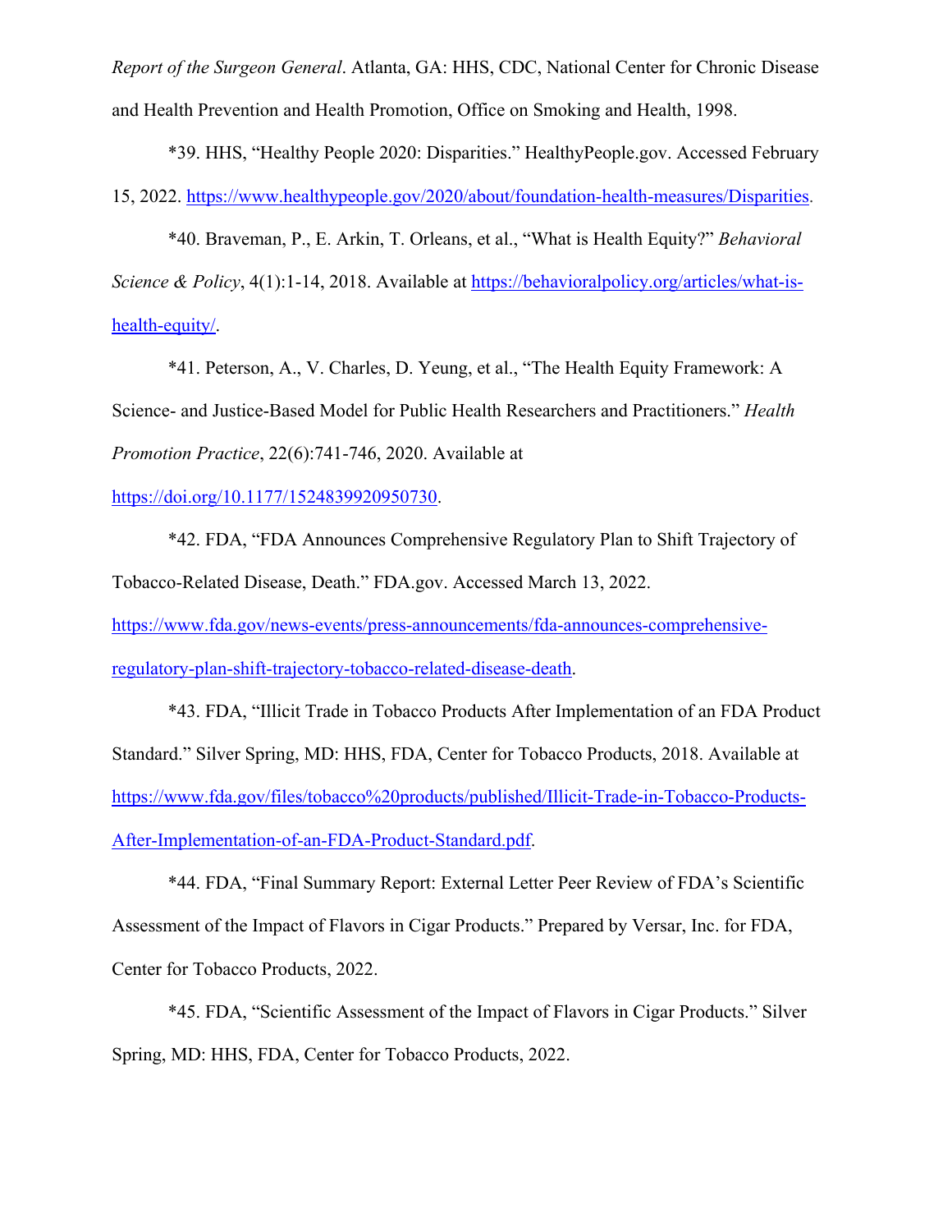*Report of the Surgeon General*. Atlanta, GA: HHS, CDC, National Center for Chronic Disease and Health Prevention and Health Promotion, Office on Smoking and Health, 1998.

*39. HHS, "Healthy People 2020: Disparities." HealthyPeople.gov. Accessed February 15, 2022. https://www.healthypeople.gov/2020/about/foundation-health-measures/Disparities.

*40. Braveman, P., E. Arkin, T. Orleans, et al., "What is Health Equity?" *Behavioral Science & Policy*, 4(1):1-14, 2018. Available at https://behavioralpolicy.org/articles/what-is-health-equity/.

*41. Peterson, A., V. Charles, D. Yeung, et al., "The Health Equity Framework: A Science- and Justice-Based Model for Public Health Researchers and Practitioners." *Health Promotion Practice*, 22(6):741-746, 2020. Available at https://doi.org/10.1177/1524839920950730.

*42. FDA, "FDA Announces Comprehensive Regulatory Plan to Shift Trajectory of Tobacco-Related Disease, Death." FDA.gov. Accessed March 13, 2022. https://www.fda.gov/news-events/press-announcements/fda-announces-comprehensive-regulatory-plan-shift-trajectory-tobacco-related-disease-death.

*43. FDA, "Illicit Trade in Tobacco Products After Implementation of an FDA Product Standard." Silver Spring, MD: HHS, FDA, Center for Tobacco Products, 2018. Available at https://www.fda.gov/files/tobacco%20products/published/Illicit-Trade-in-Tobacco-Products-After-Implementation-of-an-FDA-Product-Standard.pdf.

*44. FDA, "Final Summary Report: External Letter Peer Review of FDA's Scientific Assessment of the Impact of Flavors in Cigar Products." Prepared by Versar, Inc. for FDA, Center for Tobacco Products, 2022.

*45. FDA, "Scientific Assessment of the Impact of Flavors in Cigar Products." Silver Spring, MD: HHS, FDA, Center for Tobacco Products, 2022.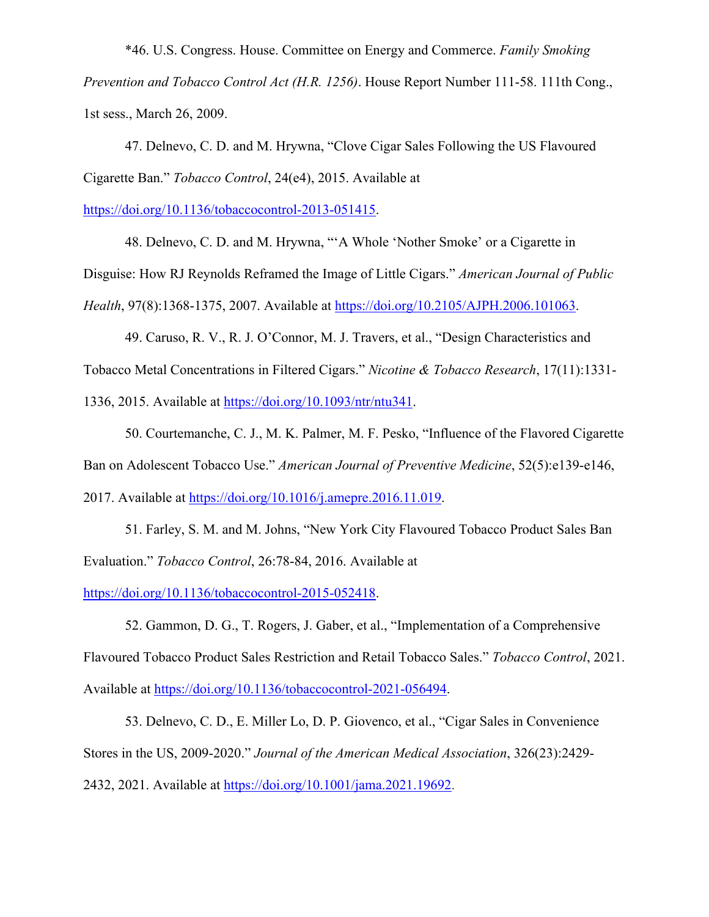*46. U.S. Congress. House. Committee on Energy and Commerce. *Family Smoking Prevention and Tobacco Control Act (H.R. 1256)*. House Report Number 111-58. 111th Cong., 1st sess., March 26, 2009.

47. Delnevo, C. D. and M. Hrywna, "Clove Cigar Sales Following the US Flavoured Cigarette Ban." *Tobacco Control*, 24(e4), 2015. Available at https://doi.org/10.1136/tobaccocontrol-2013-051415.

48. Delnevo, C. D. and M. Hrywna, "'A Whole 'Nother Smoke' or a Cigarette in Disguise: How RJ Reynolds Reframed the Image of Little Cigars." *American Journal of Public Health*, 97(8):1368-1375, 2007. Available at https://doi.org/10.2105/AJPH.2006.101063.

49. Caruso, R. V., R. J. O'Connor, M. J. Travers, et al., "Design Characteristics and Tobacco Metal Concentrations in Filtered Cigars." *Nicotine & Tobacco Research*, 17(11):1331-1336, 2015. Available at https://doi.org/10.1093/ntr/ntu341.

50. Courtemanche, C. J., M. K. Palmer, M. F. Pesko, "Influence of the Flavored Cigarette Ban on Adolescent Tobacco Use." *American Journal of Preventive Medicine*, 52(5):e139-e146, 2017. Available at https://doi.org/10.1016/j.amepre.2016.11.019.

51. Farley, S. M. and M. Johns, "New York City Flavoured Tobacco Product Sales Ban Evaluation." *Tobacco Control*, 26:78-84, 2016. Available at https://doi.org/10.1136/tobaccocontrol-2015-052418.

52. Gammon, D. G., T. Rogers, J. Gaber, et al., "Implementation of a Comprehensive Flavoured Tobacco Product Sales Restriction and Retail Tobacco Sales." *Tobacco Control*, 2021. Available at https://doi.org/10.1136/tobaccocontrol-2021-056494.

53. Delnevo, C. D., E. Miller Lo, D. P. Giovenco, et al., "Cigar Sales in Convenience Stores in the US, 2009-2020." *Journal of the American Medical Association*, 326(23):2429-2432, 2021. Available at https://doi.org/10.1001/jama.2021.19692.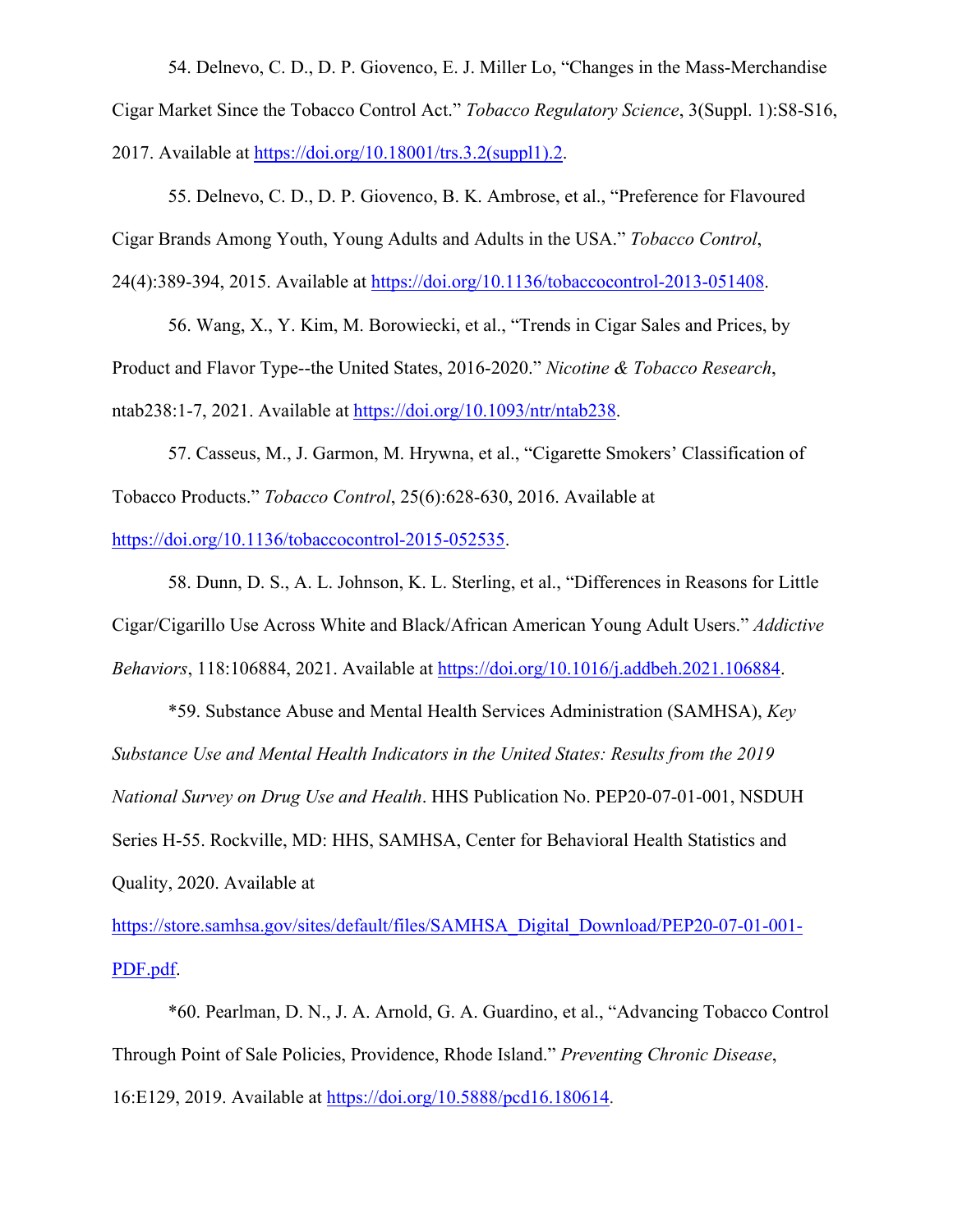54. Delnevo, C. D., D. P. Giovenco, E. J. Miller Lo, "Changes in the Mass-Merchandise Cigar Market Since the Tobacco Control Act." *Tobacco Regulatory Science*, 3(Suppl. 1):S8-S16, 2017. Available at https://doi.org/10.18001/trs.3.2(suppl1).2.

55. Delnevo, C. D., D. P. Giovenco, B. K. Ambrose, et al., "Preference for Flavoured Cigar Brands Among Youth, Young Adults and Adults in the USA." *Tobacco Control*, 24(4):389-394, 2015. Available at https://doi.org/10.1136/tobaccocontrol-2013-051408.

56. Wang, X., Y. Kim, M. Borowiecki, et al., "Trends in Cigar Sales and Prices, by Product and Flavor Type--the United States, 2016-2020." *Nicotine & Tobacco Research*, ntab238:1-7, 2021. Available at https://doi.org/10.1093/ntr/ntab238.

57. Casseus, M., J. Garmon, M. Hrywna, et al., "Cigarette Smokers' Classification of Tobacco Products." *Tobacco Control*, 25(6):628-630, 2016. Available at https://doi.org/10.1136/tobaccocontrol-2015-052535.

58. Dunn, D. S., A. L. Johnson, K. L. Sterling, et al., "Differences in Reasons for Little Cigar/Cigarillo Use Across White and Black/African American Young Adult Users." *Addictive Behaviors*, 118:106884, 2021. Available at https://doi.org/10.1016/j.addbeh.2021.106884.

*59. Substance Abuse and Mental Health Services Administration (SAMHSA), *Key Substance Use and Mental Health Indicators in the United States: Results from the 2019 National Survey on Drug Use and Health*. HHS Publication No. PEP20-07-01-001, NSDUH Series H-55. Rockville, MD: HHS, SAMHSA, Center for Behavioral Health Statistics and Quality, 2020. Available at https://store.samhsa.gov/sites/default/files/SAMHSA_Digital_Download/PEP20-07-01-001-PDF.pdf.

*60. Pearlman, D. N., J. A. Arnold, G. A. Guardino, et al., "Advancing Tobacco Control Through Point of Sale Policies, Providence, Rhode Island." *Preventing Chronic Disease*, 16:E129, 2019. Available at https://doi.org/10.5888/pcd16.180614.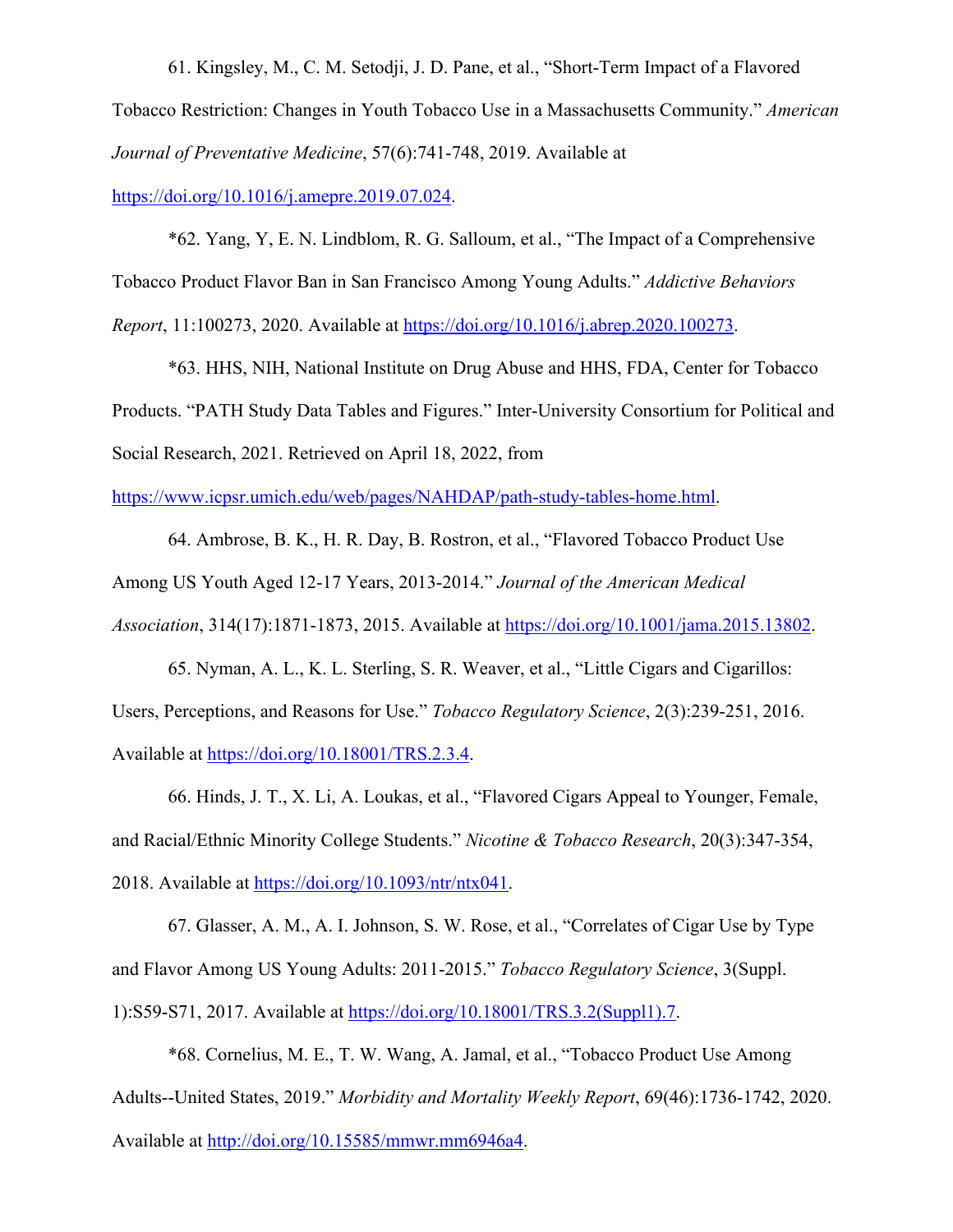61. Kingsley, M., C. M. Setodji, J. D. Pane, et al., "Short-Term Impact of a Flavored Tobacco Restriction: Changes in Youth Tobacco Use in a Massachusetts Community." *American Journal of Preventative Medicine*, 57(6):741-748, 2019. Available at https://doi.org/10.1016/j.amepre.2019.07.024.

*62. Yang, Y, E. N. Lindblom, R. G. Salloum, et al., "The Impact of a Comprehensive Tobacco Product Flavor Ban in San Francisco Among Young Adults." *Addictive Behaviors Report*, 11:100273, 2020. Available at https://doi.org/10.1016/j.abrep.2020.100273.

*63. HHS, NIH, National Institute on Drug Abuse and HHS, FDA, Center for Tobacco Products. "PATH Study Data Tables and Figures." Inter-University Consortium for Political and Social Research, 2021. Retrieved on April 18, 2022, from https://www.icpsr.umich.edu/web/pages/NAHDAP/path-study-tables-home.html.

64. Ambrose, B. K., H. R. Day, B. Rostron, et al., "Flavored Tobacco Product Use Among US Youth Aged 12-17 Years, 2013-2014." *Journal of the American Medical Association*, 314(17):1871-1873, 2015. Available at https://doi.org/10.1001/jama.2015.13802.

65. Nyman, A. L., K. L. Sterling, S. R. Weaver, et al., "Little Cigars and Cigarillos: Users, Perceptions, and Reasons for Use." *Tobacco Regulatory Science*, 2(3):239-251, 2016. Available at https://doi.org/10.18001/TRS.2.3.4.

66. Hinds, J. T., X. Li, A. Loukas, et al., "Flavored Cigars Appeal to Younger, Female, and Racial/Ethnic Minority College Students." *Nicotine & Tobacco Research*, 20(3):347-354, 2018. Available at https://doi.org/10.1093/ntr/ntx041.

67. Glasser, A. M., A. I. Johnson, S. W. Rose, et al., "Correlates of Cigar Use by Type and Flavor Among US Young Adults: 2011-2015." *Tobacco Regulatory Science*, 3(Suppl. 1):S59-S71, 2017. Available at https://doi.org/10.18001/TRS.3.2(Suppl1).7.

*68. Cornelius, M. E., T. W. Wang, A. Jamal, et al., "Tobacco Product Use Among Adults--United States, 2019." *Morbidity and Mortality Weekly Report*, 69(46):1736-1742, 2020. Available at http://doi.org/10.15585/mmwr.mm6946a4.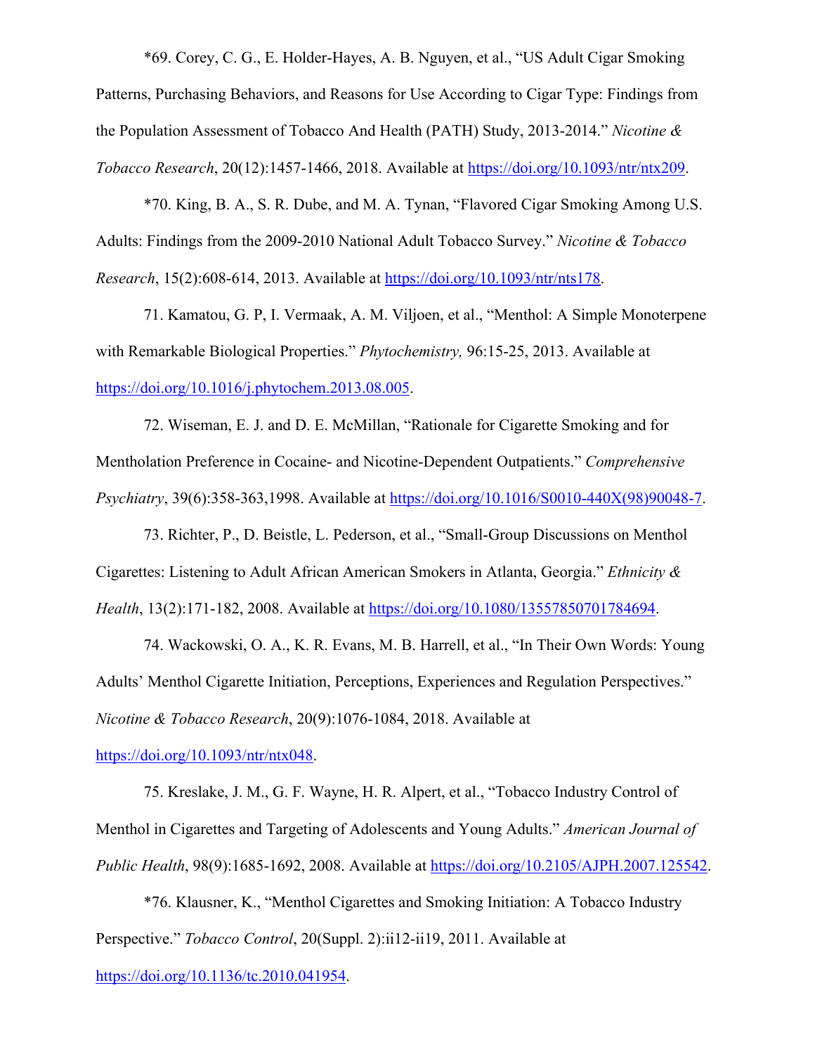*69. Corey, C. G., E. Holder-Hayes, A. B. Nguyen, et al., "US Adult Cigar Smoking Patterns, Purchasing Behaviors, and Reasons for Use According to Cigar Type: Findings from the Population Assessment of Tobacco And Health (PATH) Study, 2013-2014." *Nicotine & Tobacco Research*, 20(12):1457-1466, 2018. Available at https://doi.org/10.1093/ntr/ntx209.

*70. King, B. A., S. R. Dube, and M. A. Tynan, "Flavored Cigar Smoking Among U.S. Adults: Findings from the 2009-2010 National Adult Tobacco Survey." *Nicotine & Tobacco Research*, 15(2):608-614, 2013. Available at https://doi.org/10.1093/ntr/nts178.

71. Kamatou, G. P, I. Vermaak, A. M. Viljoen, et al., "Menthol: A Simple Monoterpene with Remarkable Biological Properties." *Phytochemistry,* 96:15-25, 2013. Available at https://doi.org/10.1016/j.phytochem.2013.08.005.

72. Wiseman, E. J. and D. E. McMillan, "Rationale for Cigarette Smoking and for Mentholation Preference in Cocaine- and Nicotine-Dependent Outpatients." *Comprehensive Psychiatry*, 39(6):358-363,1998. Available at https://doi.org/10.1016/S0010-440X(98)90048-7.

73. Richter, P., D. Beistle, L. Pederson, et al., "Small-Group Discussions on Menthol Cigarettes: Listening to Adult African American Smokers in Atlanta, Georgia." *Ethnicity & Health*, 13(2):171-182, 2008. Available at https://doi.org/10.1080/13557850701784694.

74. Wackowski, O. A., K. R. Evans, M. B. Harrell, et al., "In Their Own Words: Young Adults' Menthol Cigarette Initiation, Perceptions, Experiences and Regulation Perspectives." *Nicotine & Tobacco Research*, 20(9):1076-1084, 2018. Available at https://doi.org/10.1093/ntr/ntx048.

75. Kreslake, J. M., G. F. Wayne, H. R. Alpert, et al., "Tobacco Industry Control of Menthol in Cigarettes and Targeting of Adolescents and Young Adults." *American Journal of Public Health*, 98(9):1685-1692, 2008. Available at https://doi.org/10.2105/AJPH.2007.125542.

*76. Klausner, K., "Menthol Cigarettes and Smoking Initiation: A Tobacco Industry Perspective." *Tobacco Control*, 20(Suppl. 2):ii12-ii19, 2011. Available at https://doi.org/10.1136/tc.2010.041954.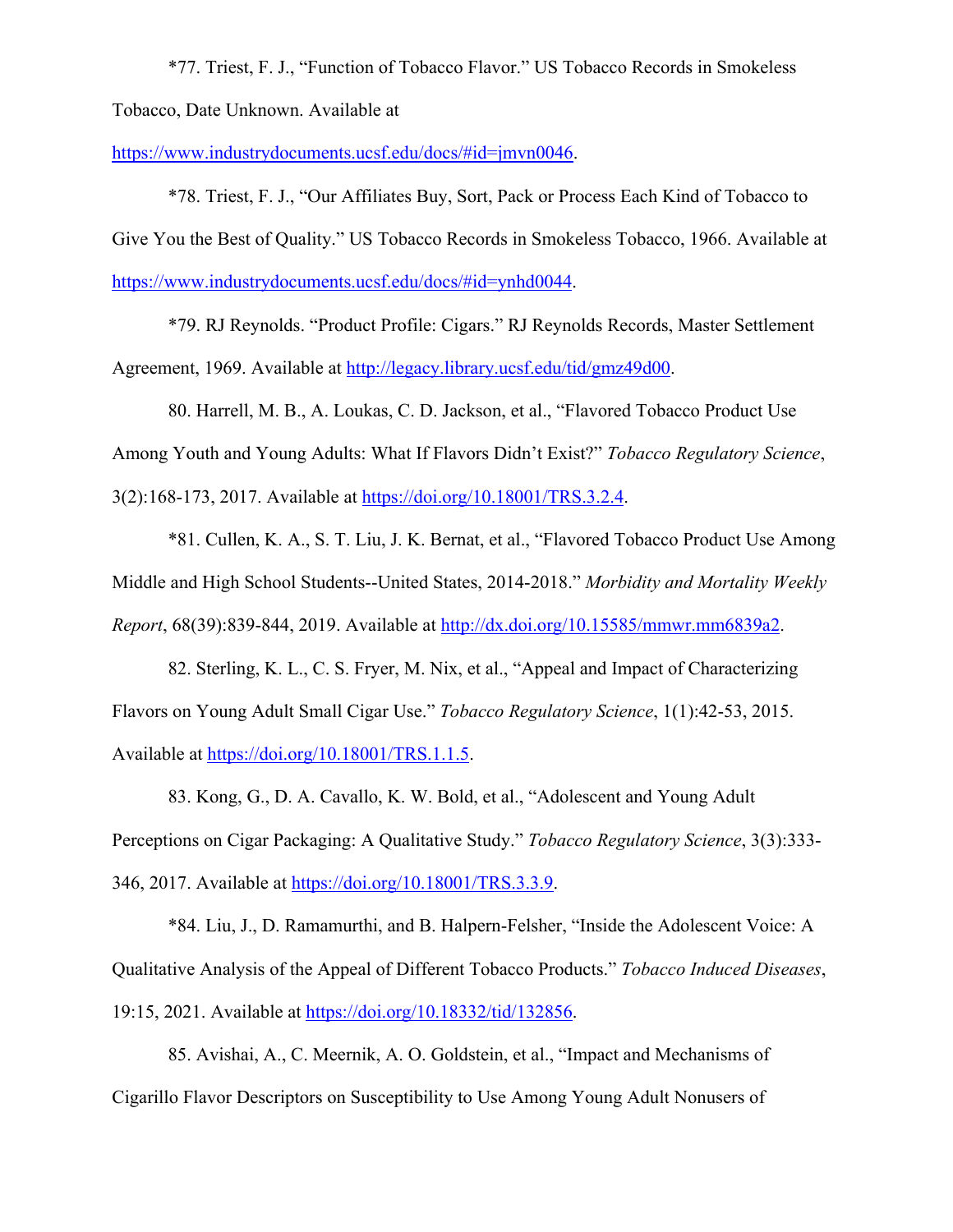*77. Triest, F. J., "Function of Tobacco Flavor." US Tobacco Records in Smokeless Tobacco, Date Unknown. Available at https://www.industrydocuments.ucsf.edu/docs/#id=jmvn0046.

*78. Triest, F. J., "Our Affiliates Buy, Sort, Pack or Process Each Kind of Tobacco to Give You the Best of Quality." US Tobacco Records in Smokeless Tobacco, 1966. Available at https://www.industrydocuments.ucsf.edu/docs/#id=ynhd0044.

*79. RJ Reynolds. "Product Profile: Cigars." RJ Reynolds Records, Master Settlement Agreement, 1969. Available at http://legacy.library.ucsf.edu/tid/gmz49d00.

80. Harrell, M. B., A. Loukas, C. D. Jackson, et al., "Flavored Tobacco Product Use Among Youth and Young Adults: What If Flavors Didn't Exist?" *Tobacco Regulatory Science*, 3(2):168-173, 2017. Available at https://doi.org/10.18001/TRS.3.2.4.

*81. Cullen, K. A., S. T. Liu, J. K. Bernat, et al., "Flavored Tobacco Product Use Among Middle and High School Students--United States, 2014-2018." *Morbidity and Mortality Weekly Report*, 68(39):839-844, 2019. Available at http://dx.doi.org/10.15585/mmwr.mm6839a2.

82. Sterling, K. L., C. S. Fryer, M. Nix, et al., "Appeal and Impact of Characterizing Flavors on Young Adult Small Cigar Use." *Tobacco Regulatory Science*, 1(1):42-53, 2015. Available at https://doi.org/10.18001/TRS.1.1.5.

83. Kong, G., D. A. Cavallo, K. W. Bold, et al., "Adolescent and Young Adult Perceptions on Cigar Packaging: A Qualitative Study." *Tobacco Regulatory Science*, 3(3):333-346, 2017. Available at https://doi.org/10.18001/TRS.3.3.9.

*84. Liu, J., D. Ramamurthi, and B. Halpern-Felsher, "Inside the Adolescent Voice: A Qualitative Analysis of the Appeal of Different Tobacco Products." *Tobacco Induced Diseases*, 19:15, 2021. Available at https://doi.org/10.18332/tid/132856.

85. Avishai, A., C. Meernik, A. O. Goldstein, et al., "Impact and Mechanisms of Cigarillo Flavor Descriptors on Susceptibility to Use Among Young Adult Nonusers of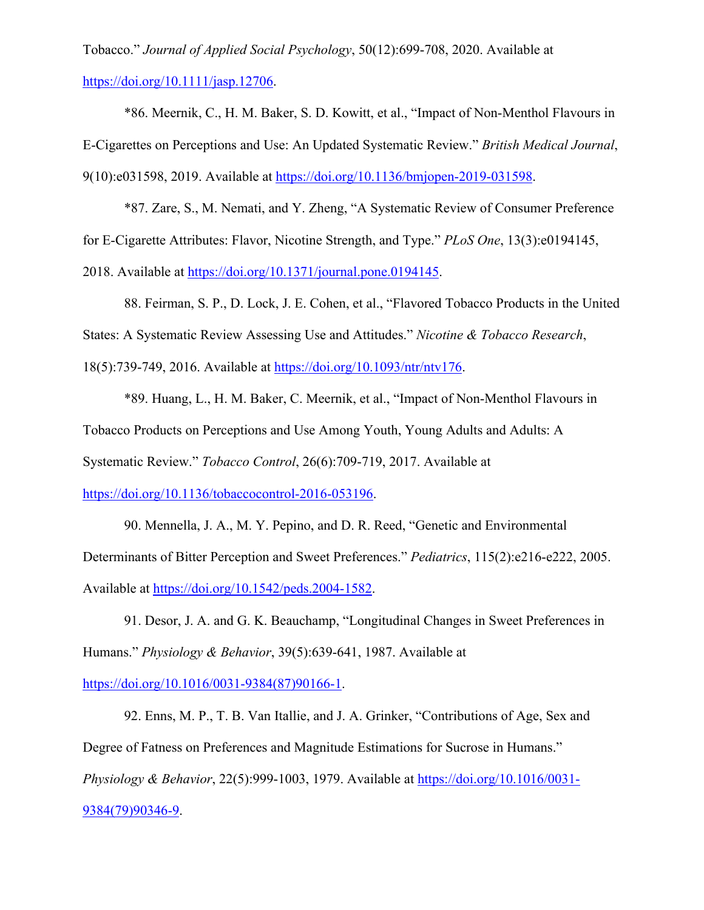Tobacco." *Journal of Applied Social Psychology*, 50(12):699-708, 2020. Available at https://doi.org/10.1111/jasp.12706.

*86. Meernik, C., H. M. Baker, S. D. Kowitt, et al., "Impact of Non-Menthol Flavours in E-Cigarettes on Perceptions and Use: An Updated Systematic Review." *British Medical Journal*, 9(10):e031598, 2019. Available at https://doi.org/10.1136/bmjopen-2019-031598.

*87. Zare, S., M. Nemati, and Y. Zheng, "A Systematic Review of Consumer Preference for E-Cigarette Attributes: Flavor, Nicotine Strength, and Type." *PLoS One*, 13(3):e0194145, 2018. Available at https://doi.org/10.1371/journal.pone.0194145.

88. Feirman, S. P., D. Lock, J. E. Cohen, et al., "Flavored Tobacco Products in the United States: A Systematic Review Assessing Use and Attitudes." *Nicotine & Tobacco Research*, 18(5):739-749, 2016. Available at https://doi.org/10.1093/ntr/ntv176.

*89. Huang, L., H. M. Baker, C. Meernik, et al., "Impact of Non-Menthol Flavours in Tobacco Products on Perceptions and Use Among Youth, Young Adults and Adults: A Systematic Review." *Tobacco Control*, 26(6):709-719, 2017. Available at https://doi.org/10.1136/tobaccocontrol-2016-053196.

90. Mennella, J. A., M. Y. Pepino, and D. R. Reed, "Genetic and Environmental Determinants of Bitter Perception and Sweet Preferences." *Pediatrics*, 115(2):e216-e222, 2005. Available at https://doi.org/10.1542/peds.2004-1582.

91. Desor, J. A. and G. K. Beauchamp, "Longitudinal Changes in Sweet Preferences in Humans." *Physiology & Behavior*, 39(5):639-641, 1987. Available at https://doi.org/10.1016/0031-9384(87)90166-1.

92. Enns, M. P., T. B. Van Itallie, and J. A. Grinker, "Contributions of Age, Sex and Degree of Fatness on Preferences and Magnitude Estimations for Sucrose in Humans." *Physiology & Behavior*, 22(5):999-1003, 1979. Available at https://doi.org/10.1016/0031-9384(79)90346-9.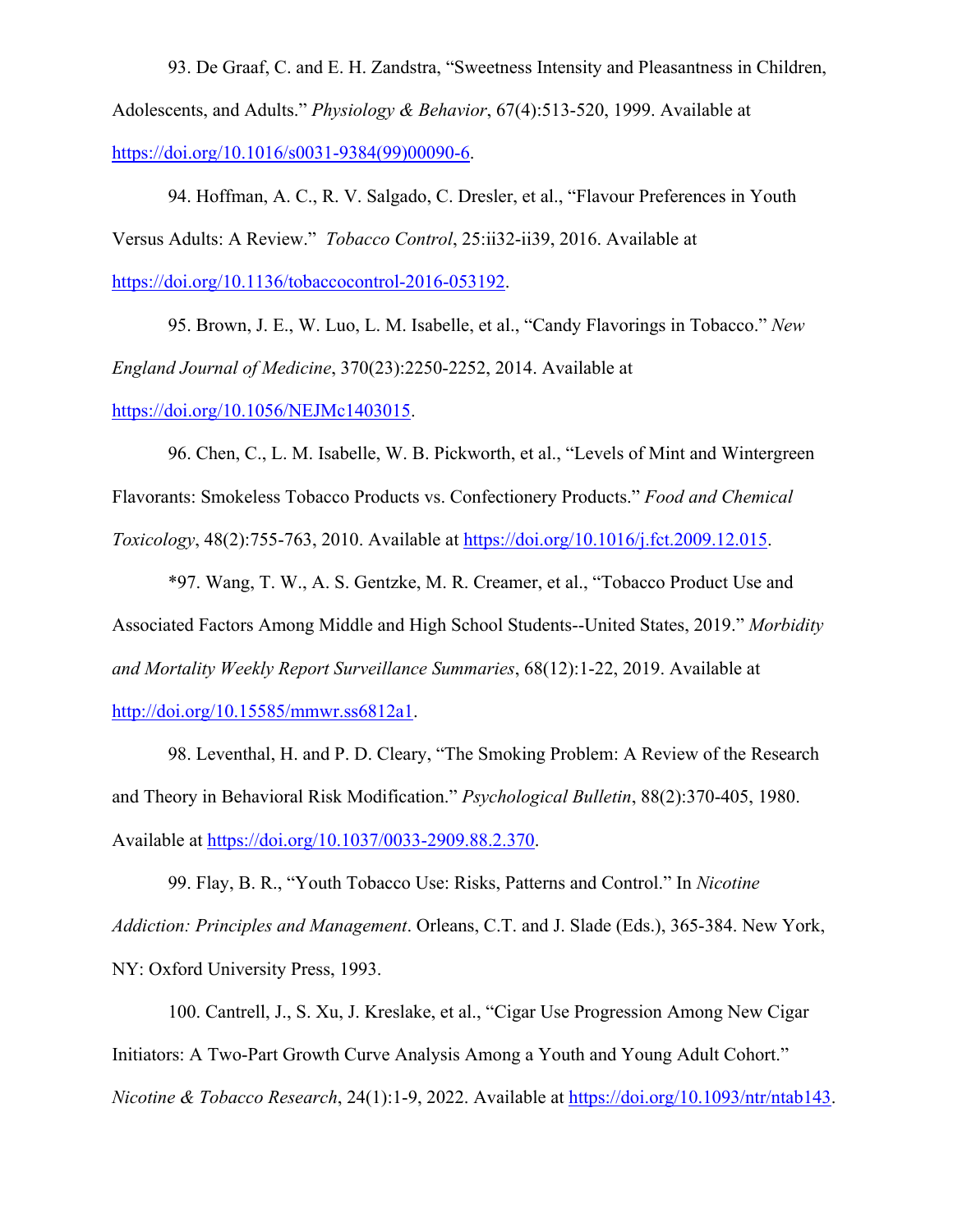93. De Graaf, C. and E. H. Zandstra, "Sweetness Intensity and Pleasantness in Children, Adolescents, and Adults." *Physiology & Behavior*, 67(4):513-520, 1999. Available at https://doi.org/10.1016/s0031-9384(99)00090-6.

94. Hoffman, A. C., R. V. Salgado, C. Dresler, et al., "Flavour Preferences in Youth Versus Adults: A Review." *Tobacco Control*, 25:ii32-ii39, 2016. Available at https://doi.org/10.1136/tobaccocontrol-2016-053192.

95. Brown, J. E., W. Luo, L. M. Isabelle, et al., "Candy Flavorings in Tobacco." *New England Journal of Medicine*, 370(23):2250-2252, 2014. Available at https://doi.org/10.1056/NEJMc1403015.

96. Chen, C., L. M. Isabelle, W. B. Pickworth, et al., "Levels of Mint and Wintergreen Flavorants: Smokeless Tobacco Products vs. Confectionery Products." *Food and Chemical Toxicology*, 48(2):755-763, 2010. Available at https://doi.org/10.1016/j.fct.2009.12.015.

*97. Wang, T. W., A. S. Gentzke, M. R. Creamer, et al., "Tobacco Product Use and Associated Factors Among Middle and High School Students--United States, 2019." *Morbidity and Mortality Weekly Report Surveillance Summaries*, 68(12):1-22, 2019. Available at http://doi.org/10.15585/mmwr.ss6812a1.

98. Leventhal, H. and P. D. Cleary, "The Smoking Problem: A Review of the Research and Theory in Behavioral Risk Modification." *Psychological Bulletin*, 88(2):370-405, 1980. Available at https://doi.org/10.1037/0033-2909.88.2.370.

99. Flay, B. R., "Youth Tobacco Use: Risks, Patterns and Control." In *Nicotine Addiction: Principles and Management*. Orleans, C.T. and J. Slade (Eds.), 365-384. New York, NY: Oxford University Press, 1993.

100. Cantrell, J., S. Xu, J. Kreslake, et al., "Cigar Use Progression Among New Cigar Initiators: A Two-Part Growth Curve Analysis Among a Youth and Young Adult Cohort." *Nicotine & Tobacco Research*, 24(1):1-9, 2022. Available at https://doi.org/10.1093/ntr/ntab143.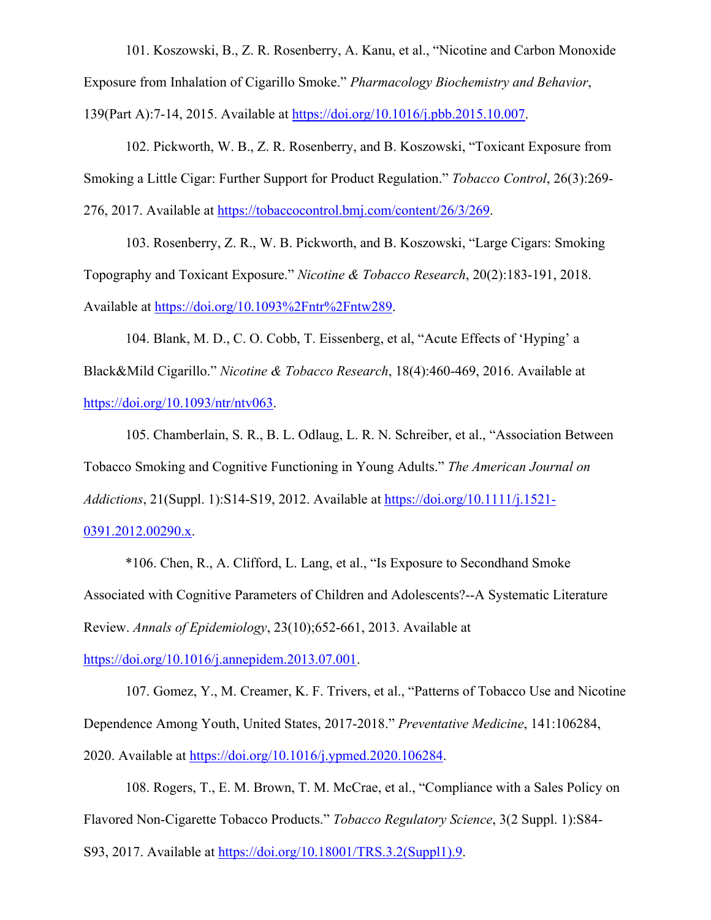101. Koszowski, B., Z. R. Rosenberry, A. Kanu, et al., "Nicotine and Carbon Monoxide Exposure from Inhalation of Cigarillo Smoke." *Pharmacology Biochemistry and Behavior*, 139(Part A):7-14, 2015. Available at https://doi.org/10.1016/j.pbb.2015.10.007.

102. Pickworth, W. B., Z. R. Rosenberry, and B. Koszowski, "Toxicant Exposure from Smoking a Little Cigar: Further Support for Product Regulation." *Tobacco Control*, 26(3):269-276, 2017. Available at https://tobaccocontrol.bmj.com/content/26/3/269.

103. Rosenberry, Z. R., W. B. Pickworth, and B. Koszowski, "Large Cigars: Smoking Topography and Toxicant Exposure." *Nicotine & Tobacco Research*, 20(2):183-191, 2018. Available at https://doi.org/10.1093%2Fntr%2Fntw289.

104. Blank, M. D., C. O. Cobb, T. Eissenberg, et al, "Acute Effects of 'Hyping' a Black&Mild Cigarillo." *Nicotine & Tobacco Research*, 18(4):460-469, 2016. Available at https://doi.org/10.1093/ntr/ntv063.

105. Chamberlain, S. R., B. L. Odlaug, L. R. N. Schreiber, et al., "Association Between Tobacco Smoking and Cognitive Functioning in Young Adults." *The American Journal on Addictions*, 21(Suppl. 1):S14-S19, 2012. Available at https://doi.org/10.1111/j.1521-0391.2012.00290.x.

*106. Chen, R., A. Clifford, L. Lang, et al., "Is Exposure to Secondhand Smoke Associated with Cognitive Parameters of Children and Adolescents?--A Systematic Literature Review. *Annals of Epidemiology*, 23(10);652-661, 2013. Available at https://doi.org/10.1016/j.annepidem.2013.07.001.

107. Gomez, Y., M. Creamer, K. F. Trivers, et al., "Patterns of Tobacco Use and Nicotine Dependence Among Youth, United States, 2017-2018." *Preventative Medicine*, 141:106284, 2020. Available at https://doi.org/10.1016/j.ypmed.2020.106284.

108. Rogers, T., E. M. Brown, T. M. McCrae, et al., "Compliance with a Sales Policy on Flavored Non-Cigarette Tobacco Products." *Tobacco Regulatory Science*, 3(2 Suppl. 1):S84-S93, 2017. Available at https://doi.org/10.18001/TRS.3.2(Suppl1).9.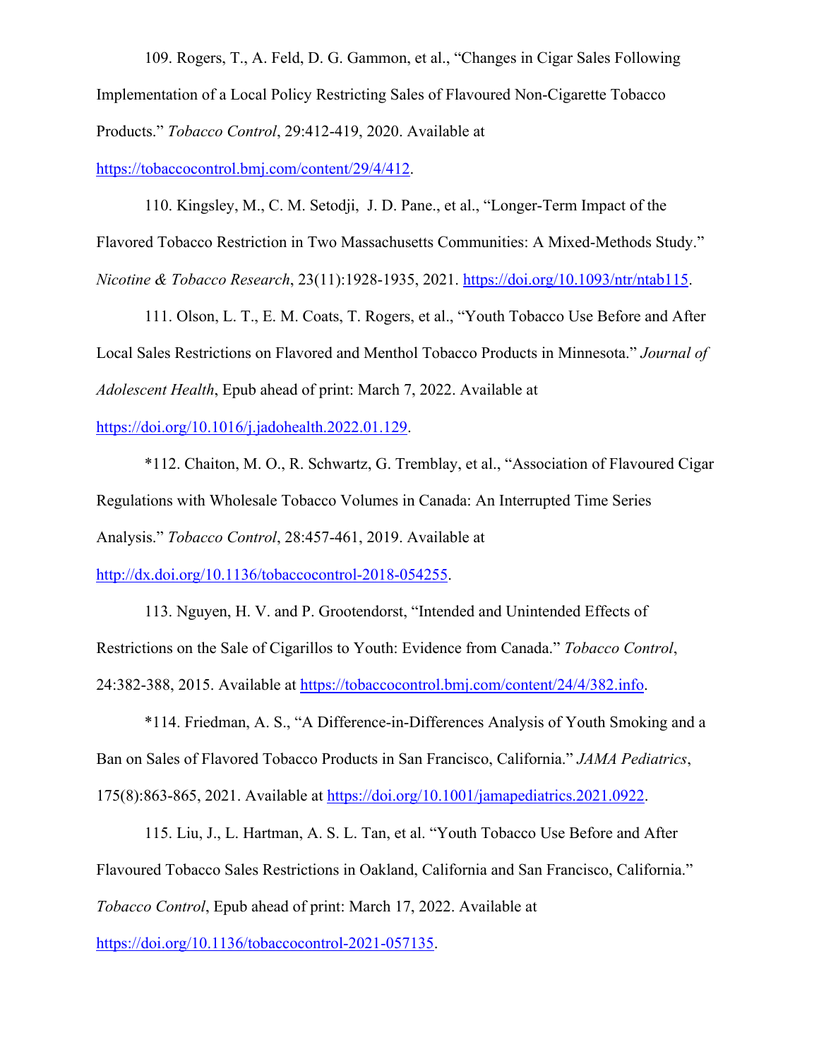109. Rogers, T., A. Feld, D. G. Gammon, et al., "Changes in Cigar Sales Following Implementation of a Local Policy Restricting Sales of Flavoured Non-Cigarette Tobacco Products." *Tobacco Control*, 29:412-419, 2020. Available at https://tobaccocontrol.bmj.com/content/29/4/412.

110. Kingsley, M., C. M. Setodji, J. D. Pane., et al., "Longer-Term Impact of the Flavored Tobacco Restriction in Two Massachusetts Communities: A Mixed-Methods Study." *Nicotine & Tobacco Research*, 23(11):1928-1935, 2021. https://doi.org/10.1093/ntr/ntab115.

111. Olson, L. T., E. M. Coats, T. Rogers, et al., "Youth Tobacco Use Before and After Local Sales Restrictions on Flavored and Menthol Tobacco Products in Minnesota." *Journal of Adolescent Health*, Epub ahead of print: March 7, 2022. Available at https://doi.org/10.1016/j.jadohealth.2022.01.129.

*112. Chaiton, M. O., R. Schwartz, G. Tremblay, et al., "Association of Flavoured Cigar Regulations with Wholesale Tobacco Volumes in Canada: An Interrupted Time Series Analysis." *Tobacco Control*, 28:457-461, 2019. Available at http://dx.doi.org/10.1136/tobaccocontrol-2018-054255.

113. Nguyen, H. V. and P. Grootendorst, "Intended and Unintended Effects of Restrictions on the Sale of Cigarillos to Youth: Evidence from Canada." *Tobacco Control*, 24:382-388, 2015. Available at https://tobaccocontrol.bmj.com/content/24/4/382.info.

*114. Friedman, A. S., "A Difference-in-Differences Analysis of Youth Smoking and a Ban on Sales of Flavored Tobacco Products in San Francisco, California." *JAMA Pediatrics*, 175(8):863-865, 2021. Available at https://doi.org/10.1001/jamapediatrics.2021.0922.

115. Liu, J., L. Hartman, A. S. L. Tan, et al. "Youth Tobacco Use Before and After Flavoured Tobacco Sales Restrictions in Oakland, California and San Francisco, California." *Tobacco Control*, Epub ahead of print: March 17, 2022. Available at https://doi.org/10.1136/tobaccocontrol-2021-057135.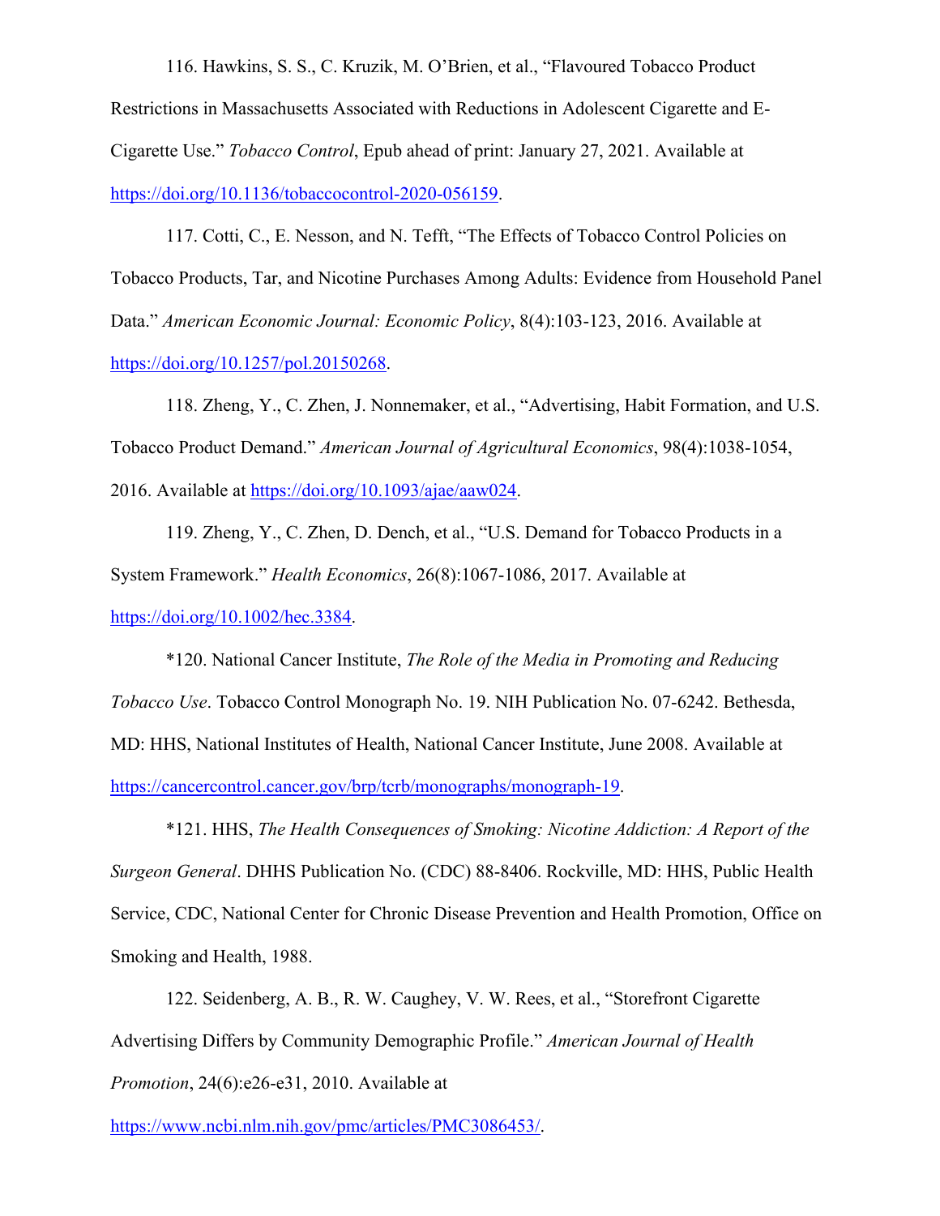116. Hawkins, S. S., C. Kruzik, M. O'Brien, et al., "Flavoured Tobacco Product Restrictions in Massachusetts Associated with Reductions in Adolescent Cigarette and E-Cigarette Use." *Tobacco Control*, Epub ahead of print: January 27, 2021. Available at https://doi.org/10.1136/tobaccocontrol-2020-056159.

117. Cotti, C., E. Nesson, and N. Tefft, "The Effects of Tobacco Control Policies on Tobacco Products, Tar, and Nicotine Purchases Among Adults: Evidence from Household Panel Data." *American Economic Journal: Economic Policy*, 8(4):103-123, 2016. Available at https://doi.org/10.1257/pol.20150268.

118. Zheng, Y., C. Zhen, J. Nonnemaker, et al., "Advertising, Habit Formation, and U.S. Tobacco Product Demand." *American Journal of Agricultural Economics*, 98(4):1038-1054, 2016. Available at https://doi.org/10.1093/ajae/aaw024.

119. Zheng, Y., C. Zhen, D. Dench, et al., "U.S. Demand for Tobacco Products in a System Framework." *Health Economics*, 26(8):1067-1086, 2017. Available at https://doi.org/10.1002/hec.3384.

*120. National Cancer Institute, *The Role of the Media in Promoting and Reducing Tobacco Use*. Tobacco Control Monograph No. 19. NIH Publication No. 07-6242. Bethesda, MD: HHS, National Institutes of Health, National Cancer Institute, June 2008. Available at https://cancercontrol.cancer.gov/brp/tcrb/monographs/monograph-19.

*121. HHS, *The Health Consequences of Smoking: Nicotine Addiction: A Report of the Surgeon General*. DHHS Publication No. (CDC) 88-8406. Rockville, MD: HHS, Public Health Service, CDC, National Center for Chronic Disease Prevention and Health Promotion, Office on Smoking and Health, 1988.

122. Seidenberg, A. B., R. W. Caughey, V. W. Rees, et al., "Storefront Cigarette Advertising Differs by Community Demographic Profile." *American Journal of Health Promotion*, 24(6):e26-e31, 2010. Available at https://www.ncbi.nlm.nih.gov/pmc/articles/PMC3086453/.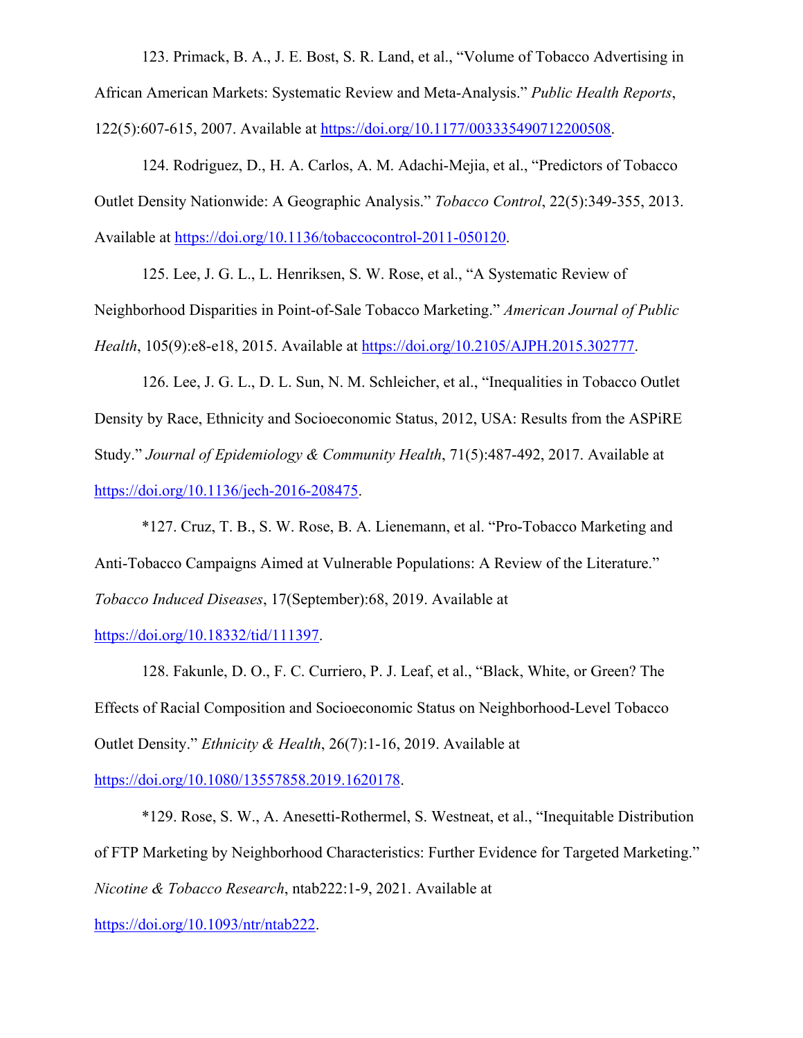123. Primack, B. A., J. E. Bost, S. R. Land, et al., "Volume of Tobacco Advertising in African American Markets: Systematic Review and Meta-Analysis." *Public Health Reports*, 122(5):607-615, 2007. Available at https://doi.org/10.1177/003335490712200508.

124. Rodriguez, D., H. A. Carlos, A. M. Adachi-Mejia, et al., "Predictors of Tobacco Outlet Density Nationwide: A Geographic Analysis." *Tobacco Control*, 22(5):349-355, 2013. Available at https://doi.org/10.1136/tobaccocontrol-2011-050120.

125. Lee, J. G. L., L. Henriksen, S. W. Rose, et al., "A Systematic Review of Neighborhood Disparities in Point-of-Sale Tobacco Marketing." *American Journal of Public Health*, 105(9):e8-e18, 2015. Available at https://doi.org/10.2105/AJPH.2015.302777.

126. Lee, J. G. L., D. L. Sun, N. M. Schleicher, et al., "Inequalities in Tobacco Outlet Density by Race, Ethnicity and Socioeconomic Status, 2012, USA: Results from the ASPiRE Study." *Journal of Epidemiology & Community Health*, 71(5):487-492, 2017. Available at https://doi.org/10.1136/jech-2016-208475.

*127. Cruz, T. B., S. W. Rose, B. A. Lienemann, et al. "Pro-Tobacco Marketing and Anti-Tobacco Campaigns Aimed at Vulnerable Populations: A Review of the Literature." *Tobacco Induced Diseases*, 17(September):68, 2019. Available at https://doi.org/10.18332/tid/111397.

128. Fakunle, D. O., F. C. Curriero, P. J. Leaf, et al., "Black, White, or Green? The Effects of Racial Composition and Socioeconomic Status on Neighborhood-Level Tobacco Outlet Density." *Ethnicity & Health*, 26(7):1-16, 2019. Available at https://doi.org/10.1080/13557858.2019.1620178.

*129. Rose, S. W., A. Anesetti-Rothermel, S. Westneat, et al., "Inequitable Distribution of FTP Marketing by Neighborhood Characteristics: Further Evidence for Targeted Marketing." *Nicotine & Tobacco Research*, ntab222:1-9, 2021. Available at https://doi.org/10.1093/ntr/ntab222.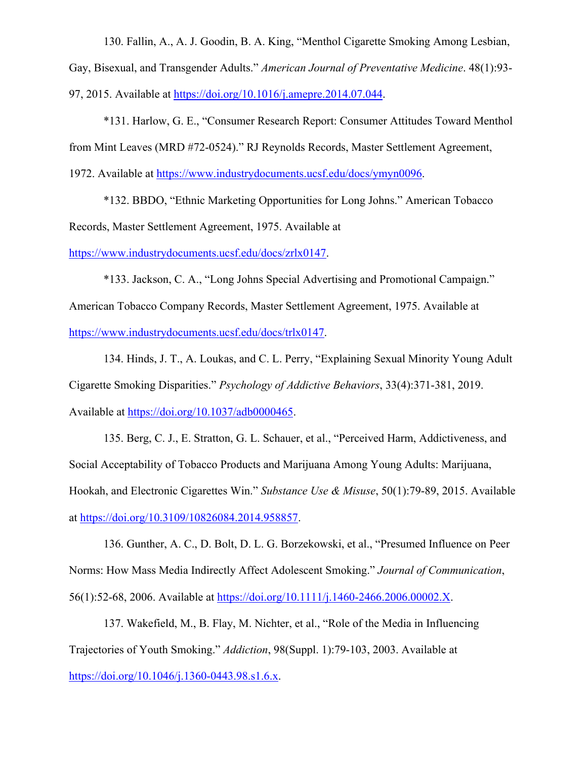130. Fallin, A., A. J. Goodin, B. A. King, "Menthol Cigarette Smoking Among Lesbian, Gay, Bisexual, and Transgender Adults." *American Journal of Preventative Medicine*. 48(1):93-97, 2015. Available at https://doi.org/10.1016/j.amepre.2014.07.044.

*131. Harlow, G. E., "Consumer Research Report: Consumer Attitudes Toward Menthol from Mint Leaves (MRD #72-0524)." RJ Reynolds Records, Master Settlement Agreement, 1972. Available at https://www.industrydocuments.ucsf.edu/docs/ymyn0096.

*132. BBDO, "Ethnic Marketing Opportunities for Long Johns." American Tobacco Records, Master Settlement Agreement, 1975. Available at https://www.industrydocuments.ucsf.edu/docs/zrlx0147.

*133. Jackson, C. A., "Long Johns Special Advertising and Promotional Campaign." American Tobacco Company Records, Master Settlement Agreement, 1975. Available at https://www.industrydocuments.ucsf.edu/docs/trlx0147.

134. Hinds, J. T., A. Loukas, and C. L. Perry, "Explaining Sexual Minority Young Adult Cigarette Smoking Disparities." *Psychology of Addictive Behaviors*, 33(4):371-381, 2019. Available at https://doi.org/10.1037/adb0000465.

135. Berg, C. J., E. Stratton, G. L. Schauer, et al., "Perceived Harm, Addictiveness, and Social Acceptability of Tobacco Products and Marijuana Among Young Adults: Marijuana, Hookah, and Electronic Cigarettes Win." *Substance Use & Misuse*, 50(1):79-89, 2015. Available at https://doi.org/10.3109/10826084.2014.958857.

136. Gunther, A. C., D. Bolt, D. L. G. Borzekowski, et al., "Presumed Influence on Peer Norms: How Mass Media Indirectly Affect Adolescent Smoking." *Journal of Communication*, 56(1):52-68, 2006. Available at https://doi.org/10.1111/j.1460-2466.2006.00002.X.

137. Wakefield, M., B. Flay, M. Nichter, et al., "Role of the Media in Influencing Trajectories of Youth Smoking." *Addiction*, 98(Suppl. 1):79-103, 2003. Available at https://doi.org/10.1046/j.1360-0443.98.s1.6.x.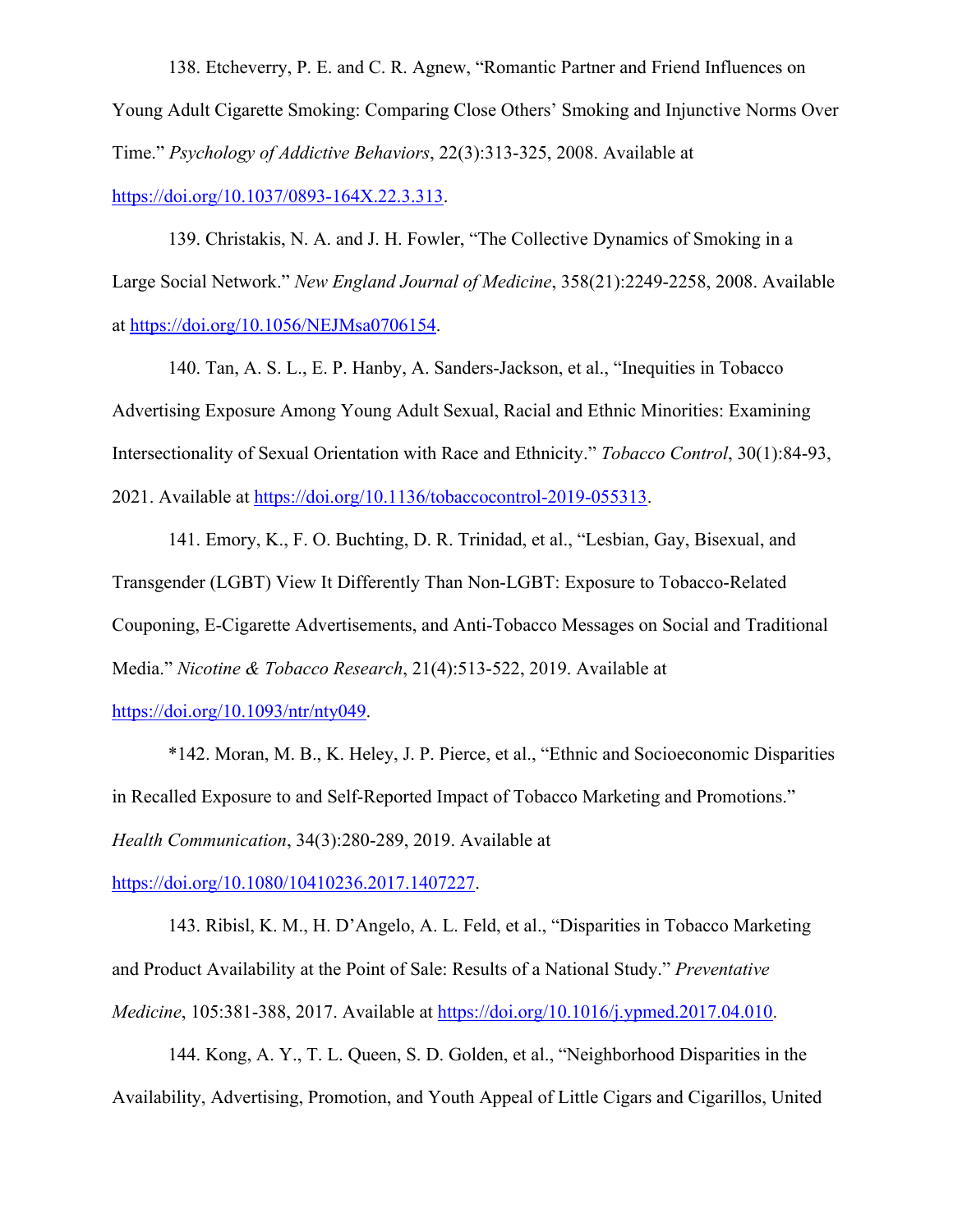138. Etcheverry, P. E. and C. R. Agnew, “Romantic Partner and Friend Influences on Young Adult Cigarette Smoking: Comparing Close Others’ Smoking and Injunctive Norms Over Time.” *Psychology of Addictive Behaviors*, 22(3):313-325, 2008. Available at https://doi.org/10.1037/0893-164X.22.3.313.

139. Christakis, N. A. and J. H. Fowler, “The Collective Dynamics of Smoking in a Large Social Network.” *New England Journal of Medicine*, 358(21):2249-2258, 2008. Available at https://doi.org/10.1056/NEJMsa0706154.

140. Tan, A. S. L., E. P. Hanby, A. Sanders-Jackson, et al., “Inequities in Tobacco Advertising Exposure Among Young Adult Sexual, Racial and Ethnic Minorities: Examining Intersectionality of Sexual Orientation with Race and Ethnicity.” *Tobacco Control*, 30(1):84-93, 2021. Available at https://doi.org/10.1136/tobaccocontrol-2019-055313.

141. Emory, K., F. O. Buchting, D. R. Trinidad, et al., “Lesbian, Gay, Bisexual, and Transgender (LGBT) View It Differently Than Non-LGBT: Exposure to Tobacco-Related Couponing, E-Cigarette Advertisements, and Anti-Tobacco Messages on Social and Traditional Media.” *Nicotine & Tobacco Research*, 21(4):513-522, 2019. Available at https://doi.org/10.1093/ntr/nty049.

*142. Moran, M. B., K. Heley, J. P. Pierce, et al., “Ethnic and Socioeconomic Disparities in Recalled Exposure to and Self-Reported Impact of Tobacco Marketing and Promotions.” *Health Communication*, 34(3):280-289, 2019. Available at https://doi.org/10.1080/10410236.2017.1407227.

143. Ribisl, K. M., H. D’Angelo, A. L. Feld, et al., “Disparities in Tobacco Marketing and Product Availability at the Point of Sale: Results of a National Study.” *Preventative Medicine*, 105:381-388, 2017. Available at https://doi.org/10.1016/j.ypmed.2017.04.010.

144. Kong, A. Y., T. L. Queen, S. D. Golden, et al., “Neighborhood Disparities in the Availability, Advertising, Promotion, and Youth Appeal of Little Cigars and Cigarillos, United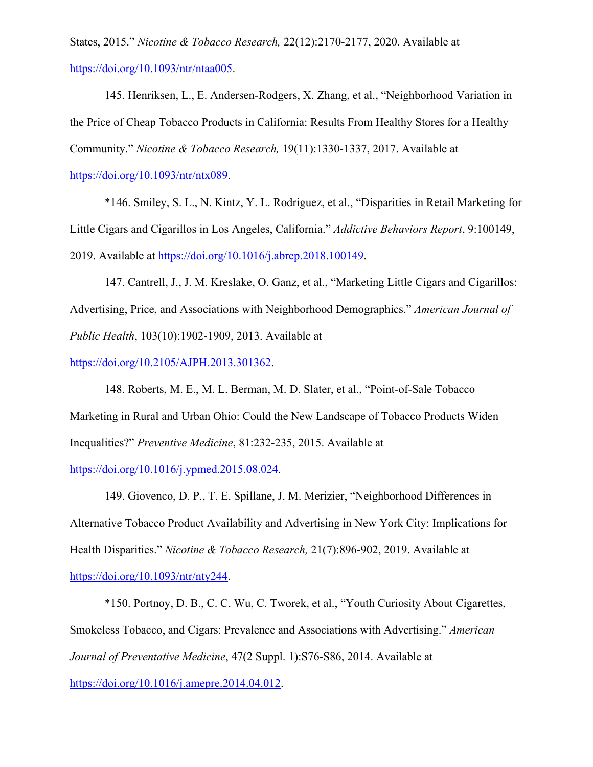States, 2015." *Nicotine & Tobacco Research,* 22(12):2170-2177, 2020. Available at https://doi.org/10.1093/ntr/ntaa005.

145. Henriksen, L., E. Andersen-Rodgers, X. Zhang, et al., "Neighborhood Variation in the Price of Cheap Tobacco Products in California: Results From Healthy Stores for a Healthy Community." *Nicotine & Tobacco Research,* 19(11):1330-1337, 2017. Available at https://doi.org/10.1093/ntr/ntx089.

*146. Smiley, S. L., N. Kintz, Y. L. Rodriguez, et al., "Disparities in Retail Marketing for Little Cigars and Cigarillos in Los Angeles, California." *Addictive Behaviors Report*, 9:100149, 2019. Available at https://doi.org/10.1016/j.abrep.2018.100149.

147. Cantrell, J., J. M. Kreslake, O. Ganz, et al., "Marketing Little Cigars and Cigarillos: Advertising, Price, and Associations with Neighborhood Demographics." *American Journal of Public Health*, 103(10):1902-1909, 2013. Available at https://doi.org/10.2105/AJPH.2013.301362.

148. Roberts, M. E., M. L. Berman, M. D. Slater, et al., "Point-of-Sale Tobacco Marketing in Rural and Urban Ohio: Could the New Landscape of Tobacco Products Widen Inequalities?" *Preventive Medicine*, 81:232-235, 2015. Available at https://doi.org/10.1016/j.ypmed.2015.08.024.

149. Giovenco, D. P., T. E. Spillane, J. M. Merizier, "Neighborhood Differences in Alternative Tobacco Product Availability and Advertising in New York City: Implications for Health Disparities." *Nicotine & Tobacco Research,* 21(7):896-902, 2019. Available at https://doi.org/10.1093/ntr/nty244.

*150. Portnoy, D. B., C. C. Wu, C. Tworek, et al., "Youth Curiosity About Cigarettes, Smokeless Tobacco, and Cigars: Prevalence and Associations with Advertising." *American Journal of Preventative Medicine*, 47(2 Suppl. 1):S76-S86, 2014. Available at https://doi.org/10.1016/j.amepre.2014.04.012.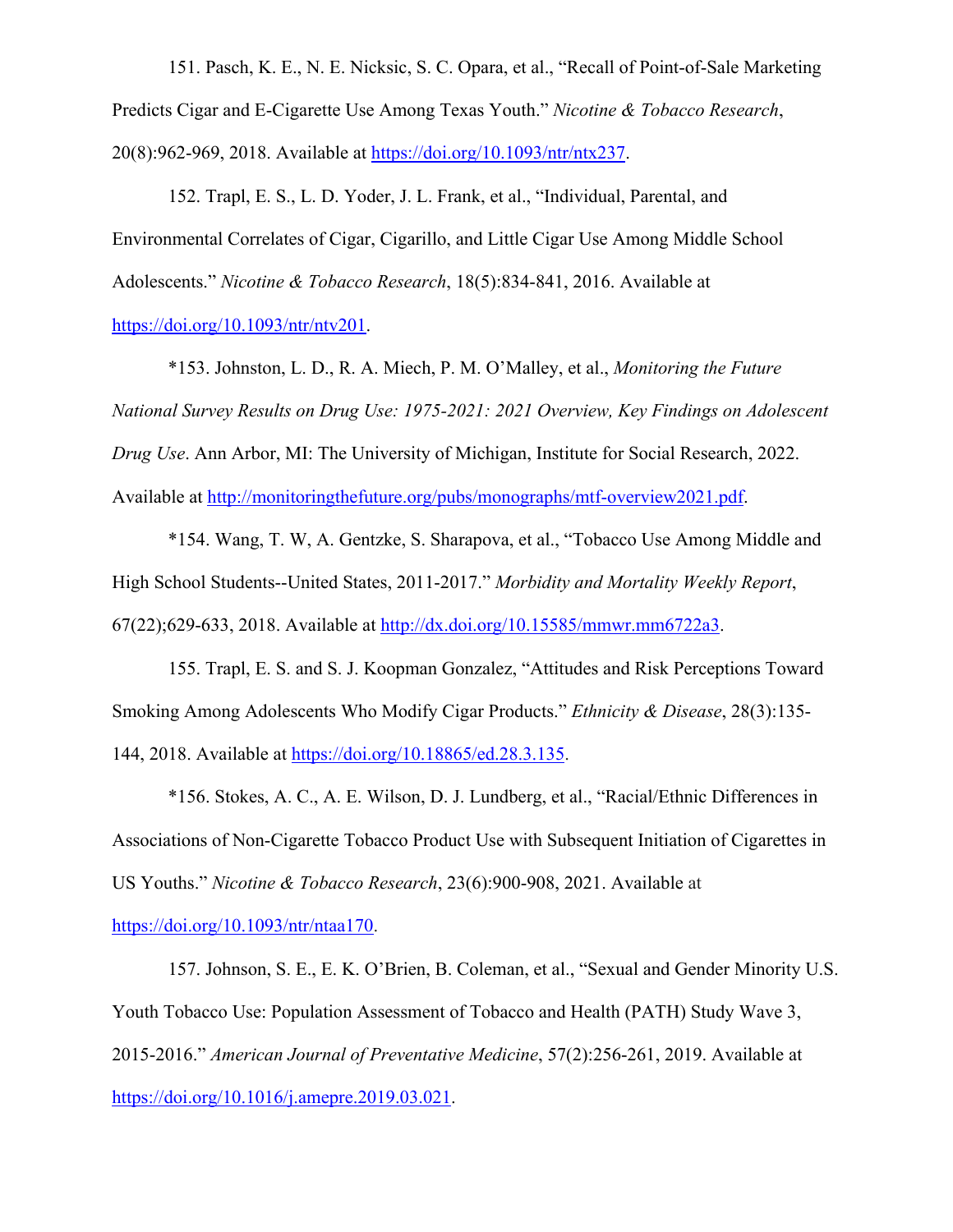151. Pasch, K. E., N. E. Nicksic, S. C. Opara, et al., "Recall of Point-of-Sale Marketing Predicts Cigar and E-Cigarette Use Among Texas Youth." *Nicotine & Tobacco Research*, 20(8):962-969, 2018. Available at https://doi.org/10.1093/ntr/ntx237.

152. Trapl, E. S., L. D. Yoder, J. L. Frank, et al., "Individual, Parental, and Environmental Correlates of Cigar, Cigarillo, and Little Cigar Use Among Middle School Adolescents." *Nicotine & Tobacco Research*, 18(5):834-841, 2016. Available at https://doi.org/10.1093/ntr/ntv201.

*153. Johnston, L. D., R. A. Miech, P. M. O'Malley, et al., *Monitoring the Future National Survey Results on Drug Use: 1975-2021: 2021 Overview, Key Findings on Adolescent Drug Use*. Ann Arbor, MI: The University of Michigan, Institute for Social Research, 2022. Available at http://monitoringthefuture.org/pubs/monographs/mtf-overview2021.pdf.

*154. Wang, T. W, A. Gentzke, S. Sharapova, et al., "Tobacco Use Among Middle and High School Students--United States, 2011-2017." *Morbidity and Mortality Weekly Report*, 67(22);629-633, 2018. Available at http://dx.doi.org/10.15585/mmwr.mm6722a3.

155. Trapl, E. S. and S. J. Koopman Gonzalez, "Attitudes and Risk Perceptions Toward Smoking Among Adolescents Who Modify Cigar Products." *Ethnicity & Disease*, 28(3):135-144, 2018. Available at https://doi.org/10.18865/ed.28.3.135.

*156. Stokes, A. C., A. E. Wilson, D. J. Lundberg, et al., "Racial/Ethnic Differences in Associations of Non-Cigarette Tobacco Product Use with Subsequent Initiation of Cigarettes in US Youths." *Nicotine & Tobacco Research*, 23(6):900-908, 2021. Available at https://doi.org/10.1093/ntr/ntaa170.

157. Johnson, S. E., E. K. O'Brien, B. Coleman, et al., "Sexual and Gender Minority U.S. Youth Tobacco Use: Population Assessment of Tobacco and Health (PATH) Study Wave 3, 2015-2016." *American Journal of Preventative Medicine*, 57(2):256-261, 2019. Available at https://doi.org/10.1016/j.amepre.2019.03.021.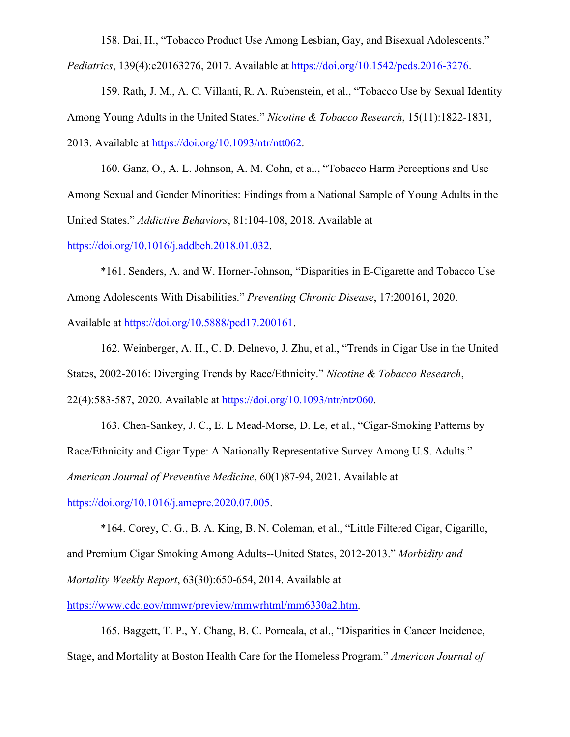158. Dai, H., “Tobacco Product Use Among Lesbian, Gay, and Bisexual Adolescents.” *Pediatrics*, 139(4):e20163276, 2017. Available at https://doi.org/10.1542/peds.2016-3276.

159. Rath, J. M., A. C. Villanti, R. A. Rubenstein, et al., “Tobacco Use by Sexual Identity Among Young Adults in the United States.” *Nicotine & Tobacco Research*, 15(11):1822-1831, 2013. Available at https://doi.org/10.1093/ntr/ntt062.

160. Ganz, O., A. L. Johnson, A. M. Cohn, et al., “Tobacco Harm Perceptions and Use Among Sexual and Gender Minorities: Findings from a National Sample of Young Adults in the United States.” *Addictive Behaviors*, 81:104-108, 2018. Available at https://doi.org/10.1016/j.addbeh.2018.01.032.

*161. Senders, A. and W. Horner-Johnson, “Disparities in E-Cigarette and Tobacco Use Among Adolescents With Disabilities.” *Preventing Chronic Disease*, 17:200161, 2020. Available at https://doi.org/10.5888/pcd17.200161.

162. Weinberger, A. H., C. D. Delnevo, J. Zhu, et al., “Trends in Cigar Use in the United States, 2002-2016: Diverging Trends by Race/Ethnicity.” *Nicotine & Tobacco Research*, 22(4):583-587, 2020. Available at https://doi.org/10.1093/ntr/ntz060.

163. Chen-Sankey, J. C., E. L Mead-Morse, D. Le, et al., “Cigar-Smoking Patterns by Race/Ethnicity and Cigar Type: A Nationally Representative Survey Among U.S. Adults.” *American Journal of Preventive Medicine*, 60(1)87-94, 2021. Available at https://doi.org/10.1016/j.amepre.2020.07.005.

*164. Corey, C. G., B. A. King, B. N. Coleman, et al., “Little Filtered Cigar, Cigarillo, and Premium Cigar Smoking Among Adults--United States, 2012-2013.” *Morbidity and Mortality Weekly Report*, 63(30):650-654, 2014. Available at https://www.cdc.gov/mmwr/preview/mmwrhtml/mm6330a2.htm.

165. Baggett, T. P., Y. Chang, B. C. Porneala, et al., “Disparities in Cancer Incidence, Stage, and Mortality at Boston Health Care for the Homeless Program.” *American Journal of*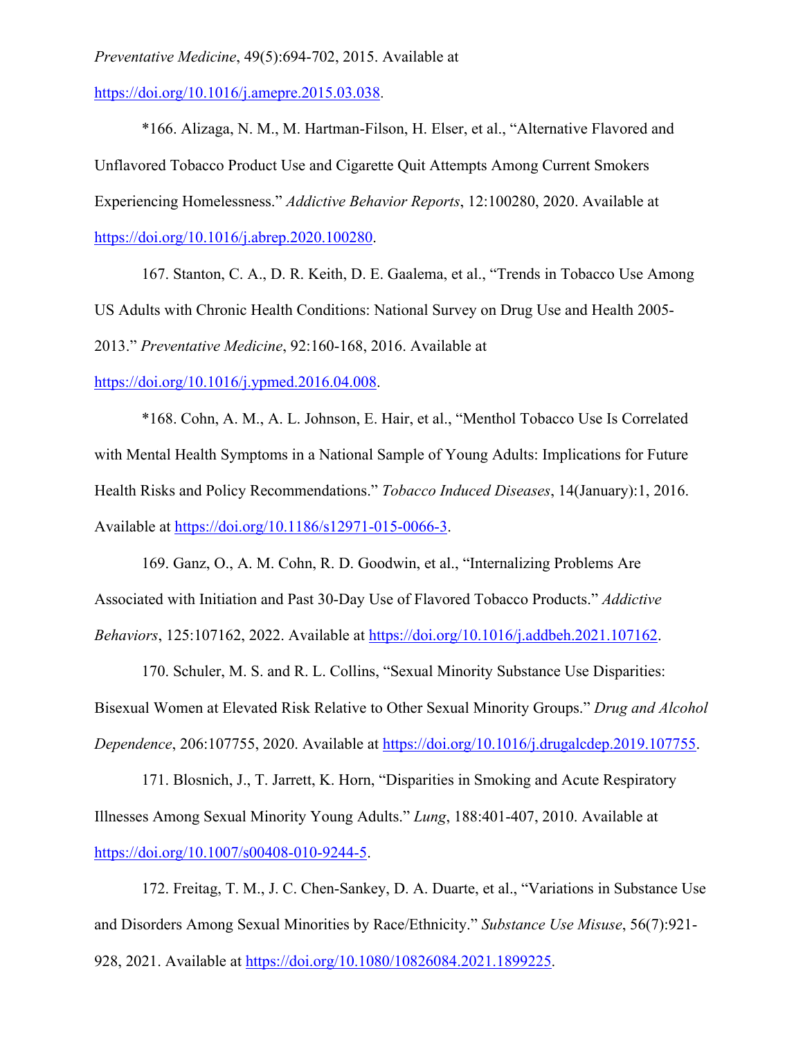*Preventative Medicine*, 49(5):694-702, 2015. Available at https://doi.org/10.1016/j.amepre.2015.03.038.

*166. Alizaga, N. M., M. Hartman-Filson, H. Elser, et al., "Alternative Flavored and Unflavored Tobacco Product Use and Cigarette Quit Attempts Among Current Smokers Experiencing Homelessness." *Addictive Behavior Reports*, 12:100280, 2020. Available at https://doi.org/10.1016/j.abrep.2020.100280.

167. Stanton, C. A., D. R. Keith, D. E. Gaalema, et al., "Trends in Tobacco Use Among US Adults with Chronic Health Conditions: National Survey on Drug Use and Health 2005-2013." *Preventative Medicine*, 92:160-168, 2016. Available at https://doi.org/10.1016/j.ypmed.2016.04.008.

*168. Cohn, A. M., A. L. Johnson, E. Hair, et al., "Menthol Tobacco Use Is Correlated with Mental Health Symptoms in a National Sample of Young Adults: Implications for Future Health Risks and Policy Recommendations." *Tobacco Induced Diseases*, 14(January):1, 2016. Available at https://doi.org/10.1186/s12971-015-0066-3.

169. Ganz, O., A. M. Cohn, R. D. Goodwin, et al., "Internalizing Problems Are Associated with Initiation and Past 30-Day Use of Flavored Tobacco Products." *Addictive Behaviors*, 125:107162, 2022. Available at https://doi.org/10.1016/j.addbeh.2021.107162.

170. Schuler, M. S. and R. L. Collins, "Sexual Minority Substance Use Disparities: Bisexual Women at Elevated Risk Relative to Other Sexual Minority Groups." *Drug and Alcohol Dependence*, 206:107755, 2020. Available at https://doi.org/10.1016/j.drugalcdep.2019.107755.

171. Blosnich, J., T. Jarrett, K. Horn, "Disparities in Smoking and Acute Respiratory Illnesses Among Sexual Minority Young Adults." *Lung*, 188:401-407, 2010. Available at https://doi.org/10.1007/s00408-010-9244-5.

172. Freitag, T. M., J. C. Chen-Sankey, D. A. Duarte, et al., "Variations in Substance Use and Disorders Among Sexual Minorities by Race/Ethnicity." *Substance Use Misuse*, 56(7):921-928, 2021. Available at https://doi.org/10.1080/10826084.2021.1899225.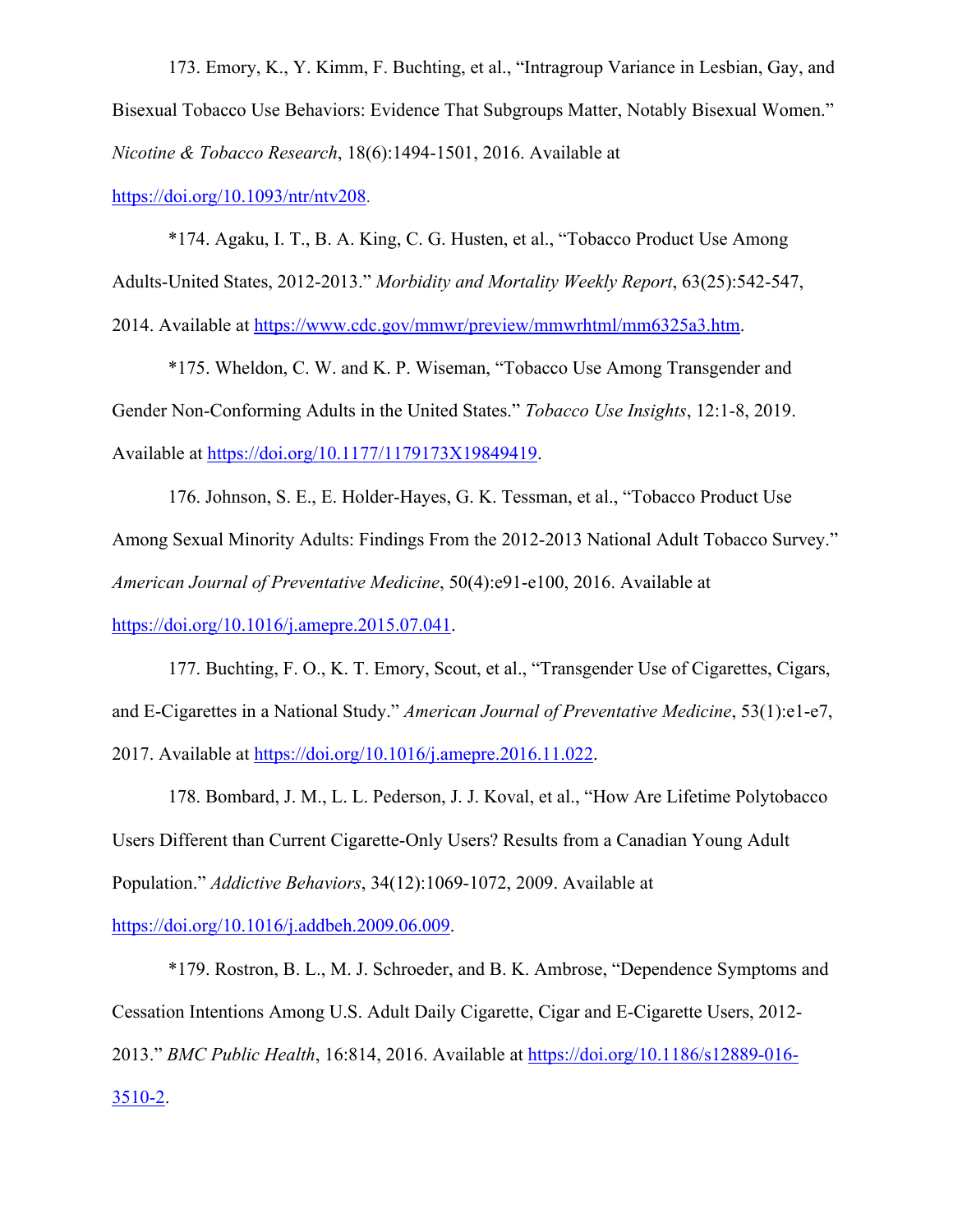173. Emory, K., Y. Kimm, F. Buchting, et al., “Intragroup Variance in Lesbian, Gay, and Bisexual Tobacco Use Behaviors: Evidence That Subgroups Matter, Notably Bisexual Women.” *Nicotine & Tobacco Research*, 18(6):1494-1501, 2016. Available at https://doi.org/10.1093/ntr/ntv208.

*174. Agaku, I. T., B. A. King, C. G. Husten, et al., “Tobacco Product Use Among Adults-United States, 2012-2013.” *Morbidity and Mortality Weekly Report*, 63(25):542-547, 2014. Available at https://www.cdc.gov/mmwr/preview/mmwrhtml/mm6325a3.htm.

*175. Wheldon, C. W. and K. P. Wiseman, “Tobacco Use Among Transgender and Gender Non-Conforming Adults in the United States.” *Tobacco Use Insights*, 12:1-8, 2019. Available at https://doi.org/10.1177/1179173X19849419.

176. Johnson, S. E., E. Holder-Hayes, G. K. Tessman, et al., “Tobacco Product Use Among Sexual Minority Adults: Findings From the 2012-2013 National Adult Tobacco Survey.” *American Journal of Preventative Medicine*, 50(4):e91-e100, 2016. Available at https://doi.org/10.1016/j.amepre.2015.07.041.

177. Buchting, F. O., K. T. Emory, Scout, et al., “Transgender Use of Cigarettes, Cigars, and E-Cigarettes in a National Study.” *American Journal of Preventative Medicine*, 53(1):e1-e7, 2017. Available at https://doi.org/10.1016/j.amepre.2016.11.022.

178. Bombard, J. M., L. L. Pederson, J. J. Koval, et al., “How Are Lifetime Polytobacco Users Different than Current Cigarette-Only Users? Results from a Canadian Young Adult Population.” *Addictive Behaviors*, 34(12):1069-1072, 2009. Available at https://doi.org/10.1016/j.addbeh.2009.06.009.

*179. Rostron, B. L., M. J. Schroeder, and B. K. Ambrose, “Dependence Symptoms and Cessation Intentions Among U.S. Adult Daily Cigarette, Cigar and E-Cigarette Users, 2012-2013.” *BMC Public Health*, 16:814, 2016. Available at https://doi.org/10.1186/s12889-016-3510-2.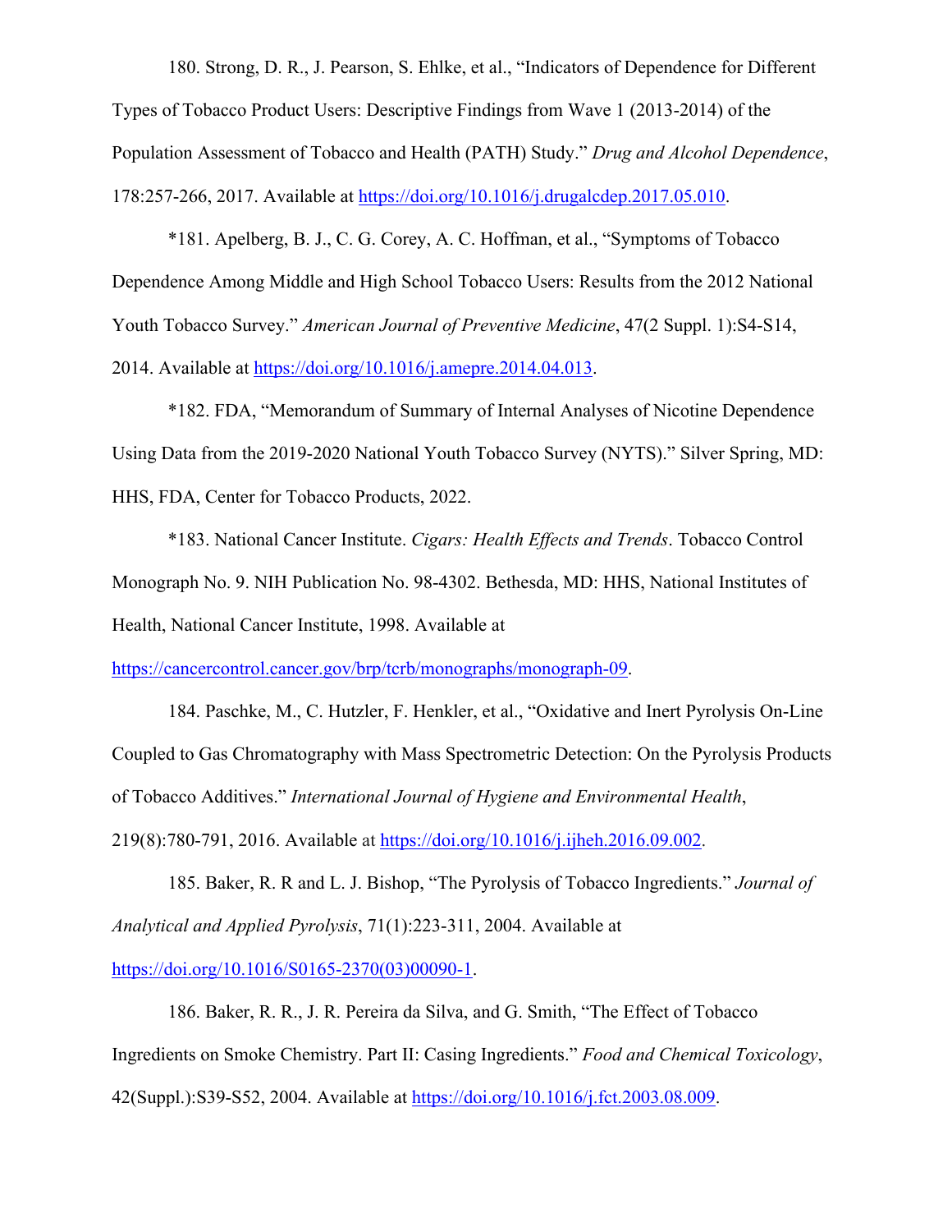180. Strong, D. R., J. Pearson, S. Ehlke, et al., "Indicators of Dependence for Different Types of Tobacco Product Users: Descriptive Findings from Wave 1 (2013-2014) of the Population Assessment of Tobacco and Health (PATH) Study." *Drug and Alcohol Dependence*, 178:257-266, 2017. Available at https://doi.org/10.1016/j.drugalcdep.2017.05.010.

*181. Apelberg, B. J., C. G. Corey, A. C. Hoffman, et al., "Symptoms of Tobacco Dependence Among Middle and High School Tobacco Users: Results from the 2012 National Youth Tobacco Survey." *American Journal of Preventive Medicine*, 47(2 Suppl. 1):S4-S14, 2014. Available at https://doi.org/10.1016/j.amepre.2014.04.013.

*182. FDA, "Memorandum of Summary of Internal Analyses of Nicotine Dependence Using Data from the 2019-2020 National Youth Tobacco Survey (NYTS)." Silver Spring, MD: HHS, FDA, Center for Tobacco Products, 2022.

*183. National Cancer Institute. *Cigars: Health Effects and Trends*. Tobacco Control Monograph No. 9. NIH Publication No. 98-4302. Bethesda, MD: HHS, National Institutes of Health, National Cancer Institute, 1998. Available at https://cancercontrol.cancer.gov/brp/tcrb/monographs/monograph-09.

184. Paschke, M., C. Hutzler, F. Henkler, et al., "Oxidative and Inert Pyrolysis On-Line Coupled to Gas Chromatography with Mass Spectrometric Detection: On the Pyrolysis Products of Tobacco Additives." *International Journal of Hygiene and Environmental Health*, 219(8):780-791, 2016. Available at https://doi.org/10.1016/j.ijheh.2016.09.002.

185. Baker, R. R and L. J. Bishop, "The Pyrolysis of Tobacco Ingredients." *Journal of Analytical and Applied Pyrolysis*, 71(1):223-311, 2004. Available at https://doi.org/10.1016/S0165-2370(03)00090-1.

186. Baker, R. R., J. R. Pereira da Silva, and G. Smith, "The Effect of Tobacco Ingredients on Smoke Chemistry. Part II: Casing Ingredients." *Food and Chemical Toxicology*, 42(Suppl.):S39-S52, 2004. Available at https://doi.org/10.1016/j.fct.2003.08.009.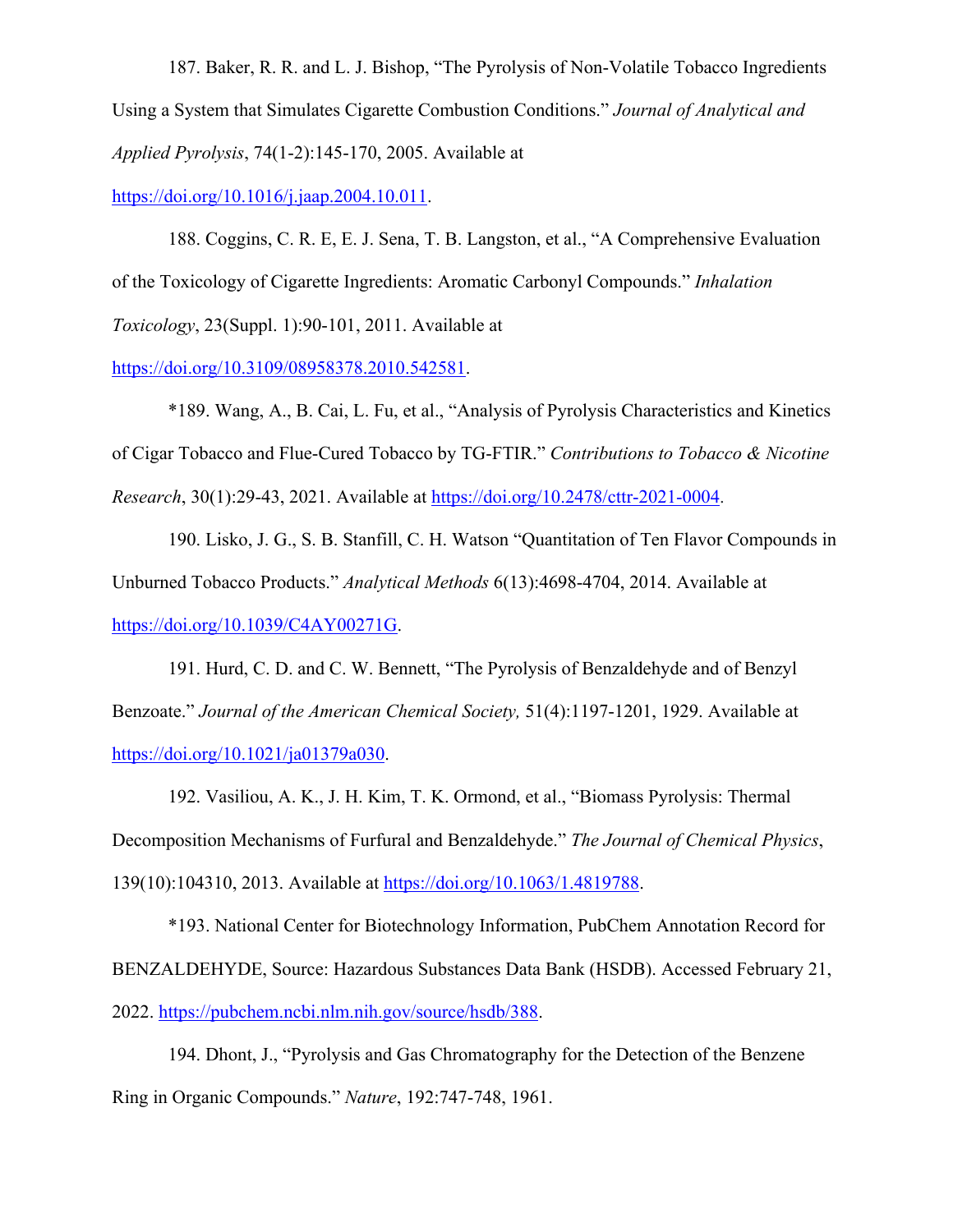187. Baker, R. R. and L. J. Bishop, "The Pyrolysis of Non-Volatile Tobacco Ingredients Using a System that Simulates Cigarette Combustion Conditions." *Journal of Analytical and Applied Pyrolysis*, 74(1-2):145-170, 2005. Available at https://doi.org/10.1016/j.jaap.2004.10.011.

188. Coggins, C. R. E, E. J. Sena, T. B. Langston, et al., "A Comprehensive Evaluation of the Toxicology of Cigarette Ingredients: Aromatic Carbonyl Compounds." *Inhalation Toxicology*, 23(Suppl. 1):90-101, 2011. Available at https://doi.org/10.3109/08958378.2010.542581.

*189. Wang, A., B. Cai, L. Fu, et al., "Analysis of Pyrolysis Characteristics and Kinetics of Cigar Tobacco and Flue-Cured Tobacco by TG-FTIR." *Contributions to Tobacco & Nicotine Research*, 30(1):29-43, 2021. Available at https://doi.org/10.2478/cttr-2021-0004.

190. Lisko, J. G., S. B. Stanfill, C. H. Watson "Quantitation of Ten Flavor Compounds in Unburned Tobacco Products." *Analytical Methods* 6(13):4698-4704, 2014. Available at https://doi.org/10.1039/C4AY00271G.

191. Hurd, C. D. and C. W. Bennett, "The Pyrolysis of Benzaldehyde and of Benzyl Benzoate." *Journal of the American Chemical Society,* 51(4):1197-1201, 1929. Available at https://doi.org/10.1021/ja01379a030.

192. Vasiliou, A. K., J. H. Kim, T. K. Ormond, et al., "Biomass Pyrolysis: Thermal Decomposition Mechanisms of Furfural and Benzaldehyde." *The Journal of Chemical Physics*, 139(10):104310, 2013. Available at https://doi.org/10.1063/1.4819788.

*193. National Center for Biotechnology Information, PubChem Annotation Record for BENZALDEHYDE, Source: Hazardous Substances Data Bank (HSDB). Accessed February 21, 2022. https://pubchem.ncbi.nlm.nih.gov/source/hsdb/388.

194. Dhont, J., "Pyrolysis and Gas Chromatography for the Detection of the Benzene Ring in Organic Compounds." *Nature*, 192:747-748, 1961.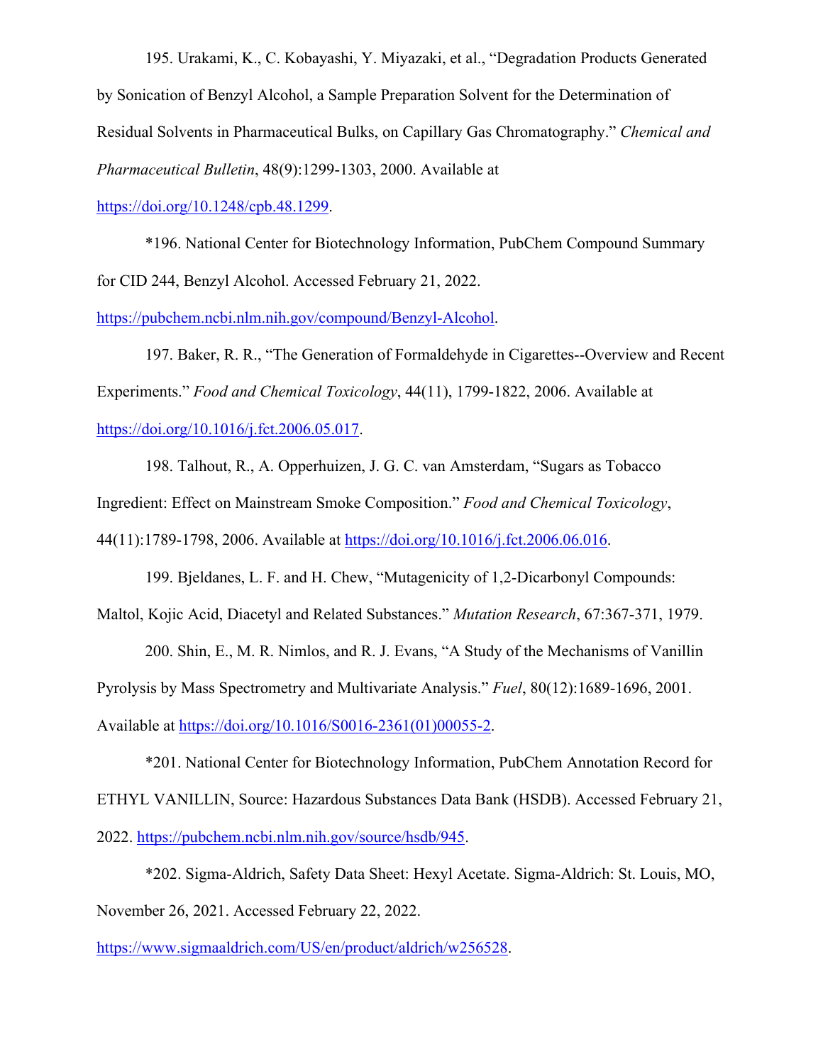195. Urakami, K., C. Kobayashi, Y. Miyazaki, et al., "Degradation Products Generated by Sonication of Benzyl Alcohol, a Sample Preparation Solvent for the Determination of Residual Solvents in Pharmaceutical Bulks, on Capillary Gas Chromatography." *Chemical and Pharmaceutical Bulletin*, 48(9):1299-1303, 2000. Available at https://doi.org/10.1248/cpb.48.1299.

*196. National Center for Biotechnology Information, PubChem Compound Summary for CID 244, Benzyl Alcohol. Accessed February 21, 2022. https://pubchem.ncbi.nlm.nih.gov/compound/Benzyl-Alcohol.

197. Baker, R. R., "The Generation of Formaldehyde in Cigarettes--Overview and Recent Experiments." *Food and Chemical Toxicology*, 44(11), 1799-1822, 2006. Available at https://doi.org/10.1016/j.fct.2006.05.017.

198. Talhout, R., A. Opperhuizen, J. G. C. van Amsterdam, "Sugars as Tobacco Ingredient: Effect on Mainstream Smoke Composition." *Food and Chemical Toxicology*, 44(11):1789-1798, 2006. Available at https://doi.org/10.1016/j.fct.2006.06.016.

199. Bjeldanes, L. F. and H. Chew, "Mutagenicity of 1,2-Dicarbonyl Compounds: Maltol, Kojic Acid, Diacetyl and Related Substances." *Mutation Research*, 67:367-371, 1979.

200. Shin, E., M. R. Nimlos, and R. J. Evans, "A Study of the Mechanisms of Vanillin Pyrolysis by Mass Spectrometry and Multivariate Analysis." *Fuel*, 80(12):1689-1696, 2001. Available at https://doi.org/10.1016/S0016-2361(01)00055-2.

*201. National Center for Biotechnology Information, PubChem Annotation Record for ETHYL VANILLIN, Source: Hazardous Substances Data Bank (HSDB). Accessed February 21, 2022. https://pubchem.ncbi.nlm.nih.gov/source/hsdb/945.

*202. Sigma-Aldrich, Safety Data Sheet: Hexyl Acetate. Sigma-Aldrich: St. Louis, MO, November 26, 2021. Accessed February 22, 2022. https://www.sigmaaldrich.com/US/en/product/aldrich/w256528.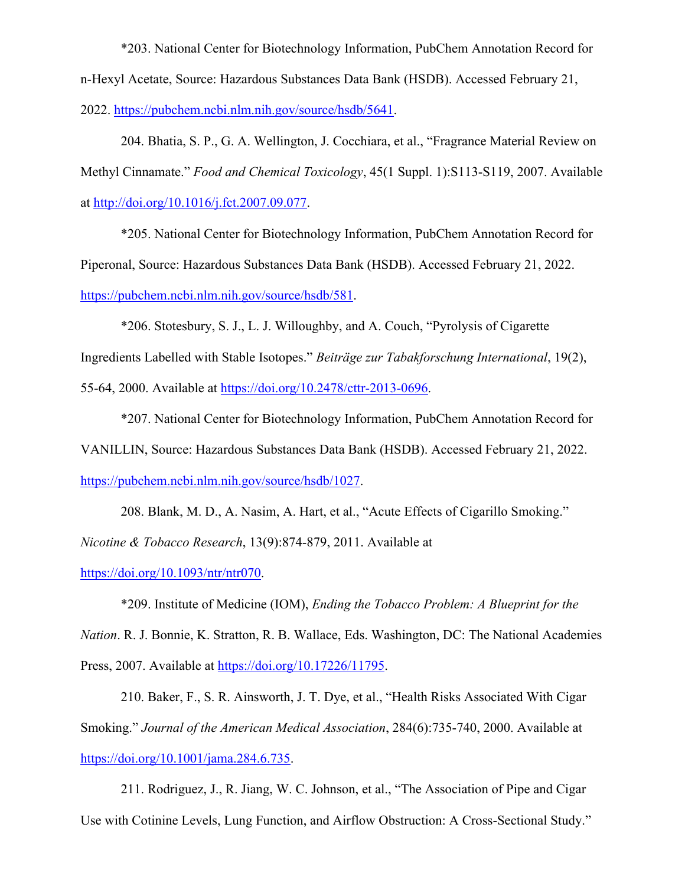*203. National Center for Biotechnology Information, PubChem Annotation Record for n-Hexyl Acetate, Source: Hazardous Substances Data Bank (HSDB). Accessed February 21, 2022. https://pubchem.ncbi.nlm.nih.gov/source/hsdb/5641.

204. Bhatia, S. P., G. A. Wellington, J. Cocchiara, et al., "Fragrance Material Review on Methyl Cinnamate." *Food and Chemical Toxicology*, 45(1 Suppl. 1):S113-S119, 2007. Available at http://doi.org/10.1016/j.fct.2007.09.077.

*205. National Center for Biotechnology Information, PubChem Annotation Record for Piperonal, Source: Hazardous Substances Data Bank (HSDB). Accessed February 21, 2022. https://pubchem.ncbi.nlm.nih.gov/source/hsdb/581.

*206. Stotesbury, S. J., L. J. Willoughby, and A. Couch, "Pyrolysis of Cigarette Ingredients Labelled with Stable Isotopes." *Beiträge zur Tabakforschung International*, 19(2), 55-64, 2000. Available at https://doi.org/10.2478/cttr-2013-0696.

*207. National Center for Biotechnology Information, PubChem Annotation Record for VANILLIN, Source: Hazardous Substances Data Bank (HSDB). Accessed February 21, 2022. https://pubchem.ncbi.nlm.nih.gov/source/hsdb/1027.

208. Blank, M. D., A. Nasim, A. Hart, et al., "Acute Effects of Cigarillo Smoking." *Nicotine & Tobacco Research*, 13(9):874-879, 2011. Available at https://doi.org/10.1093/ntr/ntr070.

*209. Institute of Medicine (IOM), *Ending the Tobacco Problem: A Blueprint for the Nation*. R. J. Bonnie, K. Stratton, R. B. Wallace, Eds. Washington, DC: The National Academies Press, 2007. Available at https://doi.org/10.17226/11795.

210. Baker, F., S. R. Ainsworth, J. T. Dye, et al., "Health Risks Associated With Cigar Smoking." *Journal of the American Medical Association*, 284(6):735-740, 2000. Available at https://doi.org/10.1001/jama.284.6.735.

211. Rodriguez, J., R. Jiang, W. C. Johnson, et al., "The Association of Pipe and Cigar Use with Cotinine Levels, Lung Function, and Airflow Obstruction: A Cross-Sectional Study."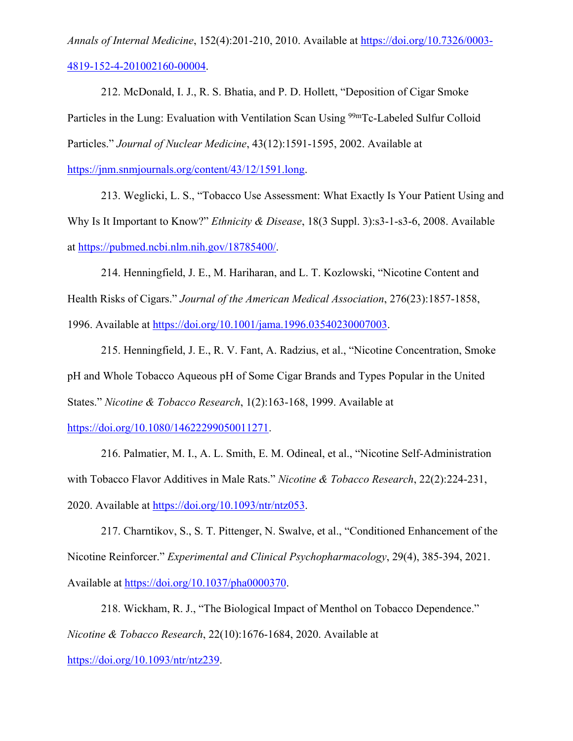*Annals of Internal Medicine*, 152(4):201-210, 2010. Available at https://doi.org/10.7326/0003-4819-152-4-201002160-00004.

212. McDonald, I. J., R. S. Bhatia, and P. D. Hollett, "Deposition of Cigar Smoke Particles in the Lung: Evaluation with Ventilation Scan Using $^{99m}$Tc-Labeled Sulfur Colloid Particles." *Journal of Nuclear Medicine*, 43(12):1591-1595, 2002. Available at https://jnm.snmjournals.org/content/43/12/1591.long.

213. Weglicki, L. S., "Tobacco Use Assessment: What Exactly Is Your Patient Using and Why Is It Important to Know?" *Ethnicity & Disease*, 18(3 Suppl. 3):s3-1-s3-6, 2008. Available at https://pubmed.ncbi.nlm.nih.gov/18785400/.

214. Henningfield, J. E., M. Hariharan, and L. T. Kozlowski, "Nicotine Content and Health Risks of Cigars." *Journal of the American Medical Association*, 276(23):1857-1858, 1996. Available at https://doi.org/10.1001/jama.1996.03540230007003.

215. Henningfield, J. E., R. V. Fant, A. Radzius, et al., "Nicotine Concentration, Smoke pH and Whole Tobacco Aqueous pH of Some Cigar Brands and Types Popular in the United States." *Nicotine & Tobacco Research*, 1(2):163-168, 1999. Available at https://doi.org/10.1080/14622299050011271.

216. Palmatier, M. I., A. L. Smith, E. M. Odineal, et al., "Nicotine Self-Administration with Tobacco Flavor Additives in Male Rats." *Nicotine & Tobacco Research*, 22(2):224-231, 2020. Available at https://doi.org/10.1093/ntr/ntz053.

217. Charntikov, S., S. T. Pittenger, N. Swalve, et al., "Conditioned Enhancement of the Nicotine Reinforcer." *Experimental and Clinical Psychopharmacology*, 29(4), 385-394, 2021. Available at https://doi.org/10.1037/pha0000370.

218. Wickham, R. J., "The Biological Impact of Menthol on Tobacco Dependence." *Nicotine & Tobacco Research*, 22(10):1676-1684, 2020. Available at https://doi.org/10.1093/ntr/ntz239.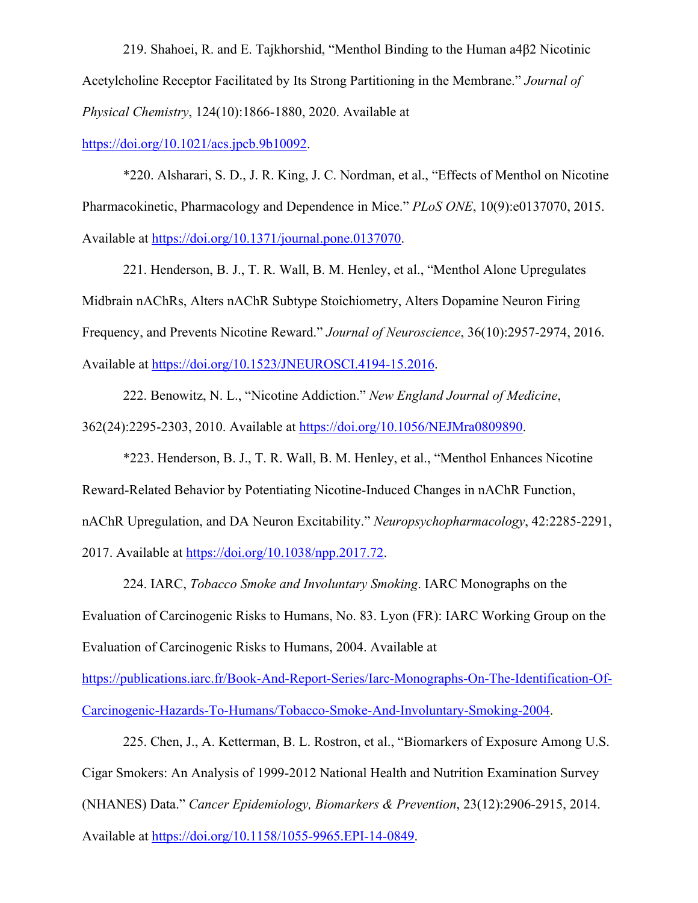219. Shahoei, R. and E. Tajkhorshid, "Menthol Binding to the Human a4β2 Nicotinic Acetylcholine Receptor Facilitated by Its Strong Partitioning in the Membrane." *Journal of Physical Chemistry*, 124(10):1866-1880, 2020. Available at https://doi.org/10.1021/acs.jpcb.9b10092.

*220. Alsharari, S. D., J. R. King, J. C. Nordman, et al., "Effects of Menthol on Nicotine Pharmacokinetic, Pharmacology and Dependence in Mice." *PLoS ONE*, 10(9):e0137070, 2015. Available at https://doi.org/10.1371/journal.pone.0137070.

221. Henderson, B. J., T. R. Wall, B. M. Henley, et al., "Menthol Alone Upregulates Midbrain nAChRs, Alters nAChR Subtype Stoichiometry, Alters Dopamine Neuron Firing Frequency, and Prevents Nicotine Reward." *Journal of Neuroscience*, 36(10):2957-2974, 2016. Available at https://doi.org/10.1523/JNEUROSCI.4194-15.2016.

222. Benowitz, N. L., "Nicotine Addiction." *New England Journal of Medicine*, 362(24):2295-2303, 2010. Available at https://doi.org/10.1056/NEJMra0809890.

*223. Henderson, B. J., T. R. Wall, B. M. Henley, et al., "Menthol Enhances Nicotine Reward-Related Behavior by Potentiating Nicotine-Induced Changes in nAChR Function, nAChR Upregulation, and DA Neuron Excitability." *Neuropsychopharmacology*, 42:2285-2291, 2017. Available at https://doi.org/10.1038/npp.2017.72.

224. IARC, *Tobacco Smoke and Involuntary Smoking*. IARC Monographs on the Evaluation of Carcinogenic Risks to Humans, No. 83. Lyon (FR): IARC Working Group on the Evaluation of Carcinogenic Risks to Humans, 2004. Available at https://publications.iarc.fr/Book-And-Report-Series/Iarc-Monographs-On-The-Identification-Of-Carcinogenic-Hazards-To-Humans/Tobacco-Smoke-And-Involuntary-Smoking-2004.

225. Chen, J., A. Ketterman, B. L. Rostron, et al., "Biomarkers of Exposure Among U.S. Cigar Smokers: An Analysis of 1999-2012 National Health and Nutrition Examination Survey (NHANES) Data." *Cancer Epidemiology, Biomarkers & Prevention*, 23(12):2906-2915, 2014. Available at https://doi.org/10.1158/1055-9965.EPI-14-0849.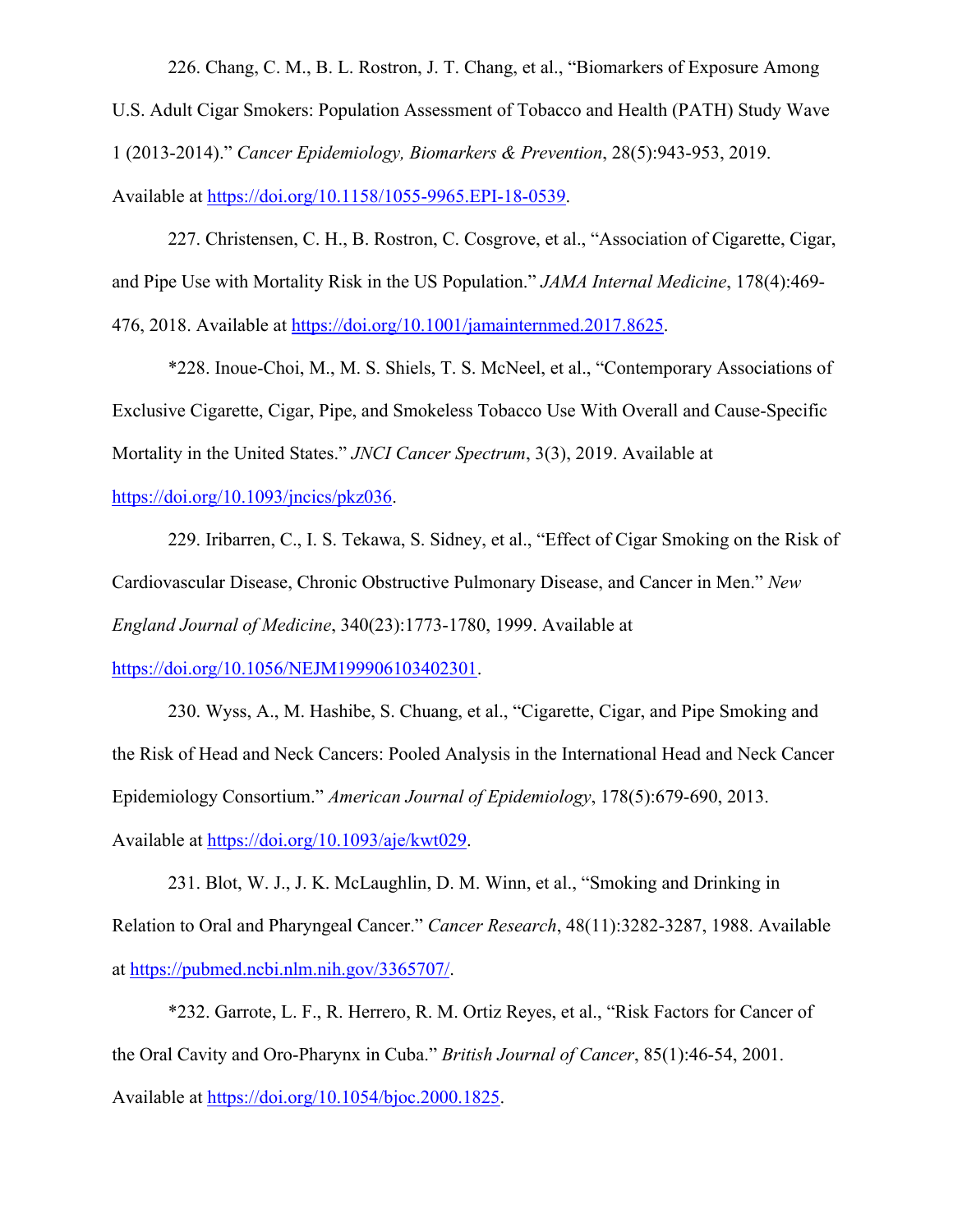226. Chang, C. M., B. L. Rostron, J. T. Chang, et al., "Biomarkers of Exposure Among U.S. Adult Cigar Smokers: Population Assessment of Tobacco and Health (PATH) Study Wave 1 (2013-2014)." *Cancer Epidemiology, Biomarkers & Prevention*, 28(5):943-953, 2019. Available at https://doi.org/10.1158/1055-9965.EPI-18-0539.

227. Christensen, C. H., B. Rostron, C. Cosgrove, et al., "Association of Cigarette, Cigar, and Pipe Use with Mortality Risk in the US Population." *JAMA Internal Medicine*, 178(4):469-476, 2018. Available at https://doi.org/10.1001/jamainternmed.2017.8625.

*228. Inoue-Choi, M., M. S. Shiels, T. S. McNeel, et al., "Contemporary Associations of Exclusive Cigarette, Cigar, Pipe, and Smokeless Tobacco Use With Overall and Cause-Specific Mortality in the United States." *JNCI Cancer Spectrum*, 3(3), 2019. Available at https://doi.org/10.1093/jncics/pkz036.

229. Iribarren, C., I. S. Tekawa, S. Sidney, et al., "Effect of Cigar Smoking on the Risk of Cardiovascular Disease, Chronic Obstructive Pulmonary Disease, and Cancer in Men." *New England Journal of Medicine*, 340(23):1773-1780, 1999. Available at https://doi.org/10.1056/NEJM199906103402301.

230. Wyss, A., M. Hashibe, S. Chuang, et al., "Cigarette, Cigar, and Pipe Smoking and the Risk of Head and Neck Cancers: Pooled Analysis in the International Head and Neck Cancer Epidemiology Consortium." *American Journal of Epidemiology*, 178(5):679-690, 2013. Available at https://doi.org/10.1093/aje/kwt029.

231. Blot, W. J., J. K. McLaughlin, D. M. Winn, et al., "Smoking and Drinking in Relation to Oral and Pharyngeal Cancer." *Cancer Research*, 48(11):3282-3287, 1988. Available at https://pubmed.ncbi.nlm.nih.gov/3365707/.

*232. Garrote, L. F., R. Herrero, R. M. Ortiz Reyes, et al., "Risk Factors for Cancer of the Oral Cavity and Oro-Pharynx in Cuba." *British Journal of Cancer*, 85(1):46-54, 2001. Available at https://doi.org/10.1054/bjoc.2000.1825.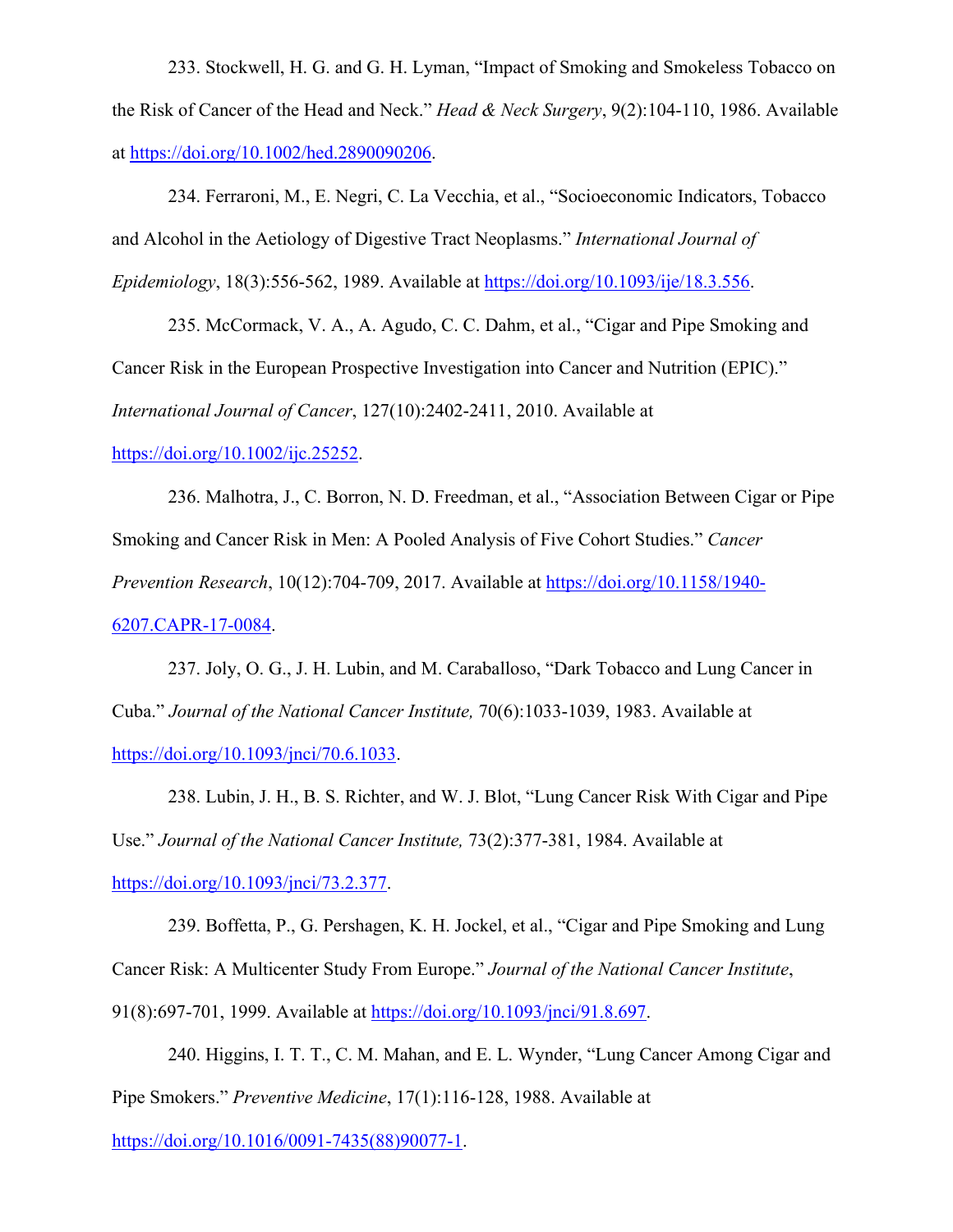233. Stockwell, H. G. and G. H. Lyman, "Impact of Smoking and Smokeless Tobacco on the Risk of Cancer of the Head and Neck." *Head & Neck Surgery*, 9(2):104-110, 1986. Available at https://doi.org/10.1002/hed.2890090206.

234. Ferraroni, M., E. Negri, C. La Vecchia, et al., "Socioeconomic Indicators, Tobacco and Alcohol in the Aetiology of Digestive Tract Neoplasms." *International Journal of Epidemiology*, 18(3):556-562, 1989. Available at https://doi.org/10.1093/ije/18.3.556.

235. McCormack, V. A., A. Agudo, C. C. Dahm, et al., "Cigar and Pipe Smoking and Cancer Risk in the European Prospective Investigation into Cancer and Nutrition (EPIC)." *International Journal of Cancer*, 127(10):2402-2411, 2010. Available at https://doi.org/10.1002/ijc.25252.

236. Malhotra, J., C. Borron, N. D. Freedman, et al., "Association Between Cigar or Pipe Smoking and Cancer Risk in Men: A Pooled Analysis of Five Cohort Studies." *Cancer Prevention Research*, 10(12):704-709, 2017. Available at https://doi.org/10.1158/1940-6207.CAPR-17-0084.

237. Joly, O. G., J. H. Lubin, and M. Caraballoso, "Dark Tobacco and Lung Cancer in Cuba." *Journal of the National Cancer Institute,* 70(6):1033-1039, 1983. Available at https://doi.org/10.1093/jnci/70.6.1033.

238. Lubin, J. H., B. S. Richter, and W. J. Blot, "Lung Cancer Risk With Cigar and Pipe Use." *Journal of the National Cancer Institute,* 73(2):377-381, 1984. Available at https://doi.org/10.1093/jnci/73.2.377.

239. Boffetta, P., G. Pershagen, K. H. Jockel, et al., "Cigar and Pipe Smoking and Lung Cancer Risk: A Multicenter Study From Europe." *Journal of the National Cancer Institute*, 91(8):697-701, 1999. Available at https://doi.org/10.1093/jnci/91.8.697.

240. Higgins, I. T. T., C. M. Mahan, and E. L. Wynder, "Lung Cancer Among Cigar and Pipe Smokers." *Preventive Medicine*, 17(1):116-128, 1988. Available at https://doi.org/10.1016/0091-7435(88)90077-1.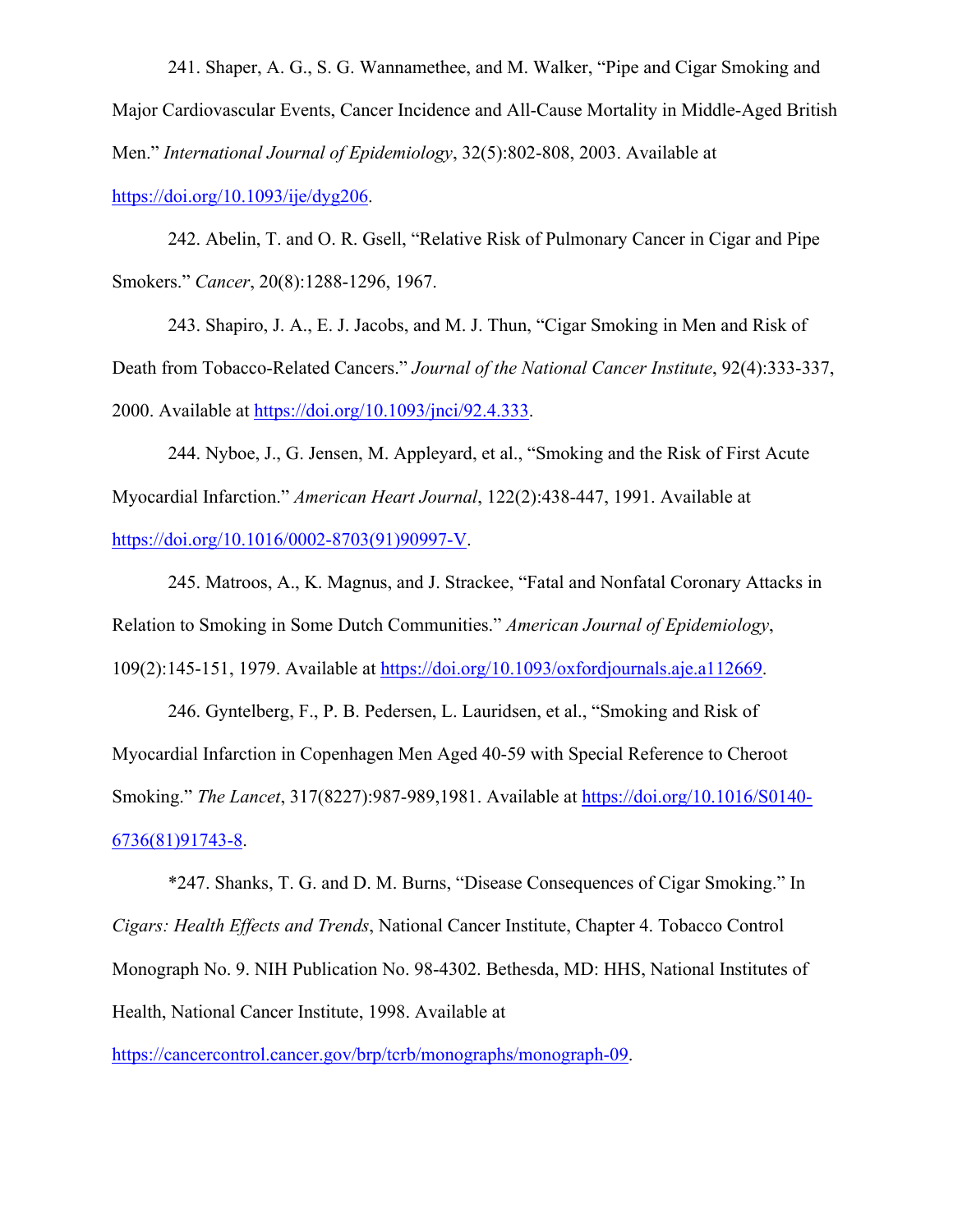241. Shaper, A. G., S. G. Wannamethee, and M. Walker, “Pipe and Cigar Smoking and Major Cardiovascular Events, Cancer Incidence and All-Cause Mortality in Middle-Aged British Men.” *International Journal of Epidemiology*, 32(5):802-808, 2003. Available at https://doi.org/10.1093/ije/dyg206.

242. Abelin, T. and O. R. Gsell, “Relative Risk of Pulmonary Cancer in Cigar and Pipe Smokers.” *Cancer*, 20(8):1288-1296, 1967.

243. Shapiro, J. A., E. J. Jacobs, and M. J. Thun, “Cigar Smoking in Men and Risk of Death from Tobacco-Related Cancers.” *Journal of the National Cancer Institute*, 92(4):333-337, 2000. Available at https://doi.org/10.1093/jnci/92.4.333.

244. Nyboe, J., G. Jensen, M. Appleyard, et al., “Smoking and the Risk of First Acute Myocardial Infarction.” *American Heart Journal*, 122(2):438-447, 1991. Available at https://doi.org/10.1016/0002-8703(91)90997-V.

245. Matroos, A., K. Magnus, and J. Strackee, “Fatal and Nonfatal Coronary Attacks in Relation to Smoking in Some Dutch Communities.” *American Journal of Epidemiology*, 109(2):145-151, 1979. Available at https://doi.org/10.1093/oxfordjournals.aje.a112669.

246. Gyntelberg, F., P. B. Pedersen, L. Lauridsen, et al., “Smoking and Risk of Myocardial Infarction in Copenhagen Men Aged 40-59 with Special Reference to Cheroot Smoking.” *The Lancet*, 317(8227):987-989,1981. Available at https://doi.org/10.1016/S0140-6736(81)91743-8.

*247. Shanks, T. G. and D. M. Burns, “Disease Consequences of Cigar Smoking.” In *Cigars: Health Effects and Trends*, National Cancer Institute, Chapter 4. Tobacco Control Monograph No. 9. NIH Publication No. 98-4302. Bethesda, MD: HHS, National Institutes of Health, National Cancer Institute, 1998. Available at https://cancercontrol.cancer.gov/brp/tcrb/monographs/monograph-09.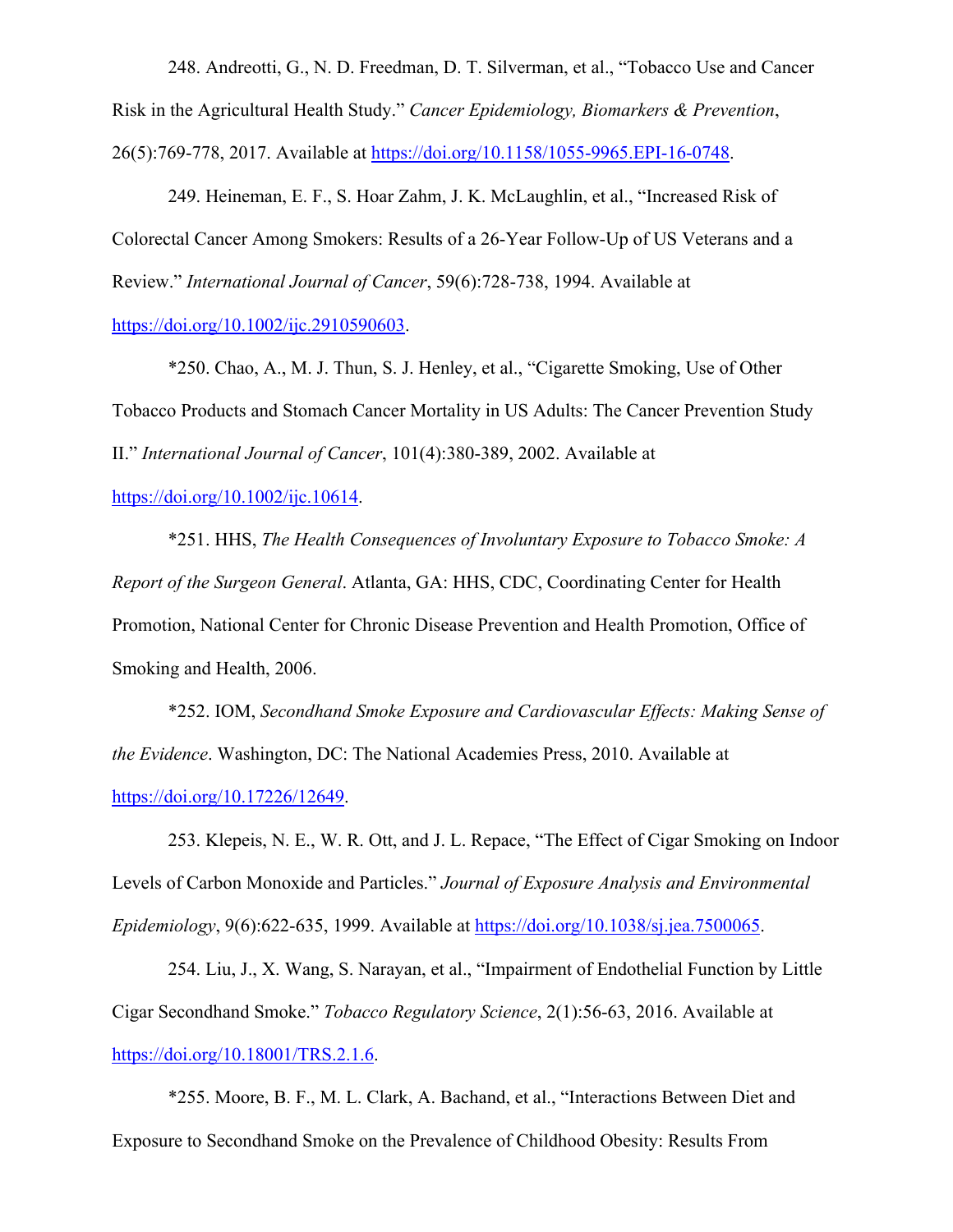248. Andreotti, G., N. D. Freedman, D. T. Silverman, et al., “Tobacco Use and Cancer Risk in the Agricultural Health Study.” *Cancer Epidemiology, Biomarkers & Prevention*, 26(5):769-778, 2017. Available at https://doi.org/10.1158/1055-9965.EPI-16-0748.

249. Heineman, E. F., S. Hoar Zahm, J. K. McLaughlin, et al., “Increased Risk of Colorectal Cancer Among Smokers: Results of a 26-Year Follow-Up of US Veterans and a Review.” *International Journal of Cancer*, 59(6):728-738, 1994. Available at https://doi.org/10.1002/ijc.2910590603.

*250. Chao, A., M. J. Thun, S. J. Henley, et al., “Cigarette Smoking, Use of Other Tobacco Products and Stomach Cancer Mortality in US Adults: The Cancer Prevention Study II.” *International Journal of Cancer*, 101(4):380-389, 2002. Available at https://doi.org/10.1002/ijc.10614.

*251. HHS, *The Health Consequences of Involuntary Exposure to Tobacco Smoke: A Report of the Surgeon General*. Atlanta, GA: HHS, CDC, Coordinating Center for Health Promotion, National Center for Chronic Disease Prevention and Health Promotion, Office of Smoking and Health, 2006.

*252. IOM, *Secondhand Smoke Exposure and Cardiovascular Effects: Making Sense of the Evidence*. Washington, DC: The National Academies Press, 2010. Available at https://doi.org/10.17226/12649.

253. Klepeis, N. E., W. R. Ott, and J. L. Repace, “The Effect of Cigar Smoking on Indoor Levels of Carbon Monoxide and Particles.” *Journal of Exposure Analysis and Environmental Epidemiology*, 9(6):622-635, 1999. Available at https://doi.org/10.1038/sj.jea.7500065.

254. Liu, J., X. Wang, S. Narayan, et al., “Impairment of Endothelial Function by Little Cigar Secondhand Smoke.” *Tobacco Regulatory Science*, 2(1):56-63, 2016. Available at https://doi.org/10.18001/TRS.2.1.6.

*255. Moore, B. F., M. L. Clark, A. Bachand, et al., “Interactions Between Diet and Exposure to Secondhand Smoke on the Prevalence of Childhood Obesity: Results From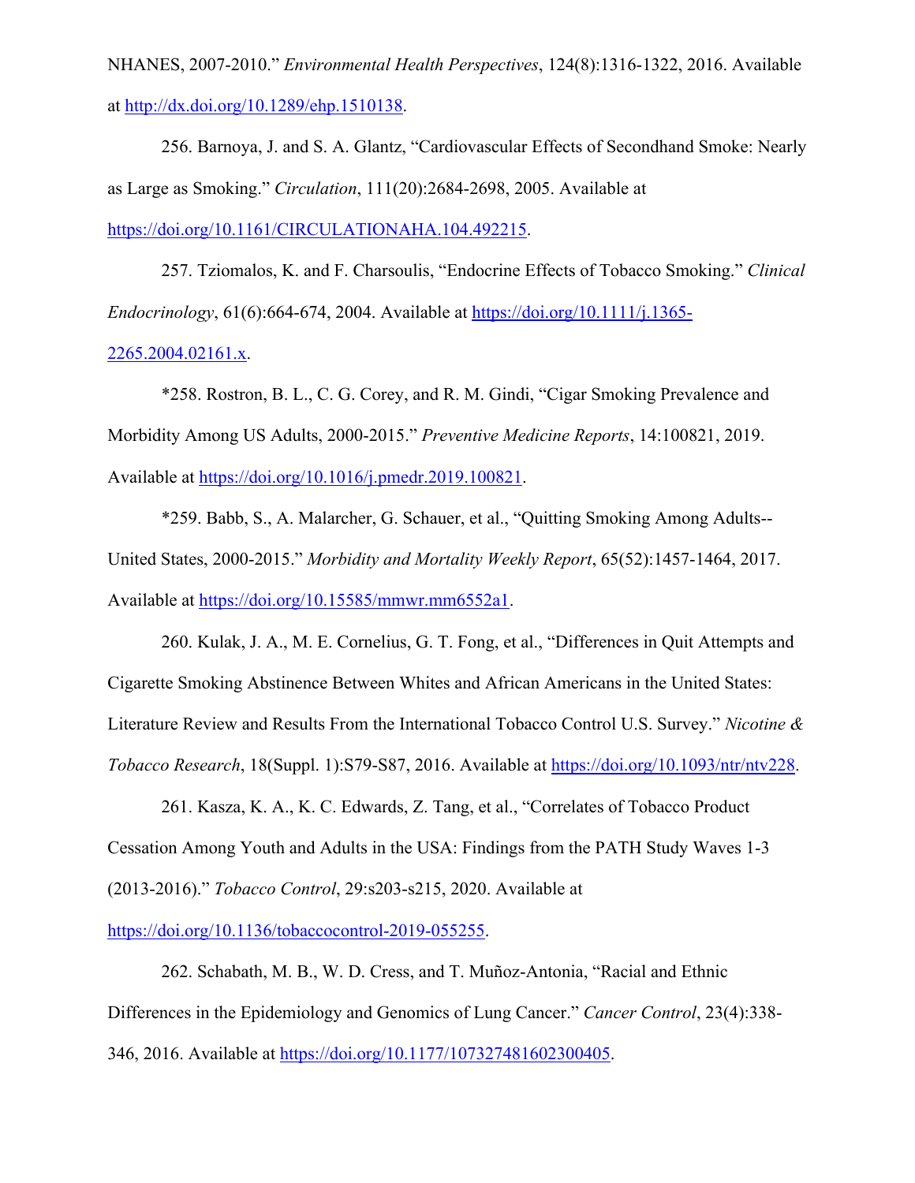NHANES, 2007-2010.” *Environmental Health Perspectives*, 124(8):1316-1322, 2016. Available at http://dx.doi.org/10.1289/ehp.1510138.

256. Barnoya, J. and S. A. Glantz, “Cardiovascular Effects of Secondhand Smoke: Nearly as Large as Smoking.” *Circulation*, 111(20):2684-2698, 2005. Available at https://doi.org/10.1161/CIRCULATIONAHA.104.492215.

257. Tziomalos, K. and F. Charsoulis, “Endocrine Effects of Tobacco Smoking.” *Clinical Endocrinology*, 61(6):664-674, 2004. Available at https://doi.org/10.1111/j.1365-2265.2004.02161.x.

*258. Rostron, B. L., C. G. Corey, and R. M. Gindi, “Cigar Smoking Prevalence and Morbidity Among US Adults, 2000-2015.” *Preventive Medicine Reports*, 14:100821, 2019. Available at https://doi.org/10.1016/j.pmedr.2019.100821.

*259. Babb, S., A. Malarcher, G. Schauer, et al., “Quitting Smoking Among Adults--United States, 2000-2015.” *Morbidity and Mortality Weekly Report*, 65(52):1457-1464, 2017. Available at https://doi.org/10.15585/mmwr.mm6552a1.

260. Kulak, J. A., M. E. Cornelius, G. T. Fong, et al., “Differences in Quit Attempts and Cigarette Smoking Abstinence Between Whites and African Americans in the United States: Literature Review and Results From the International Tobacco Control U.S. Survey.” *Nicotine & Tobacco Research*, 18(Suppl. 1):S79-S87, 2016. Available at https://doi.org/10.1093/ntr/ntv228.

261. Kasza, K. A., K. C. Edwards, Z. Tang, et al., “Correlates of Tobacco Product Cessation Among Youth and Adults in the USA: Findings from the PATH Study Waves 1-3 (2013-2016).” *Tobacco Control*, 29:s203-s215, 2020. Available at https://doi.org/10.1136/tobaccocontrol-2019-055255.

262. Schabath, M. B., W. D. Cress, and T. Muñoz-Antonia, “Racial and Ethnic Differences in the Epidemiology and Genomics of Lung Cancer.” *Cancer Control*, 23(4):338-346, 2016. Available at https://doi.org/10.1177/107327481602300405.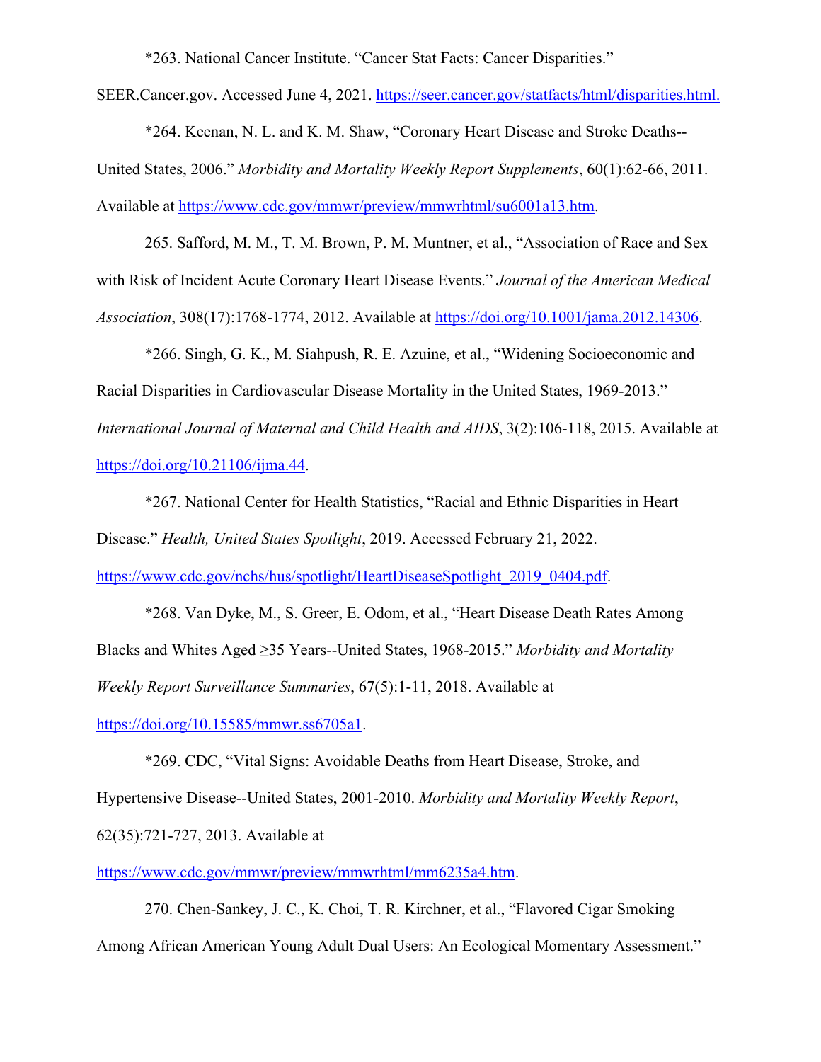*263. National Cancer Institute. “Cancer Stat Facts: Cancer Disparities.” SEER.Cancer.gov. Accessed June 4, 2021. https://seer.cancer.gov/statfacts/html/disparities.html.

*264. Keenan, N. L. and K. M. Shaw, “Coronary Heart Disease and Stroke Deaths--United States, 2006.” *Morbidity and Mortality Weekly Report Supplements*, 60(1):62-66, 2011. Available at https://www.cdc.gov/mmwr/preview/mmwrhtml/su6001a13.htm.

265. Safford, M. M., T. M. Brown, P. M. Muntner, et al., “Association of Race and Sex with Risk of Incident Acute Coronary Heart Disease Events.” *Journal of the American Medical Association*, 308(17):1768-1774, 2012. Available at https://doi.org/10.1001/jama.2012.14306.

*266. Singh, G. K., M. Siahpush, R. E. Azuine, et al., “Widening Socioeconomic and Racial Disparities in Cardiovascular Disease Mortality in the United States, 1969-2013.” *International Journal of Maternal and Child Health and AIDS*, 3(2):106-118, 2015. Available at https://doi.org/10.21106/ijma.44.

*267. National Center for Health Statistics, “Racial and Ethnic Disparities in Heart Disease.” *Health, United States Spotlight*, 2019. Accessed February 21, 2022. https://www.cdc.gov/nchs/hus/spotlight/HeartDiseaseSpotlight_2019_0404.pdf.

*268. Van Dyke, M., S. Greer, E. Odom, et al., “Heart Disease Death Rates Among Blacks and Whites Aged ≥35 Years--United States, 1968-2015.” *Morbidity and Mortality Weekly Report Surveillance Summaries*, 67(5):1-11, 2018. Available at https://doi.org/10.15585/mmwr.ss6705a1.

*269. CDC, “Vital Signs: Avoidable Deaths from Heart Disease, Stroke, and Hypertensive Disease--United States, 2001-2010. *Morbidity and Mortality Weekly Report*, 62(35):721-727, 2013. Available at https://www.cdc.gov/mmwr/preview/mmwrhtml/mm6235a4.htm.

270. Chen-Sankey, J. C., K. Choi, T. R. Kirchner, et al., “Flavored Cigar Smoking Among African American Young Adult Dual Users: An Ecological Momentary Assessment.”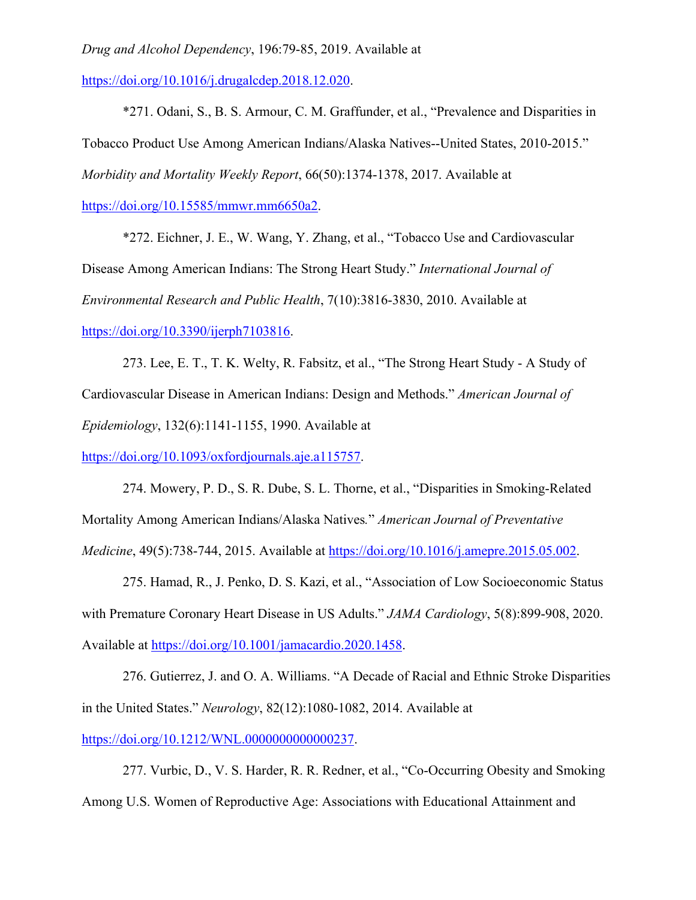*Drug and Alcohol Dependency*, 196:79-85, 2019. Available at https://doi.org/10.1016/j.drugalcdep.2018.12.020.

*271. Odani, S., B. S. Armour, C. M. Graffunder, et al., "Prevalence and Disparities in Tobacco Product Use Among American Indians/Alaska Natives--United States, 2010-2015." *Morbidity and Mortality Weekly Report*, 66(50):1374-1378, 2017. Available at https://doi.org/10.15585/mmwr.mm6650a2.

*272. Eichner, J. E., W. Wang, Y. Zhang, et al., "Tobacco Use and Cardiovascular Disease Among American Indians: The Strong Heart Study." *International Journal of Environmental Research and Public Health*, 7(10):3816-3830, 2010. Available at https://doi.org/10.3390/ijerph7103816.

273. Lee, E. T., T. K. Welty, R. Fabsitz, et al., "The Strong Heart Study - A Study of Cardiovascular Disease in American Indians: Design and Methods." *American Journal of Epidemiology*, 132(6):1141-1155, 1990. Available at https://doi.org/10.1093/oxfordjournals.aje.a115757.

274. Mowery, P. D., S. R. Dube, S. L. Thorne, et al., "Disparities in Smoking-Related Mortality Among American Indians/Alaska Natives." *American Journal of Preventative Medicine*, 49(5):738-744, 2015. Available at https://doi.org/10.1016/j.amepre.2015.05.002.

275. Hamad, R., J. Penko, D. S. Kazi, et al., "Association of Low Socioeconomic Status with Premature Coronary Heart Disease in US Adults." *JAMA Cardiology*, 5(8):899-908, 2020. Available at https://doi.org/10.1001/jamacardio.2020.1458.

276. Gutierrez, J. and O. A. Williams. "A Decade of Racial and Ethnic Stroke Disparities in the United States." *Neurology*, 82(12):1080-1082, 2014. Available at https://doi.org/10.1212/WNL.0000000000000237.

277. Vurbic, D., V. S. Harder, R. R. Redner, et al., "Co-Occurring Obesity and Smoking Among U.S. Women of Reproductive Age: Associations with Educational Attainment and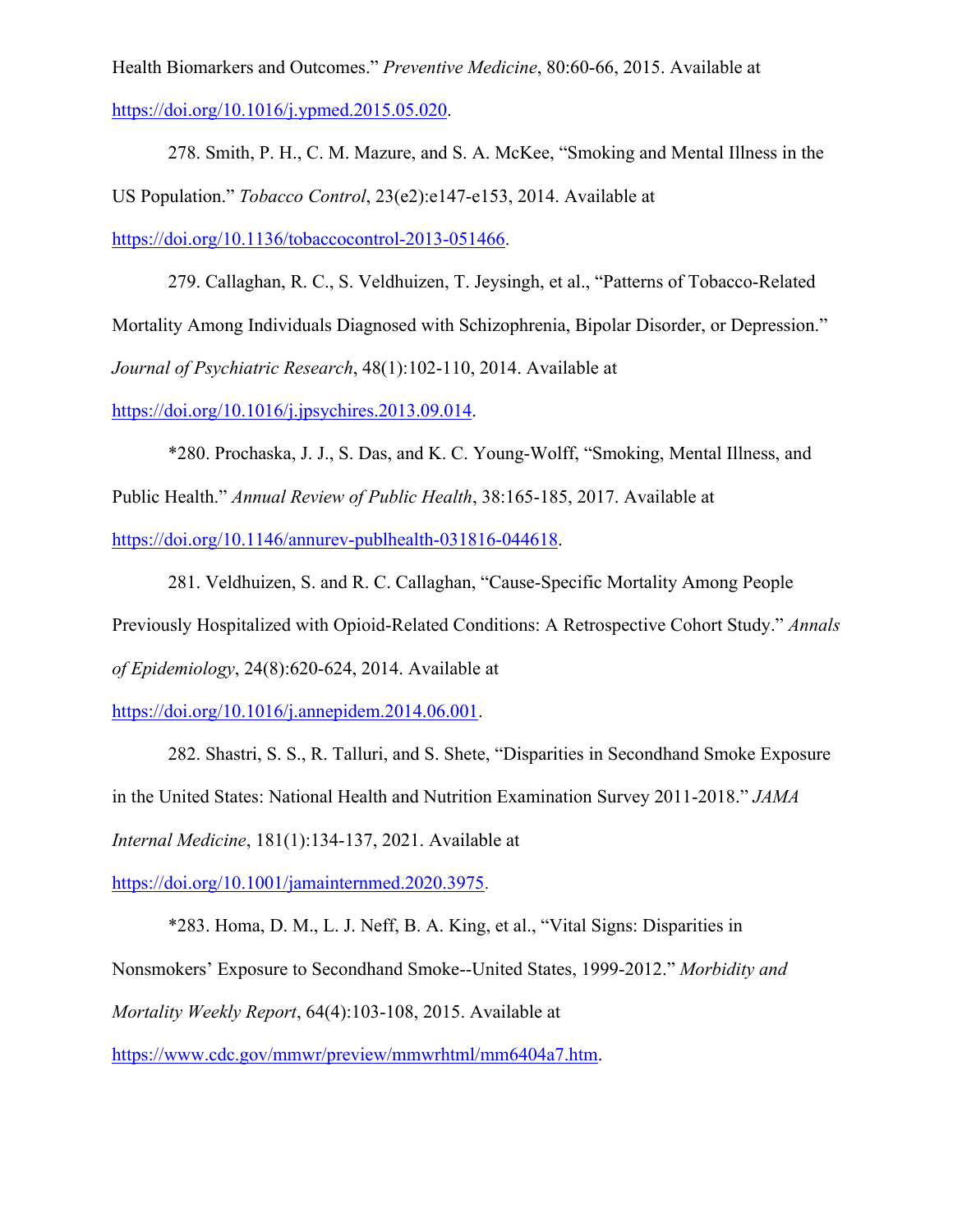Health Biomarkers and Outcomes." *Preventive Medicine*, 80:60-66, 2015. Available at https://doi.org/10.1016/j.ypmed.2015.05.020.

278. Smith, P. H., C. M. Mazure, and S. A. McKee, "Smoking and Mental Illness in the US Population." *Tobacco Control*, 23(e2):e147-e153, 2014. Available at https://doi.org/10.1136/tobaccocontrol-2013-051466.

279. Callaghan, R. C., S. Veldhuizen, T. Jeysingh, et al., "Patterns of Tobacco-Related Mortality Among Individuals Diagnosed with Schizophrenia, Bipolar Disorder, or Depression." *Journal of Psychiatric Research*, 48(1):102-110, 2014. Available at https://doi.org/10.1016/j.jpsychires.2013.09.014.

*280. Prochaska, J. J., S. Das, and K. C. Young-Wolff, "Smoking, Mental Illness, and Public Health." *Annual Review of Public Health*, 38:165-185, 2017. Available at https://doi.org/10.1146/annurev-publhealth-031816-044618.

281. Veldhuizen, S. and R. C. Callaghan, "Cause-Specific Mortality Among People Previously Hospitalized with Opioid-Related Conditions: A Retrospective Cohort Study." *Annals of Epidemiology*, 24(8):620-624, 2014. Available at https://doi.org/10.1016/j.annepidem.2014.06.001.

282. Shastri, S. S., R. Talluri, and S. Shete, "Disparities in Secondhand Smoke Exposure in the United States: National Health and Nutrition Examination Survey 2011-2018." *JAMA Internal Medicine*, 181(1):134-137, 2021. Available at https://doi.org/10.1001/jamainternmed.2020.3975.

*283. Homa, D. M., L. J. Neff, B. A. King, et al., "Vital Signs: Disparities in Nonsmokers' Exposure to Secondhand Smoke--United States, 1999-2012." *Morbidity and Mortality Weekly Report*, 64(4):103-108, 2015. Available at https://www.cdc.gov/mmwr/preview/mmwrhtml/mm6404a7.htm.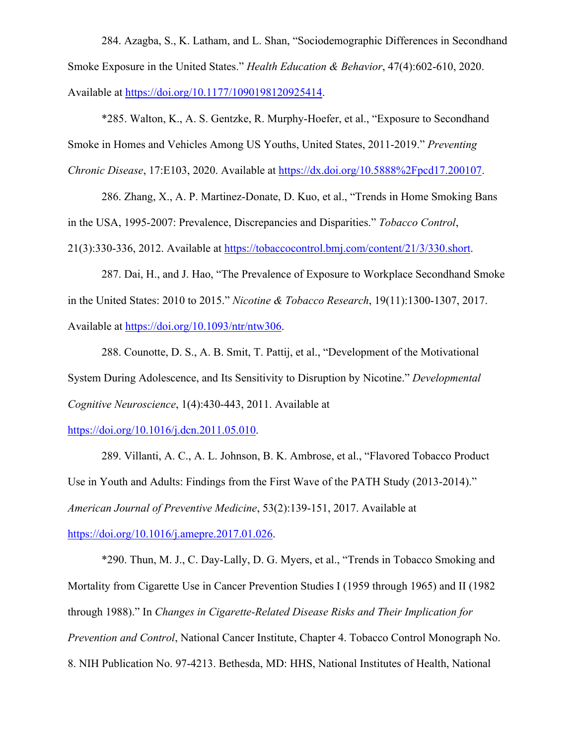284. Azagba, S., K. Latham, and L. Shan, "Sociodemographic Differences in Secondhand Smoke Exposure in the United States." *Health Education & Behavior*, 47(4):602-610, 2020. Available at https://doi.org/10.1177/1090198120925414.

*285. Walton, K., A. S. Gentzke, R. Murphy-Hoefer, et al., "Exposure to Secondhand Smoke in Homes and Vehicles Among US Youths, United States, 2011-2019." *Preventing Chronic Disease*, 17:E103, 2020. Available at https://dx.doi.org/10.5888%2Fpcd17.200107.

286. Zhang, X., A. P. Martinez-Donate, D. Kuo, et al., "Trends in Home Smoking Bans in the USA, 1995-2007: Prevalence, Discrepancies and Disparities." *Tobacco Control*, 21(3):330-336, 2012. Available at https://tobaccocontrol.bmj.com/content/21/3/330.short.

287. Dai, H., and J. Hao, "The Prevalence of Exposure to Workplace Secondhand Smoke in the United States: 2010 to 2015." *Nicotine & Tobacco Research*, 19(11):1300-1307, 2017. Available at https://doi.org/10.1093/ntr/ntw306.

288. Counotte, D. S., A. B. Smit, T. Pattij, et al., "Development of the Motivational System During Adolescence, and Its Sensitivity to Disruption by Nicotine." *Developmental Cognitive Neuroscience*, 1(4):430-443, 2011. Available at https://doi.org/10.1016/j.dcn.2011.05.010.

289. Villanti, A. C., A. L. Johnson, B. K. Ambrose, et al., "Flavored Tobacco Product Use in Youth and Adults: Findings from the First Wave of the PATH Study (2013-2014)." *American Journal of Preventive Medicine*, 53(2):139-151, 2017. Available at https://doi.org/10.1016/j.amepre.2017.01.026.

*290. Thun, M. J., C. Day-Lally, D. G. Myers, et al., "Trends in Tobacco Smoking and Mortality from Cigarette Use in Cancer Prevention Studies I (1959 through 1965) and II (1982 through 1988)." In *Changes in Cigarette-Related Disease Risks and Their Implication for Prevention and Control*, National Cancer Institute, Chapter 4. Tobacco Control Monograph No. 8. NIH Publication No. 97-4213. Bethesda, MD: HHS, National Institutes of Health, National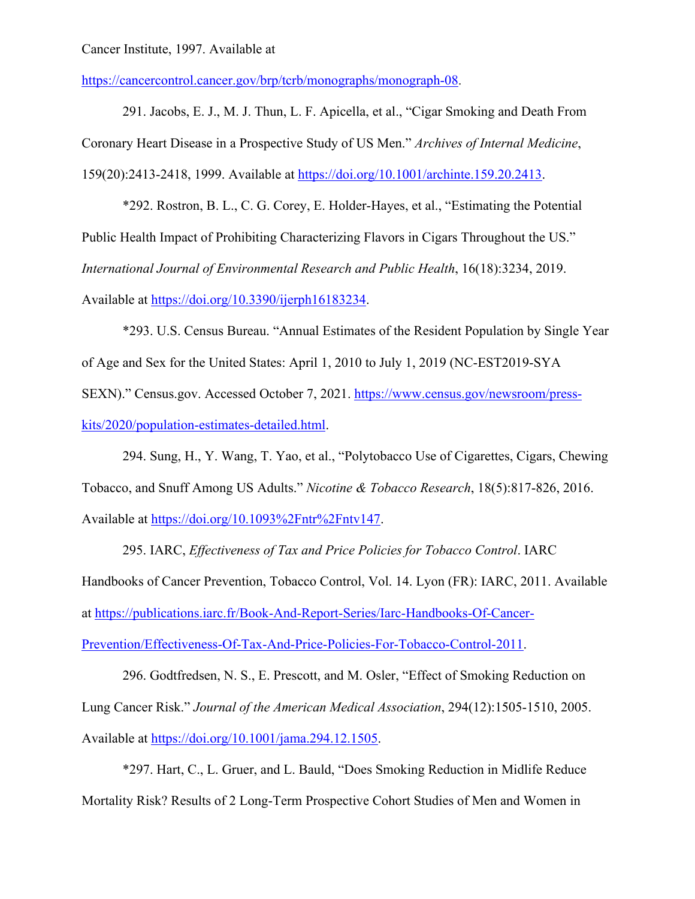Cancer Institute, 1997. Available at https://cancercontrol.cancer.gov/brp/tcrb/monographs/monograph-08.

291. Jacobs, E. J., M. J. Thun, L. F. Apicella, et al., "Cigar Smoking and Death From Coronary Heart Disease in a Prospective Study of US Men." *Archives of Internal Medicine*, 159(20):2413-2418, 1999. Available at https://doi.org/10.1001/archinte.159.20.2413.

*292. Rostron, B. L., C. G. Corey, E. Holder-Hayes, et al., "Estimating the Potential Public Health Impact of Prohibiting Characterizing Flavors in Cigars Throughout the US." *International Journal of Environmental Research and Public Health*, 16(18):3234, 2019. Available at https://doi.org/10.3390/ijerph16183234.

*293. U.S. Census Bureau. "Annual Estimates of the Resident Population by Single Year of Age and Sex for the United States: April 1, 2010 to July 1, 2019 (NC-EST2019-SYA SEXN)." Census.gov. Accessed October 7, 2021. https://www.census.gov/newsroom/press-kits/2020/population-estimates-detailed.html.

294. Sung, H., Y. Wang, T. Yao, et al., "Polytobacco Use of Cigarettes, Cigars, Chewing Tobacco, and Snuff Among US Adults." *Nicotine & Tobacco Research*, 18(5):817-826, 2016. Available at https://doi.org/10.1093%2Fntr%2Fntv147.

295. IARC, *Effectiveness of Tax and Price Policies for Tobacco Control*. IARC Handbooks of Cancer Prevention, Tobacco Control, Vol. 14. Lyon (FR): IARC, 2011. Available at https://publications.iarc.fr/Book-And-Report-Series/Iarc-Handbooks-Of-Cancer-Prevention/Effectiveness-Of-Tax-And-Price-Policies-For-Tobacco-Control-2011.

296. Godtfredsen, N. S., E. Prescott, and M. Osler, "Effect of Smoking Reduction on Lung Cancer Risk." *Journal of the American Medical Association*, 294(12):1505-1510, 2005. Available at https://doi.org/10.1001/jama.294.12.1505.

*297. Hart, C., L. Gruer, and L. Bauld, "Does Smoking Reduction in Midlife Reduce Mortality Risk? Results of 2 Long-Term Prospective Cohort Studies of Men and Women in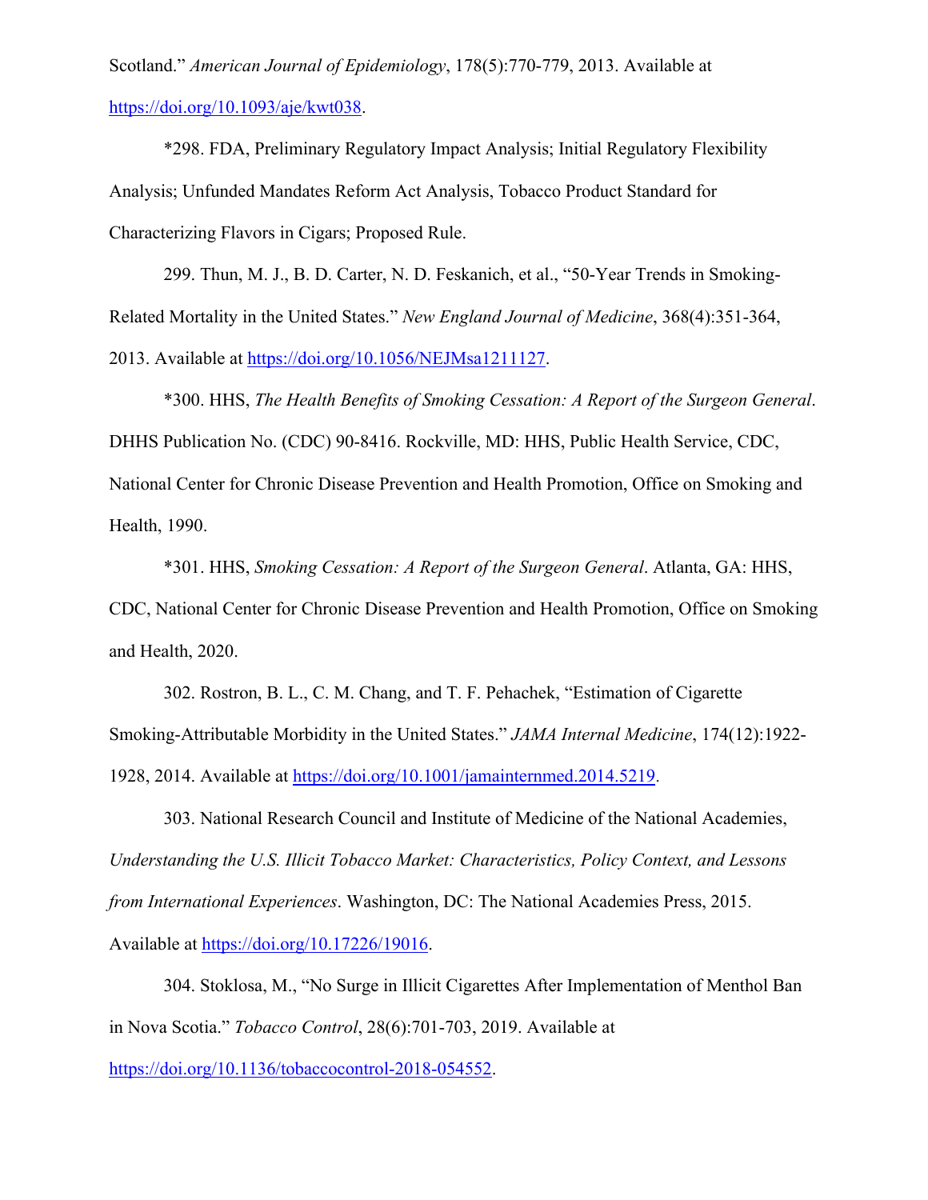Scotland." *American Journal of Epidemiology*, 178(5):770-779, 2013. Available at https://doi.org/10.1093/aje/kwt038.

*298. FDA, Preliminary Regulatory Impact Analysis; Initial Regulatory Flexibility Analysis; Unfunded Mandates Reform Act Analysis, Tobacco Product Standard for Characterizing Flavors in Cigars; Proposed Rule.

299. Thun, M. J., B. D. Carter, N. D. Feskanich, et al., "50-Year Trends in Smoking-Related Mortality in the United States." *New England Journal of Medicine*, 368(4):351-364, 2013. Available at https://doi.org/10.1056/NEJMsa1211127.

*300. HHS, *The Health Benefits of Smoking Cessation: A Report of the Surgeon General*. DHHS Publication No. (CDC) 90-8416. Rockville, MD: HHS, Public Health Service, CDC, National Center for Chronic Disease Prevention and Health Promotion, Office on Smoking and Health, 1990.

*301. HHS, *Smoking Cessation: A Report of the Surgeon General*. Atlanta, GA: HHS, CDC, National Center for Chronic Disease Prevention and Health Promotion, Office on Smoking and Health, 2020.

302. Rostron, B. L., C. M. Chang, and T. F. Pechacek, "Estimation of Cigarette Smoking-Attributable Morbidity in the United States." *JAMA Internal Medicine*, 174(12):1922-1928, 2014. Available at https://doi.org/10.1001/jamainternmed.2014.5219.

303. National Research Council and Institute of Medicine of the National Academies, *Understanding the U.S. Illicit Tobacco Market: Characteristics, Policy Context, and Lessons from International Experiences*. Washington, DC: The National Academies Press, 2015. Available at https://doi.org/10.17226/19016.

304. Stoklosa, M., "No Surge in Illicit Cigarettes After Implementation of Menthol Ban in Nova Scotia." *Tobacco Control*, 28(6):701-703, 2019. Available at https://doi.org/10.1136/tobaccocontrol-2018-054552.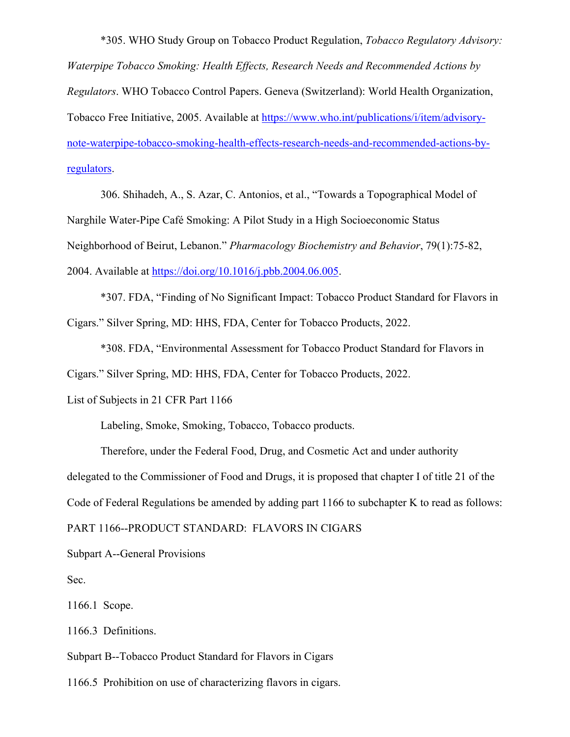*305. WHO Study Group on Tobacco Product Regulation, *Tobacco Regulatory Advisory: Waterpipe Tobacco Smoking: Health Effects, Research Needs and Recommended Actions by Regulators*. WHO Tobacco Control Papers. Geneva (Switzerland): World Health Organization, Tobacco Free Initiative, 2005. Available at [https://www.who.int/publications/i/item/advisory-note-waterpipe-tobacco-smoking-health-effects-research-needs-and-recommended-actions-by-regulators](https://www.who.int/publications/i/item/advisory-note-waterpipe-tobacco-smoking-health-effects-research-needs-and-recommended-actions-by-regulators).

306. Shihadeh, A., S. Azar, C. Antonios, et al., "Towards a Topographical Model of Narghile Water-Pipe Café Smoking: A Pilot Study in a High Socioeconomic Status Neighborhood of Beirut, Lebanon." *Pharmacology Biochemistry and Behavior*, 79(1):75-82, 2004. Available at [https://doi.org/10.1016/j.pbb.2004.06.005](https://doi.org/10.1016/j.pbb.2004.06.005).

*307. FDA, "Finding of No Significant Impact: Tobacco Product Standard for Flavors in Cigars." Silver Spring, MD: HHS, FDA, Center for Tobacco Products, 2022.

*308. FDA, "Environmental Assessment for Tobacco Product Standard for Flavors in Cigars." Silver Spring, MD: HHS, FDA, Center for Tobacco Products, 2022.

List of Subjects in 21 CFR Part 1166

Labeling, Smoke, Smoking, Tobacco, Tobacco products.

Therefore, under the Federal Food, Drug, and Cosmetic Act and under authority delegated to the Commissioner of Food and Drugs, it is proposed that chapter I of title 21 of the Code of Federal Regulations be amended by adding part 1166 to subchapter K to read as follows:

PART 1166--PRODUCT STANDARD: FLAVORS IN CIGARS

Subpart A--General Provisions

Sec.

1166.1 Scope.

1166.3 Definitions.

Subpart B--Tobacco Product Standard for Flavors in Cigars

1166.5 Prohibition on use of characterizing flavors in cigars.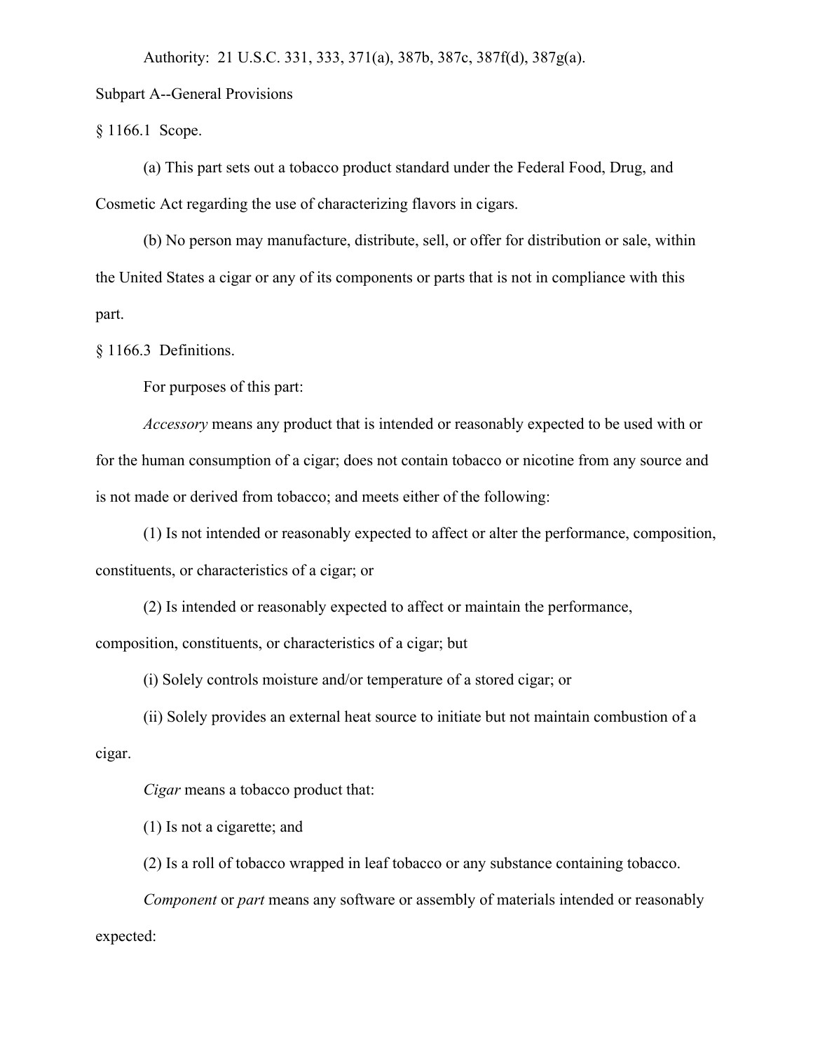Authority: 21 U.S.C. 331, 333, 371(a), 387b, 387c, 387f(d), 387g(a).

Subpart A--General Provisions

§ 1166.1 Scope.

(a) This part sets out a tobacco product standard under the Federal Food, Drug, and Cosmetic Act regarding the use of characterizing flavors in cigars.

(b) No person may manufacture, distribute, sell, or offer for distribution or sale, within the United States a cigar or any of its components or parts that is not in compliance with this part.

§ 1166.3 Definitions.

For purposes of this part:

*Accessory* means any product that is intended or reasonably expected to be used with or for the human consumption of a cigar; does not contain tobacco or nicotine from any source and is not made or derived from tobacco; and meets either of the following:

(1) Is not intended or reasonably expected to affect or alter the performance, composition, constituents, or characteristics of a cigar; or

(2) Is intended or reasonably expected to affect or maintain the performance, composition, constituents, or characteristics of a cigar; but

(i) Solely controls moisture and/or temperature of a stored cigar; or

(ii) Solely provides an external heat source to initiate but not maintain combustion of a cigar.

*Cigar* means a tobacco product that:

(1) Is not a cigarette; and

(2) Is a roll of tobacco wrapped in leaf tobacco or any substance containing tobacco.

*Component* or *part* means any software or assembly of materials intended or reasonably expected: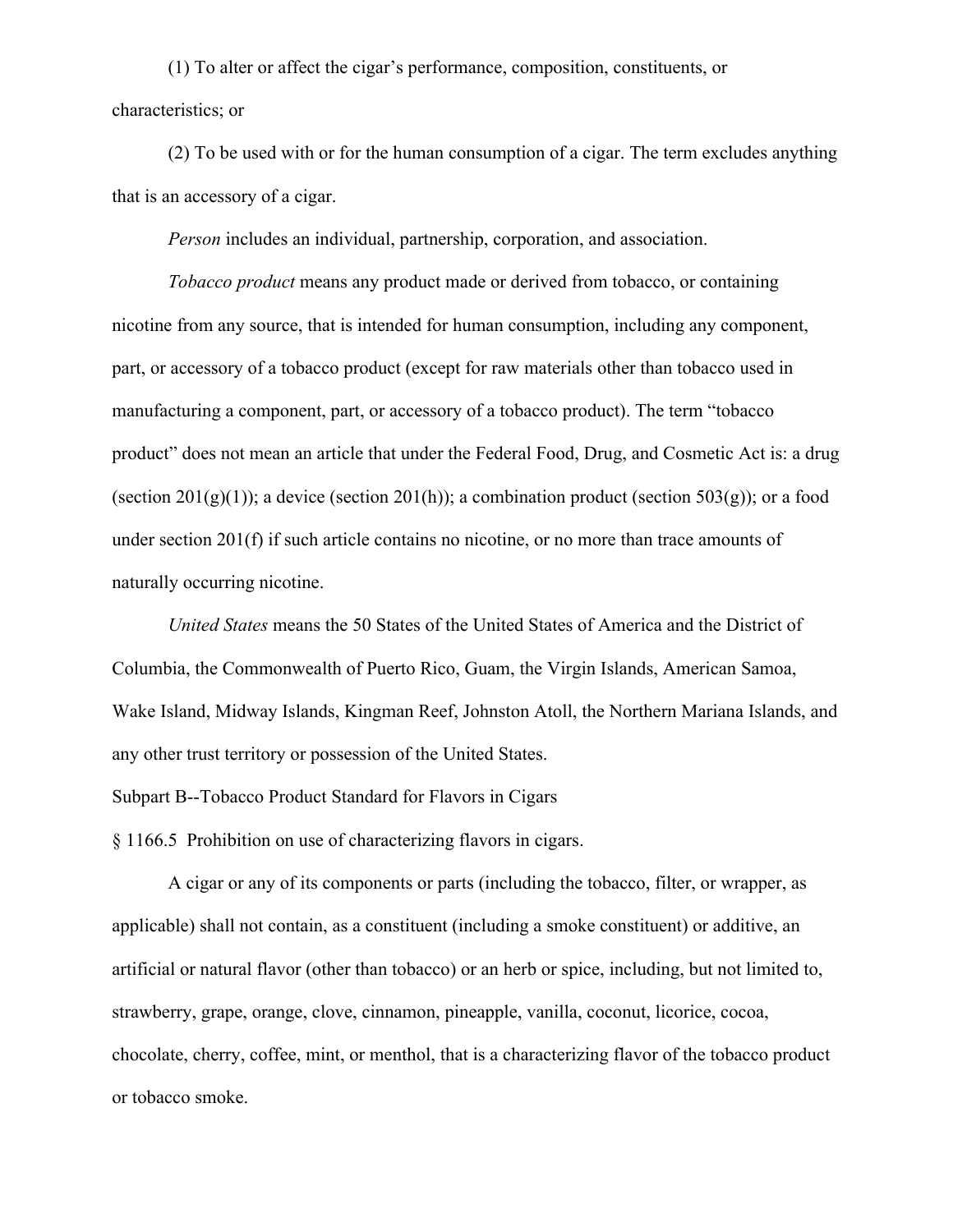(1) To alter or affect the cigar's performance, composition, constituents, or characteristics; or

(2) To be used with or for the human consumption of a cigar. The term excludes anything that is an accessory of a cigar.

*Person* includes an individual, partnership, corporation, and association.

*Tobacco product* means any product made or derived from tobacco, or containing nicotine from any source, that is intended for human consumption, including any component, part, or accessory of a tobacco product (except for raw materials other than tobacco used in manufacturing a component, part, or accessory of a tobacco product). The term "tobacco product" does not mean an article that under the Federal Food, Drug, and Cosmetic Act is: a drug (section 201(g)(1)); a device (section 201(h)); a combination product (section 503(g)); or a food under section 201(f) if such article contains no nicotine, or no more than trace amounts of naturally occurring nicotine.

*United States* means the 50 States of the United States of America and the District of Columbia, the Commonwealth of Puerto Rico, Guam, the Virgin Islands, American Samoa, Wake Island, Midway Islands, Kingman Reef, Johnston Atoll, the Northern Mariana Islands, and any other trust territory or possession of the United States.

Subpart B--Tobacco Product Standard for Flavors in Cigars

§ 1166.5 Prohibition on use of characterizing flavors in cigars.

A cigar or any of its components or parts (including the tobacco, filter, or wrapper, as applicable) shall not contain, as a constituent (including a smoke constituent) or additive, an artificial or natural flavor (other than tobacco) or an herb or spice, including, but not limited to, strawberry, grape, orange, clove, cinnamon, pineapple, vanilla, coconut, licorice, cocoa, chocolate, cherry, coffee, mint, or menthol, that is a characterizing flavor of the tobacco product or tobacco smoke.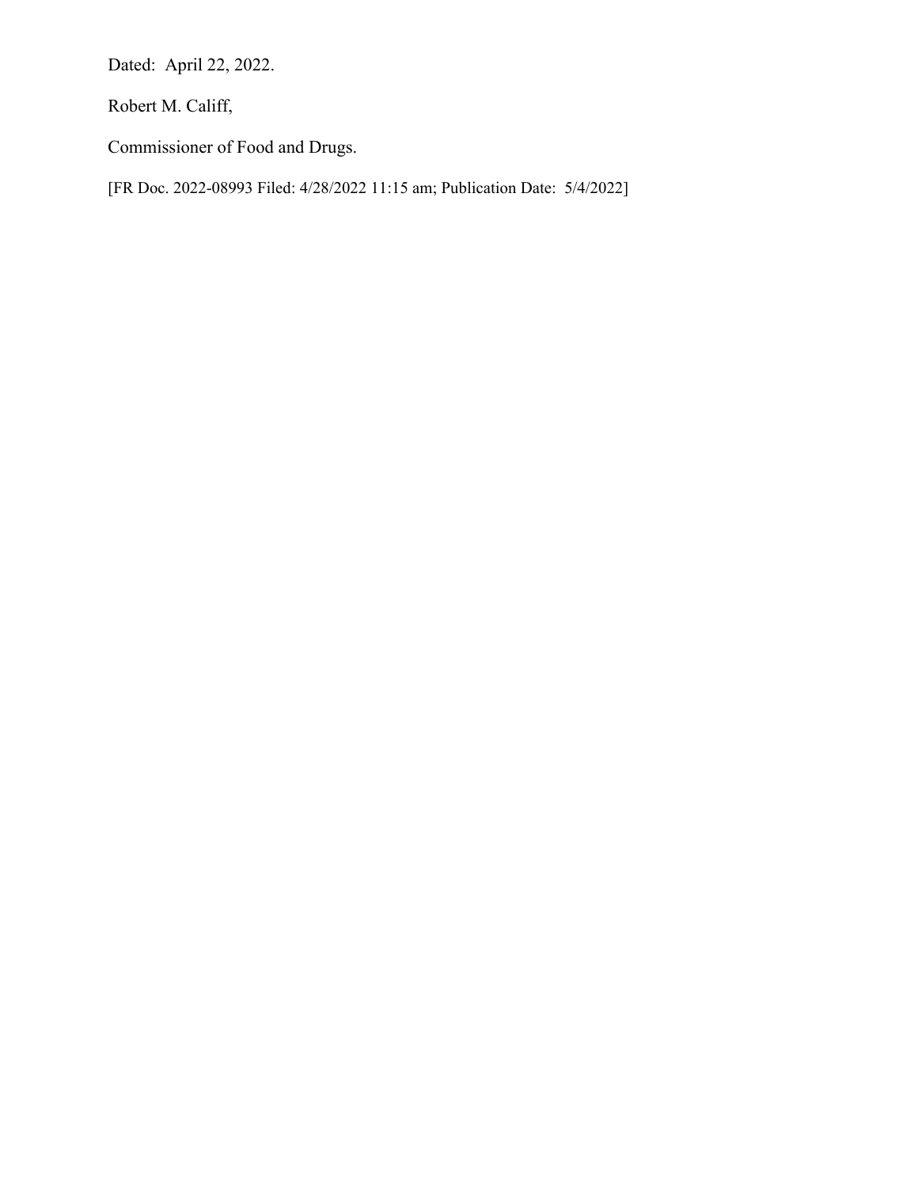Dated: April 22, 2022.

Robert M. Califf,

Commissioner of Food and Drugs.

[FR Doc. 2022-08993 Filed: 4/28/2022 11:15 am; Publication Date: 5/4/2022]